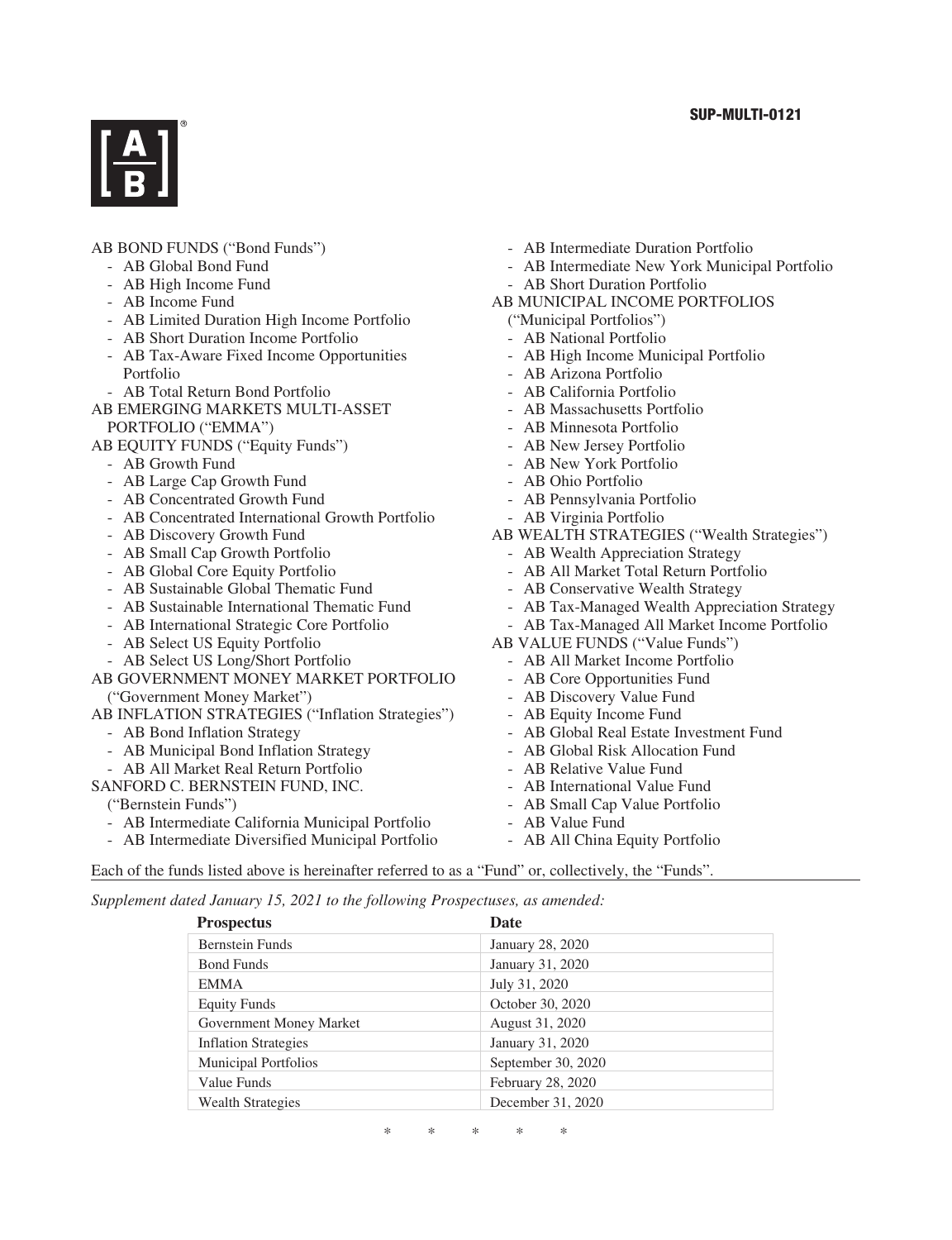SUP-MULTI-0121

AB BOND FUNDS ("Bond Funds")
- AB Global Bond Fund
- AB High Income Fund
- AB Income Fund
- AB Limited Duration High Income Portfolio
- AB Short Duration Income Portfolio
- AB Tax-Aware Fixed Income Opportunities Portfolio
- AB Total Return Bond Portfolio

AB EMERGING MARKETS MULTI-ASSET PORTFOLIO ("EMMA")

AB EQUITY FUNDS ("Equity Funds")
- AB Growth Fund
- AB Large Cap Growth Fund
- AB Concentrated Growth Fund
- AB Concentrated International Growth Portfolio
- AB Discovery Growth Fund
- AB Small Cap Growth Portfolio
- AB Global Core Equity Portfolio
- AB Sustainable Global Thematic Fund
- AB Sustainable International Thematic Fund
- AB International Strategic Core Portfolio
- AB Select US Equity Portfolio
- AB Select US Long/Short Portfolio

AB GOVERNMENT MONEY MARKET PORTFOLIO ("Government Money Market")

AB INFLATION STRATEGIES ("Inflation Strategies")
- AB Bond Inflation Strategy
- AB Municipal Bond Inflation Strategy
- AB All Market Real Return Portfolio

SANFORD C. BERNSTEIN FUND, INC. ("Bernstein Funds")
- AB Intermediate California Municipal Portfolio
- AB Intermediate Diversified Municipal Portfolio
- AB Intermediate Duration Portfolio
- AB Intermediate New York Municipal Portfolio
- AB Short Duration Portfolio

AB MUNICIPAL INCOME PORTFOLIOS ("Municipal Portfolios")
- AB National Portfolio
- AB High Income Municipal Portfolio
- AB Arizona Portfolio
- AB California Portfolio
- AB Massachusetts Portfolio
- AB Minnesota Portfolio
- AB New Jersey Portfolio
- AB New York Portfolio
- AB Ohio Portfolio
- AB Pennsylvania Portfolio
- AB Virginia Portfolio

AB WEALTH STRATEGIES ("Wealth Strategies")
- AB Wealth Appreciation Strategy
- AB All Market Total Return Portfolio
- AB Conservative Wealth Strategy
- AB Tax-Managed Wealth Appreciation Strategy
- AB Tax-Managed All Market Income Portfolio

AB VALUE FUNDS ("Value Funds")
- AB All Market Income Portfolio
- AB Core Opportunities Fund
- AB Discovery Value Fund
- AB Equity Income Fund
- AB Global Real Estate Investment Fund
- AB Global Risk Allocation Fund
- AB Relative Value Fund
- AB International Value Fund
- AB Small Cap Value Portfolio
- AB Value Fund
- AB All China Equity Portfolio

Each of the funds listed above is hereinafter referred to as a "Fund" or, collectively, the "Funds".

*Supplement dated January 15, 2021 to the following Prospectuses, as amended:*

| Prospectus | Date |
|---|---|
| Bernstein Funds | January 28, 2020 |
| Bond Funds | January 31, 2020 |
| EMMA | July 31, 2020 |
| Equity Funds | October 30, 2020 |
| Government Money Market | August 31, 2020 |
| Inflation Strategies | January 31, 2020 |
| Municipal Portfolios | September 30, 2020 |
| Value Funds | February 28, 2020 |
| Wealth Strategies | December 31, 2020 |

\* \* \* \* \*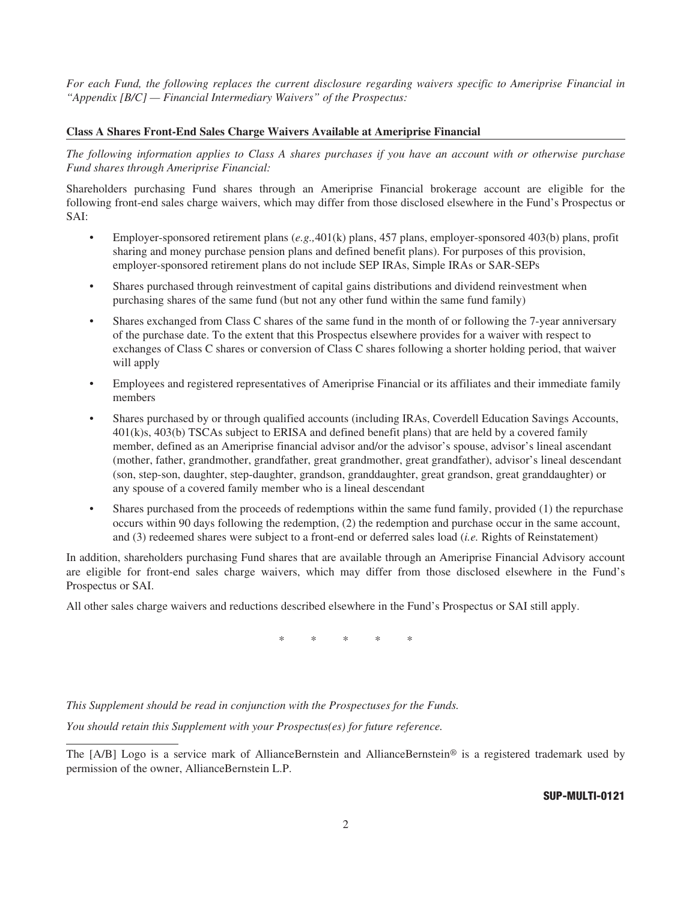*For each Fund, the following replaces the current disclosure regarding waivers specific to Ameriprise Financial in "Appendix [B/C] — Financial Intermediary Waivers" of the Prospectus:*

**Class A Shares Front-End Sales Charge Waivers Available at Ameriprise Financial**

*The following information applies to Class A shares purchases if you have an account with or otherwise purchase Fund shares through Ameriprise Financial:*

Shareholders purchasing Fund shares through an Ameriprise Financial brokerage account are eligible for the following front-end sales charge waivers, which may differ from those disclosed elsewhere in the Fund's Prospectus or SAI:

- Employer-sponsored retirement plans (*e.g.,* 401(k) plans, 457 plans, employer-sponsored 403(b) plans, profit sharing and money purchase pension plans and defined benefit plans). For purposes of this provision, employer-sponsored retirement plans do not include SEP IRAs, Simple IRAs or SAR-SEPs
- Shares purchased through reinvestment of capital gains distributions and dividend reinvestment when purchasing shares of the same fund (but not any other fund within the same fund family)
- Shares exchanged from Class C shares of the same fund in the month of or following the 7-year anniversary of the purchase date. To the extent that this Prospectus elsewhere provides for a waiver with respect to exchanges of Class C shares or conversion of Class C shares following a shorter holding period, that waiver will apply
- Employees and registered representatives of Ameriprise Financial or its affiliates and their immediate family members
- Shares purchased by or through qualified accounts (including IRAs, Coverdell Education Savings Accounts, 401(k)s, 403(b) TSCAs subject to ERISA and defined benefit plans) that are held by a covered family member, defined as an Ameriprise financial advisor and/or the advisor's spouse, advisor's lineal ascendant (mother, father, grandmother, grandfather, great grandmother, great grandfather), advisor's lineal descendant (son, step-son, daughter, step-daughter, grandson, granddaughter, great grandson, great granddaughter) or any spouse of a covered family member who is a lineal descendant
- Shares purchased from the proceeds of redemptions within the same fund family, provided (1) the repurchase occurs within 90 days following the redemption, (2) the redemption and purchase occur in the same account, and (3) redeemed shares were subject to a front-end or deferred sales load (*i.e.* Rights of Reinstatement)

In addition, shareholders purchasing Fund shares that are available through an Ameriprise Financial Advisory account are eligible for front-end sales charge waivers, which may differ from those disclosed elsewhere in the Fund's Prospectus or SAI.

All other sales charge waivers and reductions described elsewhere in the Fund's Prospectus or SAI still apply.

\* \* \* \* \*

*This Supplement should be read in conjunction with the Prospectuses for the Funds.*

*You should retain this Supplement with your Prospectus(es) for future reference.*

---

The [A/B] Logo is a service mark of AllianceBernstein and AllianceBernstein® is a registered trademark used by permission of the owner, AllianceBernstein L.P.

**SUP-MULTI-0121**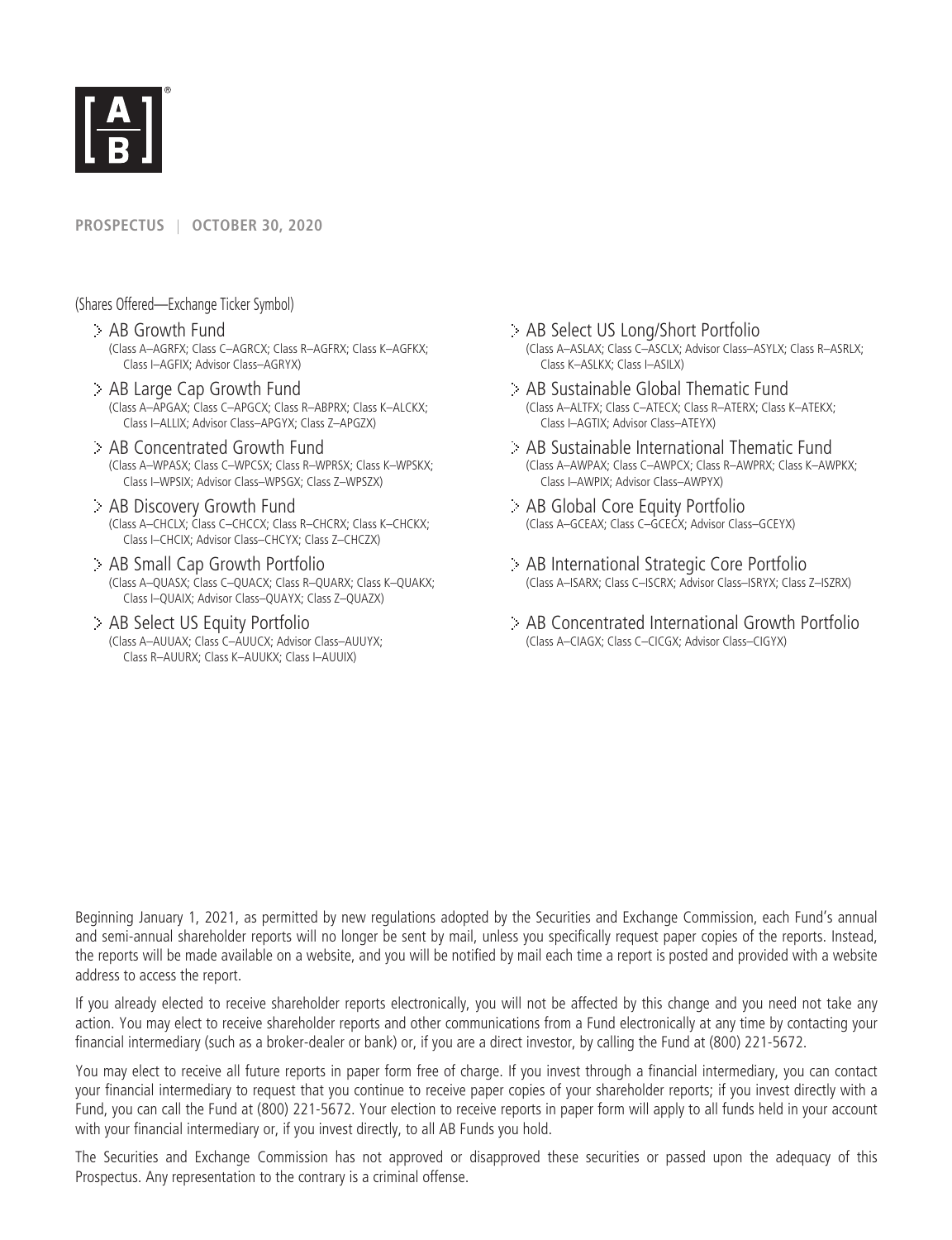**PROSPECTUS | OCTOBER 30, 2020**

(Shares Offered—Exchange Ticker Symbol)

- AB Growth Fund
  (Class A–AGRFX; Class C–AGRCX; Class R–AGFRX; Class K–AGFKX; Class I–AGFIX; Advisor Class–AGRYX)
- AB Large Cap Growth Fund
  (Class A–APGAX; Class C–APGCX; Class R–ABPRX; Class K–ALCKX; Class I–ALLIX; Advisor Class–APGYX; Class Z–APGZX)
- AB Concentrated Growth Fund
  (Class A–WPASX; Class C–WPCSX; Class R–WPRSX; Class K–WPSKX; Class I–WPSIX; Advisor Class–WPSGX; Class Z–WPSZX)
- AB Discovery Growth Fund
  (Class A–CHCLX; Class C–CHCCX; Class R–CHCRX; Class K–CHCKX; Class I–CHCIX; Advisor Class–CHCYX; Class Z–CHCZX)
- AB Small Cap Growth Portfolio
  (Class A–QUASX; Class C–QUACX; Class R–QUARX; Class K–QUAKX; Class I–QUAIX; Advisor Class–QUAYX; Class Z–QUAZX)
- AB Select US Equity Portfolio
  (Class A–AUUAX; Class C–AUUCX; Advisor Class–AUUYX; Class R–AUURX; Class K–AUUKX; Class I–AUUIX)
- AB Select US Long/Short Portfolio
  (Class A–ASLAX; Class C–ASCLX; Advisor Class–ASYLX; Class R–ASRLX; Class K–ASLKX; Class I–ASILX)
- AB Sustainable Global Thematic Fund
  (Class A–ALTFX; Class C–ATECX; Class R–ATERX; Class K–ATEKX; Class I–AGTIX; Advisor Class–ATEYX)
- AB Sustainable International Thematic Fund
  (Class A–AWPAX; Class C–AWPCX; Class R–AWPRX; Class K–AWPKX; Class I–AWPIX; Advisor Class–AWPYX)
- AB Global Core Equity Portfolio
  (Class A–GCEAX; Class C–GCECX; Advisor Class–GCEYX)
- AB International Strategic Core Portfolio
  (Class A–ISARX; Class C–ISCRX; Advisor Class–ISRYX; Class Z–ISZRX)
- AB Concentrated International Growth Portfolio
  (Class A–CIAGX; Class C–CICGX; Advisor Class–CIGYX)

Beginning January 1, 2021, as permitted by new regulations adopted by the Securities and Exchange Commission, each Fund's annual and semi-annual shareholder reports will no longer be sent by mail, unless you specifically request paper copies of the reports. Instead, the reports will be made available on a website, and you will be notified by mail each time a report is posted and provided with a website address to access the report.

If you already elected to receive shareholder reports electronically, you will not be affected by this change and you need not take any action. You may elect to receive shareholder reports and other communications from a Fund electronically at any time by contacting your financial intermediary (such as a broker-dealer or bank) or, if you are a direct investor, by calling the Fund at (800) 221-5672.

You may elect to receive all future reports in paper form free of charge. If you invest through a financial intermediary, you can contact your financial intermediary to request that you continue to receive paper copies of your shareholder reports; if you invest directly with a Fund, you can call the Fund at (800) 221-5672. Your election to receive reports in paper form will apply to all funds held in your account with your financial intermediary or, if you invest directly, to all AB Funds you hold.

The Securities and Exchange Commission has not approved or disapproved these securities or passed upon the adequacy of this Prospectus. Any representation to the contrary is a criminal offense.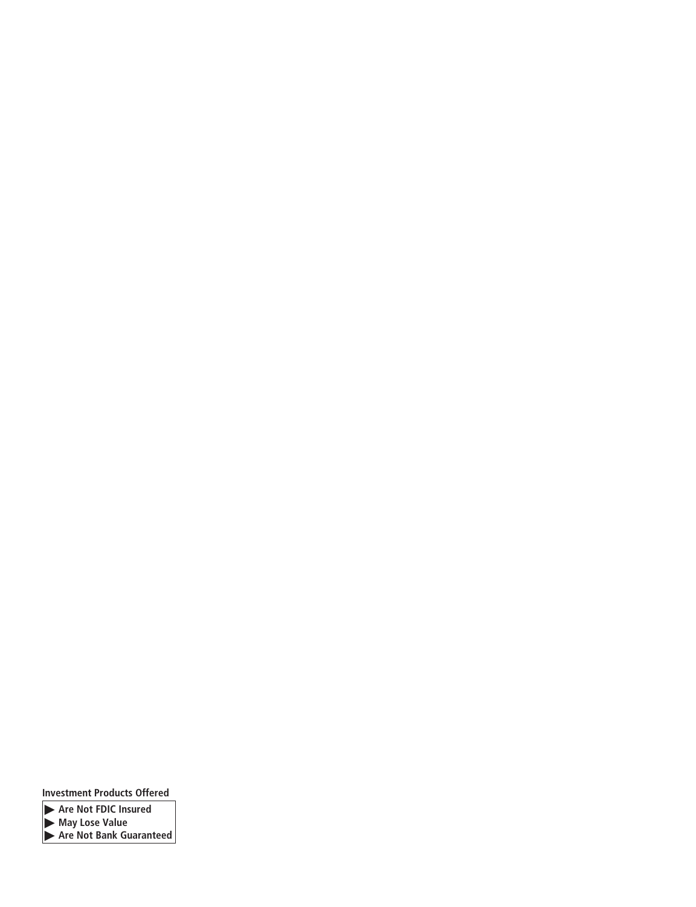**Investment Products Offered**

- ▶ Are Not FDIC Insured
- ▶ May Lose Value
- ▶ Are Not Bank Guaranteed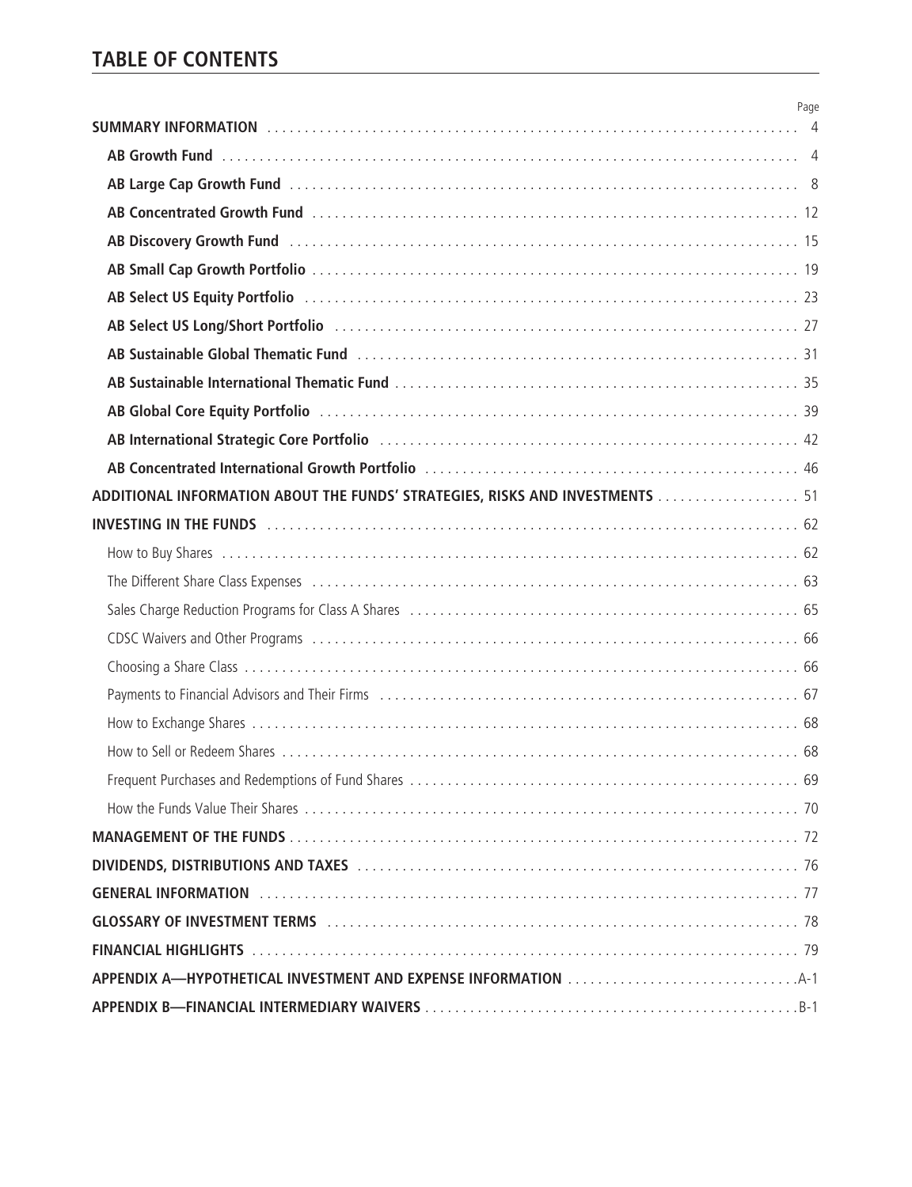# TABLE OF CONTENTS

| | Page |
|---|---|
| **SUMMARY INFORMATION** | 4 |
| **AB Growth Fund** | 4 |
| **AB Large Cap Growth Fund** | 8 |
| **AB Concentrated Growth Fund** | 12 |
| **AB Discovery Growth Fund** | 15 |
| **AB Small Cap Growth Portfolio** | 19 |
| **AB Select US Equity Portfolio** | 23 |
| **AB Select US Long/Short Portfolio** | 27 |
| **AB Sustainable Global Thematic Fund** | 31 |
| **AB Sustainable International Thematic Fund** | 35 |
| **AB Global Core Equity Portfolio** | 39 |
| **AB International Strategic Core Portfolio** | 42 |
| **AB Concentrated International Growth Portfolio** | 46 |
| **ADDITIONAL INFORMATION ABOUT THE FUNDS' STRATEGIES, RISKS AND INVESTMENTS** | 51 |
| **INVESTING IN THE FUNDS** | 62 |
| How to Buy Shares | 62 |
| The Different Share Class Expenses | 63 |
| Sales Charge Reduction Programs for Class A Shares | 65 |
| CDSC Waivers and Other Programs | 66 |
| Choosing a Share Class | 66 |
| Payments to Financial Advisors and Their Firms | 67 |
| How to Exchange Shares | 68 |
| How to Sell or Redeem Shares | 68 |
| Frequent Purchases and Redemptions of Fund Shares | 69 |
| How the Funds Value Their Shares | 70 |
| **MANAGEMENT OF THE FUNDS** | 72 |
| **DIVIDENDS, DISTRIBUTIONS AND TAXES** | 76 |
| **GENERAL INFORMATION** | 77 |
| **GLOSSARY OF INVESTMENT TERMS** | 78 |
| **FINANCIAL HIGHLIGHTS** | 79 |
| **APPENDIX A—HYPOTHETICAL INVESTMENT AND EXPENSE INFORMATION** | A-1 |
| **APPENDIX B—FINANCIAL INTERMEDIARY WAIVERS** | B-1 |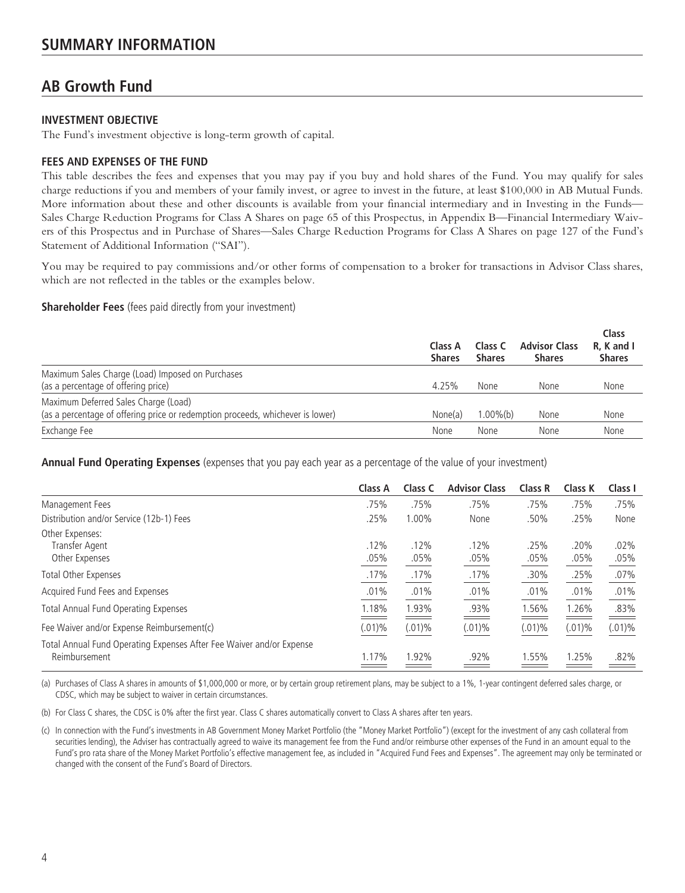# SUMMARY INFORMATION

## AB Growth Fund

### INVESTMENT OBJECTIVE

The Fund's investment objective is long-term growth of capital.

### FEES AND EXPENSES OF THE FUND

This table describes the fees and expenses that you may pay if you buy and hold shares of the Fund. You may qualify for sales charge reductions if you and members of your family invest, or agree to invest in the future, at least $100,000 in AB Mutual Funds. More information about these and other discounts is available from your financial intermediary and in Investing in the Funds—Sales Charge Reduction Programs for Class A Shares on page 65 of this Prospectus, in Appendix B—Financial Intermediary Waivers of this Prospectus and in Purchase of Shares—Sales Charge Reduction Programs for Class A Shares on page 127 of the Fund's Statement of Additional Information ("SAI").

You may be required to pay commissions and/or other forms of compensation to a broker for transactions in Advisor Class shares, which are not reflected in the tables or the examples below.

**Shareholder Fees** (fees paid directly from your investment)

| | Class A Shares | Class C Shares | Advisor Class Shares | Class R, K and I Shares |
|---|---|---|---|---|
| Maximum Sales Charge (Load) Imposed on Purchases (as a percentage of offering price) | 4.25% | None | None | None |
| Maximum Deferred Sales Charge (Load) (as a percentage of offering price or redemption proceeds, whichever is lower) | None(a) | 1.00%(b) | None | None |
| Exchange Fee | None | None | None | None |

**Annual Fund Operating Expenses** (expenses that you pay each year as a percentage of the value of your investment)

| | Class A | Class C | Advisor Class | Class R | Class K | Class I |
|---|---|---|---|---|---|---|
| Management Fees | .75% | .75% | .75% | .75% | .75% | .75% |
| Distribution and/or Service (12b-1) Fees | .25% | 1.00% | None | .50% | .25% | None |
| Other Expenses: | | | | | | |
| Transfer Agent | .12% | .12% | .12% | .25% | .20% | .02% |
| Other Expenses | .05% | .05% | .05% | .05% | .05% | .05% |
| Total Other Expenses | .17% | .17% | .17% | .30% | .25% | .07% |
| Acquired Fund Fees and Expenses | .01% | .01% | .01% | .01% | .01% | .01% |
| Total Annual Fund Operating Expenses | 1.18% | 1.93% | .93% | 1.56% | 1.26% | .83% |
| Fee Waiver and/or Expense Reimbursement(c) | (.01)% | (.01)% | (.01)% | (.01)% | (.01)% | (.01)% |
| Total Annual Fund Operating Expenses After Fee Waiver and/or Expense Reimbursement | 1.17% | 1.92% | .92% | 1.55% | 1.25% | .82% |

(a) Purchases of Class A shares in amounts of $1,000,000 or more, or by certain group retirement plans, may be subject to a 1%, 1-year contingent deferred sales charge, or CDSC, which may be subject to waiver in certain circumstances.

(b) For Class C shares, the CDSC is 0% after the first year. Class C shares automatically convert to Class A shares after ten years.

(c) In connection with the Fund's investments in AB Government Money Market Portfolio (the "Money Market Portfolio") (except for the investment of any cash collateral from securities lending), the Adviser has contractually agreed to waive its management fee from the Fund and/or reimburse other expenses of the Fund in an amount equal to the Fund's pro rata share of the Money Market Portfolio's effective management fee, as included in "Acquired Fund Fees and Expenses". The agreement may only be terminated or changed with the consent of the Fund's Board of Directors.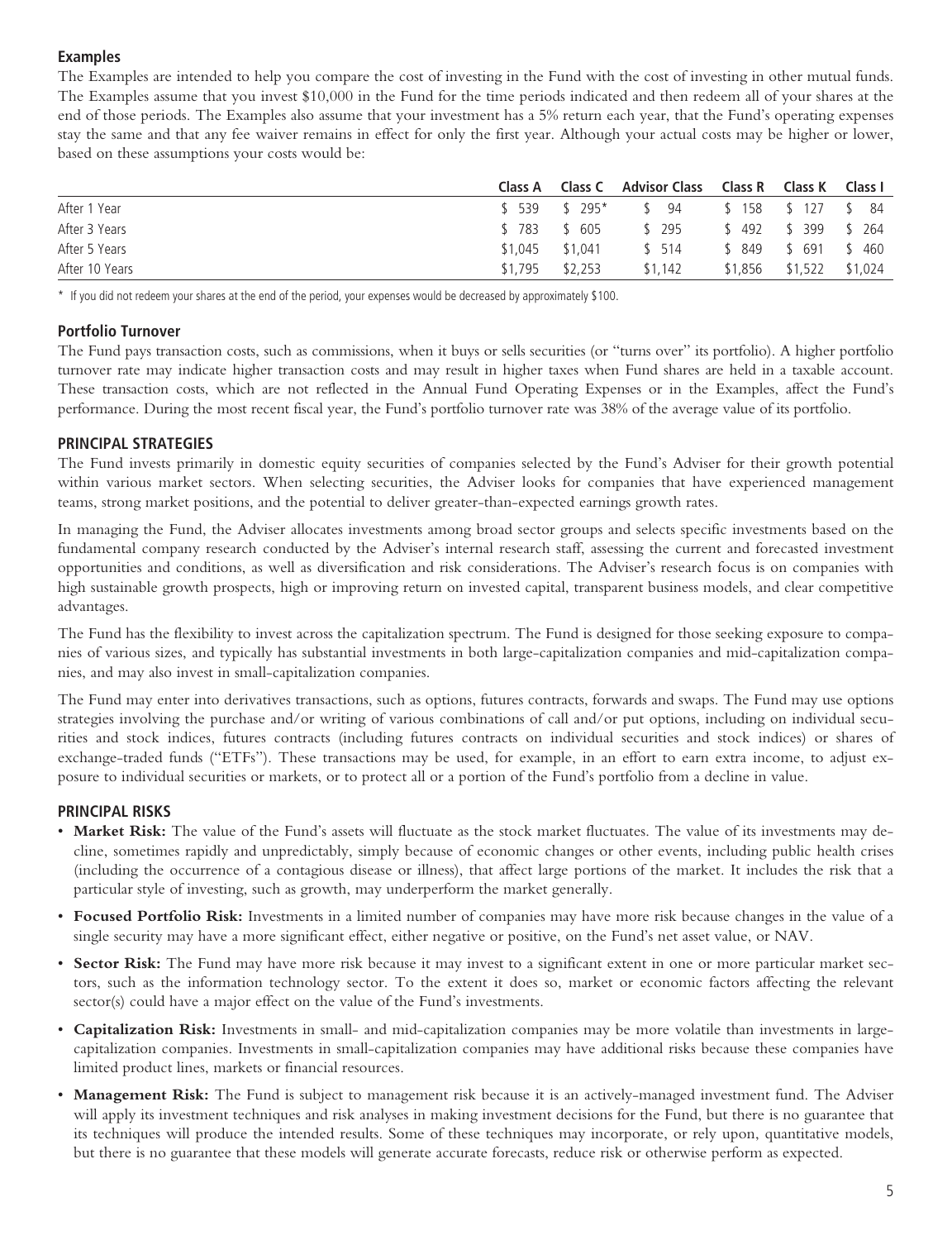### Examples

The Examples are intended to help you compare the cost of investing in the Fund with the cost of investing in other mutual funds. The Examples assume that you invest $10,000 in the Fund for the time periods indicated and then redeem all of your shares at the end of those periods. The Examples also assume that your investment has a 5% return each year, that the Fund's operating expenses stay the same and that any fee waiver remains in effect for only the first year. Although your actual costs may be higher or lower, based on these assumptions your costs would be:

| | Class A | Class C | Advisor Class | Class R | Class K | Class I |
|---|---|---|---|---|---|---|
| After 1 Year | $ 539 | $ 295* | $ 94 | $ 158 | $ 127 | $ 84 |
| After 3 Years | $ 783 | $ 605 | $ 295 | $ 492 | $ 399 | $ 264 |
| After 5 Years | $1,045 | $1,041 | $ 514 | $ 849 | $ 691 | $ 460 |
| After 10 Years | $1,795 | $2,253 | $1,142 | $1,856 | $1,522 | $1,024 |

\* If you did not redeem your shares at the end of the period, your expenses would be decreased by approximately $100.

### Portfolio Turnover

The Fund pays transaction costs, such as commissions, when it buys or sells securities (or "turns over" its portfolio). A higher portfolio turnover rate may indicate higher transaction costs and may result in higher taxes when Fund shares are held in a taxable account. These transaction costs, which are not reflected in the Annual Fund Operating Expenses or in the Examples, affect the Fund's performance. During the most recent fiscal year, the Fund's portfolio turnover rate was 38% of the average value of its portfolio.

## PRINCIPAL STRATEGIES

The Fund invests primarily in domestic equity securities of companies selected by the Fund's Adviser for their growth potential within various market sectors. When selecting securities, the Adviser looks for companies that have experienced management teams, strong market positions, and the potential to deliver greater-than-expected earnings growth rates.

In managing the Fund, the Adviser allocates investments among broad sector groups and selects specific investments based on the fundamental company research conducted by the Adviser's internal research staff, assessing the current and forecasted investment opportunities and conditions, as well as diversification and risk considerations. The Adviser's research focus is on companies with high sustainable growth prospects, high or improving return on invested capital, transparent business models, and clear competitive advantages.

The Fund has the flexibility to invest across the capitalization spectrum. The Fund is designed for those seeking exposure to companies of various sizes, and typically has substantial investments in both large-capitalization companies and mid-capitalization companies, and may also invest in small-capitalization companies.

The Fund may enter into derivatives transactions, such as options, futures contracts, forwards and swaps. The Fund may use options strategies involving the purchase and/or writing of various combinations of call and/or put options, including on individual securities and stock indices, futures contracts (including futures contracts on individual securities and stock indices) or shares of exchange-traded funds ("ETFs"). These transactions may be used, for example, in an effort to earn extra income, to adjust exposure to individual securities or markets, or to protect all or a portion of the Fund's portfolio from a decline in value.

## PRINCIPAL RISKS

- **Market Risk:** The value of the Fund's assets will fluctuate as the stock market fluctuates. The value of its investments may decline, sometimes rapidly and unpredictably, simply because of economic changes or other events, including public health crises (including the occurrence of a contagious disease or illness), that affect large portions of the market. It includes the risk that a particular style of investing, such as growth, may underperform the market generally.
- **Focused Portfolio Risk:** Investments in a limited number of companies may have more risk because changes in the value of a single security may have a more significant effect, either negative or positive, on the Fund's net asset value, or NAV.
- **Sector Risk:** The Fund may have more risk because it may invest to a significant extent in one or more particular market sectors, such as the information technology sector. To the extent it does so, market or economic factors affecting the relevant sector(s) could have a major effect on the value of the Fund's investments.
- **Capitalization Risk:** Investments in small- and mid-capitalization companies may be more volatile than investments in large-capitalization companies. Investments in small-capitalization companies may have additional risks because these companies have limited product lines, markets or financial resources.
- **Management Risk:** The Fund is subject to management risk because it is an actively-managed investment fund. The Adviser will apply its investment techniques and risk analyses in making investment decisions for the Fund, but there is no guarantee that its techniques will produce the intended results. Some of these techniques may incorporate, or rely upon, quantitative models, but there is no guarantee that these models will generate accurate forecasts, reduce risk or otherwise perform as expected.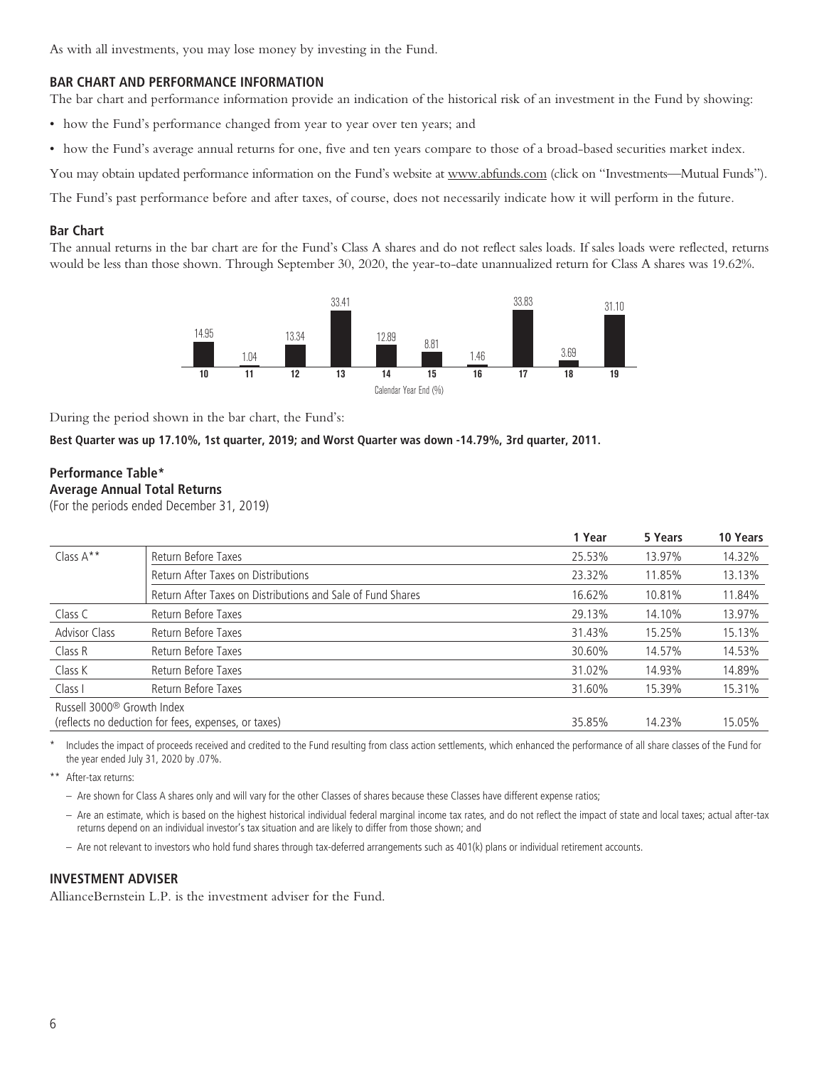As with all investments, you may lose money by investing in the Fund.

## BAR CHART AND PERFORMANCE INFORMATION

The bar chart and performance information provide an indication of the historical risk of an investment in the Fund by showing:

- how the Fund's performance changed from year to year over ten years; and
- how the Fund's average annual returns for one, five and ten years compare to those of a broad-based securities market index.

You may obtain updated performance information on the Fund's website at www.abfunds.com (click on "Investments—Mutual Funds").

The Fund's past performance before and after taxes, of course, does not necessarily indicate how it will perform in the future.

### Bar Chart

The annual returns in the bar chart are for the Fund's Class A shares and do not reflect sales loads. If sales loads were reflected, returns would be less than those shown. Through September 30, 2020, the year-to-date unannualized return for Class A shares was 19.62%.

| 10 | 11 | 12 | 13 | 14 | 15 | 16 | 17 | 18 | 19 |
|---|---|---|---|---|---|---|---|---|---|
| 14.95 | 1.04 | 13.34 | 33.41 | 12.89 | 8.81 | 1.46 | 33.83 | 3.69 | 31.10 |

Calendar Year End (%)

During the period shown in the bar chart, the Fund's:

**Best Quarter was up 17.10%, 1st quarter, 2019; and Worst Quarter was down -14.79%, 3rd quarter, 2011.**

### Performance Table*
### Average Annual Total Returns

(For the periods ended December 31, 2019)

| | | 1 Year | 5 Years | 10 Years |
|---|---|---|---|---|
| Class A** | Return Before Taxes | 25.53% | 13.97% | 14.32% |
| | Return After Taxes on Distributions | 23.32% | 11.85% | 13.13% |
| | Return After Taxes on Distributions and Sale of Fund Shares | 16.62% | 10.81% | 11.84% |
| Class C | Return Before Taxes | 29.13% | 14.10% | 13.97% |
| Advisor Class | Return Before Taxes | 31.43% | 15.25% | 15.13% |
| Class R | Return Before Taxes | 30.60% | 14.57% | 14.53% |
| Class K | Return Before Taxes | 31.02% | 14.93% | 14.89% |
| Class I | Return Before Taxes | 31.60% | 15.39% | 15.31% |
| Russell 3000® Growth Index (reflects no deduction for fees, expenses, or taxes) | | 35.85% | 14.23% | 15.05% |

\* Includes the impact of proceeds received and credited to the Fund resulting from class action settlements, which enhanced the performance of all share classes of the Fund for the year ended July 31, 2020 by .07%.

** After-tax returns:

– Are shown for Class A shares only and will vary for the other Classes of shares because these Classes have different expense ratios;

– Are an estimate, which is based on the highest historical individual federal marginal income tax rates, and do not reflect the impact of state and local taxes; actual after-tax returns depend on an individual investor's tax situation and are likely to differ from those shown; and

– Are not relevant to investors who hold fund shares through tax-deferred arrangements such as 401(k) plans or individual retirement accounts.

## INVESTMENT ADVISER

AllianceBernstein L.P. is the investment adviser for the Fund.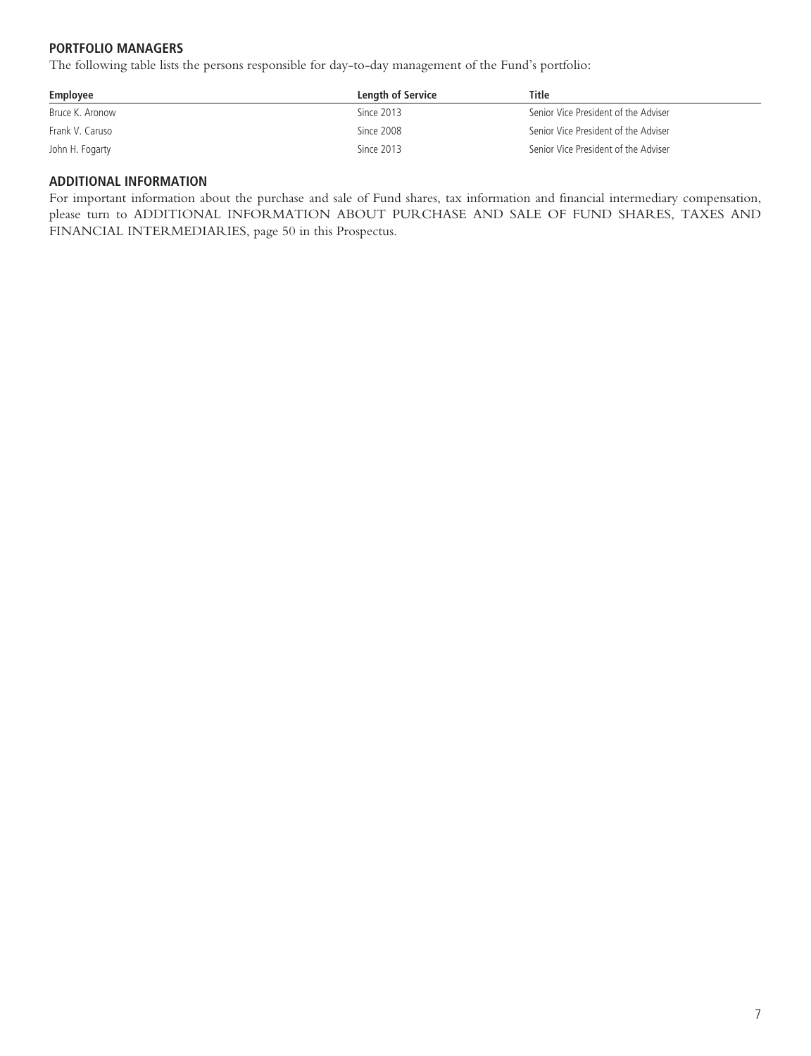## PORTFOLIO MANAGERS

The following table lists the persons responsible for day-to-day management of the Fund's portfolio:

| Employee | Length of Service | Title |
|---|---|---|
| Bruce K. Aronow | Since 2013 | Senior Vice President of the Adviser |
| Frank V. Caruso | Since 2008 | Senior Vice President of the Adviser |
| John H. Fogarty | Since 2013 | Senior Vice President of the Adviser |

## ADDITIONAL INFORMATION

For important information about the purchase and sale of Fund shares, tax information and financial intermediary compensation, please turn to ADDITIONAL INFORMATION ABOUT PURCHASE AND SALE OF FUND SHARES, TAXES AND FINANCIAL INTERMEDIARIES, page 50 in this Prospectus.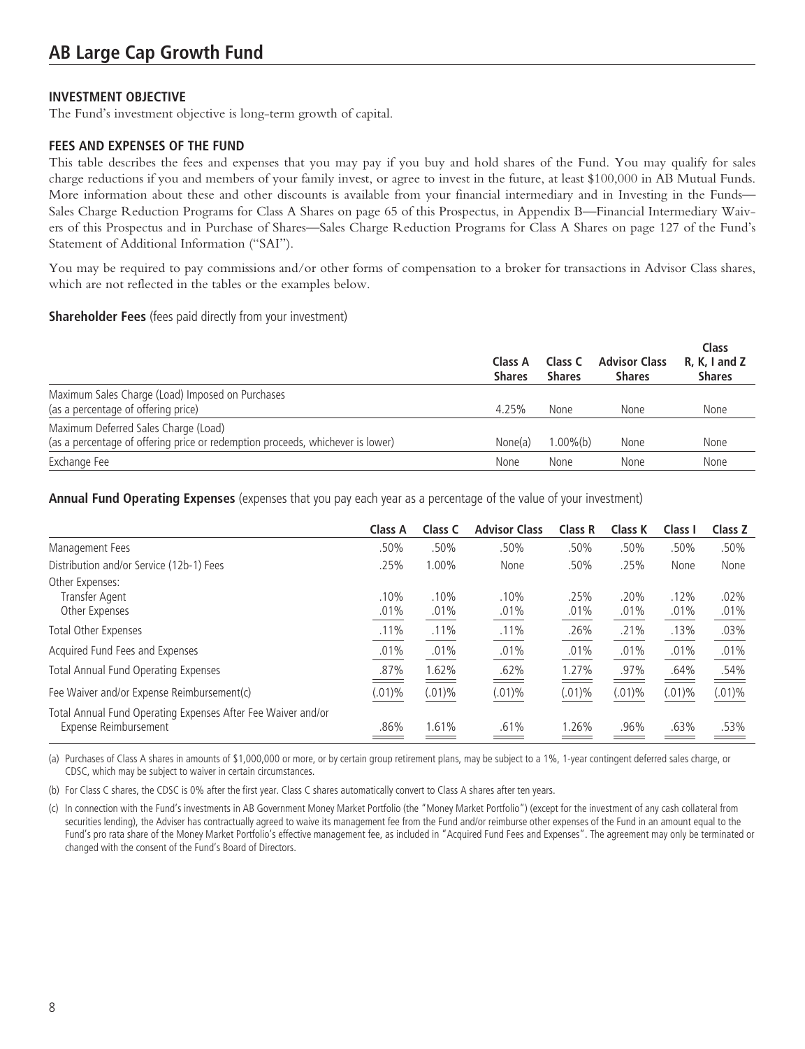# AB Large Cap Growth Fund

## INVESTMENT OBJECTIVE

The Fund's investment objective is long-term growth of capital.

## FEES AND EXPENSES OF THE FUND

This table describes the fees and expenses that you may pay if you buy and hold shares of the Fund. You may qualify for sales charge reductions if you and members of your family invest, or agree to invest in the future, at least $100,000 in AB Mutual Funds. More information about these and other discounts is available from your financial intermediary and in Investing in the Funds—Sales Charge Reduction Programs for Class A Shares on page 65 of this Prospectus, in Appendix B—Financial Intermediary Waivers of this Prospectus and in Purchase of Shares—Sales Charge Reduction Programs for Class A Shares on page 127 of the Fund's Statement of Additional Information ("SAI").

You may be required to pay commissions and/or other forms of compensation to a broker for transactions in Advisor Class shares, which are not reflected in the tables or the examples below.

**Shareholder Fees** (fees paid directly from your investment)

| | Class A Shares | Class C Shares | Advisor Class Shares | Class R, K, I and Z Shares |
|---|---|---|---|---|
| Maximum Sales Charge (Load) Imposed on Purchases (as a percentage of offering price) | 4.25% | None | None | None |
| Maximum Deferred Sales Charge (Load) (as a percentage of offering price or redemption proceeds, whichever is lower) | None(a) | 1.00%(b) | None | None |
| Exchange Fee | None | None | None | None |

**Annual Fund Operating Expenses** (expenses that you pay each year as a percentage of the value of your investment)

| | Class A | Class C | Advisor Class | Class R | Class K | Class I | Class Z |
|---|---|---|---|---|---|---|---|
| Management Fees | .50% | .50% | .50% | .50% | .50% | .50% | .50% |
| Distribution and/or Service (12b-1) Fees | .25% | 1.00% | None | .50% | .25% | None | None |
| Other Expenses: | | | | | | | |
| Transfer Agent | .10% | .10% | .10% | .25% | .20% | .12% | .02% |
| Other Expenses | .01% | .01% | .01% | .01% | .01% | .01% | .01% |
| Total Other Expenses | .11% | .11% | .11% | .26% | .21% | .13% | .03% |
| Acquired Fund Fees and Expenses | .01% | .01% | .01% | .01% | .01% | .01% | .01% |
| Total Annual Fund Operating Expenses | .87% | 1.62% | .62% | 1.27% | .97% | .64% | .54% |
| Fee Waiver and/or Expense Reimbursement(c) | (.01)% | (.01)% | (.01)% | (.01)% | (.01)% | (.01)% | (.01)% |
| Total Annual Fund Operating Expenses After Fee Waiver and/or Expense Reimbursement | .86% | 1.61% | .61% | 1.26% | .96% | .63% | .53% |

(a) Purchases of Class A shares in amounts of $1,000,000 or more, or by certain group retirement plans, may be subject to a 1%, 1-year contingent deferred sales charge, or CDSC, which may be subject to waiver in certain circumstances.

(b) For Class C shares, the CDSC is 0% after the first year. Class C shares automatically convert to Class A shares after ten years.

(c) In connection with the Fund's investments in AB Government Money Market Portfolio (the "Money Market Portfolio") (except for the investment of any cash collateral from securities lending), the Adviser has contractually agreed to waive its management fee from the Fund and/or reimburse other expenses of the Fund in an amount equal to the Fund's pro rata share of the Money Market Portfolio's effective management fee, as included in "Acquired Fund Fees and Expenses". The agreement may only be terminated or changed with the consent of the Fund's Board of Directors.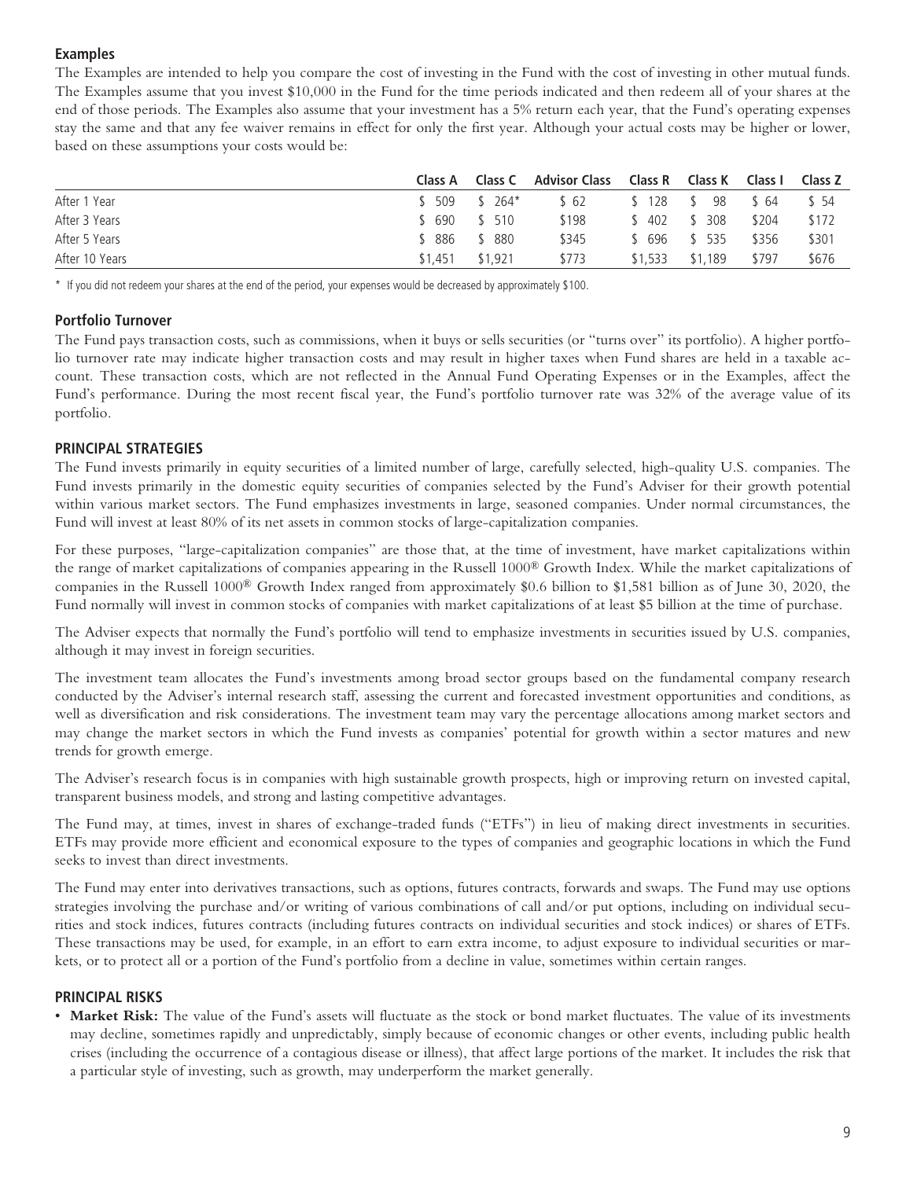### Examples

The Examples are intended to help you compare the cost of investing in the Fund with the cost of investing in other mutual funds. The Examples assume that you invest $10,000 in the Fund for the time periods indicated and then redeem all of your shares at the end of those periods. The Examples also assume that your investment has a 5% return each year, that the Fund's operating expenses stay the same and that any fee waiver remains in effect for only the first year. Although your actual costs may be higher or lower, based on these assumptions your costs would be:

| | Class A | Class C | Advisor Class | Class R | Class K | Class I | Class Z |
|---|---|---|---|---|---|---|---|
| After 1 Year | $ 509 | $ 264* | $ 62 | $ 128 | $ 98 | $ 64 | $ 54 |
| After 3 Years | $ 690 | $ 510 | $198 | $ 402 | $ 308 | $204 | $172 |
| After 5 Years | $ 886 | $ 880 | $345 | $ 696 | $ 535 | $356 | $301 |
| After 10 Years | $1,451 | $1,921 | $773 | $1,533 | $1,189 | $797 | $676 |

\* If you did not redeem your shares at the end of the period, your expenses would be decreased by approximately $100.

### Portfolio Turnover

The Fund pays transaction costs, such as commissions, when it buys or sells securities (or "turns over" its portfolio). A higher portfolio turnover rate may indicate higher transaction costs and may result in higher taxes when Fund shares are held in a taxable account. These transaction costs, which are not reflected in the Annual Fund Operating Expenses or in the Examples, affect the Fund's performance. During the most recent fiscal year, the Fund's portfolio turnover rate was 32% of the average value of its portfolio.

### PRINCIPAL STRATEGIES

The Fund invests primarily in equity securities of a limited number of large, carefully selected, high-quality U.S. companies. The Fund invests primarily in the domestic equity securities of companies selected by the Fund's Adviser for their growth potential within various market sectors. The Fund emphasizes investments in large, seasoned companies. Under normal circumstances, the Fund will invest at least 80% of its net assets in common stocks of large-capitalization companies.

For these purposes, "large-capitalization companies" are those that, at the time of investment, have market capitalizations within the range of market capitalizations of companies appearing in the Russell 1000® Growth Index. While the market capitalizations of companies in the Russell 1000® Growth Index ranged from approximately $0.6 billion to $1,581 billion as of June 30, 2020, the Fund normally will invest in common stocks of companies with market capitalizations of at least $5 billion at the time of purchase.

The Adviser expects that normally the Fund's portfolio will tend to emphasize investments in securities issued by U.S. companies, although it may invest in foreign securities.

The investment team allocates the Fund's investments among broad sector groups based on the fundamental company research conducted by the Adviser's internal research staff, assessing the current and forecasted investment opportunities and conditions, as well as diversification and risk considerations. The investment team may vary the percentage allocations among market sectors and may change the market sectors in which the Fund invests as companies' potential for growth within a sector matures and new trends for growth emerge.

The Adviser's research focus is in companies with high sustainable growth prospects, high or improving return on invested capital, transparent business models, and strong and lasting competitive advantages.

The Fund may, at times, invest in shares of exchange-traded funds ("ETFs") in lieu of making direct investments in securities. ETFs may provide more efficient and economical exposure to the types of companies and geographic locations in which the Fund seeks to invest than direct investments.

The Fund may enter into derivatives transactions, such as options, futures contracts, forwards and swaps. The Fund may use options strategies involving the purchase and/or writing of various combinations of call and/or put options, including on individual securities and stock indices, futures contracts (including futures contracts on individual securities and stock indices) or shares of ETFs. These transactions may be used, for example, in an effort to earn extra income, to adjust exposure to individual securities or markets, or to protect all or a portion of the Fund's portfolio from a decline in value, sometimes within certain ranges.

### PRINCIPAL RISKS

- **Market Risk:** The value of the Fund's assets will fluctuate as the stock or bond market fluctuates. The value of its investments may decline, sometimes rapidly and unpredictably, simply because of economic changes or other events, including public health crises (including the occurrence of a contagious disease or illness), that affect large portions of the market. It includes the risk that a particular style of investing, such as growth, may underperform the market generally.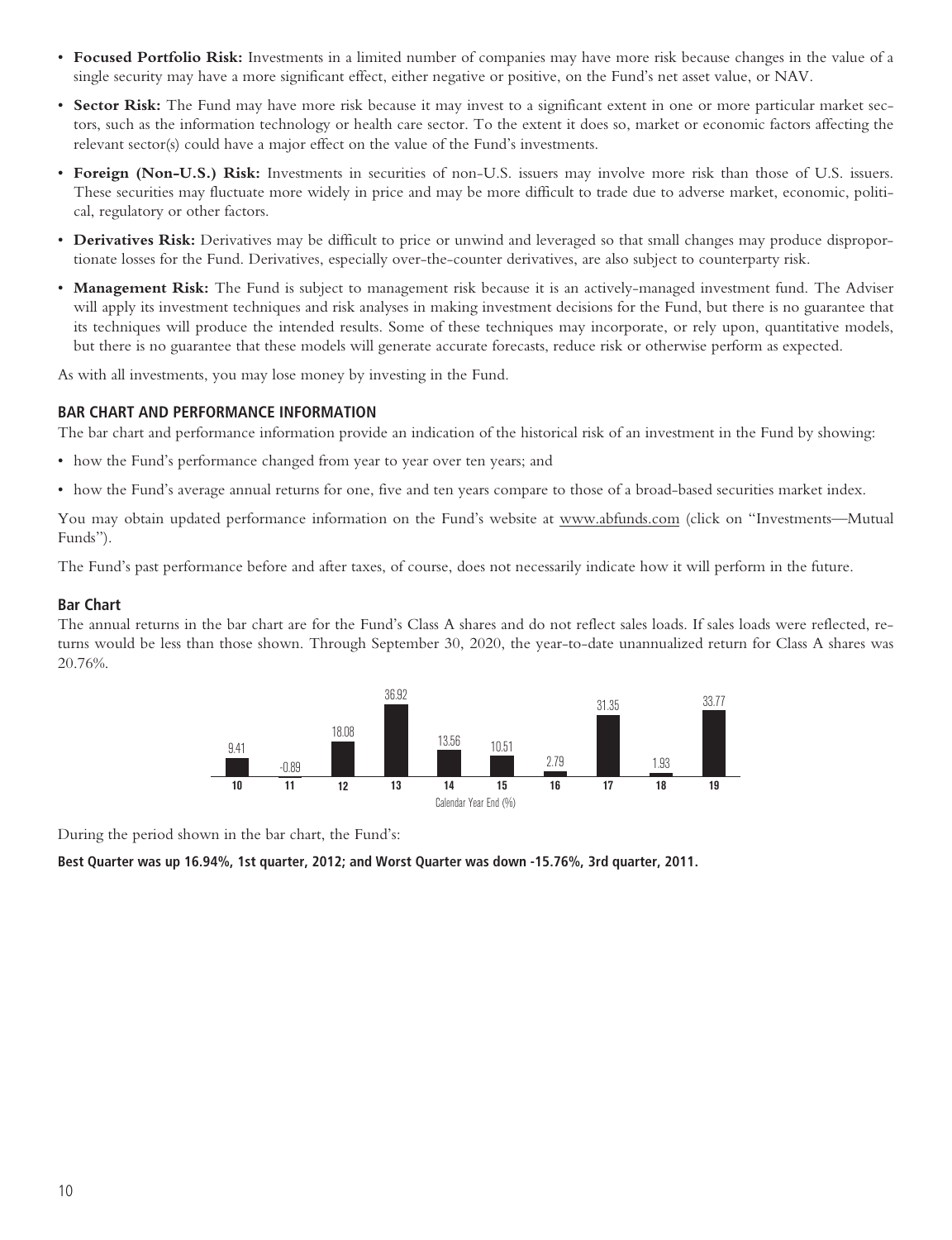- **Focused Portfolio Risk:** Investments in a limited number of companies may have more risk because changes in the value of a single security may have a more significant effect, either negative or positive, on the Fund's net asset value, or NAV.
- **Sector Risk:** The Fund may have more risk because it may invest to a significant extent in one or more particular market sectors, such as the information technology or health care sector. To the extent it does so, market or economic factors affecting the relevant sector(s) could have a major effect on the value of the Fund's investments.
- **Foreign (Non-U.S.) Risk:** Investments in securities of non-U.S. issuers may involve more risk than those of U.S. issuers. These securities may fluctuate more widely in price and may be more difficult to trade due to adverse market, economic, political, regulatory or other factors.
- **Derivatives Risk:** Derivatives may be difficult to price or unwind and leveraged so that small changes may produce disproportionate losses for the Fund. Derivatives, especially over-the-counter derivatives, are also subject to counterparty risk.
- **Management Risk:** The Fund is subject to management risk because it is an actively-managed investment fund. The Adviser will apply its investment techniques and risk analyses in making investment decisions for the Fund, but there is no guarantee that its techniques will produce the intended results. Some of these techniques may incorporate, or rely upon, quantitative models, but there is no guarantee that these models will generate accurate forecasts, reduce risk or otherwise perform as expected.

As with all investments, you may lose money by investing in the Fund.

## BAR CHART AND PERFORMANCE INFORMATION

The bar chart and performance information provide an indication of the historical risk of an investment in the Fund by showing:

- how the Fund's performance changed from year to year over ten years; and
- how the Fund's average annual returns for one, five and ten years compare to those of a broad-based securities market index.

You may obtain updated performance information on the Fund's website at www.abfunds.com (click on "Investments—Mutual Funds").

The Fund's past performance before and after taxes, of course, does not necessarily indicate how it will perform in the future.

### Bar Chart

The annual returns in the bar chart are for the Fund's Class A shares and do not reflect sales loads. If sales loads were reflected, returns would be less than those shown. Through September 30, 2020, the year-to-date unannualized return for Class A shares was 20.76%.

| Calendar Year End (%) | 10 | 11 | 12 | 13 | 14 | 15 | 16 | 17 | 18 | 19 |
|---|---|---|---|---|---|---|---|---|---|---|
| Return | 9.41 | -0.89 | 18.08 | 36.92 | 13.56 | 10.51 | 2.79 | 31.35 | 1.93 | 33.77 |

During the period shown in the bar chart, the Fund's:

**Best Quarter was up 16.94%, 1st quarter, 2012; and Worst Quarter was down -15.76%, 3rd quarter, 2011.**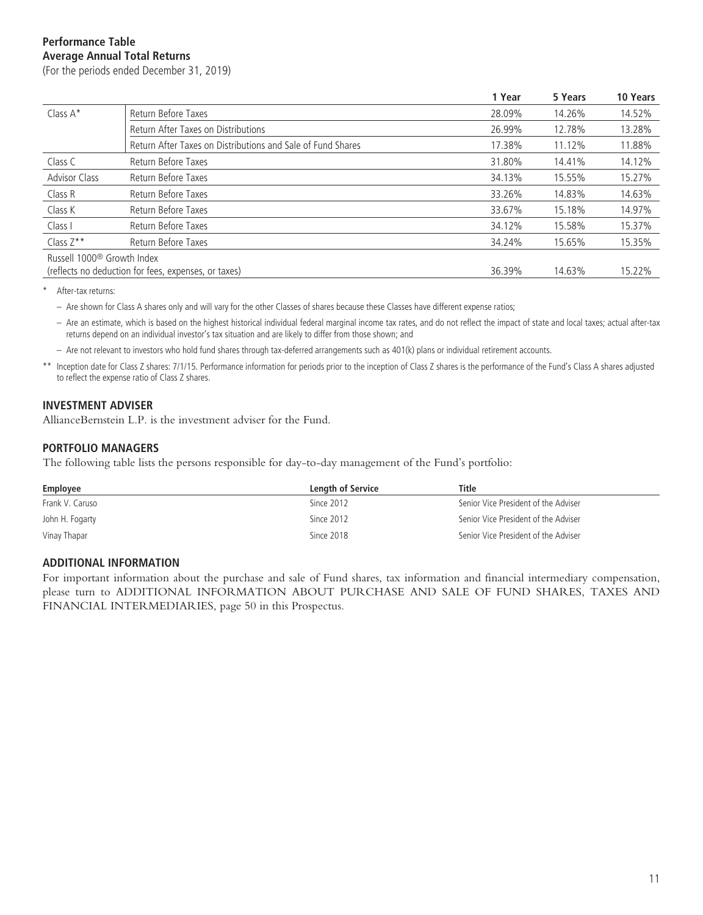**Performance Table**
**Average Annual Total Returns**
(For the periods ended December 31, 2019)

| | | 1 Year | 5 Years | 10 Years |
|---|---|---|---|---|
| Class A* | Return Before Taxes | 28.09% | 14.26% | 14.52% |
| | Return After Taxes on Distributions | 26.99% | 12.78% | 13.28% |
| | Return After Taxes on Distributions and Sale of Fund Shares | 17.38% | 11.12% | 11.88% |
| Class C | Return Before Taxes | 31.80% | 14.41% | 14.12% |
| Advisor Class | Return Before Taxes | 34.13% | 15.55% | 15.27% |
| Class R | Return Before Taxes | 33.26% | 14.83% | 14.63% |
| Class K | Return Before Taxes | 33.67% | 15.18% | 14.97% |
| Class I | Return Before Taxes | 34.12% | 15.58% | 15.37% |
| Class Z** | Return Before Taxes | 34.24% | 15.65% | 15.35% |
| Russell 1000® Growth Index (reflects no deduction for fees, expenses, or taxes) | | 36.39% | 14.63% | 15.22% |

\* After-tax returns:

– Are shown for Class A shares only and will vary for the other Classes of shares because these Classes have different expense ratios;

– Are an estimate, which is based on the highest historical individual federal marginal income tax rates, and do not reflect the impact of state and local taxes; actual after-tax returns depend on an individual investor's tax situation and are likely to differ from those shown; and

– Are not relevant to investors who hold fund shares through tax-deferred arrangements such as 401(k) plans or individual retirement accounts.

** Inception date for Class Z shares: 7/1/15. Performance information for periods prior to the inception of Class Z shares is the performance of the Fund's Class A shares adjusted to reflect the expense ratio of Class Z shares.

## INVESTMENT ADVISER

AllianceBernstein L.P. is the investment adviser for the Fund.

## PORTFOLIO MANAGERS

The following table lists the persons responsible for day-to-day management of the Fund's portfolio:

| Employee | Length of Service | Title |
|---|---|---|
| Frank V. Caruso | Since 2012 | Senior Vice President of the Adviser |
| John H. Fogarty | Since 2012 | Senior Vice President of the Adviser |
| Vinay Thapar | Since 2018 | Senior Vice President of the Adviser |

## ADDITIONAL INFORMATION

For important information about the purchase and sale of Fund shares, tax information and financial intermediary compensation, please turn to ADDITIONAL INFORMATION ABOUT PURCHASE AND SALE OF FUND SHARES, TAXES AND FINANCIAL INTERMEDIARIES, page 50 in this Prospectus.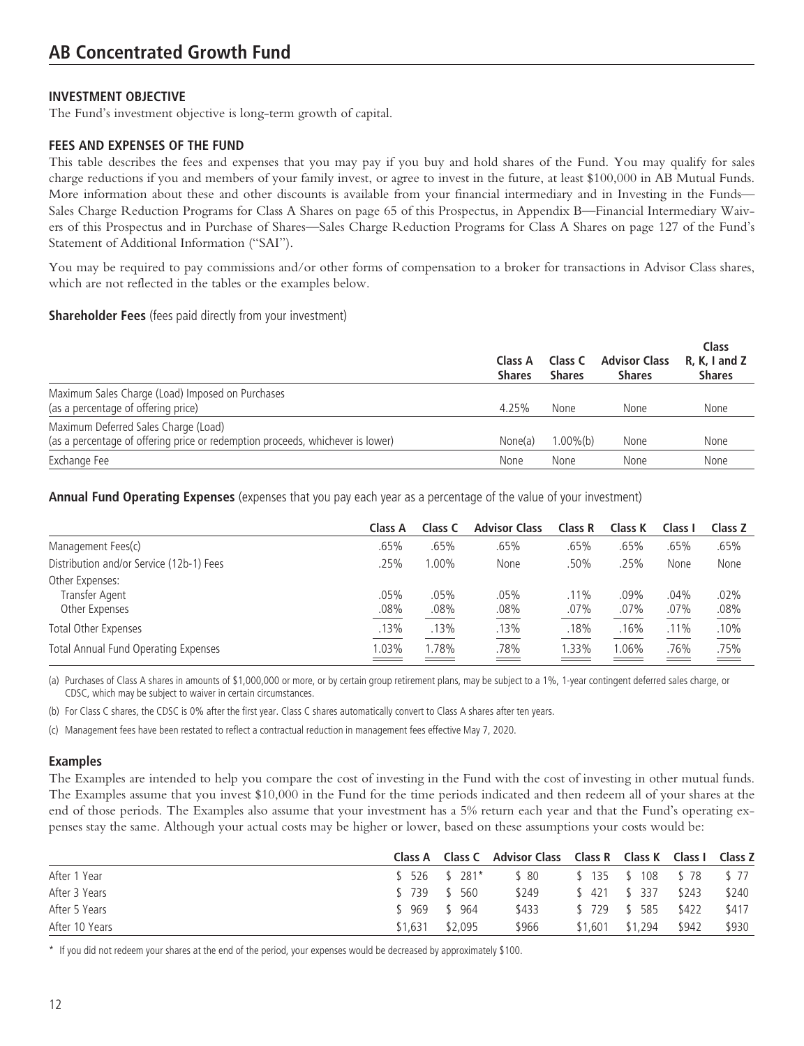# AB Concentrated Growth Fund

## INVESTMENT OBJECTIVE

The Fund's investment objective is long-term growth of capital.

## FEES AND EXPENSES OF THE FUND

This table describes the fees and expenses that you may pay if you buy and hold shares of the Fund. You may qualify for sales charge reductions if you and members of your family invest, or agree to invest in the future, at least $100,000 in AB Mutual Funds. More information about these and other discounts is available from your financial intermediary and in Investing in the Funds—Sales Charge Reduction Programs for Class A Shares on page 65 of this Prospectus, in Appendix B—Financial Intermediary Waivers of this Prospectus and in Purchase of Shares—Sales Charge Reduction Programs for Class A Shares on page 127 of the Fund's Statement of Additional Information ("SAI").

You may be required to pay commissions and/or other forms of compensation to a broker for transactions in Advisor Class shares, which are not reflected in the tables or the examples below.

**Shareholder Fees** (fees paid directly from your investment)

| | Class A Shares | Class C Shares | Advisor Class Shares | Class R, K, I and Z Shares |
|---|---|---|---|---|
| Maximum Sales Charge (Load) Imposed on Purchases (as a percentage of offering price) | 4.25% | None | None | None |
| Maximum Deferred Sales Charge (Load) (as a percentage of offering price or redemption proceeds, whichever is lower) | None(a) | 1.00%(b) | None | None |
| Exchange Fee | None | None | None | None |

**Annual Fund Operating Expenses** (expenses that you pay each year as a percentage of the value of your investment)

| | Class A | Class C | Advisor Class | Class R | Class K | Class I | Class Z |
|---|---|---|---|---|---|---|---|
| Management Fees(c) | .65% | .65% | .65% | .65% | .65% | .65% | .65% |
| Distribution and/or Service (12b-1) Fees | .25% | 1.00% | None | .50% | .25% | None | None |
| Other Expenses: | | | | | | | |
| Transfer Agent | .05% | .05% | .05% | .11% | .09% | .04% | .02% |
| Other Expenses | .08% | .08% | .08% | .07% | .07% | .07% | .08% |
| Total Other Expenses | .13% | .13% | .13% | .18% | .16% | .11% | .10% |
| Total Annual Fund Operating Expenses | 1.03% | 1.78% | .78% | 1.33% | 1.06% | .76% | .75% |

(a) Purchases of Class A shares in amounts of $1,000,000 or more, or by certain group retirement plans, may be subject to a 1%, 1-year contingent deferred sales charge, or CDSC, which may be subject to waiver in certain circumstances.

(b) For Class C shares, the CDSC is 0% after the first year. Class C shares automatically convert to Class A shares after ten years.

(c) Management fees have been restated to reflect a contractual reduction in management fees effective May 7, 2020.

### Examples

The Examples are intended to help you compare the cost of investing in the Fund with the cost of investing in other mutual funds. The Examples assume that you invest $10,000 in the Fund for the time periods indicated and then redeem all of your shares at the end of those periods. The Examples also assume that your investment has a 5% return each year and that the Fund's operating expenses stay the same. Although your actual costs may be higher or lower, based on these assumptions your costs would be:

| | Class A | Class C | Advisor Class | Class R | Class K | Class I | Class Z |
|---|---|---|---|---|---|---|---|
| After 1 Year | $ 526 | $ 281* | $ 80 | $ 135 | $ 108 | $ 78 | $ 77 |
| After 3 Years | $ 739 | $ 560 | $249 | $ 421 | $ 337 | $243 | $240 |
| After 5 Years | $ 969 | $ 964 | $433 | $ 729 | $ 585 | $422 | $417 |
| After 10 Years | $1,631 | $2,095 | $966 | $1,601 | $1,294 | $942 | $930 |

\* If you did not redeem your shares at the end of the period, your expenses would be decreased by approximately $100.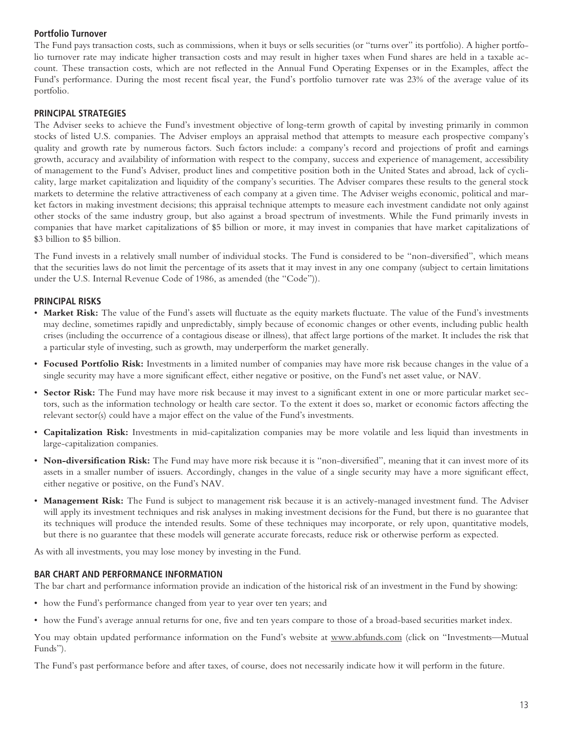### Portfolio Turnover

The Fund pays transaction costs, such as commissions, when it buys or sells securities (or "turns over" its portfolio). A higher portfolio turnover rate may indicate higher transaction costs and may result in higher taxes when Fund shares are held in a taxable account. These transaction costs, which are not reflected in the Annual Fund Operating Expenses or in the Examples, affect the Fund's performance. During the most recent fiscal year, the Fund's portfolio turnover rate was 23% of the average value of its portfolio.

### PRINCIPAL STRATEGIES

The Adviser seeks to achieve the Fund's investment objective of long-term growth of capital by investing primarily in common stocks of listed U.S. companies. The Adviser employs an appraisal method that attempts to measure each prospective company's quality and growth rate by numerous factors. Such factors include: a company's record and projections of profit and earnings growth, accuracy and availability of information with respect to the company, success and experience of management, accessibility of management to the Fund's Adviser, product lines and competitive position both in the United States and abroad, lack of cyclicality, large market capitalization and liquidity of the company's securities. The Adviser compares these results to the general stock markets to determine the relative attractiveness of each company at a given time. The Adviser weighs economic, political and market factors in making investment decisions; this appraisal technique attempts to measure each investment candidate not only against other stocks of the same industry group, but also against a broad spectrum of investments. While the Fund primarily invests in companies that have market capitalizations of $5 billion or more, it may invest in companies that have market capitalizations of $3 billion to $5 billion.

The Fund invests in a relatively small number of individual stocks. The Fund is considered to be "non-diversified", which means that the securities laws do not limit the percentage of its assets that it may invest in any one company (subject to certain limitations under the U.S. Internal Revenue Code of 1986, as amended (the "Code")).

### PRINCIPAL RISKS

- **Market Risk:** The value of the Fund's assets will fluctuate as the equity markets fluctuate. The value of the Fund's investments may decline, sometimes rapidly and unpredictably, simply because of economic changes or other events, including public health crises (including the occurrence of a contagious disease or illness), that affect large portions of the market. It includes the risk that a particular style of investing, such as growth, may underperform the market generally.
- **Focused Portfolio Risk:** Investments in a limited number of companies may have more risk because changes in the value of a single security may have a more significant effect, either negative or positive, on the Fund's net asset value, or NAV.
- **Sector Risk:** The Fund may have more risk because it may invest to a significant extent in one or more particular market sectors, such as the information technology or health care sector. To the extent it does so, market or economic factors affecting the relevant sector(s) could have a major effect on the value of the Fund's investments.
- **Capitalization Risk:** Investments in mid-capitalization companies may be more volatile and less liquid than investments in large-capitalization companies.
- **Non-diversification Risk:** The Fund may have more risk because it is "non-diversified", meaning that it can invest more of its assets in a smaller number of issuers. Accordingly, changes in the value of a single security may have a more significant effect, either negative or positive, on the Fund's NAV.
- **Management Risk:** The Fund is subject to management risk because it is an actively-managed investment fund. The Adviser will apply its investment techniques and risk analyses in making investment decisions for the Fund, but there is no guarantee that its techniques will produce the intended results. Some of these techniques may incorporate, or rely upon, quantitative models, but there is no guarantee that these models will generate accurate forecasts, reduce risk or otherwise perform as expected.

As with all investments, you may lose money by investing in the Fund.

### BAR CHART AND PERFORMANCE INFORMATION

The bar chart and performance information provide an indication of the historical risk of an investment in the Fund by showing:

- how the Fund's performance changed from year to year over ten years; and
- how the Fund's average annual returns for one, five and ten years compare to those of a broad-based securities market index.

You may obtain updated performance information on the Fund's website at www.abfunds.com (click on "Investments—Mutual Funds").

The Fund's past performance before and after taxes, of course, does not necessarily indicate how it will perform in the future.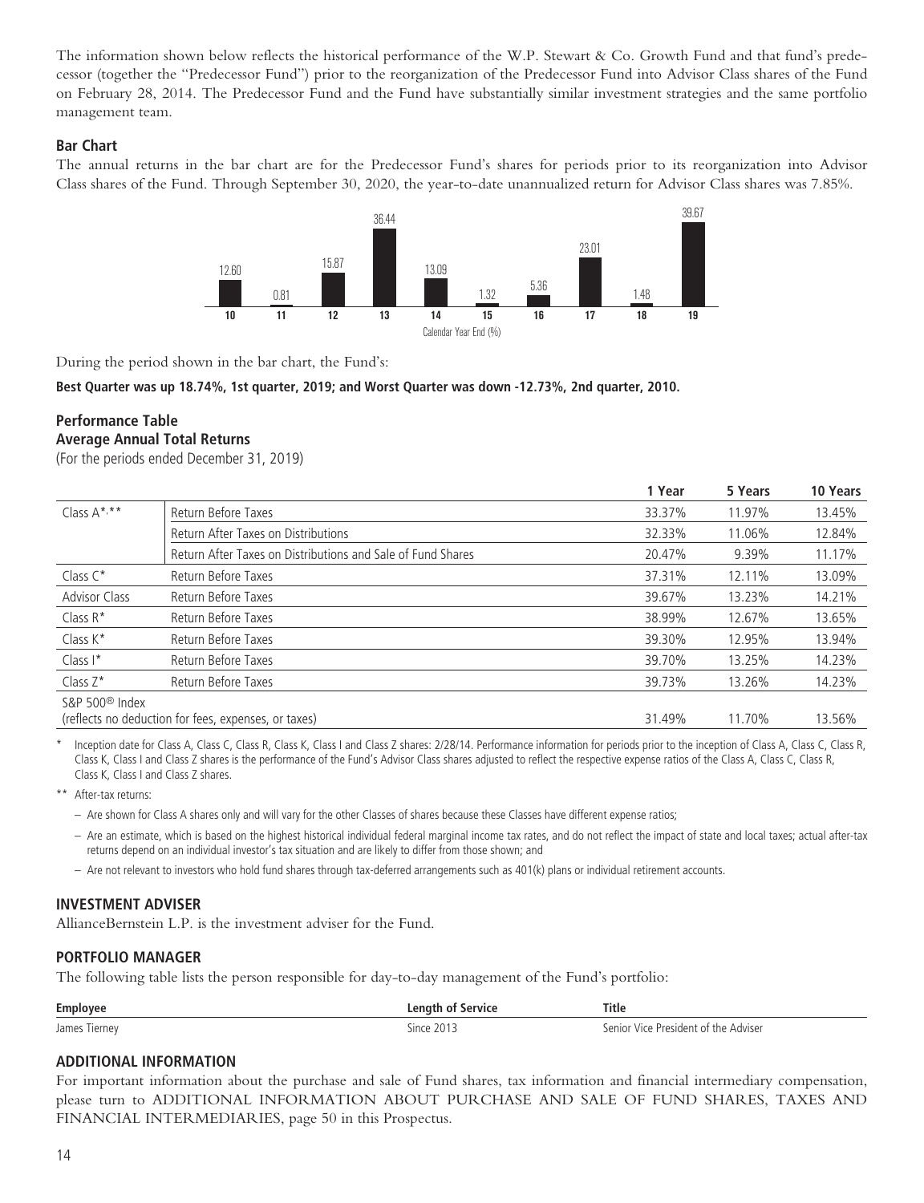The information shown below reflects the historical performance of the W.P. Stewart & Co. Growth Fund and that fund's predecessor (together the "Predecessor Fund") prior to the reorganization of the Predecessor Fund into Advisor Class shares of the Fund on February 28, 2014. The Predecessor Fund and the Fund have substantially similar investment strategies and the same portfolio management team.

**Bar Chart**

The annual returns in the bar chart are for the Predecessor Fund's shares for periods prior to its reorganization into Advisor Class shares of the Fund. Through September 30, 2020, the year-to-date unannualized return for Advisor Class shares was 7.85%.

| Calendar Year End (%) | 10 | 11 | 12 | 13 | 14 | 15 | 16 | 17 | 18 | 19 |
|---|---|---|---|---|---|---|---|---|---|---|
| Return | 12.60 | 0.81 | 15.87 | 36.44 | 13.09 | 1.32 | 5.36 | 23.01 | 1.48 | 39.67 |

During the period shown in the bar chart, the Fund's:

**Best Quarter was up 18.74%, 1st quarter, 2019; and Worst Quarter was down -12.73%, 2nd quarter, 2010.**

**Performance Table**
**Average Annual Total Returns**
(For the periods ended December 31, 2019)

| | | 1 Year | 5 Years | 10 Years |
|---|---|---|---|---|
| Class A*,** | Return Before Taxes | 33.37% | 11.97% | 13.45% |
| | Return After Taxes on Distributions | 32.33% | 11.06% | 12.84% |
| | Return After Taxes on Distributions and Sale of Fund Shares | 20.47% | 9.39% | 11.17% |
| Class C* | Return Before Taxes | 37.31% | 12.11% | 13.09% |
| Advisor Class | Return Before Taxes | 39.67% | 13.23% | 14.21% |
| Class R* | Return Before Taxes | 38.99% | 12.67% | 13.65% |
| Class K* | Return Before Taxes | 39.30% | 12.95% | 13.94% |
| Class I* | Return Before Taxes | 39.70% | 13.25% | 14.23% |
| Class Z* | Return Before Taxes | 39.73% | 13.26% | 14.23% |
| S&P 500® Index (reflects no deduction for fees, expenses, or taxes) | | 31.49% | 11.70% | 13.56% |

\* Inception date for Class A, Class C, Class R, Class K, Class I and Class Z shares: 2/28/14. Performance information for periods prior to the inception of Class A, Class C, Class R, Class K, Class I and Class Z shares is the performance of the Fund's Advisor Class shares adjusted to reflect the respective expense ratios of the Class A, Class C, Class R, Class K, Class I and Class Z shares.

\** After-tax returns:

- Are shown for Class A shares only and will vary for the other Classes of shares because these Classes have different expense ratios;
- Are an estimate, which is based on the highest historical individual federal marginal income tax rates, and do not reflect the impact of state and local taxes; actual after-tax returns depend on an individual investor's tax situation and are likely to differ from those shown; and
- Are not relevant to investors who hold fund shares through tax-deferred arrangements such as 401(k) plans or individual retirement accounts.

## INVESTMENT ADVISER

AllianceBernstein L.P. is the investment adviser for the Fund.

## PORTFOLIO MANAGER

The following table lists the person responsible for day-to-day management of the Fund's portfolio:

| Employee | Length of Service | Title |
|---|---|---|
| James Tierney | Since 2013 | Senior Vice President of the Adviser |

## ADDITIONAL INFORMATION

For important information about the purchase and sale of Fund shares, tax information and financial intermediary compensation, please turn to ADDITIONAL INFORMATION ABOUT PURCHASE AND SALE OF FUND SHARES, TAXES AND FINANCIAL INTERMEDIARIES, page 50 in this Prospectus.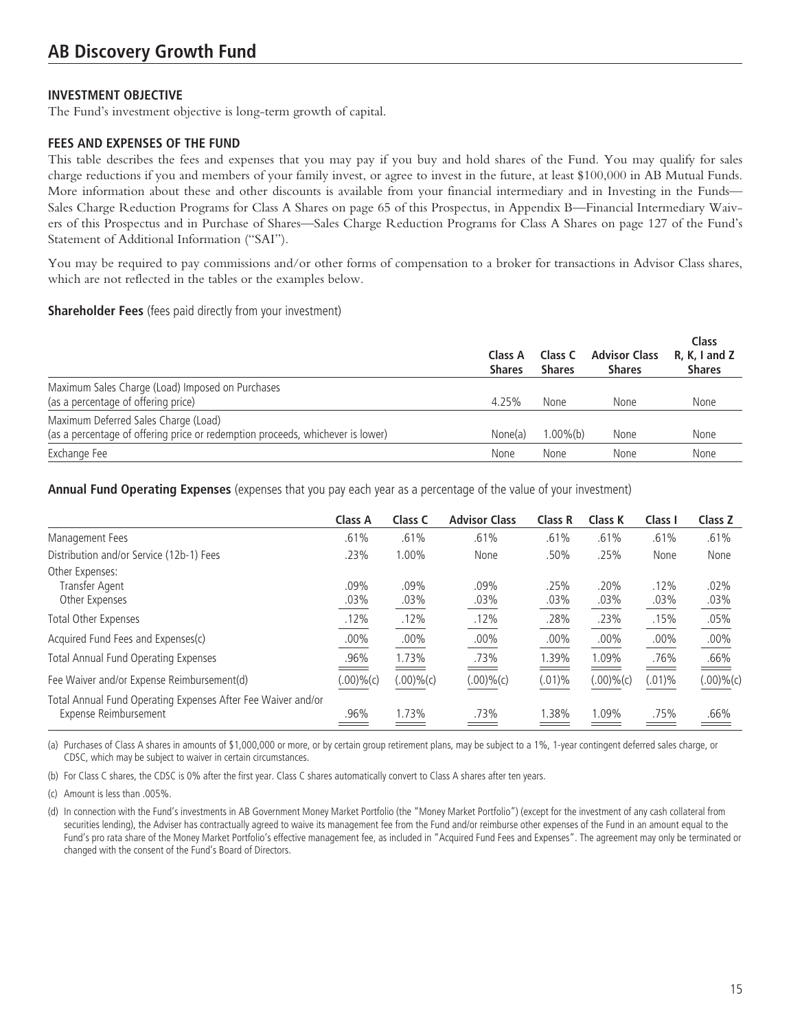# AB Discovery Growth Fund

## INVESTMENT OBJECTIVE

The Fund's investment objective is long-term growth of capital.

## FEES AND EXPENSES OF THE FUND

This table describes the fees and expenses that you may pay if you buy and hold shares of the Fund. You may qualify for sales charge reductions if you and members of your family invest, or agree to invest in the future, at least $100,000 in AB Mutual Funds. More information about these and other discounts is available from your financial intermediary and in Investing in the Funds—Sales Charge Reduction Programs for Class A Shares on page 65 of this Prospectus, in Appendix B—Financial Intermediary Waivers of this Prospectus and in Purchase of Shares—Sales Charge Reduction Programs for Class A Shares on page 127 of the Fund's Statement of Additional Information ("SAI").

You may be required to pay commissions and/or other forms of compensation to a broker for transactions in Advisor Class shares, which are not reflected in the tables or the examples below.

**Shareholder Fees** (fees paid directly from your investment)

| | Class A Shares | Class C Shares | Advisor Class Shares | Class R, K, I and Z Shares |
|---|---|---|---|---|
| Maximum Sales Charge (Load) Imposed on Purchases (as a percentage of offering price) | 4.25% | None | None | None |
| Maximum Deferred Sales Charge (Load) (as a percentage of offering price or redemption proceeds, whichever is lower) | None(a) | 1.00%(b) | None | None |
| Exchange Fee | None | None | None | None |

**Annual Fund Operating Expenses** (expenses that you pay each year as a percentage of the value of your investment)

| | Class A | Class C | Advisor Class | Class R | Class K | Class I | Class Z |
|---|---|---|---|---|---|---|---|
| Management Fees | .61% | .61% | .61% | .61% | .61% | .61% | .61% |
| Distribution and/or Service (12b-1) Fees | .23% | 1.00% | None | .50% | .25% | None | None |
| Other Expenses: | | | | | | | |
| Transfer Agent | .09% | .09% | .09% | .25% | .20% | .12% | .02% |
| Other Expenses | .03% | .03% | .03% | .03% | .03% | .03% | .03% |
| Total Other Expenses | .12% | .12% | .12% | .28% | .23% | .15% | .05% |
| Acquired Fund Fees and Expenses(c) | .00% | .00% | .00% | .00% | .00% | .00% | .00% |
| Total Annual Fund Operating Expenses | .96% | 1.73% | .73% | 1.39% | 1.09% | .76% | .66% |
| Fee Waiver and/or Expense Reimbursement(d) | (.00)%(c) | (.00)%(c) | (.00)%(c) | (.01)% | (.00)%(c) | (.01)% | (.00)%(c) |
| Total Annual Fund Operating Expenses After Fee Waiver and/or Expense Reimbursement | .96% | 1.73% | .73% | 1.38% | 1.09% | .75% | .66% |

(a) Purchases of Class A shares in amounts of $1,000,000 or more, or by certain group retirement plans, may be subject to a 1%, 1-year contingent deferred sales charge, or CDSC, which may be subject to waiver in certain circumstances.

(b) For Class C shares, the CDSC is 0% after the first year. Class C shares automatically convert to Class A shares after ten years.

(c) Amount is less than .005%.

(d) In connection with the Fund's investments in AB Government Money Market Portfolio (the "Money Market Portfolio") (except for the investment of any cash collateral from securities lending), the Adviser has contractually agreed to waive its management fee from the Fund and/or reimburse other expenses of the Fund in an amount equal to the Fund's pro rata share of the Money Market Portfolio's effective management fee, as included in "Acquired Fund Fees and Expenses". The agreement may only be terminated or changed with the consent of the Fund's Board of Directors.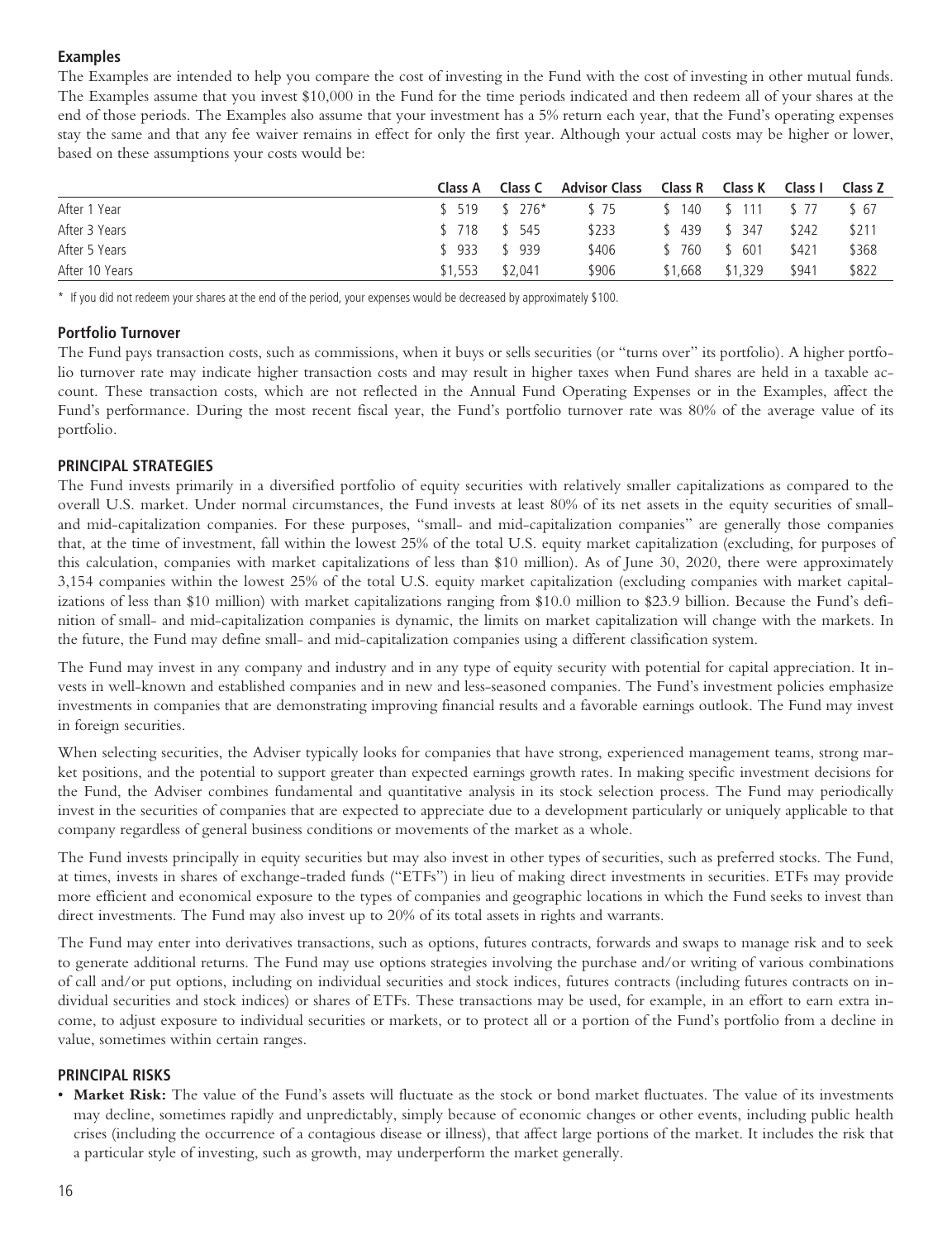### Examples

The Examples are intended to help you compare the cost of investing in the Fund with the cost of investing in other mutual funds. The Examples assume that you invest $10,000 in the Fund for the time periods indicated and then redeem all of your shares at the end of those periods. The Examples also assume that your investment has a 5% return each year, that the Fund's operating expenses stay the same and that any fee waiver remains in effect for only the first year. Although your actual costs may be higher or lower, based on these assumptions your costs would be:

| | Class A | Class C | Advisor Class | Class R | Class K | Class I | Class Z |
|---|---|---|---|---|---|---|---|
| After 1 Year | $ 519 | $ 276* | $ 75 | $ 140 | $ 111 | $ 77 | $ 67 |
| After 3 Years | $ 718 | $ 545 | $233 | $ 439 | $ 347 | $242 | $211 |
| After 5 Years | $ 933 | $ 939 | $406 | $ 760 | $ 601 | $421 | $368 |
| After 10 Years | $1,553 | $2,041 | $906 | $1,668 | $1,329 | $941 | $822 |

* If you did not redeem your shares at the end of the period, your expenses would be decreased by approximately $100.

### Portfolio Turnover

The Fund pays transaction costs, such as commissions, when it buys or sells securities (or "turns over" its portfolio). A higher portfolio turnover rate may indicate higher transaction costs and may result in higher taxes when Fund shares are held in a taxable account. These transaction costs, which are not reflected in the Annual Fund Operating Expenses or in the Examples, affect the Fund's performance. During the most recent fiscal year, the Fund's portfolio turnover rate was 80% of the average value of its portfolio.

### PRINCIPAL STRATEGIES

The Fund invests primarily in a diversified portfolio of equity securities with relatively smaller capitalizations as compared to the overall U.S. market. Under normal circumstances, the Fund invests at least 80% of its net assets in the equity securities of small- and mid-capitalization companies. For these purposes, "small- and mid-capitalization companies" are generally those companies that, at the time of investment, fall within the lowest 25% of the total U.S. equity market capitalization (excluding, for purposes of this calculation, companies with market capitalizations of less than $10 million). As of June 30, 2020, there were approximately 3,154 companies within the lowest 25% of the total U.S. equity market capitalization (excluding companies with market capitalizations of less than $10 million) with market capitalizations ranging from $10.0 million to $23.9 billion. Because the Fund's definition of small- and mid-capitalization companies is dynamic, the limits on market capitalization will change with the markets. In the future, the Fund may define small- and mid-capitalization companies using a different classification system.

The Fund may invest in any company and industry and in any type of equity security with potential for capital appreciation. It invests in well-known and established companies and in new and less-seasoned companies. The Fund's investment policies emphasize investments in companies that are demonstrating improving financial results and a favorable earnings outlook. The Fund may invest in foreign securities.

When selecting securities, the Adviser typically looks for companies that have strong, experienced management teams, strong market positions, and the potential to support greater than expected earnings growth rates. In making specific investment decisions for the Fund, the Adviser combines fundamental and quantitative analysis in its stock selection process. The Fund may periodically invest in the securities of companies that are expected to appreciate due to a development particularly or uniquely applicable to that company regardless of general business conditions or movements of the market as a whole.

The Fund invests principally in equity securities but may also invest in other types of securities, such as preferred stocks. The Fund, at times, invests in shares of exchange-traded funds ("ETFs") in lieu of making direct investments in securities. ETFs may provide more efficient and economical exposure to the types of companies and geographic locations in which the Fund seeks to invest than direct investments. The Fund may also invest up to 20% of its total assets in rights and warrants.

The Fund may enter into derivatives transactions, such as options, futures contracts, forwards and swaps to manage risk and to seek to generate additional returns. The Fund may use options strategies involving the purchase and/or writing of various combinations of call and/or put options, including on individual securities and stock indices, futures contracts (including futures contracts on individual securities and stock indices) or shares of ETFs. These transactions may be used, for example, in an effort to earn extra income, to adjust exposure to individual securities or markets, or to protect all or a portion of the Fund's portfolio from a decline in value, sometimes within certain ranges.

### PRINCIPAL RISKS

- **Market Risk:** The value of the Fund's assets will fluctuate as the stock or bond market fluctuates. The value of its investments may decline, sometimes rapidly and unpredictably, simply because of economic changes or other events, including public health crises (including the occurrence of a contagious disease or illness), that affect large portions of the market. It includes the risk that a particular style of investing, such as growth, may underperform the market generally.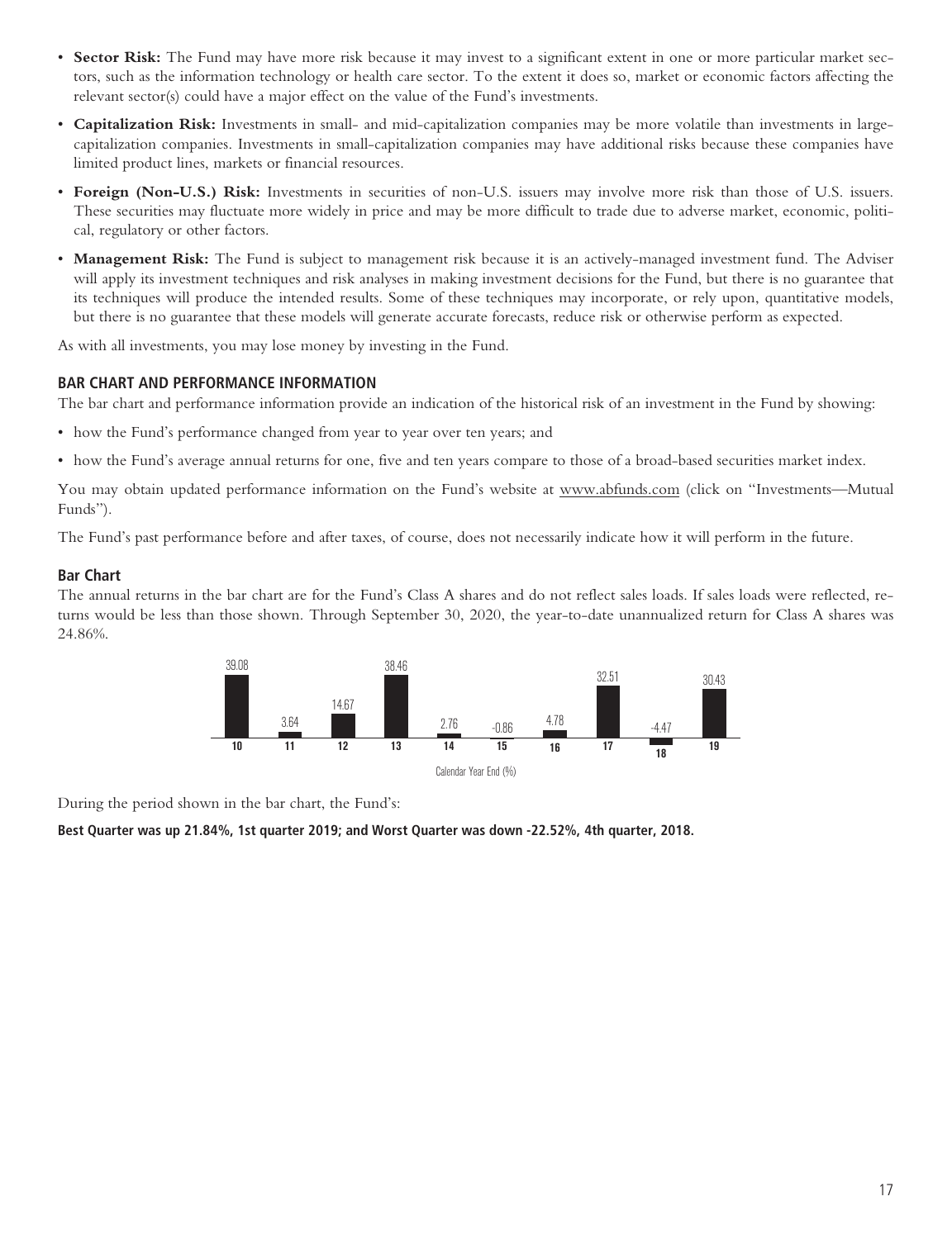- **Sector Risk:** The Fund may have more risk because it may invest to a significant extent in one or more particular market sectors, such as the information technology or health care sector. To the extent it does so, market or economic factors affecting the relevant sector(s) could have a major effect on the value of the Fund's investments.
- **Capitalization Risk:** Investments in small- and mid-capitalization companies may be more volatile than investments in large-capitalization companies. Investments in small-capitalization companies may have additional risks because these companies have limited product lines, markets or financial resources.
- **Foreign (Non-U.S.) Risk:** Investments in securities of non-U.S. issuers may involve more risk than those of U.S. issuers. These securities may fluctuate more widely in price and may be more difficult to trade due to adverse market, economic, political, regulatory or other factors.
- **Management Risk:** The Fund is subject to management risk because it is an actively-managed investment fund. The Adviser will apply its investment techniques and risk analyses in making investment decisions for the Fund, but there is no guarantee that its techniques will produce the intended results. Some of these techniques may incorporate, or rely upon, quantitative models, but there is no guarantee that these models will generate accurate forecasts, reduce risk or otherwise perform as expected.

As with all investments, you may lose money by investing in the Fund.

## BAR CHART AND PERFORMANCE INFORMATION

The bar chart and performance information provide an indication of the historical risk of an investment in the Fund by showing:

- how the Fund's performance changed from year to year over ten years; and
- how the Fund's average annual returns for one, five and ten years compare to those of a broad-based securities market index.

You may obtain updated performance information on the Fund's website at www.abfunds.com (click on "Investments—Mutual Funds").

The Fund's past performance before and after taxes, of course, does not necessarily indicate how it will perform in the future.

### Bar Chart

The annual returns in the bar chart are for the Fund's Class A shares and do not reflect sales loads. If sales loads were reflected, returns would be less than those shown. Through September 30, 2020, the year-to-date unannualized return for Class A shares was 24.86%.

| 10 | 11 | 12 | 13 | 14 | 15 | 16 | 17 | 18 | 19 |
|---|---|---|---|---|---|---|---|---|---|
| 39.08 | 3.64 | 14.67 | 38.46 | 2.76 | -0.86 | 4.78 | 32.51 | -4.47 | 30.43 |

Calendar Year End (%)

During the period shown in the bar chart, the Fund's:

**Best Quarter was up 21.84%, 1st quarter 2019; and Worst Quarter was down -22.52%, 4th quarter, 2018.**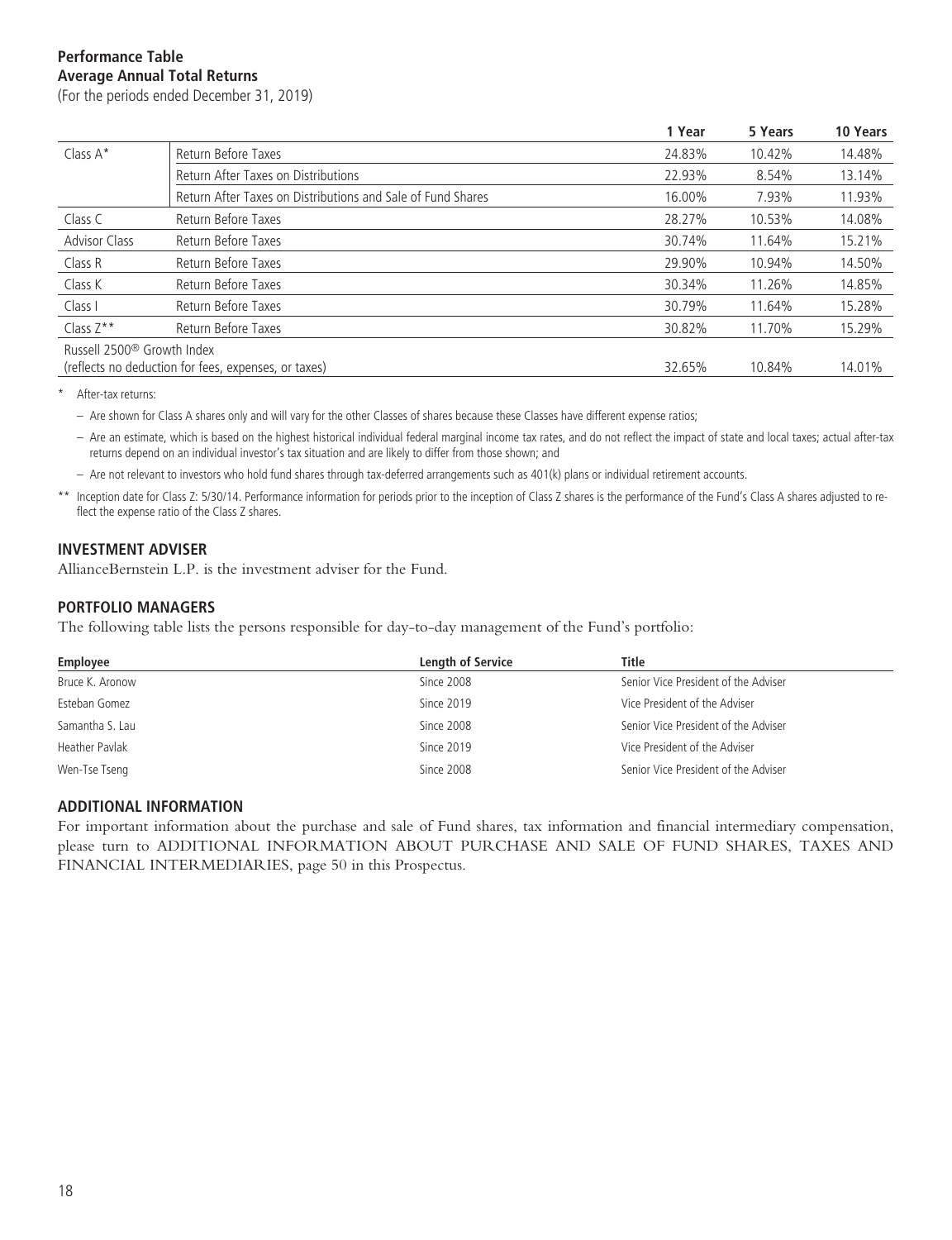**Performance Table**
**Average Annual Total Returns**
(For the periods ended December 31, 2019)

| | | 1 Year | 5 Years | 10 Years |
|---|---|---|---|---|
| Class A* | Return Before Taxes | 24.83% | 10.42% | 14.48% |
| | Return After Taxes on Distributions | 22.93% | 8.54% | 13.14% |
| | Return After Taxes on Distributions and Sale of Fund Shares | 16.00% | 7.93% | 11.93% |
| Class C | Return Before Taxes | 28.27% | 10.53% | 14.08% |
| Advisor Class | Return Before Taxes | 30.74% | 11.64% | 15.21% |
| Class R | Return Before Taxes | 29.90% | 10.94% | 14.50% |
| Class K | Return Before Taxes | 30.34% | 11.26% | 14.85% |
| Class I | Return Before Taxes | 30.79% | 11.64% | 15.28% |
| Class Z** | Return Before Taxes | 30.82% | 11.70% | 15.29% |
| Russell 2500® Growth Index (reflects no deduction for fees, expenses, or taxes) | | 32.65% | 10.84% | 14.01% |

\* After-tax returns:

– Are shown for Class A shares only and will vary for the other Classes of shares because these Classes have different expense ratios;

– Are an estimate, which is based on the highest historical individual federal marginal income tax rates, and do not reflect the impact of state and local taxes; actual after-tax returns depend on an individual investor's tax situation and are likely to differ from those shown; and

– Are not relevant to investors who hold fund shares through tax-deferred arrangements such as 401(k) plans or individual retirement accounts.

\** Inception date for Class Z: 5/30/14. Performance information for periods prior to the inception of Class Z shares is the performance of the Fund's Class A shares adjusted to reflect the expense ratio of the Class Z shares.

## INVESTMENT ADVISER

AllianceBernstein L.P. is the investment adviser for the Fund.

## PORTFOLIO MANAGERS

The following table lists the persons responsible for day-to-day management of the Fund's portfolio:

| Employee | Length of Service | Title |
|---|---|---|
| Bruce K. Aronow | Since 2008 | Senior Vice President of the Adviser |
| Esteban Gomez | Since 2019 | Vice President of the Adviser |
| Samantha S. Lau | Since 2008 | Senior Vice President of the Adviser |
| Heather Pavlak | Since 2019 | Vice President of the Adviser |
| Wen-Tse Tseng | Since 2008 | Senior Vice President of the Adviser |

## ADDITIONAL INFORMATION

For important information about the purchase and sale of Fund shares, tax information and financial intermediary compensation, please turn to ADDITIONAL INFORMATION ABOUT PURCHASE AND SALE OF FUND SHARES, TAXES AND FINANCIAL INTERMEDIARIES, page 50 in this Prospectus.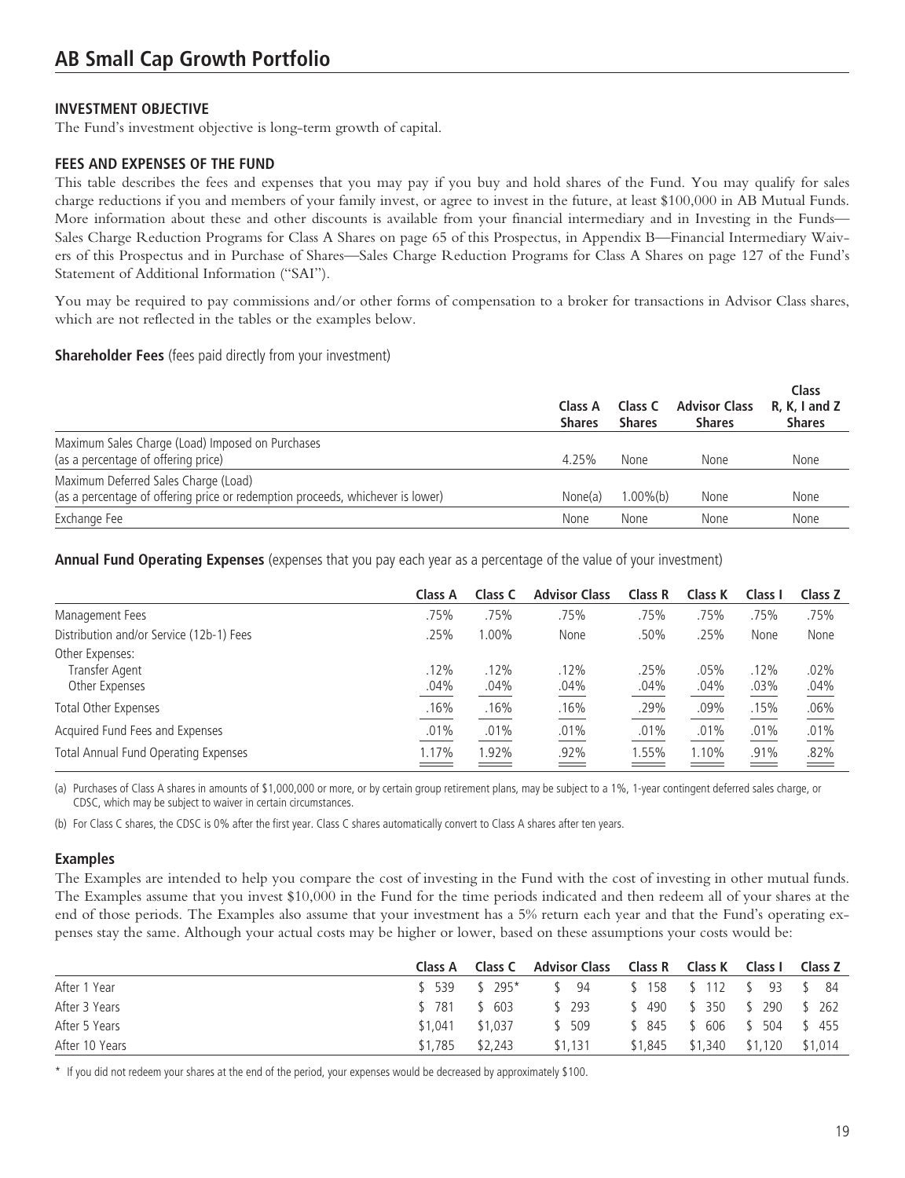# AB Small Cap Growth Portfolio

## INVESTMENT OBJECTIVE

The Fund's investment objective is long-term growth of capital.

## FEES AND EXPENSES OF THE FUND

This table describes the fees and expenses that you may pay if you buy and hold shares of the Fund. You may qualify for sales charge reductions if you and members of your family invest, or agree to invest in the future, at least $100,000 in AB Mutual Funds. More information about these and other discounts is available from your financial intermediary and in Investing in the Funds—Sales Charge Reduction Programs for Class A Shares on page 65 of this Prospectus, in Appendix B—Financial Intermediary Waivers of this Prospectus and in Purchase of Shares—Sales Charge Reduction Programs for Class A Shares on page 127 of the Fund's Statement of Additional Information ("SAI").

You may be required to pay commissions and/or other forms of compensation to a broker for transactions in Advisor Class shares, which are not reflected in the tables or the examples below.

**Shareholder Fees** (fees paid directly from your investment)

| | Class A Shares | Class C Shares | Advisor Class Shares | Class R, K, I and Z Shares |
|---|---|---|---|---|
| Maximum Sales Charge (Load) Imposed on Purchases (as a percentage of offering price) | 4.25% | None | None | None |
| Maximum Deferred Sales Charge (Load) (as a percentage of offering price or redemption proceeds, whichever is lower) | None(a) | 1.00%(b) | None | None |
| Exchange Fee | None | None | None | None |

**Annual Fund Operating Expenses** (expenses that you pay each year as a percentage of the value of your investment)

| | Class A | Class C | Advisor Class | Class R | Class K | Class I | Class Z |
|---|---|---|---|---|---|---|---|
| Management Fees | .75% | .75% | .75% | .75% | .75% | .75% | .75% |
| Distribution and/or Service (12b-1) Fees | .25% | 1.00% | None | .50% | .25% | None | None |
| Other Expenses: | | | | | | | |
| Transfer Agent | .12% | .12% | .12% | .25% | .05% | .12% | .02% |
| Other Expenses | .04% | .04% | .04% | .04% | .04% | .03% | .04% |
| Total Other Expenses | .16% | .16% | .16% | .29% | .09% | .15% | .06% |
| Acquired Fund Fees and Expenses | .01% | .01% | .01% | .01% | .01% | .01% | .01% |
| Total Annual Fund Operating Expenses | 1.17% | 1.92% | .92% | 1.55% | 1.10% | .91% | .82% |

(a) Purchases of Class A shares in amounts of $1,000,000 or more, or by certain group retirement plans, may be subject to a 1%, 1-year contingent deferred sales charge, or CDSC, which may be subject to waiver in certain circumstances.

(b) For Class C shares, the CDSC is 0% after the first year. Class C shares automatically convert to Class A shares after ten years.

### Examples

The Examples are intended to help you compare the cost of investing in the Fund with the cost of investing in other mutual funds. The Examples assume that you invest $10,000 in the Fund for the time periods indicated and then redeem all of your shares at the end of those periods. The Examples also assume that your investment has a 5% return each year and that the Fund's operating expenses stay the same. Although your actual costs may be higher or lower, based on these assumptions your costs would be:

| | Class A | Class C | Advisor Class | Class R | Class K | Class I | Class Z |
|---|---|---|---|---|---|---|---|
| After 1 Year | $ 539 | $ 295* | $ 94 | $ 158 | $ 112 | $ 93 | $ 84 |
| After 3 Years | $ 781 | $ 603 | $ 293 | $ 490 | $ 350 | $ 290 | $ 262 |
| After 5 Years | $1,041 | $1,037 | $ 509 | $ 845 | $ 606 | $ 504 | $ 455 |
| After 10 Years | $1,785 | $2,243 | $1,131 | $1,845 | $1,340 | $1,120 | $1,014 |

\* If you did not redeem your shares at the end of the period, your expenses would be decreased by approximately $100.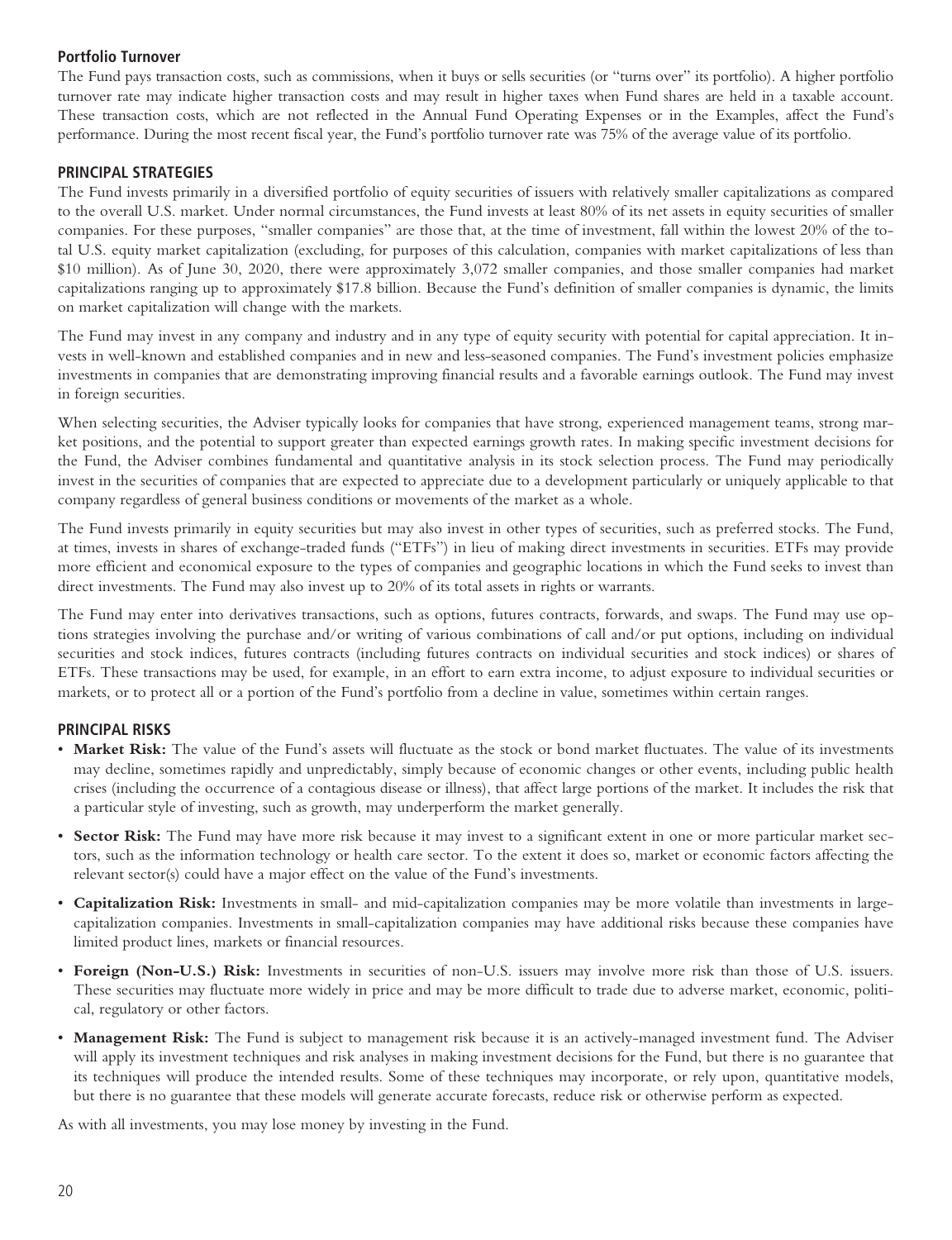### Portfolio Turnover

The Fund pays transaction costs, such as commissions, when it buys or sells securities (or "turns over" its portfolio). A higher portfolio turnover rate may indicate higher transaction costs and may result in higher taxes when Fund shares are held in a taxable account. These transaction costs, which are not reflected in the Annual Fund Operating Expenses or in the Examples, affect the Fund's performance. During the most recent fiscal year, the Fund's portfolio turnover rate was 75% of the average value of its portfolio.

### PRINCIPAL STRATEGIES

The Fund invests primarily in a diversified portfolio of equity securities of issuers with relatively smaller capitalizations as compared to the overall U.S. market. Under normal circumstances, the Fund invests at least 80% of its net assets in equity securities of smaller companies. For these purposes, "smaller companies" are those that, at the time of investment, fall within the lowest 20% of the total U.S. equity market capitalization (excluding, for purposes of this calculation, companies with market capitalizations of less than \$10 million). As of June 30, 2020, there were approximately 3,072 smaller companies, and those smaller companies had market capitalizations ranging up to approximately \$17.8 billion. Because the Fund's definition of smaller companies is dynamic, the limits on market capitalization will change with the markets.

The Fund may invest in any company and industry and in any type of equity security with potential for capital appreciation. It invests in well-known and established companies and in new and less-seasoned companies. The Fund's investment policies emphasize investments in companies that are demonstrating improving financial results and a favorable earnings outlook. The Fund may invest in foreign securities.

When selecting securities, the Adviser typically looks for companies that have strong, experienced management teams, strong market positions, and the potential to support greater than expected earnings growth rates. In making specific investment decisions for the Fund, the Adviser combines fundamental and quantitative analysis in its stock selection process. The Fund may periodically invest in the securities of companies that are expected to appreciate due to a development particularly or uniquely applicable to that company regardless of general business conditions or movements of the market as a whole.

The Fund invests primarily in equity securities but may also invest in other types of securities, such as preferred stocks. The Fund, at times, invests in shares of exchange-traded funds ("ETFs") in lieu of making direct investments in securities. ETFs may provide more efficient and economical exposure to the types of companies and geographic locations in which the Fund seeks to invest than direct investments. The Fund may also invest up to 20% of its total assets in rights or warrants.

The Fund may enter into derivatives transactions, such as options, futures contracts, forwards, and swaps. The Fund may use options strategies involving the purchase and/or writing of various combinations of call and/or put options, including on individual securities and stock indices, futures contracts (including futures contracts on individual securities and stock indices) or shares of ETFs. These transactions may be used, for example, in an effort to earn extra income, to adjust exposure to individual securities or markets, or to protect all or a portion of the Fund's portfolio from a decline in value, sometimes within certain ranges.

### PRINCIPAL RISKS

- **Market Risk:** The value of the Fund's assets will fluctuate as the stock or bond market fluctuates. The value of its investments may decline, sometimes rapidly and unpredictably, simply because of economic changes or other events, including public health crises (including the occurrence of a contagious disease or illness), that affect large portions of the market. It includes the risk that a particular style of investing, such as growth, may underperform the market generally.
- **Sector Risk:** The Fund may have more risk because it may invest to a significant extent in one or more particular market sectors, such as the information technology or health care sector. To the extent it does so, market or economic factors affecting the relevant sector(s) could have a major effect on the value of the Fund's investments.
- **Capitalization Risk:** Investments in small- and mid-capitalization companies may be more volatile than investments in large-capitalization companies. Investments in small-capitalization companies may have additional risks because these companies have limited product lines, markets or financial resources.
- **Foreign (Non-U.S.) Risk:** Investments in securities of non-U.S. issuers may involve more risk than those of U.S. issuers. These securities may fluctuate more widely in price and may be more difficult to trade due to adverse market, economic, political, regulatory or other factors.
- **Management Risk:** The Fund is subject to management risk because it is an actively-managed investment fund. The Adviser will apply its investment techniques and risk analyses in making investment decisions for the Fund, but there is no guarantee that its techniques will produce the intended results. Some of these techniques may incorporate, or rely upon, quantitative models, but there is no guarantee that these models will generate accurate forecasts, reduce risk or otherwise perform as expected.

As with all investments, you may lose money by investing in the Fund.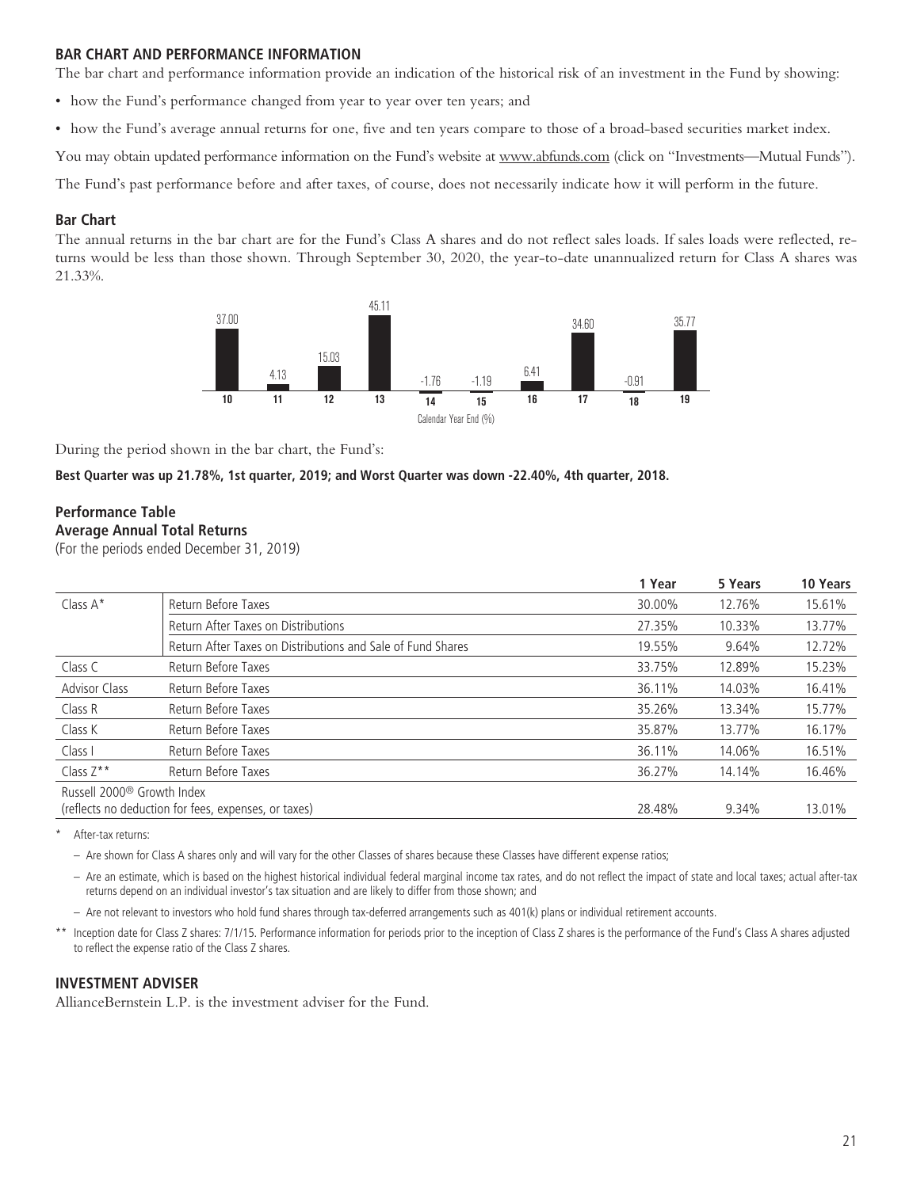## BAR CHART AND PERFORMANCE INFORMATION

The bar chart and performance information provide an indication of the historical risk of an investment in the Fund by showing:

- how the Fund's performance changed from year to year over ten years; and
- how the Fund's average annual returns for one, five and ten years compare to those of a broad-based securities market index.

You may obtain updated performance information on the Fund's website at www.abfunds.com (click on "Investments—Mutual Funds").

The Fund's past performance before and after taxes, of course, does not necessarily indicate how it will perform in the future.

### Bar Chart

The annual returns in the bar chart are for the Fund's Class A shares and do not reflect sales loads. If sales loads were reflected, returns would be less than those shown. Through September 30, 2020, the year-to-date unannualized return for Class A shares was 21.33%.

| Calendar Year End (%) | 10 | 11 | 12 | 13 | 14 | 15 | 16 | 17 | 18 | 19 |
|---|---|---|---|---|---|---|---|---|---|---|
| Return | 37.00 | 4.13 | 15.03 | 45.11 | -1.76 | -1.19 | 6.41 | 34.60 | -0.91 | 35.77 |

During the period shown in the bar chart, the Fund's:

**Best Quarter was up 21.78%, 1st quarter, 2019; and Worst Quarter was down -22.40%, 4th quarter, 2018.**

### Performance Table

**Average Annual Total Returns**

(For the periods ended December 31, 2019)

| | | 1 Year | 5 Years | 10 Years |
|---|---|---|---|---|
| Class A* | Return Before Taxes | 30.00% | 12.76% | 15.61% |
| | Return After Taxes on Distributions | 27.35% | 10.33% | 13.77% |
| | Return After Taxes on Distributions and Sale of Fund Shares | 19.55% | 9.64% | 12.72% |
| Class C | Return Before Taxes | 33.75% | 12.89% | 15.23% |
| Advisor Class | Return Before Taxes | 36.11% | 14.03% | 16.41% |
| Class R | Return Before Taxes | 35.26% | 13.34% | 15.77% |
| Class K | Return Before Taxes | 35.87% | 13.77% | 16.17% |
| Class I | Return Before Taxes | 36.11% | 14.06% | 16.51% |
| Class Z** | Return Before Taxes | 36.27% | 14.14% | 16.46% |
| Russell 2000® Growth Index (reflects no deduction for fees, expenses, or taxes) | | 28.48% | 9.34% | 13.01% |

\* After-tax returns:

- Are shown for Class A shares only and will vary for the other Classes of shares because these Classes have different expense ratios;
- Are an estimate, which is based on the highest historical individual federal marginal income tax rates, and do not reflect the impact of state and local taxes; actual after-tax returns depend on an individual investor's tax situation and are likely to differ from those shown; and
- Are not relevant to investors who hold fund shares through tax-deferred arrangements such as 401(k) plans or individual retirement accounts.

\*\* Inception date for Class Z shares: 7/1/15. Performance information for periods prior to the inception of Class Z shares is the performance of the Fund's Class A shares adjusted to reflect the expense ratio of the Class Z shares.

## INVESTMENT ADVISER

AllianceBernstein L.P. is the investment adviser for the Fund.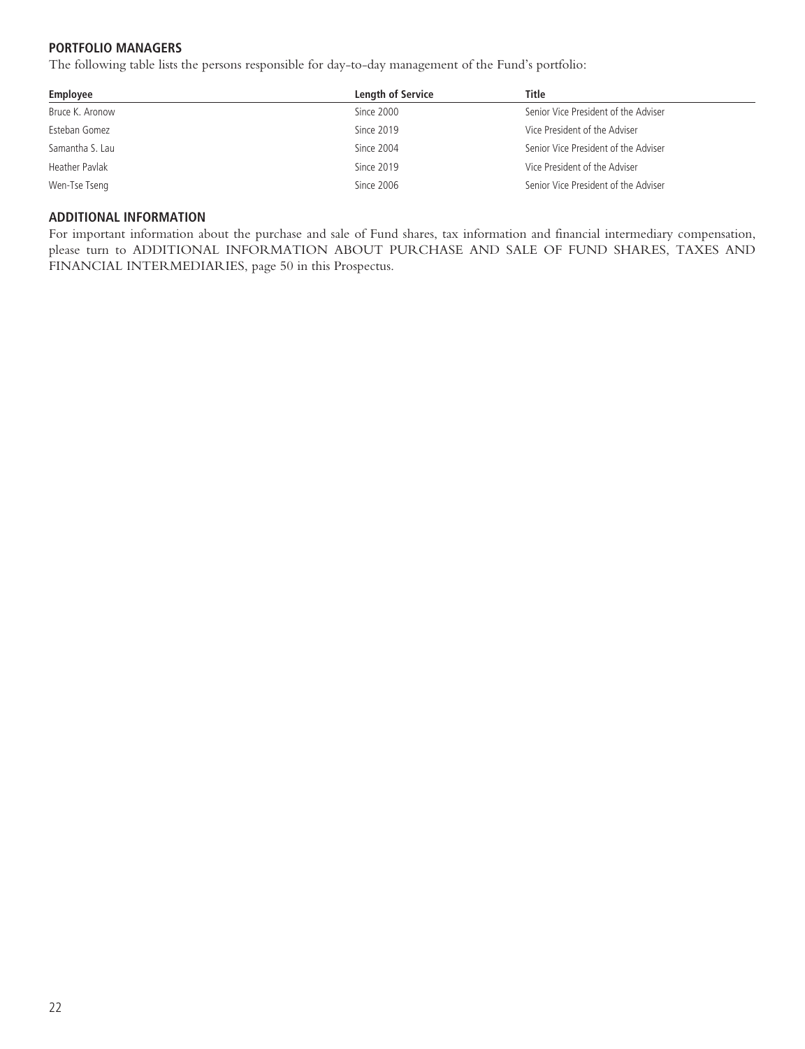## PORTFOLIO MANAGERS

The following table lists the persons responsible for day-to-day management of the Fund's portfolio:

| Employee | Length of Service | Title |
|---|---|---|
| Bruce K. Aronow | Since 2000 | Senior Vice President of the Adviser |
| Esteban Gomez | Since 2019 | Vice President of the Adviser |
| Samantha S. Lau | Since 2004 | Senior Vice President of the Adviser |
| Heather Pavlak | Since 2019 | Vice President of the Adviser |
| Wen-Tse Tseng | Since 2006 | Senior Vice President of the Adviser |

## ADDITIONAL INFORMATION

For important information about the purchase and sale of Fund shares, tax information and financial intermediary compensation, please turn to ADDITIONAL INFORMATION ABOUT PURCHASE AND SALE OF FUND SHARES, TAXES AND FINANCIAL INTERMEDIARIES, page 50 in this Prospectus.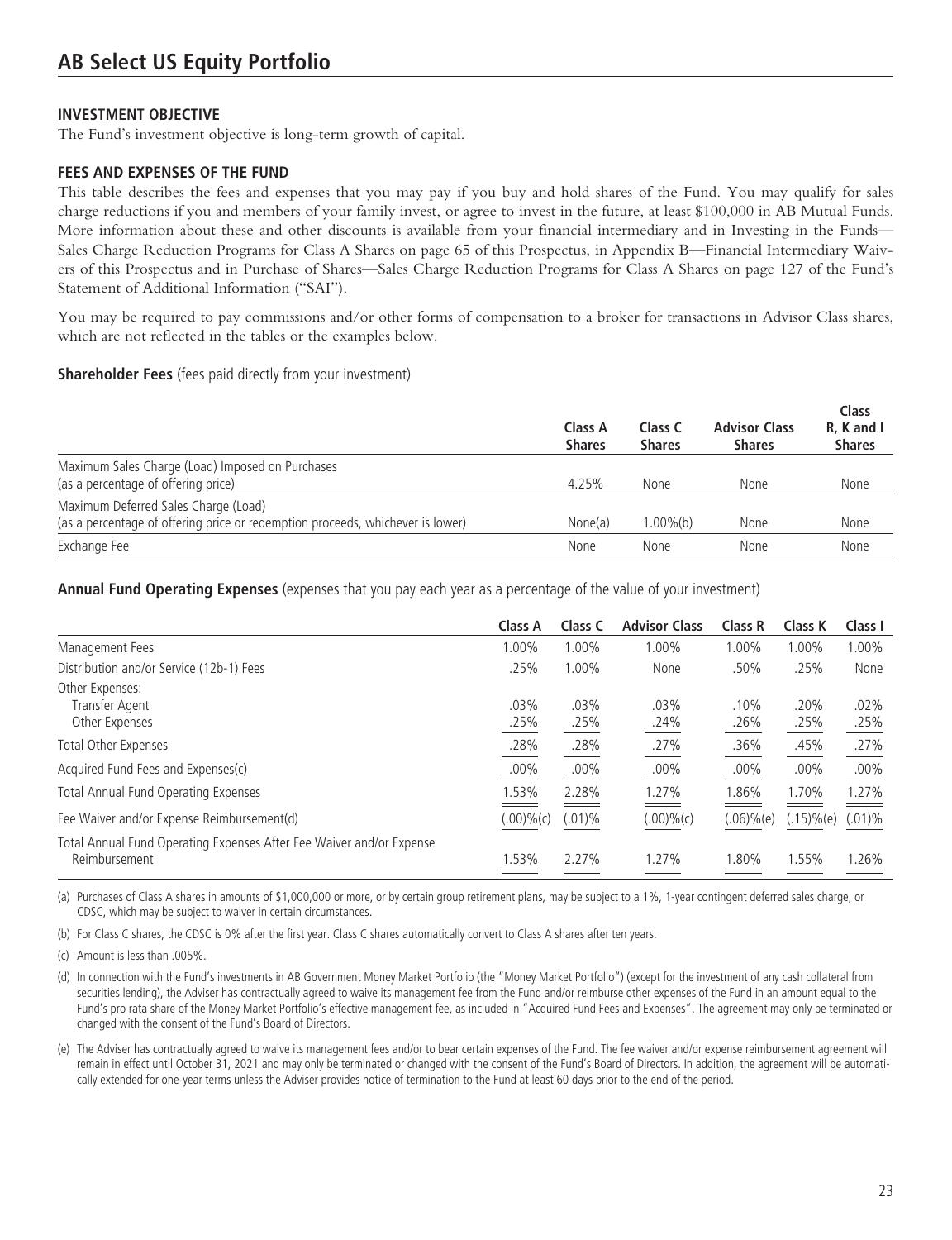# AB Select US Equity Portfolio

## INVESTMENT OBJECTIVE

The Fund's investment objective is long-term growth of capital.

## FEES AND EXPENSES OF THE FUND

This table describes the fees and expenses that you may pay if you buy and hold shares of the Fund. You may qualify for sales charge reductions if you and members of your family invest, or agree to invest in the future, at least $100,000 in AB Mutual Funds. More information about these and other discounts is available from your financial intermediary and in Investing in the Funds—Sales Charge Reduction Programs for Class A Shares on page 65 of this Prospectus, in Appendix B—Financial Intermediary Waivers of this Prospectus and in Purchase of Shares—Sales Charge Reduction Programs for Class A Shares on page 127 of the Fund's Statement of Additional Information ("SAI").

You may be required to pay commissions and/or other forms of compensation to a broker for transactions in Advisor Class shares, which are not reflected in the tables or the examples below.

**Shareholder Fees** (fees paid directly from your investment)

| | Class A Shares | Class C Shares | Advisor Class Shares | Class R, K and I Shares |
|---|---|---|---|---|
| Maximum Sales Charge (Load) Imposed on Purchases (as a percentage of offering price) | 4.25% | None | None | None |
| Maximum Deferred Sales Charge (Load) (as a percentage of offering price or redemption proceeds, whichever is lower) | None(a) | 1.00%(b) | None | None |
| Exchange Fee | None | None | None | None |

**Annual Fund Operating Expenses** (expenses that you pay each year as a percentage of the value of your investment)

| | Class A | Class C | Advisor Class | Class R | Class K | Class I |
|---|---|---|---|---|---|---|
| Management Fees | 1.00% | 1.00% | 1.00% | 1.00% | 1.00% | 1.00% |
| Distribution and/or Service (12b-1) Fees | .25% | 1.00% | None | .50% | .25% | None |
| Other Expenses: | | | | | | |
| Transfer Agent | .03% | .03% | .03% | .10% | .20% | .02% |
| Other Expenses | .25% | .25% | .24% | .26% | .25% | .25% |
| Total Other Expenses | .28% | .28% | .27% | .36% | .45% | .27% |
| Acquired Fund Fees and Expenses(c) | .00% | .00% | .00% | .00% | .00% | .00% |
| Total Annual Fund Operating Expenses | 1.53% | 2.28% | 1.27% | 1.86% | 1.70% | 1.27% |
| Fee Waiver and/or Expense Reimbursement(d) | (.00)%(c) | (.01)% | (.00)%(c) | (.06)%(e) | (.15)%(e) | (.01)% |
| Total Annual Fund Operating Expenses After Fee Waiver and/or Expense Reimbursement | 1.53% | 2.27% | 1.27% | 1.80% | 1.55% | 1.26% |

(a) Purchases of Class A shares in amounts of $1,000,000 or more, or by certain group retirement plans, may be subject to a 1%, 1-year contingent deferred sales charge, or CDSC, which may be subject to waiver in certain circumstances.

(b) For Class C shares, the CDSC is 0% after the first year. Class C shares automatically convert to Class A shares after ten years.

(c) Amount is less than .005%.

(d) In connection with the Fund's investments in AB Government Money Market Portfolio (the "Money Market Portfolio") (except for the investment of any cash collateral from securities lending), the Adviser has contractually agreed to waive its management fee from the Fund and/or reimburse other expenses of the Fund in an amount equal to the Fund's pro rata share of the Money Market Portfolio's effective management fee, as included in "Acquired Fund Fees and Expenses". The agreement may only be terminated or changed with the consent of the Fund's Board of Directors.

(e) The Adviser has contractually agreed to waive its management fees and/or to bear certain expenses of the Fund. The fee waiver and/or expense reimbursement agreement will remain in effect until October 31, 2021 and may only be terminated or changed with the consent of the Fund's Board of Directors. In addition, the agreement will be automatically extended for one-year terms unless the Adviser provides notice of termination to the Fund at least 60 days prior to the end of the period.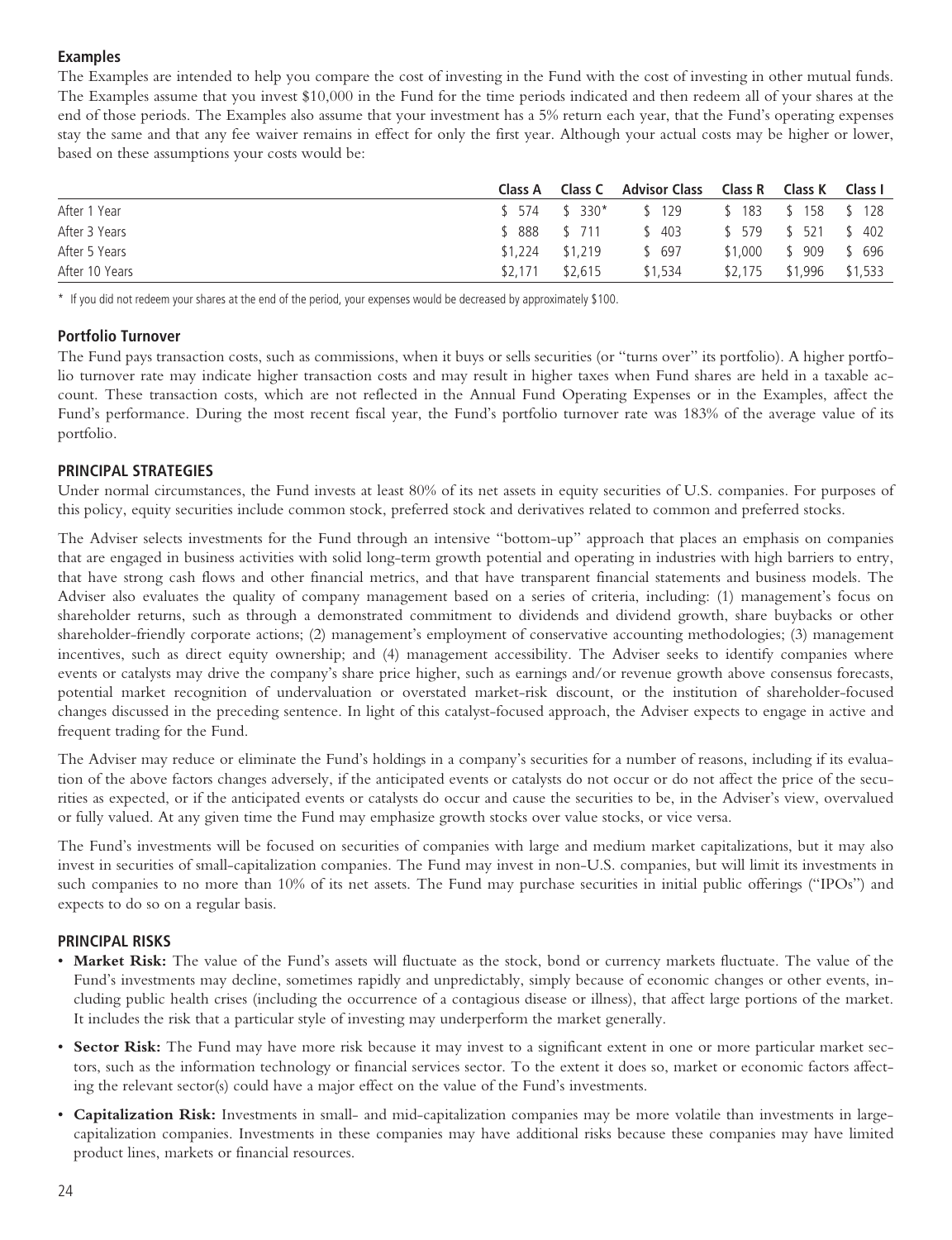### Examples

The Examples are intended to help you compare the cost of investing in the Fund with the cost of investing in other mutual funds. The Examples assume that you invest $10,000 in the Fund for the time periods indicated and then redeem all of your shares at the end of those periods. The Examples also assume that your investment has a 5% return each year, that the Fund's operating expenses stay the same and that any fee waiver remains in effect for only the first year. Although your actual costs may be higher or lower, based on these assumptions your costs would be:

| | Class A | Class C | Advisor Class | Class R | Class K | Class I |
|---|---|---|---|---|---|---|
| After 1 Year | $ 574 | $ 330* | $ 129 | $ 183 | $ 158 | $ 128 |
| After 3 Years | $ 888 | $ 711 | $ 403 | $ 579 | $ 521 | $ 402 |
| After 5 Years | $1,224 | $1,219 | $ 697 | $1,000 | $ 909 | $ 696 |
| After 10 Years | $2,171 | $2,615 | $1,534 | $2,175 | $1,996 | $1,533 |

* If you did not redeem your shares at the end of the period, your expenses would be decreased by approximately $100.

### Portfolio Turnover

The Fund pays transaction costs, such as commissions, when it buys or sells securities (or "turns over" its portfolio). A higher portfolio turnover rate may indicate higher transaction costs and may result in higher taxes when Fund shares are held in a taxable account. These transaction costs, which are not reflected in the Annual Fund Operating Expenses or in the Examples, affect the Fund's performance. During the most recent fiscal year, the Fund's portfolio turnover rate was 183% of the average value of its portfolio.

## PRINCIPAL STRATEGIES

Under normal circumstances, the Fund invests at least 80% of its net assets in equity securities of U.S. companies. For purposes of this policy, equity securities include common stock, preferred stock and derivatives related to common and preferred stocks.

The Adviser selects investments for the Fund through an intensive "bottom-up" approach that places an emphasis on companies that are engaged in business activities with solid long-term growth potential and operating in industries with high barriers to entry, that have strong cash flows and other financial metrics, and that have transparent financial statements and business models. The Adviser also evaluates the quality of company management based on a series of criteria, including: (1) management's focus on shareholder returns, such as through a demonstrated commitment to dividends and dividend growth, share buybacks or other shareholder-friendly corporate actions; (2) management's employment of conservative accounting methodologies; (3) management incentives, such as direct equity ownership; and (4) management accessibility. The Adviser seeks to identify companies where events or catalysts may drive the company's share price higher, such as earnings and/or revenue growth above consensus forecasts, potential market recognition of undervaluation or overstated market-risk discount, or the institution of shareholder-focused changes discussed in the preceding sentence. In light of this catalyst-focused approach, the Adviser expects to engage in active and frequent trading for the Fund.

The Adviser may reduce or eliminate the Fund's holdings in a company's securities for a number of reasons, including if its evaluation of the above factors changes adversely, if the anticipated events or catalysts do not occur or do not affect the price of the securities as expected, or if the anticipated events or catalysts do occur and cause the securities to be, in the Adviser's view, overvalued or fully valued. At any given time the Fund may emphasize growth stocks over value stocks, or vice versa.

The Fund's investments will be focused on securities of companies with large and medium market capitalizations, but it may also invest in securities of small-capitalization companies. The Fund may invest in non-U.S. companies, but will limit its investments in such companies to no more than 10% of its net assets. The Fund may purchase securities in initial public offerings ("IPOs") and expects to do so on a regular basis.

## PRINCIPAL RISKS

- **Market Risk:** The value of the Fund's assets will fluctuate as the stock, bond or currency markets fluctuate. The value of the Fund's investments may decline, sometimes rapidly and unpredictably, simply because of economic changes or other events, including public health crises (including the occurrence of a contagious disease or illness), that affect large portions of the market. It includes the risk that a particular style of investing may underperform the market generally.
- **Sector Risk:** The Fund may have more risk because it may invest to a significant extent in one or more particular market sectors, such as the information technology or financial services sector. To the extent it does so, market or economic factors affecting the relevant sector(s) could have a major effect on the value of the Fund's investments.
- **Capitalization Risk:** Investments in small- and mid-capitalization companies may be more volatile than investments in large-capitalization companies. Investments in these companies may have additional risks because these companies may have limited product lines, markets or financial resources.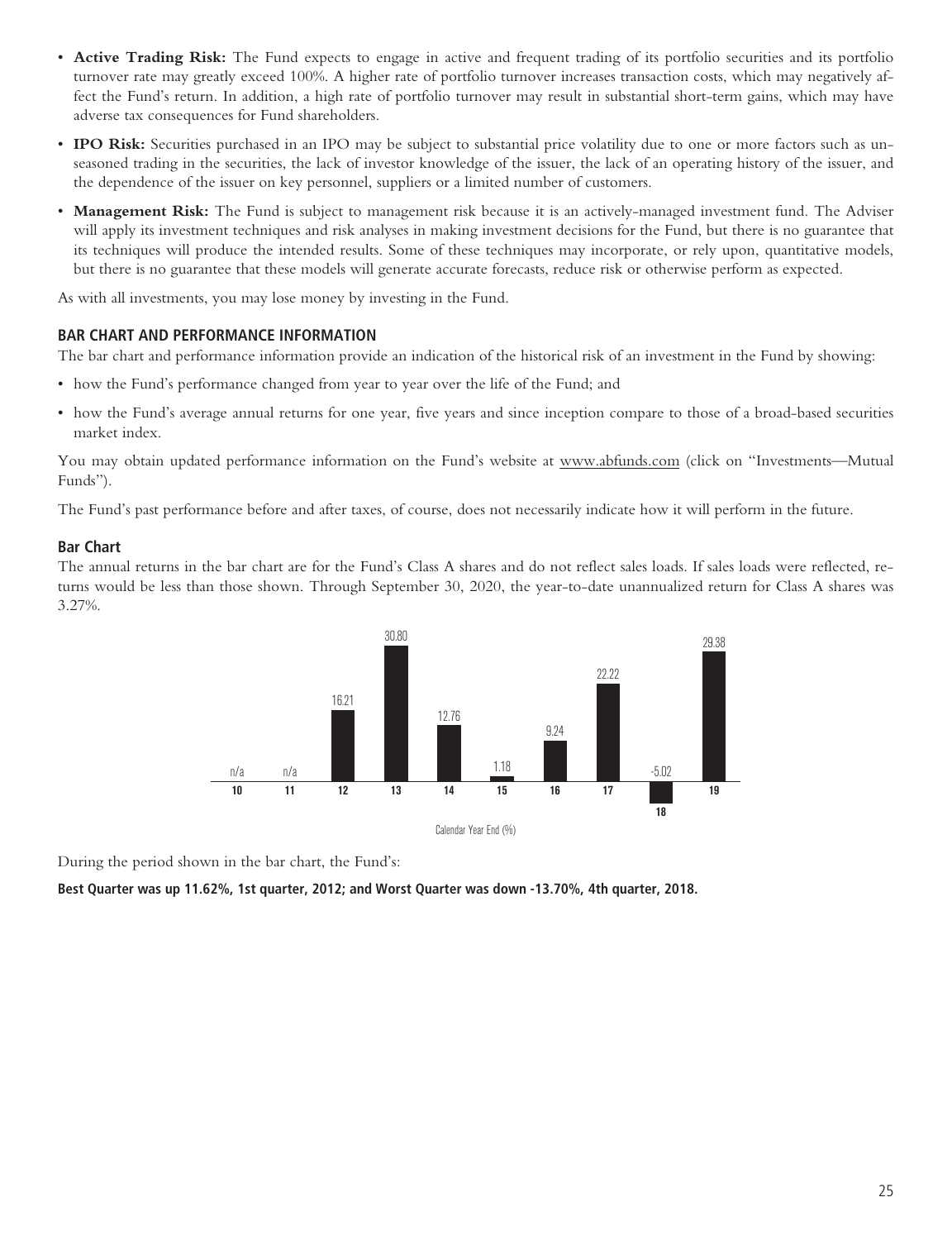- **Active Trading Risk:** The Fund expects to engage in active and frequent trading of its portfolio securities and its portfolio turnover rate may greatly exceed 100%. A higher rate of portfolio turnover increases transaction costs, which may negatively affect the Fund's return. In addition, a high rate of portfolio turnover may result in substantial short-term gains, which may have adverse tax consequences for Fund shareholders.

- **IPO Risk:** Securities purchased in an IPO may be subject to substantial price volatility due to one or more factors such as unseasoned trading in the securities, the lack of investor knowledge of the issuer, the lack of an operating history of the issuer, and the dependence of the issuer on key personnel, suppliers or a limited number of customers.

- **Management Risk:** The Fund is subject to management risk because it is an actively-managed investment fund. The Adviser will apply its investment techniques and risk analyses in making investment decisions for the Fund, but there is no guarantee that its techniques will produce the intended results. Some of these techniques may incorporate, or rely upon, quantitative models, but there is no guarantee that these models will generate accurate forecasts, reduce risk or otherwise perform as expected.

As with all investments, you may lose money by investing in the Fund.

## BAR CHART AND PERFORMANCE INFORMATION

The bar chart and performance information provide an indication of the historical risk of an investment in the Fund by showing:

- how the Fund's performance changed from year to year over the life of the Fund; and
- how the Fund's average annual returns for one year, five years and since inception compare to those of a broad-based securities market index.

You may obtain updated performance information on the Fund's website at www.abfunds.com (click on "Investments—Mutual Funds").

The Fund's past performance before and after taxes, of course, does not necessarily indicate how it will perform in the future.

### Bar Chart

The annual returns in the bar chart are for the Fund's Class A shares and do not reflect sales loads. If sales loads were reflected, returns would be less than those shown. Through September 30, 2020, the year-to-date unannualized return for Class A shares was 3.27%.

| Calendar Year End | 10 | 11 | 12 | 13 | 14 | 15 | 16 | 17 | 18 | 19 |
|---|---|---|---|---|---|---|---|---|---|---|
| Return (%) | n/a | n/a | 16.21 | 30.80 | 12.76 | 1.18 | 9.24 | 22.22 | -5.02 | 29.38 |

Calendar Year End (%)

During the period shown in the bar chart, the Fund's:

**Best Quarter was up 11.62%, 1st quarter, 2012; and Worst Quarter was down -13.70%, 4th quarter, 2018.**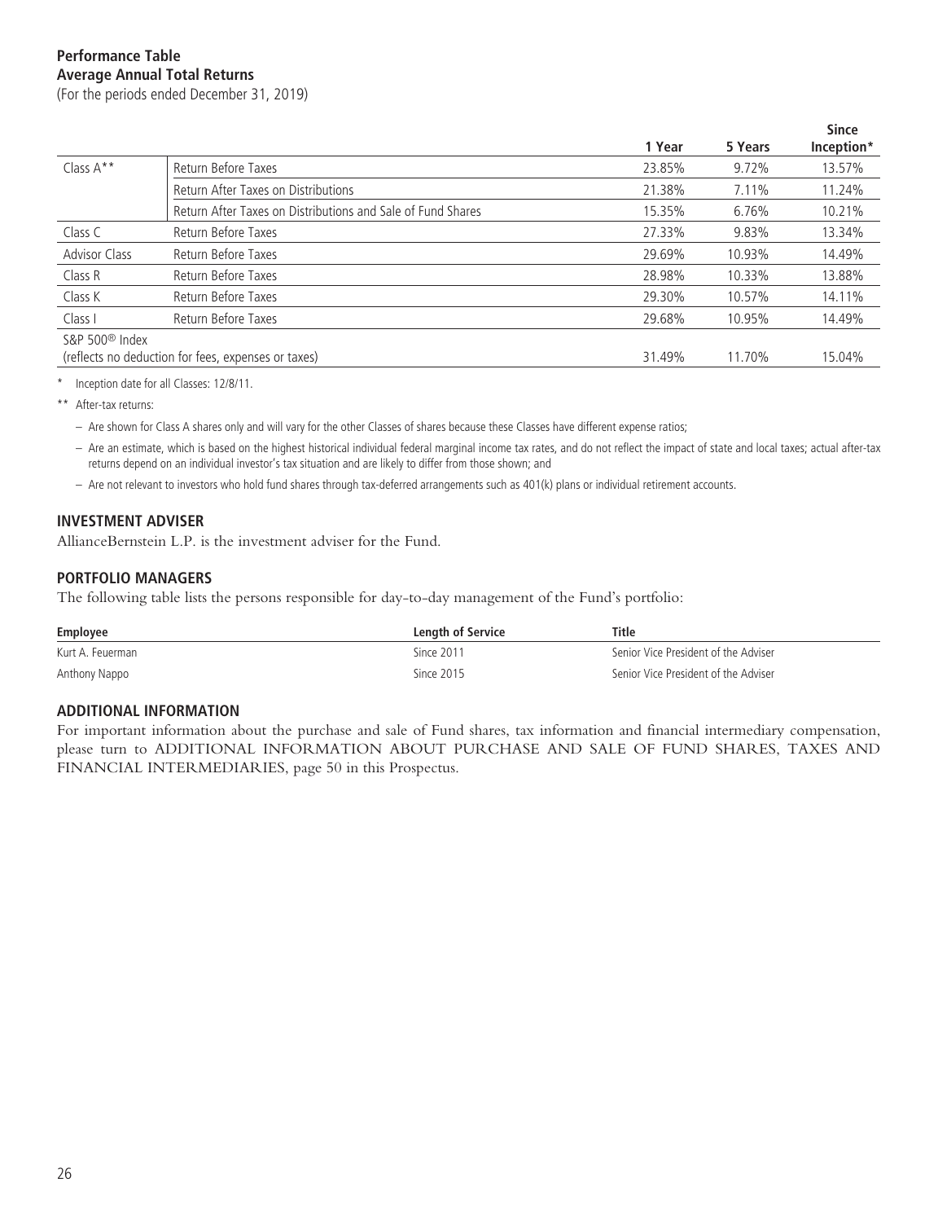**Performance Table**
**Average Annual Total Returns**
(For the periods ended December 31, 2019)

| | | 1 Year | 5 Years | Since Inception* |
|---|---|---|---|---|
| Class A** | Return Before Taxes | 23.85% | 9.72% | 13.57% |
| | Return After Taxes on Distributions | 21.38% | 7.11% | 11.24% |
| | Return After Taxes on Distributions and Sale of Fund Shares | 15.35% | 6.76% | 10.21% |
| Class C | Return Before Taxes | 27.33% | 9.83% | 13.34% |
| Advisor Class | Return Before Taxes | 29.69% | 10.93% | 14.49% |
| Class R | Return Before Taxes | 28.98% | 10.33% | 13.88% |
| Class K | Return Before Taxes | 29.30% | 10.57% | 14.11% |
| Class I | Return Before Taxes | 29.68% | 10.95% | 14.49% |
| S&P 500® Index (reflects no deduction for fees, expenses or taxes) | | 31.49% | 11.70% | 15.04% |

\* Inception date for all Classes: 12/8/11.

** After-tax returns:

– Are shown for Class A shares only and will vary for the other Classes of shares because these Classes have different expense ratios;

– Are an estimate, which is based on the highest historical individual federal marginal income tax rates, and do not reflect the impact of state and local taxes; actual after-tax returns depend on an individual investor's tax situation and are likely to differ from those shown; and

– Are not relevant to investors who hold fund shares through tax-deferred arrangements such as 401(k) plans or individual retirement accounts.

## INVESTMENT ADVISER

AllianceBernstein L.P. is the investment adviser for the Fund.

## PORTFOLIO MANAGERS

The following table lists the persons responsible for day-to-day management of the Fund's portfolio:

| Employee | Length of Service | Title |
|---|---|---|
| Kurt A. Feuerman | Since 2011 | Senior Vice President of the Adviser |
| Anthony Nappo | Since 2015 | Senior Vice President of the Adviser |

## ADDITIONAL INFORMATION

For important information about the purchase and sale of Fund shares, tax information and financial intermediary compensation, please turn to ADDITIONAL INFORMATION ABOUT PURCHASE AND SALE OF FUND SHARES, TAXES AND FINANCIAL INTERMEDIARIES, page 50 in this Prospectus.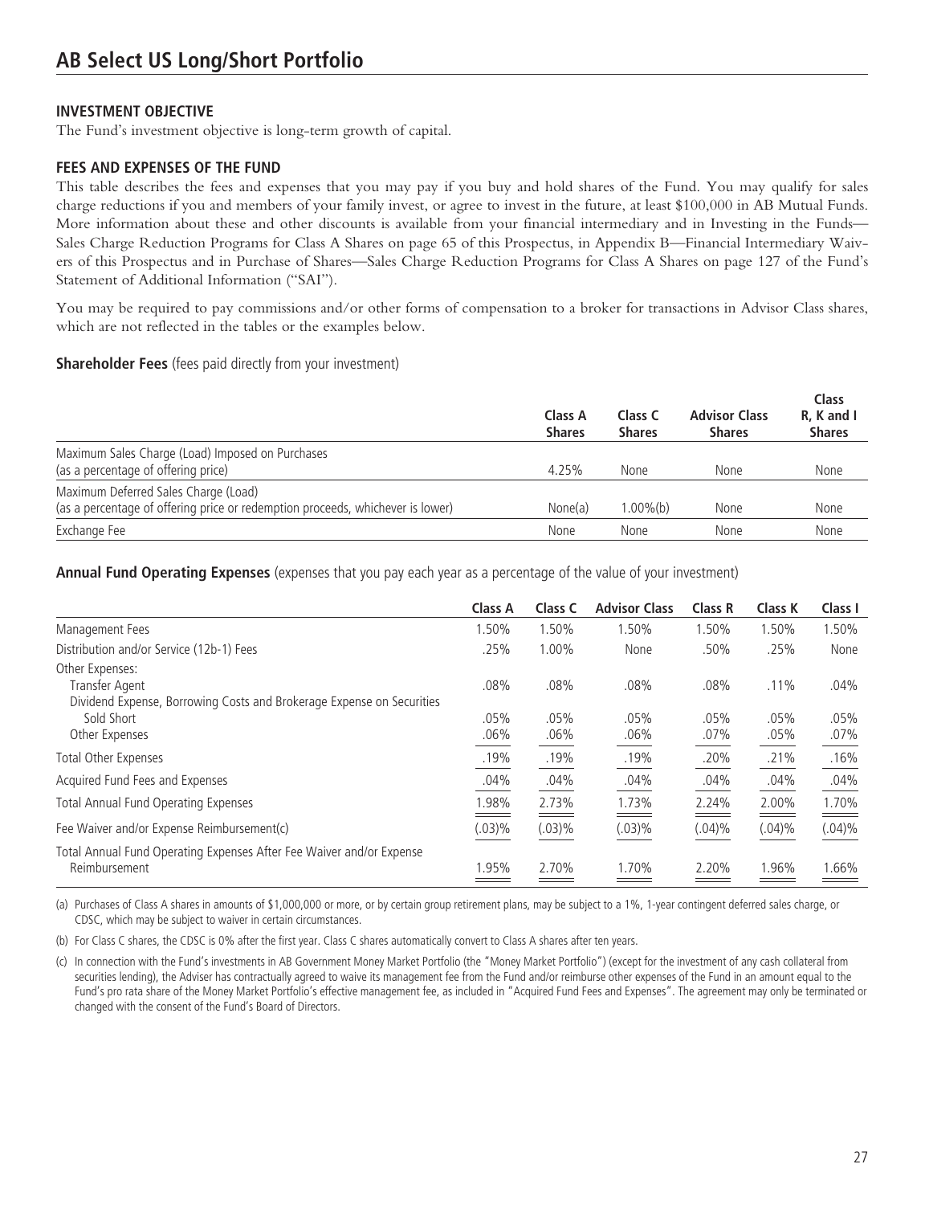# AB Select US Long/Short Portfolio

## INVESTMENT OBJECTIVE

The Fund's investment objective is long-term growth of capital.

## FEES AND EXPENSES OF THE FUND

This table describes the fees and expenses that you may pay if you buy and hold shares of the Fund. You may qualify for sales charge reductions if you and members of your family invest, or agree to invest in the future, at least $100,000 in AB Mutual Funds. More information about these and other discounts is available from your financial intermediary and in Investing in the Funds—Sales Charge Reduction Programs for Class A Shares on page 65 of this Prospectus, in Appendix B—Financial Intermediary Waivers of this Prospectus and in Purchase of Shares—Sales Charge Reduction Programs for Class A Shares on page 127 of the Fund's Statement of Additional Information ("SAI").

You may be required to pay commissions and/or other forms of compensation to a broker for transactions in Advisor Class shares, which are not reflected in the tables or the examples below.

**Shareholder Fees** (fees paid directly from your investment)

| | Class A Shares | Class C Shares | Advisor Class Shares | Class R, K and I Shares |
|---|---|---|---|---|
| Maximum Sales Charge (Load) Imposed on Purchases (as a percentage of offering price) | 4.25% | None | None | None |
| Maximum Deferred Sales Charge (Load) (as a percentage of offering price or redemption proceeds, whichever is lower) | None(a) | 1.00%(b) | None | None |
| Exchange Fee | None | None | None | None |

**Annual Fund Operating Expenses** (expenses that you pay each year as a percentage of the value of your investment)

| | Class A | Class C | Advisor Class | Class R | Class K | Class I |
|---|---|---|---|---|---|---|
| Management Fees | 1.50% | 1.50% | 1.50% | 1.50% | 1.50% | 1.50% |
| Distribution and/or Service (12b-1) Fees | .25% | 1.00% | None | .50% | .25% | None |
| Other Expenses: | | | | | | |
| Transfer Agent | .08% | .08% | .08% | .08% | .11% | .04% |
| Dividend Expense, Borrowing Costs and Brokerage Expense on Securities Sold Short | .05% | .05% | .05% | .05% | .05% | .05% |
| Other Expenses | .06% | .06% | .06% | .07% | .05% | .07% |
| Total Other Expenses | .19% | .19% | .19% | .20% | .21% | .16% |
| Acquired Fund Fees and Expenses | .04% | .04% | .04% | .04% | .04% | .04% |
| Total Annual Fund Operating Expenses | 1.98% | 2.73% | 1.73% | 2.24% | 2.00% | 1.70% |
| Fee Waiver and/or Expense Reimbursement(c) | (.03)% | (.03)% | (.03)% | (.04)% | (.04)% | (.04)% |
| Total Annual Fund Operating Expenses After Fee Waiver and/or Expense Reimbursement | 1.95% | 2.70% | 1.70% | 2.20% | 1.96% | 1.66% |

(a) Purchases of Class A shares in amounts of $1,000,000 or more, or by certain group retirement plans, may be subject to a 1%, 1-year contingent deferred sales charge, or CDSC, which may be subject to waiver in certain circumstances.

(b) For Class C shares, the CDSC is 0% after the first year. Class C shares automatically convert to Class A shares after ten years.

(c) In connection with the Fund's investments in AB Government Money Market Portfolio (the "Money Market Portfolio") (except for the investment of any cash collateral from securities lending), the Adviser has contractually agreed to waive its management fee from the Fund and/or reimburse other expenses of the Fund in an amount equal to the Fund's pro rata share of the Money Market Portfolio's effective management fee, as included in "Acquired Fund Fees and Expenses". The agreement may only be terminated or changed with the consent of the Fund's Board of Directors.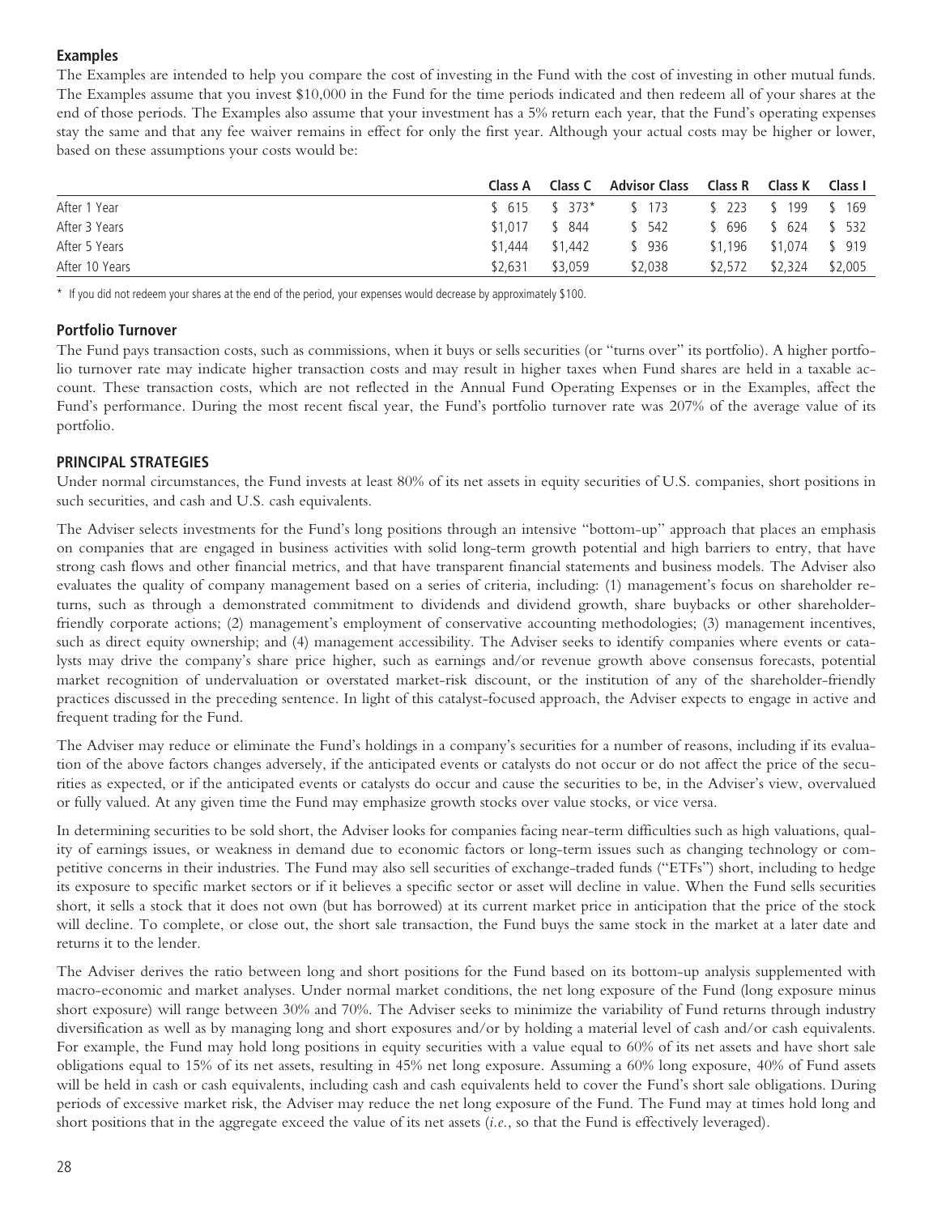### Examples

The Examples are intended to help you compare the cost of investing in the Fund with the cost of investing in other mutual funds. The Examples assume that you invest $10,000 in the Fund for the time periods indicated and then redeem all of your shares at the end of those periods. The Examples also assume that your investment has a 5% return each year, that the Fund's operating expenses stay the same and that any fee waiver remains in effect for only the first year. Although your actual costs may be higher or lower, based on these assumptions your costs would be:

| | Class A | Class C | Advisor Class | Class R | Class K | Class I |
|---|---|---|---|---|---|---|
| After 1 Year | $ 615 | $ 373* | $ 173 | $ 223 | $ 199 | $ 169 |
| After 3 Years | $1,017 | $ 844 | $ 542 | $ 696 | $ 624 | $ 532 |
| After 5 Years | $1,444 | $1,442 | $ 936 | $1,196 | $1,074 | $ 919 |
| After 10 Years | $2,631 | $3,059 | $2,038 | $2,572 | $2,324 | $2,005 |

\* If you did not redeem your shares at the end of the period, your expenses would decrease by approximately $100.

### Portfolio Turnover

The Fund pays transaction costs, such as commissions, when it buys or sells securities (or "turns over" its portfolio). A higher portfolio turnover rate may indicate higher transaction costs and may result in higher taxes when Fund shares are held in a taxable account. These transaction costs, which are not reflected in the Annual Fund Operating Expenses or in the Examples, affect the Fund's performance. During the most recent fiscal year, the Fund's portfolio turnover rate was 207% of the average value of its portfolio.

## PRINCIPAL STRATEGIES

Under normal circumstances, the Fund invests at least 80% of its net assets in equity securities of U.S. companies, short positions in such securities, and cash and U.S. cash equivalents.

The Adviser selects investments for the Fund's long positions through an intensive "bottom-up" approach that places an emphasis on companies that are engaged in business activities with solid long-term growth potential and high barriers to entry, that have strong cash flows and other financial metrics, and that have transparent financial statements and business models. The Adviser also evaluates the quality of company management based on a series of criteria, including: (1) management's focus on shareholder returns, such as through a demonstrated commitment to dividends and dividend growth, share buybacks or other shareholder-friendly corporate actions; (2) management's employment of conservative accounting methodologies; (3) management incentives, such as direct equity ownership; and (4) management accessibility. The Adviser seeks to identify companies where events or catalysts may drive the company's share price higher, such as earnings and/or revenue growth above consensus forecasts, potential market recognition of undervaluation or overstated market-risk discount, or the institution of any of the shareholder-friendly practices discussed in the preceding sentence. In light of this catalyst-focused approach, the Adviser expects to engage in active and frequent trading for the Fund.

The Adviser may reduce or eliminate the Fund's holdings in a company's securities for a number of reasons, including if its evaluation of the above factors changes adversely, if the anticipated events or catalysts do not occur or do not affect the price of the securities as expected, or if the anticipated events or catalysts do occur and cause the securities to be, in the Adviser's view, overvalued or fully valued. At any given time the Fund may emphasize growth stocks over value stocks, or vice versa.

In determining securities to be sold short, the Adviser looks for companies facing near-term difficulties such as high valuations, quality of earnings issues, or weakness in demand due to economic factors or long-term issues such as changing technology or competitive concerns in their industries. The Fund may also sell securities of exchange-traded funds ("ETFs") short, including to hedge its exposure to specific market sectors or if it believes a specific sector or asset will decline in value. When the Fund sells securities short, it sells a stock that it does not own (but has borrowed) at its current market price in anticipation that the price of the stock will decline. To complete, or close out, the short sale transaction, the Fund buys the same stock in the market at a later date and returns it to the lender.

The Adviser derives the ratio between long and short positions for the Fund based on its bottom-up analysis supplemented with macro-economic and market analyses. Under normal market conditions, the net long exposure of the Fund (long exposure minus short exposure) will range between 30% and 70%. The Adviser seeks to minimize the variability of Fund returns through industry diversification as well as by managing long and short exposures and/or by holding a material level of cash and/or cash equivalents. For example, the Fund may hold long positions in equity securities with a value equal to 60% of its net assets and have short sale obligations equal to 15% of its net assets, resulting in 45% net long exposure. Assuming a 60% long exposure, 40% of Fund assets will be held in cash or cash equivalents, including cash and cash equivalents held to cover the Fund's short sale obligations. During periods of excessive market risk, the Adviser may reduce the net long exposure of the Fund. The Fund may at times hold long and short positions that in the aggregate exceed the value of its net assets (*i.e.*, so that the Fund is effectively leveraged).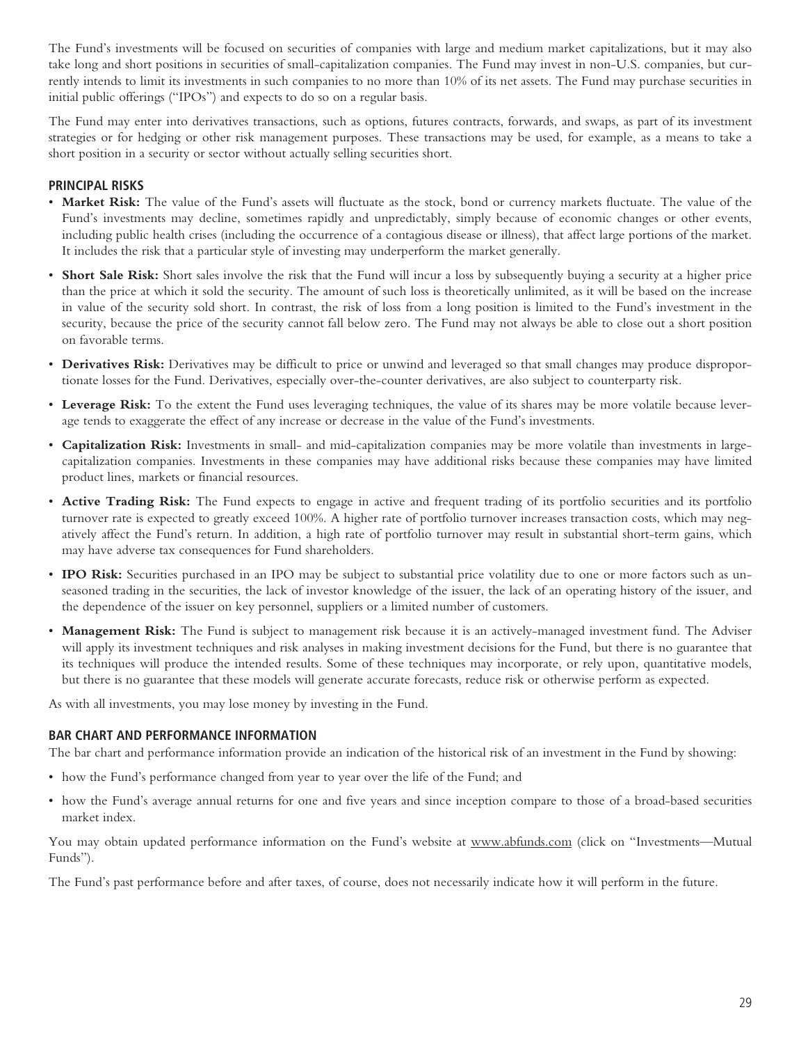The Fund's investments will be focused on securities of companies with large and medium market capitalizations, but it may also take long and short positions in securities of small-capitalization companies. The Fund may invest in non-U.S. companies, but currently intends to limit its investments in such companies to no more than 10% of its net assets. The Fund may purchase securities in initial public offerings ("IPOs") and expects to do so on a regular basis.

The Fund may enter into derivatives transactions, such as options, futures contracts, forwards, and swaps, as part of its investment strategies or for hedging or other risk management purposes. These transactions may be used, for example, as a means to take a short position in a security or sector without actually selling securities short.

## PRINCIPAL RISKS

- **Market Risk:** The value of the Fund's assets will fluctuate as the stock, bond or currency markets fluctuate. The value of the Fund's investments may decline, sometimes rapidly and unpredictably, simply because of economic changes or other events, including public health crises (including the occurrence of a contagious disease or illness), that affect large portions of the market. It includes the risk that a particular style of investing may underperform the market generally.
- **Short Sale Risk:** Short sales involve the risk that the Fund will incur a loss by subsequently buying a security at a higher price than the price at which it sold the security. The amount of such loss is theoretically unlimited, as it will be based on the increase in value of the security sold short. In contrast, the risk of loss from a long position is limited to the Fund's investment in the security, because the price of the security cannot fall below zero. The Fund may not always be able to close out a short position on favorable terms.
- **Derivatives Risk:** Derivatives may be difficult to price or unwind and leveraged so that small changes may produce disproportionate losses for the Fund. Derivatives, especially over-the-counter derivatives, are also subject to counterparty risk.
- **Leverage Risk:** To the extent the Fund uses leveraging techniques, the value of its shares may be more volatile because leverage tends to exaggerate the effect of any increase or decrease in the value of the Fund's investments.
- **Capitalization Risk:** Investments in small- and mid-capitalization companies may be more volatile than investments in large-capitalization companies. Investments in these companies may have additional risks because these companies may have limited product lines, markets or financial resources.
- **Active Trading Risk:** The Fund expects to engage in active and frequent trading of its portfolio securities and its portfolio turnover rate is expected to greatly exceed 100%. A higher rate of portfolio turnover increases transaction costs, which may negatively affect the Fund's return. In addition, a high rate of portfolio turnover may result in substantial short-term gains, which may have adverse tax consequences for Fund shareholders.
- **IPO Risk:** Securities purchased in an IPO may be subject to substantial price volatility due to one or more factors such as unseasoned trading in the securities, the lack of investor knowledge of the issuer, the lack of an operating history of the issuer, and the dependence of the issuer on key personnel, suppliers or a limited number of customers.
- **Management Risk:** The Fund is subject to management risk because it is an actively-managed investment fund. The Adviser will apply its investment techniques and risk analyses in making investment decisions for the Fund, but there is no guarantee that its techniques will produce the intended results. Some of these techniques may incorporate, or rely upon, quantitative models, but there is no guarantee that these models will generate accurate forecasts, reduce risk or otherwise perform as expected.

As with all investments, you may lose money by investing in the Fund.

## BAR CHART AND PERFORMANCE INFORMATION

The bar chart and performance information provide an indication of the historical risk of an investment in the Fund by showing:

- how the Fund's performance changed from year to year over the life of the Fund; and
- how the Fund's average annual returns for one and five years and since inception compare to those of a broad-based securities market index.

You may obtain updated performance information on the Fund's website at www.abfunds.com (click on "Investments—Mutual Funds").

The Fund's past performance before and after taxes, of course, does not necessarily indicate how it will perform in the future.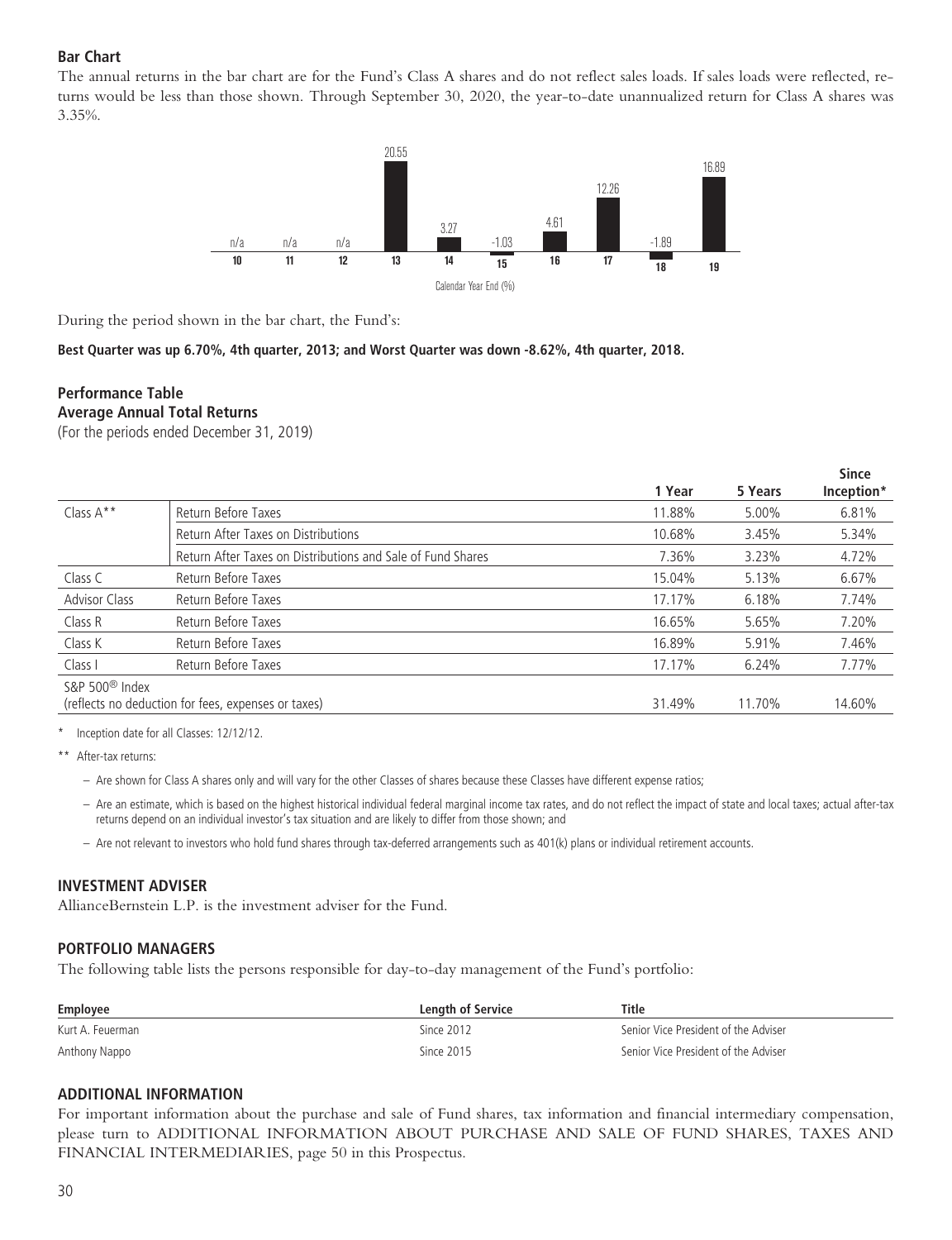**Bar Chart**

The annual returns in the bar chart are for the Fund's Class A shares and do not reflect sales loads. If sales loads were reflected, returns would be less than those shown. Through September 30, 2020, the year-to-date unannualized return for Class A shares was 3.35%.

| 10 | 11 | 12 | 13 | 14 | 15 | 16 | 17 | 18 | 19 |
|---|---|---|---|---|---|---|---|---|---|
| n/a | n/a | n/a | 20.55 | 3.27 | -1.03 | 4.61 | 12.26 | -1.89 | 16.89 |

Calendar Year End (%)

During the period shown in the bar chart, the Fund's:

**Best Quarter was up 6.70%, 4th quarter, 2013; and Worst Quarter was down -8.62%, 4th quarter, 2018.**

**Performance Table**
**Average Annual Total Returns**
(For the periods ended December 31, 2019)

| | | 1 Year | 5 Years | Since Inception* |
|---|---|---|---|---|
| Class A** | Return Before Taxes | 11.88% | 5.00% | 6.81% |
| | Return After Taxes on Distributions | 10.68% | 3.45% | 5.34% |
| | Return After Taxes on Distributions and Sale of Fund Shares | 7.36% | 3.23% | 4.72% |
| Class C | Return Before Taxes | 15.04% | 5.13% | 6.67% |
| Advisor Class | Return Before Taxes | 17.17% | 6.18% | 7.74% |
| Class R | Return Before Taxes | 16.65% | 5.65% | 7.20% |
| Class K | Return Before Taxes | 16.89% | 5.91% | 7.46% |
| Class I | Return Before Taxes | 17.17% | 6.24% | 7.77% |
| S&P 500® Index (reflects no deduction for fees, expenses or taxes) | | 31.49% | 11.70% | 14.60% |

\* Inception date for all Classes: 12/12/12.

** After-tax returns:

- Are shown for Class A shares only and will vary for the other Classes of shares because these Classes have different expense ratios;
- Are an estimate, which is based on the highest historical individual federal marginal income tax rates, and do not reflect the impact of state and local taxes; actual after-tax returns depend on an individual investor's tax situation and are likely to differ from those shown; and
- Are not relevant to investors who hold fund shares through tax-deferred arrangements such as 401(k) plans or individual retirement accounts.

## INVESTMENT ADVISER

AllianceBernstein L.P. is the investment adviser for the Fund.

## PORTFOLIO MANAGERS

The following table lists the persons responsible for day-to-day management of the Fund's portfolio:

| Employee | Length of Service | Title |
|---|---|---|
| Kurt A. Feuerman | Since 2012 | Senior Vice President of the Adviser |
| Anthony Nappo | Since 2015 | Senior Vice President of the Adviser |

## ADDITIONAL INFORMATION

For important information about the purchase and sale of Fund shares, tax information and financial intermediary compensation, please turn to ADDITIONAL INFORMATION ABOUT PURCHASE AND SALE OF FUND SHARES, TAXES AND FINANCIAL INTERMEDIARIES, page 50 in this Prospectus.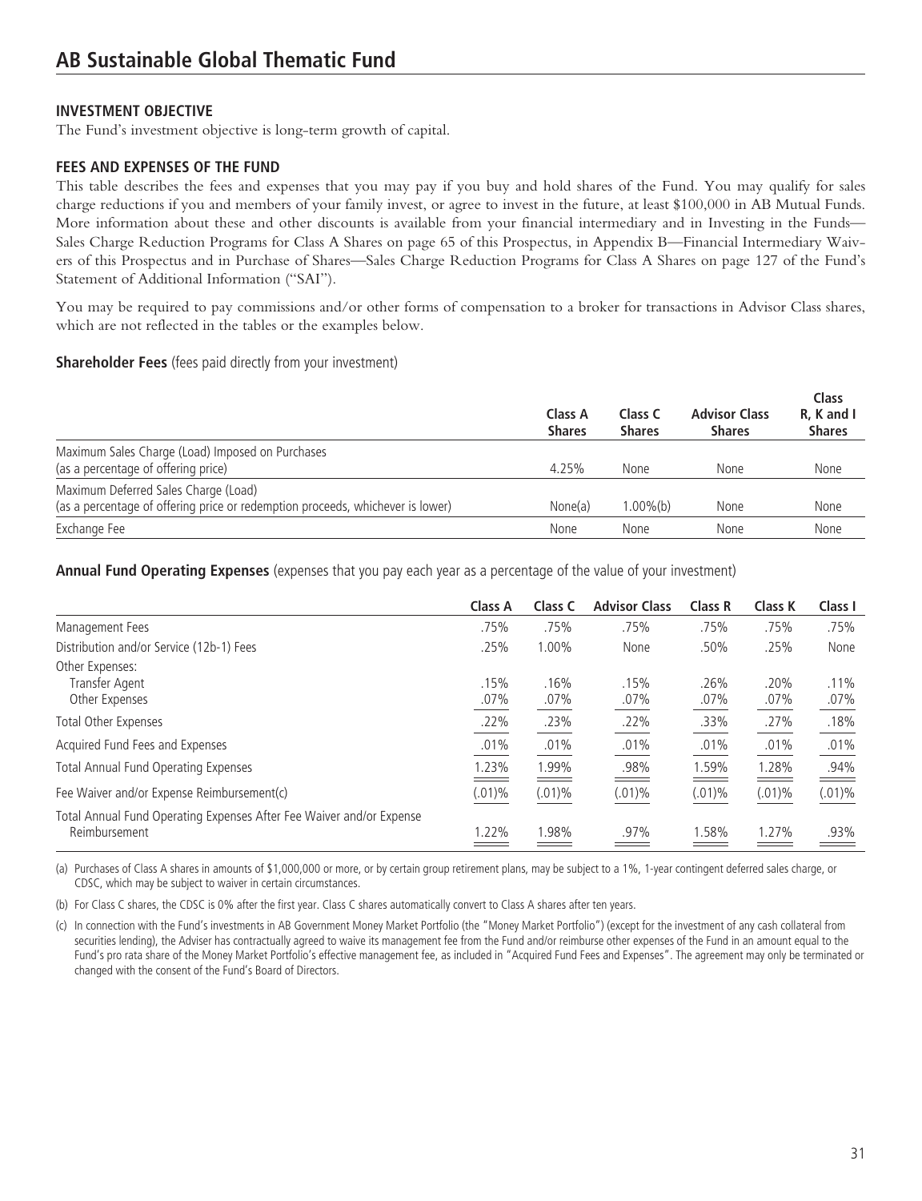# AB Sustainable Global Thematic Fund

## INVESTMENT OBJECTIVE

The Fund's investment objective is long-term growth of capital.

## FEES AND EXPENSES OF THE FUND

This table describes the fees and expenses that you may pay if you buy and hold shares of the Fund. You may qualify for sales charge reductions if you and members of your family invest, or agree to invest in the future, at least $100,000 in AB Mutual Funds. More information about these and other discounts is available from your financial intermediary and in Investing in the Funds—Sales Charge Reduction Programs for Class A Shares on page 65 of this Prospectus, in Appendix B—Financial Intermediary Waivers of this Prospectus and in Purchase of Shares—Sales Charge Reduction Programs for Class A Shares on page 127 of the Fund's Statement of Additional Information ("SAI").

You may be required to pay commissions and/or other forms of compensation to a broker for transactions in Advisor Class shares, which are not reflected in the tables or the examples below.

**Shareholder Fees** (fees paid directly from your investment)

| | Class A Shares | Class C Shares | Advisor Class Shares | Class R, K and I Shares |
|---|---|---|---|---|
| Maximum Sales Charge (Load) Imposed on Purchases (as a percentage of offering price) | 4.25% | None | None | None |
| Maximum Deferred Sales Charge (Load) (as a percentage of offering price or redemption proceeds, whichever is lower) | None(a) | 1.00%(b) | None | None |
| Exchange Fee | None | None | None | None |

**Annual Fund Operating Expenses** (expenses that you pay each year as a percentage of the value of your investment)

| | Class A | Class C | Advisor Class | Class R | Class K | Class I |
|---|---|---|---|---|---|---|
| Management Fees | .75% | .75% | .75% | .75% | .75% | .75% |
| Distribution and/or Service (12b-1) Fees | .25% | 1.00% | None | .50% | .25% | None |
| Other Expenses: | | | | | | |
| Transfer Agent | .15% | .16% | .15% | .26% | .20% | .11% |
| Other Expenses | .07% | .07% | .07% | .07% | .07% | .07% |
| Total Other Expenses | .22% | .23% | .22% | .33% | .27% | .18% |
| Acquired Fund Fees and Expenses | .01% | .01% | .01% | .01% | .01% | .01% |
| Total Annual Fund Operating Expenses | 1.23% | 1.99% | .98% | 1.59% | 1.28% | .94% |
| Fee Waiver and/or Expense Reimbursement(c) | (.01)% | (.01)% | (.01)% | (.01)% | (.01)% | (.01)% |
| Total Annual Fund Operating Expenses After Fee Waiver and/or Expense Reimbursement | 1.22% | 1.98% | .97% | 1.58% | 1.27% | .93% |

(a) Purchases of Class A shares in amounts of $1,000,000 or more, or by certain group retirement plans, may be subject to a 1%, 1-year contingent deferred sales charge, or CDSC, which may be subject to waiver in certain circumstances.

(b) For Class C shares, the CDSC is 0% after the first year. Class C shares automatically convert to Class A shares after ten years.

(c) In connection with the Fund's investments in AB Government Money Market Portfolio (the "Money Market Portfolio") (except for the investment of any cash collateral from securities lending), the Adviser has contractually agreed to waive its management fee from the Fund and/or reimburse other expenses of the Fund in an amount equal to the Fund's pro rata share of the Money Market Portfolio's effective management fee, as included in "Acquired Fund Fees and Expenses". The agreement may only be terminated or changed with the consent of the Fund's Board of Directors.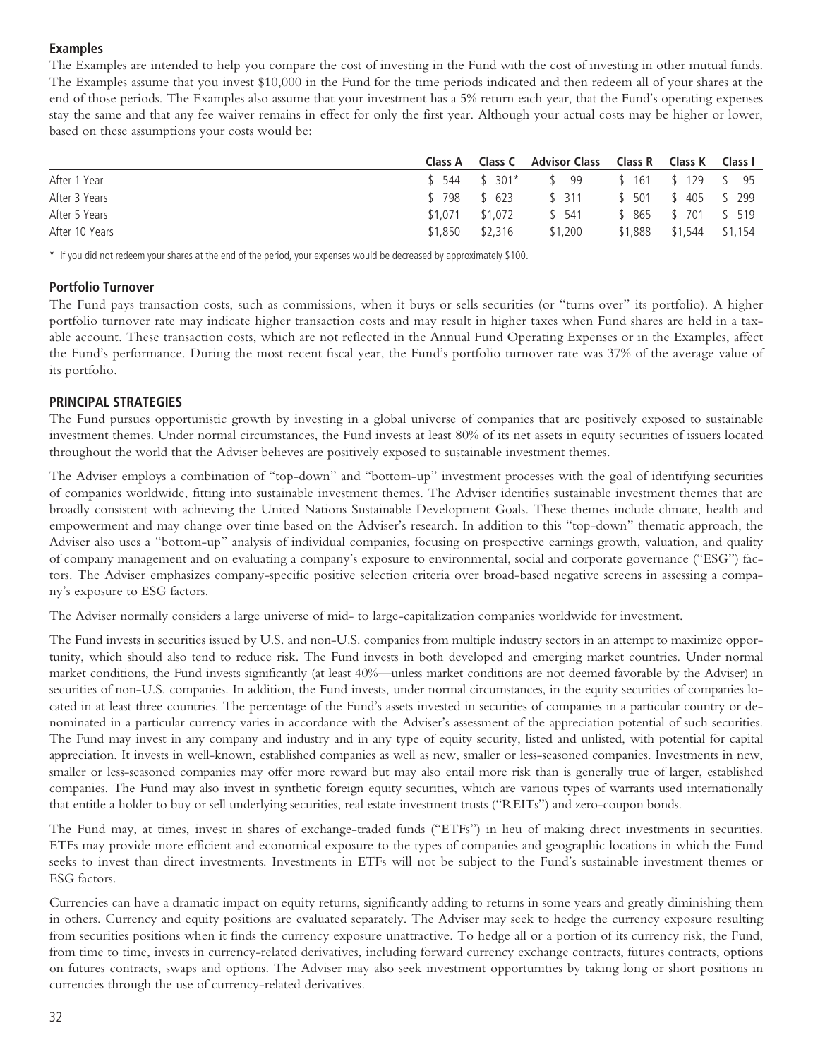### Examples

The Examples are intended to help you compare the cost of investing in the Fund with the cost of investing in other mutual funds. The Examples assume that you invest $10,000 in the Fund for the time periods indicated and then redeem all of your shares at the end of those periods. The Examples also assume that your investment has a 5% return each year, that the Fund's operating expenses stay the same and that any fee waiver remains in effect for only the first year. Although your actual costs may be higher or lower, based on these assumptions your costs would be:

| | Class A | Class C | Advisor Class | Class R | Class K | Class I |
|---|---|---|---|---|---|---|
| After 1 Year | $ 544 | $ 301* | $ 99 | $ 161 | $ 129 | $ 95 |
| After 3 Years | $ 798 | $ 623 | $ 311 | $ 501 | $ 405 | $ 299 |
| After 5 Years | $1,071 | $1,072 | $ 541 | $ 865 | $ 701 | $ 519 |
| After 10 Years | $1,850 | $2,316 | $1,200 | $1,888 | $1,544 | $1,154 |

\* If you did not redeem your shares at the end of the period, your expenses would be decreased by approximately $100.

### Portfolio Turnover

The Fund pays transaction costs, such as commissions, when it buys or sells securities (or "turns over" its portfolio). A higher portfolio turnover rate may indicate higher transaction costs and may result in higher taxes when Fund shares are held in a taxable account. These transaction costs, which are not reflected in the Annual Fund Operating Expenses or in the Examples, affect the Fund's performance. During the most recent fiscal year, the Fund's portfolio turnover rate was 37% of the average value of its portfolio.

## PRINCIPAL STRATEGIES

The Fund pursues opportunistic growth by investing in a global universe of companies that are positively exposed to sustainable investment themes. Under normal circumstances, the Fund invests at least 80% of its net assets in equity securities of issuers located throughout the world that the Adviser believes are positively exposed to sustainable investment themes.

The Adviser employs a combination of "top-down" and "bottom-up" investment processes with the goal of identifying securities of companies worldwide, fitting into sustainable investment themes. The Adviser identifies sustainable investment themes that are broadly consistent with achieving the United Nations Sustainable Development Goals. These themes include climate, health and empowerment and may change over time based on the Adviser's research. In addition to this "top-down" thematic approach, the Adviser also uses a "bottom-up" analysis of individual companies, focusing on prospective earnings growth, valuation, and quality of company management and on evaluating a company's exposure to environmental, social and corporate governance ("ESG") factors. The Adviser emphasizes company-specific positive selection criteria over broad-based negative screens in assessing a company's exposure to ESG factors.

The Adviser normally considers a large universe of mid- to large-capitalization companies worldwide for investment.

The Fund invests in securities issued by U.S. and non-U.S. companies from multiple industry sectors in an attempt to maximize opportunity, which should also tend to reduce risk. The Fund invests in both developed and emerging market countries. Under normal market conditions, the Fund invests significantly (at least 40%—unless market conditions are not deemed favorable by the Adviser) in securities of non-U.S. companies. In addition, the Fund invests, under normal circumstances, in the equity securities of companies located in at least three countries. The percentage of the Fund's assets invested in securities of companies in a particular country or denominated in a particular currency varies in accordance with the Adviser's assessment of the appreciation potential of such securities. The Fund may invest in any company and industry and in any type of equity security, listed and unlisted, with potential for capital appreciation. It invests in well-known, established companies as well as new, smaller or less-seasoned companies. Investments in new, smaller or less-seasoned companies may offer more reward but may also entail more risk than is generally true of larger, established companies. The Fund may also invest in synthetic foreign equity securities, which are various types of warrants used internationally that entitle a holder to buy or sell underlying securities, real estate investment trusts ("REITs") and zero-coupon bonds.

The Fund may, at times, invest in shares of exchange-traded funds ("ETFs") in lieu of making direct investments in securities. ETFs may provide more efficient and economical exposure to the types of companies and geographic locations in which the Fund seeks to invest than direct investments. Investments in ETFs will not be subject to the Fund's sustainable investment themes or ESG factors.

Currencies can have a dramatic impact on equity returns, significantly adding to returns in some years and greatly diminishing them in others. Currency and equity positions are evaluated separately. The Adviser may seek to hedge the currency exposure resulting from securities positions when it finds the currency exposure unattractive. To hedge all or a portion of its currency risk, the Fund, from time to time, invests in currency-related derivatives, including forward currency exchange contracts, futures contracts, options on futures contracts, swaps and options. The Adviser may also seek investment opportunities by taking long or short positions in currencies through the use of currency-related derivatives.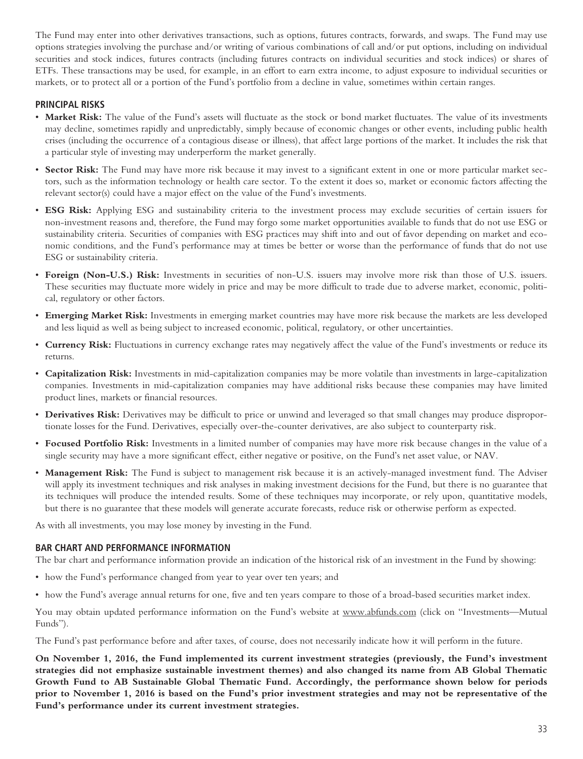The Fund may enter into other derivatives transactions, such as options, futures contracts, forwards, and swaps. The Fund may use options strategies involving the purchase and/or writing of various combinations of call and/or put options, including on individual securities and stock indices, futures contracts (including futures contracts on individual securities and stock indices) or shares of ETFs. These transactions may be used, for example, in an effort to earn extra income, to adjust exposure to individual securities or markets, or to protect all or a portion of the Fund's portfolio from a decline in value, sometimes within certain ranges.

## PRINCIPAL RISKS

- **Market Risk:** The value of the Fund's assets will fluctuate as the stock or bond market fluctuates. The value of its investments may decline, sometimes rapidly and unpredictably, simply because of economic changes or other events, including public health crises (including the occurrence of a contagious disease or illness), that affect large portions of the market. It includes the risk that a particular style of investing may underperform the market generally.
- **Sector Risk:** The Fund may have more risk because it may invest to a significant extent in one or more particular market sectors, such as the information technology or health care sector. To the extent it does so, market or economic factors affecting the relevant sector(s) could have a major effect on the value of the Fund's investments.
- **ESG Risk:** Applying ESG and sustainability criteria to the investment process may exclude securities of certain issuers for non-investment reasons and, therefore, the Fund may forgo some market opportunities available to funds that do not use ESG or sustainability criteria. Securities of companies with ESG practices may shift into and out of favor depending on market and economic conditions, and the Fund's performance may at times be better or worse than the performance of funds that do not use ESG or sustainability criteria.
- **Foreign (Non-U.S.) Risk:** Investments in securities of non-U.S. issuers may involve more risk than those of U.S. issuers. These securities may fluctuate more widely in price and may be more difficult to trade due to adverse market, economic, political, regulatory or other factors.
- **Emerging Market Risk:** Investments in emerging market countries may have more risk because the markets are less developed and less liquid as well as being subject to increased economic, political, regulatory, or other uncertainties.
- **Currency Risk:** Fluctuations in currency exchange rates may negatively affect the value of the Fund's investments or reduce its returns.
- **Capitalization Risk:** Investments in mid-capitalization companies may be more volatile than investments in large-capitalization companies. Investments in mid-capitalization companies may have additional risks because these companies may have limited product lines, markets or financial resources.
- **Derivatives Risk:** Derivatives may be difficult to price or unwind and leveraged so that small changes may produce disproportionate losses for the Fund. Derivatives, especially over-the-counter derivatives, are also subject to counterparty risk.
- **Focused Portfolio Risk:** Investments in a limited number of companies may have more risk because changes in the value of a single security may have a more significant effect, either negative or positive, on the Fund's net asset value, or NAV.
- **Management Risk:** The Fund is subject to management risk because it is an actively-managed investment fund. The Adviser will apply its investment techniques and risk analyses in making investment decisions for the Fund, but there is no guarantee that its techniques will produce the intended results. Some of these techniques may incorporate, or rely upon, quantitative models, but there is no guarantee that these models will generate accurate forecasts, reduce risk or otherwise perform as expected.

As with all investments, you may lose money by investing in the Fund.

## BAR CHART AND PERFORMANCE INFORMATION

The bar chart and performance information provide an indication of the historical risk of an investment in the Fund by showing:

- how the Fund's performance changed from year to year over ten years; and
- how the Fund's average annual returns for one, five and ten years compare to those of a broad-based securities market index.

You may obtain updated performance information on the Fund's website at www.abfunds.com (click on "Investments—Mutual Funds").

The Fund's past performance before and after taxes, of course, does not necessarily indicate how it will perform in the future.

**On November 1, 2016, the Fund implemented its current investment strategies (previously, the Fund's investment strategies did not emphasize sustainable investment themes) and also changed its name from AB Global Thematic Growth Fund to AB Sustainable Global Thematic Fund. Accordingly, the performance shown below for periods prior to November 1, 2016 is based on the Fund's prior investment strategies and may not be representative of the Fund's performance under its current investment strategies.**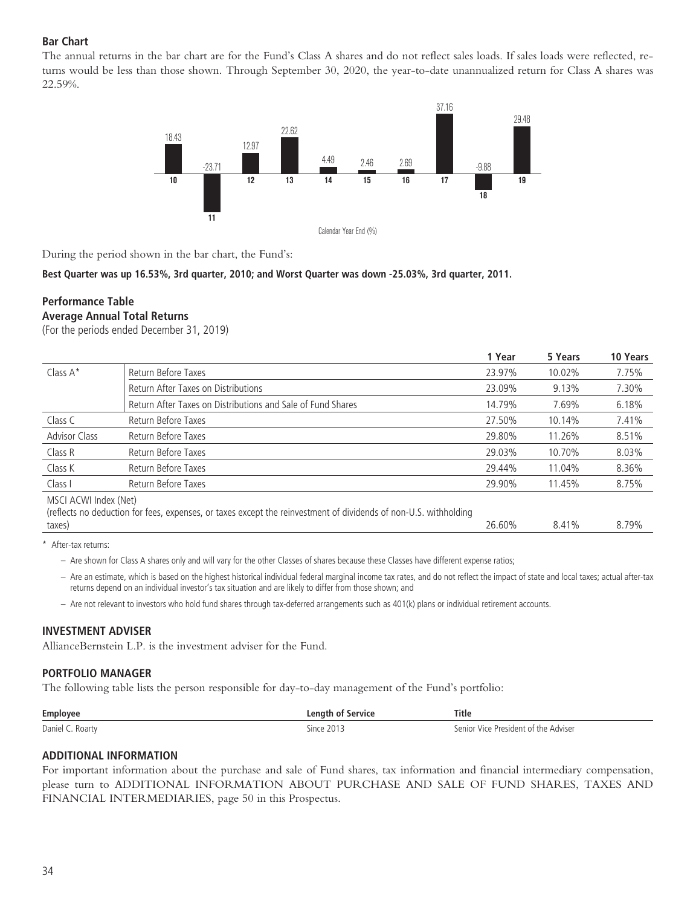### Bar Chart

The annual returns in the bar chart are for the Fund's Class A shares and do not reflect sales loads. If sales loads were reflected, returns would be less than those shown. Through September 30, 2020, the year-to-date unannualized return for Class A shares was 22.59%.

| Calendar Year End (%) | 10 | 11 | 12 | 13 | 14 | 15 | 16 | 17 | 18 | 19 |
|---|---|---|---|---|---|---|---|---|---|---|
| Return | 18.43 | -23.71 | 12.97 | 22.62 | 4.49 | 2.46 | 2.69 | 37.16 | -9.88 | 29.48 |

During the period shown in the bar chart, the Fund's:

**Best Quarter was up 16.53%, 3rd quarter, 2010; and Worst Quarter was down -25.03%, 3rd quarter, 2011.**

### Performance Table

**Average Annual Total Returns**

(For the periods ended December 31, 2019)

| | | 1 Year | 5 Years | 10 Years |
|---|---|---|---|---|
| Class A* | Return Before Taxes | 23.97% | 10.02% | 7.75% |
| | Return After Taxes on Distributions | 23.09% | 9.13% | 7.30% |
| | Return After Taxes on Distributions and Sale of Fund Shares | 14.79% | 7.69% | 6.18% |
| Class C | Return Before Taxes | 27.50% | 10.14% | 7.41% |
| Advisor Class | Return Before Taxes | 29.80% | 11.26% | 8.51% |
| Class R | Return Before Taxes | 29.03% | 10.70% | 8.03% |
| Class K | Return Before Taxes | 29.44% | 11.04% | 8.36% |
| Class I | Return Before Taxes | 29.90% | 11.45% | 8.75% |
| MSCI ACWI Index (Net) (reflects no deduction for fees, expenses, or taxes except the reinvestment of dividends of non-U.S. withholding taxes) | | 26.60% | 8.41% | 8.79% |

\* After-tax returns:

– Are shown for Class A shares only and will vary for the other Classes of shares because these Classes have different expense ratios;

– Are an estimate, which is based on the highest historical individual federal marginal income tax rates, and do not reflect the impact of state and local taxes; actual after-tax returns depend on an individual investor's tax situation and are likely to differ from those shown; and

– Are not relevant to investors who hold fund shares through tax-deferred arrangements such as 401(k) plans or individual retirement accounts.

## INVESTMENT ADVISER

AllianceBernstein L.P. is the investment adviser for the Fund.

## PORTFOLIO MANAGER

The following table lists the person responsible for day-to-day management of the Fund's portfolio:

| Employee | Length of Service | Title |
|---|---|---|
| Daniel C. Roarty | Since 2013 | Senior Vice President of the Adviser |

## ADDITIONAL INFORMATION

For important information about the purchase and sale of Fund shares, tax information and financial intermediary compensation, please turn to ADDITIONAL INFORMATION ABOUT PURCHASE AND SALE OF FUND SHARES, TAXES AND FINANCIAL INTERMEDIARIES, page 50 in this Prospectus.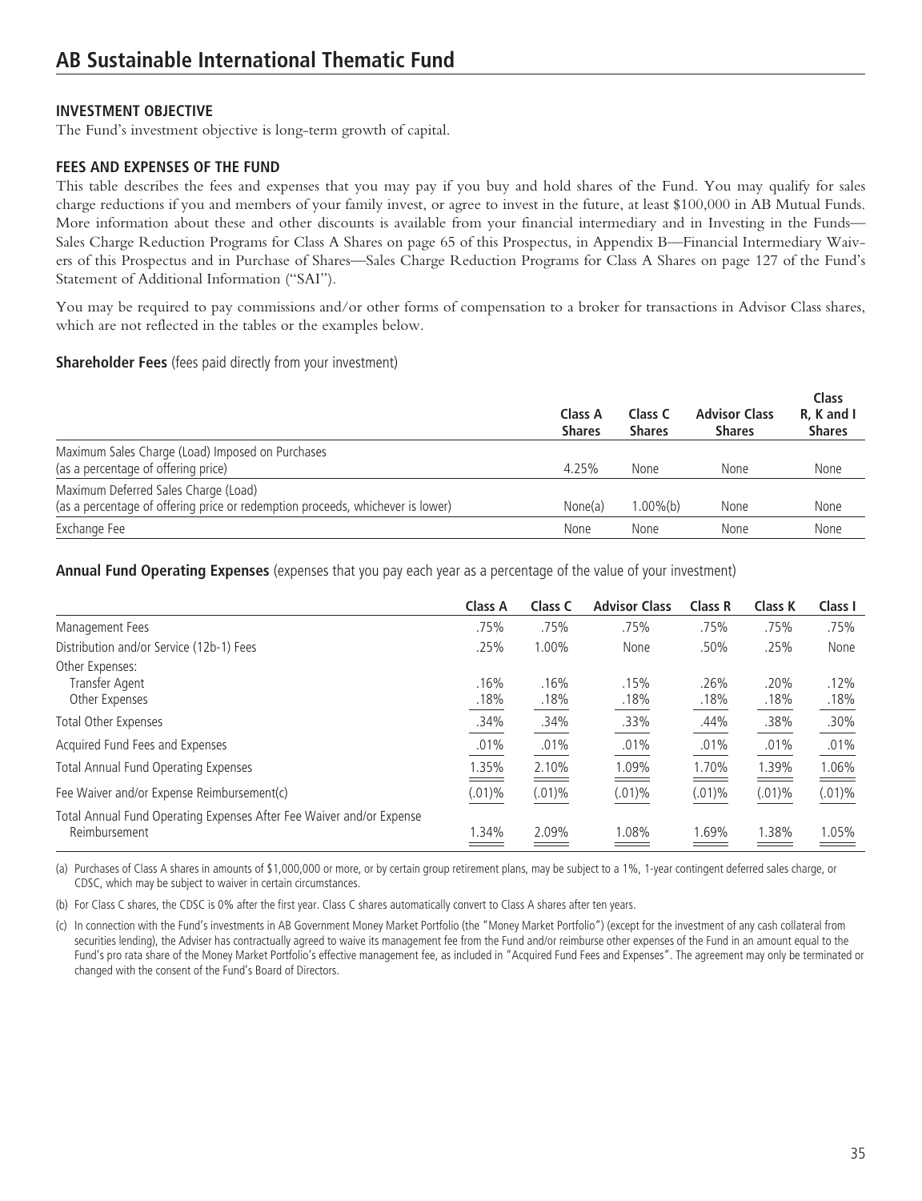# AB Sustainable International Thematic Fund

## INVESTMENT OBJECTIVE

The Fund's investment objective is long-term growth of capital.

## FEES AND EXPENSES OF THE FUND

This table describes the fees and expenses that you may pay if you buy and hold shares of the Fund. You may qualify for sales charge reductions if you and members of your family invest, or agree to invest in the future, at least $100,000 in AB Mutual Funds. More information about these and other discounts is available from your financial intermediary and in Investing in the Funds—Sales Charge Reduction Programs for Class A Shares on page 65 of this Prospectus, in Appendix B—Financial Intermediary Waivers of this Prospectus and in Purchase of Shares—Sales Charge Reduction Programs for Class A Shares on page 127 of the Fund's Statement of Additional Information ("SAI").

You may be required to pay commissions and/or other forms of compensation to a broker for transactions in Advisor Class shares, which are not reflected in the tables or the examples below.

**Shareholder Fees** (fees paid directly from your investment)

| | Class A Shares | Class C Shares | Advisor Class Shares | Class R, K and I Shares |
|---|---|---|---|---|
| Maximum Sales Charge (Load) Imposed on Purchases (as a percentage of offering price) | 4.25% | None | None | None |
| Maximum Deferred Sales Charge (Load) (as a percentage of offering price or redemption proceeds, whichever is lower) | None(a) | 1.00%(b) | None | None |
| Exchange Fee | None | None | None | None |

**Annual Fund Operating Expenses** (expenses that you pay each year as a percentage of the value of your investment)

| | Class A | Class C | Advisor Class | Class R | Class K | Class I |
|---|---|---|---|---|---|---|
| Management Fees | .75% | .75% | .75% | .75% | .75% | .75% |
| Distribution and/or Service (12b-1) Fees | .25% | 1.00% | None | .50% | .25% | None |
| Other Expenses: | | | | | | |
| Transfer Agent | .16% | .16% | .15% | .26% | .20% | .12% |
| Other Expenses | .18% | .18% | .18% | .18% | .18% | .18% |
| Total Other Expenses | .34% | .34% | .33% | .44% | .38% | .30% |
| Acquired Fund Fees and Expenses | .01% | .01% | .01% | .01% | .01% | .01% |
| Total Annual Fund Operating Expenses | 1.35% | 2.10% | 1.09% | 1.70% | 1.39% | 1.06% |
| Fee Waiver and/or Expense Reimbursement(c) | (.01)% | (.01)% | (.01)% | (.01)% | (.01)% | (.01)% |
| Total Annual Fund Operating Expenses After Fee Waiver and/or Expense Reimbursement | 1.34% | 2.09% | 1.08% | 1.69% | 1.38% | 1.05% |

(a) Purchases of Class A shares in amounts of $1,000,000 or more, or by certain group retirement plans, may be subject to a 1%, 1-year contingent deferred sales charge, or CDSC, which may be subject to waiver in certain circumstances.

(b) For Class C shares, the CDSC is 0% after the first year. Class C shares automatically convert to Class A shares after ten years.

(c) In connection with the Fund's investments in AB Government Money Market Portfolio (the "Money Market Portfolio") (except for the investment of any cash collateral from securities lending), the Adviser has contractually agreed to waive its management fee from the Fund and/or reimburse other expenses of the Fund in an amount equal to the Fund's pro rata share of the Money Market Portfolio's effective management fee, as included in "Acquired Fund Fees and Expenses". The agreement may only be terminated or changed with the consent of the Fund's Board of Directors.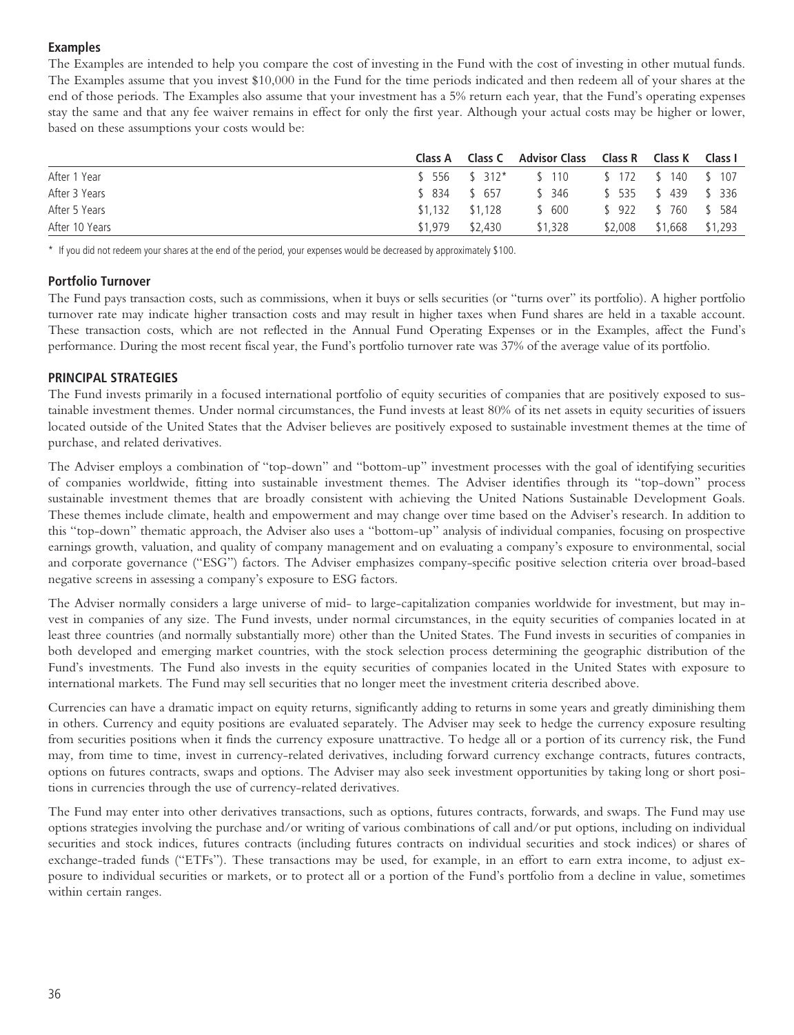### Examples

The Examples are intended to help you compare the cost of investing in the Fund with the cost of investing in other mutual funds. The Examples assume that you invest $10,000 in the Fund for the time periods indicated and then redeem all of your shares at the end of those periods. The Examples also assume that your investment has a 5% return each year, that the Fund's operating expenses stay the same and that any fee waiver remains in effect for only the first year. Although your actual costs may be higher or lower, based on these assumptions your costs would be:

| | Class A | Class C | Advisor Class | Class R | Class K | Class I |
|---|---|---|---|---|---|---|
| After 1 Year | $ 556 | $ 312* | $ 110 | $ 172 | $ 140 | $ 107 |
| After 3 Years | $ 834 | $ 657 | $ 346 | $ 535 | $ 439 | $ 336 |
| After 5 Years | $1,132 | $1,128 | $ 600 | $ 922 | $ 760 | $ 584 |
| After 10 Years | $1,979 | $2,430 | $1,328 | $2,008 | $1,668 | $1,293 |

* If you did not redeem your shares at the end of the period, your expenses would be decreased by approximately $100.

### Portfolio Turnover

The Fund pays transaction costs, such as commissions, when it buys or sells securities (or "turns over" its portfolio). A higher portfolio turnover rate may indicate higher transaction costs and may result in higher taxes when Fund shares are held in a taxable account. These transaction costs, which are not reflected in the Annual Fund Operating Expenses or in the Examples, affect the Fund's performance. During the most recent fiscal year, the Fund's portfolio turnover rate was 37% of the average value of its portfolio.

## PRINCIPAL STRATEGIES

The Fund invests primarily in a focused international portfolio of equity securities of companies that are positively exposed to sustainable investment themes. Under normal circumstances, the Fund invests at least 80% of its net assets in equity securities of issuers located outside of the United States that the Adviser believes are positively exposed to sustainable investment themes at the time of purchase, and related derivatives.

The Adviser employs a combination of "top-down" and "bottom-up" investment processes with the goal of identifying securities of companies worldwide, fitting into sustainable investment themes. The Adviser identifies through its "top-down" process sustainable investment themes that are broadly consistent with achieving the United Nations Sustainable Development Goals. These themes include climate, health and empowerment and may change over time based on the Adviser's research. In addition to this "top-down" thematic approach, the Adviser also uses a "bottom-up" analysis of individual companies, focusing on prospective earnings growth, valuation, and quality of company management and on evaluating a company's exposure to environmental, social and corporate governance ("ESG") factors. The Adviser emphasizes company-specific positive selection criteria over broad-based negative screens in assessing a company's exposure to ESG factors.

The Adviser normally considers a large universe of mid- to large-capitalization companies worldwide for investment, but may invest in companies of any size. The Fund invests, under normal circumstances, in the equity securities of companies located in at least three countries (and normally substantially more) other than the United States. The Fund invests in securities of companies in both developed and emerging market countries, with the stock selection process determining the geographic distribution of the Fund's investments. The Fund also invests in the equity securities of companies located in the United States with exposure to international markets. The Fund may sell securities that no longer meet the investment criteria described above.

Currencies can have a dramatic impact on equity returns, significantly adding to returns in some years and greatly diminishing them in others. Currency and equity positions are evaluated separately. The Adviser may seek to hedge the currency exposure resulting from securities positions when it finds the currency exposure unattractive. To hedge all or a portion of its currency risk, the Fund may, from time to time, invest in currency-related derivatives, including forward currency exchange contracts, futures contracts, options on futures contracts, swaps and options. The Adviser may also seek investment opportunities by taking long or short positions in currencies through the use of currency-related derivatives.

The Fund may enter into other derivatives transactions, such as options, futures contracts, forwards, and swaps. The Fund may use options strategies involving the purchase and/or writing of various combinations of call and/or put options, including on individual securities and stock indices, futures contracts (including futures contracts on individual securities and stock indices) or shares of exchange-traded funds ("ETFs"). These transactions may be used, for example, in an effort to earn extra income, to adjust exposure to individual securities or markets, or to protect all or a portion of the Fund's portfolio from a decline in value, sometimes within certain ranges.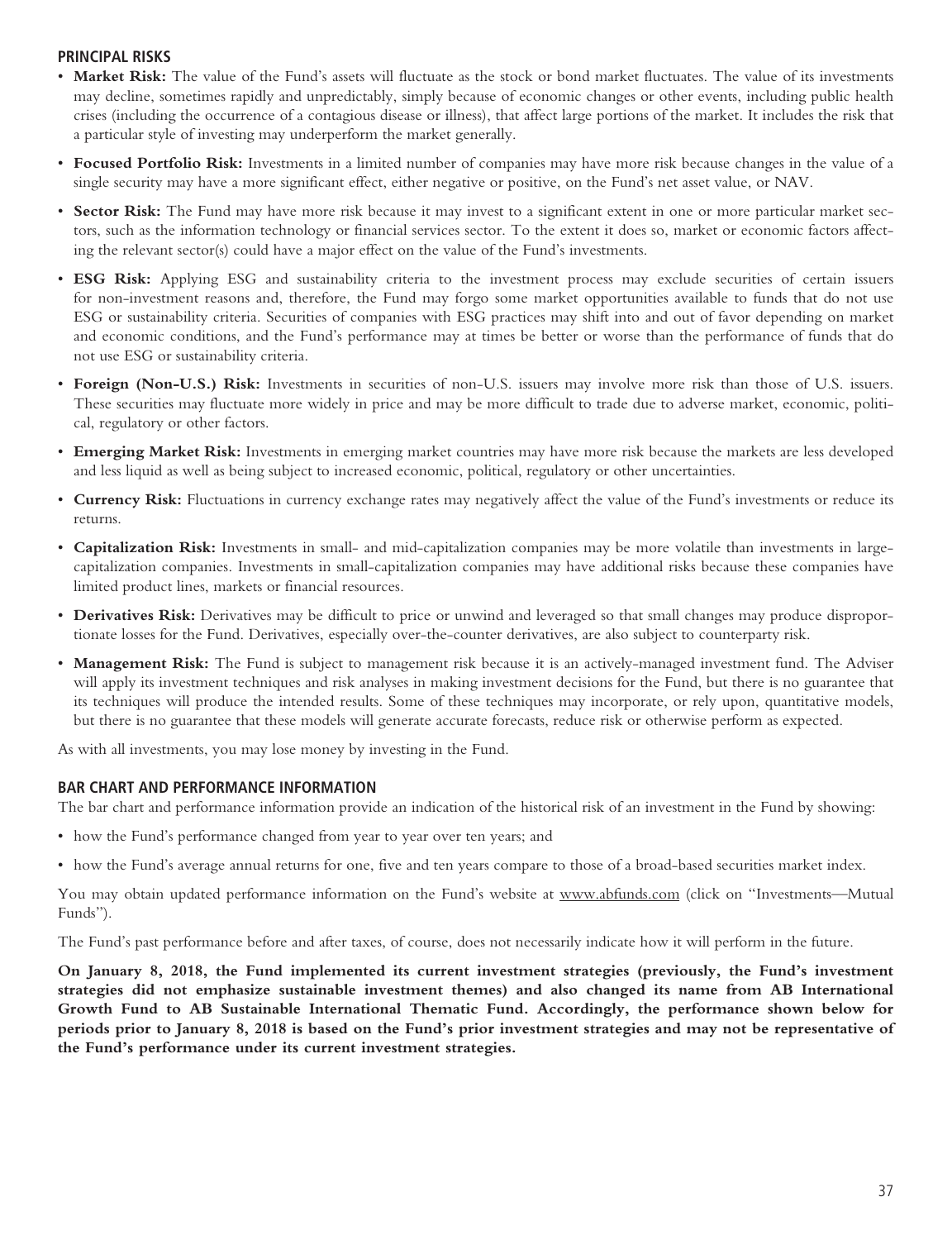## PRINCIPAL RISKS

- **Market Risk:** The value of the Fund's assets will fluctuate as the stock or bond market fluctuates. The value of its investments may decline, sometimes rapidly and unpredictably, simply because of economic changes or other events, including public health crises (including the occurrence of a contagious disease or illness), that affect large portions of the market. It includes the risk that a particular style of investing may underperform the market generally.
- **Focused Portfolio Risk:** Investments in a limited number of companies may have more risk because changes in the value of a single security may have a more significant effect, either negative or positive, on the Fund's net asset value, or NAV.
- **Sector Risk:** The Fund may have more risk because it may invest to a significant extent in one or more particular market sectors, such as the information technology or financial services sector. To the extent it does so, market or economic factors affecting the relevant sector(s) could have a major effect on the value of the Fund's investments.
- **ESG Risk:** Applying ESG and sustainability criteria to the investment process may exclude securities of certain issuers for non-investment reasons and, therefore, the Fund may forgo some market opportunities available to funds that do not use ESG or sustainability criteria. Securities of companies with ESG practices may shift into and out of favor depending on market and economic conditions, and the Fund's performance may at times be better or worse than the performance of funds that do not use ESG or sustainability criteria.
- **Foreign (Non-U.S.) Risk:** Investments in securities of non-U.S. issuers may involve more risk than those of U.S. issuers. These securities may fluctuate more widely in price and may be more difficult to trade due to adverse market, economic, political, regulatory or other factors.
- **Emerging Market Risk:** Investments in emerging market countries may have more risk because the markets are less developed and less liquid as well as being subject to increased economic, political, regulatory or other uncertainties.
- **Currency Risk:** Fluctuations in currency exchange rates may negatively affect the value of the Fund's investments or reduce its returns.
- **Capitalization Risk:** Investments in small- and mid-capitalization companies may be more volatile than investments in large-capitalization companies. Investments in small-capitalization companies may have additional risks because these companies have limited product lines, markets or financial resources.
- **Derivatives Risk:** Derivatives may be difficult to price or unwind and leveraged so that small changes may produce disproportionate losses for the Fund. Derivatives, especially over-the-counter derivatives, are also subject to counterparty risk.
- **Management Risk:** The Fund is subject to management risk because it is an actively-managed investment fund. The Adviser will apply its investment techniques and risk analyses in making investment decisions for the Fund, but there is no guarantee that its techniques will produce the intended results. Some of these techniques may incorporate, or rely upon, quantitative models, but there is no guarantee that these models will generate accurate forecasts, reduce risk or otherwise perform as expected.

As with all investments, you may lose money by investing in the Fund.

## BAR CHART AND PERFORMANCE INFORMATION

The bar chart and performance information provide an indication of the historical risk of an investment in the Fund by showing:

- how the Fund's performance changed from year to year over ten years; and
- how the Fund's average annual returns for one, five and ten years compare to those of a broad-based securities market index.

You may obtain updated performance information on the Fund's website at www.abfunds.com (click on "Investments—Mutual Funds").

The Fund's past performance before and after taxes, of course, does not necessarily indicate how it will perform in the future.

**On January 8, 2018, the Fund implemented its current investment strategies (previously, the Fund's investment strategies did not emphasize sustainable investment themes) and also changed its name from AB International Growth Fund to AB Sustainable International Thematic Fund. Accordingly, the performance shown below for periods prior to January 8, 2018 is based on the Fund's prior investment strategies and may not be representative of the Fund's performance under its current investment strategies.**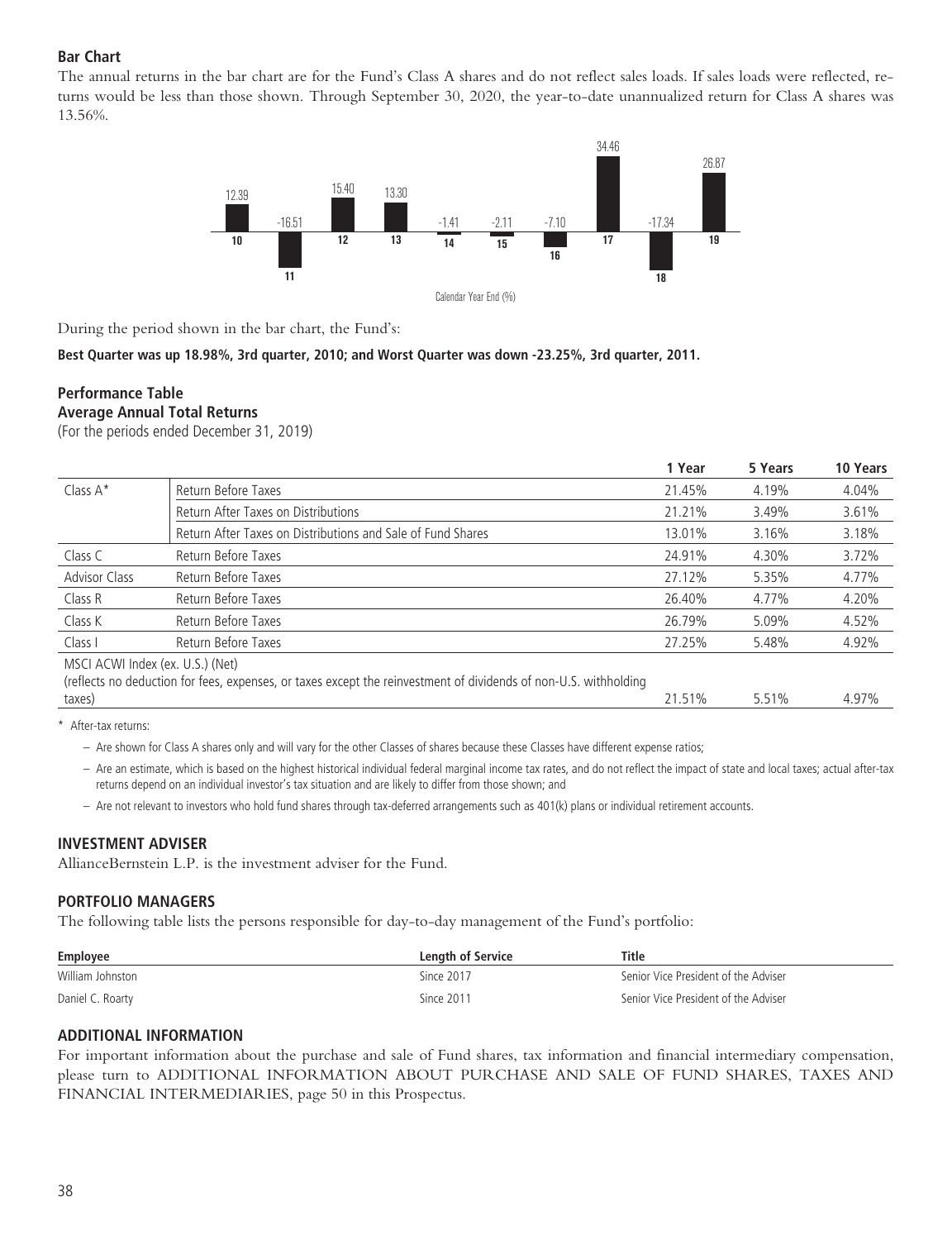### Bar Chart

The annual returns in the bar chart are for the Fund's Class A shares and do not reflect sales loads. If sales loads were reflected, returns would be less than those shown. Through September 30, 2020, the year-to-date unannualized return for Class A shares was 13.56%.

| 10 | 11 | 12 | 13 | 14 | 15 | 16 | 17 | 18 | 19 |
|---|---|---|---|---|---|---|---|---|---|
| 12.39 | -16.51 | 15.40 | 13.30 | -1.41 | -2.11 | -7.10 | 34.46 | -17.34 | 26.87 |

Calendar Year End (%)

During the period shown in the bar chart, the Fund's:

**Best Quarter was up 18.98%, 3rd quarter, 2010; and Worst Quarter was down -23.25%, 3rd quarter, 2011.**

### Performance Table

**Average Annual Total Returns**

(For the periods ended December 31, 2019)

| | | 1 Year | 5 Years | 10 Years |
|---|---|---|---|---|
| Class A* | Return Before Taxes | 21.45% | 4.19% | 4.04% |
| | Return After Taxes on Distributions | 21.21% | 3.49% | 3.61% |
| | Return After Taxes on Distributions and Sale of Fund Shares | 13.01% | 3.16% | 3.18% |
| Class C | Return Before Taxes | 24.91% | 4.30% | 3.72% |
| Advisor Class | Return Before Taxes | 27.12% | 5.35% | 4.77% |
| Class R | Return Before Taxes | 26.40% | 4.77% | 4.20% |
| Class K | Return Before Taxes | 26.79% | 5.09% | 4.52% |
| Class I | Return Before Taxes | 27.25% | 5.48% | 4.92% |
| MSCI ACWI Index (ex. U.S.) (Net) (reflects no deduction for fees, expenses, or taxes except the reinvestment of dividends of non-U.S. withholding taxes) | | 21.51% | 5.51% | 4.97% |

\* After-tax returns:

– Are shown for Class A shares only and will vary for the other Classes of shares because these Classes have different expense ratios;

– Are an estimate, which is based on the highest historical individual federal marginal income tax rates, and do not reflect the impact of state and local taxes; actual after-tax returns depend on an individual investor's tax situation and are likely to differ from those shown; and

– Are not relevant to investors who hold fund shares through tax-deferred arrangements such as 401(k) plans or individual retirement accounts.

## INVESTMENT ADVISER

AllianceBernstein L.P. is the investment adviser for the Fund.

## PORTFOLIO MANAGERS

The following table lists the persons responsible for day-to-day management of the Fund's portfolio:

| Employee | Length of Service | Title |
|---|---|---|
| William Johnston | Since 2017 | Senior Vice President of the Adviser |
| Daniel C. Roarty | Since 2011 | Senior Vice President of the Adviser |

## ADDITIONAL INFORMATION

For important information about the purchase and sale of Fund shares, tax information and financial intermediary compensation, please turn to ADDITIONAL INFORMATION ABOUT PURCHASE AND SALE OF FUND SHARES, TAXES AND FINANCIAL INTERMEDIARIES, page 50 in this Prospectus.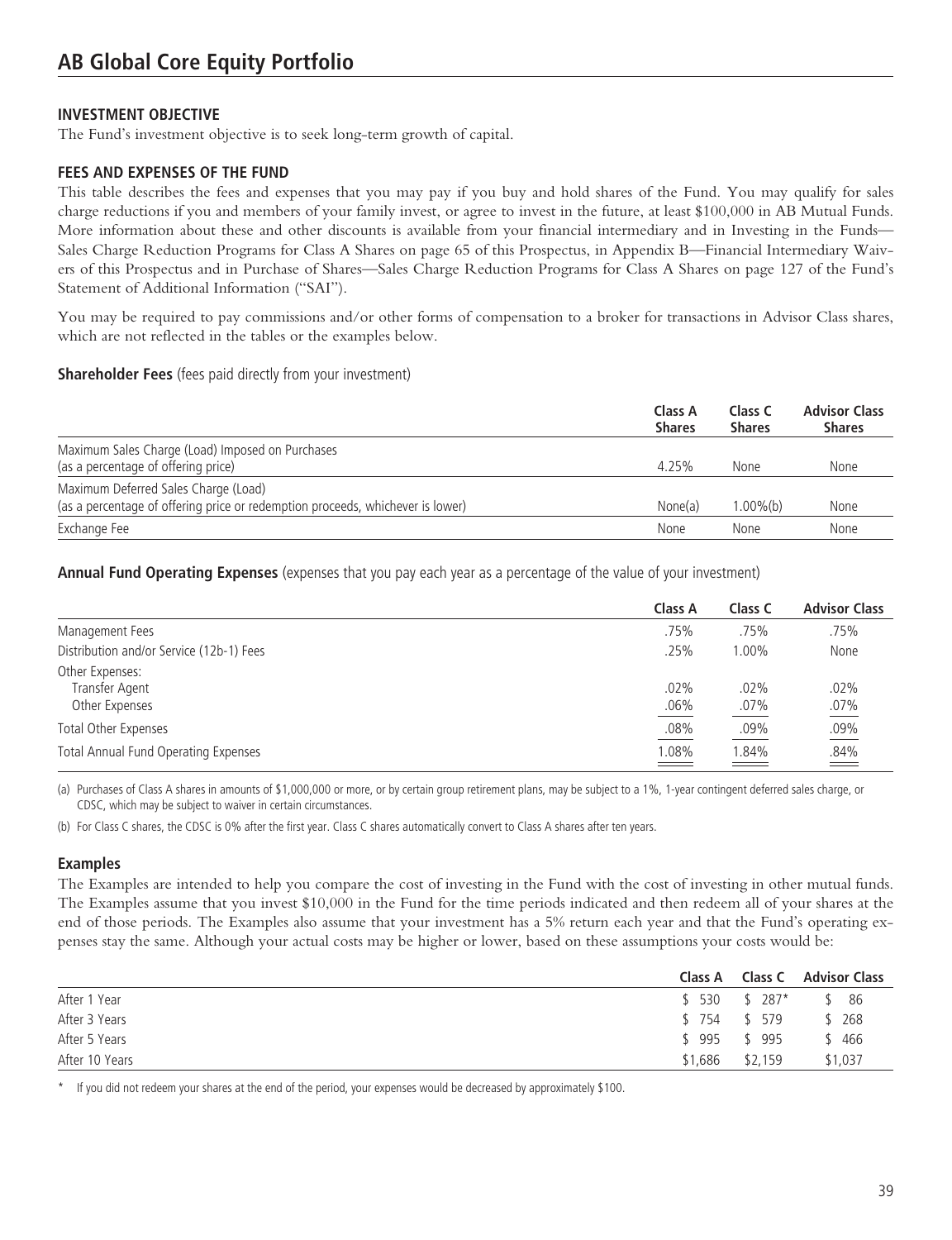# AB Global Core Equity Portfolio

## INVESTMENT OBJECTIVE

The Fund's investment objective is to seek long-term growth of capital.

## FEES AND EXPENSES OF THE FUND

This table describes the fees and expenses that you may pay if you buy and hold shares of the Fund. You may qualify for sales charge reductions if you and members of your family invest, or agree to invest in the future, at least $100,000 in AB Mutual Funds. More information about these and other discounts is available from your financial intermediary and in Investing in the Funds—Sales Charge Reduction Programs for Class A Shares on page 65 of this Prospectus, in Appendix B—Financial Intermediary Waivers of this Prospectus and in Purchase of Shares—Sales Charge Reduction Programs for Class A Shares on page 127 of the Fund's Statement of Additional Information ("SAI").

You may be required to pay commissions and/or other forms of compensation to a broker for transactions in Advisor Class shares, which are not reflected in the tables or the examples below.

**Shareholder Fees** (fees paid directly from your investment)

| | Class A Shares | Class C Shares | Advisor Class Shares |
|---|---|---|---|
| Maximum Sales Charge (Load) Imposed on Purchases (as a percentage of offering price) | 4.25% | None | None |
| Maximum Deferred Sales Charge (Load) (as a percentage of offering price or redemption proceeds, whichever is lower) | None(a) | 1.00%(b) | None |
| Exchange Fee | None | None | None |

**Annual Fund Operating Expenses** (expenses that you pay each year as a percentage of the value of your investment)

| | Class A | Class C | Advisor Class |
|---|---|---|---|
| Management Fees | .75% | .75% | .75% |
| Distribution and/or Service (12b-1) Fees | .25% | 1.00% | None |
| Other Expenses: | | | |
| Transfer Agent | .02% | .02% | .02% |
| Other Expenses | .06% | .07% | .07% |
| Total Other Expenses | .08% | .09% | .09% |
| Total Annual Fund Operating Expenses | 1.08% | 1.84% | .84% |

(a) Purchases of Class A shares in amounts of $1,000,000 or more, or by certain group retirement plans, may be subject to a 1%, 1-year contingent deferred sales charge, or CDSC, which may be subject to waiver in certain circumstances.

(b) For Class C shares, the CDSC is 0% after the first year. Class C shares automatically convert to Class A shares after ten years.

### Examples

The Examples are intended to help you compare the cost of investing in the Fund with the cost of investing in other mutual funds. The Examples assume that you invest $10,000 in the Fund for the time periods indicated and then redeem all of your shares at the end of those periods. The Examples also assume that your investment has a 5% return each year and that the Fund's operating expenses stay the same. Although your actual costs may be higher or lower, based on these assumptions your costs would be:

| | Class A | Class C | Advisor Class |
|---|---|---|---|
| After 1 Year | $ 530 | $ 287* | $ 86 |
| After 3 Years | $ 754 | $ 579 | $ 268 |
| After 5 Years | $ 995 | $ 995 | $ 466 |
| After 10 Years | $1,686 | $2,159 | $1,037 |

\* If you did not redeem your shares at the end of the period, your expenses would be decreased by approximately $100.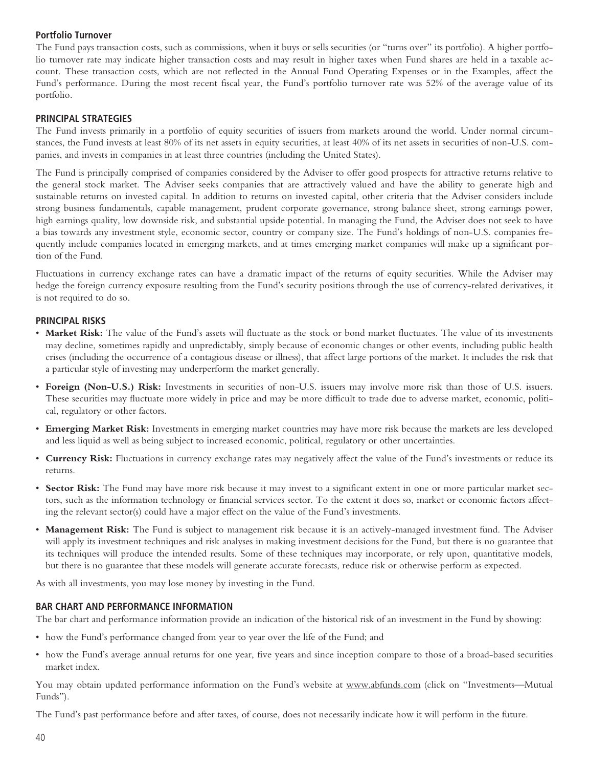### Portfolio Turnover

The Fund pays transaction costs, such as commissions, when it buys or sells securities (or "turns over" its portfolio). A higher portfolio turnover rate may indicate higher transaction costs and may result in higher taxes when Fund shares are held in a taxable account. These transaction costs, which are not reflected in the Annual Fund Operating Expenses or in the Examples, affect the Fund's performance. During the most recent fiscal year, the Fund's portfolio turnover rate was 52% of the average value of its portfolio.

## PRINCIPAL STRATEGIES

The Fund invests primarily in a portfolio of equity securities of issuers from markets around the world. Under normal circumstances, the Fund invests at least 80% of its net assets in equity securities, at least 40% of its net assets in securities of non-U.S. companies, and invests in companies in at least three countries (including the United States).

The Fund is principally comprised of companies considered by the Adviser to offer good prospects for attractive returns relative to the general stock market. The Adviser seeks companies that are attractively valued and have the ability to generate high and sustainable returns on invested capital. In addition to returns on invested capital, other criteria that the Adviser considers include strong business fundamentals, capable management, prudent corporate governance, strong balance sheet, strong earnings power, high earnings quality, low downside risk, and substantial upside potential. In managing the Fund, the Adviser does not seek to have a bias towards any investment style, economic sector, country or company size. The Fund's holdings of non-U.S. companies frequently include companies located in emerging markets, and at times emerging market companies will make up a significant portion of the Fund.

Fluctuations in currency exchange rates can have a dramatic impact of the returns of equity securities. While the Adviser may hedge the foreign currency exposure resulting from the Fund's security positions through the use of currency-related derivatives, it is not required to do so.

## PRINCIPAL RISKS

- **Market Risk:** The value of the Fund's assets will fluctuate as the stock or bond market fluctuates. The value of its investments may decline, sometimes rapidly and unpredictably, simply because of economic changes or other events, including public health crises (including the occurrence of a contagious disease or illness), that affect large portions of the market. It includes the risk that a particular style of investing may underperform the market generally.
- **Foreign (Non-U.S.) Risk:** Investments in securities of non-U.S. issuers may involve more risk than those of U.S. issuers. These securities may fluctuate more widely in price and may be more difficult to trade due to adverse market, economic, political, regulatory or other factors.
- **Emerging Market Risk:** Investments in emerging market countries may have more risk because the markets are less developed and less liquid as well as being subject to increased economic, political, regulatory or other uncertainties.
- **Currency Risk:** Fluctuations in currency exchange rates may negatively affect the value of the Fund's investments or reduce its returns.
- **Sector Risk:** The Fund may have more risk because it may invest to a significant extent in one or more particular market sectors, such as the information technology or financial services sector. To the extent it does so, market or economic factors affecting the relevant sector(s) could have a major effect on the value of the Fund's investments.
- **Management Risk:** The Fund is subject to management risk because it is an actively-managed investment fund. The Adviser will apply its investment techniques and risk analyses in making investment decisions for the Fund, but there is no guarantee that its techniques will produce the intended results. Some of these techniques may incorporate, or rely upon, quantitative models, but there is no guarantee that these models will generate accurate forecasts, reduce risk or otherwise perform as expected.

As with all investments, you may lose money by investing in the Fund.

## BAR CHART AND PERFORMANCE INFORMATION

The bar chart and performance information provide an indication of the historical risk of an investment in the Fund by showing:

- how the Fund's performance changed from year to year over the life of the Fund; and
- how the Fund's average annual returns for one year, five years and since inception compare to those of a broad-based securities market index.

You may obtain updated performance information on the Fund's website at www.abfunds.com (click on "Investments—Mutual Funds").

The Fund's past performance before and after taxes, of course, does not necessarily indicate how it will perform in the future.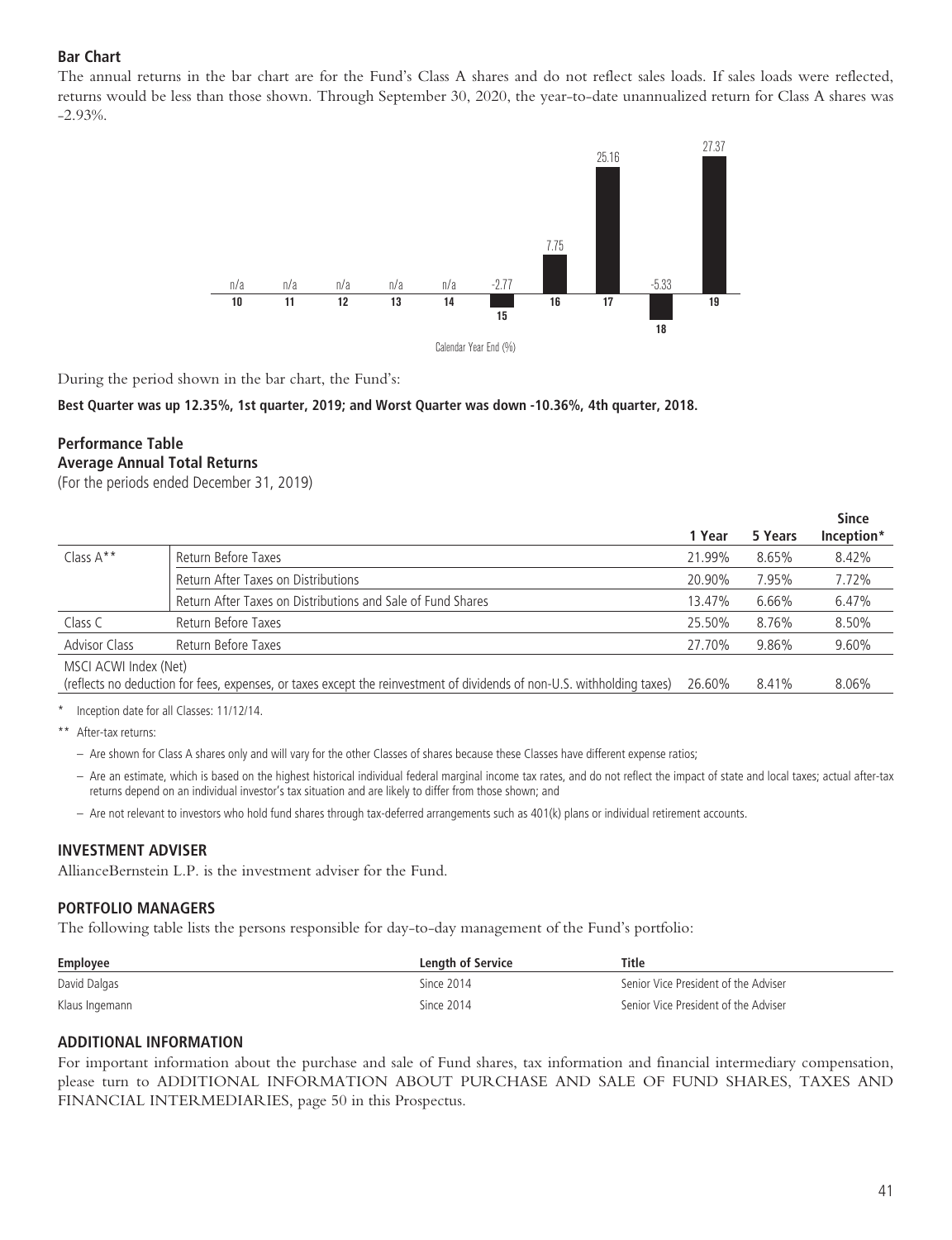### Bar Chart

The annual returns in the bar chart are for the Fund's Class A shares and do not reflect sales loads. If sales loads were reflected, returns would be less than those shown. Through September 30, 2020, the year-to-date unannualized return for Class A shares was -2.93%.

| Calendar Year End (%) | 10 | 11 | 12 | 13 | 14 | 15 | 16 | 17 | 18 | 19 |
|---|---|---|---|---|---|---|---|---|---|---|
| Return | n/a | n/a | n/a | n/a | n/a | -2.77 | 7.75 | 25.16 | -5.33 | 27.37 |

During the period shown in the bar chart, the Fund's:

**Best Quarter was up 12.35%, 1st quarter, 2019; and Worst Quarter was down -10.36%, 4th quarter, 2018.**

### Performance Table
### Average Annual Total Returns

(For the periods ended December 31, 2019)

| | | 1 Year | 5 Years | Since Inception* |
|---|---|---|---|---|
| Class A** | Return Before Taxes | 21.99% | 8.65% | 8.42% |
| | Return After Taxes on Distributions | 20.90% | 7.95% | 7.72% |
| | Return After Taxes on Distributions and Sale of Fund Shares | 13.47% | 6.66% | 6.47% |
| Class C | Return Before Taxes | 25.50% | 8.76% | 8.50% |
| Advisor Class | Return Before Taxes | 27.70% | 9.86% | 9.60% |
| MSCI ACWI Index (Net) (reflects no deduction for fees, expenses, or taxes except the reinvestment of dividends of non-U.S. withholding taxes) | | 26.60% | 8.41% | 8.06% |

\* Inception date for all Classes: 11/12/14.

** After-tax returns:

- Are shown for Class A shares only and will vary for the other Classes of shares because these Classes have different expense ratios;
- Are an estimate, which is based on the highest historical individual federal marginal income tax rates, and do not reflect the impact of state and local taxes; actual after-tax returns depend on an individual investor's tax situation and are likely to differ from those shown; and
- Are not relevant to investors who hold fund shares through tax-deferred arrangements such as 401(k) plans or individual retirement accounts.

## INVESTMENT ADVISER

AllianceBernstein L.P. is the investment adviser for the Fund.

## PORTFOLIO MANAGERS

The following table lists the persons responsible for day-to-day management of the Fund's portfolio:

| Employee | Length of Service | Title |
|---|---|---|
| David Dalgas | Since 2014 | Senior Vice President of the Adviser |
| Klaus Ingemann | Since 2014 | Senior Vice President of the Adviser |

## ADDITIONAL INFORMATION

For important information about the purchase and sale of Fund shares, tax information and financial intermediary compensation, please turn to ADDITIONAL INFORMATION ABOUT PURCHASE AND SALE OF FUND SHARES, TAXES AND FINANCIAL INTERMEDIARIES, page 50 in this Prospectus.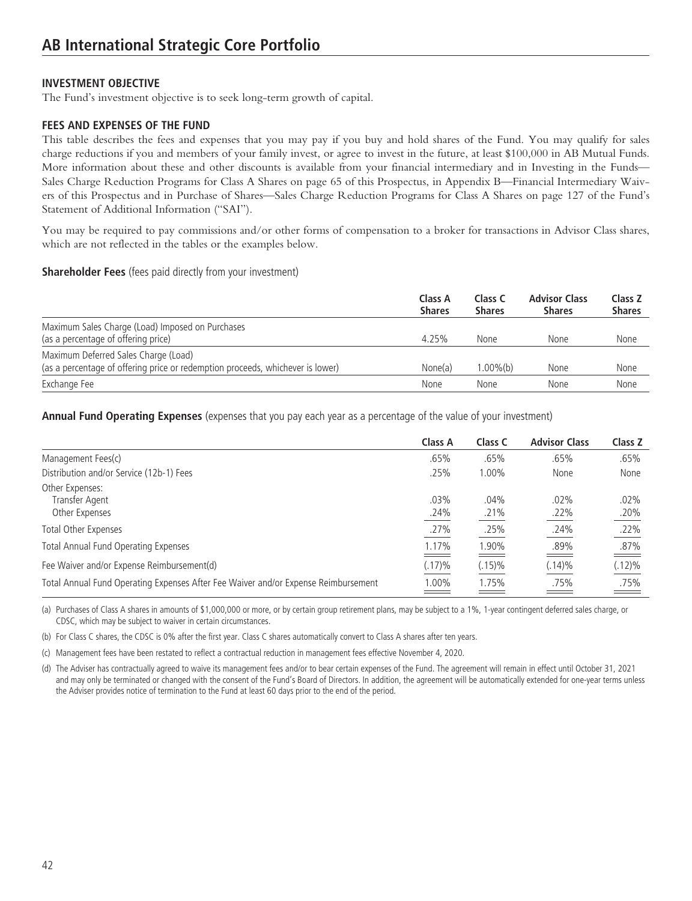# AB International Strategic Core Portfolio

### INVESTMENT OBJECTIVE

The Fund's investment objective is to seek long-term growth of capital.

### FEES AND EXPENSES OF THE FUND

This table describes the fees and expenses that you may pay if you buy and hold shares of the Fund. You may qualify for sales charge reductions if you and members of your family invest, or agree to invest in the future, at least $100,000 in AB Mutual Funds. More information about these and other discounts is available from your financial intermediary and in Investing in the Funds—Sales Charge Reduction Programs for Class A Shares on page 65 of this Prospectus, in Appendix B—Financial Intermediary Waivers of this Prospectus and in Purchase of Shares—Sales Charge Reduction Programs for Class A Shares on page 127 of the Fund's Statement of Additional Information ("SAI").

You may be required to pay commissions and/or other forms of compensation to a broker for transactions in Advisor Class shares, which are not reflected in the tables or the examples below.

**Shareholder Fees** (fees paid directly from your investment)

| | Class A Shares | Class C Shares | Advisor Class Shares | Class Z Shares |
|---|---|---|---|---|
| Maximum Sales Charge (Load) Imposed on Purchases (as a percentage of offering price) | 4.25% | None | None | None |
| Maximum Deferred Sales Charge (Load) (as a percentage of offering price or redemption proceeds, whichever is lower) | None(a) | 1.00%(b) | None | None |
| Exchange Fee | None | None | None | None |

**Annual Fund Operating Expenses** (expenses that you pay each year as a percentage of the value of your investment)

| | Class A | Class C | Advisor Class | Class Z |
|---|---|---|---|---|
| Management Fees(c) | .65% | .65% | .65% | .65% |
| Distribution and/or Service (12b-1) Fees | .25% | 1.00% | None | None |
| Other Expenses: | | | | |
| Transfer Agent | .03% | .04% | .02% | .02% |
| Other Expenses | .24% | .21% | .22% | .20% |
| Total Other Expenses | .27% | .25% | .24% | .22% |
| Total Annual Fund Operating Expenses | 1.17% | 1.90% | .89% | .87% |
| Fee Waiver and/or Expense Reimbursement(d) | (.17)% | (.15)% | (.14)% | (.12)% |
| Total Annual Fund Operating Expenses After Fee Waiver and/or Expense Reimbursement | 1.00% | 1.75% | .75% | .75% |

(a) Purchases of Class A shares in amounts of $1,000,000 or more, or by certain group retirement plans, may be subject to a 1%, 1-year contingent deferred sales charge, or CDSC, which may be subject to waiver in certain circumstances.

(b) For Class C shares, the CDSC is 0% after the first year. Class C shares automatically convert to Class A shares after ten years.

(c) Management fees have been restated to reflect a contractual reduction in management fees effective November 4, 2020.

(d) The Adviser has contractually agreed to waive its management fees and/or to bear certain expenses of the Fund. The agreement will remain in effect until October 31, 2021 and may only be terminated or changed with the consent of the Fund's Board of Directors. In addition, the agreement will be automatically extended for one-year terms unless the Adviser provides notice of termination to the Fund at least 60 days prior to the end of the period.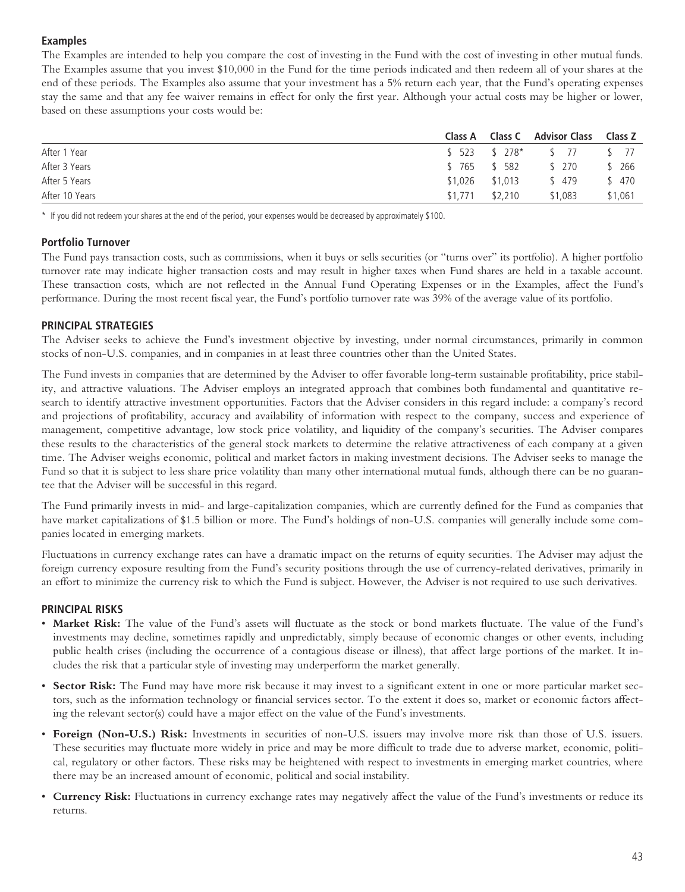### Examples

The Examples are intended to help you compare the cost of investing in the Fund with the cost of investing in other mutual funds. The Examples assume that you invest $10,000 in the Fund for the time periods indicated and then redeem all of your shares at the end of these periods. The Examples also assume that your investment has a 5% return each year, that the Fund's operating expenses stay the same and that any fee waiver remains in effect for only the first year. Although your actual costs may be higher or lower, based on these assumptions your costs would be:

| | Class A | Class C | Advisor Class | Class Z |
|---|---|---|---|---|
| After 1 Year | $ 523 | $ 278* | $ 77 | $ 77 |
| After 3 Years | $ 765 | $ 582 | $ 270 | $ 266 |
| After 5 Years | $1,026 | $1,013 | $ 479 | $ 470 |
| After 10 Years | $1,771 | $2,210 | $1,083 | $1,061 |

\* If you did not redeem your shares at the end of the period, your expenses would be decreased by approximately $100.

### Portfolio Turnover

The Fund pays transaction costs, such as commissions, when it buys or sells securities (or "turns over" its portfolio). A higher portfolio turnover rate may indicate higher transaction costs and may result in higher taxes when Fund shares are held in a taxable account. These transaction costs, which are not reflected in the Annual Fund Operating Expenses or in the Examples, affect the Fund's performance. During the most recent fiscal year, the Fund's portfolio turnover rate was 39% of the average value of its portfolio.

### PRINCIPAL STRATEGIES

The Adviser seeks to achieve the Fund's investment objective by investing, under normal circumstances, primarily in common stocks of non-U.S. companies, and in companies in at least three countries other than the United States.

The Fund invests in companies that are determined by the Adviser to offer favorable long-term sustainable profitability, price stability, and attractive valuations. The Adviser employs an integrated approach that combines both fundamental and quantitative research to identify attractive investment opportunities. Factors that the Adviser considers in this regard include: a company's record and projections of profitability, accuracy and availability of information with respect to the company, success and experience of management, competitive advantage, low stock price volatility, and liquidity of the company's securities. The Adviser compares these results to the characteristics of the general stock markets to determine the relative attractiveness of each company at a given time. The Adviser weighs economic, political and market factors in making investment decisions. The Adviser seeks to manage the Fund so that it is subject to less share price volatility than many other international mutual funds, although there can be no guarantee that the Adviser will be successful in this regard.

The Fund primarily invests in mid- and large-capitalization companies, which are currently defined for the Fund as companies that have market capitalizations of $1.5 billion or more. The Fund's holdings of non-U.S. companies will generally include some companies located in emerging markets.

Fluctuations in currency exchange rates can have a dramatic impact on the returns of equity securities. The Adviser may adjust the foreign currency exposure resulting from the Fund's security positions through the use of currency-related derivatives, primarily in an effort to minimize the currency risk to which the Fund is subject. However, the Adviser is not required to use such derivatives.

### PRINCIPAL RISKS

- **Market Risk:** The value of the Fund's assets will fluctuate as the stock or bond markets fluctuate. The value of the Fund's investments may decline, sometimes rapidly and unpredictably, simply because of economic changes or other events, including public health crises (including the occurrence of a contagious disease or illness), that affect large portions of the market. It includes the risk that a particular style of investing may underperform the market generally.
- **Sector Risk:** The Fund may have more risk because it may invest to a significant extent in one or more particular market sectors, such as the information technology or financial services sector. To the extent it does so, market or economic factors affecting the relevant sector(s) could have a major effect on the value of the Fund's investments.
- **Foreign (Non-U.S.) Risk:** Investments in securities of non-U.S. issuers may involve more risk than those of U.S. issuers. These securities may fluctuate more widely in price and may be more difficult to trade due to adverse market, economic, political, regulatory or other factors. These risks may be heightened with respect to investments in emerging market countries, where there may be an increased amount of economic, political and social instability.
- **Currency Risk:** Fluctuations in currency exchange rates may negatively affect the value of the Fund's investments or reduce its returns.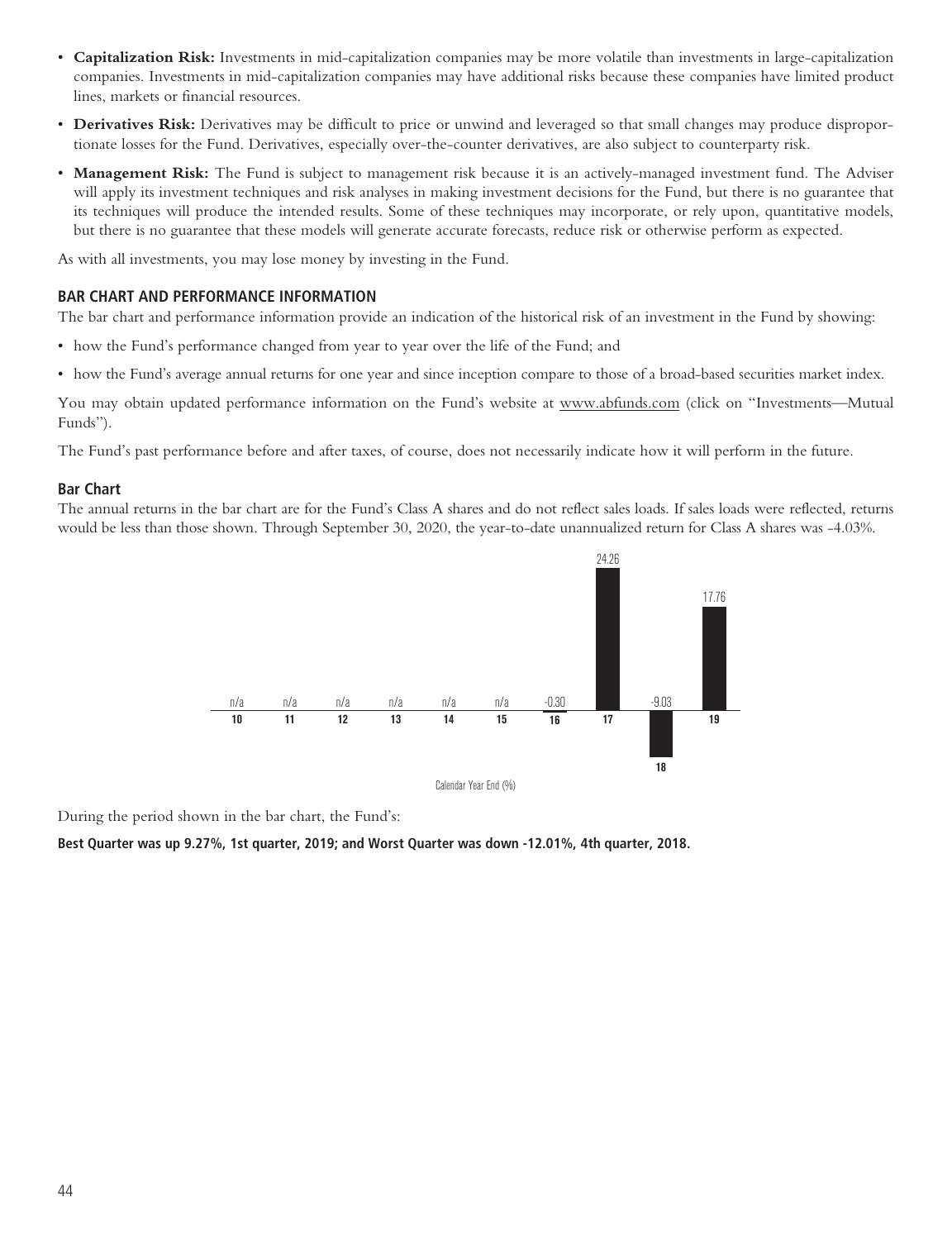- **Capitalization Risk:** Investments in mid-capitalization companies may be more volatile than investments in large-capitalization companies. Investments in mid-capitalization companies may have additional risks because these companies have limited product lines, markets or financial resources.
- **Derivatives Risk:** Derivatives may be difficult to price or unwind and leveraged so that small changes may produce disproportionate losses for the Fund. Derivatives, especially over-the-counter derivatives, are also subject to counterparty risk.
- **Management Risk:** The Fund is subject to management risk because it is an actively-managed investment fund. The Adviser will apply its investment techniques and risk analyses in making investment decisions for the Fund, but there is no guarantee that its techniques will produce the intended results. Some of these techniques may incorporate, or rely upon, quantitative models, but there is no guarantee that these models will generate accurate forecasts, reduce risk or otherwise perform as expected.

As with all investments, you may lose money by investing in the Fund.

## BAR CHART AND PERFORMANCE INFORMATION

The bar chart and performance information provide an indication of the historical risk of an investment in the Fund by showing:

- how the Fund's performance changed from year to year over the life of the Fund; and
- how the Fund's average annual returns for one year and since inception compare to those of a broad-based securities market index.

You may obtain updated performance information on the Fund's website at www.abfunds.com (click on "Investments—Mutual Funds").

The Fund's past performance before and after taxes, of course, does not necessarily indicate how it will perform in the future.

### Bar Chart

The annual returns in the bar chart are for the Fund's Class A shares and do not reflect sales loads. If sales loads were reflected, returns would be less than those shown. Through September 30, 2020, the year-to-date unannualized return for Class A shares was -4.03%.

| 10 | 11 | 12 | 13 | 14 | 15 | 16 | 17 | 18 | 19 |
|---|---|---|---|---|---|---|---|---|---|
| n/a | n/a | n/a | n/a | n/a | n/a | -0.30 | 24.26 | -9.03 | 17.76 |

Calendar Year End (%)

During the period shown in the bar chart, the Fund's:

**Best Quarter was up 9.27%, 1st quarter, 2019; and Worst Quarter was down -12.01%, 4th quarter, 2018.**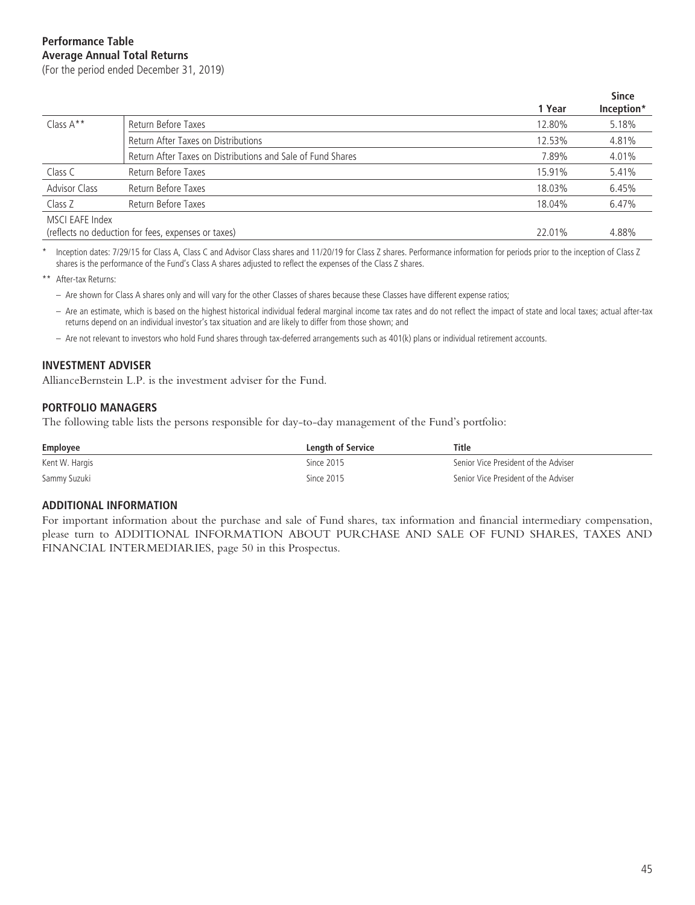**Performance Table**
**Average Annual Total Returns**
(For the period ended December 31, 2019)

| | | 1 Year | Since Inception* |
|---|---|---|---|
| Class A** | Return Before Taxes | 12.80% | 5.18% |
| | Return After Taxes on Distributions | 12.53% | 4.81% |
| | Return After Taxes on Distributions and Sale of Fund Shares | 7.89% | 4.01% |
| Class C | Return Before Taxes | 15.91% | 5.41% |
| Advisor Class | Return Before Taxes | 18.03% | 6.45% |
| Class Z | Return Before Taxes | 18.04% | 6.47% |
| MSCI EAFE Index (reflects no deduction for fees, expenses or taxes) | | 22.01% | 4.88% |

\* Inception dates: 7/29/15 for Class A, Class C and Advisor Class shares and 11/20/19 for Class Z shares. Performance information for periods prior to the inception of Class Z shares is the performance of the Fund's Class A shares adjusted to reflect the expenses of the Class Z shares.

** After-tax Returns:

- Are shown for Class A shares only and will vary for the other Classes of shares because these Classes have different expense ratios;
- Are an estimate, which is based on the highest historical individual federal marginal income tax rates and do not reflect the impact of state and local taxes; actual after-tax returns depend on an individual investor's tax situation and are likely to differ from those shown; and
- Are not relevant to investors who hold Fund shares through tax-deferred arrangements such as 401(k) plans or individual retirement accounts.

## INVESTMENT ADVISER

AllianceBernstein L.P. is the investment adviser for the Fund.

## PORTFOLIO MANAGERS

The following table lists the persons responsible for day-to-day management of the Fund's portfolio:

| Employee | Length of Service | Title |
|---|---|---|
| Kent W. Hargis | Since 2015 | Senior Vice President of the Adviser |
| Sammy Suzuki | Since 2015 | Senior Vice President of the Adviser |

## ADDITIONAL INFORMATION

For important information about the purchase and sale of Fund shares, tax information and financial intermediary compensation, please turn to ADDITIONAL INFORMATION ABOUT PURCHASE AND SALE OF FUND SHARES, TAXES AND FINANCIAL INTERMEDIARIES, page 50 in this Prospectus.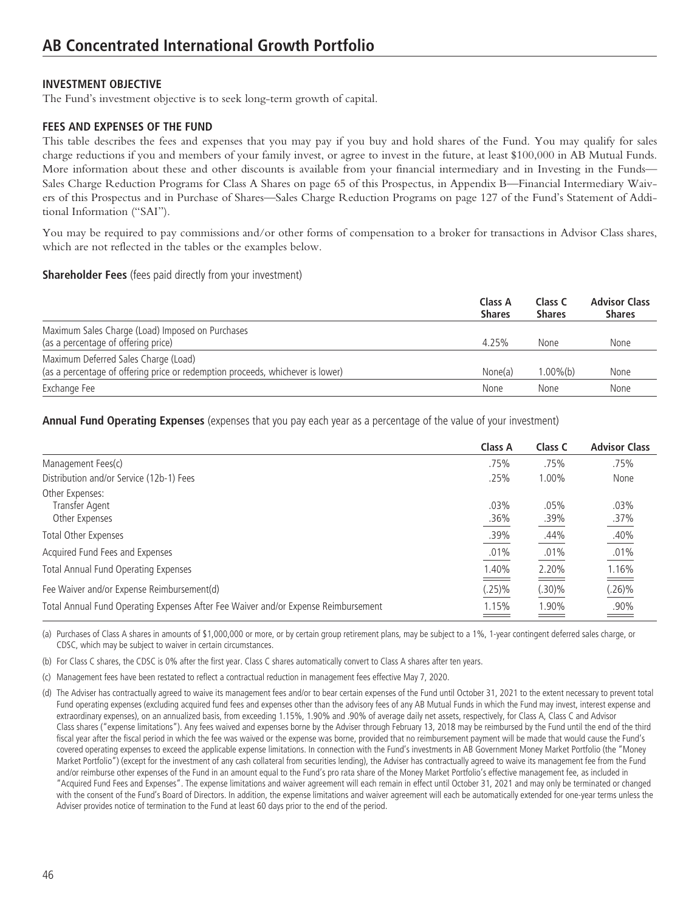# AB Concentrated International Growth Portfolio

## INVESTMENT OBJECTIVE

The Fund's investment objective is to seek long-term growth of capital.

## FEES AND EXPENSES OF THE FUND

This table describes the fees and expenses that you may pay if you buy and hold shares of the Fund. You may qualify for sales charge reductions if you and members of your family invest, or agree to invest in the future, at least $100,000 in AB Mutual Funds. More information about these and other discounts is available from your financial intermediary and in Investing in the Funds—Sales Charge Reduction Programs for Class A Shares on page 65 of this Prospectus, in Appendix B—Financial Intermediary Waivers of this Prospectus and in Purchase of Shares—Sales Charge Reduction Programs on page 127 of the Fund's Statement of Additional Information ("SAI").

You may be required to pay commissions and/or other forms of compensation to a broker for transactions in Advisor Class shares, which are not reflected in the tables or the examples below.

**Shareholder Fees** (fees paid directly from your investment)

| | Class A Shares | Class C Shares | Advisor Class Shares |
|---|---|---|---|
| Maximum Sales Charge (Load) Imposed on Purchases (as a percentage of offering price) | 4.25% | None | None |
| Maximum Deferred Sales Charge (Load) (as a percentage of offering price or redemption proceeds, whichever is lower) | None(a) | 1.00%(b) | None |
| Exchange Fee | None | None | None |

**Annual Fund Operating Expenses** (expenses that you pay each year as a percentage of the value of your investment)

| | Class A | Class C | Advisor Class |
|---|---|---|---|
| Management Fees(c) | .75% | .75% | .75% |
| Distribution and/or Service (12b-1) Fees | .25% | 1.00% | None |
| Other Expenses: | | | |
| Transfer Agent | .03% | .05% | .03% |
| Other Expenses | .36% | .39% | .37% |
| Total Other Expenses | .39% | .44% | .40% |
| Acquired Fund Fees and Expenses | .01% | .01% | .01% |
| Total Annual Fund Operating Expenses | 1.40% | 2.20% | 1.16% |
| Fee Waiver and/or Expense Reimbursement(d) | (.25)% | (.30)% | (.26)% |
| Total Annual Fund Operating Expenses After Fee Waiver and/or Expense Reimbursement | 1.15% | 1.90% | .90% |

(a) Purchases of Class A shares in amounts of $1,000,000 or more, or by certain group retirement plans, may be subject to a 1%, 1-year contingent deferred sales charge, or CDSC, which may be subject to waiver in certain circumstances.

(b) For Class C shares, the CDSC is 0% after the first year. Class C shares automatically convert to Class A shares after ten years.

(c) Management fees have been restated to reflect a contractual reduction in management fees effective May 7, 2020.

(d) The Adviser has contractually agreed to waive its management fees and/or to bear certain expenses of the Fund until October 31, 2021 to the extent necessary to prevent total Fund operating expenses (excluding acquired fund fees and expenses other than the advisory fees of any AB Mutual Funds in which the Fund may invest, interest expense and extraordinary expenses), on an annualized basis, from exceeding 1.15%, 1.90% and .90% of average daily net assets, respectively, for Class A, Class C and Advisor Class shares ("expense limitations"). Any fees waived and expenses borne by the Adviser through February 13, 2018 may be reimbursed by the Fund until the end of the third fiscal year after the fiscal period in which the fee was waived or the expense was borne, provided that no reimbursement payment will be made that would cause the Fund's covered operating expenses to exceed the applicable expense limitations. In connection with the Fund's investments in AB Government Money Market Portfolio (the "Money Market Portfolio") (except for the investment of any cash collateral from securities lending), the Adviser has contractually agreed to waive its management fee from the Fund and/or reimburse other expenses of the Fund in an amount equal to the Fund's pro rata share of the Money Market Portfolio's effective management fee, as included in "Acquired Fund Fees and Expenses". The expense limitations and waiver agreement will each remain in effect until October 31, 2021 and may only be terminated or changed with the consent of the Fund's Board of Directors. In addition, the expense limitations and waiver agreement will each be automatically extended for one-year terms unless the Adviser provides notice of termination to the Fund at least 60 days prior to the end of the period.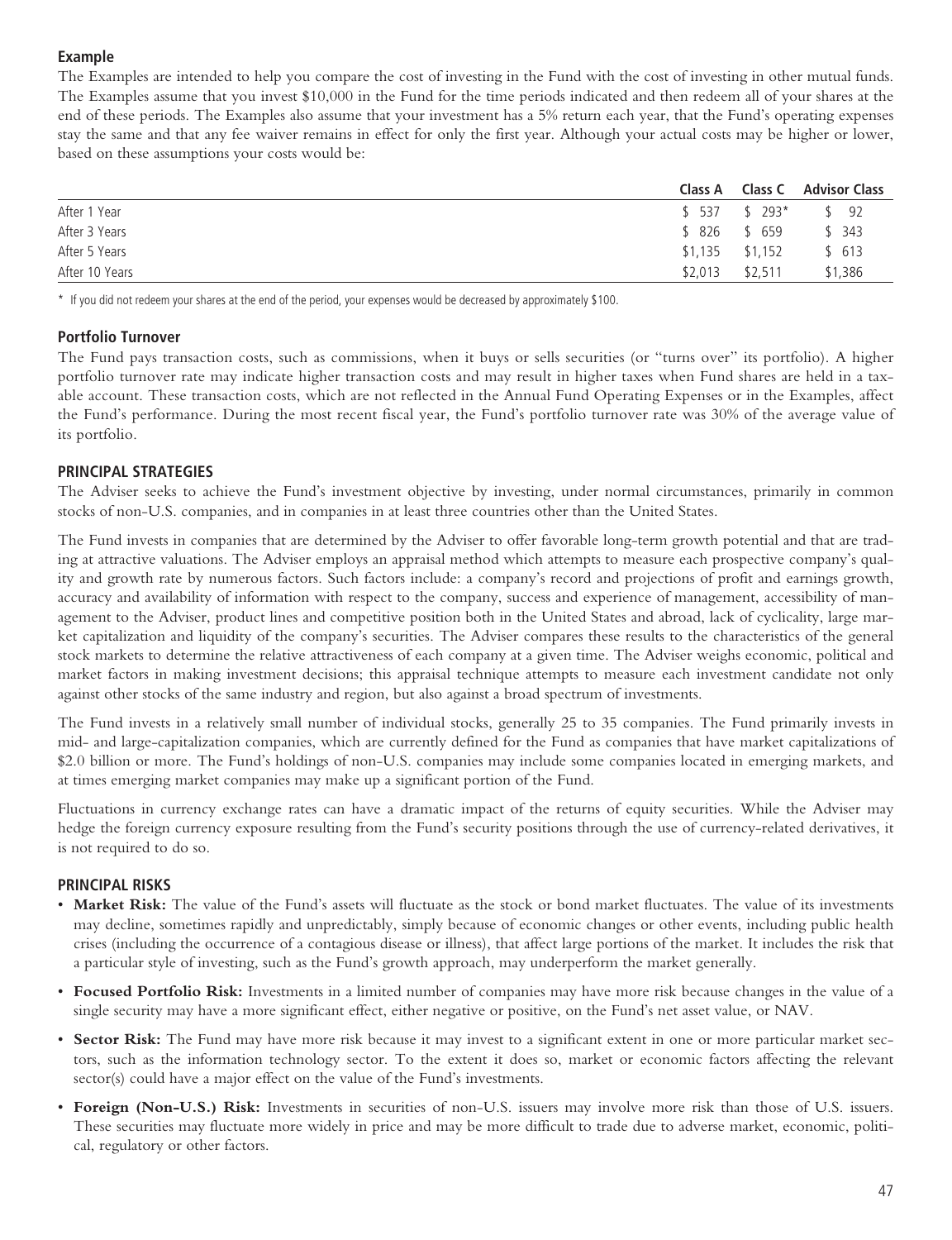### Example

The Examples are intended to help you compare the cost of investing in the Fund with the cost of investing in other mutual funds. The Examples assume that you invest $10,000 in the Fund for the time periods indicated and then redeem all of your shares at the end of these periods. The Examples also assume that your investment has a 5% return each year, that the Fund's operating expenses stay the same and that any fee waiver remains in effect for only the first year. Although your actual costs may be higher or lower, based on these assumptions your costs would be:

| | Class A | Class C | Advisor Class |
|---|---|---|---|
| After 1 Year | $ 537 | $ 293* | $ 92 |
| After 3 Years | $ 826 | $ 659 | $ 343 |
| After 5 Years | $1,135 | $1,152 | $ 613 |
| After 10 Years | $2,013 | $2,511 | $1,386 |

\* If you did not redeem your shares at the end of the period, your expenses would be decreased by approximately $100.

### Portfolio Turnover

The Fund pays transaction costs, such as commissions, when it buys or sells securities (or "turns over" its portfolio). A higher portfolio turnover rate may indicate higher transaction costs and may result in higher taxes when Fund shares are held in a taxable account. These transaction costs, which are not reflected in the Annual Fund Operating Expenses or in the Examples, affect the Fund's performance. During the most recent fiscal year, the Fund's portfolio turnover rate was 30% of the average value of its portfolio.

### PRINCIPAL STRATEGIES

The Adviser seeks to achieve the Fund's investment objective by investing, under normal circumstances, primarily in common stocks of non-U.S. companies, and in companies in at least three countries other than the United States.

The Fund invests in companies that are determined by the Adviser to offer favorable long-term growth potential and that are trading at attractive valuations. The Adviser employs an appraisal method which attempts to measure each prospective company's quality and growth rate by numerous factors. Such factors include: a company's record and projections of profit and earnings growth, accuracy and availability of information with respect to the company, success and experience of management, accessibility of management to the Adviser, product lines and competitive position both in the United States and abroad, lack of cyclicality, large market capitalization and liquidity of the company's securities. The Adviser compares these results to the characteristics of the general stock markets to determine the relative attractiveness of each company at a given time. The Adviser weighs economic, political and market factors in making investment decisions; this appraisal technique attempts to measure each investment candidate not only against other stocks of the same industry and region, but also against a broad spectrum of investments.

The Fund invests in a relatively small number of individual stocks, generally 25 to 35 companies. The Fund primarily invests in mid- and large-capitalization companies, which are currently defined for the Fund as companies that have market capitalizations of $2.0 billion or more. The Fund's holdings of non-U.S. companies may include some companies located in emerging markets, and at times emerging market companies may make up a significant portion of the Fund.

Fluctuations in currency exchange rates can have a dramatic impact of the returns of equity securities. While the Adviser may hedge the foreign currency exposure resulting from the Fund's security positions through the use of currency-related derivatives, it is not required to do so.

### PRINCIPAL RISKS

- **Market Risk:** The value of the Fund's assets will fluctuate as the stock or bond market fluctuates. The value of its investments may decline, sometimes rapidly and unpredictably, simply because of economic changes or other events, including public health crises (including the occurrence of a contagious disease or illness), that affect large portions of the market. It includes the risk that a particular style of investing, such as the Fund's growth approach, may underperform the market generally.
- **Focused Portfolio Risk:** Investments in a limited number of companies may have more risk because changes in the value of a single security may have a more significant effect, either negative or positive, on the Fund's net asset value, or NAV.
- **Sector Risk:** The Fund may have more risk because it may invest to a significant extent in one or more particular market sectors, such as the information technology sector. To the extent it does so, market or economic factors affecting the relevant sector(s) could have a major effect on the value of the Fund's investments.
- **Foreign (Non-U.S.) Risk:** Investments in securities of non-U.S. issuers may involve more risk than those of U.S. issuers. These securities may fluctuate more widely in price and may be more difficult to trade due to adverse market, economic, political, regulatory or other factors.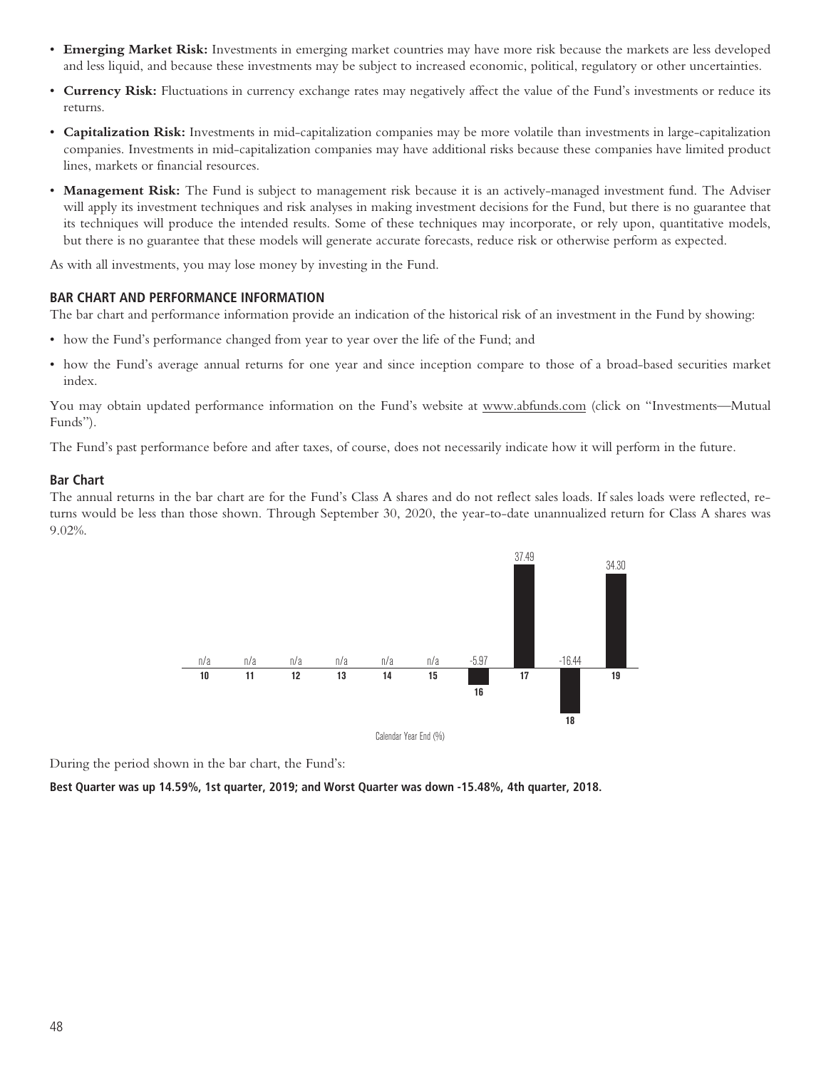- **Emerging Market Risk:** Investments in emerging market countries may have more risk because the markets are less developed and less liquid, and because these investments may be subject to increased economic, political, regulatory or other uncertainties.
- **Currency Risk:** Fluctuations in currency exchange rates may negatively affect the value of the Fund's investments or reduce its returns.
- **Capitalization Risk:** Investments in mid-capitalization companies may be more volatile than investments in large-capitalization companies. Investments in mid-capitalization companies may have additional risks because these companies have limited product lines, markets or financial resources.
- **Management Risk:** The Fund is subject to management risk because it is an actively-managed investment fund. The Adviser will apply its investment techniques and risk analyses in making investment decisions for the Fund, but there is no guarantee that its techniques will produce the intended results. Some of these techniques may incorporate, or rely upon, quantitative models, but there is no guarantee that these models will generate accurate forecasts, reduce risk or otherwise perform as expected.

As with all investments, you may lose money by investing in the Fund.

### BAR CHART AND PERFORMANCE INFORMATION

The bar chart and performance information provide an indication of the historical risk of an investment in the Fund by showing:

- how the Fund's performance changed from year to year over the life of the Fund; and
- how the Fund's average annual returns for one year and since inception compare to those of a broad-based securities market index.

You may obtain updated performance information on the Fund's website at www.abfunds.com (click on "Investments—Mutual Funds").

The Fund's past performance before and after taxes, of course, does not necessarily indicate how it will perform in the future.

#### Bar Chart

The annual returns in the bar chart are for the Fund's Class A shares and do not reflect sales loads. If sales loads were reflected, returns would be less than those shown. Through September 30, 2020, the year-to-date unannualized return for Class A shares was 9.02%.

| 10 | 11 | 12 | 13 | 14 | 15 | 16 | 17 | 18 | 19 |
|---|---|---|---|---|---|---|---|---|---|
| n/a | n/a | n/a | n/a | n/a | n/a | -5.97 | 37.49 | -16.44 | 34.30 |

Calendar Year End (%)

During the period shown in the bar chart, the Fund's:

**Best Quarter was up 14.59%, 1st quarter, 2019; and Worst Quarter was down -15.48%, 4th quarter, 2018.**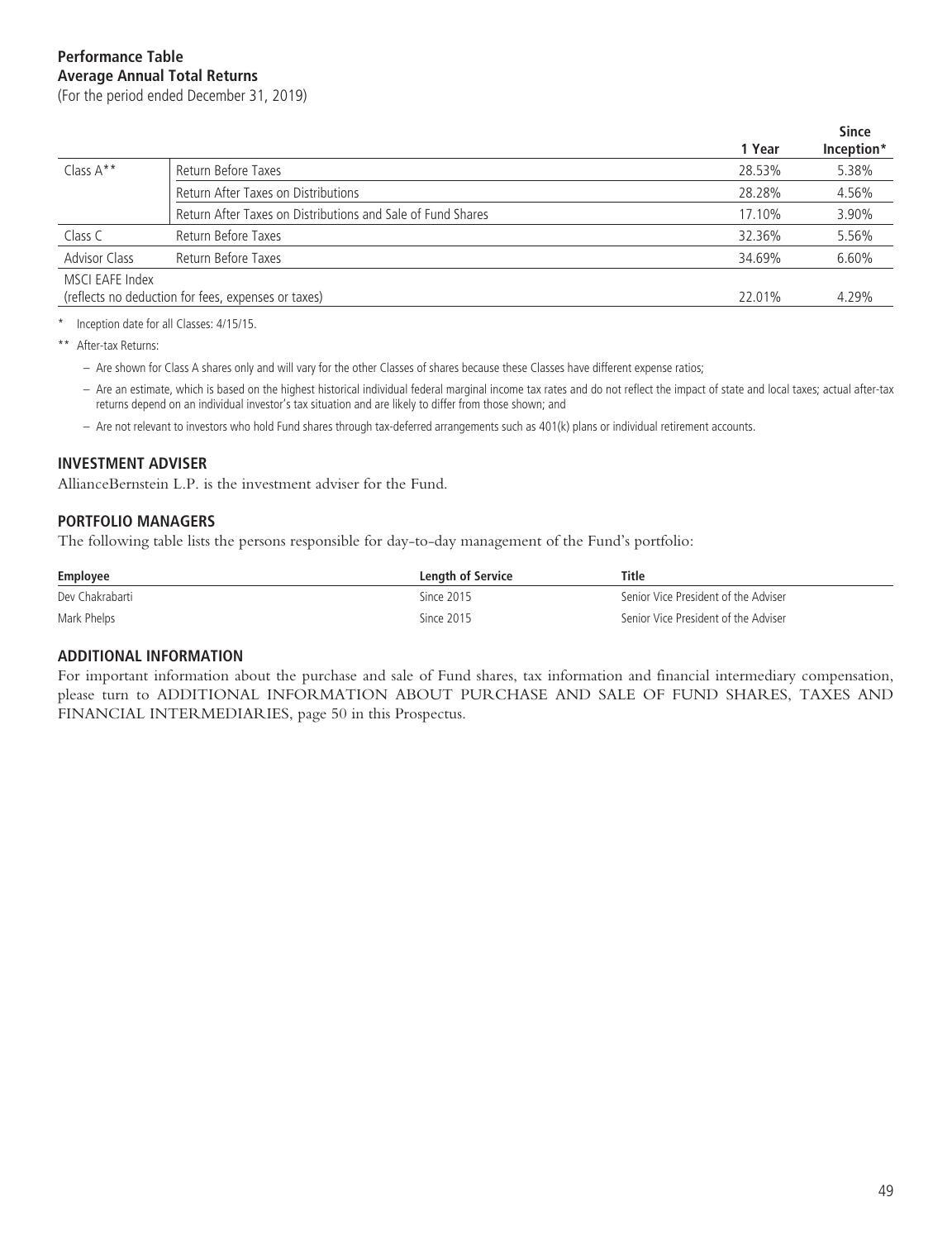**Performance Table**
**Average Annual Total Returns**
(For the period ended December 31, 2019)

| | | 1 Year | Since Inception* |
|---|---|---|---|
| Class A** | Return Before Taxes | 28.53% | 5.38% |
| | Return After Taxes on Distributions | 28.28% | 4.56% |
| | Return After Taxes on Distributions and Sale of Fund Shares | 17.10% | 3.90% |
| Class C | Return Before Taxes | 32.36% | 5.56% |
| Advisor Class | Return Before Taxes | 34.69% | 6.60% |
| MSCI EAFE Index (reflects no deduction for fees, expenses or taxes) | | 22.01% | 4.29% |

\* Inception date for all Classes: 4/15/15.

** After-tax Returns:

– Are shown for Class A shares only and will vary for the other Classes of shares because these Classes have different expense ratios;

– Are an estimate, which is based on the highest historical individual federal marginal income tax rates and do not reflect the impact of state and local taxes; actual after-tax returns depend on an individual investor's tax situation and are likely to differ from those shown; and

– Are not relevant to investors who hold Fund shares through tax-deferred arrangements such as 401(k) plans or individual retirement accounts.

## INVESTMENT ADVISER

AllianceBernstein L.P. is the investment adviser for the Fund.

## PORTFOLIO MANAGERS

The following table lists the persons responsible for day-to-day management of the Fund's portfolio:

| Employee | Length of Service | Title |
|---|---|---|
| Dev Chakrabarti | Since 2015 | Senior Vice President of the Adviser |
| Mark Phelps | Since 2015 | Senior Vice President of the Adviser |

## ADDITIONAL INFORMATION

For important information about the purchase and sale of Fund shares, tax information and financial intermediary compensation, please turn to ADDITIONAL INFORMATION ABOUT PURCHASE AND SALE OF FUND SHARES, TAXES AND FINANCIAL INTERMEDIARIES, page 50 in this Prospectus.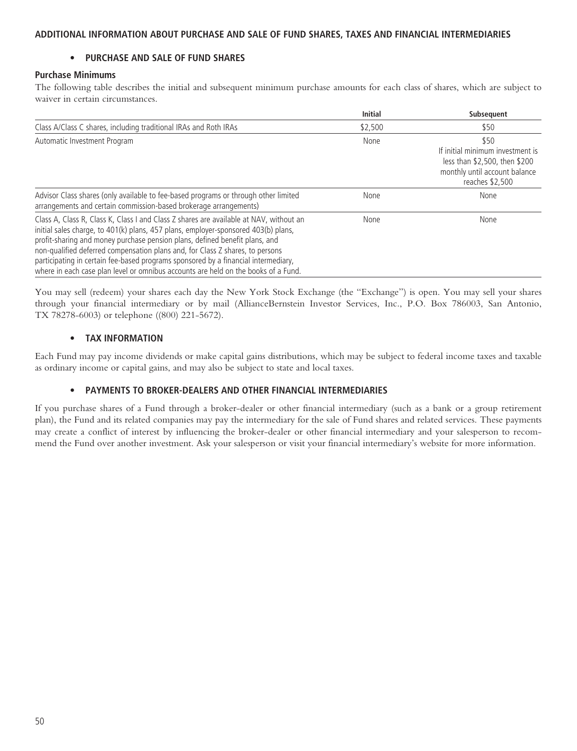## ADDITIONAL INFORMATION ABOUT PURCHASE AND SALE OF FUND SHARES, TAXES AND FINANCIAL INTERMEDIARIES

### • PURCHASE AND SALE OF FUND SHARES

**Purchase Minimums**

The following table describes the initial and subsequent minimum purchase amounts for each class of shares, which are subject to waiver in certain circumstances.

| | Initial | Subsequent |
|---|---|---|
| Class A/Class C shares, including traditional IRAs and Roth IRAs | $2,500 | $50 |
| Automatic Investment Program | None | $50 If initial minimum investment is less than $2,500, then $200 monthly until account balance reaches $2,500 |
| Advisor Class shares (only available to fee-based programs or through other limited arrangements and certain commission-based brokerage arrangements) | None | None |
| Class A, Class R, Class K, Class I and Class Z shares are available at NAV, without an initial sales charge, to 401(k) plans, 457 plans, employer-sponsored 403(b) plans, profit-sharing and money purchase pension plans, defined benefit plans, and non-qualified deferred compensation plans and, for Class Z shares, to persons participating in certain fee-based programs sponsored by a financial intermediary, where in each case plan level or omnibus accounts are held on the books of a Fund. | None | None |

You may sell (redeem) your shares each day the New York Stock Exchange (the "Exchange") is open. You may sell your shares through your financial intermediary or by mail (AllianceBernstein Investor Services, Inc., P.O. Box 786003, San Antonio, TX 78278-6003) or telephone ((800) 221-5672).

### • TAX INFORMATION

Each Fund may pay income dividends or make capital gains distributions, which may be subject to federal income taxes and taxable as ordinary income or capital gains, and may also be subject to state and local taxes.

### • PAYMENTS TO BROKER-DEALERS AND OTHER FINANCIAL INTERMEDIARIES

If you purchase shares of a Fund through a broker-dealer or other financial intermediary (such as a bank or a group retirement plan), the Fund and its related companies may pay the intermediary for the sale of Fund shares and related services. These payments may create a conflict of interest by influencing the broker-dealer or other financial intermediary and your salesperson to recommend the Fund over another investment. Ask your salesperson or visit your financial intermediary's website for more information.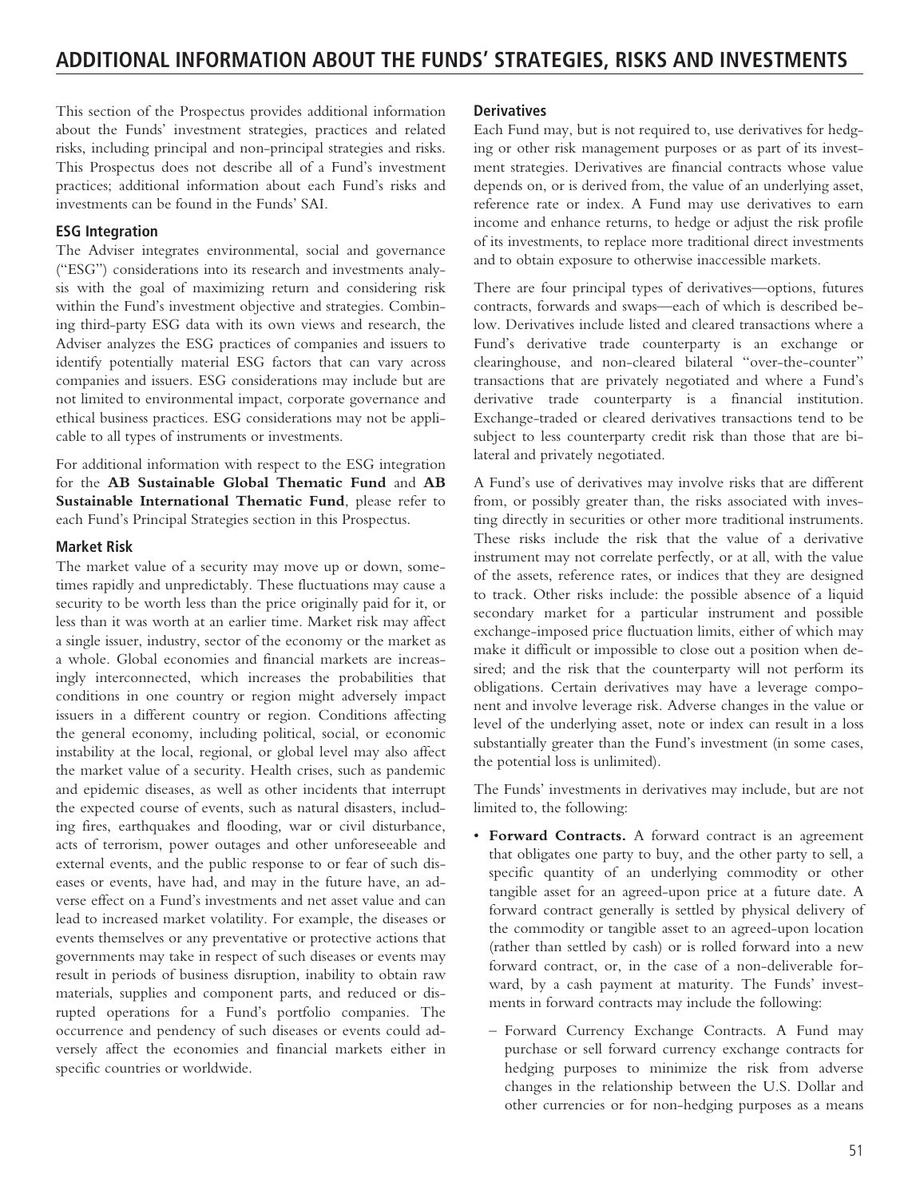# ADDITIONAL INFORMATION ABOUT THE FUNDS' STRATEGIES, RISKS AND INVESTMENTS

This section of the Prospectus provides additional information about the Funds' investment strategies, practices and related risks, including principal and non-principal strategies and risks. This Prospectus does not describe all of a Fund's investment practices; additional information about each Fund's risks and investments can be found in the Funds' SAI.

### ESG Integration

The Adviser integrates environmental, social and governance ("ESG") considerations into its research and investments analysis with the goal of maximizing return and considering risk within the Fund's investment objective and strategies. Combining third-party ESG data with its own views and research, the Adviser analyzes the ESG practices of companies and issuers to identify potentially material ESG factors that can vary across companies and issuers. ESG considerations may include but are not limited to environmental impact, corporate governance and ethical business practices. ESG considerations may not be applicable to all types of instruments or investments.

For additional information with respect to the ESG integration for the **AB Sustainable Global Thematic Fund** and **AB Sustainable International Thematic Fund**, please refer to each Fund's Principal Strategies section in this Prospectus.

### Market Risk

The market value of a security may move up or down, sometimes rapidly and unpredictably. These fluctuations may cause a security to be worth less than the price originally paid for it, or less than it was worth at an earlier time. Market risk may affect a single issuer, industry, sector of the economy or the market as a whole. Global economies and financial markets are increasingly interconnected, which increases the probabilities that conditions in one country or region might adversely impact issuers in a different country or region. Conditions affecting the general economy, including political, social, or economic instability at the local, regional, or global level may also affect the market value of a security. Health crises, such as pandemic and epidemic diseases, as well as other incidents that interrupt the expected course of events, such as natural disasters, including fires, earthquakes and flooding, war or civil disturbance, acts of terrorism, power outages and other unforeseeable and external events, and the public response to or fear of such diseases or events, have had, and may in the future have, an adverse effect on a Fund's investments and net asset value and can lead to increased market volatility. For example, the diseases or events themselves or any preventative or protective actions that governments may take in respect of such diseases or events may result in periods of business disruption, inability to obtain raw materials, supplies and component parts, and reduced or disrupted operations for a Fund's portfolio companies. The occurrence and pendency of such diseases or events could adversely affect the economies and financial markets either in specific countries or worldwide.

### Derivatives

Each Fund may, but is not required to, use derivatives for hedging or other risk management purposes or as part of its investment strategies. Derivatives are financial contracts whose value depends on, or is derived from, the value of an underlying asset, reference rate or index. A Fund may use derivatives to earn income and enhance returns, to hedge or adjust the risk profile of its investments, to replace more traditional direct investments and to obtain exposure to otherwise inaccessible markets.

There are four principal types of derivatives—options, futures contracts, forwards and swaps—each of which is described below. Derivatives include listed and cleared transactions where a Fund's derivative trade counterparty is an exchange or clearinghouse, and non-cleared bilateral "over-the-counter" transactions that are privately negotiated and where a Fund's derivative trade counterparty is a financial institution. Exchange-traded or cleared derivatives transactions tend to be subject to less counterparty credit risk than those that are bilateral and privately negotiated.

A Fund's use of derivatives may involve risks that are different from, or possibly greater than, the risks associated with investing directly in securities or other more traditional instruments. These risks include the risk that the value of a derivative instrument may not correlate perfectly, or at all, with the value of the assets, reference rates, or indices that they are designed to track. Other risks include: the possible absence of a liquid secondary market for a particular instrument and possible exchange-imposed price fluctuation limits, either of which may make it difficult or impossible to close out a position when desired; and the risk that the counterparty will not perform its obligations. Certain derivatives may have a leverage component and involve leverage risk. Adverse changes in the value or level of the underlying asset, note or index can result in a loss substantially greater than the Fund's investment (in some cases, the potential loss is unlimited).

The Funds' investments in derivatives may include, but are not limited to, the following:

- **Forward Contracts.** A forward contract is an agreement that obligates one party to buy, and the other party to sell, a specific quantity of an underlying commodity or other tangible asset for an agreed-upon price at a future date. A forward contract generally is settled by physical delivery of the commodity or tangible asset to an agreed-upon location (rather than settled by cash) or is rolled forward into a new forward contract, or, in the case of a non-deliverable forward, by a cash payment at maturity. The Funds' investments in forward contracts may include the following:
  - Forward Currency Exchange Contracts. A Fund may purchase or sell forward currency exchange contracts for hedging purposes to minimize the risk from adverse changes in the relationship between the U.S. Dollar and other currencies or for non-hedging purposes as a means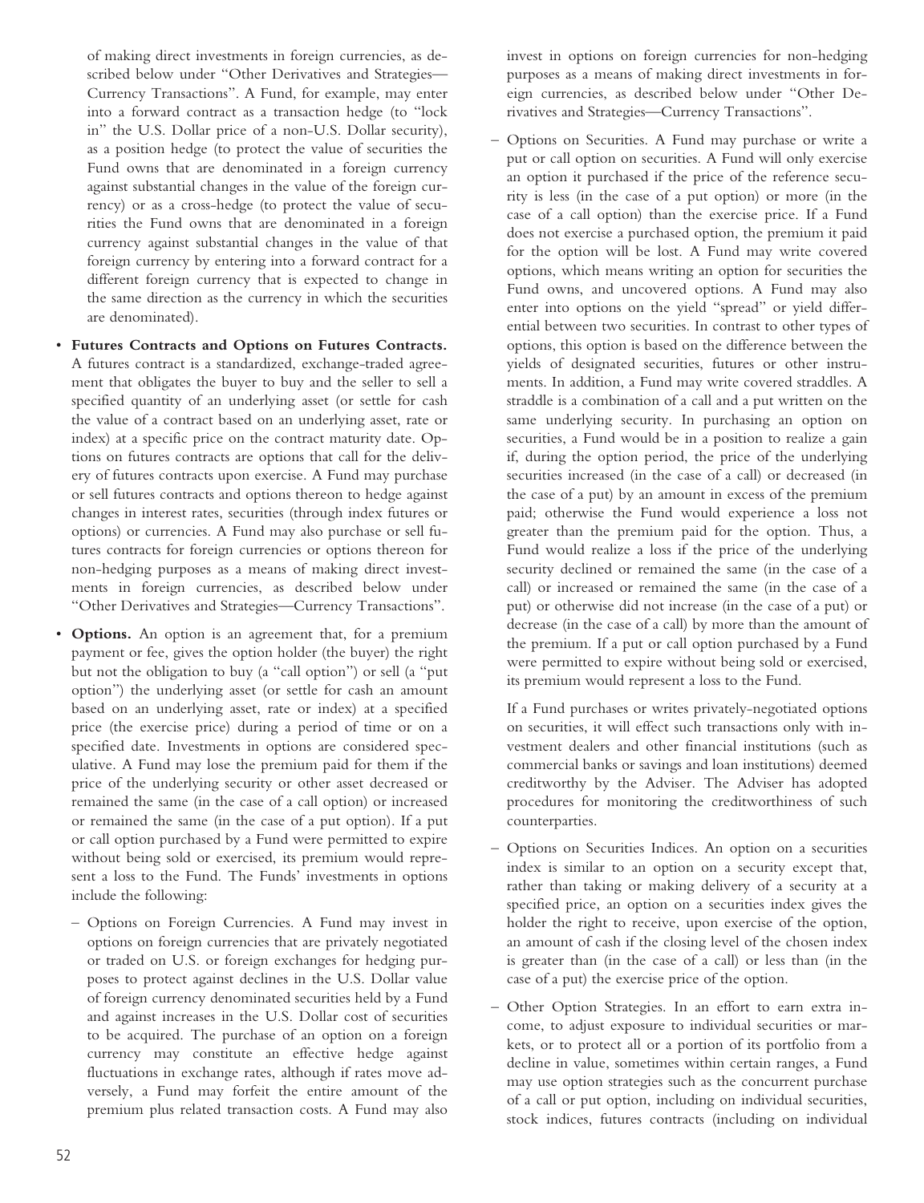of making direct investments in foreign currencies, as described below under "Other Derivatives and Strategies—Currency Transactions". A Fund, for example, may enter into a forward contract as a transaction hedge (to "lock in" the U.S. Dollar price of a non-U.S. Dollar security), as a position hedge (to protect the value of securities the Fund owns that are denominated in a foreign currency against substantial changes in the value of the foreign currency) or as a cross-hedge (to protect the value of securities the Fund owns that are denominated in a foreign currency against substantial changes in the value of that foreign currency by entering into a forward contract for a different foreign currency that is expected to change in the same direction as the currency in which the securities are denominated).

- **Futures Contracts and Options on Futures Contracts.** A futures contract is a standardized, exchange-traded agreement that obligates the buyer to buy and the seller to sell a specified quantity of an underlying asset (or settle for cash the value of a contract based on an underlying asset, rate or index) at a specific price on the contract maturity date. Options on futures contracts are options that call for the delivery of futures contracts upon exercise. A Fund may purchase or sell futures contracts and options thereon to hedge against changes in interest rates, securities (through index futures or options) or currencies. A Fund may also purchase or sell futures contracts for foreign currencies or options thereon for non-hedging purposes as a means of making direct investments in foreign currencies, as described below under "Other Derivatives and Strategies—Currency Transactions".

- **Options.** An option is an agreement that, for a premium payment or fee, gives the option holder (the buyer) the right but not the obligation to buy (a "call option") or sell (a "put option") the underlying asset (or settle for cash an amount based on an underlying asset, rate or index) at a specified price (the exercise price) during a period of time or on a specified date. Investments in options are considered speculative. A Fund may lose the premium paid for them if the price of the underlying security or other asset decreased or remained the same (in the case of a call option) or increased or remained the same (in the case of a put option). If a put or call option purchased by a Fund were permitted to expire without being sold or exercised, its premium would represent a loss to the Fund. The Funds' investments in options include the following:

  – Options on Foreign Currencies. A Fund may invest in options on foreign currencies that are privately negotiated or traded on U.S. or foreign exchanges for hedging purposes to protect against declines in the U.S. Dollar value of foreign currency denominated securities held by a Fund and against increases in the U.S. Dollar cost of securities to be acquired. The purchase of an option on a foreign currency may constitute an effective hedge against fluctuations in exchange rates, although if rates move adversely, a Fund may forfeit the entire amount of the premium plus related transaction costs. A Fund may also invest in options on foreign currencies for non-hedging purposes as a means of making direct investments in foreign currencies, as described below under "Other Derivatives and Strategies—Currency Transactions".

  – Options on Securities. A Fund may purchase or write a put or call option on securities. A Fund will only exercise an option it purchased if the price of the reference security is less (in the case of a put option) or more (in the case of a call option) than the exercise price. If a Fund does not exercise a purchased option, the premium it paid for the option will be lost. A Fund may write covered options, which means writing an option for securities the Fund owns, and uncovered options. A Fund may also enter into options on the yield "spread" or yield differential between two securities. In contrast to other types of options, this option is based on the difference between the yields of designated securities, futures or other instruments. In addition, a Fund may write covered straddles. A straddle is a combination of a call and a put written on the same underlying security. In purchasing an option on securities, a Fund would be in a position to realize a gain if, during the option period, the price of the underlying securities increased (in the case of a call) or decreased (in the case of a put) by an amount in excess of the premium paid; otherwise the Fund would experience a loss not greater than the premium paid for the option. Thus, a Fund would realize a loss if the price of the underlying security declined or remained the same (in the case of a call) or increased or remained the same (in the case of a put) or otherwise did not increase (in the case of a put) or decrease (in the case of a call) by more than the amount of the premium. If a put or call option purchased by a Fund were permitted to expire without being sold or exercised, its premium would represent a loss to the Fund.

    If a Fund purchases or writes privately-negotiated options on securities, it will effect such transactions only with investment dealers and other financial institutions (such as commercial banks or savings and loan institutions) deemed creditworthy by the Adviser. The Adviser has adopted procedures for monitoring the creditworthiness of such counterparties.

  – Options on Securities Indices. An option on a securities index is similar to an option on a security except that, rather than taking or making delivery of a security at a specified price, an option on a securities index gives the holder the right to receive, upon exercise of the option, an amount of cash if the closing level of the chosen index is greater than (in the case of a call) or less than (in the case of a put) the exercise price of the option.

  – Other Option Strategies. In an effort to earn extra income, to adjust exposure to individual securities or markets, or to protect all or a portion of its portfolio from a decline in value, sometimes within certain ranges, a Fund may use option strategies such as the concurrent purchase of a call or put option, including on individual securities, stock indices, futures contracts (including on individual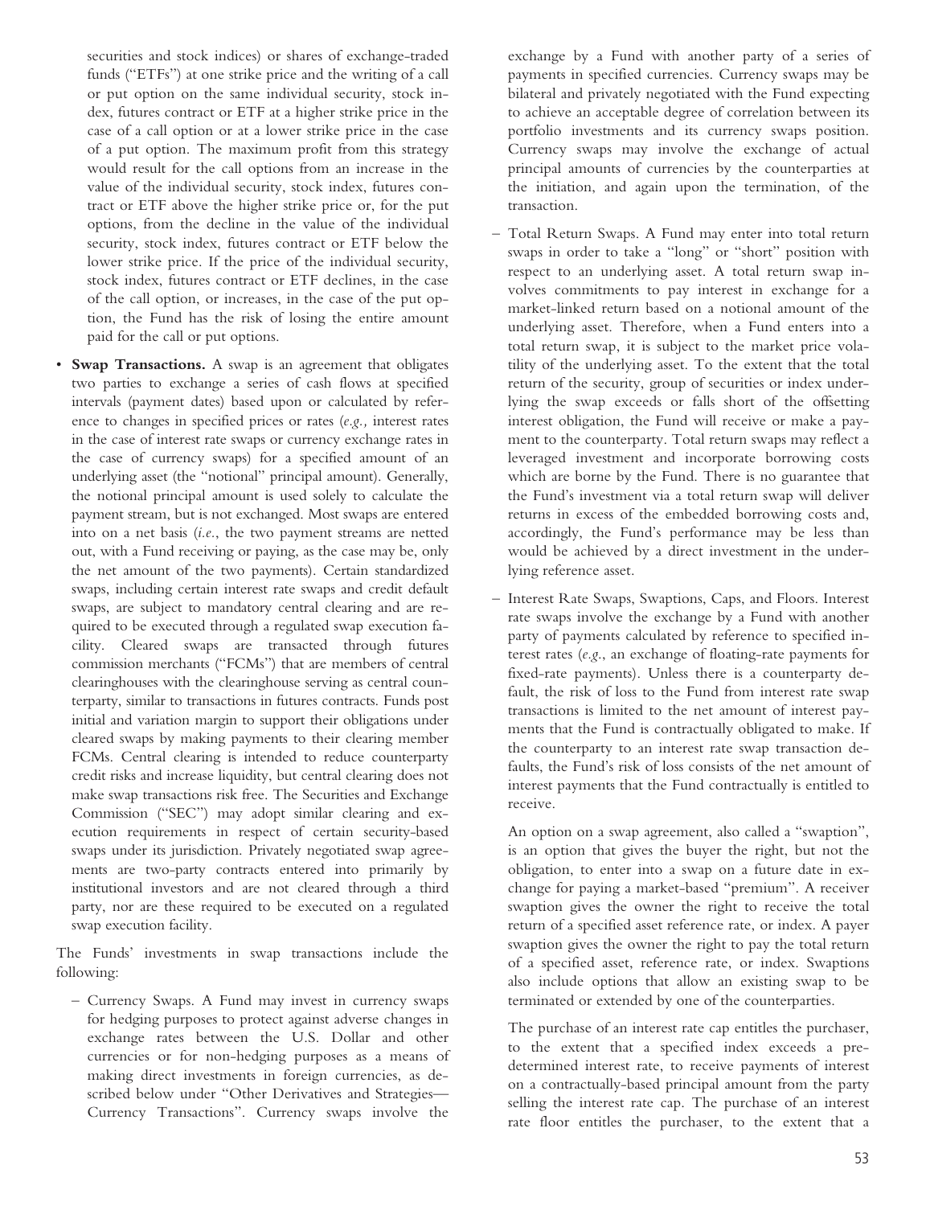securities and stock indices) or shares of exchange-traded funds ("ETFs") at one strike price and the writing of a call or put option on the same individual security, stock index, futures contract or ETF at a higher strike price in the case of a call option or at a lower strike price in the case of a put option. The maximum profit from this strategy would result for the call options from an increase in the value of the individual security, stock index, futures contract or ETF above the higher strike price or, for the put options, from the decline in the value of the individual security, stock index, futures contract or ETF below the lower strike price. If the price of the individual security, stock index, futures contract or ETF declines, in the case of the call option, or increases, in the case of the put option, the Fund has the risk of losing the entire amount paid for the call or put options.

- **Swap Transactions.** A swap is an agreement that obligates two parties to exchange a series of cash flows at specified intervals (payment dates) based upon or calculated by reference to changes in specified prices or rates (*e.g.,* interest rates in the case of interest rate swaps or currency exchange rates in the case of currency swaps) for a specified amount of an underlying asset (the "notional" principal amount). Generally, the notional principal amount is used solely to calculate the payment stream, but is not exchanged. Most swaps are entered into on a net basis (*i.e.*, the two payment streams are netted out, with a Fund receiving or paying, as the case may be, only the net amount of the two payments). Certain standardized swaps, including certain interest rate swaps and credit default swaps, are subject to mandatory central clearing and are required to be executed through a regulated swap execution facility. Cleared swaps are transacted through futures commission merchants ("FCMs") that are members of central clearinghouses with the clearinghouse serving as central counterparty, similar to transactions in futures contracts. Funds post initial and variation margin to support their obligations under cleared swaps by making payments to their clearing member FCMs. Central clearing is intended to reduce counterparty credit risks and increase liquidity, but central clearing does not make swap transactions risk free. The Securities and Exchange Commission ("SEC") may adopt similar clearing and execution requirements in respect of certain security-based swaps under its jurisdiction. Privately negotiated swap agreements are two-party contracts entered into primarily by institutional investors and are not cleared through a third party, nor are these required to be executed on a regulated swap execution facility.

The Funds' investments in swap transactions include the following:

- Currency Swaps. A Fund may invest in currency swaps for hedging purposes to protect against adverse changes in exchange rates between the U.S. Dollar and other currencies or for non-hedging purposes as a means of making direct investments in foreign currencies, as described below under "Other Derivatives and Strategies—Currency Transactions". Currency swaps involve the exchange by a Fund with another party of a series of payments in specified currencies. Currency swaps may be bilateral and privately negotiated with the Fund expecting to achieve an acceptable degree of correlation between its portfolio investments and its currency swaps position. Currency swaps may involve the exchange of actual principal amounts of currencies by the counterparties at the initiation, and again upon the termination, of the transaction.

- Total Return Swaps. A Fund may enter into total return swaps in order to take a "long" or "short" position with respect to an underlying asset. A total return swap involves commitments to pay interest in exchange for a market-linked return based on a notional amount of the underlying asset. Therefore, when a Fund enters into a total return swap, it is subject to the market price volatility of the underlying asset. To the extent that the total return of the security, group of securities or index underlying the swap exceeds or falls short of the offsetting interest obligation, the Fund will receive or make a payment to the counterparty. Total return swaps may reflect a leveraged investment and incorporate borrowing costs which are borne by the Fund. There is no guarantee that the Fund's investment via a total return swap will deliver returns in excess of the embedded borrowing costs and, accordingly, the Fund's performance may be less than would be achieved by a direct investment in the underlying reference asset.

- Interest Rate Swaps, Swaptions, Caps, and Floors. Interest rate swaps involve the exchange by a Fund with another party of payments calculated by reference to specified interest rates (*e.g.*, an exchange of floating-rate payments for fixed-rate payments). Unless there is a counterparty default, the risk of loss to the Fund from interest rate swap transactions is limited to the net amount of interest payments that the Fund is contractually obligated to make. If the counterparty to an interest rate swap transaction defaults, the Fund's risk of loss consists of the net amount of interest payments that the Fund contractually is entitled to receive.

  An option on a swap agreement, also called a "swaption", is an option that gives the buyer the right, but not the obligation, to enter into a swap on a future date in exchange for paying a market-based "premium". A receiver swaption gives the owner the right to receive the total return of a specified asset reference rate, or index. A payer swaption gives the owner the right to pay the total return of a specified asset, reference rate, or index. Swaptions also include options that allow an existing swap to be terminated or extended by one of the counterparties.

  The purchase of an interest rate cap entitles the purchaser, to the extent that a specified index exceeds a predetermined interest rate, to receive payments of interest on a contractually-based principal amount from the party selling the interest rate cap. The purchase of an interest rate floor entitles the purchaser, to the extent that a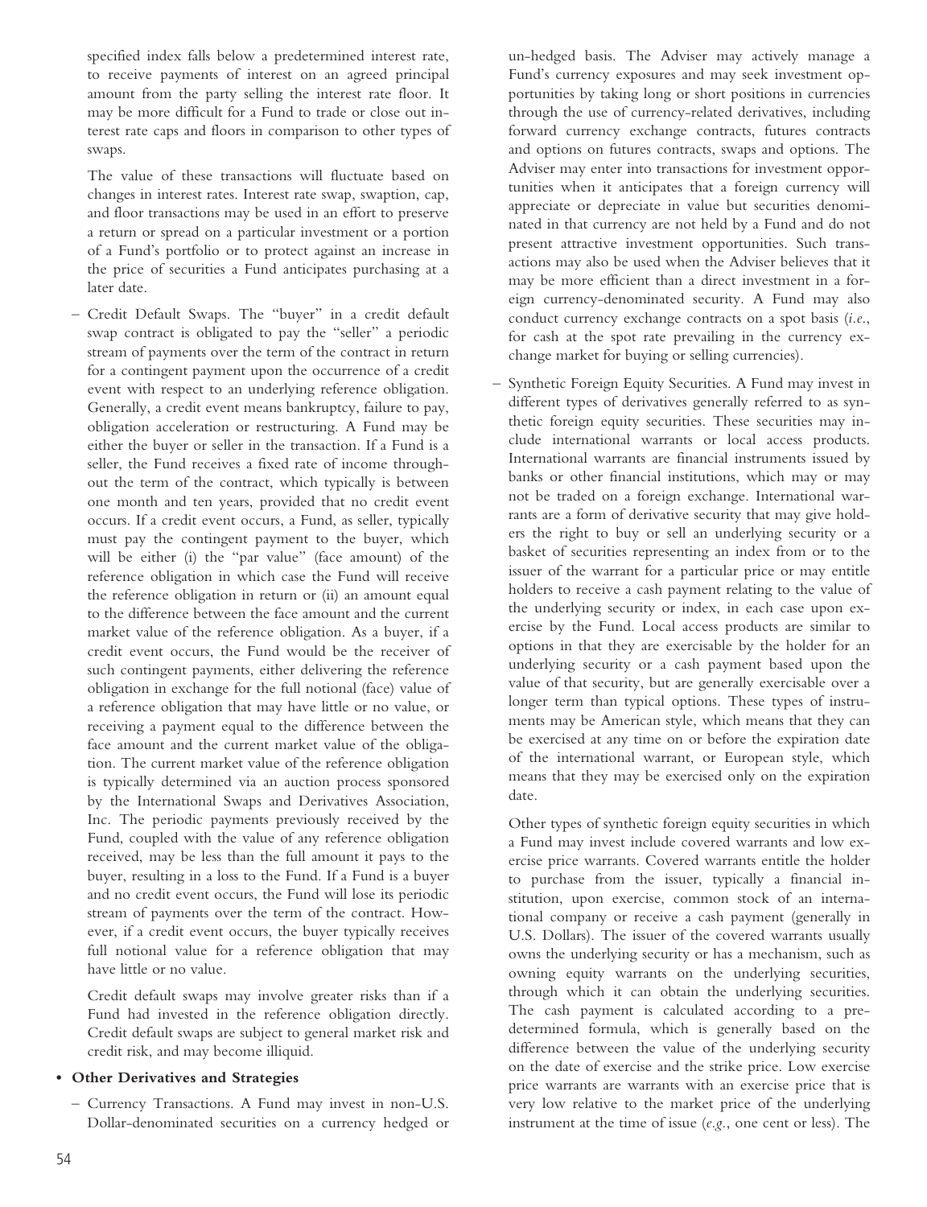specified index falls below a predetermined interest rate, to receive payments of interest on an agreed principal amount from the party selling the interest rate floor. It may be more difficult for a Fund to trade or close out interest rate caps and floors in comparison to other types of swaps.

The value of these transactions will fluctuate based on changes in interest rates. Interest rate swap, swaption, cap, and floor transactions may be used in an effort to preserve a return or spread on a particular investment or a portion of a Fund's portfolio or to protect against an increase in the price of securities a Fund anticipates purchasing at a later date.

– Credit Default Swaps. The "buyer" in a credit default swap contract is obligated to pay the "seller" a periodic stream of payments over the term of the contract in return for a contingent payment upon the occurrence of a credit event with respect to an underlying reference obligation. Generally, a credit event means bankruptcy, failure to pay, obligation acceleration or restructuring. A Fund may be either the buyer or seller in the transaction. If a Fund is a seller, the Fund receives a fixed rate of income throughout the term of the contract, which typically is between one month and ten years, provided that no credit event occurs. If a credit event occurs, a Fund, as seller, typically must pay the contingent payment to the buyer, which will be either (i) the "par value" (face amount) of the reference obligation in which case the Fund will receive the reference obligation in return or (ii) an amount equal to the difference between the face amount and the current market value of the reference obligation. As a buyer, if a credit event occurs, the Fund would be the receiver of such contingent payments, either delivering the reference obligation in exchange for the full notional (face) value of a reference obligation that may have little or no value, or receiving a payment equal to the difference between the face amount and the current market value of the obligation. The current market value of the reference obligation is typically determined via an auction process sponsored by the International Swaps and Derivatives Association, Inc. The periodic payments previously received by the Fund, coupled with the value of any reference obligation received, may be less than the full amount it pays to the buyer, resulting in a loss to the Fund. If a Fund is a buyer and no credit event occurs, the Fund will lose its periodic stream of payments over the term of the contract. However, if a credit event occurs, the buyer typically receives full notional value for a reference obligation that may have little or no value.

Credit default swaps may involve greater risks than if a Fund had invested in the reference obligation directly. Credit default swaps are subject to general market risk and credit risk, and may become illiquid.

- **Other Derivatives and Strategies**

– Currency Transactions. A Fund may invest in non-U.S. Dollar-denominated securities on a currency hedged or un-hedged basis. The Adviser may actively manage a Fund's currency exposures and may seek investment opportunities by taking long or short positions in currencies through the use of currency-related derivatives, including forward currency exchange contracts, futures contracts and options on futures contracts, swaps and options. The Adviser may enter into transactions for investment opportunities when it anticipates that a foreign currency will appreciate or depreciate in value but securities denominated in that currency are not held by a Fund and do not present attractive investment opportunities. Such transactions may also be used when the Adviser believes that it may be more efficient than a direct investment in a foreign currency-denominated security. A Fund may also conduct currency exchange contracts on a spot basis (*i.e.*, for cash at the spot rate prevailing in the currency exchange market for buying or selling currencies).

– Synthetic Foreign Equity Securities. A Fund may invest in different types of derivatives generally referred to as synthetic foreign equity securities. These securities may include international warrants or local access products. International warrants are financial instruments issued by banks or other financial institutions, which may or may not be traded on a foreign exchange. International warrants are a form of derivative security that may give holders the right to buy or sell an underlying security or a basket of securities representing an index from or to the issuer of the warrant for a particular price or may entitle holders to receive a cash payment relating to the value of the underlying security or index, in each case upon exercise by the Fund. Local access products are similar to options in that they are exercisable by the holder for an underlying security or a cash payment based upon the value of that security, but are generally exercisable over a longer term than typical options. These types of instruments may be American style, which means that they can be exercised at any time on or before the expiration date of the international warrant, or European style, which means that they may be exercised only on the expiration date.

Other types of synthetic foreign equity securities in which a Fund may invest include covered warrants and low exercise price warrants. Covered warrants entitle the holder to purchase from the issuer, typically a financial institution, upon exercise, common stock of an international company or receive a cash payment (generally in U.S. Dollars). The issuer of the covered warrants usually owns the underlying security or has a mechanism, such as owning equity warrants on the underlying securities, through which it can obtain the underlying securities. The cash payment is calculated according to a predetermined formula, which is generally based on the difference between the value of the underlying security on the date of exercise and the strike price. Low exercise price warrants are warrants with an exercise price that is very low relative to the market price of the underlying instrument at the time of issue (*e.g.*, one cent or less). The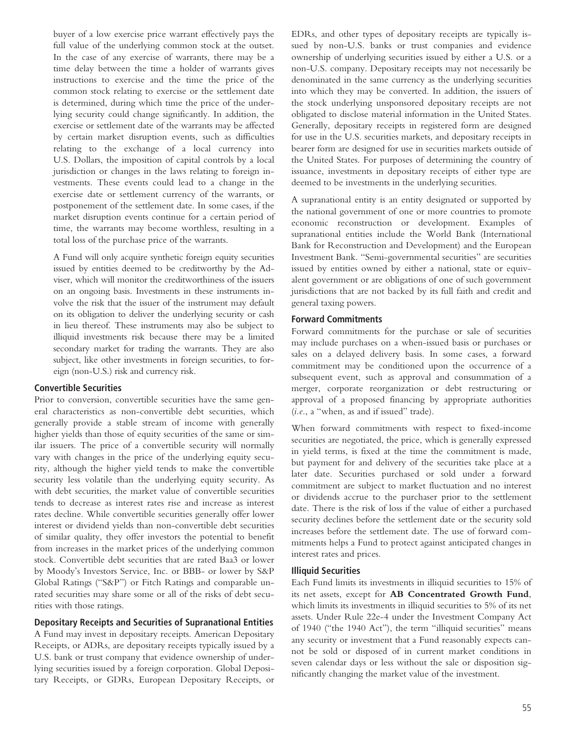buyer of a low exercise price warrant effectively pays the full value of the underlying common stock at the outset. In the case of any exercise of warrants, there may be a time delay between the time a holder of warrants gives instructions to exercise and the time the price of the common stock relating to exercise or the settlement date is determined, during which time the price of the underlying security could change significantly. In addition, the exercise or settlement date of the warrants may be affected by certain market disruption events, such as difficulties relating to the exchange of a local currency into U.S. Dollars, the imposition of capital controls by a local jurisdiction or changes in the laws relating to foreign investments. These events could lead to a change in the exercise date or settlement currency of the warrants, or postponement of the settlement date. In some cases, if the market disruption events continue for a certain period of time, the warrants may become worthless, resulting in a total loss of the purchase price of the warrants.

A Fund will only acquire synthetic foreign equity securities issued by entities deemed to be creditworthy by the Adviser, which will monitor the creditworthiness of the issuers on an ongoing basis. Investments in these instruments involve the risk that the issuer of the instrument may default on its obligation to deliver the underlying security or cash in lieu thereof. These instruments may also be subject to illiquid investments risk because there may be a limited secondary market for trading the warrants. They are also subject, like other investments in foreign securities, to foreign (non-U.S.) risk and currency risk.

### Convertible Securities

Prior to conversion, convertible securities have the same general characteristics as non-convertible debt securities, which generally provide a stable stream of income with generally higher yields than those of equity securities of the same or similar issuers. The price of a convertible security will normally vary with changes in the price of the underlying equity security, although the higher yield tends to make the convertible security less volatile than the underlying equity security. As with debt securities, the market value of convertible securities tends to decrease as interest rates rise and increase as interest rates decline. While convertible securities generally offer lower interest or dividend yields than non-convertible debt securities of similar quality, they offer investors the potential to benefit from increases in the market prices of the underlying common stock. Convertible debt securities that are rated Baa3 or lower by Moody's Investors Service, Inc. or BBB- or lower by S&P Global Ratings ("S&P") or Fitch Ratings and comparable unrated securities may share some or all of the risks of debt securities with those ratings.

### Depositary Receipts and Securities of Supranational Entities

A Fund may invest in depositary receipts. American Depositary Receipts, or ADRs, are depositary receipts typically issued by a U.S. bank or trust company that evidence ownership of underlying securities issued by a foreign corporation. Global Depositary Receipts, or GDRs, European Depositary Receipts, or EDRs, and other types of depositary receipts are typically issued by non-U.S. banks or trust companies and evidence ownership of underlying securities issued by either a U.S. or a non-U.S. company. Depositary receipts may not necessarily be denominated in the same currency as the underlying securities into which they may be converted. In addition, the issuers of the stock underlying unsponsored depositary receipts are not obligated to disclose material information in the United States. Generally, depositary receipts in registered form are designed for use in the U.S. securities markets, and depositary receipts in bearer form are designed for use in securities markets outside of the United States. For purposes of determining the country of issuance, investments in depositary receipts of either type are deemed to be investments in the underlying securities.

A supranational entity is an entity designated or supported by the national government of one or more countries to promote economic reconstruction or development. Examples of supranational entities include the World Bank (International Bank for Reconstruction and Development) and the European Investment Bank. "Semi-governmental securities" are securities issued by entities owned by either a national, state or equivalent government or are obligations of one of such government jurisdictions that are not backed by its full faith and credit and general taxing powers.

### Forward Commitments

Forward commitments for the purchase or sale of securities may include purchases on a when-issued basis or purchases or sales on a delayed delivery basis. In some cases, a forward commitment may be conditioned upon the occurrence of a subsequent event, such as approval and consummation of a merger, corporate reorganization or debt restructuring or approval of a proposed financing by appropriate authorities (*i.e.*, a "when, as and if issued" trade).

When forward commitments with respect to fixed-income securities are negotiated, the price, which is generally expressed in yield terms, is fixed at the time the commitment is made, but payment for and delivery of the securities take place at a later date. Securities purchased or sold under a forward commitment are subject to market fluctuation and no interest or dividends accrue to the purchaser prior to the settlement date. There is the risk of loss if the value of either a purchased security declines before the settlement date or the security sold increases before the settlement date. The use of forward commitments helps a Fund to protect against anticipated changes in interest rates and prices.

### Illiquid Securities

Each Fund limits its investments in illiquid securities to 15% of its net assets, except for **AB Concentrated Growth Fund**, which limits its investments in illiquid securities to 5% of its net assets. Under Rule 22e-4 under the Investment Company Act of 1940 ("the 1940 Act"), the term "illiquid securities" means any security or investment that a Fund reasonably expects cannot be sold or disposed of in current market conditions in seven calendar days or less without the sale or disposition significantly changing the market value of the investment.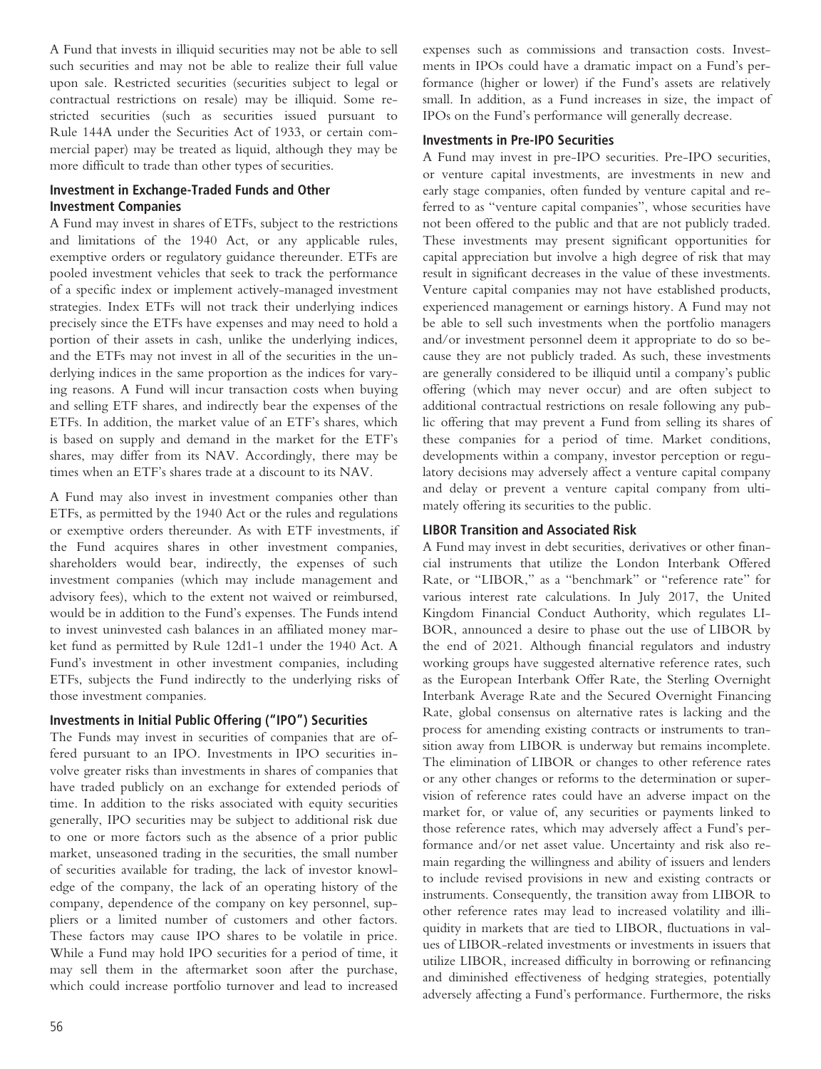A Fund that invests in illiquid securities may not be able to sell such securities and may not be able to realize their full value upon sale. Restricted securities (securities subject to legal or contractual restrictions on resale) may be illiquid. Some restricted securities (such as securities issued pursuant to Rule 144A under the Securities Act of 1933, or certain commercial paper) may be treated as liquid, although they may be more difficult to trade than other types of securities.

### Investment in Exchange-Traded Funds and Other Investment Companies

A Fund may invest in shares of ETFs, subject to the restrictions and limitations of the 1940 Act, or any applicable rules, exemptive orders or regulatory guidance thereunder. ETFs are pooled investment vehicles that seek to track the performance of a specific index or implement actively-managed investment strategies. Index ETFs will not track their underlying indices precisely since the ETFs have expenses and may need to hold a portion of their assets in cash, unlike the underlying indices, and the ETFs may not invest in all of the securities in the underlying indices in the same proportion as the indices for varying reasons. A Fund will incur transaction costs when buying and selling ETF shares, and indirectly bear the expenses of the ETFs. In addition, the market value of an ETF's shares, which is based on supply and demand in the market for the ETF's shares, may differ from its NAV. Accordingly, there may be times when an ETF's shares trade at a discount to its NAV.

A Fund may also invest in investment companies other than ETFs, as permitted by the 1940 Act or the rules and regulations or exemptive orders thereunder. As with ETF investments, if the Fund acquires shares in other investment companies, shareholders would bear, indirectly, the expenses of such investment companies (which may include management and advisory fees), which to the extent not waived or reimbursed, would be in addition to the Fund's expenses. The Funds intend to invest uninvested cash balances in an affiliated money market fund as permitted by Rule 12d1-1 under the 1940 Act. A Fund's investment in other investment companies, including ETFs, subjects the Fund indirectly to the underlying risks of those investment companies.

### Investments in Initial Public Offering ("IPO") Securities

The Funds may invest in securities of companies that are offered pursuant to an IPO. Investments in IPO securities involve greater risks than investments in shares of companies that have traded publicly on an exchange for extended periods of time. In addition to the risks associated with equity securities generally, IPO securities may be subject to additional risk due to one or more factors such as the absence of a prior public market, unseasoned trading in the securities, the small number of securities available for trading, the lack of investor knowledge of the company, the lack of an operating history of the company, dependence of the company on key personnel, suppliers or a limited number of customers and other factors. These factors may cause IPO shares to be volatile in price. While a Fund may hold IPO securities for a period of time, it may sell them in the aftermarket soon after the purchase, which could increase portfolio turnover and lead to increased expenses such as commissions and transaction costs. Investments in IPOs could have a dramatic impact on a Fund's performance (higher or lower) if the Fund's assets are relatively small. In addition, as a Fund increases in size, the impact of IPOs on the Fund's performance will generally decrease.

### Investments in Pre-IPO Securities

A Fund may invest in pre-IPO securities. Pre-IPO securities, or venture capital investments, are investments in new and early stage companies, often funded by venture capital and referred to as "venture capital companies", whose securities have not been offered to the public and that are not publicly traded. These investments may present significant opportunities for capital appreciation but involve a high degree of risk that may result in significant decreases in the value of these investments. Venture capital companies may not have established products, experienced management or earnings history. A Fund may not be able to sell such investments when the portfolio managers and/or investment personnel deem it appropriate to do so because they are not publicly traded. As such, these investments are generally considered to be illiquid until a company's public offering (which may never occur) and are often subject to additional contractual restrictions on resale following any public offering that may prevent a Fund from selling its shares of these companies for a period of time. Market conditions, developments within a company, investor perception or regulatory decisions may adversely affect a venture capital company and delay or prevent a venture capital company from ultimately offering its securities to the public.

### LIBOR Transition and Associated Risk

A Fund may invest in debt securities, derivatives or other financial instruments that utilize the London Interbank Offered Rate, or "LIBOR," as a "benchmark" or "reference rate" for various interest rate calculations. In July 2017, the United Kingdom Financial Conduct Authority, which regulates LIBOR, announced a desire to phase out the use of LIBOR by the end of 2021. Although financial regulators and industry working groups have suggested alternative reference rates, such as the European Interbank Offer Rate, the Sterling Overnight Interbank Average Rate and the Secured Overnight Financing Rate, global consensus on alternative rates is lacking and the process for amending existing contracts or instruments to transition away from LIBOR is underway but remains incomplete. The elimination of LIBOR or changes to other reference rates or any other changes or reforms to the determination or supervision of reference rates could have an adverse impact on the market for, or value of, any securities or payments linked to those reference rates, which may adversely affect a Fund's performance and/or net asset value. Uncertainty and risk also remain regarding the willingness and ability of issuers and lenders to include revised provisions in new and existing contracts or instruments. Consequently, the transition away from LIBOR to other reference rates may lead to increased volatility and illiquidity in markets that are tied to LIBOR, fluctuations in values of LIBOR-related investments or investments in issuers that utilize LIBOR, increased difficulty in borrowing or refinancing and diminished effectiveness of hedging strategies, potentially adversely affecting a Fund's performance. Furthermore, the risks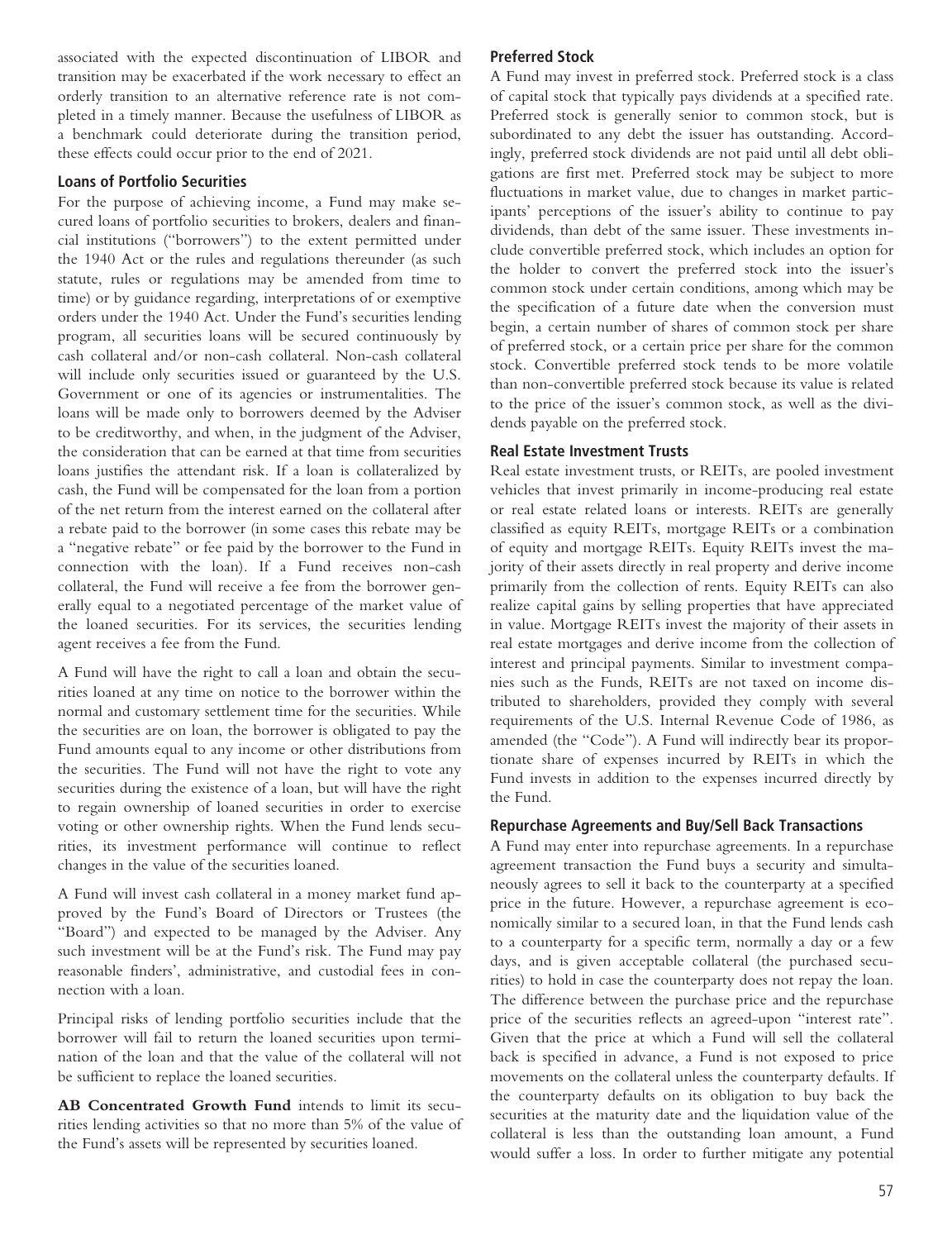associated with the expected discontinuation of LIBOR and transition may be exacerbated if the work necessary to effect an orderly transition to an alternative reference rate is not completed in a timely manner. Because the usefulness of LIBOR as a benchmark could deteriorate during the transition period, these effects could occur prior to the end of 2021.

### Loans of Portfolio Securities

For the purpose of achieving income, a Fund may make secured loans of portfolio securities to brokers, dealers and financial institutions ("borrowers") to the extent permitted under the 1940 Act or the rules and regulations thereunder (as such statute, rules or regulations may be amended from time to time) or by guidance regarding, interpretations of or exemptive orders under the 1940 Act. Under the Fund's securities lending program, all securities loans will be secured continuously by cash collateral and/or non-cash collateral. Non-cash collateral will include only securities issued or guaranteed by the U.S. Government or one of its agencies or instrumentalities. The loans will be made only to borrowers deemed by the Adviser to be creditworthy, and when, in the judgment of the Adviser, the consideration that can be earned at that time from securities loans justifies the attendant risk. If a loan is collateralized by cash, the Fund will be compensated for the loan from a portion of the net return from the interest earned on the collateral after a rebate paid to the borrower (in some cases this rebate may be a "negative rebate" or fee paid by the borrower to the Fund in connection with the loan). If a Fund receives non-cash collateral, the Fund will receive a fee from the borrower generally equal to a negotiated percentage of the market value of the loaned securities. For its services, the securities lending agent receives a fee from the Fund.

A Fund will have the right to call a loan and obtain the securities loaned at any time on notice to the borrower within the normal and customary settlement time for the securities. While the securities are on loan, the borrower is obligated to pay the Fund amounts equal to any income or other distributions from the securities. The Fund will not have the right to vote any securities during the existence of a loan, but will have the right to regain ownership of loaned securities in order to exercise voting or other ownership rights. When the Fund lends securities, its investment performance will continue to reflect changes in the value of the securities loaned.

A Fund will invest cash collateral in a money market fund approved by the Fund's Board of Directors or Trustees (the "Board") and expected to be managed by the Adviser. Any such investment will be at the Fund's risk. The Fund may pay reasonable finders', administrative, and custodial fees in connection with a loan.

Principal risks of lending portfolio securities include that the borrower will fail to return the loaned securities upon termination of the loan and that the value of the collateral will not be sufficient to replace the loaned securities.

**AB Concentrated Growth Fund** intends to limit its securities lending activities so that no more than 5% of the value of the Fund's assets will be represented by securities loaned.

### Preferred Stock

A Fund may invest in preferred stock. Preferred stock is a class of capital stock that typically pays dividends at a specified rate. Preferred stock is generally senior to common stock, but is subordinated to any debt the issuer has outstanding. Accordingly, preferred stock dividends are not paid until all debt obligations are first met. Preferred stock may be subject to more fluctuations in market value, due to changes in market participants' perceptions of the issuer's ability to continue to pay dividends, than debt of the same issuer. These investments include convertible preferred stock, which includes an option for the holder to convert the preferred stock into the issuer's common stock under certain conditions, among which may be the specification of a future date when the conversion must begin, a certain number of shares of common stock per share of preferred stock, or a certain price per share for the common stock. Convertible preferred stock tends to be more volatile than non-convertible preferred stock because its value is related to the price of the issuer's common stock, as well as the dividends payable on the preferred stock.

### Real Estate Investment Trusts

Real estate investment trusts, or REITs, are pooled investment vehicles that invest primarily in income-producing real estate or real estate related loans or interests. REITs are generally classified as equity REITs, mortgage REITs or a combination of equity and mortgage REITs. Equity REITs invest the majority of their assets directly in real property and derive income primarily from the collection of rents. Equity REITs can also realize capital gains by selling properties that have appreciated in value. Mortgage REITs invest the majority of their assets in real estate mortgages and derive income from the collection of interest and principal payments. Similar to investment companies such as the Funds, REITs are not taxed on income distributed to shareholders, provided they comply with several requirements of the U.S. Internal Revenue Code of 1986, as amended (the "Code"). A Fund will indirectly bear its proportionate share of expenses incurred by REITs in which the Fund invests in addition to the expenses incurred directly by the Fund.

### Repurchase Agreements and Buy/Sell Back Transactions

A Fund may enter into repurchase agreements. In a repurchase agreement transaction the Fund buys a security and simultaneously agrees to sell it back to the counterparty at a specified price in the future. However, a repurchase agreement is economically similar to a secured loan, in that the Fund lends cash to a counterparty for a specific term, normally a day or a few days, and is given acceptable collateral (the purchased securities) to hold in case the counterparty does not repay the loan. The difference between the purchase price and the repurchase price of the securities reflects an agreed-upon "interest rate". Given that the price at which a Fund will sell the collateral back is specified in advance, a Fund is not exposed to price movements on the collateral unless the counterparty defaults. If the counterparty defaults on its obligation to buy back the securities at the maturity date and the liquidation value of the collateral is less than the outstanding loan amount, a Fund would suffer a loss. In order to further mitigate any potential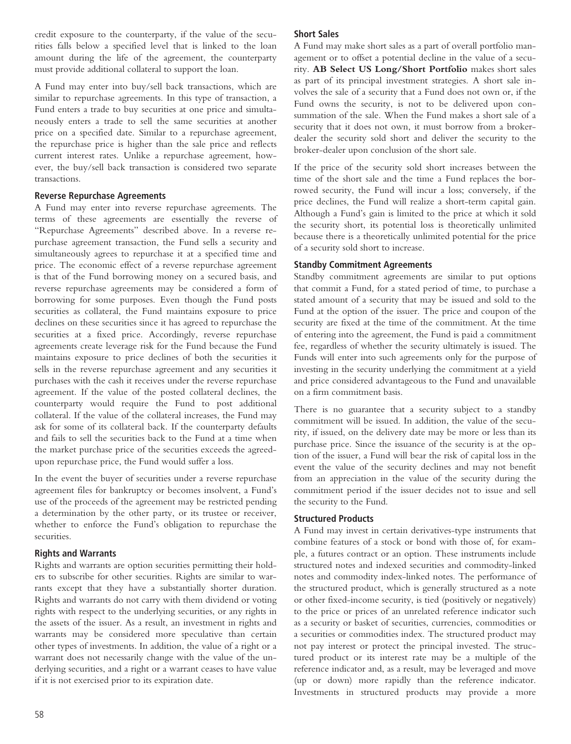credit exposure to the counterparty, if the value of the securities falls below a specified level that is linked to the loan amount during the life of the agreement, the counterparty must provide additional collateral to support the loan.

A Fund may enter into buy/sell back transactions, which are similar to repurchase agreements. In this type of transaction, a Fund enters a trade to buy securities at one price and simultaneously enters a trade to sell the same securities at another price on a specified date. Similar to a repurchase agreement, the repurchase price is higher than the sale price and reflects current interest rates. Unlike a repurchase agreement, however, the buy/sell back transaction is considered two separate transactions.

### Reverse Repurchase Agreements

A Fund may enter into reverse repurchase agreements. The terms of these agreements are essentially the reverse of "Repurchase Agreements" described above. In a reverse repurchase agreement transaction, the Fund sells a security and simultaneously agrees to repurchase it at a specified time and price. The economic effect of a reverse repurchase agreement is that of the Fund borrowing money on a secured basis, and reverse repurchase agreements may be considered a form of borrowing for some purposes. Even though the Fund posts securities as collateral, the Fund maintains exposure to price declines on these securities since it has agreed to repurchase the securities at a fixed price. Accordingly, reverse repurchase agreements create leverage risk for the Fund because the Fund maintains exposure to price declines of both the securities it sells in the reverse repurchase agreement and any securities it purchases with the cash it receives under the reverse repurchase agreement. If the value of the posted collateral declines, the counterparty would require the Fund to post additional collateral. If the value of the collateral increases, the Fund may ask for some of its collateral back. If the counterparty defaults and fails to sell the securities back to the Fund at a time when the market purchase price of the securities exceeds the agreed-upon repurchase price, the Fund would suffer a loss.

In the event the buyer of securities under a reverse repurchase agreement files for bankruptcy or becomes insolvent, a Fund's use of the proceeds of the agreement may be restricted pending a determination by the other party, or its trustee or receiver, whether to enforce the Fund's obligation to repurchase the securities.

### Rights and Warrants

Rights and warrants are option securities permitting their holders to subscribe for other securities. Rights are similar to warrants except that they have a substantially shorter duration. Rights and warrants do not carry with them dividend or voting rights with respect to the underlying securities, or any rights in the assets of the issuer. As a result, an investment in rights and warrants may be considered more speculative than certain other types of investments. In addition, the value of a right or a warrant does not necessarily change with the value of the underlying securities, and a right or a warrant ceases to have value if it is not exercised prior to its expiration date.

### Short Sales

A Fund may make short sales as a part of overall portfolio management or to offset a potential decline in the value of a security. **AB Select US Long/Short Portfolio** makes short sales as part of its principal investment strategies. A short sale involves the sale of a security that a Fund does not own or, if the Fund owns the security, is not to be delivered upon consummation of the sale. When the Fund makes a short sale of a security that it does not own, it must borrow from a broker-dealer the security sold short and deliver the security to the broker-dealer upon conclusion of the short sale.

If the price of the security sold short increases between the time of the short sale and the time a Fund replaces the borrowed security, the Fund will incur a loss; conversely, if the price declines, the Fund will realize a short-term capital gain. Although a Fund's gain is limited to the price at which it sold the security short, its potential loss is theoretically unlimited because there is a theoretically unlimited potential for the price of a security sold short to increase.

### Standby Commitment Agreements

Standby commitment agreements are similar to put options that commit a Fund, for a stated period of time, to purchase a stated amount of a security that may be issued and sold to the Fund at the option of the issuer. The price and coupon of the security are fixed at the time of the commitment. At the time of entering into the agreement, the Fund is paid a commitment fee, regardless of whether the security ultimately is issued. The Funds will enter into such agreements only for the purpose of investing in the security underlying the commitment at a yield and price considered advantageous to the Fund and unavailable on a firm commitment basis.

There is no guarantee that a security subject to a standby commitment will be issued. In addition, the value of the security, if issued, on the delivery date may be more or less than its purchase price. Since the issuance of the security is at the option of the issuer, a Fund will bear the risk of capital loss in the event the value of the security declines and may not benefit from an appreciation in the value of the security during the commitment period if the issuer decides not to issue and sell the security to the Fund.

### Structured Products

A Fund may invest in certain derivatives-type instruments that combine features of a stock or bond with those of, for example, a futures contract or an option. These instruments include structured notes and indexed securities and commodity-linked notes and commodity index-linked notes. The performance of the structured product, which is generally structured as a note or other fixed-income security, is tied (positively or negatively) to the price or prices of an unrelated reference indicator such as a security or basket of securities, currencies, commodities or a securities or commodities index. The structured product may not pay interest or protect the principal invested. The structured product or its interest rate may be a multiple of the reference indicator and, as a result, may be leveraged and move (up or down) more rapidly than the reference indicator. Investments in structured products may provide a more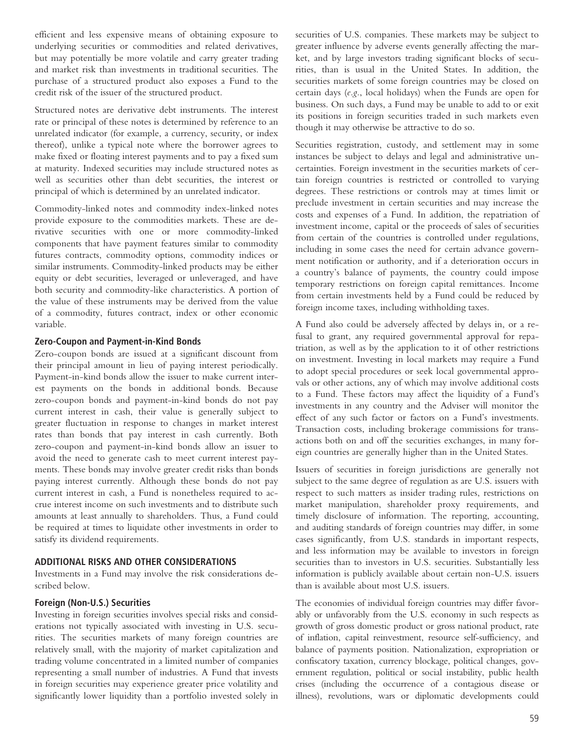efficient and less expensive means of obtaining exposure to underlying securities or commodities and related derivatives, but may potentially be more volatile and carry greater trading and market risk than investments in traditional securities. The purchase of a structured product also exposes a Fund to the credit risk of the issuer of the structured product.

Structured notes are derivative debt instruments. The interest rate or principal of these notes is determined by reference to an unrelated indicator (for example, a currency, security, or index thereof), unlike a typical note where the borrower agrees to make fixed or floating interest payments and to pay a fixed sum at maturity. Indexed securities may include structured notes as well as securities other than debt securities, the interest or principal of which is determined by an unrelated indicator.

Commodity-linked notes and commodity index-linked notes provide exposure to the commodities markets. These are derivative securities with one or more commodity-linked components that have payment features similar to commodity futures contracts, commodity options, commodity indices or similar instruments. Commodity-linked products may be either equity or debt securities, leveraged or unleveraged, and have both security and commodity-like characteristics. A portion of the value of these instruments may be derived from the value of a commodity, futures contract, index or other economic variable.

### Zero-Coupon and Payment-in-Kind Bonds

Zero-coupon bonds are issued at a significant discount from their principal amount in lieu of paying interest periodically. Payment-in-kind bonds allow the issuer to make current interest payments on the bonds in additional bonds. Because zero-coupon bonds and payment-in-kind bonds do not pay current interest in cash, their value is generally subject to greater fluctuation in response to changes in market interest rates than bonds that pay interest in cash currently. Both zero-coupon and payment-in-kind bonds allow an issuer to avoid the need to generate cash to meet current interest payments. These bonds may involve greater credit risks than bonds paying interest currently. Although these bonds do not pay current interest in cash, a Fund is nonetheless required to accrue interest income on such investments and to distribute such amounts at least annually to shareholders. Thus, a Fund could be required at times to liquidate other investments in order to satisfy its dividend requirements.

## ADDITIONAL RISKS AND OTHER CONSIDERATIONS

Investments in a Fund may involve the risk considerations described below.

### Foreign (Non-U.S.) Securities

Investing in foreign securities involves special risks and considerations not typically associated with investing in U.S. securities. The securities markets of many foreign countries are relatively small, with the majority of market capitalization and trading volume concentrated in a limited number of companies representing a small number of industries. A Fund that invests in foreign securities may experience greater price volatility and significantly lower liquidity than a portfolio invested solely in securities of U.S. companies. These markets may be subject to greater influence by adverse events generally affecting the market, and by large investors trading significant blocks of securities, than is usual in the United States. In addition, the securities markets of some foreign countries may be closed on certain days (*e.g.*, local holidays) when the Funds are open for business. On such days, a Fund may be unable to add to or exit its positions in foreign securities traded in such markets even though it may otherwise be attractive to do so.

Securities registration, custody, and settlement may in some instances be subject to delays and legal and administrative uncertainties. Foreign investment in the securities markets of certain foreign countries is restricted or controlled to varying degrees. These restrictions or controls may at times limit or preclude investment in certain securities and may increase the costs and expenses of a Fund. In addition, the repatriation of investment income, capital or the proceeds of sales of securities from certain of the countries is controlled under regulations, including in some cases the need for certain advance government notification or authority, and if a deterioration occurs in a country's balance of payments, the country could impose temporary restrictions on foreign capital remittances. Income from certain investments held by a Fund could be reduced by foreign income taxes, including withholding taxes.

A Fund also could be adversely affected by delays in, or a refusal to grant, any required governmental approval for repatriation, as well as by the application to it of other restrictions on investment. Investing in local markets may require a Fund to adopt special procedures or seek local governmental approvals or other actions, any of which may involve additional costs to a Fund. These factors may affect the liquidity of a Fund's investments in any country and the Adviser will monitor the effect of any such factor or factors on a Fund's investments. Transaction costs, including brokerage commissions for transactions both on and off the securities exchanges, in many foreign countries are generally higher than in the United States.

Issuers of securities in foreign jurisdictions are generally not subject to the same degree of regulation as are U.S. issuers with respect to such matters as insider trading rules, restrictions on market manipulation, shareholder proxy requirements, and timely disclosure of information. The reporting, accounting, and auditing standards of foreign countries may differ, in some cases significantly, from U.S. standards in important respects, and less information may be available to investors in foreign securities than to investors in U.S. securities. Substantially less information is publicly available about certain non-U.S. issuers than is available about most U.S. issuers.

The economies of individual foreign countries may differ favorably or unfavorably from the U.S. economy in such respects as growth of gross domestic product or gross national product, rate of inflation, capital reinvestment, resource self-sufficiency, and balance of payments position. Nationalization, expropriation or confiscatory taxation, currency blockage, political changes, government regulation, political or social instability, public health crises (including the occurrence of a contagious disease or illness), revolutions, wars or diplomatic developments could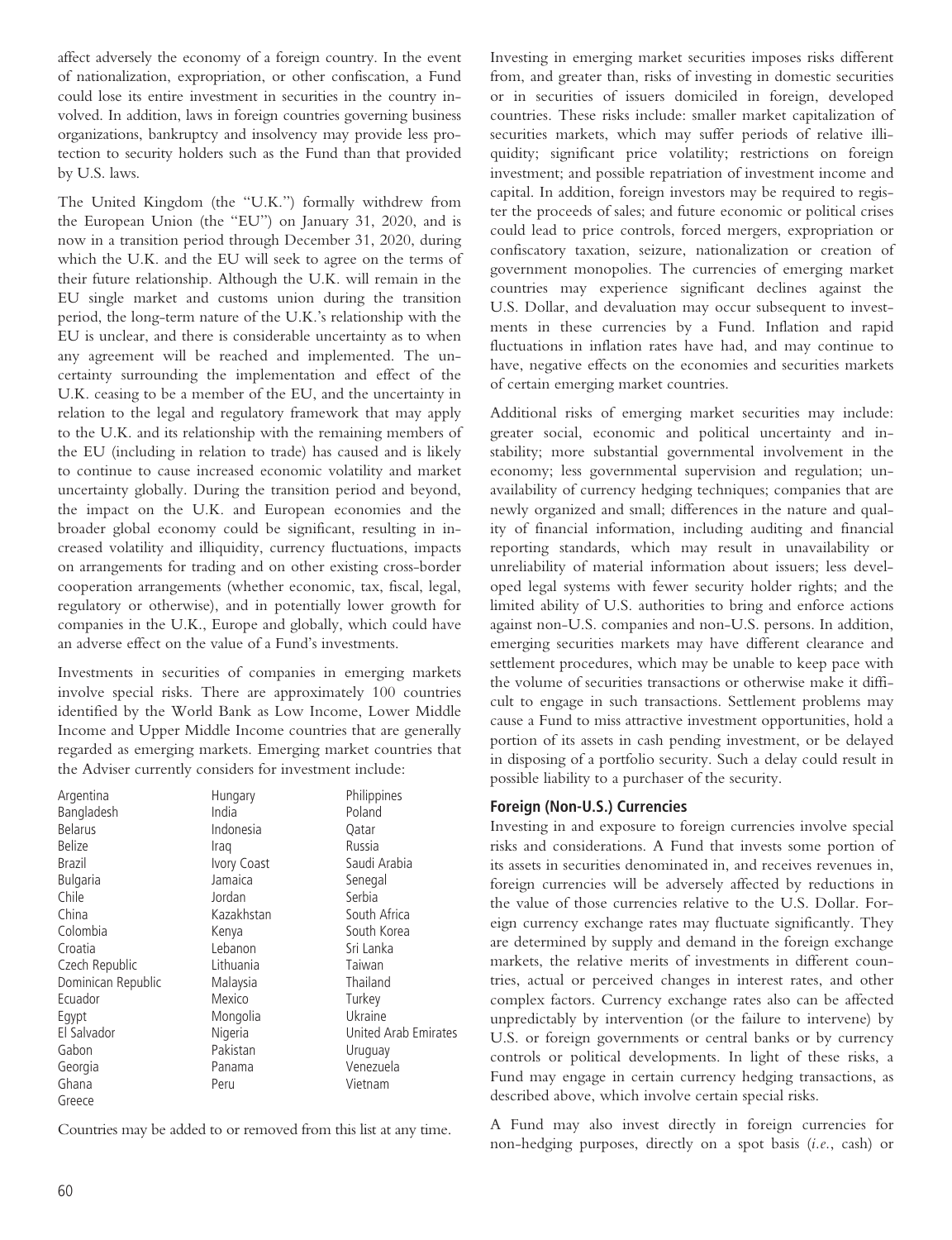affect adversely the economy of a foreign country. In the event of nationalization, expropriation, or other confiscation, a Fund could lose its entire investment in securities in the country involved. In addition, laws in foreign countries governing business organizations, bankruptcy and insolvency may provide less protection to security holders such as the Fund than that provided by U.S. laws.

The United Kingdom (the "U.K.") formally withdrew from the European Union (the "EU") on January 31, 2020, and is now in a transition period through December 31, 2020, during which the U.K. and the EU will seek to agree on the terms of their future relationship. Although the U.K. will remain in the EU single market and customs union during the transition period, the long-term nature of the U.K.'s relationship with the EU is unclear, and there is considerable uncertainty as to when any agreement will be reached and implemented. The uncertainty surrounding the implementation and effect of the U.K. ceasing to be a member of the EU, and the uncertainty in relation to the legal and regulatory framework that may apply to the U.K. and its relationship with the remaining members of the EU (including in relation to trade) has caused and is likely to continue to cause increased economic volatility and market uncertainty globally. During the transition period and beyond, the impact on the U.K. and European economies and the broader global economy could be significant, resulting in increased volatility and illiquidity, currency fluctuations, impacts on arrangements for trading and on other existing cross-border cooperation arrangements (whether economic, tax, fiscal, legal, regulatory or otherwise), and in potentially lower growth for companies in the U.K., Europe and globally, which could have an adverse effect on the value of a Fund's investments.

Investments in securities of companies in emerging markets involve special risks. There are approximately 100 countries identified by the World Bank as Low Income, Lower Middle Income and Upper Middle Income countries that are generally regarded as emerging markets. Emerging market countries that the Adviser currently considers for investment include:

| | | |
|---|---|---|
| Argentina | Hungary | Philippines |
| Bangladesh | India | Poland |
| Belarus | Indonesia | Qatar |
| Belize | Iraq | Russia |
| Brazil | Ivory Coast | Saudi Arabia |
| Bulgaria | Jamaica | Senegal |
| Chile | Jordan | Serbia |
| China | Kazakhstan | South Africa |
| Colombia | Kenya | South Korea |
| Croatia | Lebanon | Sri Lanka |
| Czech Republic | Lithuania | Taiwan |
| Dominican Republic | Malaysia | Thailand |
| Ecuador | Mexico | Turkey |
| Egypt | Mongolia | Ukraine |
| El Salvador | Nigeria | United Arab Emirates |
| Gabon | Pakistan | Uruguay |
| Georgia | Panama | Venezuela |
| Ghana | Peru | Vietnam |
| Greece | | |

Countries may be added to or removed from this list at any time.

Investing in emerging market securities imposes risks different from, and greater than, risks of investing in domestic securities or in securities of issuers domiciled in foreign, developed countries. These risks include: smaller market capitalization of securities markets, which may suffer periods of relative illiquidity; significant price volatility; restrictions on foreign investment; and possible repatriation of investment income and capital. In addition, foreign investors may be required to register the proceeds of sales; and future economic or political crises could lead to price controls, forced mergers, expropriation or confiscatory taxation, seizure, nationalization or creation of government monopolies. The currencies of emerging market countries may experience significant declines against the U.S. Dollar, and devaluation may occur subsequent to investments in these currencies by a Fund. Inflation and rapid fluctuations in inflation rates have had, and may continue to have, negative effects on the economies and securities markets of certain emerging market countries.

Additional risks of emerging market securities may include: greater social, economic and political uncertainty and instability; more substantial governmental involvement in the economy; less governmental supervision and regulation; unavailability of currency hedging techniques; companies that are newly organized and small; differences in the nature and quality of financial information, including auditing and financial reporting standards, which may result in unavailability or unreliability of material information about issuers; less developed legal systems with fewer security holder rights; and the limited ability of U.S. authorities to bring and enforce actions against non-U.S. companies and non-U.S. persons. In addition, emerging securities markets may have different clearance and settlement procedures, which may be unable to keep pace with the volume of securities transactions or otherwise make it difficult to engage in such transactions. Settlement problems may cause a Fund to miss attractive investment opportunities, hold a portion of its assets in cash pending investment, or be delayed in disposing of a portfolio security. Such a delay could result in possible liability to a purchaser of the security.

### Foreign (Non-U.S.) Currencies

Investing in and exposure to foreign currencies involve special risks and considerations. A Fund that invests some portion of its assets in securities denominated in, and receives revenues in, foreign currencies will be adversely affected by reductions in the value of those currencies relative to the U.S. Dollar. Foreign currency exchange rates may fluctuate significantly. They are determined by supply and demand in the foreign exchange markets, the relative merits of investments in different countries, actual or perceived changes in interest rates, and other complex factors. Currency exchange rates also can be affected unpredictably by intervention (or the failure to intervene) by U.S. or foreign governments or central banks or by currency controls or political developments. In light of these risks, a Fund may engage in certain currency hedging transactions, as described above, which involve certain special risks.

A Fund may also invest directly in foreign currencies for non-hedging purposes, directly on a spot basis (*i.e.*, cash) or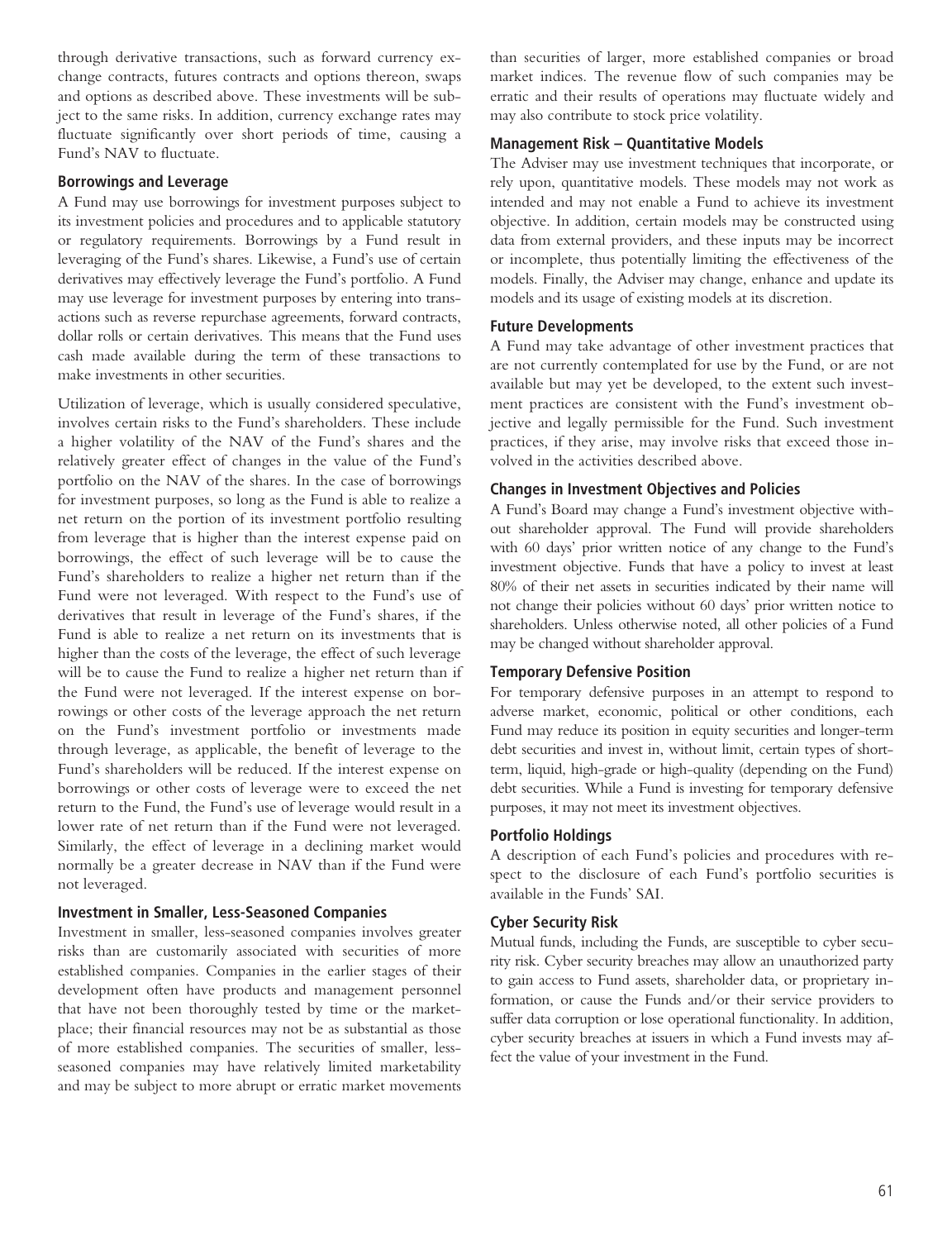through derivative transactions, such as forward currency exchange contracts, futures contracts and options thereon, swaps and options as described above. These investments will be subject to the same risks. In addition, currency exchange rates may fluctuate significantly over short periods of time, causing a Fund's NAV to fluctuate.

### Borrowings and Leverage

A Fund may use borrowings for investment purposes subject to its investment policies and procedures and to applicable statutory or regulatory requirements. Borrowings by a Fund result in leveraging of the Fund's shares. Likewise, a Fund's use of certain derivatives may effectively leverage the Fund's portfolio. A Fund may use leverage for investment purposes by entering into transactions such as reverse repurchase agreements, forward contracts, dollar rolls or certain derivatives. This means that the Fund uses cash made available during the term of these transactions to make investments in other securities.

Utilization of leverage, which is usually considered speculative, involves certain risks to the Fund's shareholders. These include a higher volatility of the NAV of the Fund's shares and the relatively greater effect of changes in the value of the Fund's portfolio on the NAV of the shares. In the case of borrowings for investment purposes, so long as the Fund is able to realize a net return on the portion of its investment portfolio resulting from leverage that is higher than the interest expense paid on borrowings, the effect of such leverage will be to cause the Fund's shareholders to realize a higher net return than if the Fund were not leveraged. With respect to the Fund's use of derivatives that result in leverage of the Fund's shares, if the Fund is able to realize a net return on its investments that is higher than the costs of the leverage, the effect of such leverage will be to cause the Fund to realize a higher net return than if the Fund were not leveraged. If the interest expense on borrowings or other costs of the leverage approach the net return on the Fund's investment portfolio or investments made through leverage, as applicable, the benefit of leverage to the Fund's shareholders will be reduced. If the interest expense on borrowings or other costs of leverage were to exceed the net return to the Fund, the Fund's use of leverage would result in a lower rate of net return than if the Fund were not leveraged. Similarly, the effect of leverage in a declining market would normally be a greater decrease in NAV than if the Fund were not leveraged.

### Investment in Smaller, Less-Seasoned Companies

Investment in smaller, less-seasoned companies involves greater risks than are customarily associated with securities of more established companies. Companies in the earlier stages of their development often have products and management personnel that have not been thoroughly tested by time or the marketplace; their financial resources may not be as substantial as those of more established companies. The securities of smaller, less-seasoned companies may have relatively limited marketability and may be subject to more abrupt or erratic market movements than securities of larger, more established companies or broad market indices. The revenue flow of such companies may be erratic and their results of operations may fluctuate widely and may also contribute to stock price volatility.

### Management Risk – Quantitative Models

The Adviser may use investment techniques that incorporate, or rely upon, quantitative models. These models may not work as intended and may not enable a Fund to achieve its investment objective. In addition, certain models may be constructed using data from external providers, and these inputs may be incorrect or incomplete, thus potentially limiting the effectiveness of the models. Finally, the Adviser may change, enhance and update its models and its usage of existing models at its discretion.

### Future Developments

A Fund may take advantage of other investment practices that are not currently contemplated for use by the Fund, or are not available but may yet be developed, to the extent such investment practices are consistent with the Fund's investment objective and legally permissible for the Fund. Such investment practices, if they arise, may involve risks that exceed those involved in the activities described above.

### Changes in Investment Objectives and Policies

A Fund's Board may change a Fund's investment objective without shareholder approval. The Fund will provide shareholders with 60 days' prior written notice of any change to the Fund's investment objective. Funds that have a policy to invest at least 80% of their net assets in securities indicated by their name will not change their policies without 60 days' prior written notice to shareholders. Unless otherwise noted, all other policies of a Fund may be changed without shareholder approval.

### Temporary Defensive Position

For temporary defensive purposes in an attempt to respond to adverse market, economic, political or other conditions, each Fund may reduce its position in equity securities and longer-term debt securities and invest in, without limit, certain types of short-term, liquid, high-grade or high-quality (depending on the Fund) debt securities. While a Fund is investing for temporary defensive purposes, it may not meet its investment objectives.

### Portfolio Holdings

A description of each Fund's policies and procedures with respect to the disclosure of each Fund's portfolio securities is available in the Funds' SAI.

### Cyber Security Risk

Mutual funds, including the Funds, are susceptible to cyber security risk. Cyber security breaches may allow an unauthorized party to gain access to Fund assets, shareholder data, or proprietary information, or cause the Funds and/or their service providers to suffer data corruption or lose operational functionality. In addition, cyber security breaches at issuers in which a Fund invests may affect the value of your investment in the Fund.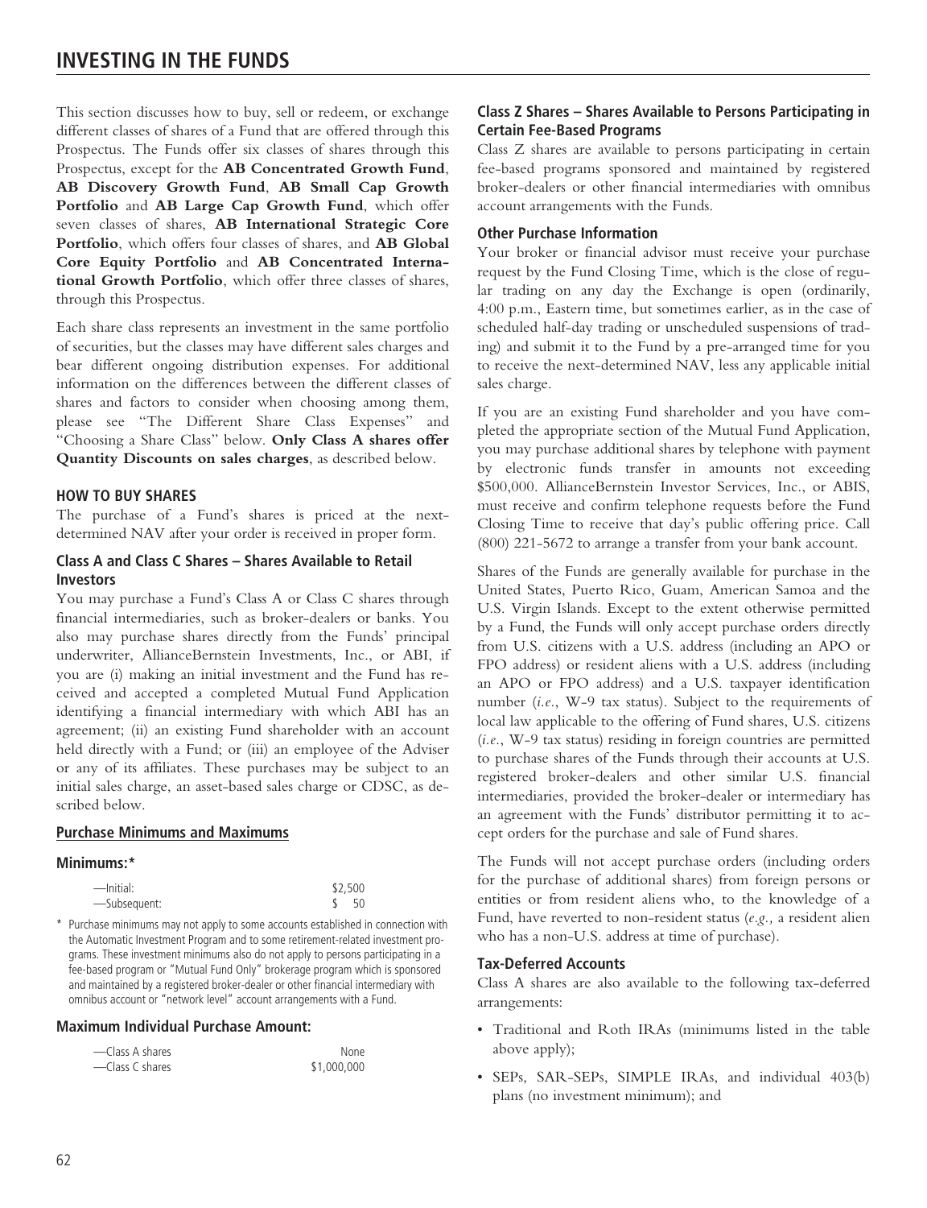# INVESTING IN THE FUNDS

This section discusses how to buy, sell or redeem, or exchange different classes of shares of a Fund that are offered through this Prospectus. The Funds offer six classes of shares through this Prospectus, except for the **AB Concentrated Growth Fund**, **AB Discovery Growth Fund**, **AB Small Cap Growth Portfolio** and **AB Large Cap Growth Fund**, which offer seven classes of shares, **AB International Strategic Core Portfolio**, which offers four classes of shares, and **AB Global Core Equity Portfolio** and **AB Concentrated International Growth Portfolio**, which offer three classes of shares, through this Prospectus.

Each share class represents an investment in the same portfolio of securities, but the classes may have different sales charges and bear different ongoing distribution expenses. For additional information on the differences between the different classes of shares and factors to consider when choosing among them, please see "The Different Share Class Expenses" and "Choosing a Share Class" below. **Only Class A shares offer Quantity Discounts on sales charges**, as described below.

### HOW TO BUY SHARES

The purchase of a Fund's shares is priced at the next-determined NAV after your order is received in proper form.

### Class A and Class C Shares – Shares Available to Retail Investors

You may purchase a Fund's Class A or Class C shares through financial intermediaries, such as broker-dealers or banks. You also may purchase shares directly from the Funds' principal underwriter, AllianceBernstein Investments, Inc., or ABI, if you are (i) making an initial investment and the Fund has received and accepted a completed Mutual Fund Application identifying a financial intermediary with which ABI has an agreement; (ii) an existing Fund shareholder with an account held directly with a Fund; or (iii) an employee of the Adviser or any of its affiliates. These purchases may be subject to an initial sales charge, an asset-based sales charge or CDSC, as described below.

**Purchase Minimums and Maximums**

**Minimums:***

| | |
|---|---|
| —Initial: | $2,500 |
| —Subsequent: | $ 50 |

\* Purchase minimums may not apply to some accounts established in connection with the Automatic Investment Program and to some retirement-related investment programs. These investment minimums also do not apply to persons participating in a fee-based program or "Mutual Fund Only" brokerage program which is sponsored and maintained by a registered broker-dealer or other financial intermediary with omnibus account or "network level" account arrangements with a Fund.

**Maximum Individual Purchase Amount:**

| | |
|---|---|
| —Class A shares | None |
| —Class C shares | $1,000,000 |

### Class Z Shares – Shares Available to Persons Participating in Certain Fee-Based Programs

Class Z shares are available to persons participating in certain fee-based programs sponsored and maintained by registered broker-dealers or other financial intermediaries with omnibus account arrangements with the Funds.

### Other Purchase Information

Your broker or financial advisor must receive your purchase request by the Fund Closing Time, which is the close of regular trading on any day the Exchange is open (ordinarily, 4:00 p.m., Eastern time, but sometimes earlier, as in the case of scheduled half-day trading or unscheduled suspensions of trading) and submit it to the Fund by a pre-arranged time for you to receive the next-determined NAV, less any applicable initial sales charge.

If you are an existing Fund shareholder and you have completed the appropriate section of the Mutual Fund Application, you may purchase additional shares by telephone with payment by electronic funds transfer in amounts not exceeding $500,000. AllianceBernstein Investor Services, Inc., or ABIS, must receive and confirm telephone requests before the Fund Closing Time to receive that day's public offering price. Call (800) 221-5672 to arrange a transfer from your bank account.

Shares of the Funds are generally available for purchase in the United States, Puerto Rico, Guam, American Samoa and the U.S. Virgin Islands. Except to the extent otherwise permitted by a Fund, the Funds will only accept purchase orders directly from U.S. citizens with a U.S. address (including an APO or FPO address) or resident aliens with a U.S. address (including an APO or FPO address) and a U.S. taxpayer identification number (*i.e.*, W-9 tax status). Subject to the requirements of local law applicable to the offering of Fund shares, U.S. citizens (*i.e.*, W-9 tax status) residing in foreign countries are permitted to purchase shares of the Funds through their accounts at U.S. registered broker-dealers and other similar U.S. financial intermediaries, provided the broker-dealer or intermediary has an agreement with the Funds' distributor permitting it to accept orders for the purchase and sale of Fund shares.

The Funds will not accept purchase orders (including orders for the purchase of additional shares) from foreign persons or entities or from resident aliens who, to the knowledge of a Fund, have reverted to non-resident status (*e.g.,* a resident alien who has a non-U.S. address at time of purchase).

### Tax-Deferred Accounts

Class A shares are also available to the following tax-deferred arrangements:

- Traditional and Roth IRAs (minimums listed in the table above apply);
- SEPs, SAR-SEPs, SIMPLE IRAs, and individual 403(b) plans (no investment minimum); and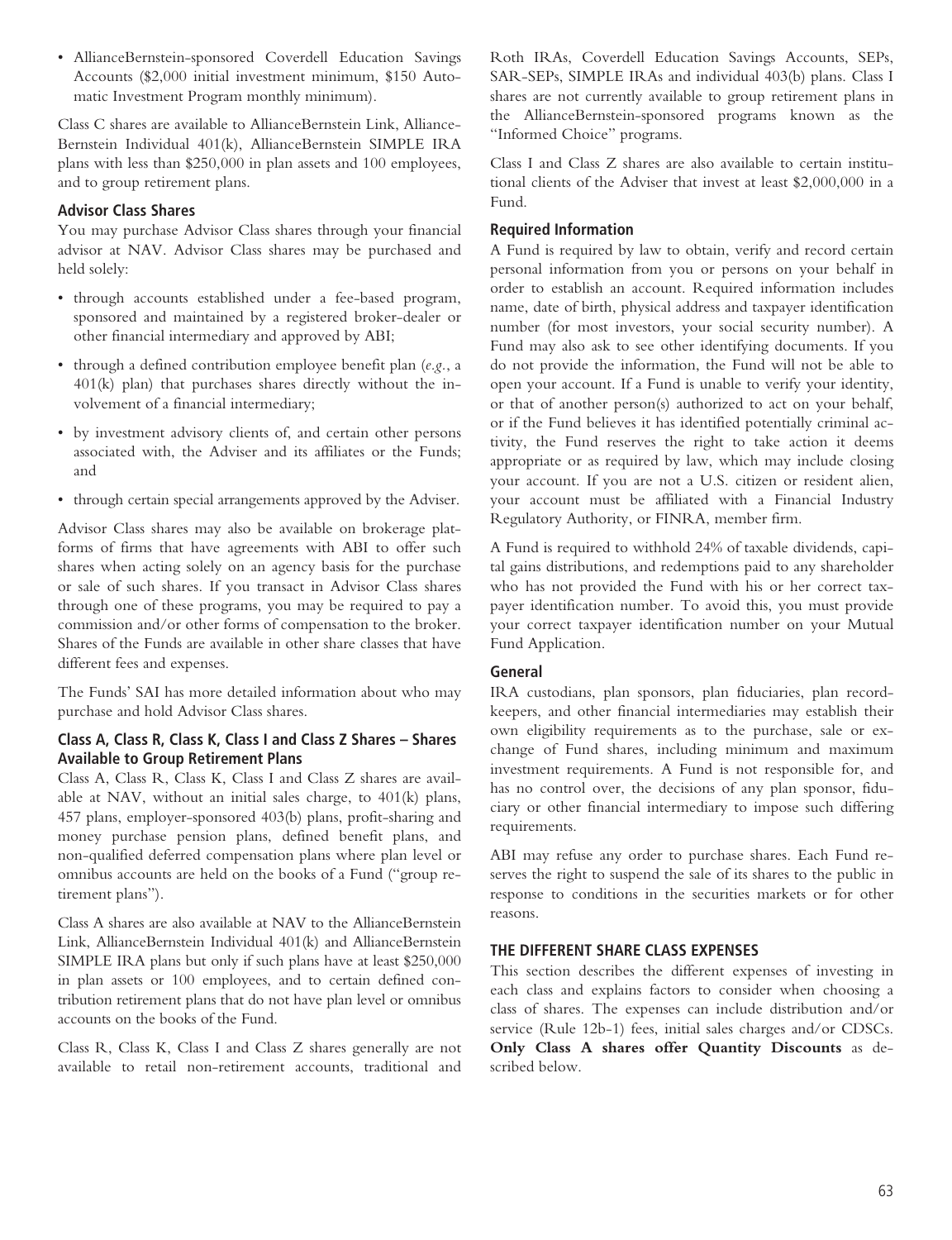- AllianceBernstein-sponsored Coverdell Education Savings Accounts ($2,000 initial investment minimum, $150 Automatic Investment Program monthly minimum).

Class C shares are available to AllianceBernstein Link, AllianceBernstein Individual 401(k), AllianceBernstein SIMPLE IRA plans with less than $250,000 in plan assets and 100 employees, and to group retirement plans.

### Advisor Class Shares

You may purchase Advisor Class shares through your financial advisor at NAV. Advisor Class shares may be purchased and held solely:

- through accounts established under a fee-based program, sponsored and maintained by a registered broker-dealer or other financial intermediary and approved by ABI;
- through a defined contribution employee benefit plan (*e.g.*, a 401(k) plan) that purchases shares directly without the involvement of a financial intermediary;
- by investment advisory clients of, and certain other persons associated with, the Adviser and its affiliates or the Funds; and
- through certain special arrangements approved by the Adviser.

Advisor Class shares may also be available on brokerage platforms of firms that have agreements with ABI to offer such shares when acting solely on an agency basis for the purchase or sale of such shares. If you transact in Advisor Class shares through one of these programs, you may be required to pay a commission and/or other forms of compensation to the broker. Shares of the Funds are available in other share classes that have different fees and expenses.

The Funds' SAI has more detailed information about who may purchase and hold Advisor Class shares.

### Class A, Class R, Class K, Class I and Class Z Shares – Shares Available to Group Retirement Plans

Class A, Class R, Class K, Class I and Class Z shares are available at NAV, without an initial sales charge, to 401(k) plans, 457 plans, employer-sponsored 403(b) plans, profit-sharing and money purchase pension plans, defined benefit plans, and non-qualified deferred compensation plans where plan level or omnibus accounts are held on the books of a Fund ("group retirement plans").

Class A shares are also available at NAV to the AllianceBernstein Link, AllianceBernstein Individual 401(k) and AllianceBernstein SIMPLE IRA plans but only if such plans have at least $250,000 in plan assets or 100 employees, and to certain defined contribution retirement plans that do not have plan level or omnibus accounts on the books of the Fund.

Class R, Class K, Class I and Class Z shares generally are not available to retail non-retirement accounts, traditional and Roth IRAs, Coverdell Education Savings Accounts, SEPs, SAR-SEPs, SIMPLE IRAs and individual 403(b) plans. Class I shares are not currently available to group retirement plans in the AllianceBernstein-sponsored programs known as the "Informed Choice" programs.

Class I and Class Z shares are also available to certain institutional clients of the Adviser that invest at least $2,000,000 in a Fund.

### Required Information

A Fund is required by law to obtain, verify and record certain personal information from you or persons on your behalf in order to establish an account. Required information includes name, date of birth, physical address and taxpayer identification number (for most investors, your social security number). A Fund may also ask to see other identifying documents. If you do not provide the information, the Fund will not be able to open your account. If a Fund is unable to verify your identity, or that of another person(s) authorized to act on your behalf, or if the Fund believes it has identified potentially criminal activity, the Fund reserves the right to take action it deems appropriate or as required by law, which may include closing your account. If you are not a U.S. citizen or resident alien, your account must be affiliated with a Financial Industry Regulatory Authority, or FINRA, member firm.

A Fund is required to withhold 24% of taxable dividends, capital gains distributions, and redemptions paid to any shareholder who has not provided the Fund with his or her correct taxpayer identification number. To avoid this, you must provide your correct taxpayer identification number on your Mutual Fund Application.

### General

IRA custodians, plan sponsors, plan fiduciaries, plan recordkeepers, and other financial intermediaries may establish their own eligibility requirements as to the purchase, sale or exchange of Fund shares, including minimum and maximum investment requirements. A Fund is not responsible for, and has no control over, the decisions of any plan sponsor, fiduciary or other financial intermediary to impose such differing requirements.

ABI may refuse any order to purchase shares. Each Fund reserves the right to suspend the sale of its shares to the public in response to conditions in the securities markets or for other reasons.

## THE DIFFERENT SHARE CLASS EXPENSES

This section describes the different expenses of investing in each class and explains factors to consider when choosing a class of shares. The expenses can include distribution and/or service (Rule 12b-1) fees, initial sales charges and/or CDSCs. **Only Class A shares offer Quantity Discounts** as described below.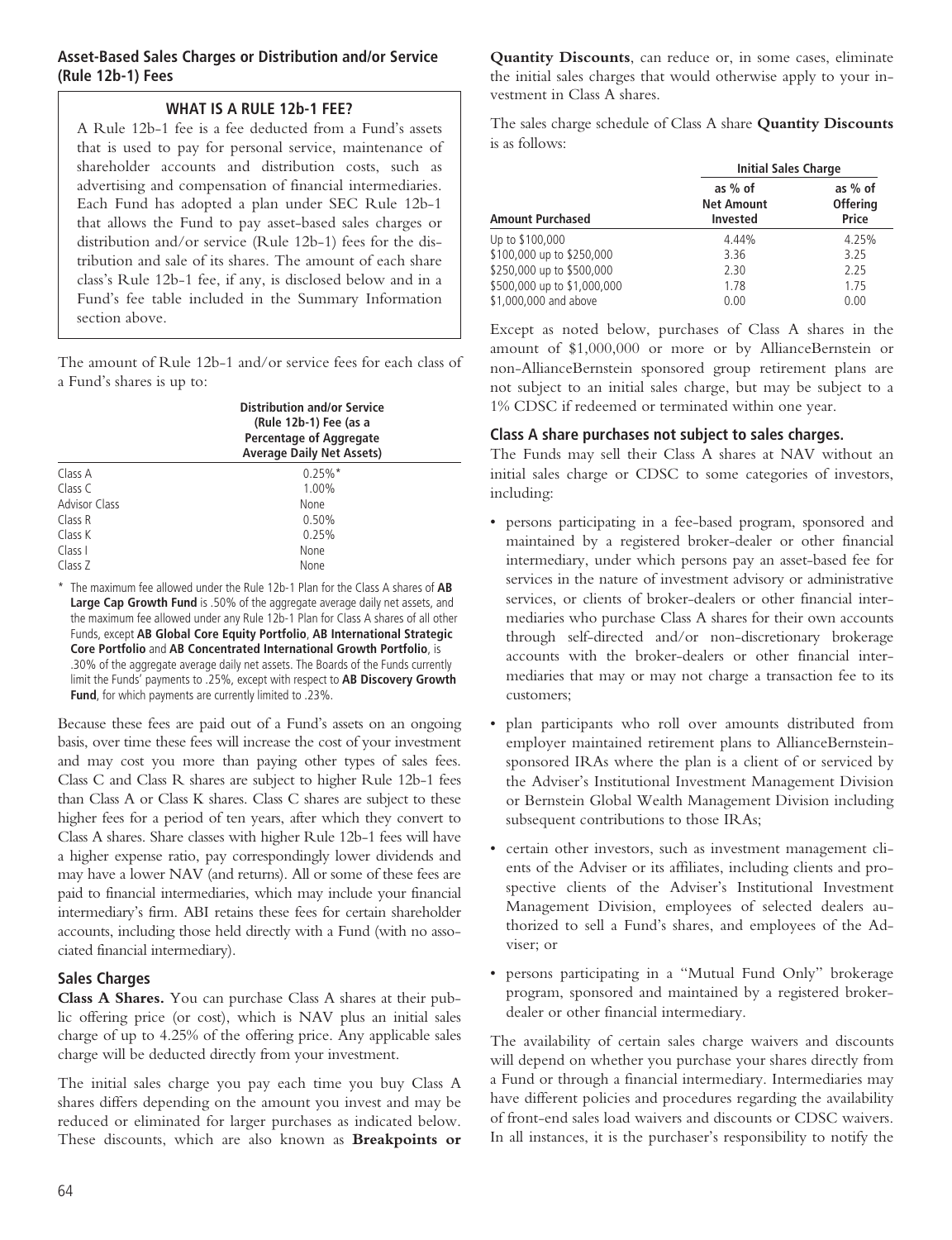### Asset-Based Sales Charges or Distribution and/or Service (Rule 12b-1) Fees

**WHAT IS A RULE 12b-1 FEE?**

A Rule 12b-1 fee is a fee deducted from a Fund's assets that is used to pay for personal service, maintenance of shareholder accounts and distribution costs, such as advertising and compensation of financial intermediaries. Each Fund has adopted a plan under SEC Rule 12b-1 that allows the Fund to pay asset-based sales charges or distribution and/or service (Rule 12b-1) fees for the distribution and sale of its shares. The amount of each share class's Rule 12b-1 fee, if any, is disclosed below and in a Fund's fee table included in the Summary Information section above.

The amount of Rule 12b-1 and/or service fees for each class of a Fund's shares is up to:

| | Distribution and/or Service (Rule 12b-1) Fee (as a Percentage of Aggregate Average Daily Net Assets) |
|---|---|
| Class A | 0.25%* |
| Class C | 1.00% |
| Advisor Class | None |
| Class R | 0.50% |
| Class K | 0.25% |
| Class I | None |
| Class Z | None |

\* The maximum fee allowed under the Rule 12b-1 Plan for the Class A shares of **AB Large Cap Growth Fund** is .50% of the aggregate average daily net assets, and the maximum fee allowed under any Rule 12b-1 Plan for Class A shares of all other Funds, except **AB Global Core Equity Portfolio**, **AB International Strategic Core Portfolio** and **AB Concentrated International Growth Portfolio**, is .30% of the aggregate average daily net assets. The Boards of the Funds currently limit the Funds' payments to .25%, except with respect to **AB Discovery Growth Fund**, for which payments are currently limited to .23%.

Because these fees are paid out of a Fund's assets on an ongoing basis, over time these fees will increase the cost of your investment and may cost you more than paying other types of sales fees. Class C and Class R shares are subject to higher Rule 12b-1 fees than Class A or Class K shares. Class C shares are subject to these higher fees for a period of ten years, after which they convert to Class A shares. Share classes with higher Rule 12b-1 fees will have a higher expense ratio, pay correspondingly lower dividends and may have a lower NAV (and returns). All or some of these fees are paid to financial intermediaries, which may include your financial intermediary's firm. ABI retains these fees for certain shareholder accounts, including those held directly with a Fund (with no associated financial intermediary).

### Sales Charges

**Class A Shares.** You can purchase Class A shares at their public offering price (or cost), which is NAV plus an initial sales charge of up to 4.25% of the offering price. Any applicable sales charge will be deducted directly from your investment.

The initial sales charge you pay each time you buy Class A shares differs depending on the amount you invest and may be reduced or eliminated for larger purchases as indicated below. These discounts, which are also known as **Breakpoints or Quantity Discounts**, can reduce or, in some cases, eliminate the initial sales charges that would otherwise apply to your investment in Class A shares.

The sales charge schedule of Class A share **Quantity Discounts** is as follows:

| | Initial Sales Charge | |
|---|---|---|
| **Amount Purchased** | **as % of Net Amount Invested** | **as % of Offering Price** |
| Up to $100,000 | 4.44% | 4.25% |
| $100,000 up to $250,000 | 3.36 | 3.25 |
| $250,000 up to $500,000 | 2.30 | 2.25 |
| $500,000 up to $1,000,000 | 1.78 | 1.75 |
| $1,000,000 and above | 0.00 | 0.00 |

Except as noted below, purchases of Class A shares in the amount of $1,000,000 or more or by AllianceBernstein or non-AllianceBernstein sponsored group retirement plans are not subject to an initial sales charge, but may be subject to a 1% CDSC if redeemed or terminated within one year.

### Class A share purchases not subject to sales charges.

The Funds may sell their Class A shares at NAV without an initial sales charge or CDSC to some categories of investors, including:

- persons participating in a fee-based program, sponsored and maintained by a registered broker-dealer or other financial intermediary, under which persons pay an asset-based fee for services in the nature of investment advisory or administrative services, or clients of broker-dealers or other financial intermediaries who purchase Class A shares for their own accounts through self-directed and/or non-discretionary brokerage accounts with the broker-dealers or other financial intermediaries that may or may not charge a transaction fee to its customers;
- plan participants who roll over amounts distributed from employer maintained retirement plans to AllianceBernstein-sponsored IRAs where the plan is a client of or serviced by the Adviser's Institutional Investment Management Division or Bernstein Global Wealth Management Division including subsequent contributions to those IRAs;
- certain other investors, such as investment management clients of the Adviser or its affiliates, including clients and prospective clients of the Adviser's Institutional Investment Management Division, employees of selected dealers authorized to sell a Fund's shares, and employees of the Adviser; or
- persons participating in a "Mutual Fund Only" brokerage program, sponsored and maintained by a registered broker-dealer or other financial intermediary.

The availability of certain sales charge waivers and discounts will depend on whether you purchase your shares directly from a Fund or through a financial intermediary. Intermediaries may have different policies and procedures regarding the availability of front-end sales load waivers and discounts or CDSC waivers. In all instances, it is the purchaser's responsibility to notify the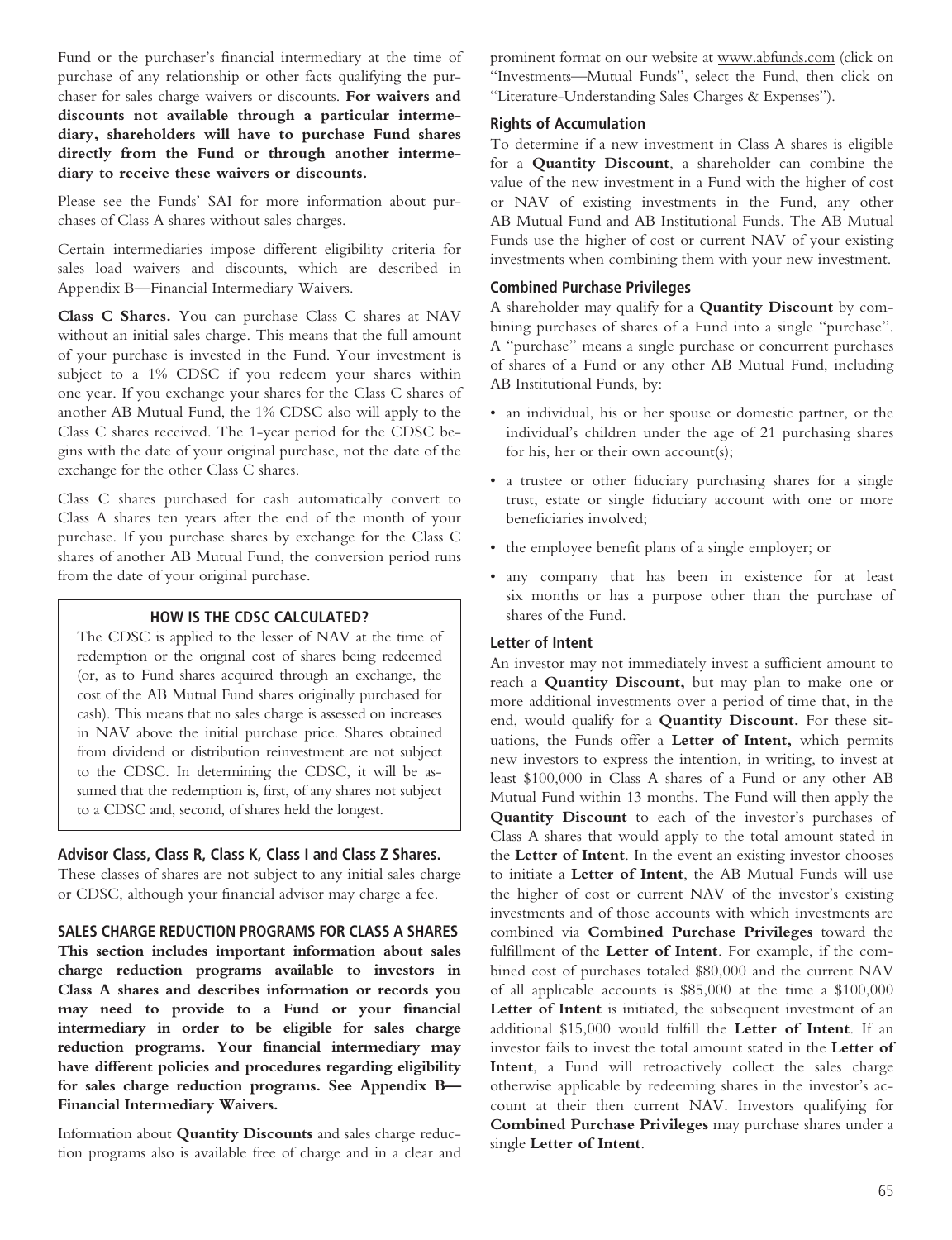Fund or the purchaser's financial intermediary at the time of purchase of any relationship or other facts qualifying the purchaser for sales charge waivers or discounts. **For waivers and discounts not available through a particular intermediary, shareholders will have to purchase Fund shares directly from the Fund or through another intermediary to receive these waivers or discounts.**

Please see the Funds' SAI for more information about purchases of Class A shares without sales charges.

Certain intermediaries impose different eligibility criteria for sales load waivers and discounts, which are described in Appendix B—Financial Intermediary Waivers.

**Class C Shares.** You can purchase Class C shares at NAV without an initial sales charge. This means that the full amount of your purchase is invested in the Fund. Your investment is subject to a 1% CDSC if you redeem your shares within one year. If you exchange your shares for the Class C shares of another AB Mutual Fund, the 1% CDSC also will apply to the Class C shares received. The 1-year period for the CDSC begins with the date of your original purchase, not the date of the exchange for the other Class C shares.

Class C shares purchased for cash automatically convert to Class A shares ten years after the end of the month of your purchase. If you purchase shares by exchange for the Class C shares of another AB Mutual Fund, the conversion period runs from the date of your original purchase.

> **HOW IS THE CDSC CALCULATED?**
>
> The CDSC is applied to the lesser of NAV at the time of redemption or the original cost of shares being redeemed (or, as to Fund shares acquired through an exchange, the cost of the AB Mutual Fund shares originally purchased for cash). This means that no sales charge is assessed on increases in NAV above the initial purchase price. Shares obtained from dividend or distribution reinvestment are not subject to the CDSC. In determining the CDSC, it will be assumed that the redemption is, first, of any shares not subject to a CDSC and, second, of shares held the longest.

**Advisor Class, Class R, Class K, Class I and Class Z Shares.**
These classes of shares are not subject to any initial sales charge or CDSC, although your financial advisor may charge a fee.

### SALES CHARGE REDUCTION PROGRAMS FOR CLASS A SHARES

**This section includes important information about sales charge reduction programs available to investors in Class A shares and describes information or records you may need to provide to a Fund or your financial intermediary in order to be eligible for sales charge reduction programs. Your financial intermediary may have different policies and procedures regarding eligibility for sales charge reduction programs. See Appendix B—Financial Intermediary Waivers.**

Information about **Quantity Discounts** and sales charge reduction programs also is available free of charge and in a clear and prominent format on our website at www.abfunds.com (click on "Investments—Mutual Funds", select the Fund, then click on "Literature-Understanding Sales Charges & Expenses").

#### Rights of Accumulation

To determine if a new investment in Class A shares is eligible for a **Quantity Discount**, a shareholder can combine the value of the new investment in a Fund with the higher of cost or NAV of existing investments in the Fund, any other AB Mutual Fund and AB Institutional Funds. The AB Mutual Funds use the higher of cost or current NAV of your existing investments when combining them with your new investment.

#### Combined Purchase Privileges

A shareholder may qualify for a **Quantity Discount** by combining purchases of shares of a Fund into a single "purchase". A "purchase" means a single purchase or concurrent purchases of shares of a Fund or any other AB Mutual Fund, including AB Institutional Funds, by:

- an individual, his or her spouse or domestic partner, or the individual's children under the age of 21 purchasing shares for his, her or their own account(s);
- a trustee or other fiduciary purchasing shares for a single trust, estate or single fiduciary account with one or more beneficiaries involved;
- the employee benefit plans of a single employer; or
- any company that has been in existence for at least six months or has a purpose other than the purchase of shares of the Fund.

#### Letter of Intent

An investor may not immediately invest a sufficient amount to reach a **Quantity Discount,** but may plan to make one or more additional investments over a period of time that, in the end, would qualify for a **Quantity Discount.** For these situations, the Funds offer a **Letter of Intent,** which permits new investors to express the intention, in writing, to invest at least $100,000 in Class A shares of a Fund or any other AB Mutual Fund within 13 months. The Fund will then apply the **Quantity Discount** to each of the investor's purchases of Class A shares that would apply to the total amount stated in the **Letter of Intent**. In the event an existing investor chooses to initiate a **Letter of Intent**, the AB Mutual Funds will use the higher of cost or current NAV of the investor's existing investments and of those accounts with which investments are combined via **Combined Purchase Privileges** toward the fulfillment of the **Letter of Intent**. For example, if the combined cost of purchases totaled $80,000 and the current NAV of all applicable accounts is $85,000 at the time a $100,000 **Letter of Intent** is initiated, the subsequent investment of an additional $15,000 would fulfill the **Letter of Intent**. If an investor fails to invest the total amount stated in the **Letter of Intent**, a Fund will retroactively collect the sales charge otherwise applicable by redeeming shares in the investor's account at their then current NAV. Investors qualifying for **Combined Purchase Privileges** may purchase shares under a single **Letter of Intent**.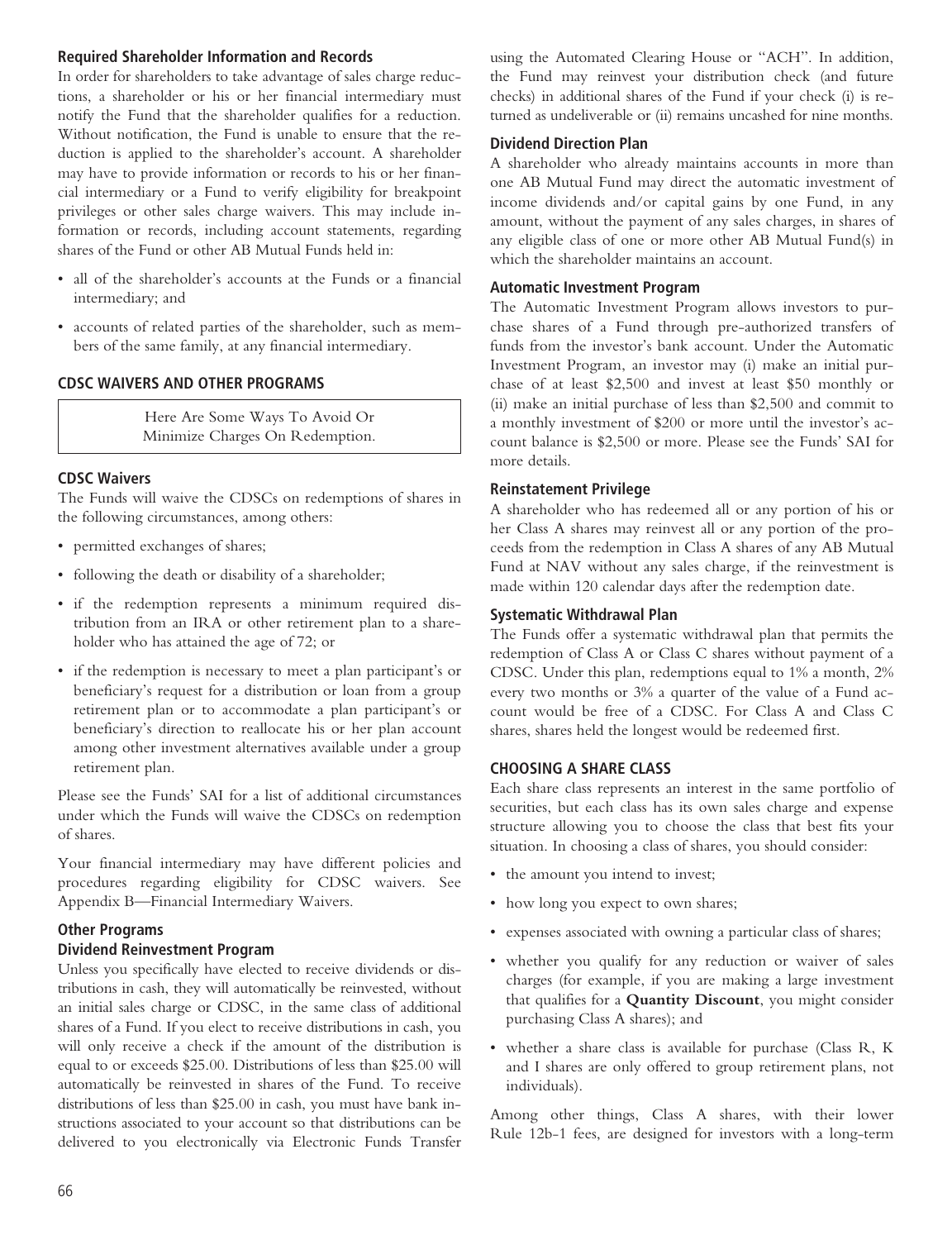### Required Shareholder Information and Records

In order for shareholders to take advantage of sales charge reductions, a shareholder or his or her financial intermediary must notify the Fund that the shareholder qualifies for a reduction. Without notification, the Fund is unable to ensure that the reduction is applied to the shareholder's account. A shareholder may have to provide information or records to his or her financial intermediary or a Fund to verify eligibility for breakpoint privileges or other sales charge waivers. This may include information or records, including account statements, regarding shares of the Fund or other AB Mutual Funds held in:

- all of the shareholder's accounts at the Funds or a financial intermediary; and
- accounts of related parties of the shareholder, such as members of the same family, at any financial intermediary.

## CDSC WAIVERS AND OTHER PROGRAMS

Here Are Some Ways To Avoid Or Minimize Charges On Redemption.

### CDSC Waivers

The Funds will waive the CDSCs on redemptions of shares in the following circumstances, among others:

- permitted exchanges of shares;
- following the death or disability of a shareholder;
- if the redemption represents a minimum required distribution from an IRA or other retirement plan to a shareholder who has attained the age of 72; or
- if the redemption is necessary to meet a plan participant's or beneficiary's request for a distribution or loan from a group retirement plan or to accommodate a plan participant's or beneficiary's direction to reallocate his or her plan account among other investment alternatives available under a group retirement plan.

Please see the Funds' SAI for a list of additional circumstances under which the Funds will waive the CDSCs on redemption of shares.

Your financial intermediary may have different policies and procedures regarding eligibility for CDSC waivers. See Appendix B—Financial Intermediary Waivers.

### Other Programs

### Dividend Reinvestment Program

Unless you specifically have elected to receive dividends or distributions in cash, they will automatically be reinvested, without an initial sales charge or CDSC, in the same class of additional shares of a Fund. If you elect to receive distributions in cash, you will only receive a check if the amount of the distribution is equal to or exceeds $25.00. Distributions of less than $25.00 will automatically be reinvested in shares of the Fund. To receive distributions of less than $25.00 in cash, you must have bank instructions associated to your account so that distributions can be delivered to you electronically via Electronic Funds Transfer using the Automated Clearing House or "ACH". In addition, the Fund may reinvest your distribution check (and future checks) in additional shares of the Fund if your check (i) is returned as undeliverable or (ii) remains uncashed for nine months.

### Dividend Direction Plan

A shareholder who already maintains accounts in more than one AB Mutual Fund may direct the automatic investment of income dividends and/or capital gains by one Fund, in any amount, without the payment of any sales charges, in shares of any eligible class of one or more other AB Mutual Fund(s) in which the shareholder maintains an account.

### Automatic Investment Program

The Automatic Investment Program allows investors to purchase shares of a Fund through pre-authorized transfers of funds from the investor's bank account. Under the Automatic Investment Program, an investor may (i) make an initial purchase of at least $2,500 and invest at least $50 monthly or (ii) make an initial purchase of less than $2,500 and commit to a monthly investment of $200 or more until the investor's account balance is $2,500 or more. Please see the Funds' SAI for more details.

### Reinstatement Privilege

A shareholder who has redeemed all or any portion of his or her Class A shares may reinvest all or any portion of the proceeds from the redemption in Class A shares of any AB Mutual Fund at NAV without any sales charge, if the reinvestment is made within 120 calendar days after the redemption date.

### Systematic Withdrawal Plan

The Funds offer a systematic withdrawal plan that permits the redemption of Class A or Class C shares without payment of a CDSC. Under this plan, redemptions equal to 1% a month, 2% every two months or 3% a quarter of the value of a Fund account would be free of a CDSC. For Class A and Class C shares, shares held the longest would be redeemed first.

## CHOOSING A SHARE CLASS

Each share class represents an interest in the same portfolio of securities, but each class has its own sales charge and expense structure allowing you to choose the class that best fits your situation. In choosing a class of shares, you should consider:

- the amount you intend to invest;
- how long you expect to own shares;
- expenses associated with owning a particular class of shares;
- whether you qualify for any reduction or waiver of sales charges (for example, if you are making a large investment that qualifies for a **Quantity Discount**, you might consider purchasing Class A shares); and
- whether a share class is available for purchase (Class R, K and I shares are only offered to group retirement plans, not individuals).

Among other things, Class A shares, with their lower Rule 12b-1 fees, are designed for investors with a long-term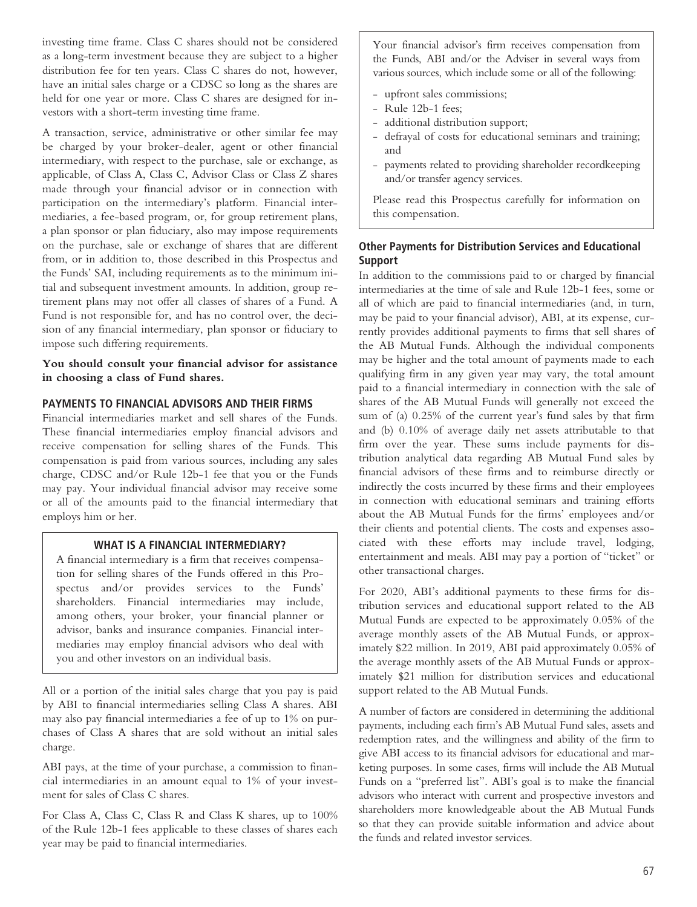investing time frame. Class C shares should not be considered as a long-term investment because they are subject to a higher distribution fee for ten years. Class C shares do not, however, have an initial sales charge or a CDSC so long as the shares are held for one year or more. Class C shares are designed for investors with a short-term investing time frame.

A transaction, service, administrative or other similar fee may be charged by your broker-dealer, agent or other financial intermediary, with respect to the purchase, sale or exchange, as applicable, of Class A, Class C, Advisor Class or Class Z shares made through your financial advisor or in connection with participation on the intermediary's platform. Financial intermediaries, a fee-based program, or, for group retirement plans, a plan sponsor or plan fiduciary, also may impose requirements on the purchase, sale or exchange of shares that are different from, or in addition to, those described in this Prospectus and the Funds' SAI, including requirements as to the minimum initial and subsequent investment amounts. In addition, group retirement plans may not offer all classes of shares of a Fund. A Fund is not responsible for, and has no control over, the decision of any financial intermediary, plan sponsor or fiduciary to impose such differing requirements.

**You should consult your financial advisor for assistance in choosing a class of Fund shares.**

## PAYMENTS TO FINANCIAL ADVISORS AND THEIR FIRMS

Financial intermediaries market and sell shares of the Funds. These financial intermediaries employ financial advisors and receive compensation for selling shares of the Funds. This compensation is paid from various sources, including any sales charge, CDSC and/or Rule 12b-1 fee that you or the Funds may pay. Your individual financial advisor may receive some or all of the amounts paid to the financial intermediary that employs him or her.

### WHAT IS A FINANCIAL INTERMEDIARY?

A financial intermediary is a firm that receives compensation for selling shares of the Funds offered in this Prospectus and/or provides services to the Funds' shareholders. Financial intermediaries may include, among others, your broker, your financial planner or advisor, banks and insurance companies. Financial intermediaries may employ financial advisors who deal with you and other investors on an individual basis.

All or a portion of the initial sales charge that you pay is paid by ABI to financial intermediaries selling Class A shares. ABI may also pay financial intermediaries a fee of up to 1% on purchases of Class A shares that are sold without an initial sales charge.

ABI pays, at the time of your purchase, a commission to financial intermediaries in an amount equal to 1% of your investment for sales of Class C shares.

For Class A, Class C, Class R and Class K shares, up to 100% of the Rule 12b-1 fees applicable to these classes of shares each year may be paid to financial intermediaries.

Your financial advisor's firm receives compensation from the Funds, ABI and/or the Adviser in several ways from various sources, which include some or all of the following:

- upfront sales commissions;
- Rule 12b-1 fees;
- additional distribution support;
- defrayal of costs for educational seminars and training; and
- payments related to providing shareholder recordkeeping and/or transfer agency services.

Please read this Prospectus carefully for information on this compensation.

### Other Payments for Distribution Services and Educational Support

In addition to the commissions paid to or charged by financial intermediaries at the time of sale and Rule 12b-1 fees, some or all of which are paid to financial intermediaries (and, in turn, may be paid to your financial advisor), ABI, at its expense, currently provides additional payments to firms that sell shares of the AB Mutual Funds. Although the individual components may be higher and the total amount of payments made to each qualifying firm in any given year may vary, the total amount paid to a financial intermediary in connection with the sale of shares of the AB Mutual Funds will generally not exceed the sum of (a) 0.25% of the current year's fund sales by that firm and (b) 0.10% of average daily net assets attributable to that firm over the year. These sums include payments for distribution analytical data regarding AB Mutual Fund sales by financial advisors of these firms and to reimburse directly or indirectly the costs incurred by these firms and their employees in connection with educational seminars and training efforts about the AB Mutual Funds for the firms' employees and/or their clients and potential clients. The costs and expenses associated with these efforts may include travel, lodging, entertainment and meals. ABI may pay a portion of "ticket" or other transactional charges.

For 2020, ABI's additional payments to these firms for distribution services and educational support related to the AB Mutual Funds are expected to be approximately 0.05% of the average monthly assets of the AB Mutual Funds, or approximately $22 million. In 2019, ABI paid approximately 0.05% of the average monthly assets of the AB Mutual Funds or approximately $21 million for distribution services and educational support related to the AB Mutual Funds.

A number of factors are considered in determining the additional payments, including each firm's AB Mutual Fund sales, assets and redemption rates, and the willingness and ability of the firm to give ABI access to its financial advisors for educational and marketing purposes. In some cases, firms will include the AB Mutual Funds on a "preferred list". ABI's goal is to make the financial advisors who interact with current and prospective investors and shareholders more knowledgeable about the AB Mutual Funds so that they can provide suitable information and advice about the funds and related investor services.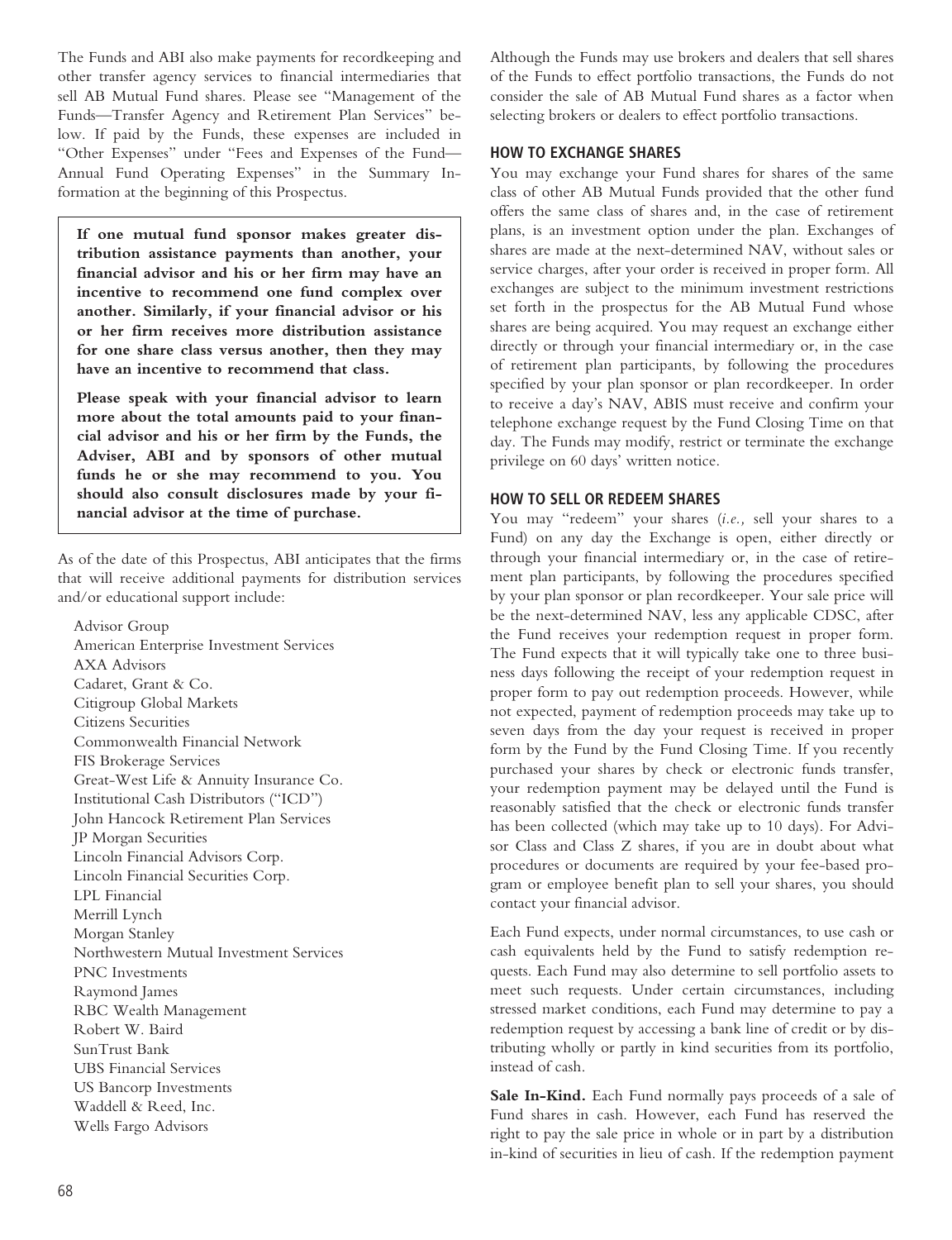The Funds and ABI also make payments for recordkeeping and other transfer agency services to financial intermediaries that sell AB Mutual Fund shares. Please see "Management of the Funds—Transfer Agency and Retirement Plan Services" below. If paid by the Funds, these expenses are included in "Other Expenses" under "Fees and Expenses of the Fund—Annual Fund Operating Expenses" in the Summary Information at the beginning of this Prospectus.

**If one mutual fund sponsor makes greater distribution assistance payments than another, your financial advisor and his or her firm may have an incentive to recommend one fund complex over another. Similarly, if your financial advisor or his or her firm receives more distribution assistance for one share class versus another, then they may have an incentive to recommend that class.**

**Please speak with your financial advisor to learn more about the total amounts paid to your financial advisor and his or her firm by the Funds, the Adviser, ABI and by sponsors of other mutual funds he or she may recommend to you. You should also consult disclosures made by your financial advisor at the time of purchase.**

As of the date of this Prospectus, ABI anticipates that the firms that will receive additional payments for distribution services and/or educational support include:

- Advisor Group
- American Enterprise Investment Services
- AXA Advisors
- Cadaret, Grant & Co.
- Citigroup Global Markets
- Citizens Securities
- Commonwealth Financial Network
- FIS Brokerage Services
- Great-West Life & Annuity Insurance Co.
- Institutional Cash Distributors ("ICD")
- John Hancock Retirement Plan Services
- JP Morgan Securities
- Lincoln Financial Advisors Corp.
- Lincoln Financial Securities Corp.
- LPL Financial
- Merrill Lynch
- Morgan Stanley
- Northwestern Mutual Investment Services
- PNC Investments
- Raymond James
- RBC Wealth Management
- Robert W. Baird
- SunTrust Bank
- UBS Financial Services
- US Bancorp Investments
- Waddell & Reed, Inc.
- Wells Fargo Advisors

Although the Funds may use brokers and dealers that sell shares of the Funds to effect portfolio transactions, the Funds do not consider the sale of AB Mutual Fund shares as a factor when selecting brokers or dealers to effect portfolio transactions.

### HOW TO EXCHANGE SHARES

You may exchange your Fund shares for shares of the same class of other AB Mutual Funds provided that the other fund offers the same class of shares and, in the case of retirement plans, is an investment option under the plan. Exchanges of shares are made at the next-determined NAV, without sales or service charges, after your order is received in proper form. All exchanges are subject to the minimum investment restrictions set forth in the prospectus for the AB Mutual Fund whose shares are being acquired. You may request an exchange either directly or through your financial intermediary or, in the case of retirement plan participants, by following the procedures specified by your plan sponsor or plan recordkeeper. In order to receive a day's NAV, ABIS must receive and confirm your telephone exchange request by the Fund Closing Time on that day. The Funds may modify, restrict or terminate the exchange privilege on 60 days' written notice.

### HOW TO SELL OR REDEEM SHARES

You may "redeem" your shares (*i.e.,* sell your shares to a Fund) on any day the Exchange is open, either directly or through your financial intermediary or, in the case of retirement plan participants, by following the procedures specified by your plan sponsor or plan recordkeeper. Your sale price will be the next-determined NAV, less any applicable CDSC, after the Fund receives your redemption request in proper form. The Fund expects that it will typically take one to three business days following the receipt of your redemption request in proper form to pay out redemption proceeds. However, while not expected, payment of redemption proceeds may take up to seven days from the day your request is received in proper form by the Fund by the Fund Closing Time. If you recently purchased your shares by check or electronic funds transfer, your redemption payment may be delayed until the Fund is reasonably satisfied that the check or electronic funds transfer has been collected (which may take up to 10 days). For Advisor Class and Class Z shares, if you are in doubt about what procedures or documents are required by your fee-based program or employee benefit plan to sell your shares, you should contact your financial advisor.

Each Fund expects, under normal circumstances, to use cash or cash equivalents held by the Fund to satisfy redemption requests. Each Fund may also determine to sell portfolio assets to meet such requests. Under certain circumstances, including stressed market conditions, each Fund may determine to pay a redemption request by accessing a bank line of credit or by distributing wholly or partly in kind securities from its portfolio, instead of cash.

**Sale In-Kind.** Each Fund normally pays proceeds of a sale of Fund shares in cash. However, each Fund has reserved the right to pay the sale price in whole or in part by a distribution in-kind of securities in lieu of cash. If the redemption payment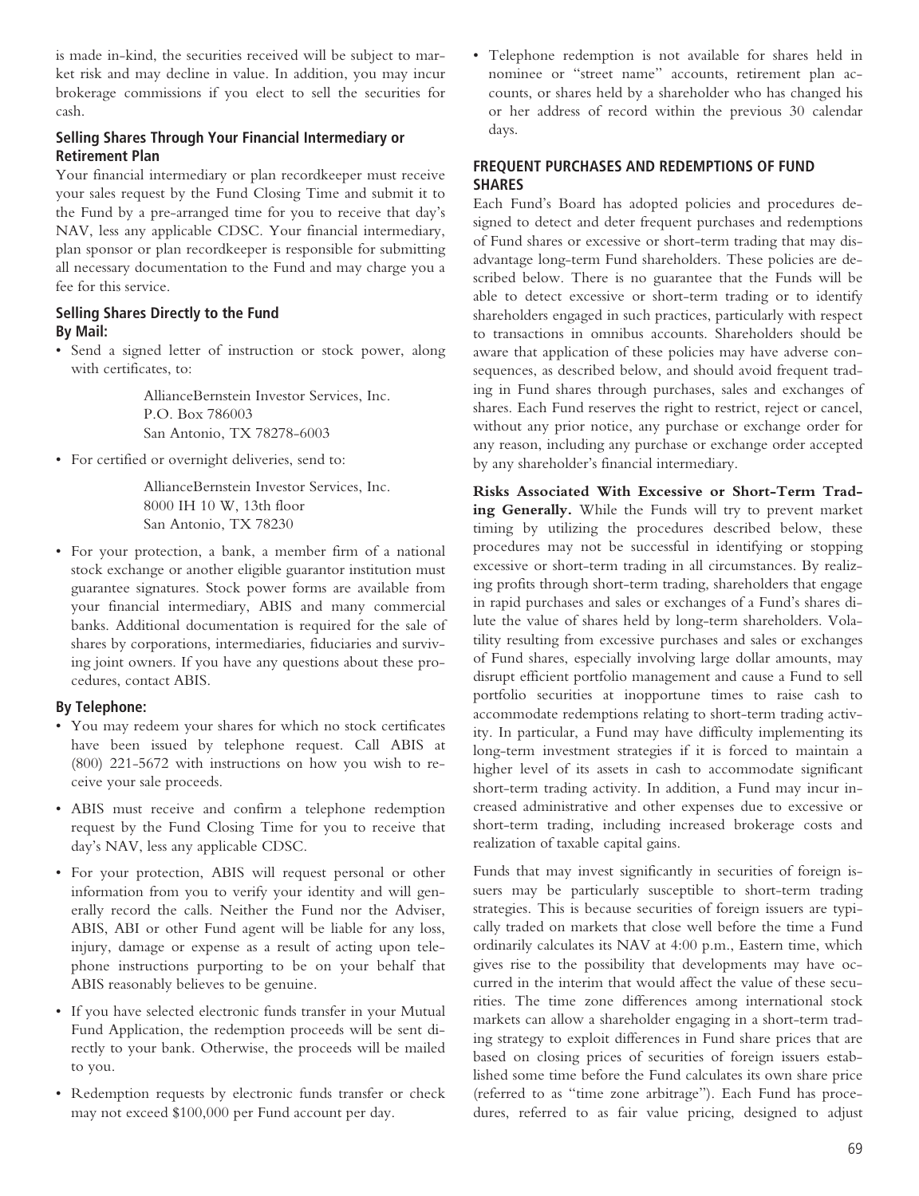is made in-kind, the securities received will be subject to market risk and may decline in value. In addition, you may incur brokerage commissions if you elect to sell the securities for cash.

### Selling Shares Through Your Financial Intermediary or Retirement Plan

Your financial intermediary or plan recordkeeper must receive your sales request by the Fund Closing Time and submit it to the Fund by a pre-arranged time for you to receive that day's NAV, less any applicable CDSC. Your financial intermediary, plan sponsor or plan recordkeeper is responsible for submitting all necessary documentation to the Fund and may charge you a fee for this service.

### Selling Shares Directly to the Fund

**By Mail:**

- Send a signed letter of instruction or stock power, along with certificates, to:

  AllianceBernstein Investor Services, Inc.
  P.O. Box 786003
  San Antonio, TX 78278-6003

- For certified or overnight deliveries, send to:

  AllianceBernstein Investor Services, Inc.
  8000 IH 10 W, 13th floor
  San Antonio, TX 78230

- For your protection, a bank, a member firm of a national stock exchange or another eligible guarantor institution must guarantee signatures. Stock power forms are available from your financial intermediary, ABIS and many commercial banks. Additional documentation is required for the sale of shares by corporations, intermediaries, fiduciaries and surviving joint owners. If you have any questions about these procedures, contact ABIS.

**By Telephone:**

- You may redeem your shares for which no stock certificates have been issued by telephone request. Call ABIS at (800) 221-5672 with instructions on how you wish to receive your sale proceeds.
- ABIS must receive and confirm a telephone redemption request by the Fund Closing Time for you to receive that day's NAV, less any applicable CDSC.
- For your protection, ABIS will request personal or other information from you to verify your identity and will generally record the calls. Neither the Fund nor the Adviser, ABIS, ABI or other Fund agent will be liable for any loss, injury, damage or expense as a result of acting upon telephone instructions purporting to be on your behalf that ABIS reasonably believes to be genuine.
- If you have selected electronic funds transfer in your Mutual Fund Application, the redemption proceeds will be sent directly to your bank. Otherwise, the proceeds will be mailed to you.
- Redemption requests by electronic funds transfer or check may not exceed $100,000 per Fund account per day.
- Telephone redemption is not available for shares held in nominee or "street name" accounts, retirement plan accounts, or shares held by a shareholder who has changed his or her address of record within the previous 30 calendar days.

## FREQUENT PURCHASES AND REDEMPTIONS OF FUND SHARES

Each Fund's Board has adopted policies and procedures designed to detect and deter frequent purchases and redemptions of Fund shares or excessive or short-term trading that may disadvantage long-term Fund shareholders. These policies are described below. There is no guarantee that the Funds will be able to detect excessive or short-term trading or to identify shareholders engaged in such practices, particularly with respect to transactions in omnibus accounts. Shareholders should be aware that application of these policies may have adverse consequences, as described below, and should avoid frequent trading in Fund shares through purchases, sales and exchanges of shares. Each Fund reserves the right to restrict, reject or cancel, without any prior notice, any purchase or exchange order for any reason, including any purchase or exchange order accepted by any shareholder's financial intermediary.

**Risks Associated With Excessive or Short-Term Trading Generally.** While the Funds will try to prevent market timing by utilizing the procedures described below, these procedures may not be successful in identifying or stopping excessive or short-term trading in all circumstances. By realizing profits through short-term trading, shareholders that engage in rapid purchases and sales or exchanges of a Fund's shares dilute the value of shares held by long-term shareholders. Volatility resulting from excessive purchases and sales or exchanges of Fund shares, especially involving large dollar amounts, may disrupt efficient portfolio management and cause a Fund to sell portfolio securities at inopportune times to raise cash to accommodate redemptions relating to short-term trading activity. In particular, a Fund may have difficulty implementing its long-term investment strategies if it is forced to maintain a higher level of its assets in cash to accommodate significant short-term trading activity. In addition, a Fund may incur increased administrative and other expenses due to excessive or short-term trading, including increased brokerage costs and realization of taxable capital gains.

Funds that may invest significantly in securities of foreign issuers may be particularly susceptible to short-term trading strategies. This is because securities of foreign issuers are typically traded on markets that close well before the time a Fund ordinarily calculates its NAV at 4:00 p.m., Eastern time, which gives rise to the possibility that developments may have occurred in the interim that would affect the value of these securities. The time zone differences among international stock markets can allow a shareholder engaging in a short-term trading strategy to exploit differences in Fund share prices that are based on closing prices of securities of foreign issuers established some time before the Fund calculates its own share price (referred to as "time zone arbitrage"). Each Fund has procedures, referred to as fair value pricing, designed to adjust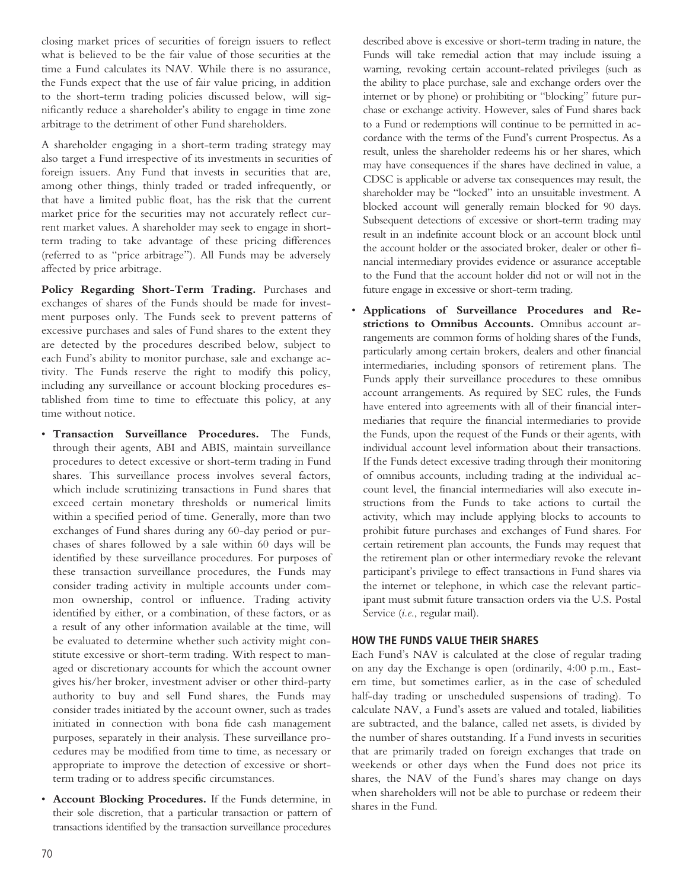closing market prices of securities of foreign issuers to reflect what is believed to be the fair value of those securities at the time a Fund calculates its NAV. While there is no assurance, the Funds expect that the use of fair value pricing, in addition to the short-term trading policies discussed below, will significantly reduce a shareholder's ability to engage in time zone arbitrage to the detriment of other Fund shareholders.

A shareholder engaging in a short-term trading strategy may also target a Fund irrespective of its investments in securities of foreign issuers. Any Fund that invests in securities that are, among other things, thinly traded or traded infrequently, or that have a limited public float, has the risk that the current market price for the securities may not accurately reflect current market values. A shareholder may seek to engage in short-term trading to take advantage of these pricing differences (referred to as "price arbitrage"). All Funds may be adversely affected by price arbitrage.

**Policy Regarding Short-Term Trading.** Purchases and exchanges of shares of the Funds should be made for investment purposes only. The Funds seek to prevent patterns of excessive purchases and sales of Fund shares to the extent they are detected by the procedures described below, subject to each Fund's ability to monitor purchase, sale and exchange activity. The Funds reserve the right to modify this policy, including any surveillance or account blocking procedures established from time to time to effectuate this policy, at any time without notice.

- **Transaction Surveillance Procedures.** The Funds, through their agents, ABI and ABIS, maintain surveillance procedures to detect excessive or short-term trading in Fund shares. This surveillance process involves several factors, which include scrutinizing transactions in Fund shares that exceed certain monetary thresholds or numerical limits within a specified period of time. Generally, more than two exchanges of Fund shares during any 60-day period or purchases of shares followed by a sale within 60 days will be identified by these surveillance procedures. For purposes of these transaction surveillance procedures, the Funds may consider trading activity in multiple accounts under common ownership, control or influence. Trading activity identified by either, or a combination, of these factors, or as a result of any other information available at the time, will be evaluated to determine whether such activity might constitute excessive or short-term trading. With respect to managed or discretionary accounts for which the account owner gives his/her broker, investment adviser or other third-party authority to buy and sell Fund shares, the Funds may consider trades initiated by the account owner, such as trades initiated in connection with bona fide cash management purposes, separately in their analysis. These surveillance procedures may be modified from time to time, as necessary or appropriate to improve the detection of excessive or short-term trading or to address specific circumstances.
- **Account Blocking Procedures.** If the Funds determine, in their sole discretion, that a particular transaction or pattern of transactions identified by the transaction surveillance procedures described above is excessive or short-term trading in nature, the Funds will take remedial action that may include issuing a warning, revoking certain account-related privileges (such as the ability to place purchase, sale and exchange orders over the internet or by phone) or prohibiting or "blocking" future purchase or exchange activity. However, sales of Fund shares back to a Fund or redemptions will continue to be permitted in accordance with the terms of the Fund's current Prospectus. As a result, unless the shareholder redeems his or her shares, which may have consequences if the shares have declined in value, a CDSC is applicable or adverse tax consequences may result, the shareholder may be "locked" into an unsuitable investment. A blocked account will generally remain blocked for 90 days. Subsequent detections of excessive or short-term trading may result in an indefinite account block or an account block until the account holder or the associated broker, dealer or other financial intermediary provides evidence or assurance acceptable to the Fund that the account holder did not or will not in the future engage in excessive or short-term trading.
- **Applications of Surveillance Procedures and Restrictions to Omnibus Accounts.** Omnibus account arrangements are common forms of holding shares of the Funds, particularly among certain brokers, dealers and other financial intermediaries, including sponsors of retirement plans. The Funds apply their surveillance procedures to these omnibus account arrangements. As required by SEC rules, the Funds have entered into agreements with all of their financial intermediaries that require the financial intermediaries to provide the Funds, upon the request of the Funds or their agents, with individual account level information about their transactions. If the Funds detect excessive trading through their monitoring of omnibus accounts, including trading at the individual account level, the financial intermediaries will also execute instructions from the Funds to take actions to curtail the activity, which may include applying blocks to accounts to prohibit future purchases and exchanges of Fund shares. For certain retirement plan accounts, the Funds may request that the retirement plan or other intermediary revoke the relevant participant's privilege to effect transactions in Fund shares via the internet or telephone, in which case the relevant participant must submit future transaction orders via the U.S. Postal Service (*i.e.*, regular mail).

## HOW THE FUNDS VALUE THEIR SHARES

Each Fund's NAV is calculated at the close of regular trading on any day the Exchange is open (ordinarily, 4:00 p.m., Eastern time, but sometimes earlier, as in the case of scheduled half-day trading or unscheduled suspensions of trading). To calculate NAV, a Fund's assets are valued and totaled, liabilities are subtracted, and the balance, called net assets, is divided by the number of shares outstanding. If a Fund invests in securities that are primarily traded on foreign exchanges that trade on weekends or other days when the Fund does not price its shares, the NAV of the Fund's shares may change on days when shareholders will not be able to purchase or redeem their shares in the Fund.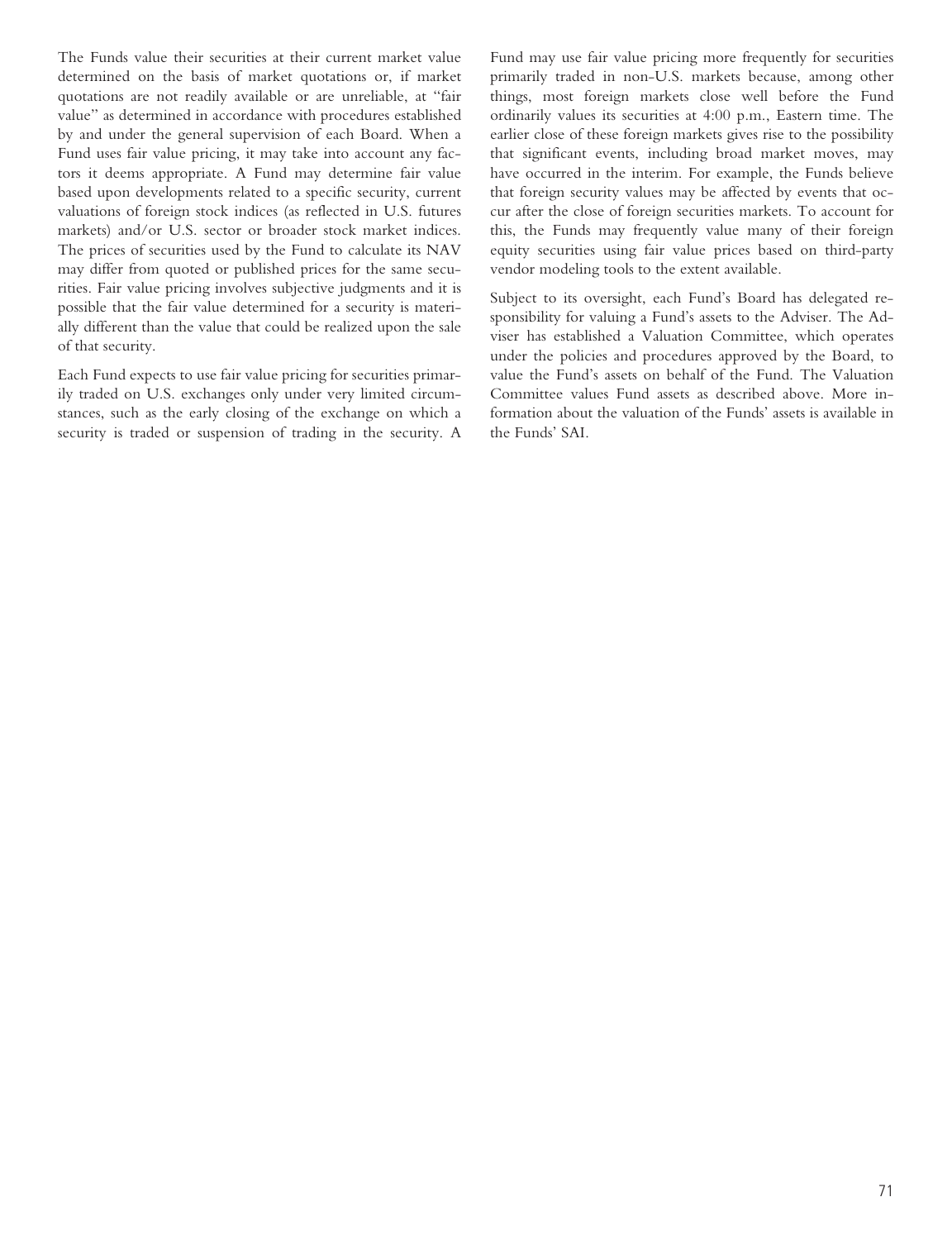The Funds value their securities at their current market value determined on the basis of market quotations or, if market quotations are not readily available or are unreliable, at "fair value" as determined in accordance with procedures established by and under the general supervision of each Board. When a Fund uses fair value pricing, it may take into account any factors it deems appropriate. A Fund may determine fair value based upon developments related to a specific security, current valuations of foreign stock indices (as reflected in U.S. futures markets) and/or U.S. sector or broader stock market indices. The prices of securities used by the Fund to calculate its NAV may differ from quoted or published prices for the same securities. Fair value pricing involves subjective judgments and it is possible that the fair value determined for a security is materially different than the value that could be realized upon the sale of that security.

Each Fund expects to use fair value pricing for securities primarily traded on U.S. exchanges only under very limited circumstances, such as the early closing of the exchange on which a security is traded or suspension of trading in the security. A Fund may use fair value pricing more frequently for securities primarily traded in non-U.S. markets because, among other things, most foreign markets close well before the Fund ordinarily values its securities at 4:00 p.m., Eastern time. The earlier close of these foreign markets gives rise to the possibility that significant events, including broad market moves, may have occurred in the interim. For example, the Funds believe that foreign security values may be affected by events that occur after the close of foreign securities markets. To account for this, the Funds may frequently value many of their foreign equity securities using fair value prices based on third-party vendor modeling tools to the extent available.

Subject to its oversight, each Fund's Board has delegated responsibility for valuing a Fund's assets to the Adviser. The Adviser has established a Valuation Committee, which operates under the policies and procedures approved by the Board, to value the Fund's assets on behalf of the Fund. The Valuation Committee values Fund assets as described above. More information about the valuation of the Funds' assets is available in the Funds' SAI.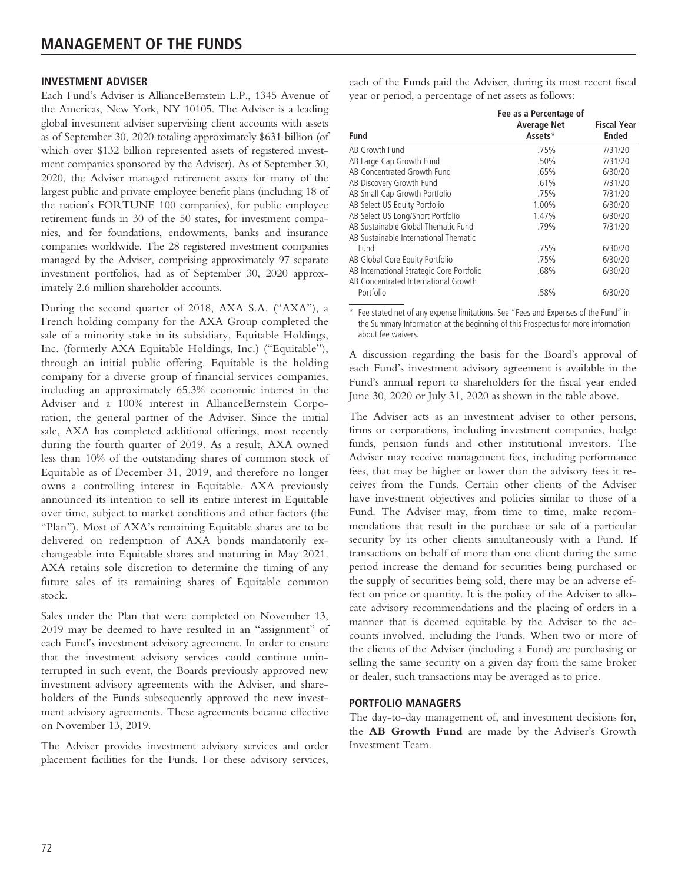# MANAGEMENT OF THE FUNDS

## INVESTMENT ADVISER

Each Fund's Adviser is AllianceBernstein L.P., 1345 Avenue of the Americas, New York, NY 10105. The Adviser is a leading global investment adviser supervising client accounts with assets as of September 30, 2020 totaling approximately $631 billion (of which over $132 billion represented assets of registered investment companies sponsored by the Adviser). As of September 30, 2020, the Adviser managed retirement assets for many of the largest public and private employee benefit plans (including 18 of the nation's FORTUNE 100 companies), for public employee retirement funds in 30 of the 50 states, for investment companies, and for foundations, endowments, banks and insurance companies worldwide. The 28 registered investment companies managed by the Adviser, comprising approximately 97 separate investment portfolios, had as of September 30, 2020 approximately 2.6 million shareholder accounts.

During the second quarter of 2018, AXA S.A. ("AXA"), a French holding company for the AXA Group completed the sale of a minority stake in its subsidiary, Equitable Holdings, Inc. (formerly AXA Equitable Holdings, Inc.) ("Equitable"), through an initial public offering. Equitable is the holding company for a diverse group of financial services companies, including an approximately 65.3% economic interest in the Adviser and a 100% interest in AllianceBernstein Corporation, the general partner of the Adviser. Since the initial sale, AXA has completed additional offerings, most recently during the fourth quarter of 2019. As a result, AXA owned less than 10% of the outstanding shares of common stock of Equitable as of December 31, 2019, and therefore no longer owns a controlling interest in Equitable. AXA previously announced its intention to sell its entire interest in Equitable over time, subject to market conditions and other factors (the "Plan"). Most of AXA's remaining Equitable shares are to be delivered on redemption of AXA bonds mandatorily exchangeable into Equitable shares and maturing in May 2021. AXA retains sole discretion to determine the timing of any future sales of its remaining shares of Equitable common stock.

Sales under the Plan that were completed on November 13, 2019 may be deemed to have resulted in an "assignment" of each Fund's investment advisory agreement. In order to ensure that the investment advisory services could continue uninterrupted in such event, the Boards previously approved new investment advisory agreements with the Adviser, and shareholders of the Funds subsequently approved the new investment advisory agreements. These agreements became effective on November 13, 2019.

The Adviser provides investment advisory services and order placement facilities for the Funds. For these advisory services, each of the Funds paid the Adviser, during its most recent fiscal year or period, a percentage of net assets as follows:

| Fund | Fee as a Percentage of Average Net Assets* | Fiscal Year Ended |
|---|---|---|
| AB Growth Fund | .75% | 7/31/20 |
| AB Large Cap Growth Fund | .50% | 7/31/20 |
| AB Concentrated Growth Fund | .65% | 6/30/20 |
| AB Discovery Growth Fund | .61% | 7/31/20 |
| AB Small Cap Growth Portfolio | .75% | 7/31/20 |
| AB Select US Equity Portfolio | 1.00% | 6/30/20 |
| AB Select US Long/Short Portfolio | 1.47% | 6/30/20 |
| AB Sustainable Global Thematic Fund | .79% | 7/31/20 |
| AB Sustainable International Thematic Fund | .75% | 6/30/20 |
| AB Global Core Equity Portfolio | .75% | 6/30/20 |
| AB International Strategic Core Portfolio | .68% | 6/30/20 |
| AB Concentrated International Growth Portfolio | .58% | 6/30/20 |

\* Fee stated net of any expense limitations. See "Fees and Expenses of the Fund" in the Summary Information at the beginning of this Prospectus for more information about fee waivers.

A discussion regarding the basis for the Board's approval of each Fund's investment advisory agreement is available in the Fund's annual report to shareholders for the fiscal year ended June 30, 2020 or July 31, 2020 as shown in the table above.

The Adviser acts as an investment adviser to other persons, firms or corporations, including investment companies, hedge funds, pension funds and other institutional investors. The Adviser may receive management fees, including performance fees, that may be higher or lower than the advisory fees it receives from the Funds. Certain other clients of the Adviser have investment objectives and policies similar to those of a Fund. The Adviser may, from time to time, make recommendations that result in the purchase or sale of a particular security by its other clients simultaneously with a Fund. If transactions on behalf of more than one client during the same period increase the demand for securities being purchased or the supply of securities being sold, there may be an adverse effect on price or quantity. It is the policy of the Adviser to allocate advisory recommendations and the placing of orders in a manner that is deemed equitable by the Adviser to the accounts involved, including the Funds. When two or more of the clients of the Adviser (including a Fund) are purchasing or selling the same security on a given day from the same broker or dealer, such transactions may be averaged as to price.

## PORTFOLIO MANAGERS

The day-to-day management of, and investment decisions for, the **AB Growth Fund** are made by the Adviser's Growth Investment Team.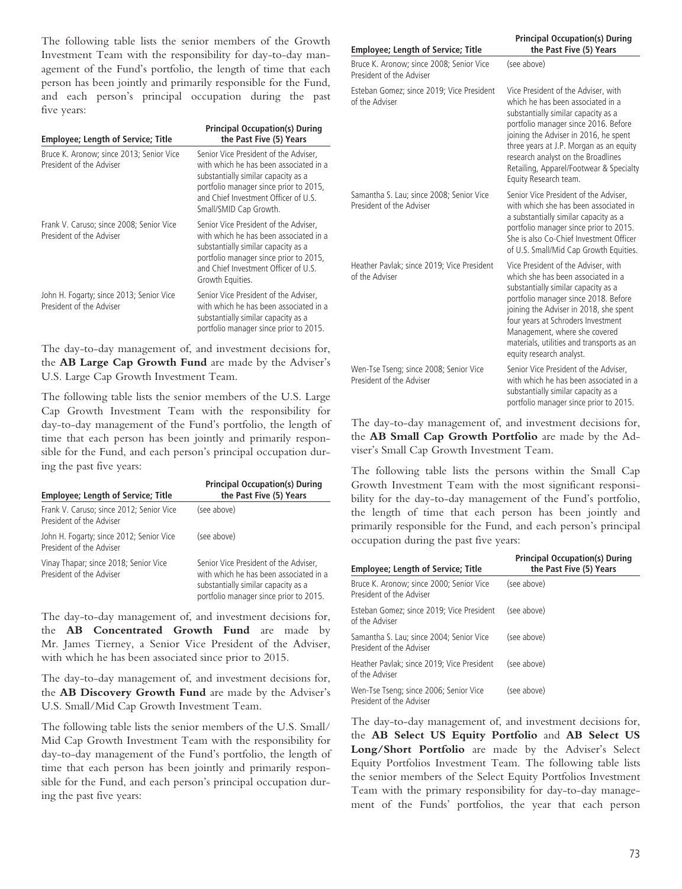The following table lists the senior members of the Growth Investment Team with the responsibility for day-to-day management of the Fund's portfolio, the length of time that each person has been jointly and primarily responsible for the Fund, and each person's principal occupation during the past five years:

| Employee; Length of Service; Title | Principal Occupation(s) During the Past Five (5) Years |
|---|---|
| Bruce K. Aronow; since 2013; Senior Vice President of the Adviser | Senior Vice President of the Adviser, with which he has been associated in a substantially similar capacity as a portfolio manager since prior to 2015, and Chief Investment Officer of U.S. Small/SMID Cap Growth. |
| Frank V. Caruso; since 2008; Senior Vice President of the Adviser | Senior Vice President of the Adviser, with which he has been associated in a substantially similar capacity as a portfolio manager since prior to 2015, and Chief Investment Officer of U.S. Growth Equities. |
| John H. Fogarty; since 2013; Senior Vice President of the Adviser | Senior Vice President of the Adviser, with which he has been associated in a substantially similar capacity as a portfolio manager since prior to 2015. |

The day-to-day management of, and investment decisions for, the **AB Large Cap Growth Fund** are made by the Adviser's U.S. Large Cap Growth Investment Team.

The following table lists the senior members of the U.S. Large Cap Growth Investment Team with the responsibility for day-to-day management of the Fund's portfolio, the length of time that each person has been jointly and primarily responsible for the Fund, and each person's principal occupation during the past five years:

| Employee; Length of Service; Title | Principal Occupation(s) During the Past Five (5) Years |
|---|---|
| Frank V. Caruso; since 2012; Senior Vice President of the Adviser | (see above) |
| John H. Fogarty; since 2012; Senior Vice President of the Adviser | (see above) |
| Vinay Thapar; since 2018; Senior Vice President of the Adviser | Senior Vice President of the Adviser, with which he has been associated in a substantially similar capacity as a portfolio manager since prior to 2015. |

The day-to-day management of, and investment decisions for, the **AB Concentrated Growth Fund** are made by Mr. James Tierney, a Senior Vice President of the Adviser, with which he has been associated since prior to 2015.

The day-to-day management of, and investment decisions for, the **AB Discovery Growth Fund** are made by the Adviser's U.S. Small/Mid Cap Growth Investment Team.

The following table lists the senior members of the U.S. Small/Mid Cap Growth Investment Team with the responsibility for day-to-day management of the Fund's portfolio, the length of time that each person has been jointly and primarily responsible for the Fund, and each person's principal occupation during the past five years:

| Employee; Length of Service; Title | Principal Occupation(s) During the Past Five (5) Years |
|---|---|
| Bruce K. Aronow; since 2008; Senior Vice President of the Adviser | (see above) |
| Esteban Gomez; since 2019; Vice President of the Adviser | Vice President of the Adviser, with which he has been associated in a substantially similar capacity as a portfolio manager since 2016. Before joining the Adviser in 2016, he spent three years at J.P. Morgan as an equity research analyst on the Broadlines Retailing, Apparel/Footwear & Specialty Equity Research team. |
| Samantha S. Lau; since 2008; Senior Vice President of the Adviser | Senior Vice President of the Adviser, with which she has been associated in a substantially similar capacity as a portfolio manager since prior to 2015. She is also Co-Chief Investment Officer of U.S. Small/Mid Cap Growth Equities. |
| Heather Pavlak; since 2019; Vice President of the Adviser | Vice President of the Adviser, with which she has been associated in a substantially similar capacity as a portfolio manager since 2018. Before joining the Adviser in 2018, she spent four years at Schroders Investment Management, where she covered materials, utilities and transports as an equity research analyst. |
| Wen-Tse Tseng; since 2008; Senior Vice President of the Adviser | Senior Vice President of the Adviser, with which he has been associated in a substantially similar capacity as a portfolio manager since prior to 2015. |

The day-to-day management of, and investment decisions for, the **AB Small Cap Growth Portfolio** are made by the Adviser's Small Cap Growth Investment Team.

The following table lists the persons within the Small Cap Growth Investment Team with the most significant responsibility for the day-to-day management of the Fund's portfolio, the length of time that each person has been jointly and primarily responsible for the Fund, and each person's principal occupation during the past five years:

| Employee; Length of Service; Title | Principal Occupation(s) During the Past Five (5) Years |
|---|---|
| Bruce K. Aronow; since 2000; Senior Vice President of the Adviser | (see above) |
| Esteban Gomez; since 2019; Vice President of the Adviser | (see above) |
| Samantha S. Lau; since 2004; Senior Vice President of the Adviser | (see above) |
| Heather Pavlak; since 2019; Vice President of the Adviser | (see above) |
| Wen-Tse Tseng; since 2006; Senior Vice President of the Adviser | (see above) |

The day-to-day management of, and investment decisions for, the **AB Select US Equity Portfolio** and **AB Select US Long/Short Portfolio** are made by the Adviser's Select Equity Portfolios Investment Team. The following table lists the senior members of the Select Equity Portfolios Investment Team with the primary responsibility for day-to-day management of the Funds' portfolios, the year that each person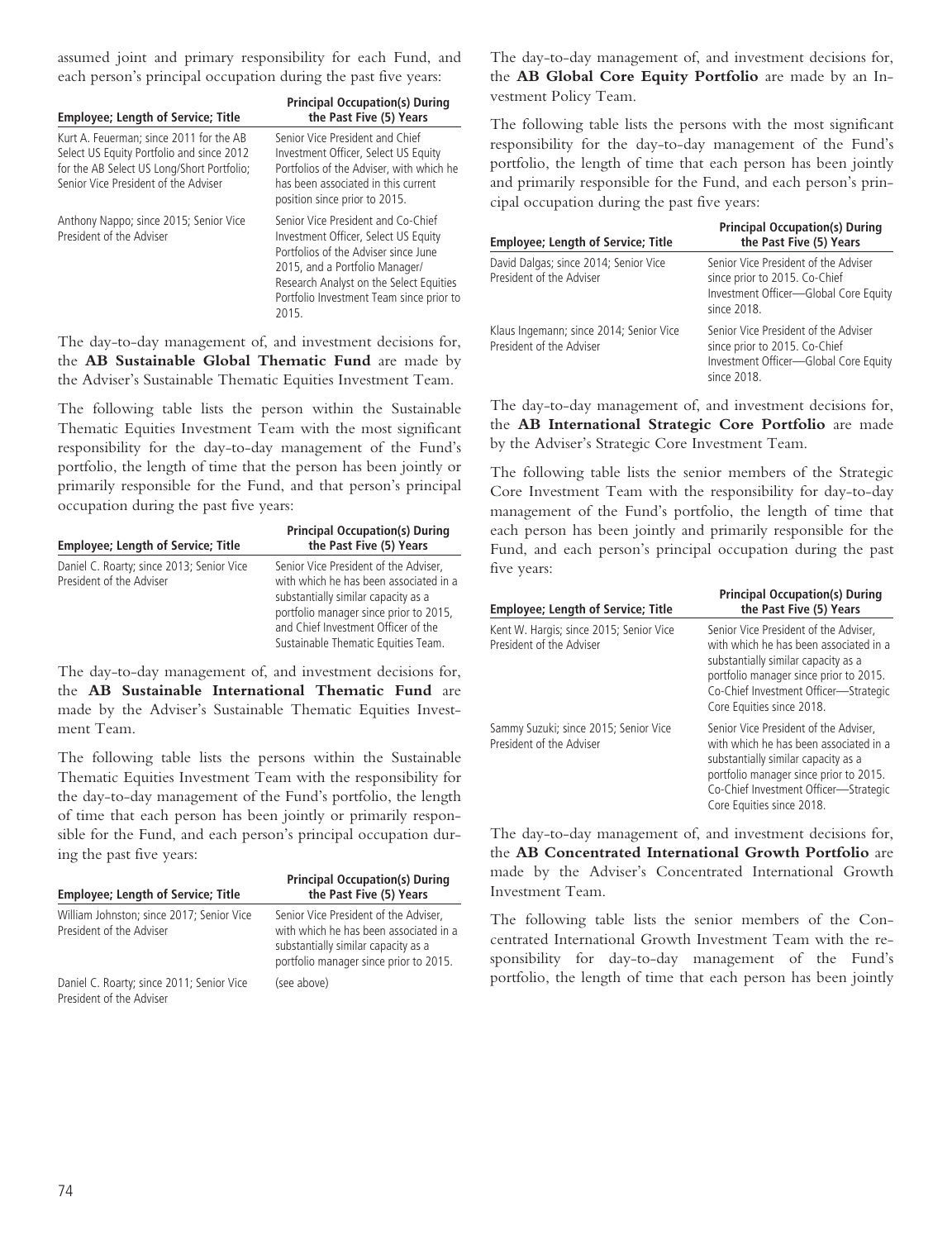assumed joint and primary responsibility for each Fund, and each person's principal occupation during the past five years:

| Employee; Length of Service; Title | Principal Occupation(s) During the Past Five (5) Years |
|---|---|
| Kurt A. Feuerman; since 2011 for the AB Select US Equity Portfolio and since 2012 for the AB Select US Long/Short Portfolio; Senior Vice President of the Adviser | Senior Vice President and Chief Investment Officer, Select US Equity Portfolios of the Adviser, with which he has been associated in this current position since prior to 2015. |
| Anthony Nappo; since 2015; Senior Vice President of the Adviser | Senior Vice President and Co-Chief Investment Officer, Select US Equity Portfolios of the Adviser since June 2015, and a Portfolio Manager/ Research Analyst on the Select Equities Portfolio Investment Team since prior to 2015. |

The day-to-day management of, and investment decisions for, the **AB Sustainable Global Thematic Fund** are made by the Adviser's Sustainable Thematic Equities Investment Team.

The following table lists the person within the Sustainable Thematic Equities Investment Team with the most significant responsibility for the day-to-day management of the Fund's portfolio, the length of time that the person has been jointly or primarily responsible for the Fund, and that person's principal occupation during the past five years:

| Employee; Length of Service; Title | Principal Occupation(s) During the Past Five (5) Years |
|---|---|
| Daniel C. Roarty; since 2013; Senior Vice President of the Adviser | Senior Vice President of the Adviser, with which he has been associated in a substantially similar capacity as a portfolio manager since prior to 2015, and Chief Investment Officer of the Sustainable Thematic Equities Team. |

The day-to-day management of, and investment decisions for, the **AB Sustainable International Thematic Fund** are made by the Adviser's Sustainable Thematic Equities Investment Team.

The following table lists the persons within the Sustainable Thematic Equities Investment Team with the responsibility for the day-to-day management of the Fund's portfolio, the length of time that each person has been jointly or primarily responsible for the Fund, and each person's principal occupation during the past five years:

| Employee; Length of Service; Title | Principal Occupation(s) During the Past Five (5) Years |
|---|---|
| William Johnston; since 2017; Senior Vice President of the Adviser | Senior Vice President of the Adviser, with which he has been associated in a substantially similar capacity as a portfolio manager since prior to 2015. |
| Daniel C. Roarty; since 2011; Senior Vice President of the Adviser | (see above) |

The day-to-day management of, and investment decisions for, the **AB Global Core Equity Portfolio** are made by an Investment Policy Team.

The following table lists the persons with the most significant responsibility for the day-to-day management of the Fund's portfolio, the length of time that each person has been jointly and primarily responsible for the Fund, and each person's principal occupation during the past five years:

| Employee; Length of Service; Title | Principal Occupation(s) During the Past Five (5) Years |
|---|---|
| David Dalgas; since 2014; Senior Vice President of the Adviser | Senior Vice President of the Adviser since prior to 2015. Co-Chief Investment Officer—Global Core Equity since 2018. |
| Klaus Ingemann; since 2014; Senior Vice President of the Adviser | Senior Vice President of the Adviser since prior to 2015. Co-Chief Investment Officer—Global Core Equity since 2018. |

The day-to-day management of, and investment decisions for, the **AB International Strategic Core Portfolio** are made by the Adviser's Strategic Core Investment Team.

The following table lists the senior members of the Strategic Core Investment Team with the responsibility for day-to-day management of the Fund's portfolio, the length of time that each person has been jointly and primarily responsible for the Fund, and each person's principal occupation during the past five years:

| Employee; Length of Service; Title | Principal Occupation(s) During the Past Five (5) Years |
|---|---|
| Kent W. Hargis; since 2015; Senior Vice President of the Adviser | Senior Vice President of the Adviser, with which he has been associated in a substantially similar capacity as a portfolio manager since prior to 2015. Co-Chief Investment Officer—Strategic Core Equities since 2018. |
| Sammy Suzuki; since 2015; Senior Vice President of the Adviser | Senior Vice President of the Adviser, with which he has been associated in a substantially similar capacity as a portfolio manager since prior to 2015. Co-Chief Investment Officer—Strategic Core Equities since 2018. |

The day-to-day management of, and investment decisions for, the **AB Concentrated International Growth Portfolio** are made by the Adviser's Concentrated International Growth Investment Team.

The following table lists the senior members of the Concentrated International Growth Investment Team with the responsibility for day-to-day management of the Fund's portfolio, the length of time that each person has been jointly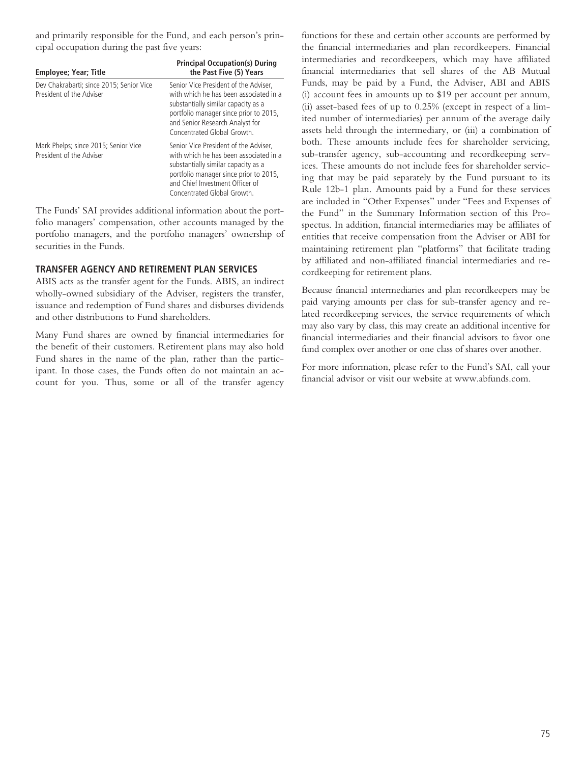and primarily responsible for the Fund, and each person's principal occupation during the past five years:

| Employee; Year; Title | Principal Occupation(s) During the Past Five (5) Years |
| --- | --- |
| Dev Chakrabarti; since 2015; Senior Vice President of the Adviser | Senior Vice President of the Adviser, with which he has been associated in a substantially similar capacity as a portfolio manager since prior to 2015, and Senior Research Analyst for Concentrated Global Growth. |
| Mark Phelps; since 2015; Senior Vice President of the Adviser | Senior Vice President of the Adviser, with which he has been associated in a substantially similar capacity as a portfolio manager since prior to 2015, and Chief Investment Officer of Concentrated Global Growth. |

The Funds' SAI provides additional information about the portfolio managers' compensation, other accounts managed by the portfolio managers, and the portfolio managers' ownership of securities in the Funds.

## TRANSFER AGENCY AND RETIREMENT PLAN SERVICES

ABIS acts as the transfer agent for the Funds. ABIS, an indirect wholly-owned subsidiary of the Adviser, registers the transfer, issuance and redemption of Fund shares and disburses dividends and other distributions to Fund shareholders.

Many Fund shares are owned by financial intermediaries for the benefit of their customers. Retirement plans may also hold Fund shares in the name of the plan, rather than the participant. In those cases, the Funds often do not maintain an account for you. Thus, some or all of the transfer agency functions for these and certain other accounts are performed by the financial intermediaries and plan recordkeepers. Financial intermediaries and recordkeepers, which may have affiliated financial intermediaries that sell shares of the AB Mutual Funds, may be paid by a Fund, the Adviser, ABI and ABIS (i) account fees in amounts up to $19 per account per annum, (ii) asset-based fees of up to 0.25% (except in respect of a limited number of intermediaries) per annum of the average daily assets held through the intermediary, or (iii) a combination of both. These amounts include fees for shareholder servicing, sub-transfer agency, sub-accounting and recordkeeping services. These amounts do not include fees for shareholder servicing that may be paid separately by the Fund pursuant to its Rule 12b-1 plan. Amounts paid by a Fund for these services are included in "Other Expenses" under "Fees and Expenses of the Fund" in the Summary Information section of this Prospectus. In addition, financial intermediaries may be affiliates of entities that receive compensation from the Adviser or ABI for maintaining retirement plan "platforms" that facilitate trading by affiliated and non-affiliated financial intermediaries and recordkeeping for retirement plans.

Because financial intermediaries and plan recordkeepers may be paid varying amounts per class for sub-transfer agency and related recordkeeping services, the service requirements of which may also vary by class, this may create an additional incentive for financial intermediaries and their financial advisors to favor one fund complex over another or one class of shares over another.

For more information, please refer to the Fund's SAI, call your financial advisor or visit our website at www.abfunds.com.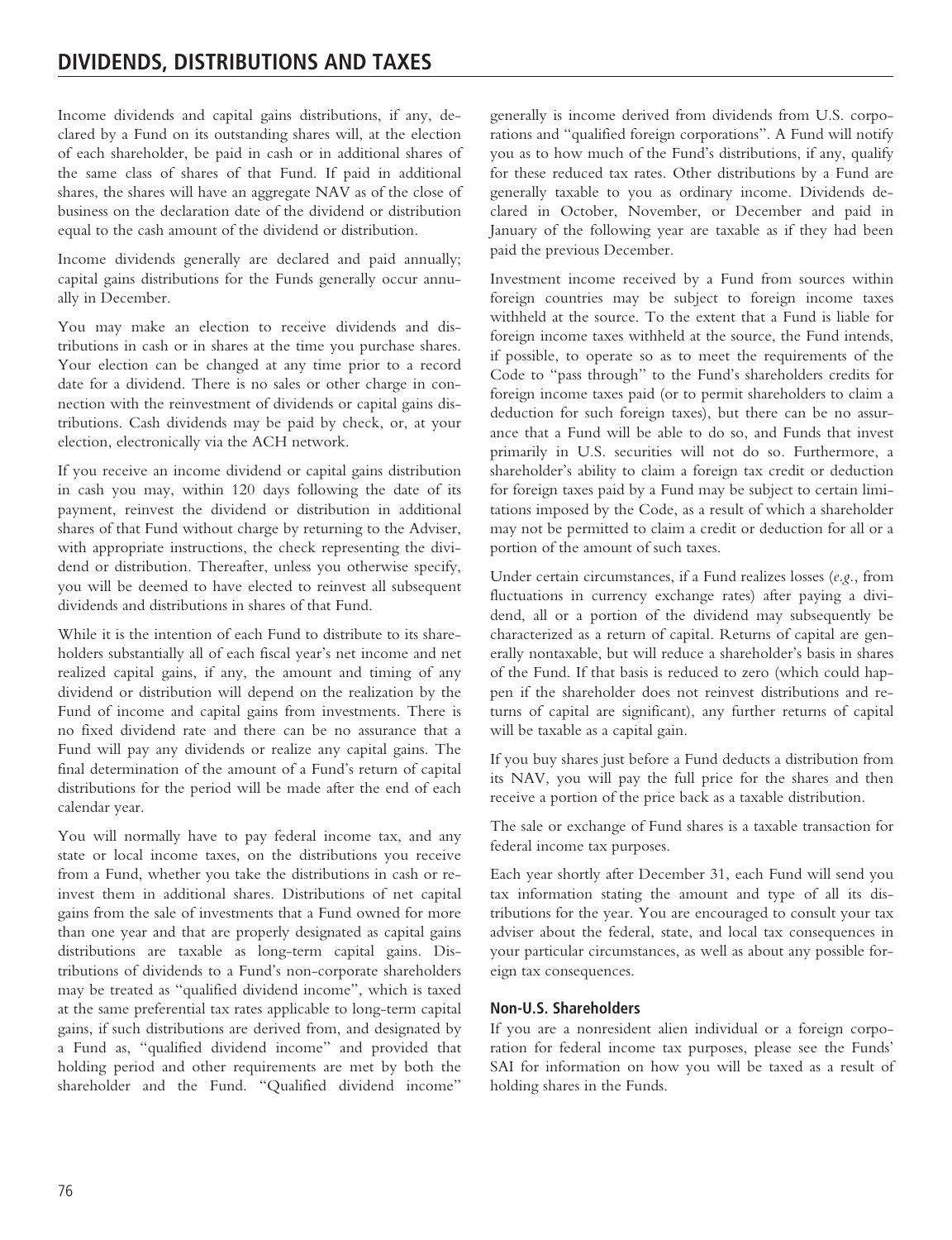## DIVIDENDS, DISTRIBUTIONS AND TAXES

Income dividends and capital gains distributions, if any, declared by a Fund on its outstanding shares will, at the election of each shareholder, be paid in cash or in additional shares of the same class of shares of that Fund. If paid in additional shares, the shares will have an aggregate NAV as of the close of business on the declaration date of the dividend or distribution equal to the cash amount of the dividend or distribution.

Income dividends generally are declared and paid annually; capital gains distributions for the Funds generally occur annually in December.

You may make an election to receive dividends and distributions in cash or in shares at the time you purchase shares. Your election can be changed at any time prior to a record date for a dividend. There is no sales or other charge in connection with the reinvestment of dividends or capital gains distributions. Cash dividends may be paid by check, or, at your election, electronically via the ACH network.

If you receive an income dividend or capital gains distribution in cash you may, within 120 days following the date of its payment, reinvest the dividend or distribution in additional shares of that Fund without charge by returning to the Adviser, with appropriate instructions, the check representing the dividend or distribution. Thereafter, unless you otherwise specify, you will be deemed to have elected to reinvest all subsequent dividends and distributions in shares of that Fund.

While it is the intention of each Fund to distribute to its shareholders substantially all of each fiscal year's net income and net realized capital gains, if any, the amount and timing of any dividend or distribution will depend on the realization by the Fund of income and capital gains from investments. There is no fixed dividend rate and there can be no assurance that a Fund will pay any dividends or realize any capital gains. The final determination of the amount of a Fund's return of capital distributions for the period will be made after the end of each calendar year.

You will normally have to pay federal income tax, and any state or local income taxes, on the distributions you receive from a Fund, whether you take the distributions in cash or reinvest them in additional shares. Distributions of net capital gains from the sale of investments that a Fund owned for more than one year and that are properly designated as capital gains distributions are taxable as long-term capital gains. Distributions of dividends to a Fund's non-corporate shareholders may be treated as "qualified dividend income", which is taxed at the same preferential tax rates applicable to long-term capital gains, if such distributions are derived from, and designated by a Fund as, "qualified dividend income" and provided that holding period and other requirements are met by both the shareholder and the Fund. "Qualified dividend income" generally is income derived from dividends from U.S. corporations and "qualified foreign corporations". A Fund will notify you as to how much of the Fund's distributions, if any, qualify for these reduced tax rates. Other distributions by a Fund are generally taxable to you as ordinary income. Dividends declared in October, November, or December and paid in January of the following year are taxable as if they had been paid the previous December.

Investment income received by a Fund from sources within foreign countries may be subject to foreign income taxes withheld at the source. To the extent that a Fund is liable for foreign income taxes withheld at the source, the Fund intends, if possible, to operate so as to meet the requirements of the Code to "pass through" to the Fund's shareholders credits for foreign income taxes paid (or to permit shareholders to claim a deduction for such foreign taxes), but there can be no assurance that a Fund will be able to do so, and Funds that invest primarily in U.S. securities will not do so. Furthermore, a shareholder's ability to claim a foreign tax credit or deduction for foreign taxes paid by a Fund may be subject to certain limitations imposed by the Code, as a result of which a shareholder may not be permitted to claim a credit or deduction for all or a portion of the amount of such taxes.

Under certain circumstances, if a Fund realizes losses (*e.g.*, from fluctuations in currency exchange rates) after paying a dividend, all or a portion of the dividend may subsequently be characterized as a return of capital. Returns of capital are generally nontaxable, but will reduce a shareholder's basis in shares of the Fund. If that basis is reduced to zero (which could happen if the shareholder does not reinvest distributions and returns of capital are significant), any further returns of capital will be taxable as a capital gain.

If you buy shares just before a Fund deducts a distribution from its NAV, you will pay the full price for the shares and then receive a portion of the price back as a taxable distribution.

The sale or exchange of Fund shares is a taxable transaction for federal income tax purposes.

Each year shortly after December 31, each Fund will send you tax information stating the amount and type of all its distributions for the year. You are encouraged to consult your tax adviser about the federal, state, and local tax consequences in your particular circumstances, as well as about any possible foreign tax consequences.

### Non-U.S. Shareholders

If you are a nonresident alien individual or a foreign corporation for federal income tax purposes, please see the Funds' SAI for information on how you will be taxed as a result of holding shares in the Funds.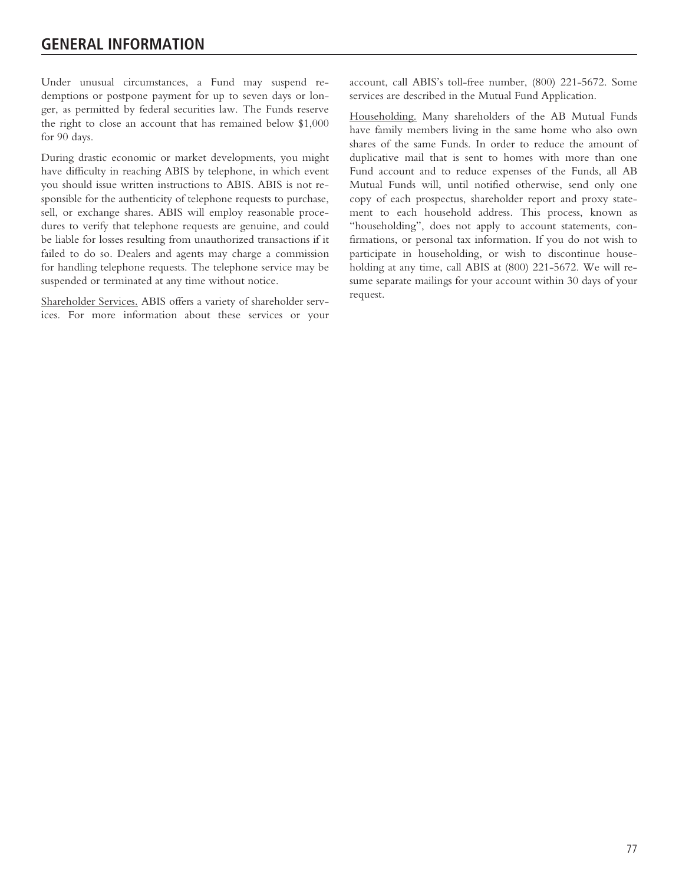## GENERAL INFORMATION

Under unusual circumstances, a Fund may suspend redemptions or postpone payment for up to seven days or longer, as permitted by federal securities law. The Funds reserve the right to close an account that has remained below $1,000 for 90 days.

During drastic economic or market developments, you might have difficulty in reaching ABIS by telephone, in which event you should issue written instructions to ABIS. ABIS is not responsible for the authenticity of telephone requests to purchase, sell, or exchange shares. ABIS will employ reasonable procedures to verify that telephone requests are genuine, and could be liable for losses resulting from unauthorized transactions if it failed to do so. Dealers and agents may charge a commission for handling telephone requests. The telephone service may be suspended or terminated at any time without notice.

Shareholder Services. ABIS offers a variety of shareholder services. For more information about these services or your account, call ABIS's toll-free number, (800) 221-5672. Some services are described in the Mutual Fund Application.

Householding. Many shareholders of the AB Mutual Funds have family members living in the same home who also own shares of the same Funds. In order to reduce the amount of duplicative mail that is sent to homes with more than one Fund account and to reduce expenses of the Funds, all AB Mutual Funds will, until notified otherwise, send only one copy of each prospectus, shareholder report and proxy statement to each household address. This process, known as "householding", does not apply to account statements, confirmations, or personal tax information. If you do not wish to participate in householding, or wish to discontinue householding at any time, call ABIS at (800) 221-5672. We will resume separate mailings for your account within 30 days of your request.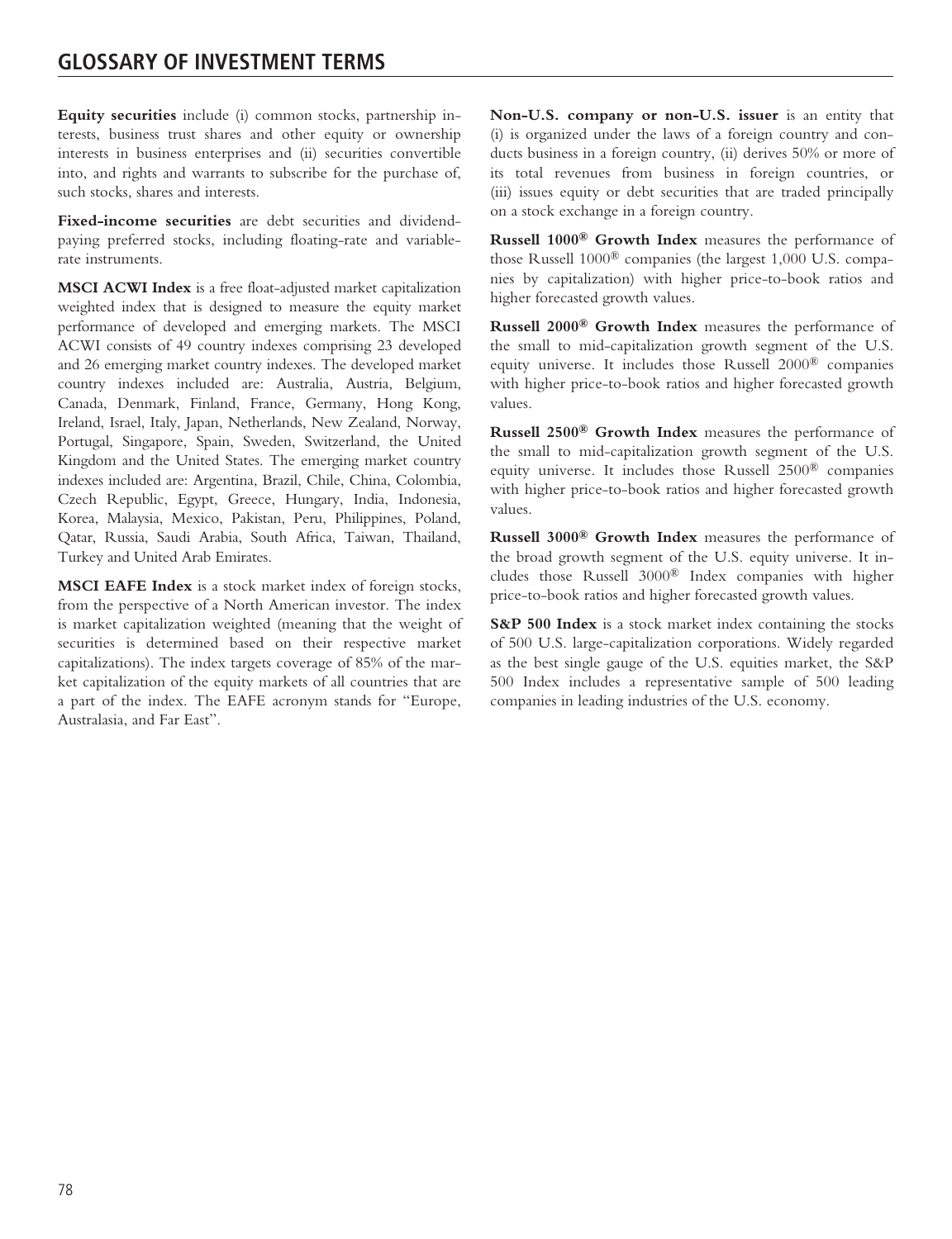# GLOSSARY OF INVESTMENT TERMS

**Equity securities** include (i) common stocks, partnership interests, business trust shares and other equity or ownership interests in business enterprises and (ii) securities convertible into, and rights and warrants to subscribe for the purchase of, such stocks, shares and interests.

**Fixed-income securities** are debt securities and dividend-paying preferred stocks, including floating-rate and variable-rate instruments.

**MSCI ACWI Index** is a free float-adjusted market capitalization weighted index that is designed to measure the equity market performance of developed and emerging markets. The MSCI ACWI consists of 49 country indexes comprising 23 developed and 26 emerging market country indexes. The developed market country indexes included are: Australia, Austria, Belgium, Canada, Denmark, Finland, France, Germany, Hong Kong, Ireland, Israel, Italy, Japan, Netherlands, New Zealand, Norway, Portugal, Singapore, Spain, Sweden, Switzerland, the United Kingdom and the United States. The emerging market country indexes included are: Argentina, Brazil, Chile, China, Colombia, Czech Republic, Egypt, Greece, Hungary, India, Indonesia, Korea, Malaysia, Mexico, Pakistan, Peru, Philippines, Poland, Qatar, Russia, Saudi Arabia, South Africa, Taiwan, Thailand, Turkey and United Arab Emirates.

**MSCI EAFE Index** is a stock market index of foreign stocks, from the perspective of a North American investor. The index is market capitalization weighted (meaning that the weight of securities is determined based on their respective market capitalizations). The index targets coverage of 85% of the market capitalization of the equity markets of all countries that are a part of the index. The EAFE acronym stands for "Europe, Australasia, and Far East".

**Non-U.S. company or non-U.S. issuer** is an entity that (i) is organized under the laws of a foreign country and conducts business in a foreign country, (ii) derives 50% or more of its total revenues from business in foreign countries, or (iii) issues equity or debt securities that are traded principally on a stock exchange in a foreign country.

**Russell 1000® Growth Index** measures the performance of those Russell 1000® companies (the largest 1,000 U.S. companies by capitalization) with higher price-to-book ratios and higher forecasted growth values.

**Russell 2000® Growth Index** measures the performance of the small to mid-capitalization growth segment of the U.S. equity universe. It includes those Russell 2000® companies with higher price-to-book ratios and higher forecasted growth values.

**Russell 2500® Growth Index** measures the performance of the small to mid-capitalization growth segment of the U.S. equity universe. It includes those Russell 2500® companies with higher price-to-book ratios and higher forecasted growth values.

**Russell 3000® Growth Index** measures the performance of the broad growth segment of the U.S. equity universe. It includes those Russell 3000® Index companies with higher price-to-book ratios and higher forecasted growth values.

**S&P 500 Index** is a stock market index containing the stocks of 500 U.S. large-capitalization corporations. Widely regarded as the best single gauge of the U.S. equities market, the S&P 500 Index includes a representative sample of 500 leading companies in leading industries of the U.S. economy.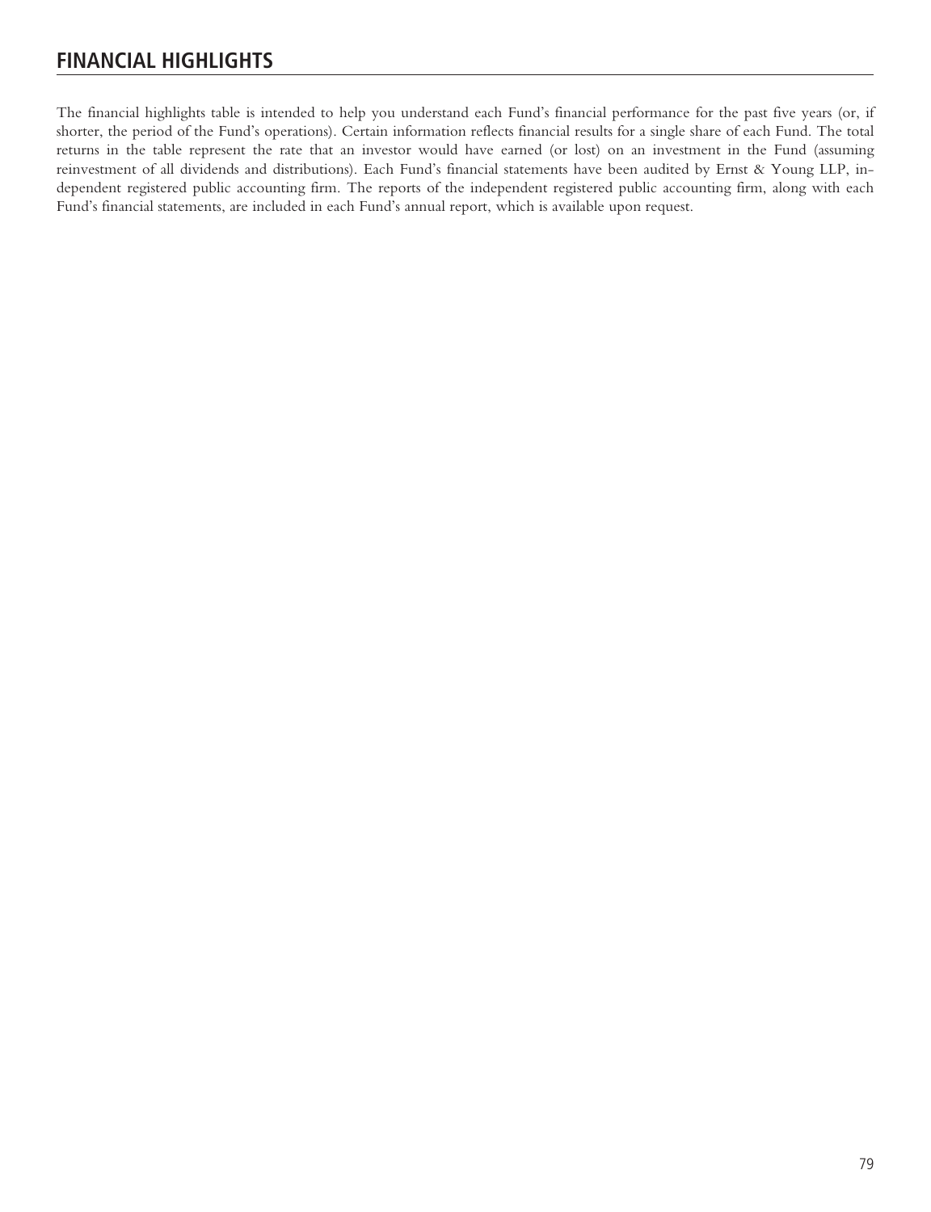## FINANCIAL HIGHLIGHTS

The financial highlights table is intended to help you understand each Fund's financial performance for the past five years (or, if shorter, the period of the Fund's operations). Certain information reflects financial results for a single share of each Fund. The total returns in the table represent the rate that an investor would have earned (or lost) on an investment in the Fund (assuming reinvestment of all dividends and distributions). Each Fund's financial statements have been audited by Ernst & Young LLP, independent registered public accounting firm. The reports of the independent registered public accounting firm, along with each Fund's financial statements, are included in each Fund's annual report, which is available upon request.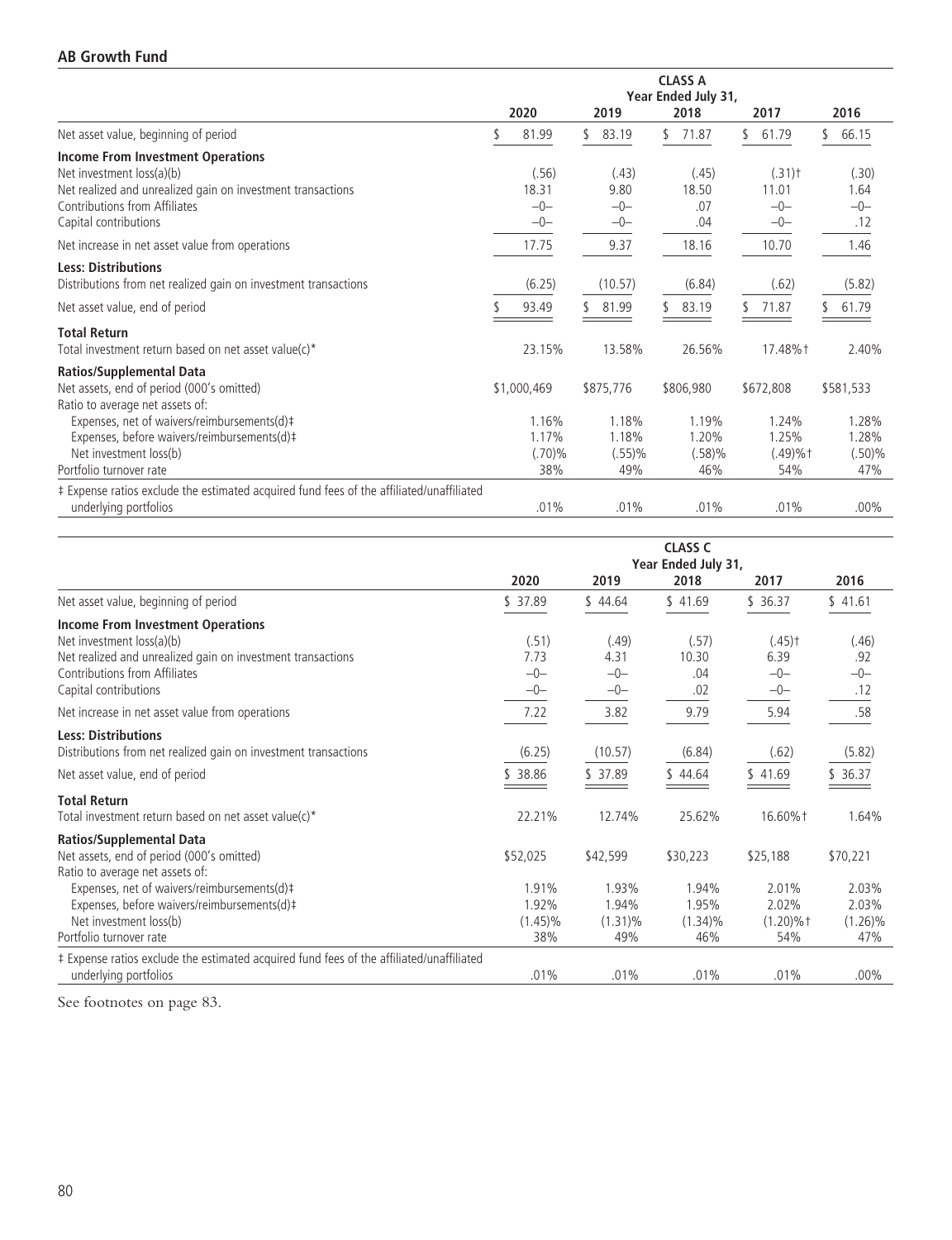## AB Growth Fund

| | CLASS A | | | | |
|---|---|---|---|---|---|
| | Year Ended July 31, | | | | |
| | 2020 | 2019 | 2018 | 2017 | 2016 |
| Net asset value, beginning of period | $ 81.99 | $ 83.19 | $ 71.87 | $ 61.79 | $ 66.15 |
| **Income From Investment Operations** | | | | | |
| Net investment loss(a)(b) | (.56) | (.43) | (.45) | (.31)† | (.30) |
| Net realized and unrealized gain on investment transactions | 18.31 | 9.80 | 18.50 | 11.01 | 1.64 |
| Contributions from Affiliates | –0– | –0– | .07 | –0– | –0– |
| Capital contributions | –0– | –0– | .04 | –0– | .12 |
| Net increase in net asset value from operations | 17.75 | 9.37 | 18.16 | 10.70 | 1.46 |
| **Less: Distributions** | | | | | |
| Distributions from net realized gain on investment transactions | (6.25) | (10.57) | (6.84) | (.62) | (5.82) |
| Net asset value, end of period | $ 93.49 | $ 81.99 | $ 83.19 | $ 71.87 | $ 61.79 |
| **Total Return** | | | | | |
| Total investment return based on net asset value(c)* | 23.15% | 13.58% | 26.56% | 17.48%† | 2.40% |
| **Ratios/Supplemental Data** | | | | | |
| Net assets, end of period (000's omitted) | $1,000,469 | $875,776 | $806,980 | $672,808 | $581,533 |
| Ratio to average net assets of: | | | | | |
| Expenses, net of waivers/reimbursements(d)‡ | 1.16% | 1.18% | 1.19% | 1.24% | 1.28% |
| Expenses, before waivers/reimbursements(d)‡ | 1.17% | 1.18% | 1.20% | 1.25% | 1.28% |
| Net investment loss(b) | (.70)% | (.55)% | (.58)% | (.49)%† | (.50)% |
| Portfolio turnover rate | 38% | 49% | 46% | 54% | 47% |
| ‡ Expense ratios exclude the estimated acquired fund fees of the affiliated/unaffiliated underlying portfolios | .01% | .01% | .01% | .01% | .00% |

| | CLASS C | | | | |
|---|---|---|---|---|---|
| | Year Ended July 31, | | | | |
| | 2020 | 2019 | 2018 | 2017 | 2016 |
| Net asset value, beginning of period | $ 37.89 | $ 44.64 | $ 41.69 | $ 36.37 | $ 41.61 |
| **Income From Investment Operations** | | | | | |
| Net investment loss(a)(b) | (.51) | (.49) | (.57) | (.45)† | (.46) |
| Net realized and unrealized gain on investment transactions | 7.73 | 4.31 | 10.30 | 6.39 | .92 |
| Contributions from Affiliates | –0– | –0– | .04 | –0– | –0– |
| Capital contributions | –0– | –0– | .02 | –0– | .12 |
| Net increase in net asset value from operations | 7.22 | 3.82 | 9.79 | 5.94 | .58 |
| **Less: Distributions** | | | | | |
| Distributions from net realized gain on investment transactions | (6.25) | (10.57) | (6.84) | (.62) | (5.82) |
| Net asset value, end of period | $ 38.86 | $ 37.89 | $ 44.64 | $ 41.69 | $ 36.37 |
| **Total Return** | | | | | |
| Total investment return based on net asset value(c)* | 22.21% | 12.74% | 25.62% | 16.60%† | 1.64% |
| **Ratios/Supplemental Data** | | | | | |
| Net assets, end of period (000's omitted) | $52,025 | $42,599 | $30,223 | $25,188 | $70,221 |
| Ratio to average net assets of: | | | | | |
| Expenses, net of waivers/reimbursements(d)‡ | 1.91% | 1.93% | 1.94% | 2.01% | 2.03% |
| Expenses, before waivers/reimbursements(d)‡ | 1.92% | 1.94% | 1.95% | 2.02% | 2.03% |
| Net investment loss(b) | (1.45)% | (1.31)% | (1.34)% | (1.20)%† | (1.26)% |
| Portfolio turnover rate | 38% | 49% | 46% | 54% | 47% |
| ‡ Expense ratios exclude the estimated acquired fund fees of the affiliated/unaffiliated underlying portfolios | .01% | .01% | .01% | .01% | .00% |

See footnotes on page 83.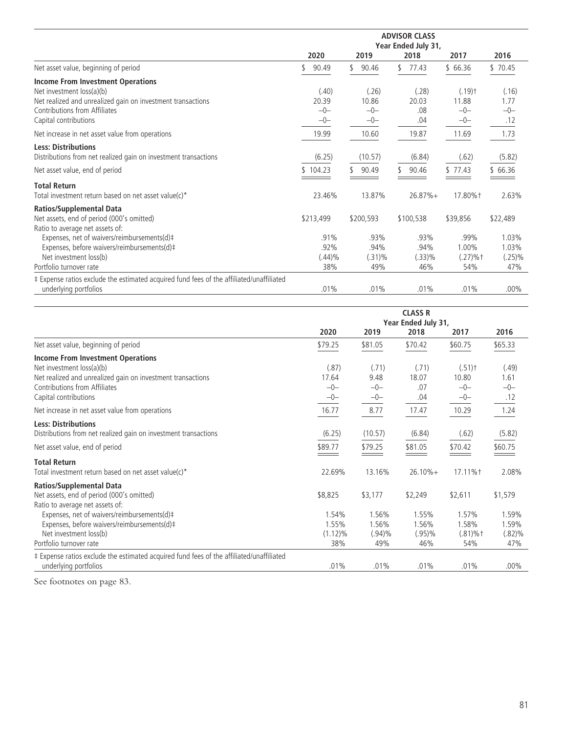| | ADVISOR CLASS | | | | |
|---|---|---|---|---|---|
| | Year Ended July 31, | | | | |
| | 2020 | 2019 | 2018 | 2017 | 2016 |
| Net asset value, beginning of period | $ 90.49 | $ 90.46 | $ 77.43 | $ 66.36 | $ 70.45 |
| **Income From Investment Operations** | | | | | |
| Net investment loss(a)(b) | (.40) | (.26) | (.28) | (.19)† | (.16) |
| Net realized and unrealized gain on investment transactions | 20.39 | 10.86 | 20.03 | 11.88 | 1.77 |
| Contributions from Affiliates | –0– | –0– | .08 | –0– | –0– |
| Capital contributions | –0– | –0– | .04 | –0– | .12 |
| Net increase in net asset value from operations | 19.99 | 10.60 | 19.87 | 11.69 | 1.73 |
| **Less: Distributions** | | | | | |
| Distributions from net realized gain on investment transactions | (6.25) | (10.57) | (6.84) | (.62) | (5.82) |
| Net asset value, end of period | $ 104.23 | $ 90.49 | $ 90.46 | $ 77.43 | $ 66.36 |
| **Total Return** | | | | | |
| Total investment return based on net asset value(c)* | 23.46% | 13.87% | 26.87%+ | 17.80%† | 2.63% |
| **Ratios/Supplemental Data** | | | | | |
| Net assets, end of period (000's omitted) | $213,499 | $200,593 | $100,538 | $39,856 | $22,489 |
| Ratio to average net assets of: | | | | | |
| Expenses, net of waivers/reimbursements(d)‡ | .91% | .93% | .93% | .99% | 1.03% |
| Expenses, before waivers/reimbursements(d)‡ | .92% | .94% | .94% | 1.00% | 1.03% |
| Net investment loss(b) | (.44)% | (.31)% | (.33)% | (.27)%† | (.25)% |
| Portfolio turnover rate | 38% | 49% | 46% | 54% | 47% |
| ‡ Expense ratios exclude the estimated acquired fund fees of the affiliated/unaffiliated underlying portfolios | .01% | .01% | .01% | .01% | .00% |

| | CLASS R | | | | |
|---|---|---|---|---|---|
| | Year Ended July 31, | | | | |
| | 2020 | 2019 | 2018 | 2017 | 2016 |
| Net asset value, beginning of period | $79.25 | $81.05 | $70.42 | $60.75 | $65.33 |
| **Income From Investment Operations** | | | | | |
| Net investment loss(a)(b) | (.87) | (.71) | (.71) | (.51)† | (.49) |
| Net realized and unrealized gain on investment transactions | 17.64 | 9.48 | 18.07 | 10.80 | 1.61 |
| Contributions from Affiliates | –0– | –0– | .07 | –0– | –0– |
| Capital contributions | –0– | –0– | .04 | –0– | .12 |
| Net increase in net asset value from operations | 16.77 | 8.77 | 17.47 | 10.29 | 1.24 |
| **Less: Distributions** | | | | | |
| Distributions from net realized gain on investment transactions | (6.25) | (10.57) | (6.84) | (.62) | (5.82) |
| Net asset value, end of period | $89.77 | $79.25 | $81.05 | $70.42 | $60.75 |
| **Total Return** | | | | | |
| Total investment return based on net asset value(c)* | 22.69% | 13.16% | 26.10%+ | 17.11%† | 2.08% |
| **Ratios/Supplemental Data** | | | | | |
| Net assets, end of period (000's omitted) | $8,825 | $3,177 | $2,249 | $2,611 | $1,579 |
| Ratio to average net assets of: | | | | | |
| Expenses, net of waivers/reimbursements(d)‡ | 1.54% | 1.56% | 1.55% | 1.57% | 1.59% |
| Expenses, before waivers/reimbursements(d)‡ | 1.55% | 1.56% | 1.56% | 1.58% | 1.59% |
| Net investment loss(b) | (1.12)% | (.94)% | (.95)% | (.81)%† | (.82)% |
| Portfolio turnover rate | 38% | 49% | 46% | 54% | 47% |
| ‡ Expense ratios exclude the estimated acquired fund fees of the affiliated/unaffiliated underlying portfolios | .01% | .01% | .01% | .01% | .00% |

See footnotes on page 83.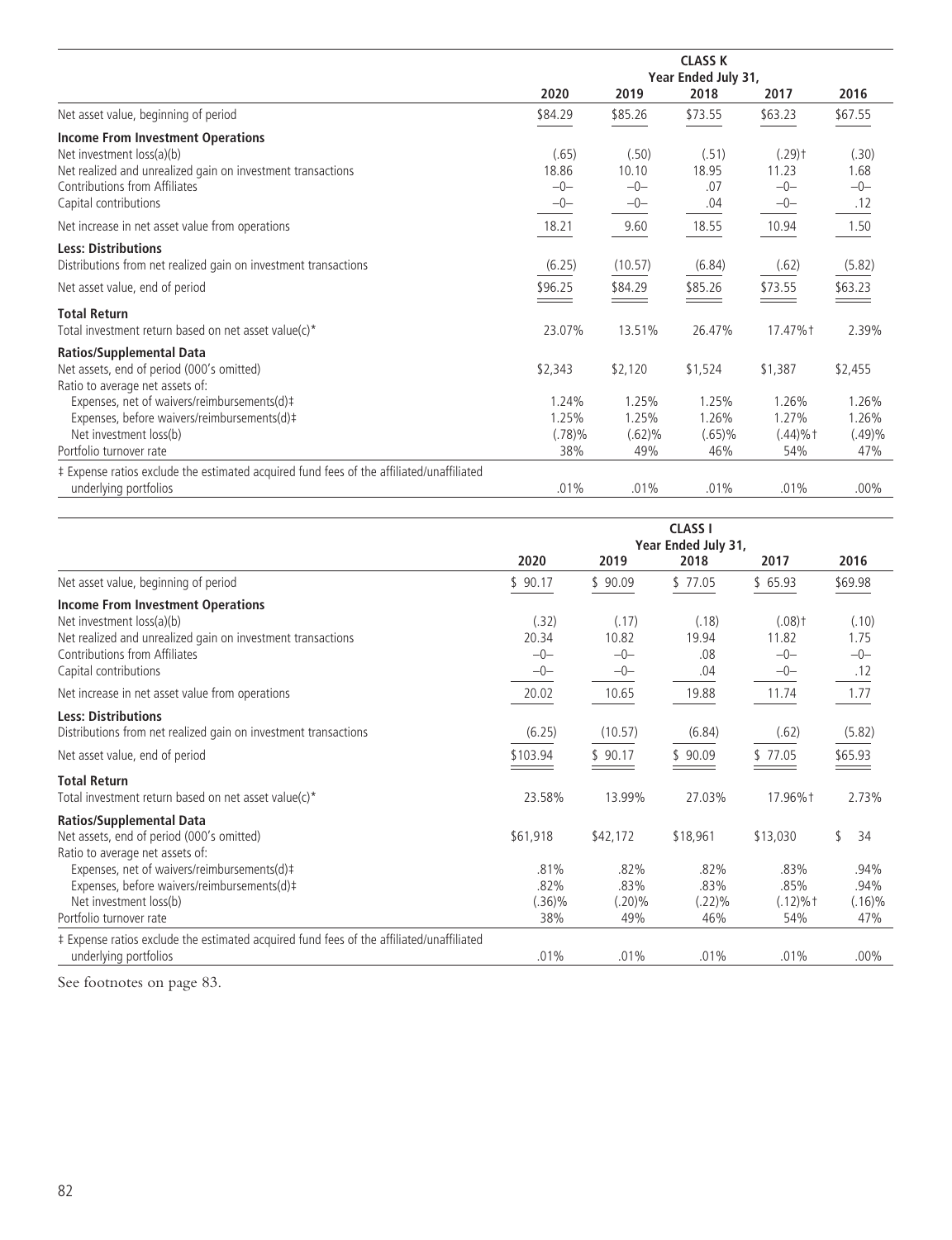| | CLASS K | | | | |
|---|---|---|---|---|---|
| | Year Ended July 31, | | | | |
| | 2020 | 2019 | 2018 | 2017 | 2016 |
| Net asset value, beginning of period | $84.29 | $85.26 | $73.55 | $63.23 | $67.55 |
| **Income From Investment Operations** | | | | | |
| Net investment loss(a)(b) | (.65) | (.50) | (.51) | (.29)† | (.30) |
| Net realized and unrealized gain on investment transactions | 18.86 | 10.10 | 18.95 | 11.23 | 1.68 |
| Contributions from Affiliates | –0– | –0– | .07 | –0– | –0– |
| Capital contributions | –0– | –0– | .04 | –0– | .12 |
| Net increase in net asset value from operations | 18.21 | 9.60 | 18.55 | 10.94 | 1.50 |
| **Less: Distributions** | | | | | |
| Distributions from net realized gain on investment transactions | (6.25) | (10.57) | (6.84) | (.62) | (5.82) |
| Net asset value, end of period | $96.25 | $84.29 | $85.26 | $73.55 | $63.23 |
| **Total Return** | | | | | |
| Total investment return based on net asset value(c)* | 23.07% | 13.51% | 26.47% | 17.47%† | 2.39% |
| **Ratios/Supplemental Data** | | | | | |
| Net assets, end of period (000's omitted) | $2,343 | $2,120 | $1,524 | $1,387 | $2,455 |
| Ratio to average net assets of: | | | | | |
| Expenses, net of waivers/reimbursements(d)‡ | 1.24% | 1.25% | 1.25% | 1.26% | 1.26% |
| Expenses, before waivers/reimbursements(d)‡ | 1.25% | 1.25% | 1.26% | 1.27% | 1.26% |
| Net investment loss(b) | (.78)% | (.62)% | (.65)% | (.44)%† | (.49)% |
| Portfolio turnover rate | 38% | 49% | 46% | 54% | 47% |
| ‡ Expense ratios exclude the estimated acquired fund fees of the affiliated/unaffiliated underlying portfolios | .01% | .01% | .01% | .01% | .00% |

| | CLASS I | | | | |
|---|---|---|---|---|---|
| | Year Ended July 31, | | | | |
| | 2020 | 2019 | 2018 | 2017 | 2016 |
| Net asset value, beginning of period | $ 90.17 | $ 90.09 | $ 77.05 | $ 65.93 | $69.98 |
| **Income From Investment Operations** | | | | | |
| Net investment loss(a)(b) | (.32) | (.17) | (.18) | (.08)† | (.10) |
| Net realized and unrealized gain on investment transactions | 20.34 | 10.82 | 19.94 | 11.82 | 1.75 |
| Contributions from Affiliates | –0– | –0– | .08 | –0– | –0– |
| Capital contributions | –0– | –0– | .04 | –0– | .12 |
| Net increase in net asset value from operations | 20.02 | 10.65 | 19.88 | 11.74 | 1.77 |
| **Less: Distributions** | | | | | |
| Distributions from net realized gain on investment transactions | (6.25) | (10.57) | (6.84) | (.62) | (5.82) |
| Net asset value, end of period | $103.94 | $ 90.17 | $ 90.09 | $ 77.05 | $65.93 |
| **Total Return** | | | | | |
| Total investment return based on net asset value(c)* | 23.58% | 13.99% | 27.03% | 17.96%† | 2.73% |
| **Ratios/Supplemental Data** | | | | | |
| Net assets, end of period (000's omitted) | $61,918 | $42,172 | $18,961 | $13,030 | $ 34 |
| Ratio to average net assets of: | | | | | |
| Expenses, net of waivers/reimbursements(d)‡ | .81% | .82% | .82% | .83% | .94% |
| Expenses, before waivers/reimbursements(d)‡ | .82% | .83% | .83% | .85% | .94% |
| Net investment loss(b) | (.36)% | (.20)% | (.22)% | (.12)%† | (.16)% |
| Portfolio turnover rate | 38% | 49% | 46% | 54% | 47% |
| ‡ Expense ratios exclude the estimated acquired fund fees of the affiliated/unaffiliated underlying portfolios | .01% | .01% | .01% | .01% | .00% |

See footnotes on page 83.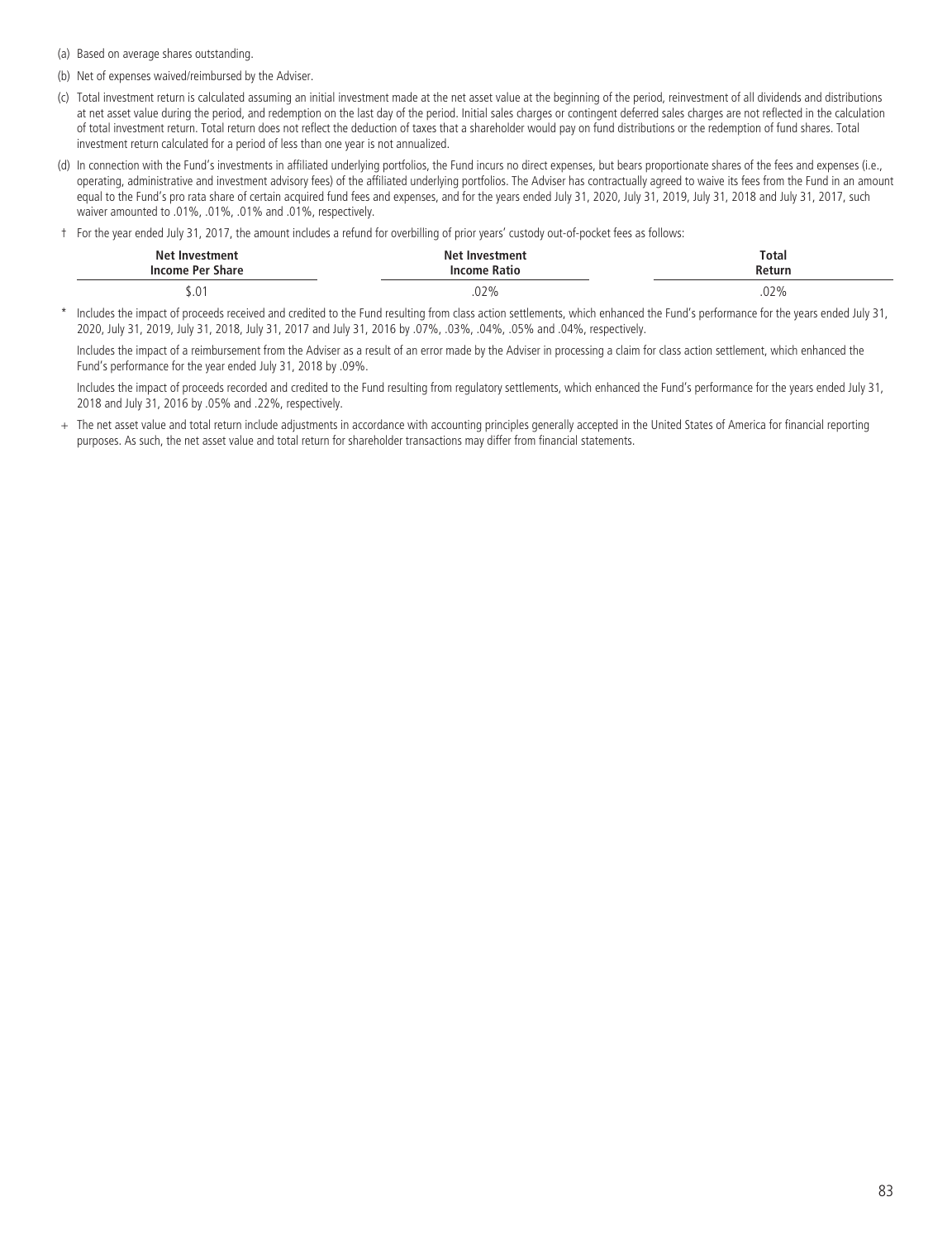(a) Based on average shares outstanding.

(b) Net of expenses waived/reimbursed by the Adviser.

(c) Total investment return is calculated assuming an initial investment made at the net asset value at the beginning of the period, reinvestment of all dividends and distributions at net asset value during the period, and redemption on the last day of the period. Initial sales charges or contingent deferred sales charges are not reflected in the calculation of total investment return. Total return does not reflect the deduction of taxes that a shareholder would pay on fund distributions or the redemption of fund shares. Total investment return calculated for a period of less than one year is not annualized.

(d) In connection with the Fund's investments in affiliated underlying portfolios, the Fund incurs no direct expenses, but bears proportionate shares of the fees and expenses (i.e., operating, administrative and investment advisory fees) of the affiliated underlying portfolios. The Adviser has contractually agreed to waive its fees from the Fund in an amount equal to the Fund's pro rata share of certain acquired fund fees and expenses, and for the years ended July 31, 2020, July 31, 2019, July 31, 2018 and July 31, 2017, such waiver amounted to .01%, .01%, .01% and .01%, respectively.

† For the year ended July 31, 2017, the amount includes a refund for overbilling of prior years' custody out-of-pocket fees as follows:

| Net Investment Income Per Share | Net Investment Income Ratio | Total Return |
|---|---|---|
| $.01 | .02% | .02% |

* Includes the impact of proceeds received and credited to the Fund resulting from class action settlements, which enhanced the Fund's performance for the years ended July 31, 2020, July 31, 2019, July 31, 2018, July 31, 2017 and July 31, 2016 by .07%, .03%, .04%, .05% and .04%, respectively.

  Includes the impact of a reimbursement from the Adviser as a result of an error made by the Adviser in processing a claim for class action settlement, which enhanced the Fund's performance for the year ended July 31, 2018 by .09%.

  Includes the impact of proceeds recorded and credited to the Fund resulting from regulatory settlements, which enhanced the Fund's performance for the years ended July 31, 2018 and July 31, 2016 by .05% and .22%, respectively.

+ The net asset value and total return include adjustments in accordance with accounting principles generally accepted in the United States of America for financial reporting purposes. As such, the net asset value and total return for shareholder transactions may differ from financial statements.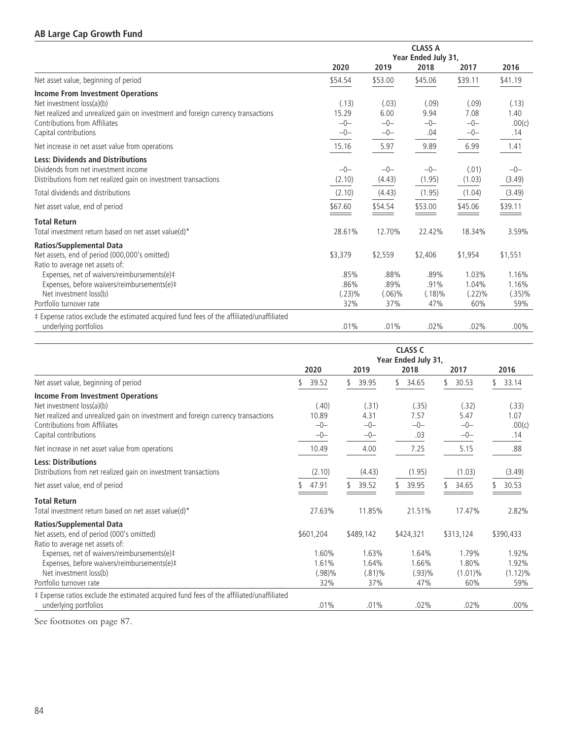## AB Large Cap Growth Fund

| | CLASS A Year Ended July 31, | | | | |
|---|---|---|---|---|---|
| | 2020 | 2019 | 2018 | 2017 | 2016 |
| Net asset value, beginning of period | $54.54 | $53.00 | $45.06 | $39.11 | $41.19 |
| **Income From Investment Operations** | | | | | |
| Net investment loss(a)(b) | (.13) | (.03) | (.09) | (.09) | (.13) |
| Net realized and unrealized gain on investment and foreign currency transactions | 15.29 | 6.00 | 9.94 | 7.08 | 1.40 |
| Contributions from Affiliates | –0– | –0– | –0– | –0– | .00(c) |
| Capital contributions | –0– | –0– | .04 | –0– | .14 |
| Net increase in net asset value from operations | 15.16 | 5.97 | 9.89 | 6.99 | 1.41 |
| **Less: Dividends and Distributions** | | | | | |
| Dividends from net investment income | –0– | –0– | –0– | (.01) | –0– |
| Distributions from net realized gain on investment transactions | (2.10) | (4.43) | (1.95) | (1.03) | (3.49) |
| Total dividends and distributions | (2.10) | (4.43) | (1.95) | (1.04) | (3.49) |
| Net asset value, end of period | $67.60 | $54.54 | $53.00 | $45.06 | $39.11 |
| **Total Return** | | | | | |
| Total investment return based on net asset value(d)* | 28.61% | 12.70% | 22.42% | 18.34% | 3.59% |
| **Ratios/Supplemental Data** | | | | | |
| Net assets, end of period (000,000's omitted) | $3,379 | $2,559 | $2,406 | $1,954 | $1,551 |
| Ratio to average net assets of: | | | | | |
| Expenses, net of waivers/reimbursements(e)‡ | .85% | .88% | .89% | 1.03% | 1.16% |
| Expenses, before waivers/reimbursements(e)‡ | .86% | .89% | .91% | 1.04% | 1.16% |
| Net investment loss(b) | (.23)% | (.06)% | (.18)% | (.22)% | (.35)% |
| Portfolio turnover rate | 32% | 37% | 47% | 60% | 59% |
| ‡ Expense ratios exclude the estimated acquired fund fees of the affiliated/unaffiliated underlying portfolios | .01% | .01% | .02% | .02% | .00% |

| | CLASS C Year Ended July 31, | | | | |
|---|---|---|---|---|---|
| | 2020 | 2019 | 2018 | 2017 | 2016 |
| Net asset value, beginning of period | $ 39.52 | $ 39.95 | $ 34.65 | $ 30.53 | $ 33.14 |
| **Income From Investment Operations** | | | | | |
| Net investment loss(a)(b) | (.40) | (.31) | (.35) | (.32) | (.33) |
| Net realized and unrealized gain on investment and foreign currency transactions | 10.89 | 4.31 | 7.57 | 5.47 | 1.07 |
| Contributions from Affiliates | –0– | –0– | –0– | –0– | .00(c) |
| Capital contributions | –0– | –0– | .03 | –0– | .14 |
| Net increase in net asset value from operations | 10.49 | 4.00 | 7.25 | 5.15 | .88 |
| **Less: Distributions** | | | | | |
| Distributions from net realized gain on investment transactions | (2.10) | (4.43) | (1.95) | (1.03) | (3.49) |
| Net asset value, end of period | $ 47.91 | $ 39.52 | $ 39.95 | $ 34.65 | $ 30.53 |
| **Total Return** | | | | | |
| Total investment return based on net asset value(d)* | 27.63% | 11.85% | 21.51% | 17.47% | 2.82% |
| **Ratios/Supplemental Data** | | | | | |
| Net assets, end of period (000's omitted) | $601,204 | $489,142 | $424,321 | $313,124 | $390,433 |
| Ratio to average net assets of: | | | | | |
| Expenses, net of waivers/reimbursements(e)‡ | 1.60% | 1.63% | 1.64% | 1.79% | 1.92% |
| Expenses, before waivers/reimbursements(e)‡ | 1.61% | 1.64% | 1.66% | 1.80% | 1.92% |
| Net investment loss(b) | (.98)% | (.81)% | (.93)% | (1.01)% | (1.12)% |
| Portfolio turnover rate | 32% | 37% | 47% | 60% | 59% |
| ‡ Expense ratios exclude the estimated acquired fund fees of the affiliated/unaffiliated underlying portfolios | .01% | .01% | .02% | .02% | .00% |

See footnotes on page 87.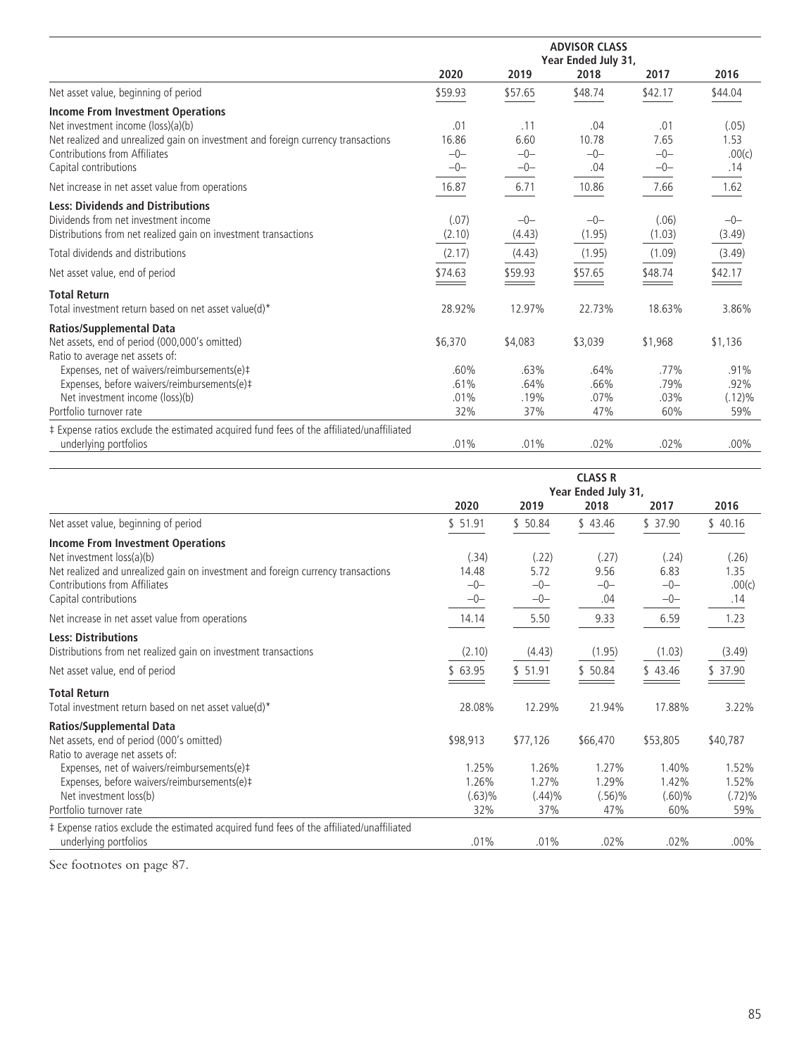| | ADVISOR CLASS | | | | |
|---|---|---|---|---|---|
| | Year Ended July 31, | | | | |
| | 2020 | 2019 | 2018 | 2017 | 2016 |
| Net asset value, beginning of period | $59.93 | $57.65 | $48.74 | $42.17 | $44.04 |
| **Income From Investment Operations** | | | | | |
| Net investment income (loss)(a)(b) | .01 | .11 | .04 | .01 | (.05) |
| Net realized and unrealized gain on investment and foreign currency transactions | 16.86 | 6.60 | 10.78 | 7.65 | 1.53 |
| Contributions from Affiliates | –0– | –0– | –0– | –0– | .00(c) |
| Capital contributions | –0– | –0– | .04 | –0– | .14 |
| Net increase in net asset value from operations | 16.87 | 6.71 | 10.86 | 7.66 | 1.62 |
| **Less: Dividends and Distributions** | | | | | |
| Dividends from net investment income | (.07) | –0– | –0– | (.06) | –0– |
| Distributions from net realized gain on investment transactions | (2.10) | (4.43) | (1.95) | (1.03) | (3.49) |
| Total dividends and distributions | (2.17) | (4.43) | (1.95) | (1.09) | (3.49) |
| Net asset value, end of period | $74.63 | $59.93 | $57.65 | $48.74 | $42.17 |
| **Total Return** | | | | | |
| Total investment return based on net asset value(d)* | 28.92% | 12.97% | 22.73% | 18.63% | 3.86% |
| **Ratios/Supplemental Data** | | | | | |
| Net assets, end of period (000,000's omitted) | $6,370 | $4,083 | $3,039 | $1,968 | $1,136 |
| Ratio to average net assets of: | | | | | |
| Expenses, net of waivers/reimbursements(e)‡ | .60% | .63% | .64% | .77% | .91% |
| Expenses, before waivers/reimbursements(e)‡ | .61% | .64% | .66% | .79% | .92% |
| Net investment income (loss)(b) | .01% | .19% | .07% | .03% | (.12)% |
| Portfolio turnover rate | 32% | 37% | 47% | 60% | 59% |
| ‡ Expense ratios exclude the estimated acquired fund fees of the affiliated/unaffiliated underlying portfolios | .01% | .01% | .02% | .02% | .00% |

| | CLASS R | | | | |
|---|---|---|---|---|---|
| | Year Ended July 31, | | | | |
| | 2020 | 2019 | 2018 | 2017 | 2016 |
| Net asset value, beginning of period | $ 51.91 | $ 50.84 | $ 43.46 | $ 37.90 | $ 40.16 |
| **Income From Investment Operations** | | | | | |
| Net investment loss(a)(b) | (.34) | (.22) | (.27) | (.24) | (.26) |
| Net realized and unrealized gain on investment and foreign currency transactions | 14.48 | 5.72 | 9.56 | 6.83 | 1.35 |
| Contributions from Affiliates | –0– | –0– | –0– | –0– | .00(c) |
| Capital contributions | –0– | –0– | .04 | –0– | .14 |
| Net increase in net asset value from operations | 14.14 | 5.50 | 9.33 | 6.59 | 1.23 |
| **Less: Distributions** | | | | | |
| Distributions from net realized gain on investment transactions | (2.10) | (4.43) | (1.95) | (1.03) | (3.49) |
| Net asset value, end of period | $ 63.95 | $ 51.91 | $ 50.84 | $ 43.46 | $ 37.90 |
| **Total Return** | | | | | |
| Total investment return based on net asset value(d)* | 28.08% | 12.29% | 21.94% | 17.88% | 3.22% |
| **Ratios/Supplemental Data** | | | | | |
| Net assets, end of period (000's omitted) | $98,913 | $77,126 | $66,470 | $53,805 | $40,787 |
| Ratio to average net assets of: | | | | | |
| Expenses, net of waivers/reimbursements(e)‡ | 1.25% | 1.26% | 1.27% | 1.40% | 1.52% |
| Expenses, before waivers/reimbursements(e)‡ | 1.26% | 1.27% | 1.29% | 1.42% | 1.52% |
| Net investment loss(b) | (.63)% | (.44)% | (.56)% | (.60)% | (.72)% |
| Portfolio turnover rate | 32% | 37% | 47% | 60% | 59% |
| ‡ Expense ratios exclude the estimated acquired fund fees of the affiliated/unaffiliated underlying portfolios | .01% | .01% | .02% | .02% | .00% |

See footnotes on page 87.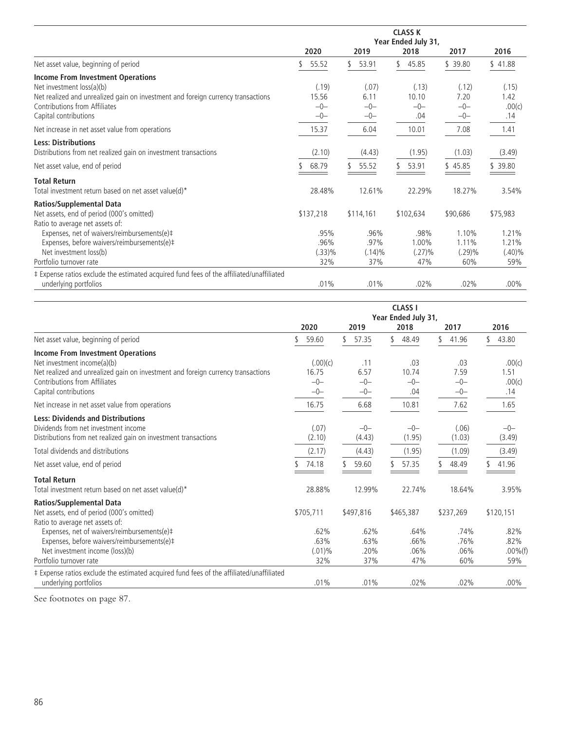| | CLASS K | | | | |
|---|---|---|---|---|---|
| | Year Ended July 31, | | | | |
| | 2020 | 2019 | 2018 | 2017 | 2016 |
| Net asset value, beginning of period | $ 55.52 | $ 53.91 | $ 45.85 | $ 39.80 | $ 41.88 |
| **Income From Investment Operations** | | | | | |
| Net investment loss(a)(b) | (.19) | (.07) | (.13) | (.12) | (.15) |
| Net realized and unrealized gain on investment and foreign currency transactions | 15.56 | 6.11 | 10.10 | 7.20 | 1.42 |
| Contributions from Affiliates | –0– | –0– | –0– | –0– | .00(c) |
| Capital contributions | –0– | –0– | .04 | –0– | .14 |
| Net increase in net asset value from operations | 15.37 | 6.04 | 10.01 | 7.08 | 1.41 |
| **Less: Distributions** | | | | | |
| Distributions from net realized gain on investment transactions | (2.10) | (4.43) | (1.95) | (1.03) | (3.49) |
| Net asset value, end of period | $ 68.79 | $ 55.52 | $ 53.91 | $ 45.85 | $ 39.80 |
| **Total Return** | | | | | |
| Total investment return based on net asset value(d)* | 28.48% | 12.61% | 22.29% | 18.27% | 3.54% |
| **Ratios/Supplemental Data** | | | | | |
| Net assets, end of period (000's omitted) | $137,218 | $114,161 | $102,634 | $90,686 | $75,983 |
| Ratio to average net assets of: | | | | | |
| Expenses, net of waivers/reimbursements(e)‡ | .95% | .96% | .98% | 1.10% | 1.21% |
| Expenses, before waivers/reimbursements(e)‡ | .96% | .97% | 1.00% | 1.11% | 1.21% |
| Net investment loss(b) | (.33)% | (.14)% | (.27)% | (.29)% | (.40)% |
| Portfolio turnover rate | 32% | 37% | 47% | 60% | 59% |
| ‡ Expense ratios exclude the estimated acquired fund fees of the affiliated/unaffiliated underlying portfolios | .01% | .01% | .02% | .02% | .00% |

| | CLASS I | | | | |
|---|---|---|---|---|---|
| | Year Ended July 31, | | | | |
| | 2020 | 2019 | 2018 | 2017 | 2016 |
| Net asset value, beginning of period | $ 59.60 | $ 57.35 | $ 48.49 | $ 41.96 | $ 43.80 |
| **Income From Investment Operations** | | | | | |
| Net investment income(a)(b) | (.00)(c) | .11 | .03 | .03 | .00(c) |
| Net realized and unrealized gain on investment and foreign currency transactions | 16.75 | 6.57 | 10.74 | 7.59 | 1.51 |
| Contributions from Affiliates | –0– | –0– | –0– | –0– | .00(c) |
| Capital contributions | –0– | –0– | .04 | –0– | .14 |
| Net increase in net asset value from operations | 16.75 | 6.68 | 10.81 | 7.62 | 1.65 |
| **Less: Dividends and Distributions** | | | | | |
| Dividends from net investment income | (.07) | –0– | –0– | (.06) | –0– |
| Distributions from net realized gain on investment transactions | (2.10) | (4.43) | (1.95) | (1.03) | (3.49) |
| Total dividends and distributions | (2.17) | (4.43) | (1.95) | (1.09) | (3.49) |
| Net asset value, end of period | $ 74.18 | $ 59.60 | $ 57.35 | $ 48.49 | $ 41.96 |
| **Total Return** | | | | | |
| Total investment return based on net asset value(d)* | 28.88% | 12.99% | 22.74% | 18.64% | 3.95% |
| **Ratios/Supplemental Data** | | | | | |
| Net assets, end of period (000's omitted) | $705,711 | $497,816 | $465,387 | $237,269 | $120,151 |
| Ratio to average net assets of: | | | | | |
| Expenses, net of waivers/reimbursements(e)‡ | .62% | .62% | .64% | .74% | .82% |
| Expenses, before waivers/reimbursements(e)‡ | .63% | .63% | .66% | .76% | .82% |
| Net investment income (loss)(b) | (.01)% | .20% | .06% | .06% | .00%(f) |
| Portfolio turnover rate | 32% | 37% | 47% | 60% | 59% |
| ‡ Expense ratios exclude the estimated acquired fund fees of the affiliated/unaffiliated underlying portfolios | .01% | .01% | .02% | .02% | .00% |

See footnotes on page 87.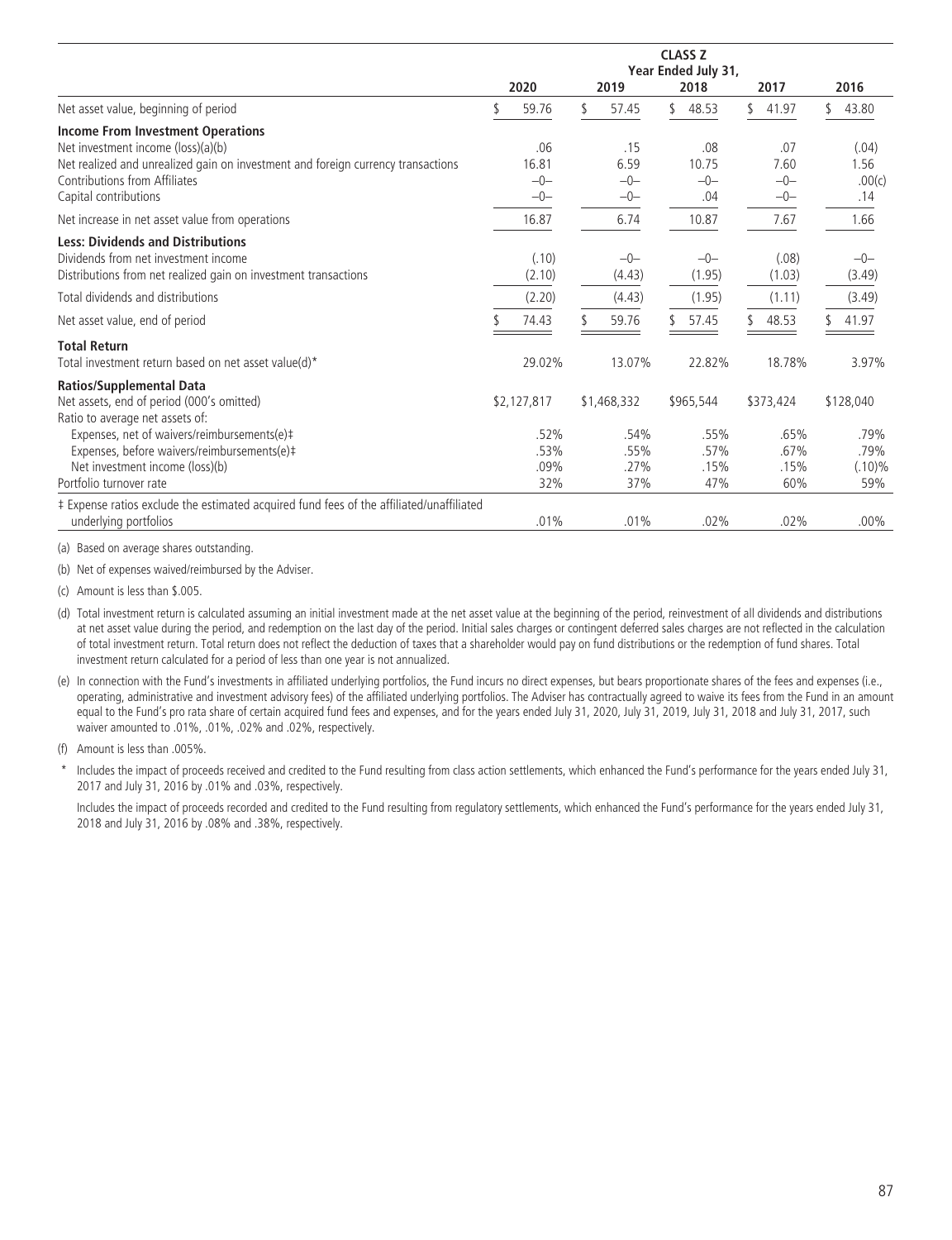| | CLASS Z | | | | |
|---|---|---|---|---|---|
| | Year Ended July 31, | | | | |
| | 2020 | 2019 | 2018 | 2017 | 2016 |
| Net asset value, beginning of period | $ 59.76 | $ 57.45 | $ 48.53 | $ 41.97 | $ 43.80 |
| **Income From Investment Operations** | | | | | |
| Net investment income (loss)(a)(b) | .06 | .15 | .08 | .07 | (.04) |
| Net realized and unrealized gain on investment and foreign currency transactions | 16.81 | 6.59 | 10.75 | 7.60 | 1.56 |
| Contributions from Affiliates | –0– | –0– | –0– | –0– | .00(c) |
| Capital contributions | –0– | –0– | .04 | –0– | .14 |
| Net increase in net asset value from operations | 16.87 | 6.74 | 10.87 | 7.67 | 1.66 |
| **Less: Dividends and Distributions** | | | | | |
| Dividends from net investment income | (.10) | –0– | –0– | (.08) | –0– |
| Distributions from net realized gain on investment transactions | (2.10) | (4.43) | (1.95) | (1.03) | (3.49) |
| Total dividends and distributions | (2.20) | (4.43) | (1.95) | (1.11) | (3.49) |
| Net asset value, end of period | $ 74.43 | $ 59.76 | $ 57.45 | $ 48.53 | $ 41.97 |
| **Total Return** | | | | | |
| Total investment return based on net asset value(d)* | 29.02% | 13.07% | 22.82% | 18.78% | 3.97% |
| **Ratios/Supplemental Data** | | | | | |
| Net assets, end of period (000's omitted) | $2,127,817 | $1,468,332 | $965,544 | $373,424 | $128,040 |
| Ratio to average net assets of: | | | | | |
| Expenses, net of waivers/reimbursements(e)‡ | .52% | .54% | .55% | .65% | .79% |
| Expenses, before waivers/reimbursements(e)‡ | .53% | .55% | .57% | .67% | .79% |
| Net investment income (loss)(b) | .09% | .27% | .15% | .15% | (.10)% |
| Portfolio turnover rate | 32% | 37% | 47% | 60% | 59% |
| ‡ Expense ratios exclude the estimated acquired fund fees of the affiliated/unaffiliated underlying portfolios | .01% | .01% | .02% | .02% | .00% |

(a) Based on average shares outstanding.

(b) Net of expenses waived/reimbursed by the Adviser.

(c) Amount is less than $.005.

(d) Total investment return is calculated assuming an initial investment made at the net asset value at the beginning of the period, reinvestment of all dividends and distributions at net asset value during the period, and redemption on the last day of the period. Initial sales charges or contingent deferred sales charges are not reflected in the calculation of total investment return. Total return does not reflect the deduction of taxes that a shareholder would pay on fund distributions or the redemption of fund shares. Total investment return calculated for a period of less than one year is not annualized.

(e) In connection with the Fund's investments in affiliated underlying portfolios, the Fund incurs no direct expenses, but bears proportionate shares of the fees and expenses (i.e., operating, administrative and investment advisory fees) of the affiliated underlying portfolios. The Adviser has contractually agreed to waive its fees from the Fund in an amount equal to the Fund's pro rata share of certain acquired fund fees and expenses, and for the years ended July 31, 2020, July 31, 2019, July 31, 2018 and July 31, 2017, such waiver amounted to .01%, .01%, .02% and .02%, respectively.

(f) Amount is less than .005%.

\* Includes the impact of proceeds received and credited to the Fund resulting from class action settlements, which enhanced the Fund's performance for the years ended July 31, 2017 and July 31, 2016 by .01% and .03%, respectively.

Includes the impact of proceeds recorded and credited to the Fund resulting from regulatory settlements, which enhanced the Fund's performance for the years ended July 31, 2018 and July 31, 2016 by .08% and .38%, respectively.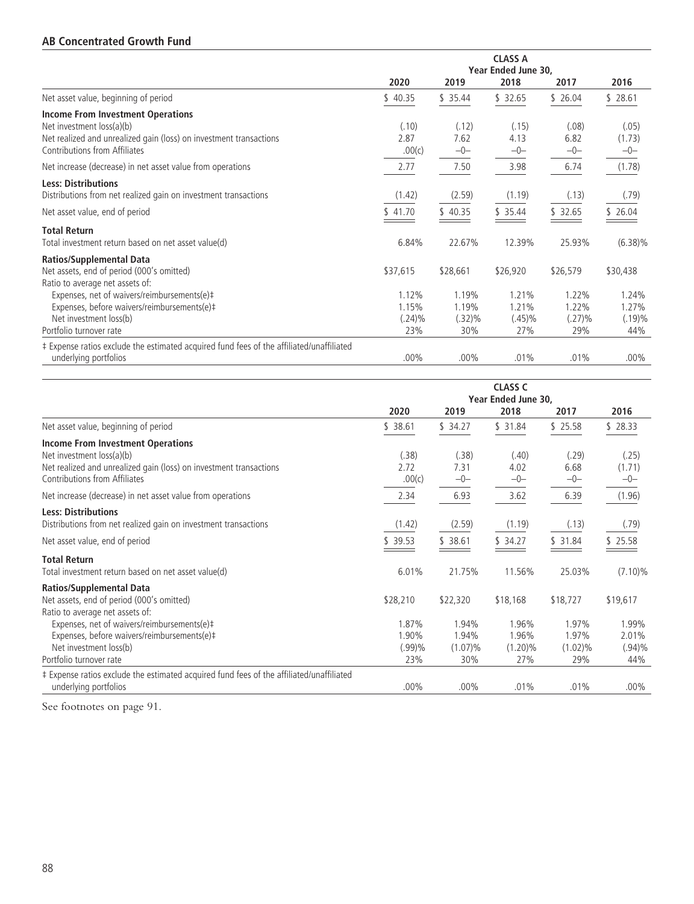## AB Concentrated Growth Fund

| | CLASS A Year Ended June 30, | | | | |
|---|---|---|---|---|---|
| | 2020 | 2019 | 2018 | 2017 | 2016 |
| Net asset value, beginning of period | $ 40.35 | $ 35.44 | $ 32.65 | $ 26.04 | $ 28.61 |
| **Income From Investment Operations** | | | | | |
| Net investment loss(a)(b) | (.10) | (.12) | (.15) | (.08) | (.05) |
| Net realized and unrealized gain (loss) on investment transactions | 2.87 | 7.62 | 4.13 | 6.82 | (1.73) |
| Contributions from Affiliates | .00(c) | –0– | –0– | –0– | –0– |
| Net increase (decrease) in net asset value from operations | 2.77 | 7.50 | 3.98 | 6.74 | (1.78) |
| **Less: Distributions** | | | | | |
| Distributions from net realized gain on investment transactions | (1.42) | (2.59) | (1.19) | (.13) | (.79) |
| Net asset value, end of period | $ 41.70 | $ 40.35 | $ 35.44 | $ 32.65 | $ 26.04 |
| **Total Return** | | | | | |
| Total investment return based on net asset value(d) | 6.84% | 22.67% | 12.39% | 25.93% | (6.38)% |
| **Ratios/Supplemental Data** | | | | | |
| Net assets, end of period (000's omitted) | $37,615 | $28,661 | $26,920 | $26,579 | $30,438 |
| Ratio to average net assets of: | | | | | |
| Expenses, net of waivers/reimbursements(e)‡ | 1.12% | 1.19% | 1.21% | 1.22% | 1.24% |
| Expenses, before waivers/reimbursements(e)‡ | 1.15% | 1.19% | 1.21% | 1.22% | 1.27% |
| Net investment loss(b) | (.24)% | (.32)% | (.45)% | (.27)% | (.19)% |
| Portfolio turnover rate | 23% | 30% | 27% | 29% | 44% |
| ‡ Expense ratios exclude the estimated acquired fund fees of the affiliated/unaffiliated underlying portfolios | .00% | .00% | .01% | .01% | .00% |

| | CLASS C Year Ended June 30, | | | | |
|---|---|---|---|---|---|
| | 2020 | 2019 | 2018 | 2017 | 2016 |
| Net asset value, beginning of period | $ 38.61 | $ 34.27 | $ 31.84 | $ 25.58 | $ 28.33 |
| **Income From Investment Operations** | | | | | |
| Net investment loss(a)(b) | (.38) | (.38) | (.40) | (.29) | (.25) |
| Net realized and unrealized gain (loss) on investment transactions | 2.72 | 7.31 | 4.02 | 6.68 | (1.71) |
| Contributions from Affiliates | .00(c) | –0– | –0– | –0– | –0– |
| Net increase (decrease) in net asset value from operations | 2.34 | 6.93 | 3.62 | 6.39 | (1.96) |
| **Less: Distributions** | | | | | |
| Distributions from net realized gain on investment transactions | (1.42) | (2.59) | (1.19) | (.13) | (.79) |
| Net asset value, end of period | $ 39.53 | $ 38.61 | $ 34.27 | $ 31.84 | $ 25.58 |
| **Total Return** | | | | | |
| Total investment return based on net asset value(d) | 6.01% | 21.75% | 11.56% | 25.03% | (7.10)% |
| **Ratios/Supplemental Data** | | | | | |
| Net assets, end of period (000's omitted) | $28,210 | $22,320 | $18,168 | $18,727 | $19,617 |
| Ratio to average net assets of: | | | | | |
| Expenses, net of waivers/reimbursements(e)‡ | 1.87% | 1.94% | 1.96% | 1.97% | 1.99% |
| Expenses, before waivers/reimbursements(e)‡ | 1.90% | 1.94% | 1.96% | 1.97% | 2.01% |
| Net investment loss(b) | (.99)% | (1.07)% | (1.20)% | (1.02)% | (.94)% |
| Portfolio turnover rate | 23% | 30% | 27% | 29% | 44% |
| ‡ Expense ratios exclude the estimated acquired fund fees of the affiliated/unaffiliated underlying portfolios | .00% | .00% | .01% | .01% | .00% |

See footnotes on page 91.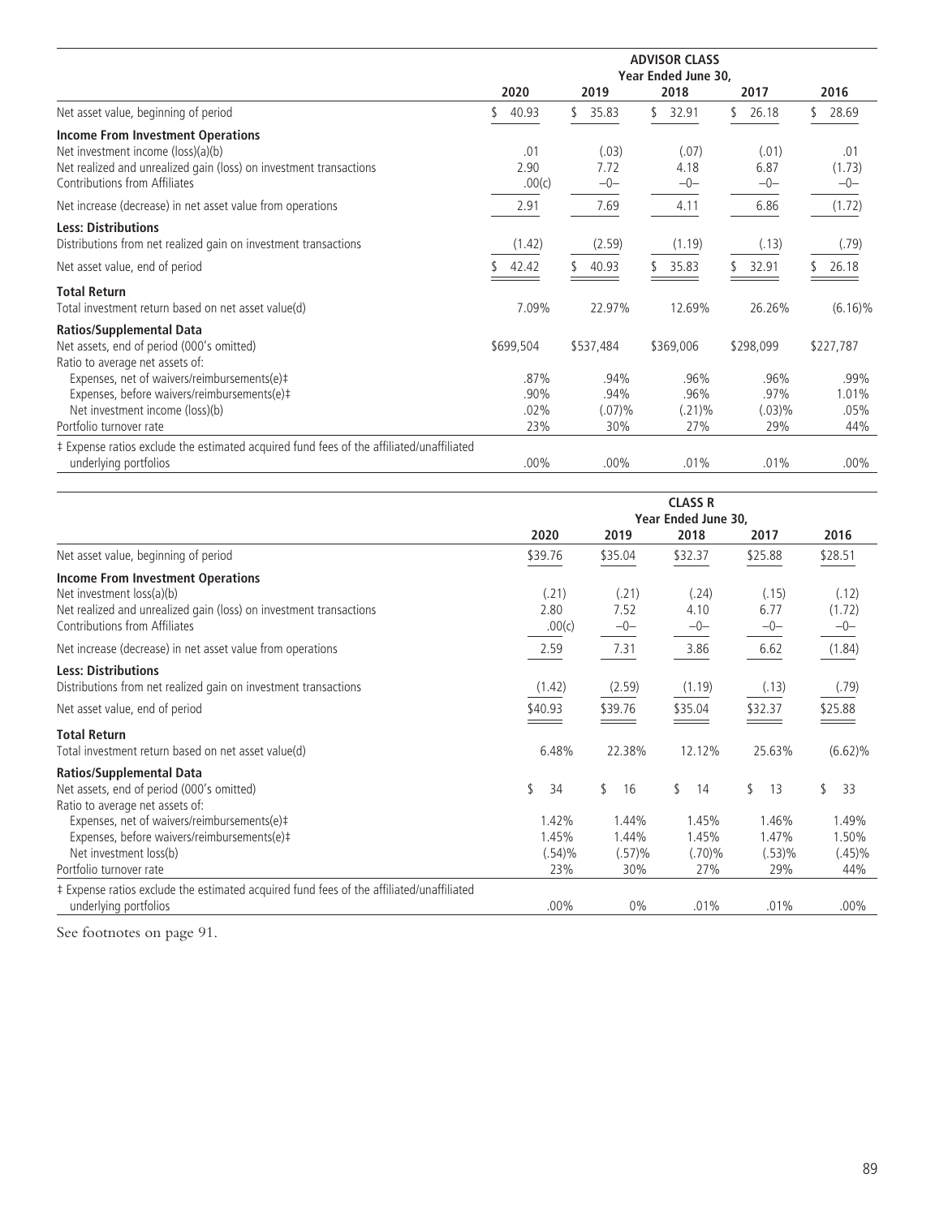| | ADVISOR CLASS | | | | |
|---|---|---|---|---|---|
| | Year Ended June 30, | | | | |
| | 2020 | 2019 | 2018 | 2017 | 2016 |
| Net asset value, beginning of period | $ 40.93 | $ 35.83 | $ 32.91 | $ 26.18 | $ 28.69 |
| **Income From Investment Operations** | | | | | |
| Net investment income (loss)(a)(b) | .01 | (.03) | (.07) | (.01) | .01 |
| Net realized and unrealized gain (loss) on investment transactions | 2.90 | 7.72 | 4.18 | 6.87 | (1.73) |
| Contributions from Affiliates | .00(c) | –0– | –0– | –0– | –0– |
| Net increase (decrease) in net asset value from operations | 2.91 | 7.69 | 4.11 | 6.86 | (1.72) |
| **Less: Distributions** | | | | | |
| Distributions from net realized gain on investment transactions | (1.42) | (2.59) | (1.19) | (.13) | (.79) |
| Net asset value, end of period | $ 42.42 | $ 40.93 | $ 35.83 | $ 32.91 | $ 26.18 |
| **Total Return** | | | | | |
| Total investment return based on net asset value(d) | 7.09% | 22.97% | 12.69% | 26.26% | (6.16)% |
| **Ratios/Supplemental Data** | | | | | |
| Net assets, end of period (000's omitted) | $699,504 | $537,484 | $369,006 | $298,099 | $227,787 |
| Ratio to average net assets of: | | | | | |
| Expenses, net of waivers/reimbursements(e)‡ | .87% | .94% | .96% | .96% | .99% |
| Expenses, before waivers/reimbursements(e)‡ | .90% | .94% | .96% | .97% | 1.01% |
| Net investment income (loss)(b) | .02% | (.07)% | (.21)% | (.03)% | .05% |
| Portfolio turnover rate | 23% | 30% | 27% | 29% | 44% |
| ‡ Expense ratios exclude the estimated acquired fund fees of the affiliated/unaffiliated underlying portfolios | .00% | .00% | .01% | .01% | .00% |

| | CLASS R | | | | |
|---|---|---|---|---|---|
| | Year Ended June 30, | | | | |
| | 2020 | 2019 | 2018 | 2017 | 2016 |
| Net asset value, beginning of period | $39.76 | $35.04 | $32.37 | $25.88 | $28.51 |
| **Income From Investment Operations** | | | | | |
| Net investment loss(a)(b) | (.21) | (.21) | (.24) | (.15) | (.12) |
| Net realized and unrealized gain (loss) on investment transactions | 2.80 | 7.52 | 4.10 | 6.77 | (1.72) |
| Contributions from Affiliates | .00(c) | –0– | –0– | –0– | –0– |
| Net increase (decrease) in net asset value from operations | 2.59 | 7.31 | 3.86 | 6.62 | (1.84) |
| **Less: Distributions** | | | | | |
| Distributions from net realized gain on investment transactions | (1.42) | (2.59) | (1.19) | (.13) | (.79) |
| Net asset value, end of period | $40.93 | $39.76 | $35.04 | $32.37 | $25.88 |
| **Total Return** | | | | | |
| Total investment return based on net asset value(d) | 6.48% | 22.38% | 12.12% | 25.63% | (6.62)% |
| **Ratios/Supplemental Data** | | | | | |
| Net assets, end of period (000's omitted) | $ 34 | $ 16 | $ 14 | $ 13 | $ 33 |
| Ratio to average net assets of: | | | | | |
| Expenses, net of waivers/reimbursements(e)‡ | 1.42% | 1.44% | 1.45% | 1.46% | 1.49% |
| Expenses, before waivers/reimbursements(e)‡ | 1.45% | 1.44% | 1.45% | 1.47% | 1.50% |
| Net investment loss(b) | (.54)% | (.57)% | (.70)% | (.53)% | (.45)% |
| Portfolio turnover rate | 23% | 30% | 27% | 29% | 44% |
| ‡ Expense ratios exclude the estimated acquired fund fees of the affiliated/unaffiliated underlying portfolios | .00% | 0% | .01% | .01% | .00% |

See footnotes on page 91.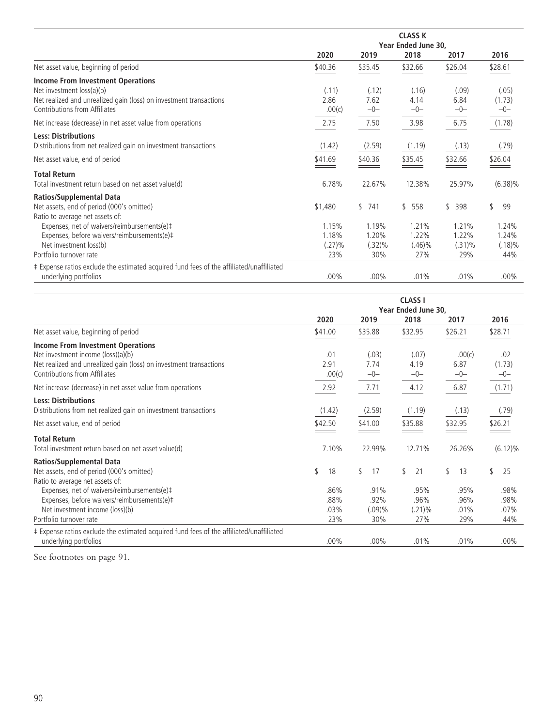| | CLASS K | | | | |
|---|---|---|---|---|---|
| | Year Ended June 30, | | | | |
| | 2020 | 2019 | 2018 | 2017 | 2016 |
| Net asset value, beginning of period | $40.36 | $35.45 | $32.66 | $26.04 | $28.61 |
| **Income From Investment Operations** | | | | | |
| Net investment loss(a)(b) | (.11) | (.12) | (.16) | (.09) | (.05) |
| Net realized and unrealized gain (loss) on investment transactions | 2.86 | 7.62 | 4.14 | 6.84 | (1.73) |
| Contributions from Affiliates | .00(c) | –0– | –0– | –0– | –0– |
| Net increase (decrease) in net asset value from operations | 2.75 | 7.50 | 3.98 | 6.75 | (1.78) |
| **Less: Distributions** | | | | | |
| Distributions from net realized gain on investment transactions | (1.42) | (2.59) | (1.19) | (.13) | (.79) |
| Net asset value, end of period | $41.69 | $40.36 | $35.45 | $32.66 | $26.04 |
| **Total Return** | | | | | |
| Total investment return based on net asset value(d) | 6.78% | 22.67% | 12.38% | 25.97% | (6.38)% |
| **Ratios/Supplemental Data** | | | | | |
| Net assets, end of period (000's omitted) | $1,480 | $ 741 | $ 558 | $ 398 | $ 99 |
| Ratio to average net assets of: | | | | | |
| Expenses, net of waivers/reimbursements(e)‡ | 1.15% | 1.19% | 1.21% | 1.21% | 1.24% |
| Expenses, before waivers/reimbursements(e)‡ | 1.18% | 1.20% | 1.22% | 1.22% | 1.24% |
| Net investment loss(b) | (.27)% | (.32)% | (.46)% | (.31)% | (.18)% |
| Portfolio turnover rate | 23% | 30% | 27% | 29% | 44% |
| ‡ Expense ratios exclude the estimated acquired fund fees of the affiliated/unaffiliated underlying portfolios | .00% | .00% | .01% | .01% | .00% |

| | CLASS I | | | | |
|---|---|---|---|---|---|
| | Year Ended June 30, | | | | |
| | 2020 | 2019 | 2018 | 2017 | 2016 |
| Net asset value, beginning of period | $41.00 | $35.88 | $32.95 | $26.21 | $28.71 |
| **Income From Investment Operations** | | | | | |
| Net investment income (loss)(a)(b) | .01 | (.03) | (.07) | .00(c) | .02 |
| Net realized and unrealized gain (loss) on investment transactions | 2.91 | 7.74 | 4.19 | 6.87 | (1.73) |
| Contributions from Affiliates | .00(c) | –0– | –0– | –0– | –0– |
| Net increase (decrease) in net asset value from operations | 2.92 | 7.71 | 4.12 | 6.87 | (1.71) |
| **Less: Distributions** | | | | | |
| Distributions from net realized gain on investment transactions | (1.42) | (2.59) | (1.19) | (.13) | (.79) |
| Net asset value, end of period | $42.50 | $41.00 | $35.88 | $32.95 | $26.21 |
| **Total Return** | | | | | |
| Total investment return based on net asset value(d) | 7.10% | 22.99% | 12.71% | 26.26% | (6.12)% |
| **Ratios/Supplemental Data** | | | | | |
| Net assets, end of period (000's omitted) | $ 18 | $ 17 | $ 21 | $ 13 | $ 25 |
| Ratio to average net assets of: | | | | | |
| Expenses, net of waivers/reimbursements(e)‡ | .86% | .91% | .95% | .95% | .98% |
| Expenses, before waivers/reimbursements(e)‡ | .88% | .92% | .96% | .96% | .98% |
| Net investment income (loss)(b) | .03% | (.09)% | (.21)% | .01% | .07% |
| Portfolio turnover rate | 23% | 30% | 27% | 29% | 44% |
| ‡ Expense ratios exclude the estimated acquired fund fees of the affiliated/unaffiliated underlying portfolios | .00% | .00% | .01% | .01% | .00% |

See footnotes on page 91.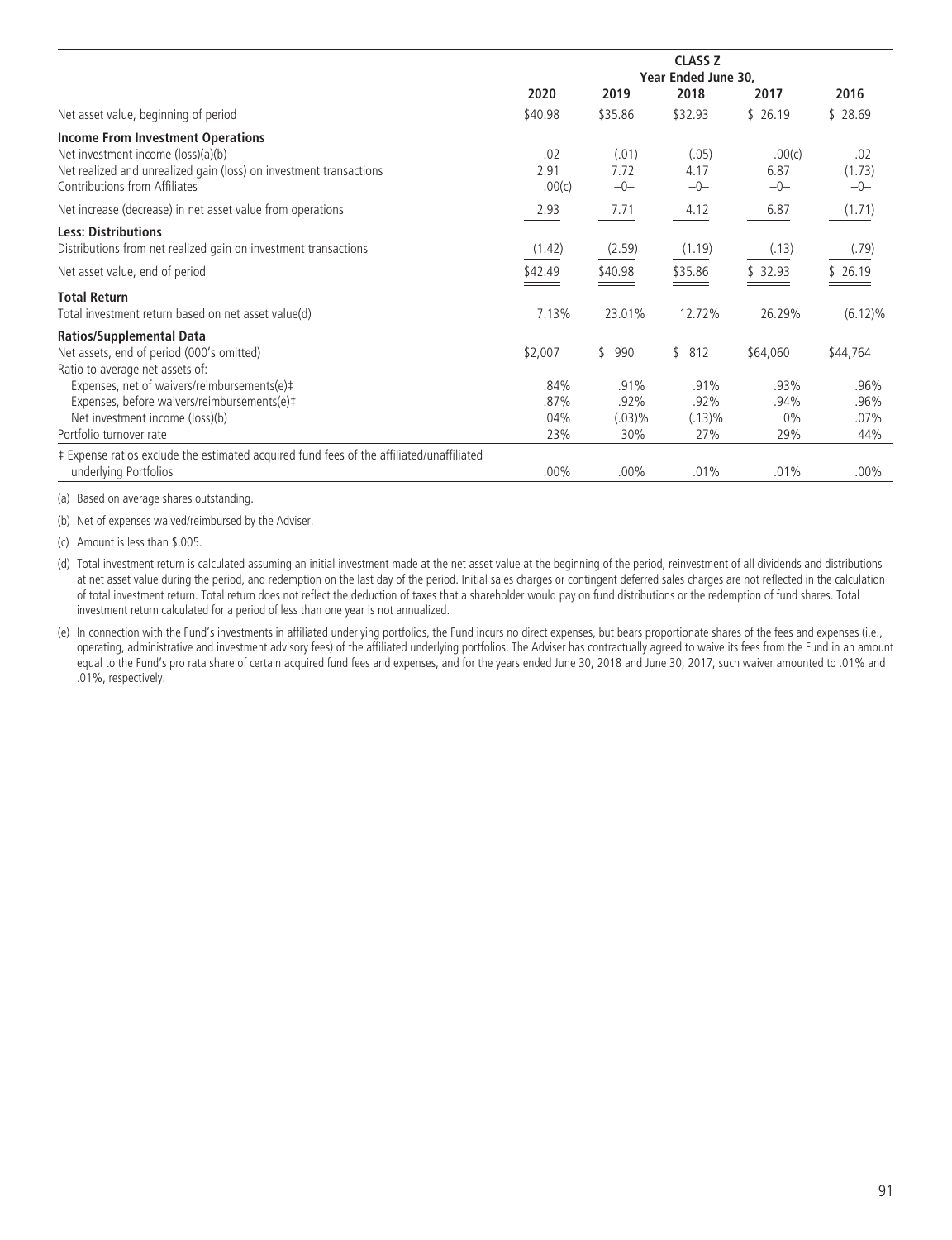| | CLASS Z | | | | |
|---|---|---|---|---|---|
| | Year Ended June 30, | | | | |
| | 2020 | 2019 | 2018 | 2017 | 2016 |
| Net asset value, beginning of period | $40.98 | $35.86 | $32.93 | $ 26.19 | $ 28.69 |
| **Income From Investment Operations** | | | | | |
| Net investment income (loss)(a)(b) | .02 | (.01) | (.05) | .00(c) | .02 |
| Net realized and unrealized gain (loss) on investment transactions | 2.91 | 7.72 | 4.17 | 6.87 | (1.73) |
| Contributions from Affiliates | .00(c) | –0– | –0– | –0– | –0– |
| Net increase (decrease) in net asset value from operations | 2.93 | 7.71 | 4.12 | 6.87 | (1.71) |
| **Less: Distributions** | | | | | |
| Distributions from net realized gain on investment transactions | (1.42) | (2.59) | (1.19) | (.13) | (.79) |
| Net asset value, end of period | $42.49 | $40.98 | $35.86 | $ 32.93 | $ 26.19 |
| **Total Return** | | | | | |
| Total investment return based on net asset value(d) | 7.13% | 23.01% | 12.72% | 26.29% | (6.12)% |
| **Ratios/Supplemental Data** | | | | | |
| Net assets, end of period (000's omitted) | $2,007 | $ 990 | $ 812 | $64,060 | $44,764 |
| Ratio to average net assets of: | | | | | |
| Expenses, net of waivers/reimbursements(e)‡ | .84% | .91% | .91% | .93% | .96% |
| Expenses, before waivers/reimbursements(e)‡ | .87% | .92% | .92% | .94% | .96% |
| Net investment income (loss)(b) | .04% | (.03)% | (.13)% | 0% | .07% |
| Portfolio turnover rate | 23% | 30% | 27% | 29% | 44% |
| ‡ Expense ratios exclude the estimated acquired fund fees of the affiliated/unaffiliated underlying Portfolios | .00% | .00% | .01% | .01% | .00% |

(a) Based on average shares outstanding.

(b) Net of expenses waived/reimbursed by the Adviser.

(c) Amount is less than $.005.

(d) Total investment return is calculated assuming an initial investment made at the net asset value at the beginning of the period, reinvestment of all dividends and distributions at net asset value during the period, and redemption on the last day of the period. Initial sales charges or contingent deferred sales charges are not reflected in the calculation of total investment return. Total return does not reflect the deduction of taxes that a shareholder would pay on fund distributions or the redemption of fund shares. Total investment return calculated for a period of less than one year is not annualized.

(e) In connection with the Fund's investments in affiliated underlying portfolios, the Fund incurs no direct expenses, but bears proportionate shares of the fees and expenses (i.e., operating, administrative and investment advisory fees) of the affiliated underlying portfolios. The Adviser has contractually agreed to waive its fees from the Fund in an amount equal to the Fund's pro rata share of certain acquired fund fees and expenses, and for the years ended June 30, 2018 and June 30, 2017, such waiver amounted to .01% and .01%, respectively.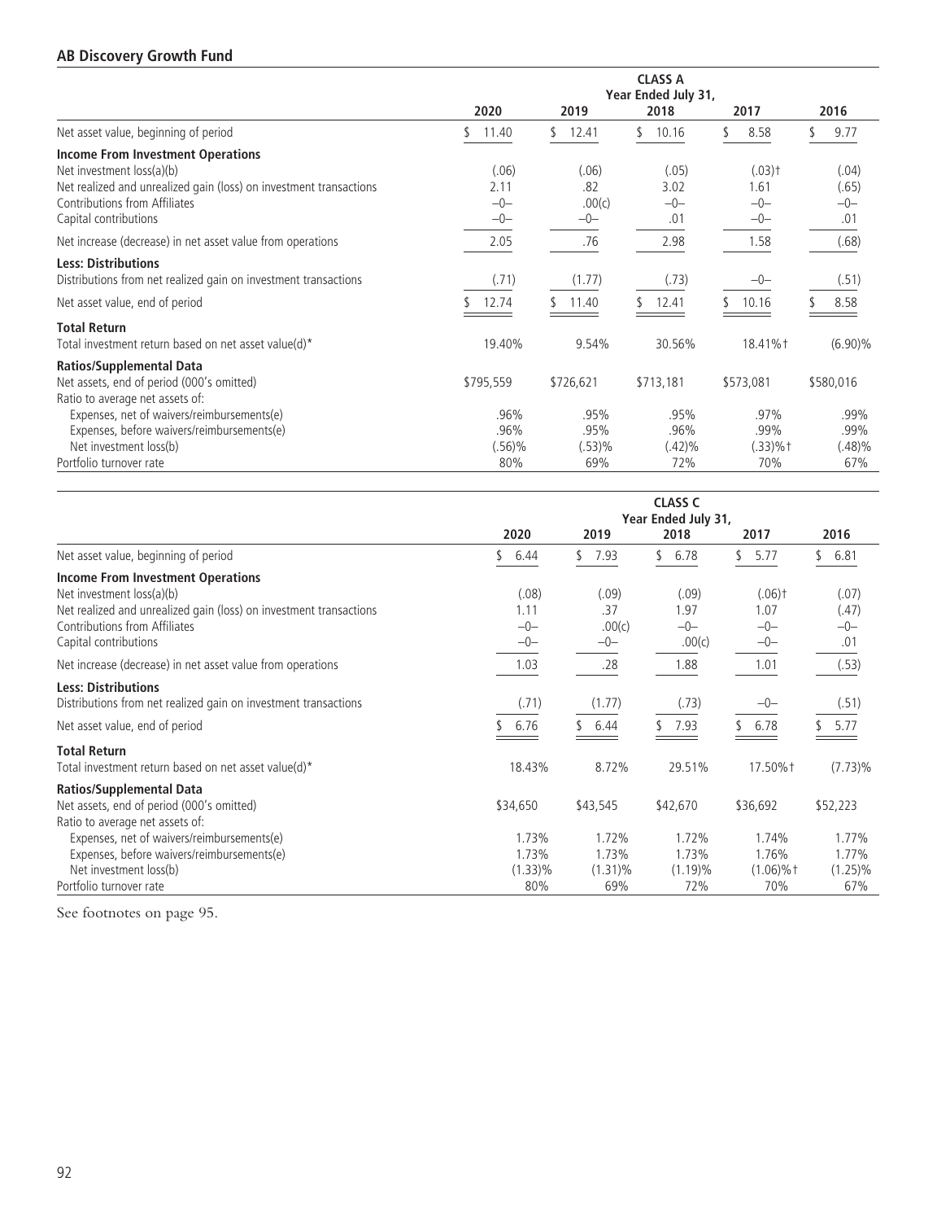## AB Discovery Growth Fund

| | CLASS A | | | | |
|---|---|---|---|---|---|
| | Year Ended July 31, | | | | |
| | 2020 | 2019 | 2018 | 2017 | 2016 |
| Net asset value, beginning of period | $ 11.40 | $ 12.41 | $ 10.16 | $ 8.58 | $ 9.77 |
| **Income From Investment Operations** | | | | | |
| Net investment loss(a)(b) | (.06) | (.06) | (.05) | (.03)† | (.04) |
| Net realized and unrealized gain (loss) on investment transactions | 2.11 | .82 | 3.02 | 1.61 | (.65) |
| Contributions from Affiliates | –0– | .00(c) | –0– | –0– | –0– |
| Capital contributions | –0– | –0– | .01 | –0– | .01 |
| Net increase (decrease) in net asset value from operations | 2.05 | .76 | 2.98 | 1.58 | (.68) |
| **Less: Distributions** | | | | | |
| Distributions from net realized gain on investment transactions | (.71) | (1.77) | (.73) | –0– | (.51) |
| Net asset value, end of period | $ 12.74 | $ 11.40 | $ 12.41 | $ 10.16 | $ 8.58 |
| **Total Return** | | | | | |
| Total investment return based on net asset value(d)* | 19.40% | 9.54% | 30.56% | 18.41%† | (6.90)% |
| **Ratios/Supplemental Data** | | | | | |
| Net assets, end of period (000's omitted) | $795,559 | $726,621 | $713,181 | $573,081 | $580,016 |
| Ratio to average net assets of: | | | | | |
| Expenses, net of waivers/reimbursements(e) | .96% | .95% | .95% | .97% | .99% |
| Expenses, before waivers/reimbursements(e) | .96% | .95% | .96% | .99% | .99% |
| Net investment loss(b) | (.56)% | (.53)% | (.42)% | (.33)%† | (.48)% |
| Portfolio turnover rate | 80% | 69% | 72% | 70% | 67% |

| | CLASS C | | | | |
|---|---|---|---|---|---|
| | Year Ended July 31, | | | | |
| | 2020 | 2019 | 2018 | 2017 | 2016 |
| Net asset value, beginning of period | $ 6.44 | $ 7.93 | $ 6.78 | $ 5.77 | $ 6.81 |
| **Income From Investment Operations** | | | | | |
| Net investment loss(a)(b) | (.08) | (.09) | (.09) | (.06)† | (.07) |
| Net realized and unrealized gain (loss) on investment transactions | 1.11 | .37 | 1.97 | 1.07 | (.47) |
| Contributions from Affiliates | –0– | .00(c) | –0– | –0– | –0– |
| Capital contributions | –0– | –0– | .00(c) | –0– | .01 |
| Net increase (decrease) in net asset value from operations | 1.03 | .28 | 1.88 | 1.01 | (.53) |
| **Less: Distributions** | | | | | |
| Distributions from net realized gain on investment transactions | (.71) | (1.77) | (.73) | –0– | (.51) |
| Net asset value, end of period | $ 6.76 | $ 6.44 | $ 7.93 | $ 6.78 | $ 5.77 |
| **Total Return** | | | | | |
| Total investment return based on net asset value(d)* | 18.43% | 8.72% | 29.51% | 17.50%† | (7.73)% |
| **Ratios/Supplemental Data** | | | | | |
| Net assets, end of period (000's omitted) | $34,650 | $43,545 | $42,670 | $36,692 | $52,223 |
| Ratio to average net assets of: | | | | | |
| Expenses, net of waivers/reimbursements(e) | 1.73% | 1.72% | 1.72% | 1.74% | 1.77% |
| Expenses, before waivers/reimbursements(e) | 1.73% | 1.73% | 1.73% | 1.76% | 1.77% |
| Net investment loss(b) | (1.33)% | (1.31)% | (1.19)% | (1.06)%† | (1.25)% |
| Portfolio turnover rate | 80% | 69% | 72% | 70% | 67% |

See footnotes on page 95.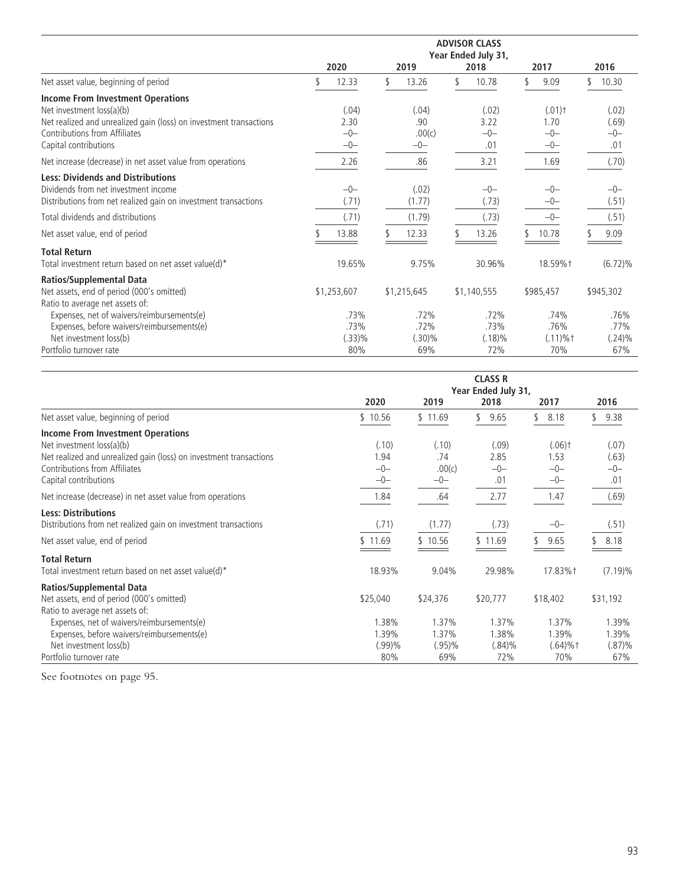| | ADVISOR CLASS | | | | |
|---|---|---|---|---|---|
| | Year Ended July 31, | | | | |
| | 2020 | 2019 | 2018 | 2017 | 2016 |
| Net asset value, beginning of period | $ 12.33 | $ 13.26 | $ 10.78 | $ 9.09 | $ 10.30 |
| **Income From Investment Operations** | | | | | |
| Net investment loss(a)(b) | (.04) | (.04) | (.02) | (.01)† | (.02) |
| Net realized and unrealized gain (loss) on investment transactions | 2.30 | .90 | 3.22 | 1.70 | (.69) |
| Contributions from Affiliates | –0– | .00(c) | –0– | –0– | –0– |
| Capital contributions | –0– | –0– | .01 | –0– | .01 |
| Net increase (decrease) in net asset value from operations | 2.26 | .86 | 3.21 | 1.69 | (.70) |
| **Less: Dividends and Distributions** | | | | | |
| Dividends from net investment income | –0– | (.02) | –0– | –0– | –0– |
| Distributions from net realized gain on investment transactions | (.71) | (1.77) | (.73) | –0– | (.51) |
| Total dividends and distributions | (.71) | (1.79) | (.73) | –0– | (.51) |
| Net asset value, end of period | $ 13.88 | $ 12.33 | $ 13.26 | $ 10.78 | $ 9.09 |
| **Total Return** | | | | | |
| Total investment return based on net asset value(d)* | 19.65% | 9.75% | 30.96% | 18.59%† | (6.72)% |
| **Ratios/Supplemental Data** | | | | | |
| Net assets, end of period (000's omitted) | $1,253,607 | $1,215,645 | $1,140,555 | $985,457 | $945,302 |
| Ratio to average net assets of: | | | | | |
| Expenses, net of waivers/reimbursements(e) | .73% | .72% | .72% | .74% | .76% |
| Expenses, before waivers/reimbursements(e) | .73% | .72% | .73% | .76% | .77% |
| Net investment loss(b) | (.33)% | (.30)% | (.18)% | (.11)%† | (.24)% |
| Portfolio turnover rate | 80% | 69% | 72% | 70% | 67% |

| | CLASS R | | | | |
|---|---|---|---|---|---|
| | Year Ended July 31, | | | | |
| | 2020 | 2019 | 2018 | 2017 | 2016 |
| Net asset value, beginning of period | $ 10.56 | $ 11.69 | $ 9.65 | $ 8.18 | $ 9.38 |
| **Income From Investment Operations** | | | | | |
| Net investment loss(a)(b) | (.10) | (.10) | (.09) | (.06)† | (.07) |
| Net realized and unrealized gain (loss) on investment transactions | 1.94 | .74 | 2.85 | 1.53 | (.63) |
| Contributions from Affiliates | –0– | .00(c) | –0– | –0– | –0– |
| Capital contributions | –0– | –0– | .01 | –0– | .01 |
| Net increase (decrease) in net asset value from operations | 1.84 | .64 | 2.77 | 1.47 | (.69) |
| **Less: Distributions** | | | | | |
| Distributions from net realized gain on investment transactions | (.71) | (1.77) | (.73) | –0– | (.51) |
| Net asset value, end of period | $ 11.69 | $ 10.56 | $ 11.69 | $ 9.65 | $ 8.18 |
| **Total Return** | | | | | |
| Total investment return based on net asset value(d)* | 18.93% | 9.04% | 29.98% | 17.83%† | (7.19)% |
| **Ratios/Supplemental Data** | | | | | |
| Net assets, end of period (000's omitted) | $25,040 | $24,376 | $20,777 | $18,402 | $31,192 |
| Ratio to average net assets of: | | | | | |
| Expenses, net of waivers/reimbursements(e) | 1.38% | 1.37% | 1.37% | 1.37% | 1.39% |
| Expenses, before waivers/reimbursements(e) | 1.39% | 1.37% | 1.38% | 1.39% | 1.39% |
| Net investment loss(b) | (.99)% | (.95)% | (.84)% | (.64)%† | (.87)% |
| Portfolio turnover rate | 80% | 69% | 72% | 70% | 67% |

See footnotes on page 95.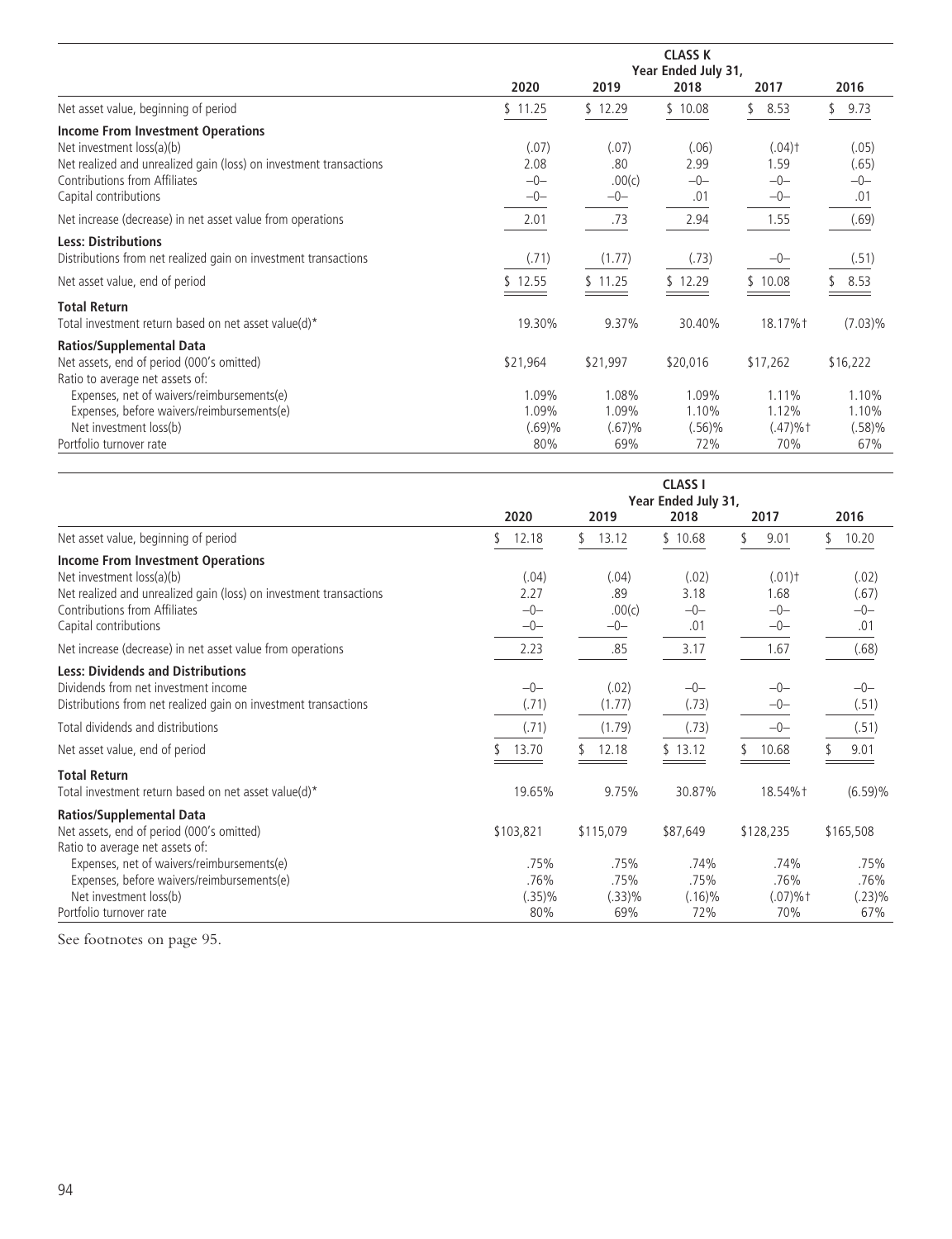| | CLASS K | | | | |
|---|---|---|---|---|---|
| | Year Ended July 31, | | | | |
| | 2020 | 2019 | 2018 | 2017 | 2016 |
| Net asset value, beginning of period | $ 11.25 | $ 12.29 | $ 10.08 | $ 8.53 | $ 9.73 |
| **Income From Investment Operations** | | | | | |
| Net investment loss(a)(b) | (.07) | (.07) | (.06) | (.04)† | (.05) |
| Net realized and unrealized gain (loss) on investment transactions | 2.08 | .80 | 2.99 | 1.59 | (.65) |
| Contributions from Affiliates | –0– | .00(c) | –0– | –0– | –0– |
| Capital contributions | –0– | –0– | .01 | –0– | .01 |
| Net increase (decrease) in net asset value from operations | 2.01 | .73 | 2.94 | 1.55 | (.69) |
| **Less: Distributions** | | | | | |
| Distributions from net realized gain on investment transactions | (.71) | (1.77) | (.73) | –0– | (.51) |
| Net asset value, end of period | $ 12.55 | $ 11.25 | $ 12.29 | $ 10.08 | $ 8.53 |
| **Total Return** | | | | | |
| Total investment return based on net asset value(d)* | 19.30% | 9.37% | 30.40% | 18.17%† | (7.03)% |
| **Ratios/Supplemental Data** | | | | | |
| Net assets, end of period (000's omitted) | $21,964 | $21,997 | $20,016 | $17,262 | $16,222 |
| Ratio to average net assets of: | | | | | |
| Expenses, net of waivers/reimbursements(e) | 1.09% | 1.08% | 1.09% | 1.11% | 1.10% |
| Expenses, before waivers/reimbursements(e) | 1.09% | 1.09% | 1.10% | 1.12% | 1.10% |
| Net investment loss(b) | (.69)% | (.67)% | (.56)% | (.47)%† | (.58)% |
| Portfolio turnover rate | 80% | 69% | 72% | 70% | 67% |

| | CLASS I | | | | |
|---|---|---|---|---|---|
| | Year Ended July 31, | | | | |
| | 2020 | 2019 | 2018 | 2017 | 2016 |
| Net asset value, beginning of period | $ 12.18 | $ 13.12 | $ 10.68 | $ 9.01 | $ 10.20 |
| **Income From Investment Operations** | | | | | |
| Net investment loss(a)(b) | (.04) | (.04) | (.02) | (.01)† | (.02) |
| Net realized and unrealized gain (loss) on investment transactions | 2.27 | .89 | 3.18 | 1.68 | (.67) |
| Contributions from Affiliates | –0– | .00(c) | –0– | –0– | –0– |
| Capital contributions | –0– | –0– | .01 | –0– | .01 |
| Net increase (decrease) in net asset value from operations | 2.23 | .85 | 3.17 | 1.67 | (.68) |
| **Less: Dividends and Distributions** | | | | | |
| Dividends from net investment income | –0– | (.02) | –0– | –0– | –0– |
| Distributions from net realized gain on investment transactions | (.71) | (1.77) | (.73) | –0– | (.51) |
| Total dividends and distributions | (.71) | (1.79) | (.73) | –0– | (.51) |
| Net asset value, end of period | $ 13.70 | $ 12.18 | $ 13.12 | $ 10.68 | $ 9.01 |
| **Total Return** | | | | | |
| Total investment return based on net asset value(d)* | 19.65% | 9.75% | 30.87% | 18.54%† | (6.59)% |
| **Ratios/Supplemental Data** | | | | | |
| Net assets, end of period (000's omitted) | $103,821 | $115,079 | $87,649 | $128,235 | $165,508 |
| Ratio to average net assets of: | | | | | |
| Expenses, net of waivers/reimbursements(e) | .75% | .75% | .74% | .74% | .75% |
| Expenses, before waivers/reimbursements(e) | .76% | .75% | .75% | .76% | .76% |
| Net investment loss(b) | (.35)% | (.33)% | (.16)% | (.07)%† | (.23)% |
| Portfolio turnover rate | 80% | 69% | 72% | 70% | 67% |

See footnotes on page 95.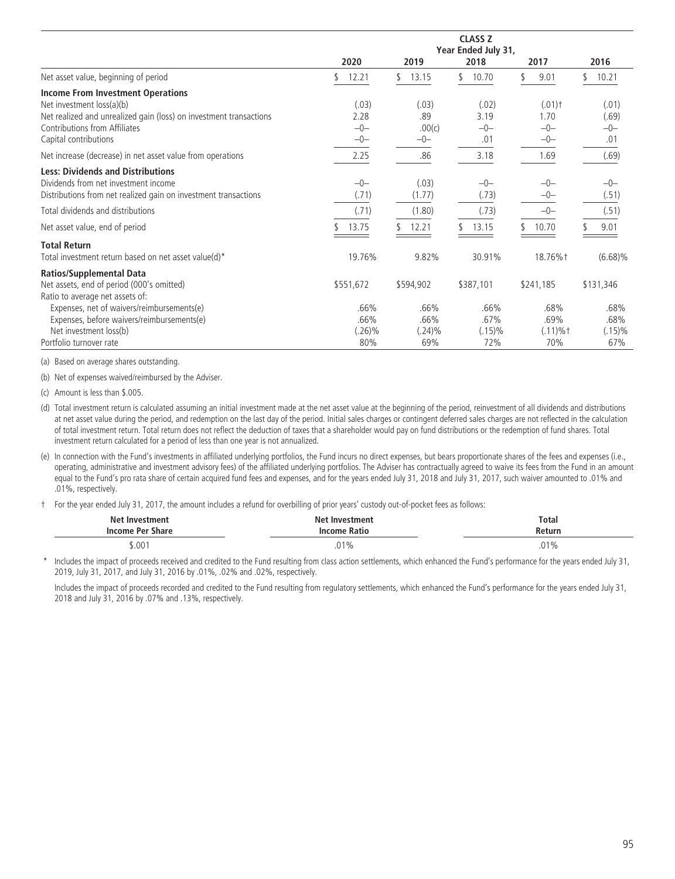| | CLASS Z | | | | |
|---|---|---|---|---|---|
| | Year Ended July 31, | | | | |
| | 2020 | 2019 | 2018 | 2017 | 2016 |
| Net asset value, beginning of period | $ 12.21 | $ 13.15 | $ 10.70 | $ 9.01 | $ 10.21 |
| **Income From Investment Operations** | | | | | |
| Net investment loss(a)(b) | (.03) | (.03) | (.02) | (.01)† | (.01) |
| Net realized and unrealized gain (loss) on investment transactions | 2.28 | .89 | 3.19 | 1.70 | (.69) |
| Contributions from Affiliates | –0– | .00(c) | –0– | –0– | –0– |
| Capital contributions | –0– | –0– | .01 | –0– | .01 |
| Net increase (decrease) in net asset value from operations | 2.25 | .86 | 3.18 | 1.69 | (.69) |
| **Less: Dividends and Distributions** | | | | | |
| Dividends from net investment income | –0– | (.03) | –0– | –0– | –0– |
| Distributions from net realized gain on investment transactions | (.71) | (1.77) | (.73) | –0– | (.51) |
| Total dividends and distributions | (.71) | (1.80) | (.73) | –0– | (.51) |
| Net asset value, end of period | $ 13.75 | $ 12.21 | $ 13.15 | $ 10.70 | $ 9.01 |
| **Total Return** | | | | | |
| Total investment return based on net asset value(d)* | 19.76% | 9.82% | 30.91% | 18.76%† | (6.68)% |
| **Ratios/Supplemental Data** | | | | | |
| Net assets, end of period (000's omitted) | $551,672 | $594,902 | $387,101 | $241,185 | $131,346 |
| Ratio to average net assets of: | | | | | |
| Expenses, net of waivers/reimbursements(e) | .66% | .66% | .66% | .68% | .68% |
| Expenses, before waivers/reimbursements(e) | .66% | .66% | .67% | .69% | .68% |
| Net investment loss(b) | (.26)% | (.24)% | (.15)% | (.11)%† | (.15)% |
| Portfolio turnover rate | 80% | 69% | 72% | 70% | 67% |

(a) Based on average shares outstanding.

(b) Net of expenses waived/reimbursed by the Adviser.

(c) Amount is less than $.005.

(d) Total investment return is calculated assuming an initial investment made at the net asset value at the beginning of the period, reinvestment of all dividends and distributions at net asset value during the period, and redemption on the last day of the period. Initial sales charges or contingent deferred sales charges are not reflected in the calculation of total investment return. Total return does not reflect the deduction of taxes that a shareholder would pay on fund distributions or the redemption of fund shares. Total investment return calculated for a period of less than one year is not annualized.

(e) In connection with the Fund's investments in affiliated underlying portfolios, the Fund incurs no direct expenses, but bears proportionate shares of the fees and expenses (i.e., operating, administrative and investment advisory fees) of the affiliated underlying portfolios. The Adviser has contractually agreed to waive its fees from the Fund in an amount equal to the Fund's pro rata share of certain acquired fund fees and expenses, and for the years ended July 31, 2018 and July 31, 2017, such waiver amounted to .01% and .01%, respectively.

† For the year ended July 31, 2017, the amount includes a refund for overbilling of prior years' custody out-of-pocket fees as follows:

| Net Investment Income Per Share | Net Investment Income Ratio | Total Return |
|---|---|---|
| $.001 | .01% | .01% |

\* Includes the impact of proceeds received and credited to the Fund resulting from class action settlements, which enhanced the Fund's performance for the years ended July 31, 2019, July 31, 2017, and July 31, 2016 by .01%, .02% and .02%, respectively.

Includes the impact of proceeds recorded and credited to the Fund resulting from regulatory settlements, which enhanced the Fund's performance for the years ended July 31, 2018 and July 31, 2016 by .07% and .13%, respectively.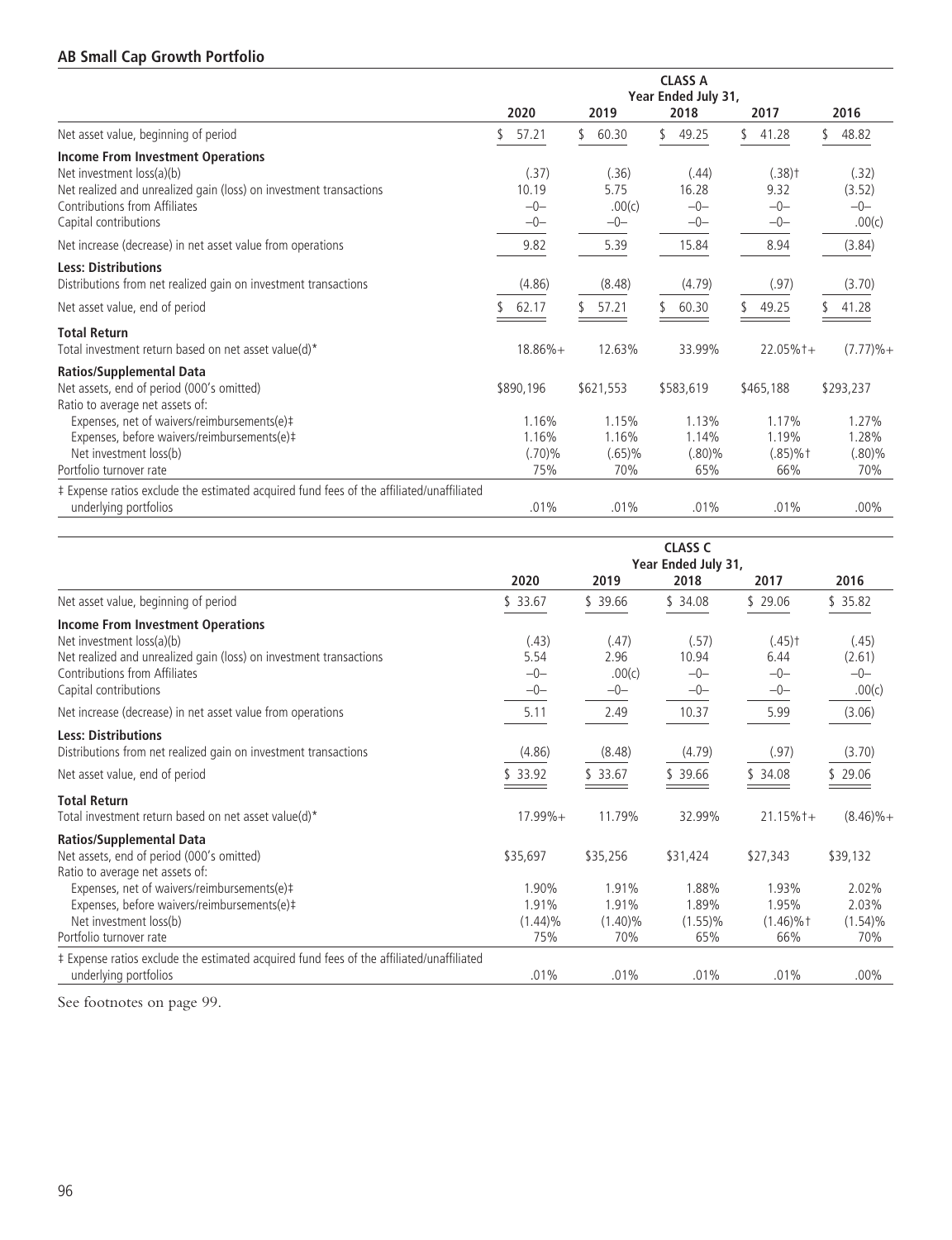## AB Small Cap Growth Portfolio

| | CLASS A | | | | |
|---|---|---|---|---|---|
| | Year Ended July 31, | | | | |
| | 2020 | 2019 | 2018 | 2017 | 2016 |
| Net asset value, beginning of period | $ 57.21 | $ 60.30 | $ 49.25 | $ 41.28 | $ 48.82 |
| **Income From Investment Operations** | | | | | |
| Net investment loss(a)(b) | (.37) | (.36) | (.44) | (.38)† | (.32) |
| Net realized and unrealized gain (loss) on investment transactions | 10.19 | 5.75 | 16.28 | 9.32 | (3.52) |
| Contributions from Affiliates | –0– | .00(c) | –0– | –0– | –0– |
| Capital contributions | –0– | –0– | –0– | –0– | .00(c) |
| Net increase (decrease) in net asset value from operations | 9.82 | 5.39 | 15.84 | 8.94 | (3.84) |
| **Less: Distributions** | | | | | |
| Distributions from net realized gain on investment transactions | (4.86) | (8.48) | (4.79) | (.97) | (3.70) |
| Net asset value, end of period | $ 62.17 | $ 57.21 | $ 60.30 | $ 49.25 | $ 41.28 |
| **Total Return** | | | | | |
| Total investment return based on net asset value(d)* | 18.86%+ | 12.63% | 33.99% | 22.05%†+ | (7.77)%+ |
| **Ratios/Supplemental Data** | | | | | |
| Net assets, end of period (000's omitted) | $890,196 | $621,553 | $583,619 | $465,188 | $293,237 |
| Ratio to average net assets of: | | | | | |
| Expenses, net of waivers/reimbursements(e)‡ | 1.16% | 1.15% | 1.13% | 1.17% | 1.27% |
| Expenses, before waivers/reimbursements(e)‡ | 1.16% | 1.16% | 1.14% | 1.19% | 1.28% |
| Net investment loss(b) | (.70)% | (.65)% | (.80)% | (.85)%† | (.80)% |
| Portfolio turnover rate | 75% | 70% | 65% | 66% | 70% |
| ‡ Expense ratios exclude the estimated acquired fund fees of the affiliated/unaffiliated underlying portfolios | .01% | .01% | .01% | .01% | .00% |

| | CLASS C | | | | |
|---|---|---|---|---|---|
| | Year Ended July 31, | | | | |
| | 2020 | 2019 | 2018 | 2017 | 2016 |
| Net asset value, beginning of period | $ 33.67 | $ 39.66 | $ 34.08 | $ 29.06 | $ 35.82 |
| **Income From Investment Operations** | | | | | |
| Net investment loss(a)(b) | (.43) | (.47) | (.57) | (.45)† | (.45) |
| Net realized and unrealized gain (loss) on investment transactions | 5.54 | 2.96 | 10.94 | 6.44 | (2.61) |
| Contributions from Affiliates | –0– | .00(c) | –0– | –0– | –0– |
| Capital contributions | –0– | –0– | –0– | –0– | .00(c) |
| Net increase (decrease) in net asset value from operations | 5.11 | 2.49 | 10.37 | 5.99 | (3.06) |
| **Less: Distributions** | | | | | |
| Distributions from net realized gain on investment transactions | (4.86) | (8.48) | (4.79) | (.97) | (3.70) |
| Net asset value, end of period | $ 33.92 | $ 33.67 | $ 39.66 | $ 34.08 | $ 29.06 |
| **Total Return** | | | | | |
| Total investment return based on net asset value(d)* | 17.99%+ | 11.79% | 32.99% | 21.15%†+ | (8.46)%+ |
| **Ratios/Supplemental Data** | | | | | |
| Net assets, end of period (000's omitted) | $35,697 | $35,256 | $31,424 | $27,343 | $39,132 |
| Ratio to average net assets of: | | | | | |
| Expenses, net of waivers/reimbursements(e)‡ | 1.90% | 1.91% | 1.88% | 1.93% | 2.02% |
| Expenses, before waivers/reimbursements(e)‡ | 1.91% | 1.91% | 1.89% | 1.95% | 2.03% |
| Net investment loss(b) | (1.44)% | (1.40)% | (1.55)% | (1.46)%† | (1.54)% |
| Portfolio turnover rate | 75% | 70% | 65% | 66% | 70% |
| ‡ Expense ratios exclude the estimated acquired fund fees of the affiliated/unaffiliated underlying portfolios | .01% | .01% | .01% | .01% | .00% |

See footnotes on page 99.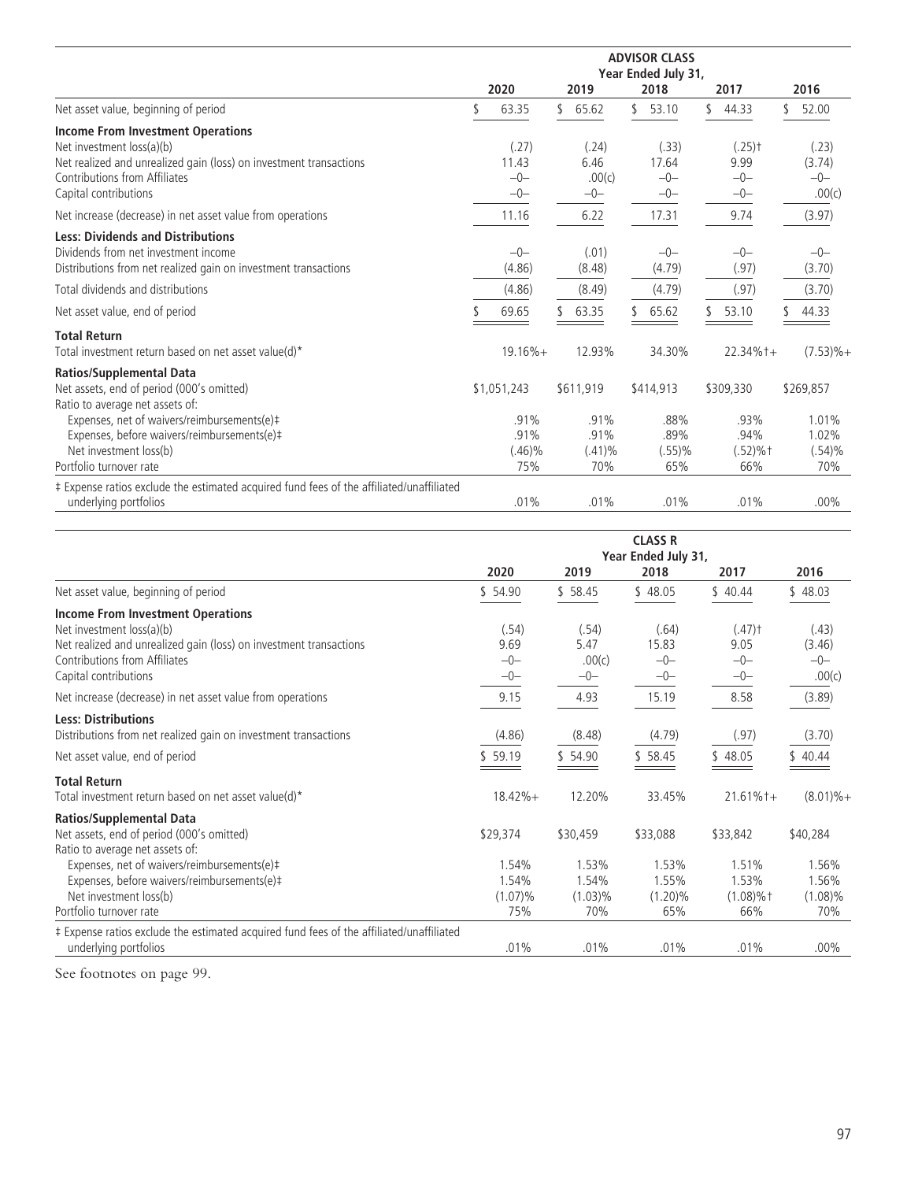| | ADVISOR CLASS | | | | |
|---|---|---|---|---|---|
| | Year Ended July 31, | | | | |
| | 2020 | 2019 | 2018 | 2017 | 2016 |
| Net asset value, beginning of period | $ 63.35 | $ 65.62 | $ 53.10 | $ 44.33 | $ 52.00 |
| **Income From Investment Operations** | | | | | |
| Net investment loss(a)(b) | (.27) | (.24) | (.33) | (.25)† | (.23) |
| Net realized and unrealized gain (loss) on investment transactions | 11.43 | 6.46 | 17.64 | 9.99 | (3.74) |
| Contributions from Affiliates | –0– | .00(c) | –0– | –0– | –0– |
| Capital contributions | –0– | –0– | –0– | –0– | .00(c) |
| Net increase (decrease) in net asset value from operations | 11.16 | 6.22 | 17.31 | 9.74 | (3.97) |
| **Less: Dividends and Distributions** | | | | | |
| Dividends from net investment income | –0– | (.01) | –0– | –0– | –0– |
| Distributions from net realized gain on investment transactions | (4.86) | (8.48) | (4.79) | (.97) | (3.70) |
| Total dividends and distributions | (4.86) | (8.49) | (4.79) | (.97) | (3.70) |
| Net asset value, end of period | $ 69.65 | $ 63.35 | $ 65.62 | $ 53.10 | $ 44.33 |
| **Total Return** | | | | | |
| Total investment return based on net asset value(d)* | 19.16%+ | 12.93% | 34.30% | 22.34%†+ | (7.53)%+ |
| **Ratios/Supplemental Data** | | | | | |
| Net assets, end of period (000's omitted) | $1,051,243 | $611,919 | $414,913 | $309,330 | $269,857 |
| Ratio to average net assets of: | | | | | |
| Expenses, net of waivers/reimbursements(e)‡ | .91% | .91% | .88% | .93% | 1.01% |
| Expenses, before waivers/reimbursements(e)‡ | .91% | .91% | .89% | .94% | 1.02% |
| Net investment loss(b) | (.46)% | (.41)% | (.55)% | (.52)%† | (.54)% |
| Portfolio turnover rate | 75% | 70% | 65% | 66% | 70% |
| ‡ Expense ratios exclude the estimated acquired fund fees of the affiliated/unaffiliated underlying portfolios | .01% | .01% | .01% | .01% | .00% |

| | CLASS R | | | | |
|---|---|---|---|---|---|
| | Year Ended July 31, | | | | |
| | 2020 | 2019 | 2018 | 2017 | 2016 |
| Net asset value, beginning of period | $ 54.90 | $ 58.45 | $ 48.05 | $ 40.44 | $ 48.03 |
| **Income From Investment Operations** | | | | | |
| Net investment loss(a)(b) | (.54) | (.54) | (.64) | (.47)† | (.43) |
| Net realized and unrealized gain (loss) on investment transactions | 9.69 | 5.47 | 15.83 | 9.05 | (3.46) |
| Contributions from Affiliates | –0– | .00(c) | –0– | –0– | –0– |
| Capital contributions | –0– | –0– | –0– | –0– | .00(c) |
| Net increase (decrease) in net asset value from operations | 9.15 | 4.93 | 15.19 | 8.58 | (3.89) |
| **Less: Distributions** | | | | | |
| Distributions from net realized gain on investment transactions | (4.86) | (8.48) | (4.79) | (.97) | (3.70) |
| Net asset value, end of period | $ 59.19 | $ 54.90 | $ 58.45 | $ 48.05 | $ 40.44 |
| **Total Return** | | | | | |
| Total investment return based on net asset value(d)* | 18.42%+ | 12.20% | 33.45% | 21.61%†+ | (8.01)%+ |
| **Ratios/Supplemental Data** | | | | | |
| Net assets, end of period (000's omitted) | $29,374 | $30,459 | $33,088 | $33,842 | $40,284 |
| Ratio to average net assets of: | | | | | |
| Expenses, net of waivers/reimbursements(e)‡ | 1.54% | 1.53% | 1.53% | 1.51% | 1.56% |
| Expenses, before waivers/reimbursements(e)‡ | 1.54% | 1.54% | 1.55% | 1.53% | 1.56% |
| Net investment loss(b) | (1.07)% | (1.03)% | (1.20)% | (1.08)%† | (1.08)% |
| Portfolio turnover rate | 75% | 70% | 65% | 66% | 70% |
| ‡ Expense ratios exclude the estimated acquired fund fees of the affiliated/unaffiliated underlying portfolios | .01% | .01% | .01% | .01% | .00% |

See footnotes on page 99.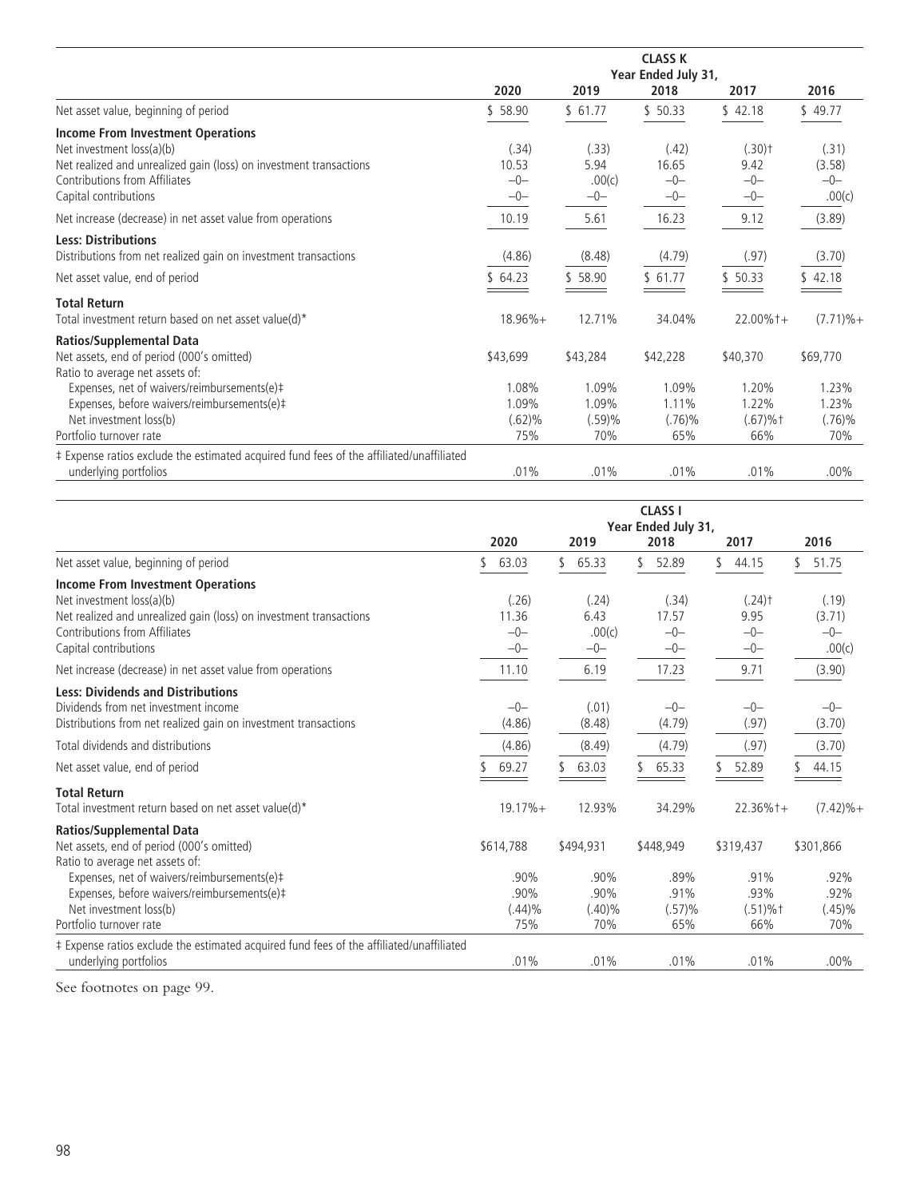| | CLASS K | | | | |
|---|---|---|---|---|---|
| | Year Ended July 31, | | | | |
| | 2020 | 2019 | 2018 | 2017 | 2016 |
| Net asset value, beginning of period | $ 58.90 | $ 61.77 | $ 50.33 | $ 42.18 | $ 49.77 |
| **Income From Investment Operations** | | | | | |
| Net investment loss(a)(b) | (.34) | (.33) | (.42) | (.30)† | (.31) |
| Net realized and unrealized gain (loss) on investment transactions | 10.53 | 5.94 | 16.65 | 9.42 | (3.58) |
| Contributions from Affiliates | –0– | .00(c) | –0– | –0– | –0– |
| Capital contributions | –0– | –0– | –0– | –0– | .00(c) |
| Net increase (decrease) in net asset value from operations | 10.19 | 5.61 | 16.23 | 9.12 | (3.89) |
| **Less: Distributions** | | | | | |
| Distributions from net realized gain on investment transactions | (4.86) | (8.48) | (4.79) | (.97) | (3.70) |
| Net asset value, end of period | $ 64.23 | $ 58.90 | $ 61.77 | $ 50.33 | $ 42.18 |
| **Total Return** | | | | | |
| Total investment return based on net asset value(d)* | 18.96%+ | 12.71% | 34.04% | 22.00%†+ | (7.71)%+ |
| **Ratios/Supplemental Data** | | | | | |
| Net assets, end of period (000's omitted) | $43,699 | $43,284 | $42,228 | $40,370 | $69,770 |
| Ratio to average net assets of: | | | | | |
| Expenses, net of waivers/reimbursements(e)‡ | 1.08% | 1.09% | 1.09% | 1.20% | 1.23% |
| Expenses, before waivers/reimbursements(e)‡ | 1.09% | 1.09% | 1.11% | 1.22% | 1.23% |
| Net investment loss(b) | (.62)% | (.59)% | (.76)% | (.67)%† | (.76)% |
| Portfolio turnover rate | 75% | 70% | 65% | 66% | 70% |
| ‡ Expense ratios exclude the estimated acquired fund fees of the affiliated/unaffiliated underlying portfolios | .01% | .01% | .01% | .01% | .00% |

| | CLASS I | | | | |
|---|---|---|---|---|---|
| | Year Ended July 31, | | | | |
| | 2020 | 2019 | 2018 | 2017 | 2016 |
| Net asset value, beginning of period | $ 63.03 | $ 65.33 | $ 52.89 | $ 44.15 | $ 51.75 |
| **Income From Investment Operations** | | | | | |
| Net investment loss(a)(b) | (.26) | (.24) | (.34) | (.24)† | (.19) |
| Net realized and unrealized gain (loss) on investment transactions | 11.36 | 6.43 | 17.57 | 9.95 | (3.71) |
| Contributions from Affiliates | –0– | .00(c) | –0– | –0– | –0– |
| Capital contributions | –0– | –0– | –0– | –0– | .00(c) |
| Net increase (decrease) in net asset value from operations | 11.10 | 6.19 | 17.23 | 9.71 | (3.90) |
| **Less: Dividends and Distributions** | | | | | |
| Dividends from net investment income | –0– | (.01) | –0– | –0– | –0– |
| Distributions from net realized gain on investment transactions | (4.86) | (8.48) | (4.79) | (.97) | (3.70) |
| Total dividends and distributions | (4.86) | (8.49) | (4.79) | (.97) | (3.70) |
| Net asset value, end of period | $ 69.27 | $ 63.03 | $ 65.33 | $ 52.89 | $ 44.15 |
| **Total Return** | | | | | |
| Total investment return based on net asset value(d)* | 19.17%+ | 12.93% | 34.29% | 22.36%†+ | (7.42)%+ |
| **Ratios/Supplemental Data** | | | | | |
| Net assets, end of period (000's omitted) | $614,788 | $494,931 | $448,949 | $319,437 | $301,866 |
| Ratio to average net assets of: | | | | | |
| Expenses, net of waivers/reimbursements(e)‡ | .90% | .90% | .89% | .91% | .92% |
| Expenses, before waivers/reimbursements(e)‡ | .90% | .90% | .91% | .93% | .92% |
| Net investment loss(b) | (.44)% | (.40)% | (.57)% | (.51)%† | (.45)% |
| Portfolio turnover rate | 75% | 70% | 65% | 66% | 70% |
| ‡ Expense ratios exclude the estimated acquired fund fees of the affiliated/unaffiliated underlying portfolios | .01% | .01% | .01% | .01% | .00% |

See footnotes on page 99.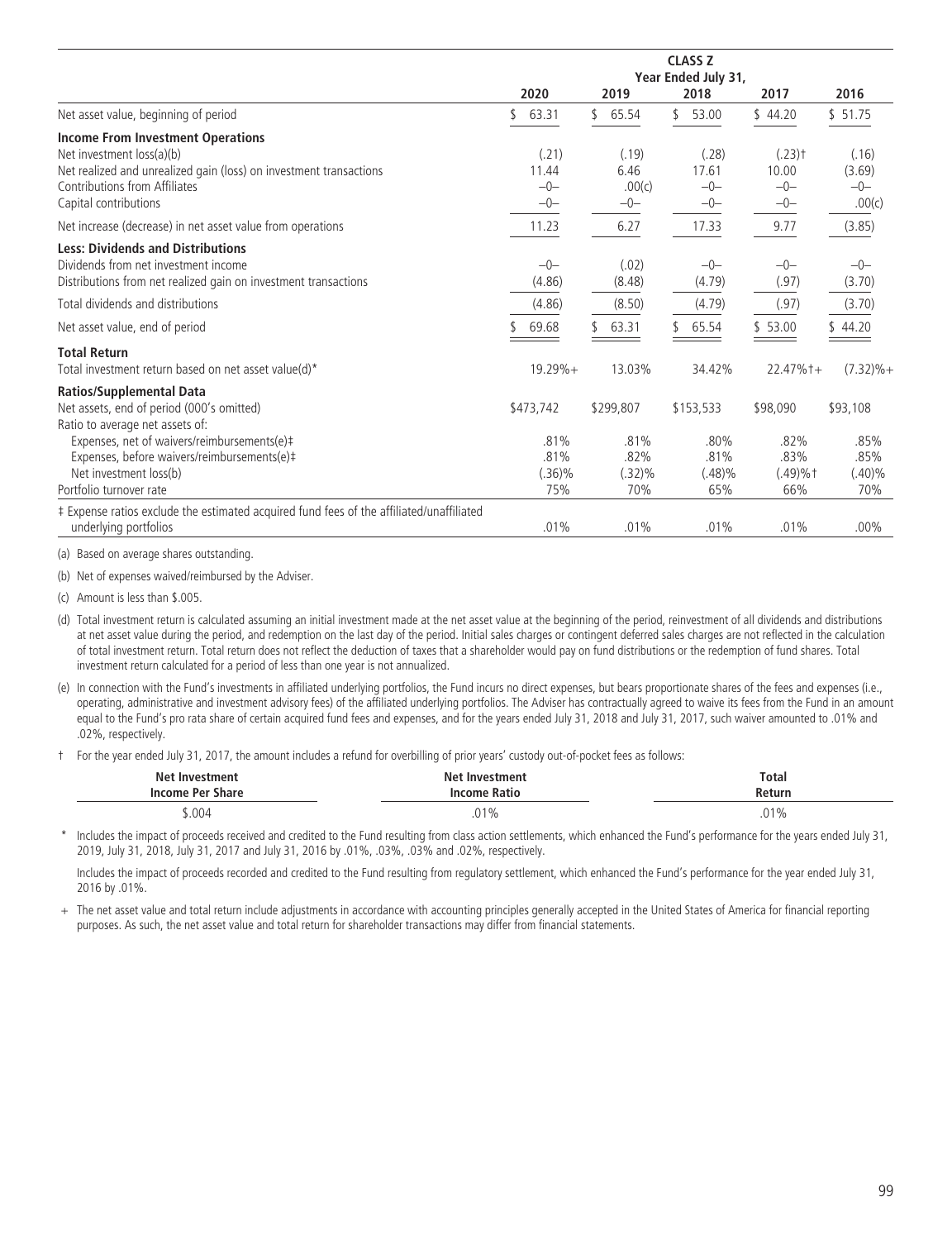| | CLASS Z | | | | |
|---|---|---|---|---|---|
| | Year Ended July 31, | | | | |
| | 2020 | 2019 | 2018 | 2017 | 2016 |
| Net asset value, beginning of period | $ 63.31 | $ 65.54 | $ 53.00 | $ 44.20 | $ 51.75 |
| **Income From Investment Operations** | | | | | |
| Net investment loss(a)(b) | (.21) | (.19) | (.28) | (.23)† | (.16) |
| Net realized and unrealized gain (loss) on investment transactions | 11.44 | 6.46 | 17.61 | 10.00 | (3.69) |
| Contributions from Affiliates | –0– | .00(c) | –0– | –0– | –0– |
| Capital contributions | –0– | –0– | –0– | –0– | .00(c) |
| Net increase (decrease) in net asset value from operations | 11.23 | 6.27 | 17.33 | 9.77 | (3.85) |
| **Less: Dividends and Distributions** | | | | | |
| Dividends from net investment income | –0– | (.02) | –0– | –0– | –0– |
| Distributions from net realized gain on investment transactions | (4.86) | (8.48) | (4.79) | (.97) | (3.70) |
| Total dividends and distributions | (4.86) | (8.50) | (4.79) | (.97) | (3.70) |
| Net asset value, end of period | $ 69.68 | $ 63.31 | $ 65.54 | $ 53.00 | $ 44.20 |
| **Total Return** | | | | | |
| Total investment return based on net asset value(d)* | 19.29%+ | 13.03% | 34.42% | 22.47%†+ | (7.32)%+ |
| **Ratios/Supplemental Data** | | | | | |
| Net assets, end of period (000's omitted) | $473,742 | $299,807 | $153,533 | $98,090 | $93,108 |
| Ratio to average net assets of: | | | | | |
| Expenses, net of waivers/reimbursements(e)‡ | .81% | .81% | .80% | .82% | .85% |
| Expenses, before waivers/reimbursements(e)‡ | .81% | .82% | .81% | .83% | .85% |
| Net investment loss(b) | (.36)% | (.32)% | (.48)% | (.49)%† | (.40)% |
| Portfolio turnover rate | 75% | 70% | 65% | 66% | 70% |
| ‡ Expense ratios exclude the estimated acquired fund fees of the affiliated/unaffiliated underlying portfolios | .01% | .01% | .01% | .01% | .00% |

(a) Based on average shares outstanding.

(b) Net of expenses waived/reimbursed by the Adviser.

(c) Amount is less than $.005.

(d) Total investment return is calculated assuming an initial investment made at the net asset value at the beginning of the period, reinvestment of all dividends and distributions at net asset value during the period, and redemption on the last day of the period. Initial sales charges or contingent deferred sales charges are not reflected in the calculation of total investment return. Total return does not reflect the deduction of taxes that a shareholder would pay on fund distributions or the redemption of fund shares. Total investment return calculated for a period of less than one year is not annualized.

(e) In connection with the Fund's investments in affiliated underlying portfolios, the Fund incurs no direct expenses, but bears proportionate shares of the fees and expenses (i.e., operating, administrative and investment advisory fees) of the affiliated underlying portfolios. The Adviser has contractually agreed to waive its fees from the Fund in an amount equal to the Fund's pro rata share of certain acquired fund fees and expenses, and for the years ended July 31, 2018 and July 31, 2017, such waiver amounted to .01% and .02%, respectively.

† For the year ended July 31, 2017, the amount includes a refund for overbilling of prior years' custody out-of-pocket fees as follows:

| Net Investment Income Per Share | Net Investment Income Ratio | Total Return |
|---|---|---|
| $.004 | .01% | .01% |

\* Includes the impact of proceeds received and credited to the Fund resulting from class action settlements, which enhanced the Fund's performance for the years ended July 31, 2019, July 31, 2018, July 31, 2017 and July 31, 2016 by .01%, .03%, .03% and .02%, respectively.

Includes the impact of proceeds recorded and credited to the Fund resulting from regulatory settlement, which enhanced the Fund's performance for the year ended July 31, 2016 by .01%.

\+ The net asset value and total return include adjustments in accordance with accounting principles generally accepted in the United States of America for financial reporting purposes. As such, the net asset value and total return for shareholder transactions may differ from financial statements.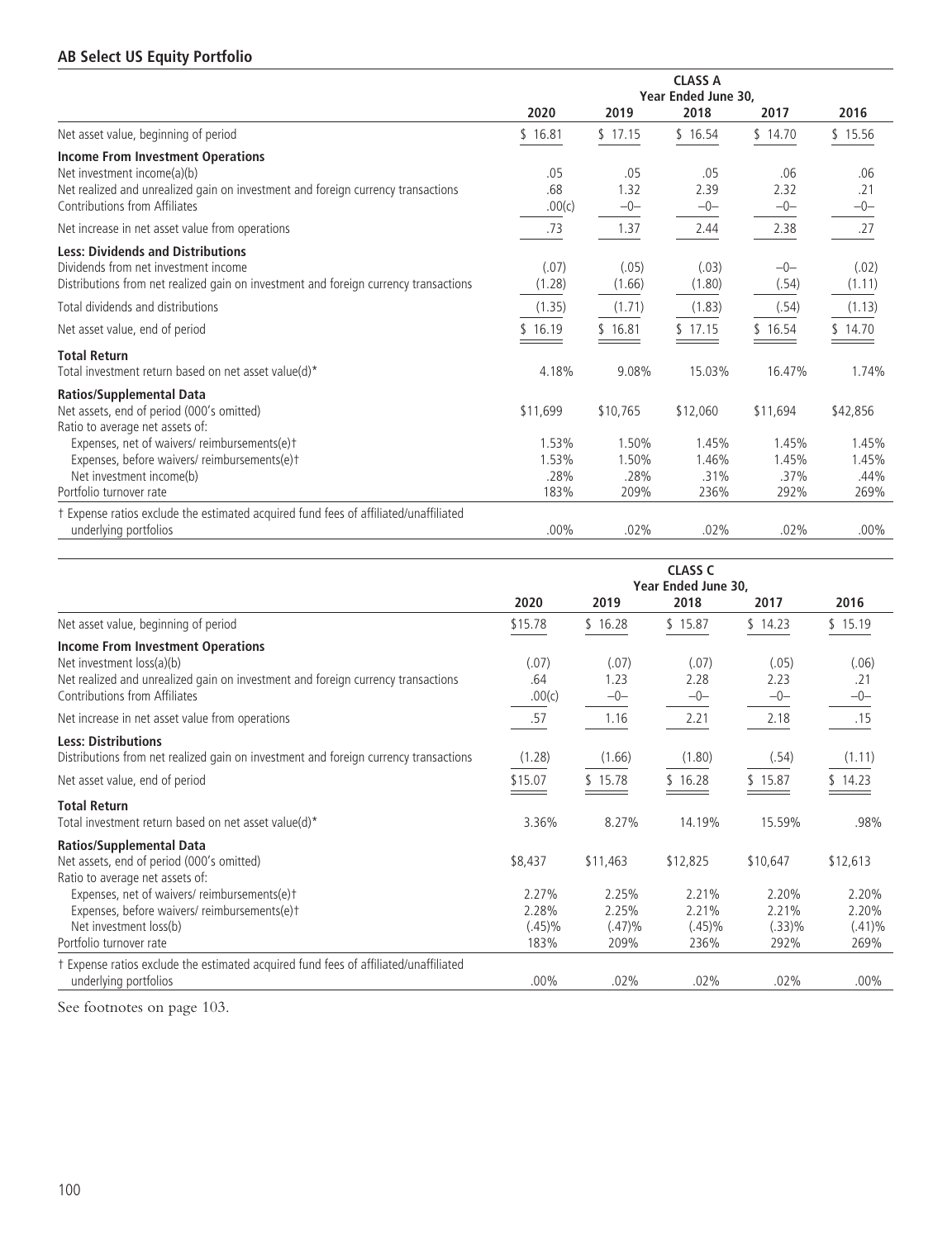## AB Select US Equity Portfolio

| | CLASS A | | | | |
|---|---|---|---|---|---|
| | Year Ended June 30, | | | | |
| | 2020 | 2019 | 2018 | 2017 | 2016 |
| Net asset value, beginning of period | $ 16.81 | $ 17.15 | $ 16.54 | $ 14.70 | $ 15.56 |
| **Income From Investment Operations** | | | | | |
| Net investment income(a)(b) | .05 | .05 | .05 | .06 | .06 |
| Net realized and unrealized gain on investment and foreign currency transactions | .68 | 1.32 | 2.39 | 2.32 | .21 |
| Contributions from Affiliates | .00(c) | –0– | –0– | –0– | –0– |
| Net increase in net asset value from operations | .73 | 1.37 | 2.44 | 2.38 | .27 |
| **Less: Dividends and Distributions** | | | | | |
| Dividends from net investment income | (.07) | (.05) | (.03) | –0– | (.02) |
| Distributions from net realized gain on investment and foreign currency transactions | (1.28) | (1.66) | (1.80) | (.54) | (1.11) |
| Total dividends and distributions | (1.35) | (1.71) | (1.83) | (.54) | (1.13) |
| Net asset value, end of period | $ 16.19 | $ 16.81 | $ 17.15 | $ 16.54 | $ 14.70 |
| **Total Return** | | | | | |
| Total investment return based on net asset value(d)* | 4.18% | 9.08% | 15.03% | 16.47% | 1.74% |
| **Ratios/Supplemental Data** | | | | | |
| Net assets, end of period (000's omitted) | $11,699 | $10,765 | $12,060 | $11,694 | $42,856 |
| Ratio to average net assets of: | | | | | |
| Expenses, net of waivers/ reimbursements(e)† | 1.53% | 1.50% | 1.45% | 1.45% | 1.45% |
| Expenses, before waivers/ reimbursements(e)† | 1.53% | 1.50% | 1.46% | 1.45% | 1.45% |
| Net investment income(b) | .28% | .28% | .31% | .37% | .44% |
| Portfolio turnover rate | 183% | 209% | 236% | 292% | 269% |
| † Expense ratios exclude the estimated acquired fund fees of affiliated/unaffiliated underlying portfolios | .00% | .02% | .02% | .02% | .00% |

| | CLASS C | | | | |
|---|---|---|---|---|---|
| | Year Ended June 30, | | | | |
| | 2020 | 2019 | 2018 | 2017 | 2016 |
| Net asset value, beginning of period | $15.78 | $ 16.28 | $ 15.87 | $ 14.23 | $ 15.19 |
| **Income From Investment Operations** | | | | | |
| Net investment loss(a)(b) | (.07) | (.07) | (.07) | (.05) | (.06) |
| Net realized and unrealized gain on investment and foreign currency transactions | .64 | 1.23 | 2.28 | 2.23 | .21 |
| Contributions from Affiliates | .00(c) | –0– | –0– | –0– | –0– |
| Net increase in net asset value from operations | .57 | 1.16 | 2.21 | 2.18 | .15 |
| **Less: Distributions** | | | | | |
| Distributions from net realized gain on investment and foreign currency transactions | (1.28) | (1.66) | (1.80) | (.54) | (1.11) |
| Net asset value, end of period | $15.07 | $ 15.78 | $ 16.28 | $ 15.87 | $ 14.23 |
| **Total Return** | | | | | |
| Total investment return based on net asset value(d)* | 3.36% | 8.27% | 14.19% | 15.59% | .98% |
| **Ratios/Supplemental Data** | | | | | |
| Net assets, end of period (000's omitted) | $8,437 | $11,463 | $12,825 | $10,647 | $12,613 |
| Ratio to average net assets of: | | | | | |
| Expenses, net of waivers/ reimbursements(e)† | 2.27% | 2.25% | 2.21% | 2.20% | 2.20% |
| Expenses, before waivers/ reimbursements(e)† | 2.28% | 2.25% | 2.21% | 2.21% | 2.20% |
| Net investment loss(b) | (.45)% | (.47)% | (.45)% | (.33)% | (.41)% |
| Portfolio turnover rate | 183% | 209% | 236% | 292% | 269% |
| † Expense ratios exclude the estimated acquired fund fees of affiliated/unaffiliated underlying portfolios | .00% | .02% | .02% | .02% | .00% |

See footnotes on page 103.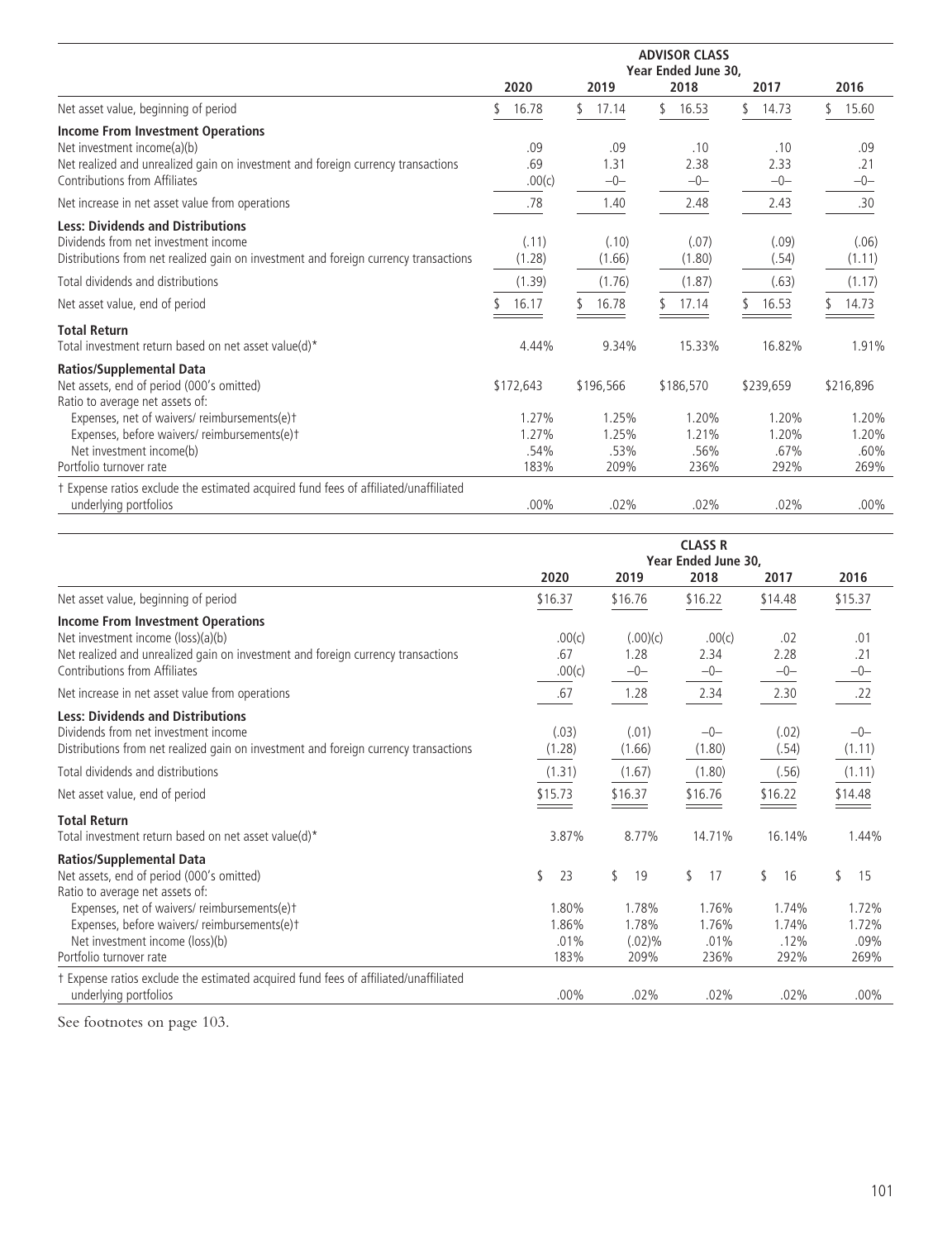| | ADVISOR CLASS | | | | |
|---|---|---|---|---|---|
| | Year Ended June 30, | | | | |
| | 2020 | 2019 | 2018 | 2017 | 2016 |
| Net asset value, beginning of period | $ 16.78 | $ 17.14 | $ 16.53 | $ 14.73 | $ 15.60 |
| **Income From Investment Operations** | | | | | |
| Net investment income(a)(b) | .09 | .09 | .10 | .10 | .09 |
| Net realized and unrealized gain on investment and foreign currency transactions | .69 | 1.31 | 2.38 | 2.33 | .21 |
| Contributions from Affiliates | .00(c) | –0– | –0– | –0– | –0– |
| Net increase in net asset value from operations | .78 | 1.40 | 2.48 | 2.43 | .30 |
| **Less: Dividends and Distributions** | | | | | |
| Dividends from net investment income | (.11) | (.10) | (.07) | (.09) | (.06) |
| Distributions from net realized gain on investment and foreign currency transactions | (1.28) | (1.66) | (1.80) | (.54) | (1.11) |
| Total dividends and distributions | (1.39) | (1.76) | (1.87) | (.63) | (1.17) |
| Net asset value, end of period | $ 16.17 | $ 16.78 | $ 17.14 | $ 16.53 | $ 14.73 |
| **Total Return** | | | | | |
| Total investment return based on net asset value(d)* | 4.44% | 9.34% | 15.33% | 16.82% | 1.91% |
| **Ratios/Supplemental Data** | | | | | |
| Net assets, end of period (000's omitted) | $172,643 | $196,566 | $186,570 | $239,659 | $216,896 |
| Ratio to average net assets of: | | | | | |
| Expenses, net of waivers/ reimbursements(e)† | 1.27% | 1.25% | 1.20% | 1.20% | 1.20% |
| Expenses, before waivers/ reimbursements(e)† | 1.27% | 1.25% | 1.21% | 1.20% | 1.20% |
| Net investment income(b) | .54% | .53% | .56% | .67% | .60% |
| Portfolio turnover rate | 183% | 209% | 236% | 292% | 269% |
| † Expense ratios exclude the estimated acquired fund fees of affiliated/unaffiliated underlying portfolios | .00% | .02% | .02% | .02% | .00% |

| | CLASS R | | | | |
|---|---|---|---|---|---|
| | Year Ended June 30, | | | | |
| | 2020 | 2019 | 2018 | 2017 | 2016 |
| Net asset value, beginning of period | $16.37 | $16.76 | $16.22 | $14.48 | $15.37 |
| **Income From Investment Operations** | | | | | |
| Net investment income (loss)(a)(b) | .00(c) | (.00)(c) | .00(c) | .02 | .01 |
| Net realized and unrealized gain on investment and foreign currency transactions | .67 | 1.28 | 2.34 | 2.28 | .21 |
| Contributions from Affiliates | .00(c) | –0– | –0– | –0– | –0– |
| Net increase in net asset value from operations | .67 | 1.28 | 2.34 | 2.30 | .22 |
| **Less: Dividends and Distributions** | | | | | |
| Dividends from net investment income | (.03) | (.01) | –0– | (.02) | –0– |
| Distributions from net realized gain on investment and foreign currency transactions | (1.28) | (1.66) | (1.80) | (.54) | (1.11) |
| Total dividends and distributions | (1.31) | (1.67) | (1.80) | (.56) | (1.11) |
| Net asset value, end of period | $15.73 | $16.37 | $16.76 | $16.22 | $14.48 |
| **Total Return** | | | | | |
| Total investment return based on net asset value(d)* | 3.87% | 8.77% | 14.71% | 16.14% | 1.44% |
| **Ratios/Supplemental Data** | | | | | |
| Net assets, end of period (000's omitted) | $ 23 | $ 19 | $ 17 | $ 16 | $ 15 |
| Ratio to average net assets of: | | | | | |
| Expenses, net of waivers/ reimbursements(e)† | 1.80% | 1.78% | 1.76% | 1.74% | 1.72% |
| Expenses, before waivers/ reimbursements(e)† | 1.86% | 1.78% | 1.76% | 1.74% | 1.72% |
| Net investment income (loss)(b) | .01% | (.02)% | .01% | .12% | .09% |
| Portfolio turnover rate | 183% | 209% | 236% | 292% | 269% |
| † Expense ratios exclude the estimated acquired fund fees of affiliated/unaffiliated underlying portfolios | .00% | .02% | .02% | .02% | .00% |

See footnotes on page 103.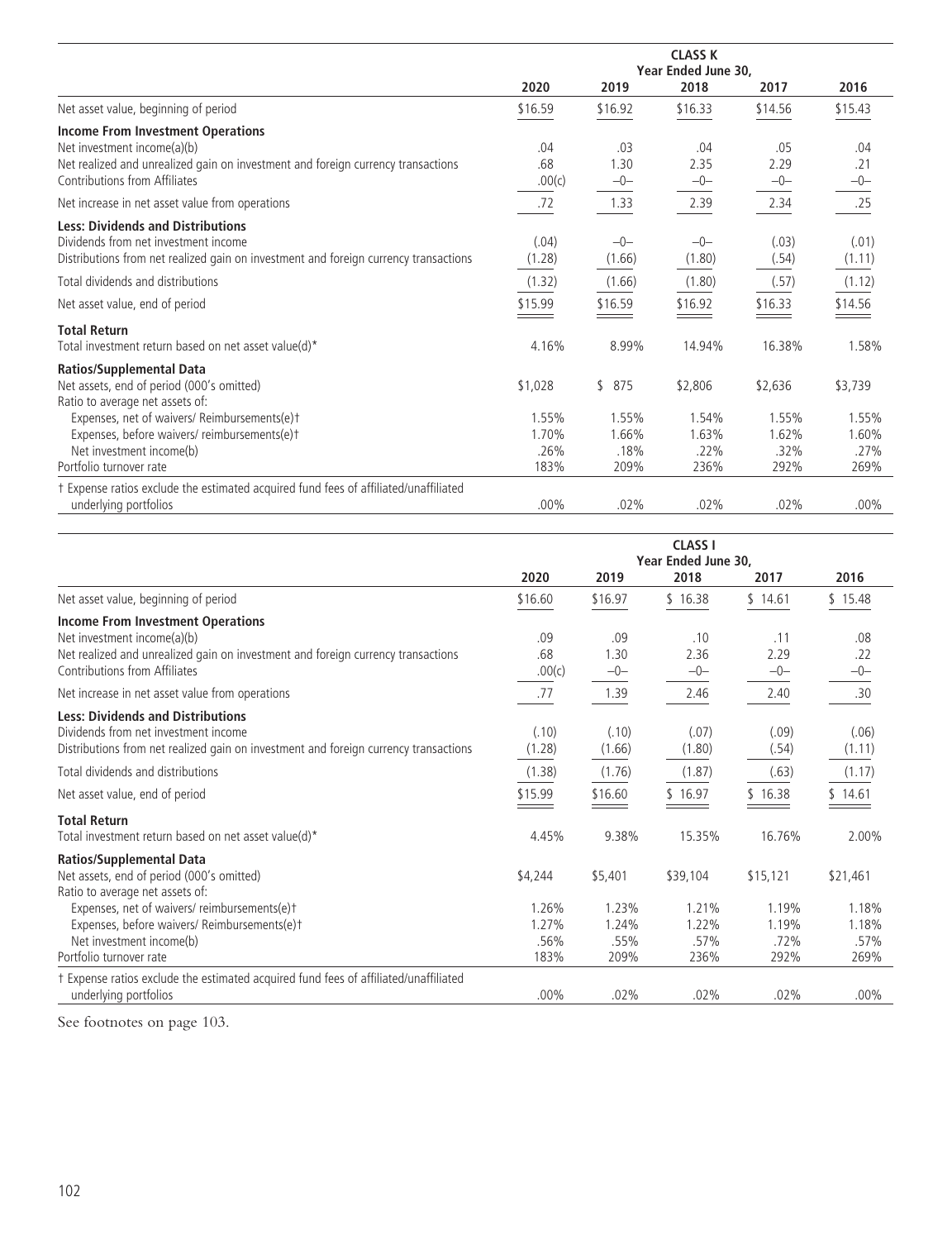| | CLASS K | | | | |
|---|---|---|---|---|---|
| | Year Ended June 30, | | | | |
| | 2020 | 2019 | 2018 | 2017 | 2016 |
| Net asset value, beginning of period | $16.59 | $16.92 | $16.33 | $14.56 | $15.43 |
| **Income From Investment Operations** | | | | | |
| Net investment income(a)(b) | .04 | .03 | .04 | .05 | .04 |
| Net realized and unrealized gain on investment and foreign currency transactions | .68 | 1.30 | 2.35 | 2.29 | .21 |
| Contributions from Affiliates | .00(c) | –0– | –0– | –0– | –0– |
| Net increase in net asset value from operations | .72 | 1.33 | 2.39 | 2.34 | .25 |
| **Less: Dividends and Distributions** | | | | | |
| Dividends from net investment income | (.04) | –0– | –0– | (.03) | (.01) |
| Distributions from net realized gain on investment and foreign currency transactions | (1.28) | (1.66) | (1.80) | (.54) | (1.11) |
| Total dividends and distributions | (1.32) | (1.66) | (1.80) | (.57) | (1.12) |
| Net asset value, end of period | $15.99 | $16.59 | $16.92 | $16.33 | $14.56 |
| **Total Return** | | | | | |
| Total investment return based on net asset value(d)* | 4.16% | 8.99% | 14.94% | 16.38% | 1.58% |
| **Ratios/Supplemental Data** | | | | | |
| Net assets, end of period (000's omitted) | $1,028 | $ 875 | $2,806 | $2,636 | $3,739 |
| Ratio to average net assets of: | | | | | |
| Expenses, net of waivers/ Reimbursements(e)† | 1.55% | 1.55% | 1.54% | 1.55% | 1.55% |
| Expenses, before waivers/ reimbursements(e)† | 1.70% | 1.66% | 1.63% | 1.62% | 1.60% |
| Net investment income(b) | .26% | .18% | .22% | .32% | .27% |
| Portfolio turnover rate | 183% | 209% | 236% | 292% | 269% |
| † Expense ratios exclude the estimated acquired fund fees of affiliated/unaffiliated underlying portfolios | .00% | .02% | .02% | .02% | .00% |

| | CLASS I | | | | |
|---|---|---|---|---|---|
| | Year Ended June 30, | | | | |
| | 2020 | 2019 | 2018 | 2017 | 2016 |
| Net asset value, beginning of period | $16.60 | $16.97 | $ 16.38 | $ 14.61 | $ 15.48 |
| **Income From Investment Operations** | | | | | |
| Net investment income(a)(b) | .09 | .09 | .10 | .11 | .08 |
| Net realized and unrealized gain on investment and foreign currency transactions | .68 | 1.30 | 2.36 | 2.29 | .22 |
| Contributions from Affiliates | .00(c) | –0– | –0– | –0– | –0– |
| Net increase in net asset value from operations | .77 | 1.39 | 2.46 | 2.40 | .30 |
| **Less: Dividends and Distributions** | | | | | |
| Dividends from net investment income | (.10) | (.10) | (.07) | (.09) | (.06) |
| Distributions from net realized gain on investment and foreign currency transactions | (1.28) | (1.66) | (1.80) | (.54) | (1.11) |
| Total dividends and distributions | (1.38) | (1.76) | (1.87) | (.63) | (1.17) |
| Net asset value, end of period | $15.99 | $16.60 | $ 16.97 | $ 16.38 | $ 14.61 |
| **Total Return** | | | | | |
| Total investment return based on net asset value(d)* | 4.45% | 9.38% | 15.35% | 16.76% | 2.00% |
| **Ratios/Supplemental Data** | | | | | |
| Net assets, end of period (000's omitted) | $4,244 | $5,401 | $39,104 | $15,121 | $21,461 |
| Ratio to average net assets of: | | | | | |
| Expenses, net of waivers/ reimbursements(e)† | 1.26% | 1.23% | 1.21% | 1.19% | 1.18% |
| Expenses, before waivers/ Reimbursements(e)† | 1.27% | 1.24% | 1.22% | 1.19% | 1.18% |
| Net investment income(b) | .56% | .55% | .57% | .72% | .57% |
| Portfolio turnover rate | 183% | 209% | 236% | 292% | 269% |
| † Expense ratios exclude the estimated acquired fund fees of affiliated/unaffiliated underlying portfolios | .00% | .02% | .02% | .02% | .00% |

See footnotes on page 103.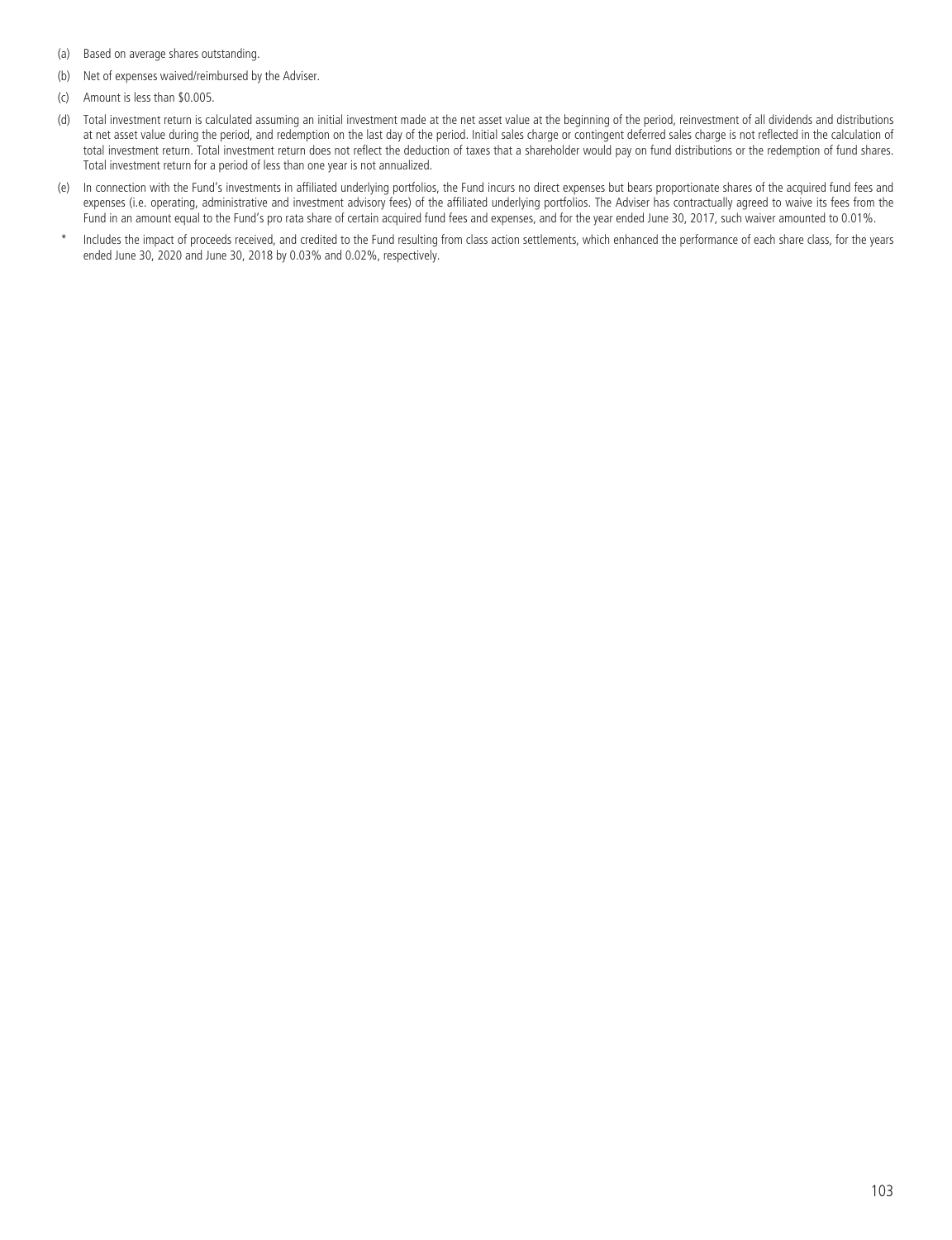(a) Based on average shares outstanding.

(b) Net of expenses waived/reimbursed by the Adviser.

(c) Amount is less than $0.005.

(d) Total investment return is calculated assuming an initial investment made at the net asset value at the beginning of the period, reinvestment of all dividends and distributions at net asset value during the period, and redemption on the last day of the period. Initial sales charge or contingent deferred sales charge is not reflected in the calculation of total investment return. Total investment return does not reflect the deduction of taxes that a shareholder would pay on fund distributions or the redemption of fund shares. Total investment return for a period of less than one year is not annualized.

(e) In connection with the Fund's investments in affiliated underlying portfolios, the Fund incurs no direct expenses but bears proportionate shares of the acquired fund fees and expenses (i.e. operating, administrative and investment advisory fees) of the affiliated underlying portfolios. The Adviser has contractually agreed to waive its fees from the Fund in an amount equal to the Fund's pro rata share of certain acquired fund fees and expenses, and for the year ended June 30, 2017, such waiver amounted to 0.01%.

\* Includes the impact of proceeds received, and credited to the Fund resulting from class action settlements, which enhanced the performance of each share class, for the years ended June 30, 2020 and June 30, 2018 by 0.03% and 0.02%, respectively.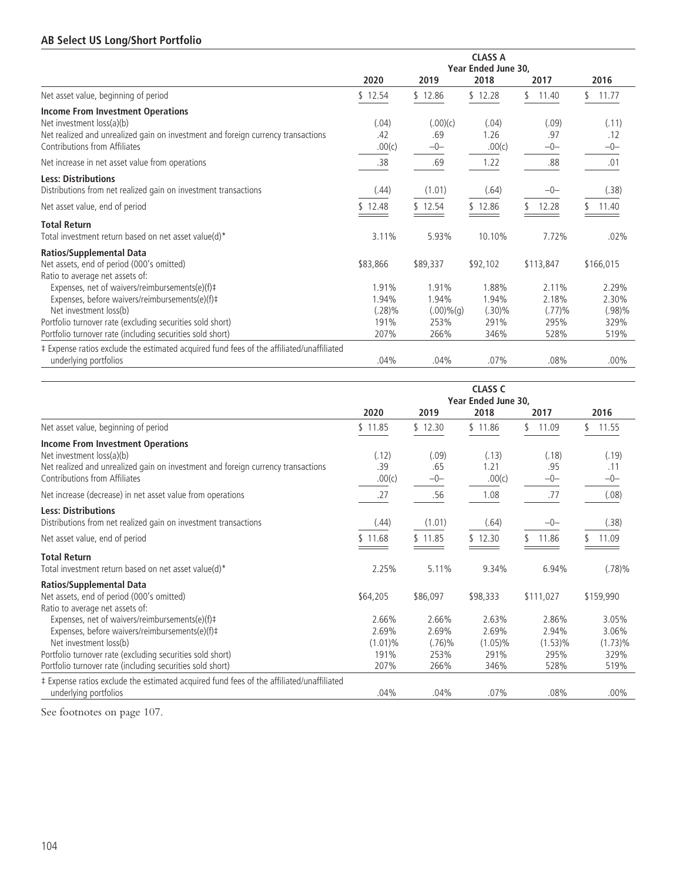**AB Select US Long/Short Portfolio**

| | CLASS A | | | | |
|---|---|---|---|---|---|
| | Year Ended June 30, | | | | |
| | 2020 | 2019 | 2018 | 2017 | 2016 |
| Net asset value, beginning of period | $ 12.54 | $ 12.86 | $ 12.28 | $ 11.40 | $ 11.77 |
| **Income From Investment Operations** | | | | | |
| Net investment loss(a)(b) | (.04) | (.00)(c) | (.04) | (.09) | (.11) |
| Net realized and unrealized gain on investment and foreign currency transactions | .42 | .69 | 1.26 | .97 | .12 |
| Contributions from Affiliates | .00(c) | –0– | .00(c) | –0– | –0– |
| Net increase in net asset value from operations | .38 | .69 | 1.22 | .88 | .01 |
| **Less: Distributions** | | | | | |
| Distributions from net realized gain on investment transactions | (.44) | (1.01) | (.64) | –0– | (.38) |
| Net asset value, end of period | $ 12.48 | $ 12.54 | $ 12.86 | $ 12.28 | $ 11.40 |
| **Total Return** | | | | | |
| Total investment return based on net asset value(d)* | 3.11% | 5.93% | 10.10% | 7.72% | .02% |
| **Ratios/Supplemental Data** | | | | | |
| Net assets, end of period (000's omitted) | $83,866 | $89,337 | $92,102 | $113,847 | $166,015 |
| Ratio to average net assets of: | | | | | |
| Expenses, net of waivers/reimbursements(e)(f)‡ | 1.91% | 1.91% | 1.88% | 2.11% | 2.29% |
| Expenses, before waivers/reimbursements(e)(f)‡ | 1.94% | 1.94% | 1.94% | 2.18% | 2.30% |
| Net investment loss(b) | (.28)% | (.00)%(g) | (.30)% | (.77)% | (.98)% |
| Portfolio turnover rate (excluding securities sold short) | 191% | 253% | 291% | 295% | 329% |
| Portfolio turnover rate (including securities sold short) | 207% | 266% | 346% | 528% | 519% |
| ‡ Expense ratios exclude the estimated acquired fund fees of the affiliated/unaffiliated underlying portfolios | .04% | .04% | .07% | .08% | .00% |

| | CLASS C | | | | |
|---|---|---|---|---|---|
| | Year Ended June 30, | | | | |
| | 2020 | 2019 | 2018 | 2017 | 2016 |
| Net asset value, beginning of period | $ 11.85 | $ 12.30 | $ 11.86 | $ 11.09 | $ 11.55 |
| **Income From Investment Operations** | | | | | |
| Net investment loss(a)(b) | (.12) | (.09) | (.13) | (.18) | (.19) |
| Net realized and unrealized gain on investment and foreign currency transactions | .39 | .65 | 1.21 | .95 | .11 |
| Contributions from Affiliates | .00(c) | –0– | .00(c) | –0– | –0– |
| Net increase (decrease) in net asset value from operations | .27 | .56 | 1.08 | .77 | (.08) |
| **Less: Distributions** | | | | | |
| Distributions from net realized gain on investment transactions | (.44) | (1.01) | (.64) | –0– | (.38) |
| Net asset value, end of period | $ 11.68 | $ 11.85 | $ 12.30 | $ 11.86 | $ 11.09 |
| **Total Return** | | | | | |
| Total investment return based on net asset value(d)* | 2.25% | 5.11% | 9.34% | 6.94% | (.78)% |
| **Ratios/Supplemental Data** | | | | | |
| Net assets, end of period (000's omitted) | $64,205 | $86,097 | $98,333 | $111,027 | $159,990 |
| Ratio to average net assets of: | | | | | |
| Expenses, net of waivers/reimbursements(e)(f)‡ | 2.66% | 2.66% | 2.63% | 2.86% | 3.05% |
| Expenses, before waivers/reimbursements(e)(f)‡ | 2.69% | 2.69% | 2.69% | 2.94% | 3.06% |
| Net investment loss(b) | (1.01)% | (.76)% | (1.05)% | (1.53)% | (1.73)% |
| Portfolio turnover rate (excluding securities sold short) | 191% | 253% | 291% | 295% | 329% |
| Portfolio turnover rate (including securities sold short) | 207% | 266% | 346% | 528% | 519% |
| ‡ Expense ratios exclude the estimated acquired fund fees of the affiliated/unaffiliated underlying portfolios | .04% | .04% | .07% | .08% | .00% |

See footnotes on page 107.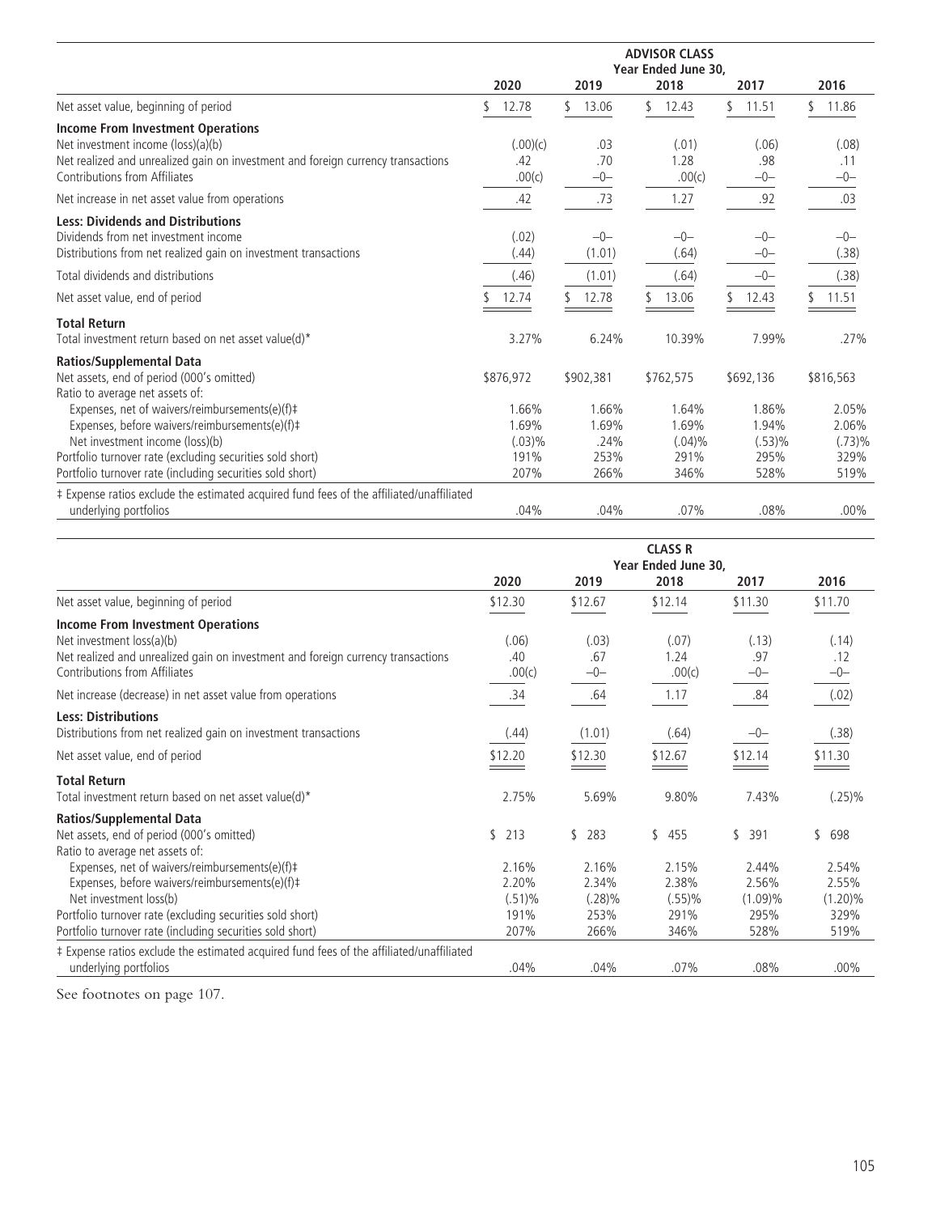| | ADVISOR CLASS | | | | |
|---|---|---|---|---|---|
| | Year Ended June 30, | | | | |
| | 2020 | 2019 | 2018 | 2017 | 2016 |
| Net asset value, beginning of period | $ 12.78 | $ 13.06 | $ 12.43 | $ 11.51 | $ 11.86 |
| **Income From Investment Operations** | | | | | |
| Net investment income (loss)(a)(b) | (.00)(c) | .03 | (.01) | (.06) | (.08) |
| Net realized and unrealized gain on investment and foreign currency transactions | .42 | .70 | 1.28 | .98 | .11 |
| Contributions from Affiliates | .00(c) | –0– | .00(c) | –0– | –0– |
| Net increase in net asset value from operations | .42 | .73 | 1.27 | .92 | .03 |
| **Less: Dividends and Distributions** | | | | | |
| Dividends from net investment income | (.02) | –0– | –0– | –0– | –0– |
| Distributions from net realized gain on investment transactions | (.44) | (1.01) | (.64) | –0– | (.38) |
| Total dividends and distributions | (.46) | (1.01) | (.64) | –0– | (.38) |
| Net asset value, end of period | $ 12.74 | $ 12.78 | $ 13.06 | $ 12.43 | $ 11.51 |
| **Total Return** | | | | | |
| Total investment return based on net asset value(d)* | 3.27% | 6.24% | 10.39% | 7.99% | .27% |
| **Ratios/Supplemental Data** | | | | | |
| Net assets, end of period (000's omitted) | $876,972 | $902,381 | $762,575 | $692,136 | $816,563 |
| Ratio to average net assets of: | | | | | |
| Expenses, net of waivers/reimbursements(e)(f)‡ | 1.66% | 1.66% | 1.64% | 1.86% | 2.05% |
| Expenses, before waivers/reimbursements(e)(f)‡ | 1.69% | 1.69% | 1.69% | 1.94% | 2.06% |
| Net investment income (loss)(b) | (.03)% | .24% | (.04)% | (.53)% | (.73)% |
| Portfolio turnover rate (excluding securities sold short) | 191% | 253% | 291% | 295% | 329% |
| Portfolio turnover rate (including securities sold short) | 207% | 266% | 346% | 528% | 519% |
| ‡ Expense ratios exclude the estimated acquired fund fees of the affiliated/unaffiliated underlying portfolios | .04% | .04% | .07% | .08% | .00% |

| | CLASS R | | | | |
|---|---|---|---|---|---|
| | Year Ended June 30, | | | | |
| | 2020 | 2019 | 2018 | 2017 | 2016 |
| Net asset value, beginning of period | $12.30 | $12.67 | $12.14 | $11.30 | $11.70 |
| **Income From Investment Operations** | | | | | |
| Net investment loss(a)(b) | (.06) | (.03) | (.07) | (.13) | (.14) |
| Net realized and unrealized gain on investment and foreign currency transactions | .40 | .67 | 1.24 | .97 | .12 |
| Contributions from Affiliates | .00(c) | –0– | .00(c) | –0– | –0– |
| Net increase (decrease) in net asset value from operations | .34 | .64 | 1.17 | .84 | (.02) |
| **Less: Distributions** | | | | | |
| Distributions from net realized gain on investment transactions | (.44) | (1.01) | (.64) | –0– | (.38) |
| Net asset value, end of period | $12.20 | $12.30 | $12.67 | $12.14 | $11.30 |
| **Total Return** | | | | | |
| Total investment return based on net asset value(d)* | 2.75% | 5.69% | 9.80% | 7.43% | (.25)% |
| **Ratios/Supplemental Data** | | | | | |
| Net assets, end of period (000's omitted) | $ 213 | $ 283 | $ 455 | $ 391 | $ 698 |
| Ratio to average net assets of: | | | | | |
| Expenses, net of waivers/reimbursements(e)(f)‡ | 2.16% | 2.16% | 2.15% | 2.44% | 2.54% |
| Expenses, before waivers/reimbursements(e)(f)‡ | 2.20% | 2.34% | 2.38% | 2.56% | 2.55% |
| Net investment loss(b) | (.51)% | (.28)% | (.55)% | (1.09)% | (1.20)% |
| Portfolio turnover rate (excluding securities sold short) | 191% | 253% | 291% | 295% | 329% |
| Portfolio turnover rate (including securities sold short) | 207% | 266% | 346% | 528% | 519% |
| ‡ Expense ratios exclude the estimated acquired fund fees of the affiliated/unaffiliated underlying portfolios | .04% | .04% | .07% | .08% | .00% |

See footnotes on page 107.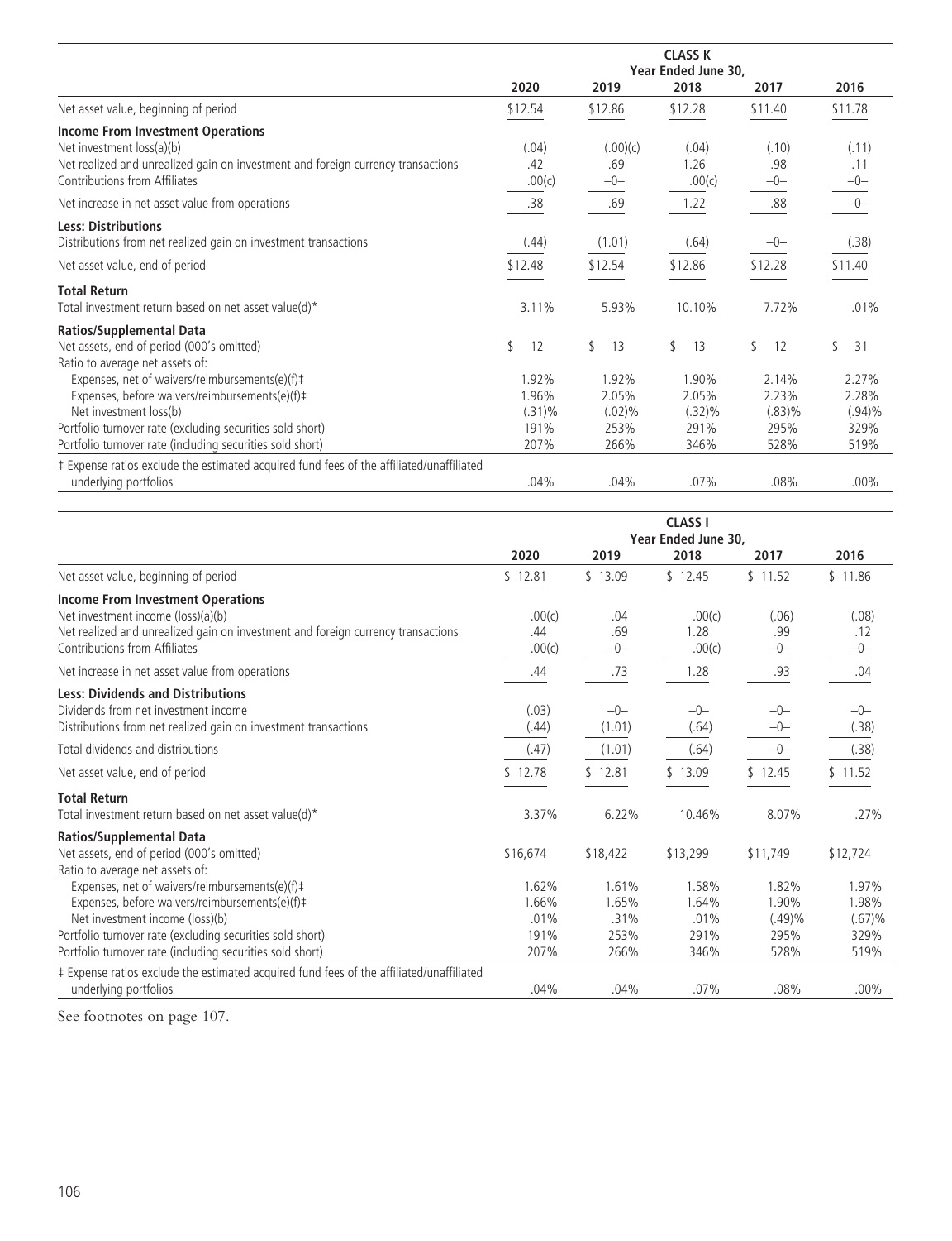| | CLASS K | | | | |
|---|---|---|---|---|---|
| | Year Ended June 30, | | | | |
| | 2020 | 2019 | 2018 | 2017 | 2016 |
| Net asset value, beginning of period | $12.54 | $12.86 | $12.28 | $11.40 | $11.78 |
| **Income From Investment Operations** | | | | | |
| Net investment loss(a)(b) | (.04) | (.00)(c) | (.04) | (.10) | (.11) |
| Net realized and unrealized gain on investment and foreign currency transactions | .42 | .69 | 1.26 | .98 | .11 |
| Contributions from Affiliates | .00(c) | –0– | .00(c) | –0– | –0– |
| Net increase in net asset value from operations | .38 | .69 | 1.22 | .88 | –0– |
| **Less: Distributions** | | | | | |
| Distributions from net realized gain on investment transactions | (.44) | (1.01) | (.64) | –0– | (.38) |
| Net asset value, end of period | $12.48 | $12.54 | $12.86 | $12.28 | $11.40 |
| **Total Return** | | | | | |
| Total investment return based on net asset value(d)* | 3.11% | 5.93% | 10.10% | 7.72% | .01% |
| **Ratios/Supplemental Data** | | | | | |
| Net assets, end of period (000's omitted) | $ 12 | $ 13 | $ 13 | $ 12 | $ 31 |
| Ratio to average net assets of: | | | | | |
| Expenses, net of waivers/reimbursements(e)(f)‡ | 1.92% | 1.92% | 1.90% | 2.14% | 2.27% |
| Expenses, before waivers/reimbursements(e)(f)‡ | 1.96% | 2.05% | 2.05% | 2.23% | 2.28% |
| Net investment loss(b) | (.31)% | (.02)% | (.32)% | (.83)% | (.94)% |
| Portfolio turnover rate (excluding securities sold short) | 191% | 253% | 291% | 295% | 329% |
| Portfolio turnover rate (including securities sold short) | 207% | 266% | 346% | 528% | 519% |
| ‡ Expense ratios exclude the estimated acquired fund fees of the affiliated/unaffiliated underlying portfolios | .04% | .04% | .07% | .08% | .00% |

| | CLASS I | | | | |
|---|---|---|---|---|---|
| | Year Ended June 30, | | | | |
| | 2020 | 2019 | 2018 | 2017 | 2016 |
| Net asset value, beginning of period | $ 12.81 | $ 13.09 | $ 12.45 | $ 11.52 | $ 11.86 |
| **Income From Investment Operations** | | | | | |
| Net investment income (loss)(a)(b) | .00(c) | .04 | .00(c) | (.06) | (.08) |
| Net realized and unrealized gain on investment and foreign currency transactions | .44 | .69 | 1.28 | .99 | .12 |
| Contributions from Affiliates | .00(c) | –0– | .00(c) | –0– | –0– |
| Net increase in net asset value from operations | .44 | .73 | 1.28 | .93 | .04 |
| **Less: Dividends and Distributions** | | | | | |
| Dividends from net investment income | (.03) | –0– | –0– | –0– | –0– |
| Distributions from net realized gain on investment transactions | (.44) | (1.01) | (.64) | –0– | (.38) |
| Total dividends and distributions | (.47) | (1.01) | (.64) | –0– | (.38) |
| Net asset value, end of period | $ 12.78 | $ 12.81 | $ 13.09 | $ 12.45 | $ 11.52 |
| **Total Return** | | | | | |
| Total investment return based on net asset value(d)* | 3.37% | 6.22% | 10.46% | 8.07% | .27% |
| **Ratios/Supplemental Data** | | | | | |
| Net assets, end of period (000's omitted) | $16,674 | $18,422 | $13,299 | $11,749 | $12,724 |
| Ratio to average net assets of: | | | | | |
| Expenses, net of waivers/reimbursements(e)(f)‡ | 1.62% | 1.61% | 1.58% | 1.82% | 1.97% |
| Expenses, before waivers/reimbursements(e)(f)‡ | 1.66% | 1.65% | 1.64% | 1.90% | 1.98% |
| Net investment income (loss)(b) | .01% | .31% | .01% | (.49)% | (.67)% |
| Portfolio turnover rate (excluding securities sold short) | 191% | 253% | 291% | 295% | 329% |
| Portfolio turnover rate (including securities sold short) | 207% | 266% | 346% | 528% | 519% |
| ‡ Expense ratios exclude the estimated acquired fund fees of the affiliated/unaffiliated underlying portfolios | .04% | .04% | .07% | .08% | .00% |

See footnotes on page 107.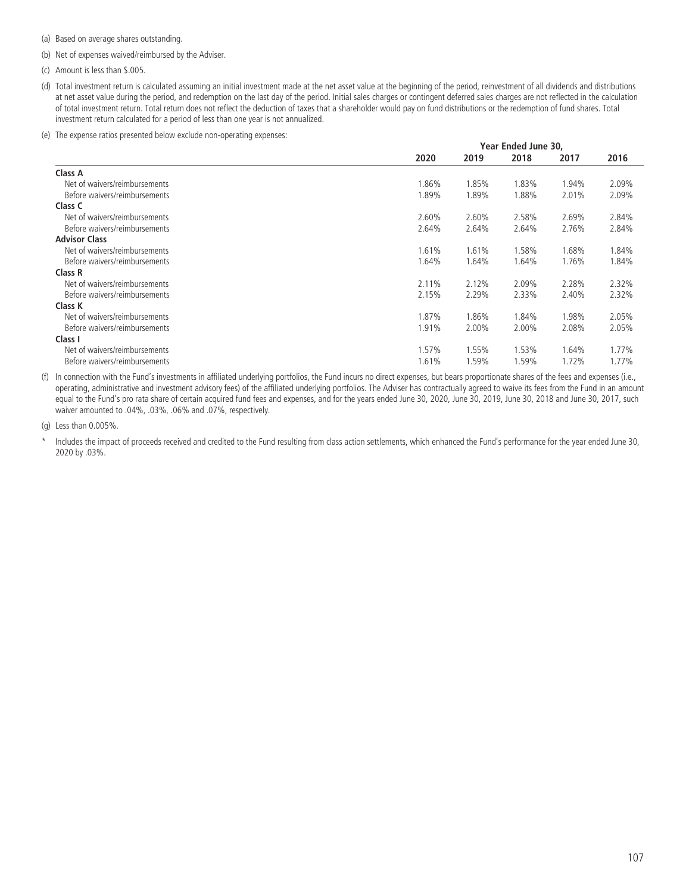(a) Based on average shares outstanding.

(b) Net of expenses waived/reimbursed by the Adviser.

(c) Amount is less than $.005.

(d) Total investment return is calculated assuming an initial investment made at the net asset value at the beginning of the period, reinvestment of all dividends and distributions at net asset value during the period, and redemption on the last day of the period. Initial sales charges or contingent deferred sales charges are not reflected in the calculation of total investment return. Total return does not reflect the deduction of taxes that a shareholder would pay on fund distributions or the redemption of fund shares. Total investment return calculated for a period of less than one year is not annualized.

(e) The expense ratios presented below exclude non-operating expenses:

| | Year Ended June 30, | | | | |
|---|---|---|---|---|---|
| | 2020 | 2019 | 2018 | 2017 | 2016 |
| **Class A** | | | | | |
| Net of waivers/reimbursements | 1.86% | 1.85% | 1.83% | 1.94% | 2.09% |
| Before waivers/reimbursements | 1.89% | 1.89% | 1.88% | 2.01% | 2.09% |
| **Class C** | | | | | |
| Net of waivers/reimbursements | 2.60% | 2.60% | 2.58% | 2.69% | 2.84% |
| Before waivers/reimbursements | 2.64% | 2.64% | 2.64% | 2.76% | 2.84% |
| **Advisor Class** | | | | | |
| Net of waivers/reimbursements | 1.61% | 1.61% | 1.58% | 1.68% | 1.84% |
| Before waivers/reimbursements | 1.64% | 1.64% | 1.64% | 1.76% | 1.84% |
| **Class R** | | | | | |
| Net of waivers/reimbursements | 2.11% | 2.12% | 2.09% | 2.28% | 2.32% |
| Before waivers/reimbursements | 2.15% | 2.29% | 2.33% | 2.40% | 2.32% |
| **Class K** | | | | | |
| Net of waivers/reimbursements | 1.87% | 1.86% | 1.84% | 1.98% | 2.05% |
| Before waivers/reimbursements | 1.91% | 2.00% | 2.00% | 2.08% | 2.05% |
| **Class I** | | | | | |
| Net of waivers/reimbursements | 1.57% | 1.55% | 1.53% | 1.64% | 1.77% |
| Before waivers/reimbursements | 1.61% | 1.59% | 1.59% | 1.72% | 1.77% |

(f) In connection with the Fund's investments in affiliated underlying portfolios, the Fund incurs no direct expenses, but bears proportionate shares of the fees and expenses (i.e., operating, administrative and investment advisory fees) of the affiliated underlying portfolios. The Adviser has contractually agreed to waive its fees from the Fund in an amount equal to the Fund's pro rata share of certain acquired fund fees and expenses, and for the years ended June 30, 2020, June 30, 2019, June 30, 2018 and June 30, 2017, such waiver amounted to .04%, .03%, .06% and .07%, respectively.

(g) Less than 0.005%.

\* Includes the impact of proceeds received and credited to the Fund resulting from class action settlements, which enhanced the Fund's performance for the year ended June 30, 2020 by .03%.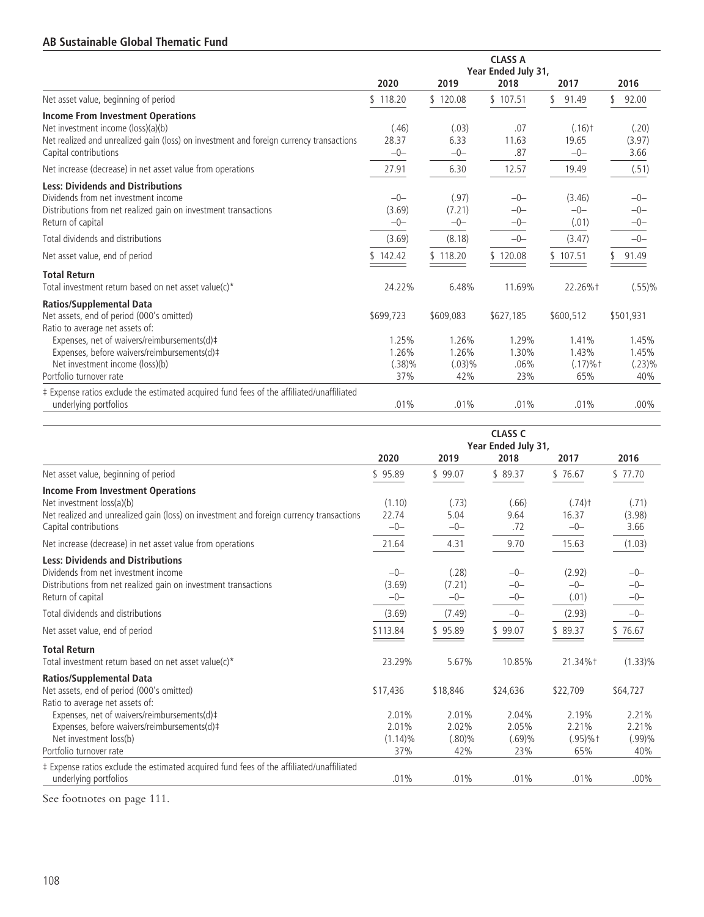## AB Sustainable Global Thematic Fund

| | CLASS A Year Ended July 31, | | | | |
|---|---|---|---|---|---|
| | 2020 | 2019 | 2018 | 2017 | 2016 |
| Net asset value, beginning of period | $ 118.20 | $ 120.08 | $ 107.51 | $ 91.49 | $ 92.00 |
| **Income From Investment Operations** | | | | | |
| Net investment income (loss)(a)(b) | (.46) | (.03) | .07 | (.16)† | (.20) |
| Net realized and unrealized gain (loss) on investment and foreign currency transactions | 28.37 | 6.33 | 11.63 | 19.65 | (3.97) |
| Capital contributions | –0– | –0– | .87 | –0– | 3.66 |
| Net increase (decrease) in net asset value from operations | 27.91 | 6.30 | 12.57 | 19.49 | (.51) |
| **Less: Dividends and Distributions** | | | | | |
| Dividends from net investment income | –0– | (.97) | –0– | (3.46) | –0– |
| Distributions from net realized gain on investment transactions | (3.69) | (7.21) | –0– | –0– | –0– |
| Return of capital | –0– | –0– | –0– | (.01) | –0– |
| Total dividends and distributions | (3.69) | (8.18) | –0– | (3.47) | –0– |
| Net asset value, end of period | $ 142.42 | $ 118.20 | $ 120.08 | $ 107.51 | $ 91.49 |
| **Total Return** | | | | | |
| Total investment return based on net asset value(c)* | 24.22% | 6.48% | 11.69% | 22.26%† | (.55)% |
| **Ratios/Supplemental Data** | | | | | |
| Net assets, end of period (000's omitted) | $699,723 | $609,083 | $627,185 | $600,512 | $501,931 |
| Ratio to average net assets of: | | | | | |
| Expenses, net of waivers/reimbursements(d)‡ | 1.25% | 1.26% | 1.29% | 1.41% | 1.45% |
| Expenses, before waivers/reimbursements(d)‡ | 1.26% | 1.26% | 1.30% | 1.43% | 1.45% |
| Net investment income (loss)(b) | (.38)% | (.03)% | .06% | (.17)%† | (.23)% |
| Portfolio turnover rate | 37% | 42% | 23% | 65% | 40% |
| ‡ Expense ratios exclude the estimated acquired fund fees of the affiliated/unaffiliated underlying portfolios | .01% | .01% | .01% | .01% | .00% |

| | CLASS C Year Ended July 31, | | | | |
|---|---|---|---|---|---|
| | 2020 | 2019 | 2018 | 2017 | 2016 |
| Net asset value, beginning of period | $ 95.89 | $ 99.07 | $ 89.37 | $ 76.67 | $ 77.70 |
| **Income From Investment Operations** | | | | | |
| Net investment loss(a)(b) | (1.10) | (.73) | (.66) | (.74)† | (.71) |
| Net realized and unrealized gain (loss) on investment and foreign currency transactions | 22.74 | 5.04 | 9.64 | 16.37 | (3.98) |
| Capital contributions | –0– | –0– | .72 | –0– | 3.66 |
| Net increase (decrease) in net asset value from operations | 21.64 | 4.31 | 9.70 | 15.63 | (1.03) |
| **Less: Dividends and Distributions** | | | | | |
| Dividends from net investment income | –0– | (.28) | –0– | (2.92) | –0– |
| Distributions from net realized gain on investment transactions | (3.69) | (7.21) | –0– | –0– | –0– |
| Return of capital | –0– | –0– | –0– | (.01) | –0– |
| Total dividends and distributions | (3.69) | (7.49) | –0– | (2.93) | –0– |
| Net asset value, end of period | $113.84 | $ 95.89 | $ 99.07 | $ 89.37 | $ 76.67 |
| **Total Return** | | | | | |
| Total investment return based on net asset value(c)* | 23.29% | 5.67% | 10.85% | 21.34%† | (1.33)% |
| **Ratios/Supplemental Data** | | | | | |
| Net assets, end of period (000's omitted) | $17,436 | $18,846 | $24,636 | $22,709 | $64,727 |
| Ratio to average net assets of: | | | | | |
| Expenses, net of waivers/reimbursements(d)‡ | 2.01% | 2.01% | 2.04% | 2.19% | 2.21% |
| Expenses, before waivers/reimbursements(d)‡ | 2.01% | 2.02% | 2.05% | 2.21% | 2.21% |
| Net investment loss(b) | (1.14)% | (.80)% | (.69)% | (.95)%† | (.99)% |
| Portfolio turnover rate | 37% | 42% | 23% | 65% | 40% |
| ‡ Expense ratios exclude the estimated acquired fund fees of the affiliated/unaffiliated underlying portfolios | .01% | .01% | .01% | .01% | .00% |

See footnotes on page 111.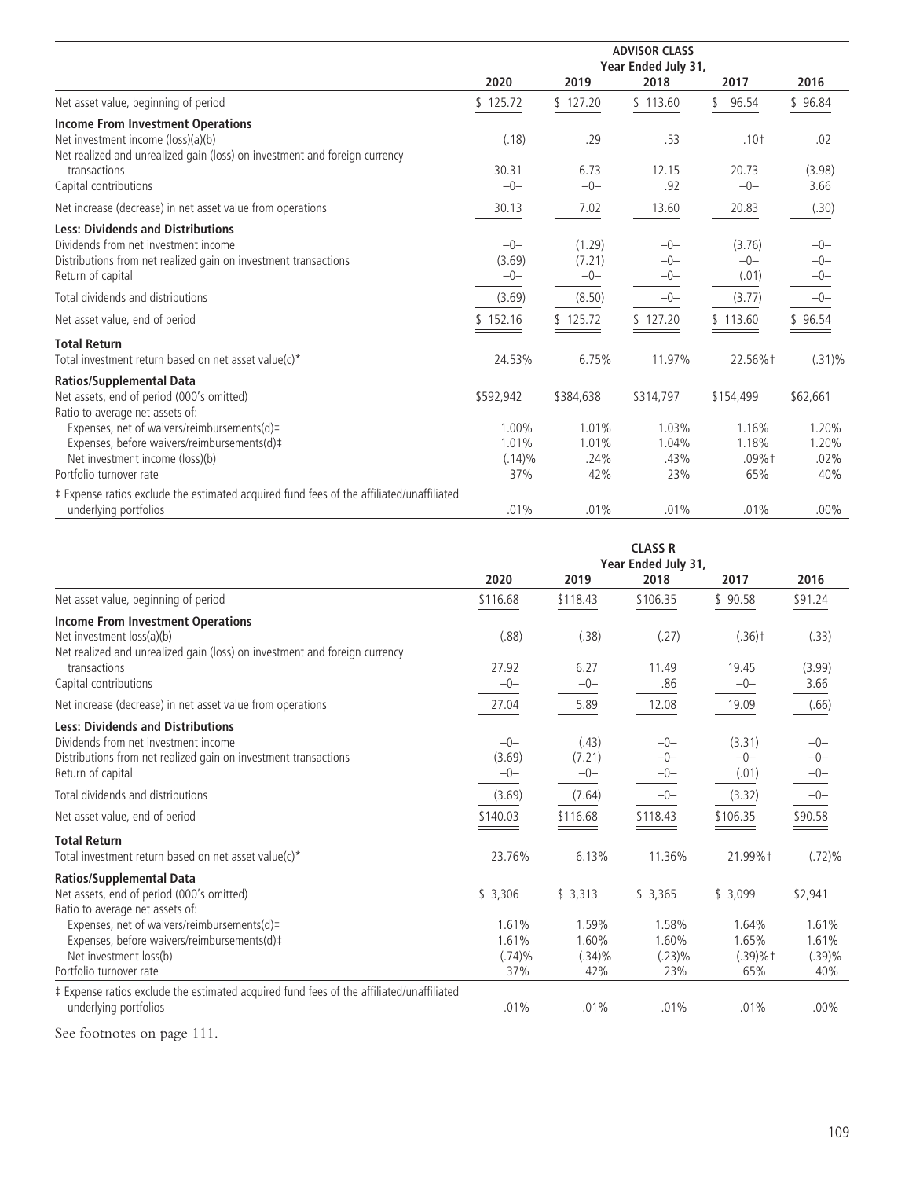| | ADVISOR CLASS | | | | |
|---|---|---|---|---|---|
| | Year Ended July 31, | | | | |
| | 2020 | 2019 | 2018 | 2017 | 2016 |
| Net asset value, beginning of period | $ 125.72 | $ 127.20 | $ 113.60 | $ 96.54 | $ 96.84 |
| **Income From Investment Operations** | | | | | |
| Net investment income (loss)(a)(b) | (.18) | .29 | .53 | .10† | .02 |
| Net realized and unrealized gain (loss) on investment and foreign currency transactions | 30.31 | 6.73 | 12.15 | 20.73 | (3.98) |
| Capital contributions | –0– | –0– | .92 | –0– | 3.66 |
| Net increase (decrease) in net asset value from operations | 30.13 | 7.02 | 13.60 | 20.83 | (.30) |
| **Less: Dividends and Distributions** | | | | | |
| Dividends from net investment income | –0– | (1.29) | –0– | (3.76) | –0– |
| Distributions from net realized gain on investment transactions | (3.69) | (7.21) | –0– | –0– | –0– |
| Return of capital | –0– | –0– | –0– | (.01) | –0– |
| Total dividends and distributions | (3.69) | (8.50) | –0– | (3.77) | –0– |
| Net asset value, end of period | $ 152.16 | $ 125.72 | $ 127.20 | $ 113.60 | $ 96.54 |
| **Total Return** | | | | | |
| Total investment return based on net asset value(c)* | 24.53% | 6.75% | 11.97% | 22.56%† | (.31)% |
| **Ratios/Supplemental Data** | | | | | |
| Net assets, end of period (000's omitted) | $592,942 | $384,638 | $314,797 | $154,499 | $62,661 |
| Ratio to average net assets of: | | | | | |
| Expenses, net of waivers/reimbursements(d)‡ | 1.00% | 1.01% | 1.03% | 1.16% | 1.20% |
| Expenses, before waivers/reimbursements(d)‡ | 1.01% | 1.01% | 1.04% | 1.18% | 1.20% |
| Net investment income (loss)(b) | (.14)% | .24% | .43% | .09%† | .02% |
| Portfolio turnover rate | 37% | 42% | 23% | 65% | 40% |
| ‡ Expense ratios exclude the estimated acquired fund fees of the affiliated/unaffiliated underlying portfolios | .01% | .01% | .01% | .01% | .00% |

| | CLASS R | | | | |
|---|---|---|---|---|---|
| | Year Ended July 31, | | | | |
| | 2020 | 2019 | 2018 | 2017 | 2016 |
| Net asset value, beginning of period | $116.68 | $118.43 | $106.35 | $ 90.58 | $91.24 |
| **Income From Investment Operations** | | | | | |
| Net investment loss(a)(b) | (.88) | (.38) | (.27) | (.36)† | (.33) |
| Net realized and unrealized gain (loss) on investment and foreign currency transactions | 27.92 | 6.27 | 11.49 | 19.45 | (3.99) |
| Capital contributions | –0– | –0– | .86 | –0– | 3.66 |
| Net increase (decrease) in net asset value from operations | 27.04 | 5.89 | 12.08 | 19.09 | (.66) |
| **Less: Dividends and Distributions** | | | | | |
| Dividends from net investment income | –0– | (.43) | –0– | (3.31) | –0– |
| Distributions from net realized gain on investment transactions | (3.69) | (7.21) | –0– | –0– | –0– |
| Return of capital | –0– | –0– | –0– | (.01) | –0– |
| Total dividends and distributions | (3.69) | (7.64) | –0– | (3.32) | –0– |
| Net asset value, end of period | $140.03 | $116.68 | $118.43 | $106.35 | $90.58 |
| **Total Return** | | | | | |
| Total investment return based on net asset value(c)* | 23.76% | 6.13% | 11.36% | 21.99%† | (.72)% |
| **Ratios/Supplemental Data** | | | | | |
| Net assets, end of period (000's omitted) | $ 3,306 | $ 3,313 | $ 3,365 | $ 3,099 | $2,941 |
| Ratio to average net assets of: | | | | | |
| Expenses, net of waivers/reimbursements(d)‡ | 1.61% | 1.59% | 1.58% | 1.64% | 1.61% |
| Expenses, before waivers/reimbursements(d)‡ | 1.61% | 1.60% | 1.60% | 1.65% | 1.61% |
| Net investment loss(b) | (.74)% | (.34)% | (.23)% | (.39)%† | (.39)% |
| Portfolio turnover rate | 37% | 42% | 23% | 65% | 40% |
| ‡ Expense ratios exclude the estimated acquired fund fees of the affiliated/unaffiliated underlying portfolios | .01% | .01% | .01% | .01% | .00% |

See footnotes on page 111.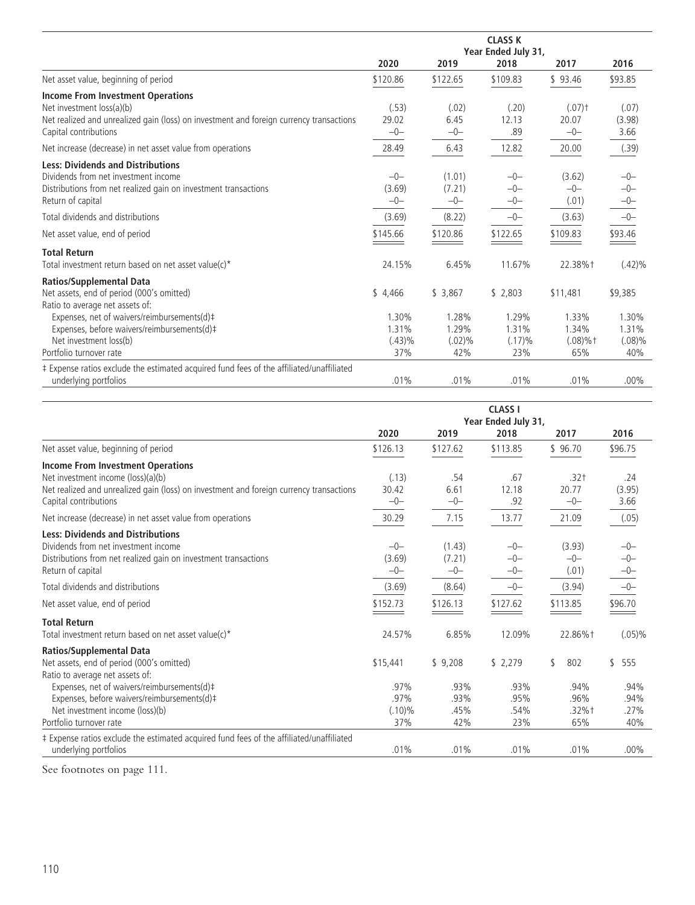| | CLASS K | | | | |
|---|---|---|---|---|---|
| | Year Ended July 31, | | | | |
| | 2020 | 2019 | 2018 | 2017 | 2016 |
| Net asset value, beginning of period | $120.86 | $122.65 | $109.83 | $ 93.46 | $93.85 |
| **Income From Investment Operations** | | | | | |
| Net investment loss(a)(b) | (.53) | (.02) | (.20) | (.07)† | (.07) |
| Net realized and unrealized gain (loss) on investment and foreign currency transactions | 29.02 | 6.45 | 12.13 | 20.07 | (3.98) |
| Capital contributions | –0– | –0– | .89 | –0– | 3.66 |
| Net increase (decrease) in net asset value from operations | 28.49 | 6.43 | 12.82 | 20.00 | (.39) |
| **Less: Dividends and Distributions** | | | | | |
| Dividends from net investment income | –0– | (1.01) | –0– | (3.62) | –0– |
| Distributions from net realized gain on investment transactions | (3.69) | (7.21) | –0– | –0– | –0– |
| Return of capital | –0– | –0– | –0– | (.01) | –0– |
| Total dividends and distributions | (3.69) | (8.22) | –0– | (3.63) | –0– |
| Net asset value, end of period | $145.66 | $120.86 | $122.65 | $109.83 | $93.46 |
| **Total Return** | | | | | |
| Total investment return based on net asset value(c)* | 24.15% | 6.45% | 11.67% | 22.38%† | (.42)% |
| **Ratios/Supplemental Data** | | | | | |
| Net assets, end of period (000's omitted) | $ 4,466 | $ 3,867 | $ 2,803 | $11,481 | $9,385 |
| Ratio to average net assets of: | | | | | |
| Expenses, net of waivers/reimbursements(d)‡ | 1.30% | 1.28% | 1.29% | 1.33% | 1.30% |
| Expenses, before waivers/reimbursements(d)‡ | 1.31% | 1.29% | 1.31% | 1.34% | 1.31% |
| Net investment loss(b) | (.43)% | (.02)% | (.17)% | (.08)%† | (.08)% |
| Portfolio turnover rate | 37% | 42% | 23% | 65% | 40% |
| ‡ Expense ratios exclude the estimated acquired fund fees of the affiliated/unaffiliated underlying portfolios | .01% | .01% | .01% | .01% | .00% |

| | CLASS I | | | | |
|---|---|---|---|---|---|
| | Year Ended July 31, | | | | |
| | 2020 | 2019 | 2018 | 2017 | 2016 |
| Net asset value, beginning of period | $126.13 | $127.62 | $113.85 | $ 96.70 | $96.75 |
| **Income From Investment Operations** | | | | | |
| Net investment income (loss)(a)(b) | (.13) | .54 | .67 | .32† | .24 |
| Net realized and unrealized gain (loss) on investment and foreign currency transactions | 30.42 | 6.61 | 12.18 | 20.77 | (3.95) |
| Capital contributions | –0– | –0– | .92 | –0– | 3.66 |
| Net increase (decrease) in net asset value from operations | 30.29 | 7.15 | 13.77 | 21.09 | (.05) |
| **Less: Dividends and Distributions** | | | | | |
| Dividends from net investment income | –0– | (1.43) | –0– | (3.93) | –0– |
| Distributions from net realized gain on investment transactions | (3.69) | (7.21) | –0– | –0– | –0– |
| Return of capital | –0– | –0– | –0– | (.01) | –0– |
| Total dividends and distributions | (3.69) | (8.64) | –0– | (3.94) | –0– |
| Net asset value, end of period | $152.73 | $126.13 | $127.62 | $113.85 | $96.70 |
| **Total Return** | | | | | |
| Total investment return based on net asset value(c)* | 24.57% | 6.85% | 12.09% | 22.86%† | (.05)% |
| **Ratios/Supplemental Data** | | | | | |
| Net assets, end of period (000's omitted) | $15,441 | $ 9,208 | $ 2,279 | $ 802 | $ 555 |
| Ratio to average net assets of: | | | | | |
| Expenses, net of waivers/reimbursements(d)‡ | .97% | .93% | .93% | .94% | .94% |
| Expenses, before waivers/reimbursements(d)‡ | .97% | .93% | .95% | .96% | .94% |
| Net investment income (loss)(b) | (.10)% | .45% | .54% | .32%† | .27% |
| Portfolio turnover rate | 37% | 42% | 23% | 65% | 40% |
| ‡ Expense ratios exclude the estimated acquired fund fees of the affiliated/unaffiliated underlying portfolios | .01% | .01% | .01% | .01% | .00% |

See footnotes on page 111.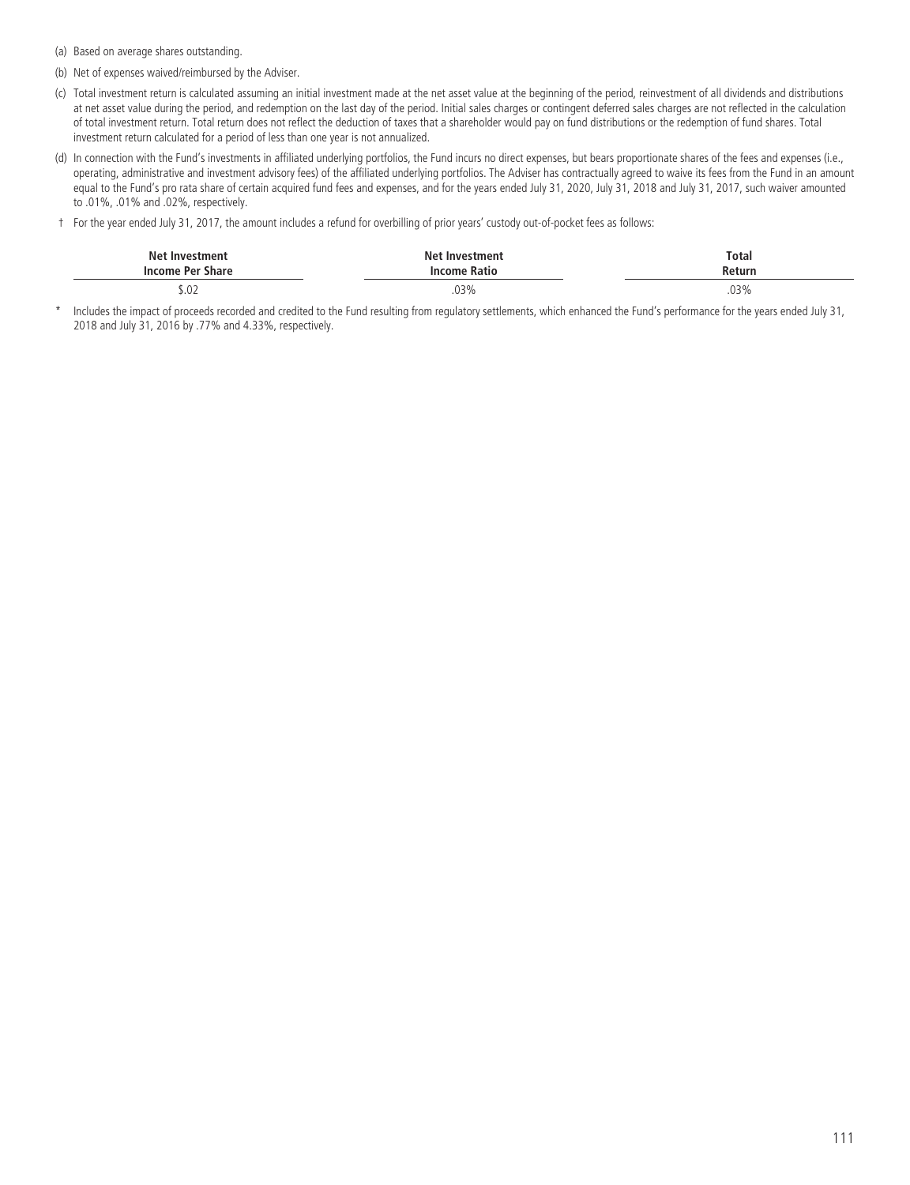(a) Based on average shares outstanding.

(b) Net of expenses waived/reimbursed by the Adviser.

(c) Total investment return is calculated assuming an initial investment made at the net asset value at the beginning of the period, reinvestment of all dividends and distributions at net asset value during the period, and redemption on the last day of the period. Initial sales charges or contingent deferred sales charges are not reflected in the calculation of total investment return. Total return does not reflect the deduction of taxes that a shareholder would pay on fund distributions or the redemption of fund shares. Total investment return calculated for a period of less than one year is not annualized.

(d) In connection with the Fund's investments in affiliated underlying portfolios, the Fund incurs no direct expenses, but bears proportionate shares of the fees and expenses (i.e., operating, administrative and investment advisory fees) of the affiliated underlying portfolios. The Adviser has contractually agreed to waive its fees from the Fund in an amount equal to the Fund's pro rata share of certain acquired fund fees and expenses, and for the years ended July 31, 2020, July 31, 2018 and July 31, 2017, such waiver amounted to .01%, .01% and .02%, respectively.

† For the year ended July 31, 2017, the amount includes a refund for overbilling of prior years' custody out-of-pocket fees as follows:

| Net Investment Income Per Share | Net Investment Income Ratio | Total Return |
|---|---|---|
| $.02 | .03% | .03% |

\* Includes the impact of proceeds recorded and credited to the Fund resulting from regulatory settlements, which enhanced the Fund's performance for the years ended July 31, 2018 and July 31, 2016 by .77% and 4.33%, respectively.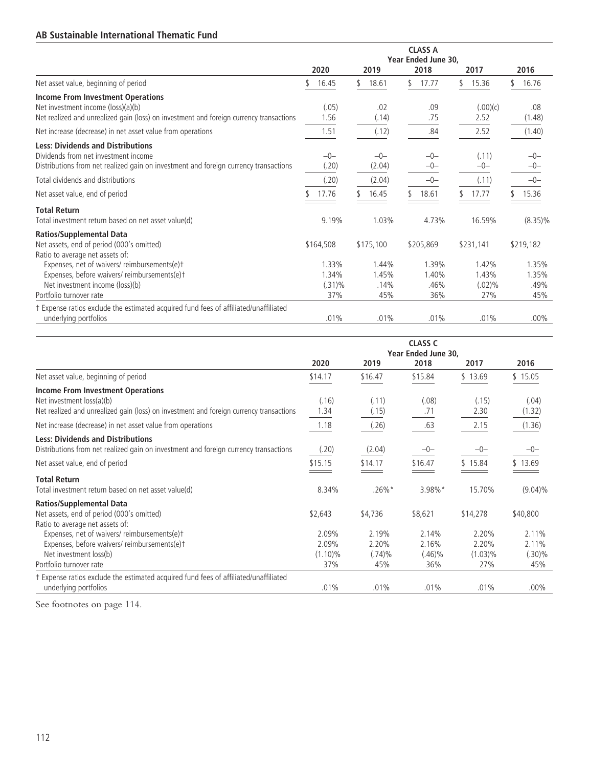## AB Sustainable International Thematic Fund

| | CLASS A | | | | |
|---|---|---|---|---|---|
| | Year Ended June 30, | | | | |
| | 2020 | 2019 | 2018 | 2017 | 2016 |
| Net asset value, beginning of period | $ 16.45 | $ 18.61 | $ 17.77 | $ 15.36 | $ 16.76 |
| **Income From Investment Operations** | | | | | |
| Net investment income (loss)(a)(b) | (.05) | .02 | .09 | (.00)(c) | .08 |
| Net realized and unrealized gain (loss) on investment and foreign currency transactions | 1.56 | (.14) | .75 | 2.52 | (1.48) |
| Net increase (decrease) in net asset value from operations | 1.51 | (.12) | .84 | 2.52 | (1.40) |
| **Less: Dividends and Distributions** | | | | | |
| Dividends from net investment income | –0– | –0– | –0– | (.11) | –0– |
| Distributions from net realized gain on investment and foreign currency transactions | (.20) | (2.04) | –0– | –0– | –0– |
| Total dividends and distributions | (.20) | (2.04) | –0– | (.11) | –0– |
| Net asset value, end of period | $ 17.76 | $ 16.45 | $ 18.61 | $ 17.77 | $ 15.36 |
| **Total Return** | | | | | |
| Total investment return based on net asset value(d) | 9.19% | 1.03% | 4.73% | 16.59% | (8.35)% |
| **Ratios/Supplemental Data** | | | | | |
| Net assets, end of period (000's omitted) | $164,508 | $175,100 | $205,869 | $231,141 | $219,182 |
| Ratio to average net assets of: | | | | | |
| Expenses, net of waivers/ reimbursements(e)† | 1.33% | 1.44% | 1.39% | 1.42% | 1.35% |
| Expenses, before waivers/ reimbursements(e)† | 1.34% | 1.45% | 1.40% | 1.43% | 1.35% |
| Net investment income (loss)(b) | (.31)% | .14% | .46% | (.02)% | .49% |
| Portfolio turnover rate | 37% | 45% | 36% | 27% | 45% |
| † Expense ratios exclude the estimated acquired fund fees of affiliated/unaffiliated underlying portfolios | .01% | .01% | .01% | .01% | .00% |

| | CLASS C | | | | |
|---|---|---|---|---|---|
| | Year Ended June 30, | | | | |
| | 2020 | 2019 | 2018 | 2017 | 2016 |
| Net asset value, beginning of period | $14.17 | $16.47 | $15.84 | $ 13.69 | $ 15.05 |
| **Income From Investment Operations** | | | | | |
| Net investment loss(a)(b) | (.16) | (.11) | (.08) | (.15) | (.04) |
| Net realized and unrealized gain (loss) on investment and foreign currency transactions | 1.34 | (.15) | .71 | 2.30 | (1.32) |
| Net increase (decrease) in net asset value from operations | 1.18 | (.26) | .63 | 2.15 | (1.36) |
| **Less: Dividends and Distributions** | | | | | |
| Distributions from net realized gain on investment and foreign currency transactions | (.20) | (2.04) | –0– | –0– | –0– |
| Net asset value, end of period | $15.15 | $14.17 | $16.47 | $ 15.84 | $ 13.69 |
| **Total Return** | | | | | |
| Total investment return based on net asset value(d) | 8.34% | .26%* | 3.98%* | 15.70% | (9.04)% |
| **Ratios/Supplemental Data** | | | | | |
| Net assets, end of period (000's omitted) | $2,643 | $4,736 | $8,621 | $14,278 | $40,800 |
| Ratio to average net assets of: | | | | | |
| Expenses, net of waivers/ reimbursements(e)† | 2.09% | 2.19% | 2.14% | 2.20% | 2.11% |
| Expenses, before waivers/ reimbursements(e)† | 2.09% | 2.20% | 2.16% | 2.20% | 2.11% |
| Net investment loss(b) | (1.10)% | (.74)% | (.46)% | (1.03)% | (.30)% |
| Portfolio turnover rate | 37% | 45% | 36% | 27% | 45% |
| † Expense ratios exclude the estimated acquired fund fees of affiliated/unaffiliated underlying portfolios | .01% | .01% | .01% | .01% | .00% |

See footnotes on page 114.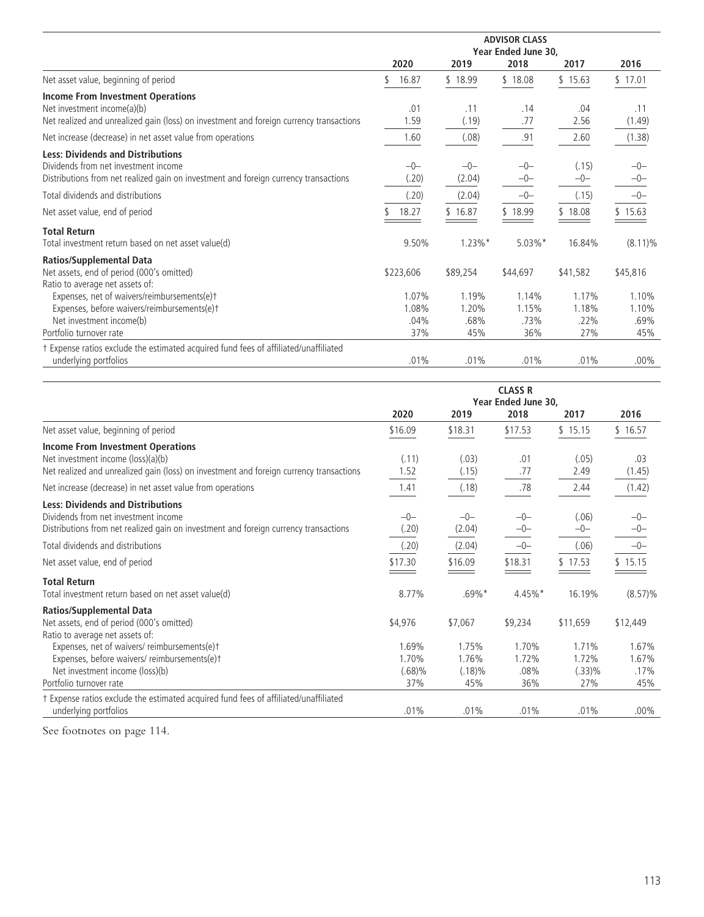| | ADVISOR CLASS | | | | |
|---|---|---|---|---|---|
| | Year Ended June 30, | | | | |
| | 2020 | 2019 | 2018 | 2017 | 2016 |
| Net asset value, beginning of period | $ 16.87 | $ 18.99 | $ 18.08 | $ 15.63 | $ 17.01 |
| **Income From Investment Operations** | | | | | |
| Net investment income(a)(b) | .01 | .11 | .14 | .04 | .11 |
| Net realized and unrealized gain (loss) on investment and foreign currency transactions | 1.59 | (.19) | .77 | 2.56 | (1.49) |
| Net increase (decrease) in net asset value from operations | 1.60 | (.08) | .91 | 2.60 | (1.38) |
| **Less: Dividends and Distributions** | | | | | |
| Dividends from net investment income | –0– | –0– | –0– | (.15) | –0– |
| Distributions from net realized gain on investment and foreign currency transactions | (.20) | (2.04) | –0– | –0– | –0– |
| Total dividends and distributions | (.20) | (2.04) | –0– | (.15) | –0– |
| Net asset value, end of period | $ 18.27 | $ 16.87 | $ 18.99 | $ 18.08 | $ 15.63 |
| **Total Return** | | | | | |
| Total investment return based on net asset value(d) | 9.50% | 1.23%* | 5.03%* | 16.84% | (8.11)% |
| **Ratios/Supplemental Data** | | | | | |
| Net assets, end of period (000's omitted) | $223,606 | $89,254 | $44,697 | $41,582 | $45,816 |
| Ratio to average net assets of: | | | | | |
| Expenses, net of waivers/reimbursements(e)† | 1.07% | 1.19% | 1.14% | 1.17% | 1.10% |
| Expenses, before waivers/reimbursements(e)† | 1.08% | 1.20% | 1.15% | 1.18% | 1.10% |
| Net investment income(b) | .04% | .68% | .73% | .22% | .69% |
| Portfolio turnover rate | 37% | 45% | 36% | 27% | 45% |
| † Expense ratios exclude the estimated acquired fund fees of affiliated/unaffiliated underlying portfolios | .01% | .01% | .01% | .01% | .00% |

| | CLASS R | | | | |
|---|---|---|---|---|---|
| | Year Ended June 30, | | | | |
| | 2020 | 2019 | 2018 | 2017 | 2016 |
| Net asset value, beginning of period | $16.09 | $18.31 | $17.53 | $ 15.15 | $ 16.57 |
| **Income From Investment Operations** | | | | | |
| Net investment income (loss)(a)(b) | (.11) | (.03) | .01 | (.05) | .03 |
| Net realized and unrealized gain (loss) on investment and foreign currency transactions | 1.52 | (.15) | .77 | 2.49 | (1.45) |
| Net increase (decrease) in net asset value from operations | 1.41 | (.18) | .78 | 2.44 | (1.42) |
| **Less: Dividends and Distributions** | | | | | |
| Dividends from net investment income | –0– | –0– | –0– | (.06) | –0– |
| Distributions from net realized gain on investment and foreign currency transactions | (.20) | (2.04) | –0– | –0– | –0– |
| Total dividends and distributions | (.20) | (2.04) | –0– | (.06) | –0– |
| Net asset value, end of period | $17.30 | $16.09 | $18.31 | $ 17.53 | $ 15.15 |
| **Total Return** | | | | | |
| Total investment return based on net asset value(d) | 8.77% | .69%* | 4.45%* | 16.19% | (8.57)% |
| **Ratios/Supplemental Data** | | | | | |
| Net assets, end of period (000's omitted) | $4,976 | $7,067 | $9,234 | $11,659 | $12,449 |
| Ratio to average net assets of: | | | | | |
| Expenses, net of waivers/ reimbursements(e)† | 1.69% | 1.75% | 1.70% | 1.71% | 1.67% |
| Expenses, before waivers/ reimbursements(e)† | 1.70% | 1.76% | 1.72% | 1.72% | 1.67% |
| Net investment income (loss)(b) | (.68)% | (.18)% | .08% | (.33)% | .17% |
| Portfolio turnover rate | 37% | 45% | 36% | 27% | 45% |
| † Expense ratios exclude the estimated acquired fund fees of affiliated/unaffiliated underlying portfolios | .01% | .01% | .01% | .01% | .00% |

See footnotes on page 114.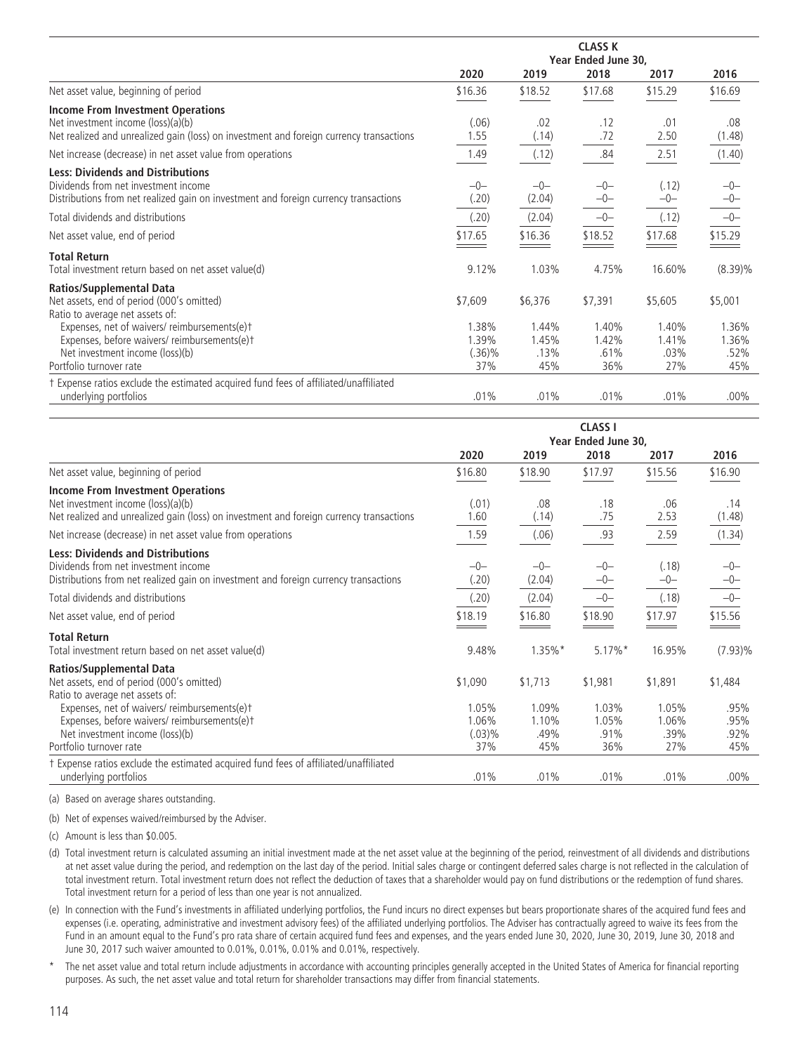| | CLASS K | | | | |
|---|---|---|---|---|---|
| | Year Ended June 30, | | | | |
| | 2020 | 2019 | 2018 | 2017 | 2016 |
| Net asset value, beginning of period | $16.36 | $18.52 | $17.68 | $15.29 | $16.69 |
| **Income From Investment Operations** | | | | | |
| Net investment income (loss)(a)(b) | (.06) | .02 | .12 | .01 | .08 |
| Net realized and unrealized gain (loss) on investment and foreign currency transactions | 1.55 | (.14) | .72 | 2.50 | (1.48) |
| Net increase (decrease) in net asset value from operations | 1.49 | (.12) | .84 | 2.51 | (1.40) |
| **Less: Dividends and Distributions** | | | | | |
| Dividends from net investment income | –0– | –0– | –0– | (.12) | –0– |
| Distributions from net realized gain on investment and foreign currency transactions | (.20) | (2.04) | –0– | –0– | –0– |
| Total dividends and distributions | (.20) | (2.04) | –0– | (.12) | –0– |
| Net asset value, end of period | $17.65 | $16.36 | $18.52 | $17.68 | $15.29 |
| **Total Return** | | | | | |
| Total investment return based on net asset value(d) | 9.12% | 1.03% | 4.75% | 16.60% | (8.39)% |
| **Ratios/Supplemental Data** | | | | | |
| Net assets, end of period (000's omitted) | $7,609 | $6,376 | $7,391 | $5,605 | $5,001 |
| Ratio to average net assets of: | | | | | |
| Expenses, net of waivers/ reimbursements(e)† | 1.38% | 1.44% | 1.40% | 1.40% | 1.36% |
| Expenses, before waivers/ reimbursements(e)† | 1.39% | 1.45% | 1.42% | 1.41% | 1.36% |
| Net investment income (loss)(b) | (.36)% | .13% | .61% | .03% | .52% |
| Portfolio turnover rate | 37% | 45% | 36% | 27% | 45% |
| † Expense ratios exclude the estimated acquired fund fees of affiliated/unaffiliated underlying portfolios | .01% | .01% | .01% | .01% | .00% |

| | CLASS I | | | | |
|---|---|---|---|---|---|
| | Year Ended June 30, | | | | |
| | 2020 | 2019 | 2018 | 2017 | 2016 |
| Net asset value, beginning of period | $16.80 | $18.90 | $17.97 | $15.56 | $16.90 |
| **Income From Investment Operations** | | | | | |
| Net investment income (loss)(a)(b) | (.01) | .08 | .18 | .06 | .14 |
| Net realized and unrealized gain (loss) on investment and foreign currency transactions | 1.60 | (.14) | .75 | 2.53 | (1.48) |
| Net increase (decrease) in net asset value from operations | 1.59 | (.06) | .93 | 2.59 | (1.34) |
| **Less: Dividends and Distributions** | | | | | |
| Dividends from net investment income | –0– | –0– | –0– | (.18) | –0– |
| Distributions from net realized gain on investment and foreign currency transactions | (.20) | (2.04) | –0– | –0– | –0– |
| Total dividends and distributions | (.20) | (2.04) | –0– | (.18) | –0– |
| Net asset value, end of period | $18.19 | $16.80 | $18.90 | $17.97 | $15.56 |
| **Total Return** | | | | | |
| Total investment return based on net asset value(d) | 9.48% | 1.35%* | 5.17%* | 16.95% | (7.93)% |
| **Ratios/Supplemental Data** | | | | | |
| Net assets, end of period (000's omitted) | $1,090 | $1,713 | $1,981 | $1,891 | $1,484 |
| Ratio to average net assets of: | | | | | |
| Expenses, net of waivers/ reimbursements(e)† | 1.05% | 1.09% | 1.03% | 1.05% | .95% |
| Expenses, before waivers/ reimbursements(e)† | 1.06% | 1.10% | 1.05% | 1.06% | .95% |
| Net investment income (loss)(b) | (.03)% | .49% | .91% | .39% | .92% |
| Portfolio turnover rate | 37% | 45% | 36% | 27% | 45% |
| † Expense ratios exclude the estimated acquired fund fees of affiliated/unaffiliated underlying portfolios | .01% | .01% | .01% | .01% | .00% |

(a) Based on average shares outstanding.

(b) Net of expenses waived/reimbursed by the Adviser.

(c) Amount is less than $0.005.

(d) Total investment return is calculated assuming an initial investment made at the net asset value at the beginning of the period, reinvestment of all dividends and distributions at net asset value during the period, and redemption on the last day of the period. Initial sales charge or contingent deferred sales charge is not reflected in the calculation of total investment return. Total investment return does not reflect the deduction of taxes that a shareholder would pay on fund distributions or the redemption of fund shares. Total investment return for a period of less than one year is not annualized.

(e) In connection with the Fund's investments in affiliated underlying portfolios, the Fund incurs no direct expenses but bears proportionate shares of the acquired fund fees and expenses (i.e. operating, administrative and investment advisory fees) of the affiliated underlying portfolios. The Adviser has contractually agreed to waive its fees from the Fund in an amount equal to the Fund's pro rata share of certain acquired fund fees and expenses, and the years ended June 30, 2020, June 30, 2019, June 30, 2018 and June 30, 2017 such waiver amounted to 0.01%, 0.01%, 0.01% and 0.01%, respectively.

\* The net asset value and total return include adjustments in accordance with accounting principles generally accepted in the United States of America for financial reporting purposes. As such, the net asset value and total return for shareholder transactions may differ from financial statements.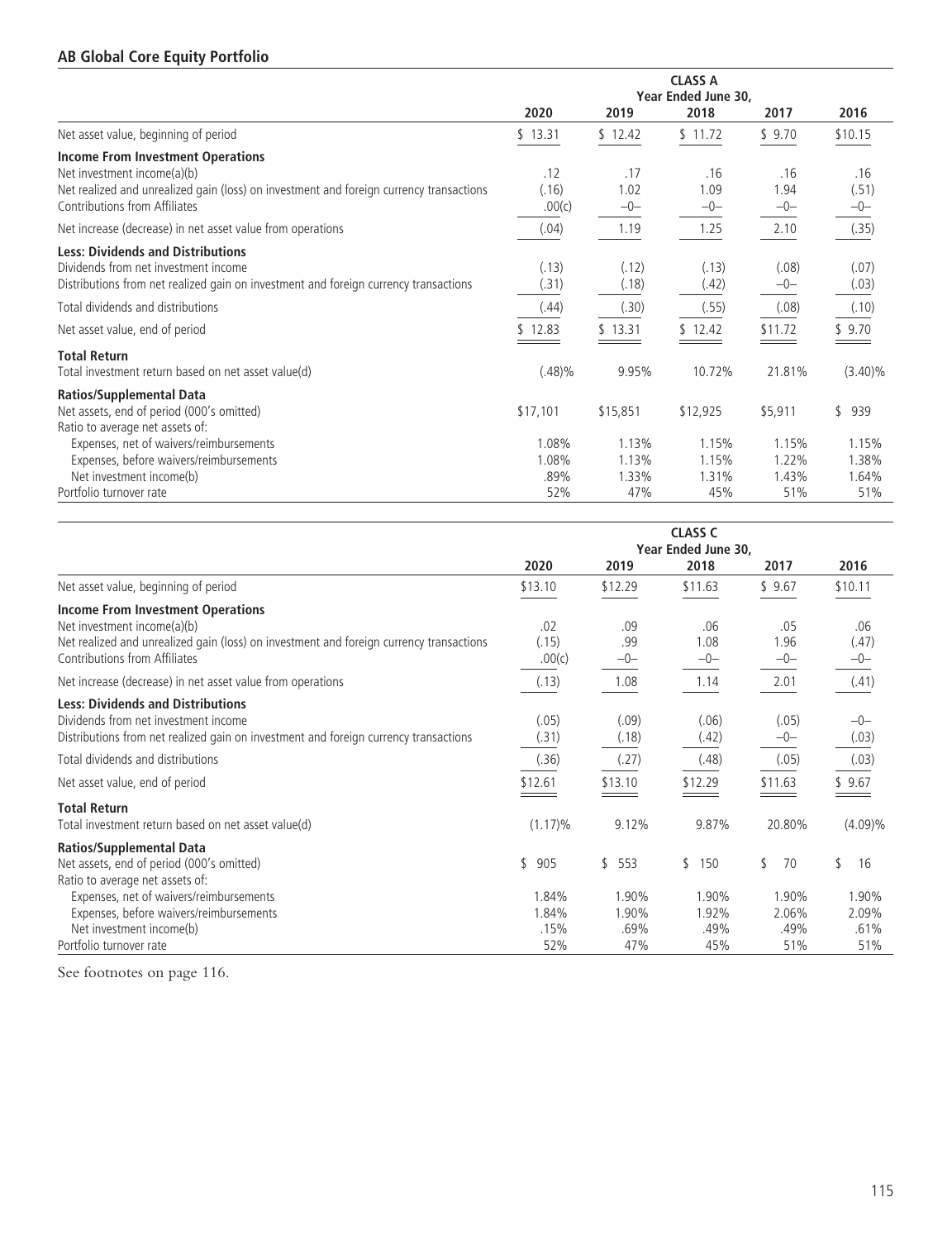## AB Global Core Equity Portfolio

| | CLASS A | | | | |
|---|---|---|---|---|---|
| | Year Ended June 30, | | | | |
| | 2020 | 2019 | 2018 | 2017 | 2016 |
| Net asset value, beginning of period | $ 13.31 | $ 12.42 | $ 11.72 | $ 9.70 | $10.15 |
| **Income From Investment Operations** | | | | | |
| Net investment income(a)(b) | .12 | .17 | .16 | .16 | .16 |
| Net realized and unrealized gain (loss) on investment and foreign currency transactions | (.16) | 1.02 | 1.09 | 1.94 | (.51) |
| Contributions from Affiliates | .00(c) | –0– | –0– | –0– | –0– |
| Net increase (decrease) in net asset value from operations | (.04) | 1.19 | 1.25 | 2.10 | (.35) |
| **Less: Dividends and Distributions** | | | | | |
| Dividends from net investment income | (.13) | (.12) | (.13) | (.08) | (.07) |
| Distributions from net realized gain on investment and foreign currency transactions | (.31) | (.18) | (.42) | –0– | (.03) |
| Total dividends and distributions | (.44) | (.30) | (.55) | (.08) | (.10) |
| Net asset value, end of period | $ 12.83 | $ 13.31 | $ 12.42 | $11.72 | $ 9.70 |
| **Total Return** | | | | | |
| Total investment return based on net asset value(d) | (.48)% | 9.95% | 10.72% | 21.81% | (3.40)% |
| **Ratios/Supplemental Data** | | | | | |
| Net assets, end of period (000's omitted) | $17,101 | $15,851 | $12,925 | $5,911 | $ 939 |
| Ratio to average net assets of: | | | | | |
| Expenses, net of waivers/reimbursements | 1.08% | 1.13% | 1.15% | 1.15% | 1.15% |
| Expenses, before waivers/reimbursements | 1.08% | 1.13% | 1.15% | 1.22% | 1.38% |
| Net investment income(b) | .89% | 1.33% | 1.31% | 1.43% | 1.64% |
| Portfolio turnover rate | 52% | 47% | 45% | 51% | 51% |

| | CLASS C | | | | |
|---|---|---|---|---|---|
| | Year Ended June 30, | | | | |
| | 2020 | 2019 | 2018 | 2017 | 2016 |
| Net asset value, beginning of period | $13.10 | $12.29 | $11.63 | $ 9.67 | $10.11 |
| **Income From Investment Operations** | | | | | |
| Net investment income(a)(b) | .02 | .09 | .06 | .05 | .06 |
| Net realized and unrealized gain (loss) on investment and foreign currency transactions | (.15) | .99 | 1.08 | 1.96 | (.47) |
| Contributions from Affiliates | .00(c) | –0– | –0– | –0– | –0– |
| Net increase (decrease) in net asset value from operations | (.13) | 1.08 | 1.14 | 2.01 | (.41) |
| **Less: Dividends and Distributions** | | | | | |
| Dividends from net investment income | (.05) | (.09) | (.06) | (.05) | –0– |
| Distributions from net realized gain on investment and foreign currency transactions | (.31) | (.18) | (.42) | –0– | (.03) |
| Total dividends and distributions | (.36) | (.27) | (.48) | (.05) | (.03) |
| Net asset value, end of period | $12.61 | $13.10 | $12.29 | $11.63 | $ 9.67 |
| **Total Return** | | | | | |
| Total investment return based on net asset value(d) | (1.17)% | 9.12% | 9.87% | 20.80% | (4.09)% |
| **Ratios/Supplemental Data** | | | | | |
| Net assets, end of period (000's omitted) | $ 905 | $ 553 | $ 150 | $ 70 | $ 16 |
| Ratio to average net assets of: | | | | | |
| Expenses, net of waivers/reimbursements | 1.84% | 1.90% | 1.90% | 1.90% | 1.90% |
| Expenses, before waivers/reimbursements | 1.84% | 1.90% | 1.92% | 2.06% | 2.09% |
| Net investment income(b) | .15% | .69% | .49% | .49% | .61% |
| Portfolio turnover rate | 52% | 47% | 45% | 51% | 51% |

See footnotes on page 116.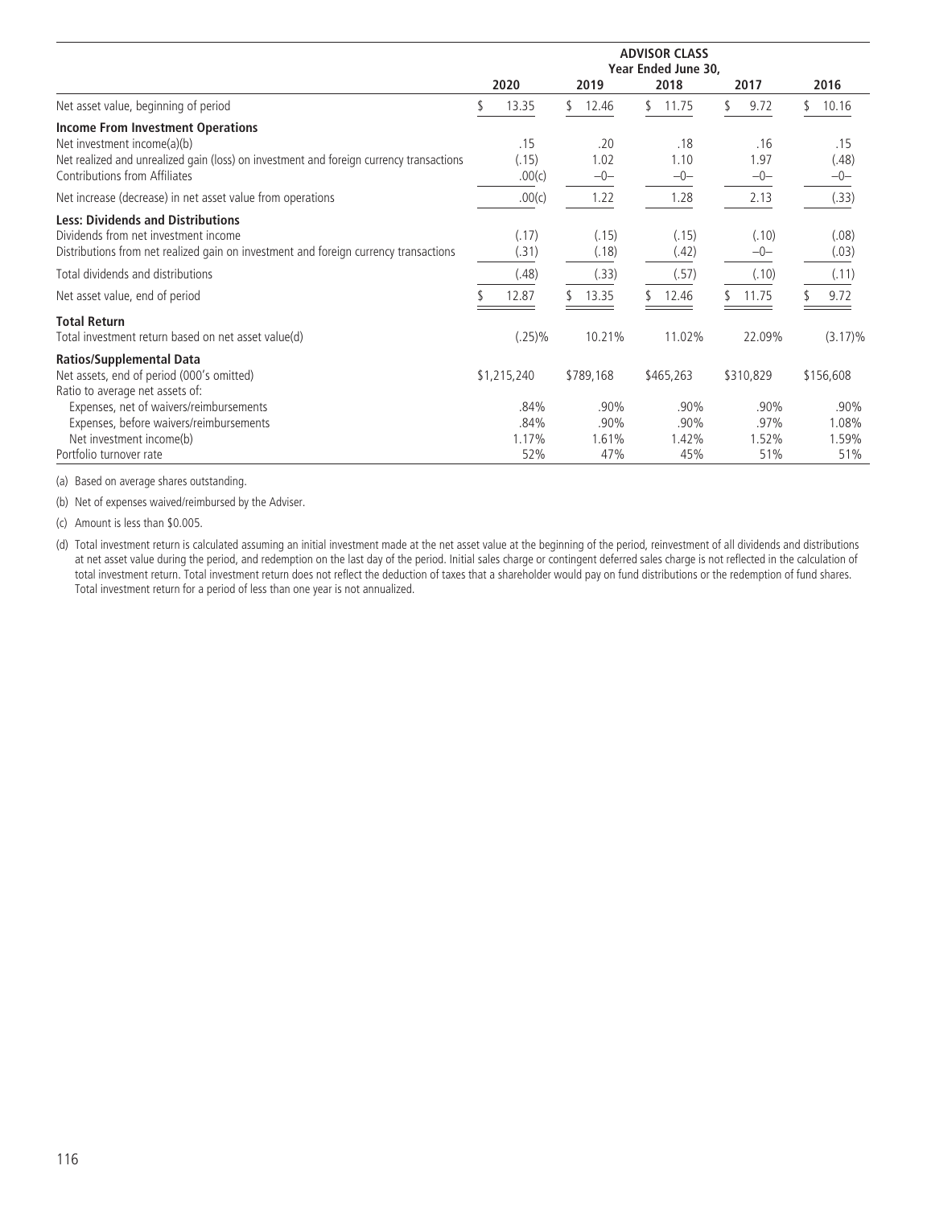| | ADVISOR CLASS Year Ended June 30, | | | | |
|---|---|---|---|---|---|
| | 2020 | 2019 | 2018 | 2017 | 2016 |
| Net asset value, beginning of period | $ 13.35 | $ 12.46 | $ 11.75 | $ 9.72 | $ 10.16 |
| **Income From Investment Operations** | | | | | |
| Net investment income(a)(b) | .15 | .20 | .18 | .16 | .15 |
| Net realized and unrealized gain (loss) on investment and foreign currency transactions | (.15) | 1.02 | 1.10 | 1.97 | (.48) |
| Contributions from Affiliates | .00(c) | –0– | –0– | –0– | –0– |
| Net increase (decrease) in net asset value from operations | .00(c) | 1.22 | 1.28 | 2.13 | (.33) |
| **Less: Dividends and Distributions** | | | | | |
| Dividends from net investment income | (.17) | (.15) | (.15) | (.10) | (.08) |
| Distributions from net realized gain on investment and foreign currency transactions | (.31) | (.18) | (.42) | –0– | (.03) |
| Total dividends and distributions | (.48) | (.33) | (.57) | (.10) | (.11) |
| Net asset value, end of period | $ 12.87 | $ 13.35 | $ 12.46 | $ 11.75 | $ 9.72 |
| **Total Return** | | | | | |
| Total investment return based on net asset value(d) | (.25)% | 10.21% | 11.02% | 22.09% | (3.17)% |
| **Ratios/Supplemental Data** | | | | | |
| Net assets, end of period (000's omitted) | $1,215,240 | $789,168 | $465,263 | $310,829 | $156,608 |
| Ratio to average net assets of: | | | | | |
| Expenses, net of waivers/reimbursements | .84% | .90% | .90% | .90% | .90% |
| Expenses, before waivers/reimbursements | .84% | .90% | .90% | .97% | 1.08% |
| Net investment income(b) | 1.17% | 1.61% | 1.42% | 1.52% | 1.59% |
| Portfolio turnover rate | 52% | 47% | 45% | 51% | 51% |

(a) Based on average shares outstanding.

(b) Net of expenses waived/reimbursed by the Adviser.

(c) Amount is less than $0.005.

(d) Total investment return is calculated assuming an initial investment made at the net asset value at the beginning of the period, reinvestment of all dividends and distributions at net asset value during the period, and redemption on the last day of the period. Initial sales charge or contingent deferred sales charge is not reflected in the calculation of total investment return. Total investment return does not reflect the deduction of taxes that a shareholder would pay on fund distributions or the redemption of fund shares. Total investment return for a period of less than one year is not annualized.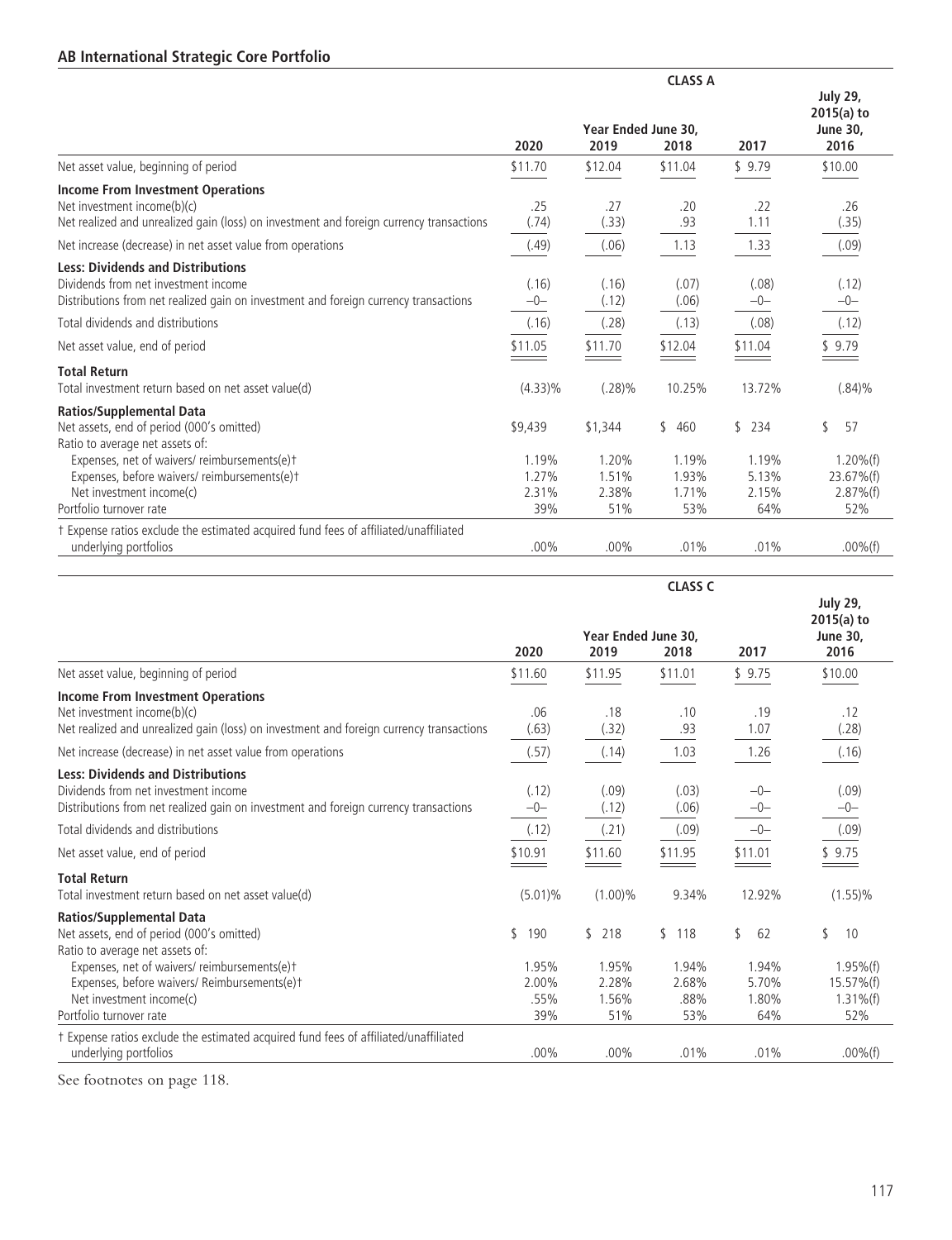## AB International Strategic Core Portfolio

| | CLASS A | | | | |
|---|---|---|---|---|---|
| | Year Ended June 30, | | | | July 29, 2015(a) to June 30, |
| | 2020 | 2019 | 2018 | 2017 | 2016 |
| Net asset value, beginning of period | $11.70 | $12.04 | $11.04 | $ 9.79 | $10.00 |
| **Income From Investment Operations** | | | | | |
| Net investment income(b)(c) | .25 | .27 | .20 | .22 | .26 |
| Net realized and unrealized gain (loss) on investment and foreign currency transactions | (.74) | (.33) | .93 | 1.11 | (.35) |
| Net increase (decrease) in net asset value from operations | (.49) | (.06) | 1.13 | 1.33 | (.09) |
| **Less: Dividends and Distributions** | | | | | |
| Dividends from net investment income | (.16) | (.16) | (.07) | (.08) | (.12) |
| Distributions from net realized gain on investment and foreign currency transactions | –0– | (.12) | (.06) | –0– | –0– |
| Total dividends and distributions | (.16) | (.28) | (.13) | (.08) | (.12) |
| Net asset value, end of period | $11.05 | $11.70 | $12.04 | $11.04 | $ 9.79 |
| **Total Return** | | | | | |
| Total investment return based on net asset value(d) | (4.33)% | (.28)% | 10.25% | 13.72% | (.84)% |
| **Ratios/Supplemental Data** | | | | | |
| Net assets, end of period (000's omitted) | $9,439 | $1,344 | $ 460 | $ 234 | $ 57 |
| Ratio to average net assets of: | | | | | |
| Expenses, net of waivers/ reimbursements(e)† | 1.19% | 1.20% | 1.19% | 1.19% | 1.20%(f) |
| Expenses, before waivers/ reimbursements(e)† | 1.27% | 1.51% | 1.93% | 5.13% | 23.67%(f) |
| Net investment income(c) | 2.31% | 2.38% | 1.71% | 2.15% | 2.87%(f) |
| Portfolio turnover rate | 39% | 51% | 53% | 64% | 52% |
| † Expense ratios exclude the estimated acquired fund fees of affiliated/unaffiliated underlying portfolios | .00% | .00% | .01% | .01% | .00%(f) |

| | CLASS C | | | | |
|---|---|---|---|---|---|
| | Year Ended June 30, | | | | July 29, 2015(a) to June 30, |
| | 2020 | 2019 | 2018 | 2017 | 2016 |
| Net asset value, beginning of period | $11.60 | $11.95 | $11.01 | $ 9.75 | $10.00 |
| **Income From Investment Operations** | | | | | |
| Net investment income(b)(c) | .06 | .18 | .10 | .19 | .12 |
| Net realized and unrealized gain (loss) on investment and foreign currency transactions | (.63) | (.32) | .93 | 1.07 | (.28) |
| Net increase (decrease) in net asset value from operations | (.57) | (.14) | 1.03 | 1.26 | (.16) |
| **Less: Dividends and Distributions** | | | | | |
| Dividends from net investment income | (.12) | (.09) | (.03) | –0– | (.09) |
| Distributions from net realized gain on investment and foreign currency transactions | –0– | (.12) | (.06) | –0– | –0– |
| Total dividends and distributions | (.12) | (.21) | (.09) | –0– | (.09) |
| Net asset value, end of period | $10.91 | $11.60 | $11.95 | $11.01 | $ 9.75 |
| **Total Return** | | | | | |
| Total investment return based on net asset value(d) | (5.01)% | (1.00)% | 9.34% | 12.92% | (1.55)% |
| **Ratios/Supplemental Data** | | | | | |
| Net assets, end of period (000's omitted) | $ 190 | $ 218 | $ 118 | $ 62 | $ 10 |
| Ratio to average net assets of: | | | | | |
| Expenses, net of waivers/ reimbursements(e)† | 1.95% | 1.95% | 1.94% | 1.94% | 1.95%(f) |
| Expenses, before waivers/ Reimbursements(e)† | 2.00% | 2.28% | 2.68% | 5.70% | 15.57%(f) |
| Net investment income(c) | .55% | 1.56% | .88% | 1.80% | 1.31%(f) |
| Portfolio turnover rate | 39% | 51% | 53% | 64% | 52% |
| † Expense ratios exclude the estimated acquired fund fees of affiliated/unaffiliated underlying portfolios | .00% | .00% | .01% | .01% | .00%(f) |

See footnotes on page 118.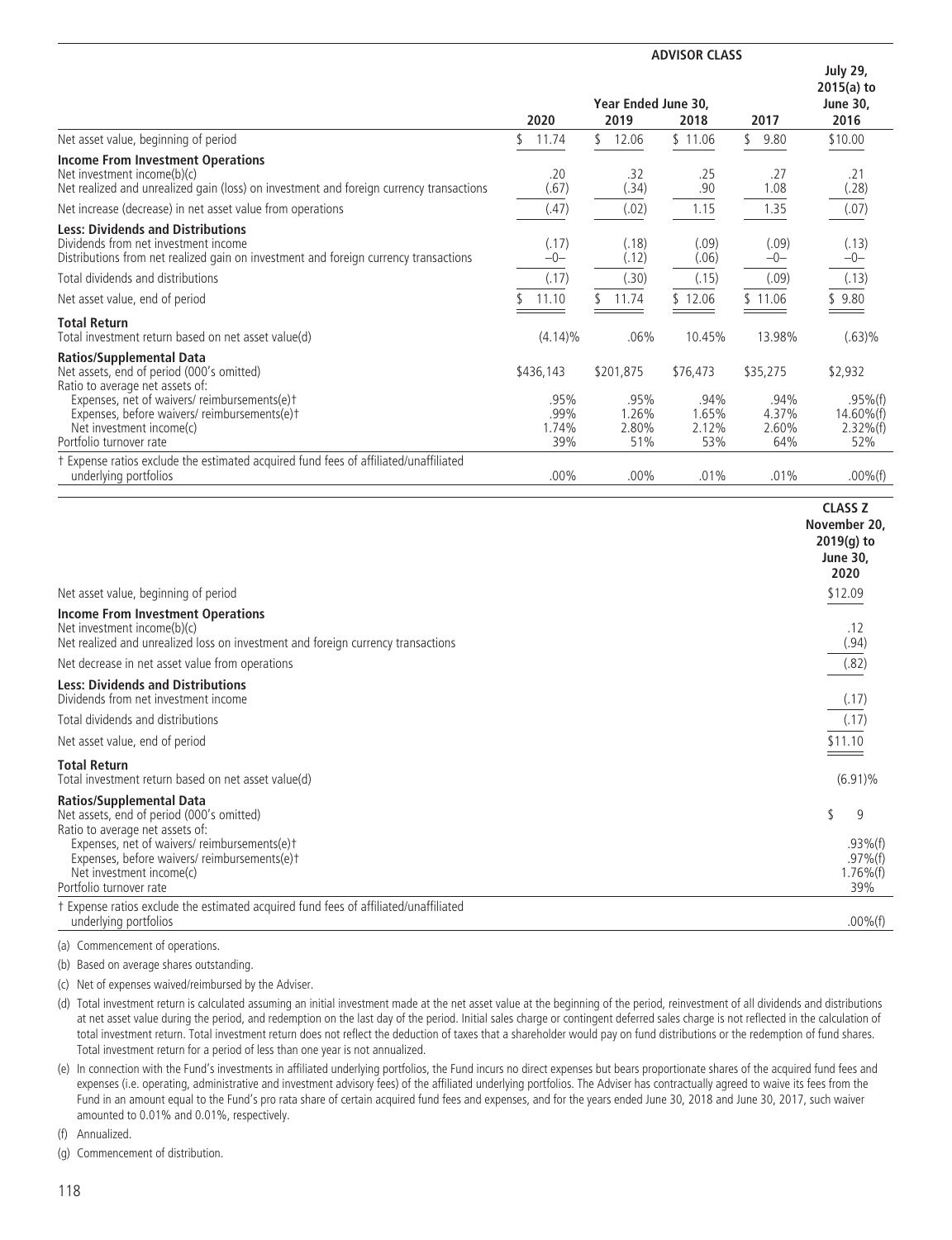| | ADVISOR CLASS | | | | |
|---|---|---|---|---|---|
| | Year Ended June 30, | | | | July 29, 2015(a) to June 30, |
| | 2020 | 2019 | 2018 | 2017 | 2016 |
| Net asset value, beginning of period | $ 11.74 | $ 12.06 | $ 11.06 | $ 9.80 | $10.00 |
| **Income From Investment Operations** | | | | | |
| Net investment income(b)(c) | .20 | .32 | .25 | .27 | .21 |
| Net realized and unrealized gain (loss) on investment and foreign currency transactions | (.67) | (.34) | .90 | 1.08 | (.28) |
| Net increase (decrease) in net asset value from operations | (.47) | (.02) | 1.15 | 1.35 | (.07) |
| **Less: Dividends and Distributions** | | | | | |
| Dividends from net investment income | (.17) | (.18) | (.09) | (.09) | (.13) |
| Distributions from net realized gain on investment and foreign currency transactions | –0– | (.12) | (.06) | –0– | –0– |
| Total dividends and distributions | (.17) | (.30) | (.15) | (.09) | (.13) |
| Net asset value, end of period | $ 11.10 | $ 11.74 | $ 12.06 | $ 11.06 | $ 9.80 |
| **Total Return** | | | | | |
| Total investment return based on net asset value(d) | (4.14)% | .06% | 10.45% | 13.98% | (.63)% |
| **Ratios/Supplemental Data** | | | | | |
| Net assets, end of period (000's omitted) | $436,143 | $201,875 | $76,473 | $35,275 | $2,932 |
| Ratio to average net assets of: | | | | | |
| Expenses, net of waivers/ reimbursements(e)† | .95% | .95% | .94% | .94% | .95%(f) |
| Expenses, before waivers/ reimbursements(e)† | .99% | 1.26% | 1.65% | 4.37% | 14.60%(f) |
| Net investment income(c) | 1.74% | 2.80% | 2.12% | 2.60% | 2.32%(f) |
| Portfolio turnover rate | 39% | 51% | 53% | 64% | 52% |
| † Expense ratios exclude the estimated acquired fund fees of affiliated/unaffiliated underlying portfolios | .00% | .00% | .01% | .01% | .00%(f) |

| | CLASS Z November 20, 2019(g) to June 30, 2020 |
|---|---|
| Net asset value, beginning of period | $12.09 |
| **Income From Investment Operations** | |
| Net investment income(b)(c) | .12 |
| Net realized and unrealized loss on investment and foreign currency transactions | (.94) |
| Net decrease in net asset value from operations | (.82) |
| **Less: Dividends and Distributions** | |
| Dividends from net investment income | (.17) |
| Total dividends and distributions | (.17) |
| Net asset value, end of period | $11.10 |
| **Total Return** | |
| Total investment return based on net asset value(d) | (6.91)% |
| **Ratios/Supplemental Data** | |
| Net assets, end of period (000's omitted) | $ 9 |
| Ratio to average net assets of: | |
| Expenses, net of waivers/ reimbursements(e)† | .93%(f) |
| Expenses, before waivers/ reimbursements(e)† | .97%(f) |
| Net investment income(c) | 1.76%(f) |
| Portfolio turnover rate | 39% |
| † Expense ratios exclude the estimated acquired fund fees of affiliated/unaffiliated underlying portfolios | .00%(f) |

(a) Commencement of operations.

(b) Based on average shares outstanding.

(c) Net of expenses waived/reimbursed by the Adviser.

(d) Total investment return is calculated assuming an initial investment made at the net asset value at the beginning of the period, reinvestment of all dividends and distributions at net asset value during the period, and redemption on the last day of the period. Initial sales charge or contingent deferred sales charge is not reflected in the calculation of total investment return. Total investment return does not reflect the deduction of taxes that a shareholder would pay on fund distributions or the redemption of fund shares. Total investment return for a period of less than one year is not annualized.

(e) In connection with the Fund's investments in affiliated underlying portfolios, the Fund incurs no direct expenses but bears proportionate shares of the acquired fund fees and expenses (i.e. operating, administrative and investment advisory fees) of the affiliated underlying portfolios. The Adviser has contractually agreed to waive its fees from the Fund in an amount equal to the Fund's pro rata share of certain acquired fund fees and expenses, and for the years ended June 30, 2018 and June 30, 2017, such waiver amounted to 0.01% and 0.01%, respectively.

(f) Annualized.

(g) Commencement of distribution.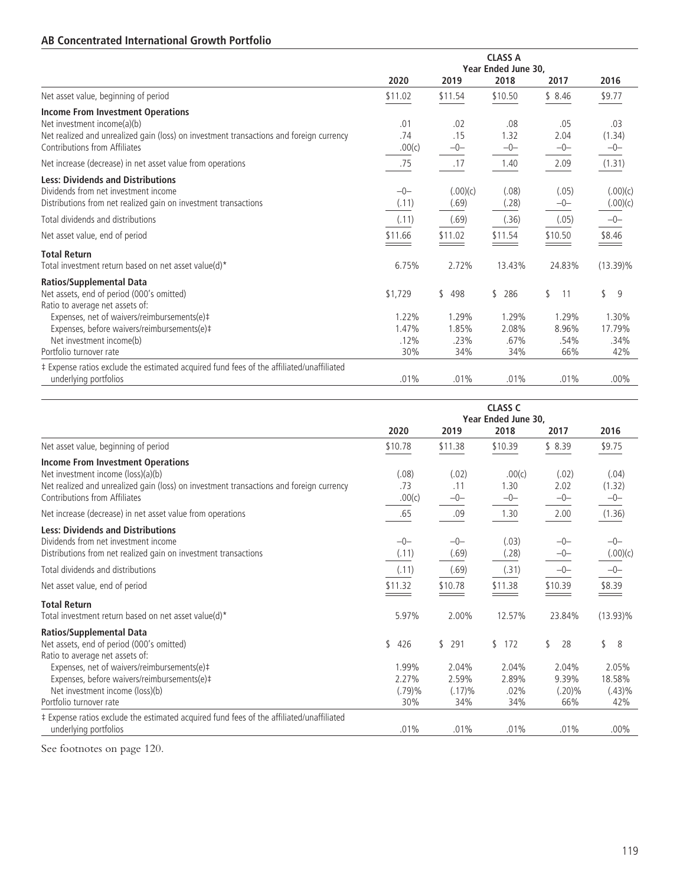## AB Concentrated International Growth Portfolio

| | CLASS A Year Ended June 30, | | | | |
|---|---|---|---|---|---|
| | 2020 | 2019 | 2018 | 2017 | 2016 |
| Net asset value, beginning of period | $11.02 | $11.54 | $10.50 | $ 8.46 | $9.77 |
| **Income From Investment Operations** | | | | | |
| Net investment income(a)(b) | .01 | .02 | .08 | .05 | .03 |
| Net realized and unrealized gain (loss) on investment transactions and foreign currency | .74 | .15 | 1.32 | 2.04 | (1.34) |
| Contributions from Affiliates | .00(c) | –0– | –0– | –0– | –0– |
| Net increase (decrease) in net asset value from operations | .75 | .17 | 1.40 | 2.09 | (1.31) |
| **Less: Dividends and Distributions** | | | | | |
| Dividends from net investment income | –0– | (.00)(c) | (.08) | (.05) | (.00)(c) |
| Distributions from net realized gain on investment transactions | (.11) | (.69) | (.28) | –0– | (.00)(c) |
| Total dividends and distributions | (.11) | (.69) | (.36) | (.05) | –0– |
| Net asset value, end of period | $11.66 | $11.02 | $11.54 | $10.50 | $8.46 |
| **Total Return** | | | | | |
| Total investment return based on net asset value(d)* | 6.75% | 2.72% | 13.43% | 24.83% | (13.39)% |
| **Ratios/Supplemental Data** | | | | | |
| Net assets, end of period (000's omitted) | $1,729 | $ 498 | $ 286 | $ 11 | $ 9 |
| Ratio to average net assets of: | | | | | |
| Expenses, net of waivers/reimbursements(e)‡ | 1.22% | 1.29% | 1.29% | 1.29% | 1.30% |
| Expenses, before waivers/reimbursements(e)‡ | 1.47% | 1.85% | 2.08% | 8.96% | 17.79% |
| Net investment income(b) | .12% | .23% | .67% | .54% | .34% |
| Portfolio turnover rate | 30% | 34% | 34% | 66% | 42% |
| ‡ Expense ratios exclude the estimated acquired fund fees of the affiliated/unaffiliated underlying portfolios | .01% | .01% | .01% | .01% | .00% |

| | CLASS C Year Ended June 30, | | | | |
|---|---|---|---|---|---|
| | 2020 | 2019 | 2018 | 2017 | 2016 |
| Net asset value, beginning of period | $10.78 | $11.38 | $10.39 | $ 8.39 | $9.75 |
| **Income From Investment Operations** | | | | | |
| Net investment income (loss)(a)(b) | (.08) | (.02) | .00(c) | (.02) | (.04) |
| Net realized and unrealized gain (loss) on investment transactions and foreign currency | .73 | .11 | 1.30 | 2.02 | (1.32) |
| Contributions from Affiliates | .00(c) | –0– | –0– | –0– | –0– |
| Net increase (decrease) in net asset value from operations | .65 | .09 | 1.30 | 2.00 | (1.36) |
| **Less: Dividends and Distributions** | | | | | |
| Dividends from net investment income | –0– | –0– | (.03) | –0– | –0– |
| Distributions from net realized gain on investment transactions | (.11) | (.69) | (.28) | –0– | (.00)(c) |
| Total dividends and distributions | (.11) | (.69) | (.31) | –0– | –0– |
| Net asset value, end of period | $11.32 | $10.78 | $11.38 | $10.39 | $8.39 |
| **Total Return** | | | | | |
| Total investment return based on net asset value(d)* | 5.97% | 2.00% | 12.57% | 23.84% | (13.93)% |
| **Ratios/Supplemental Data** | | | | | |
| Net assets, end of period (000's omitted) | $ 426 | $ 291 | $ 172 | $ 28 | $ 8 |
| Ratio to average net assets of: | | | | | |
| Expenses, net of waivers/reimbursements(e)‡ | 1.99% | 2.04% | 2.04% | 2.04% | 2.05% |
| Expenses, before waivers/reimbursements(e)‡ | 2.27% | 2.59% | 2.89% | 9.39% | 18.58% |
| Net investment income (loss)(b) | (.79)% | (.17)% | .02% | (.20)% | (.43)% |
| Portfolio turnover rate | 30% | 34% | 34% | 66% | 42% |
| ‡ Expense ratios exclude the estimated acquired fund fees of the affiliated/unaffiliated underlying portfolios | .01% | .01% | .01% | .01% | .00% |

See footnotes on page 120.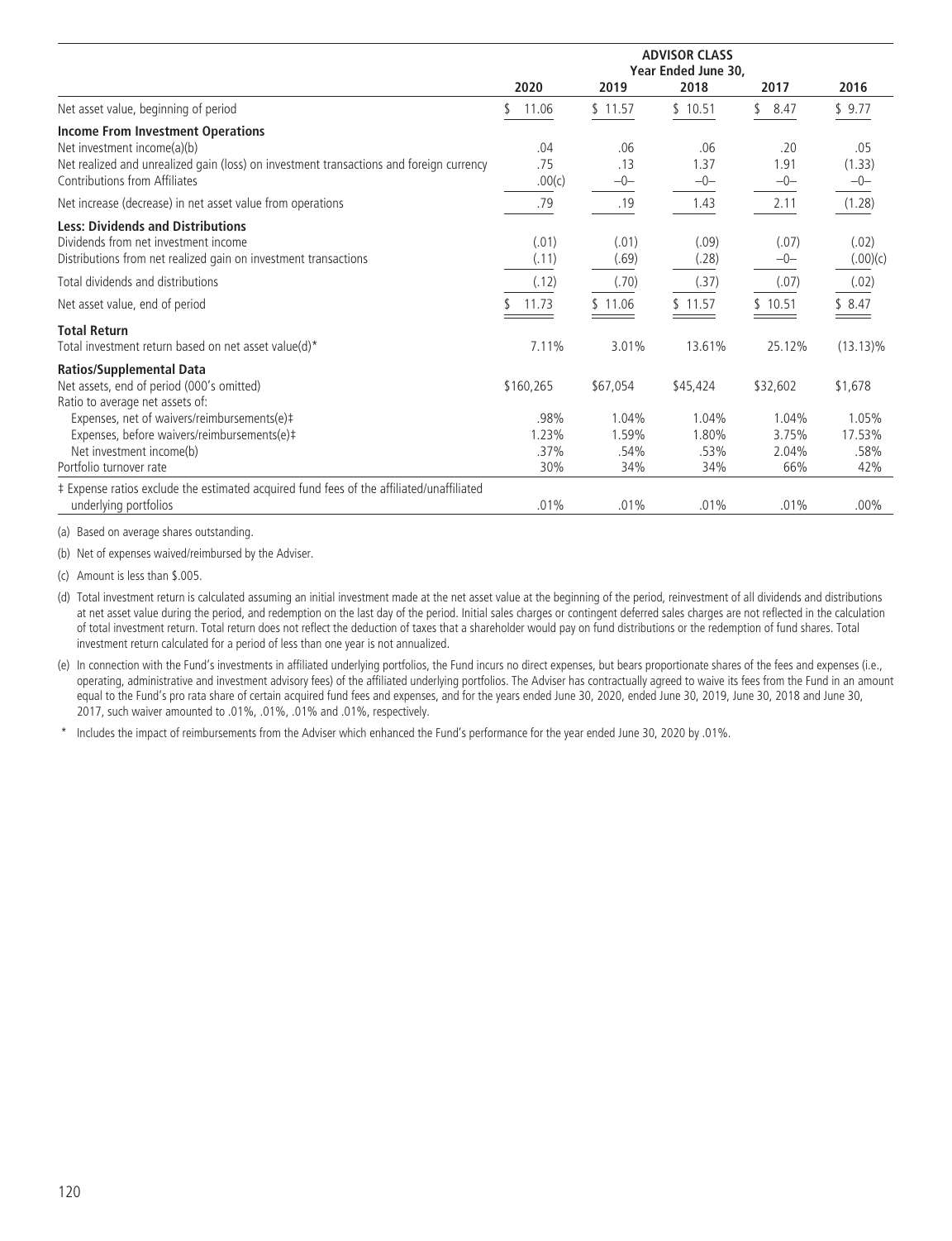| | ADVISOR CLASS | | | | |
|---|---|---|---|---|---|
| | Year Ended June 30, | | | | |
| | 2020 | 2019 | 2018 | 2017 | 2016 |
| Net asset value, beginning of period | $ 11.06 | $ 11.57 | $ 10.51 | $ 8.47 | $ 9.77 |
| **Income From Investment Operations** | | | | | |
| Net investment income(a)(b) | .04 | .06 | .06 | .20 | .05 |
| Net realized and unrealized gain (loss) on investment transactions and foreign currency | .75 | .13 | 1.37 | 1.91 | (1.33) |
| Contributions from Affiliates | .00(c) | –0– | –0– | –0– | –0– |
| Net increase (decrease) in net asset value from operations | .79 | .19 | 1.43 | 2.11 | (1.28) |
| **Less: Dividends and Distributions** | | | | | |
| Dividends from net investment income | (.01) | (.01) | (.09) | (.07) | (.02) |
| Distributions from net realized gain on investment transactions | (.11) | (.69) | (.28) | –0– | (.00)(c) |
| Total dividends and distributions | (.12) | (.70) | (.37) | (.07) | (.02) |
| Net asset value, end of period | $ 11.73 | $ 11.06 | $ 11.57 | $ 10.51 | $ 8.47 |
| **Total Return** | | | | | |
| Total investment return based on net asset value(d)* | 7.11% | 3.01% | 13.61% | 25.12% | (13.13)% |
| **Ratios/Supplemental Data** | | | | | |
| Net assets, end of period (000's omitted) | $160,265 | $67,054 | $45,424 | $32,602 | $1,678 |
| Ratio to average net assets of: | | | | | |
| Expenses, net of waivers/reimbursements(e)‡ | .98% | 1.04% | 1.04% | 1.04% | 1.05% |
| Expenses, before waivers/reimbursements(e)‡ | 1.23% | 1.59% | 1.80% | 3.75% | 17.53% |
| Net investment income(b) | .37% | .54% | .53% | 2.04% | .58% |
| Portfolio turnover rate | 30% | 34% | 34% | 66% | 42% |
| ‡ Expense ratios exclude the estimated acquired fund fees of the affiliated/unaffiliated underlying portfolios | .01% | .01% | .01% | .01% | .00% |

(a) Based on average shares outstanding.

(b) Net of expenses waived/reimbursed by the Adviser.

(c) Amount is less than $.005.

(d) Total investment return is calculated assuming an initial investment made at the net asset value at the beginning of the period, reinvestment of all dividends and distributions at net asset value during the period, and redemption on the last day of the period. Initial sales charges or contingent deferred sales charges are not reflected in the calculation of total investment return. Total return does not reflect the deduction of taxes that a shareholder would pay on fund distributions or the redemption of fund shares. Total investment return calculated for a period of less than one year is not annualized.

(e) In connection with the Fund's investments in affiliated underlying portfolios, the Fund incurs no direct expenses, but bears proportionate shares of the fees and expenses (i.e., operating, administrative and investment advisory fees) of the affiliated underlying portfolios. The Adviser has contractually agreed to waive its fees from the Fund in an amount equal to the Fund's pro rata share of certain acquired fund fees and expenses, and for the years ended June 30, 2020, ended June 30, 2019, June 30, 2018 and June 30, 2017, such waiver amounted to .01%, .01%, .01% and .01%, respectively.

\* Includes the impact of reimbursements from the Adviser which enhanced the Fund's performance for the year ended June 30, 2020 by .01%.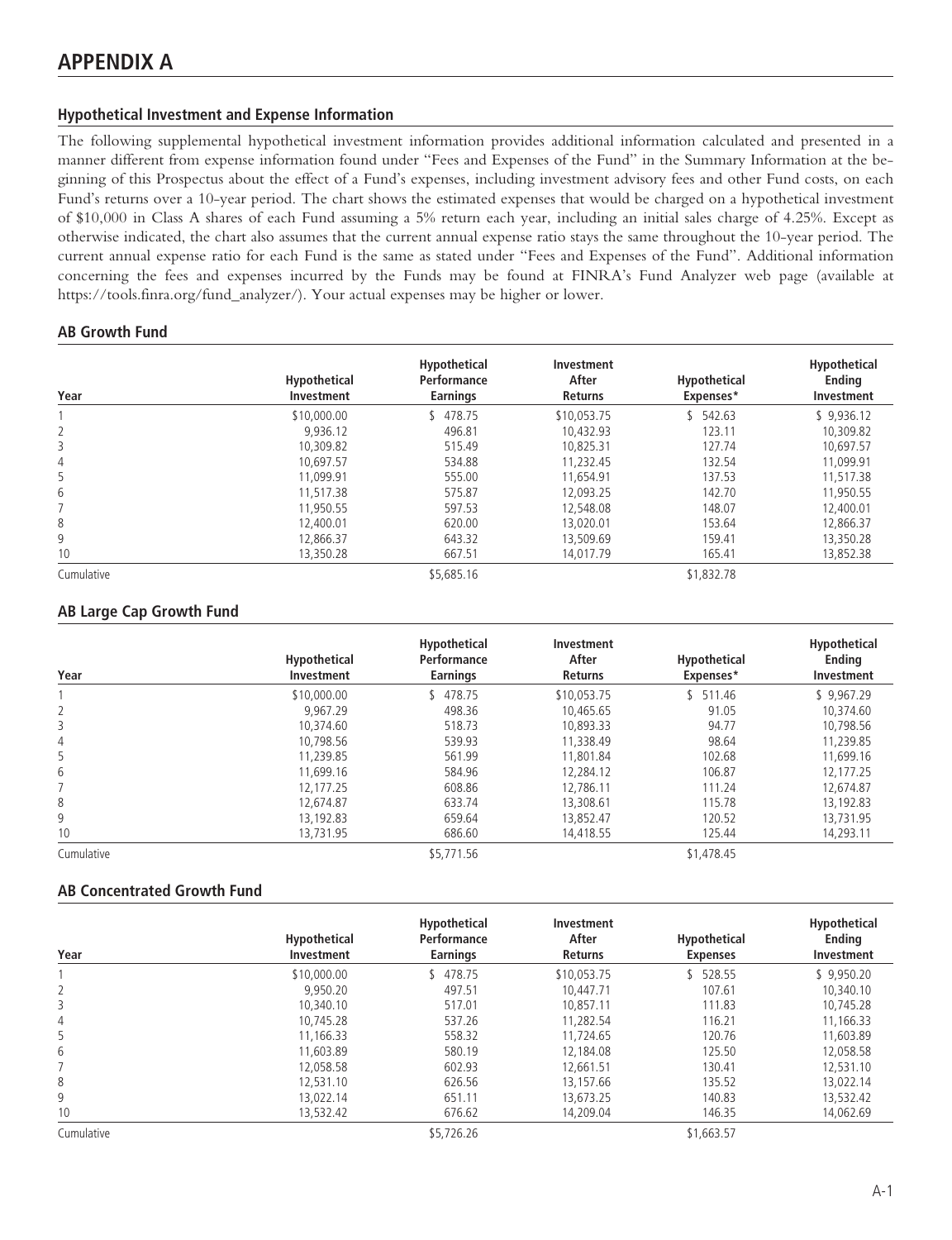# APPENDIX A

## Hypothetical Investment and Expense Information

The following supplemental hypothetical investment information provides additional information calculated and presented in a manner different from expense information found under "Fees and Expenses of the Fund" in the Summary Information at the beginning of this Prospectus about the effect of a Fund's expenses, including investment advisory fees and other Fund costs, on each Fund's returns over a 10-year period. The chart shows the estimated expenses that would be charged on a hypothetical investment of $10,000 in Class A shares of each Fund assuming a 5% return each year, including an initial sales charge of 4.25%. Except as otherwise indicated, the chart also assumes that the current annual expense ratio stays the same throughout the 10-year period. The current annual expense ratio for each Fund is the same as stated under "Fees and Expenses of the Fund". Additional information concerning the fees and expenses incurred by the Funds may be found at FINRA's Fund Analyzer web page (available at https://tools.finra.org/fund_analyzer/). Your actual expenses may be higher or lower.

### AB Growth Fund

| Year | Hypothetical Investment | Hypothetical Performance Earnings | Investment After Returns | Hypothetical Expenses* | Hypothetical Ending Investment |
|---|---|---|---|---|---|
| 1 | $10,000.00 | $ 478.75 | $10,053.75 | $ 542.63 | $ 9,936.12 |
| 2 | 9,936.12 | 496.81 | 10,432.93 | 123.11 | 10,309.82 |
| 3 | 10,309.82 | 515.49 | 10,825.31 | 127.74 | 10,697.57 |
| 4 | 10,697.57 | 534.88 | 11,232.45 | 132.54 | 11,099.91 |
| 5 | 11,099.91 | 555.00 | 11,654.91 | 137.53 | 11,517.38 |
| 6 | 11,517.38 | 575.87 | 12,093.25 | 142.70 | 11,950.55 |
| 7 | 11,950.55 | 597.53 | 12,548.08 | 148.07 | 12,400.01 |
| 8 | 12,400.01 | 620.00 | 13,020.01 | 153.64 | 12,866.37 |
| 9 | 12,866.37 | 643.32 | 13,509.69 | 159.41 | 13,350.28 |
| 10 | 13,350.28 | 667.51 | 14,017.79 | 165.41 | 13,852.38 |
| Cumulative | | $5,685.16 | | $1,832.78 | |

### AB Large Cap Growth Fund

| Year | Hypothetical Investment | Hypothetical Performance Earnings | Investment After Returns | Hypothetical Expenses* | Hypothetical Ending Investment |
|---|---|---|---|---|---|
| 1 | $10,000.00 | $ 478.75 | $10,053.75 | $ 511.46 | $ 9,967.29 |
| 2 | 9,967.29 | 498.36 | 10,465.65 | 91.05 | 10,374.60 |
| 3 | 10,374.60 | 518.73 | 10,893.33 | 94.77 | 10,798.56 |
| 4 | 10,798.56 | 539.93 | 11,338.49 | 98.64 | 11,239.85 |
| 5 | 11,239.85 | 561.99 | 11,801.84 | 102.68 | 11,699.16 |
| 6 | 11,699.16 | 584.96 | 12,284.12 | 106.87 | 12,177.25 |
| 7 | 12,177.25 | 608.86 | 12,786.11 | 111.24 | 12,674.87 |
| 8 | 12,674.87 | 633.74 | 13,308.61 | 115.78 | 13,192.83 |
| 9 | 13,192.83 | 659.64 | 13,852.47 | 120.52 | 13,731.95 |
| 10 | 13,731.95 | 686.60 | 14,418.55 | 125.44 | 14,293.11 |
| Cumulative | | $5,771.56 | | $1,478.45 | |

### AB Concentrated Growth Fund

| Year | Hypothetical Investment | Hypothetical Performance Earnings | Investment After Returns | Hypothetical Expenses | Hypothetical Ending Investment |
|---|---|---|---|---|---|
| 1 | $10,000.00 | $ 478.75 | $10,053.75 | $ 528.55 | $ 9,950.20 |
| 2 | 9,950.20 | 497.51 | 10,447.71 | 107.61 | 10,340.10 |
| 3 | 10,340.10 | 517.01 | 10,857.11 | 111.83 | 10,745.28 |
| 4 | 10,745.28 | 537.26 | 11,282.54 | 116.21 | 11,166.33 |
| 5 | 11,166.33 | 558.32 | 11,724.65 | 120.76 | 11,603.89 |
| 6 | 11,603.89 | 580.19 | 12,184.08 | 125.50 | 12,058.58 |
| 7 | 12,058.58 | 602.93 | 12,661.51 | 130.41 | 12,531.10 |
| 8 | 12,531.10 | 626.56 | 13,157.66 | 135.52 | 13,022.14 |
| 9 | 13,022.14 | 651.11 | 13,673.25 | 140.83 | 13,532.42 |
| 10 | 13,532.42 | 676.62 | 14,209.04 | 146.35 | 14,062.69 |
| Cumulative | | $5,726.26 | | $1,663.57 | |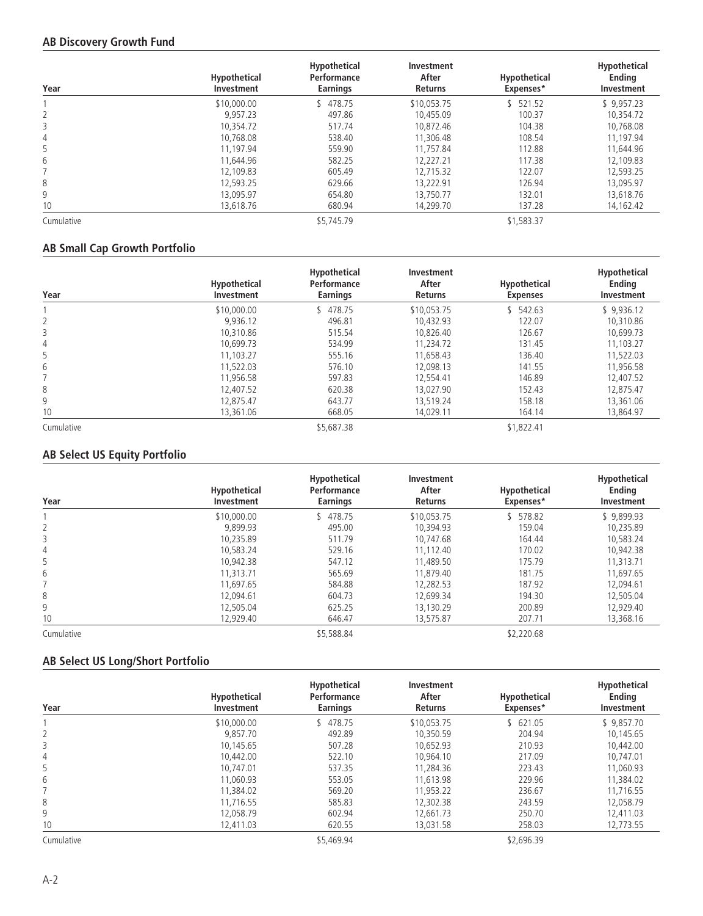### AB Discovery Growth Fund

| Year | Hypothetical Investment | Hypothetical Performance Earnings | Investment After Returns | Hypothetical Expenses* | Hypothetical Ending Investment |
|---|---|---|---|---|---|
| 1 | $10,000.00 | $ 478.75 | $10,053.75 | $ 521.52 | $ 9,957.23 |
| 2 | 9,957.23 | 497.86 | 10,455.09 | 100.37 | 10,354.72 |
| 3 | 10,354.72 | 517.74 | 10,872.46 | 104.38 | 10,768.08 |
| 4 | 10,768.08 | 538.40 | 11,306.48 | 108.54 | 11,197.94 |
| 5 | 11,197.94 | 559.90 | 11,757.84 | 112.88 | 11,644.96 |
| 6 | 11,644.96 | 582.25 | 12,227.21 | 117.38 | 12,109.83 |
| 7 | 12,109.83 | 605.49 | 12,715.32 | 122.07 | 12,593.25 |
| 8 | 12,593.25 | 629.66 | 13,222.91 | 126.94 | 13,095.97 |
| 9 | 13,095.97 | 654.80 | 13,750.77 | 132.01 | 13,618.76 |
| 10 | 13,618.76 | 680.94 | 14,299.70 | 137.28 | 14,162.42 |
| Cumulative | | $5,745.79 | | $1,583.37 | |

### AB Small Cap Growth Portfolio

| Year | Hypothetical Investment | Hypothetical Performance Earnings | Investment After Returns | Hypothetical Expenses | Hypothetical Ending Investment |
|---|---|---|---|---|---|
| 1 | $10,000.00 | $ 478.75 | $10,053.75 | $ 542.63 | $ 9,936.12 |
| 2 | 9,936.12 | 496.81 | 10,432.93 | 122.07 | 10,310.86 |
| 3 | 10,310.86 | 515.54 | 10,826.40 | 126.67 | 10,699.73 |
| 4 | 10,699.73 | 534.99 | 11,234.72 | 131.45 | 11,103.27 |
| 5 | 11,103.27 | 555.16 | 11,658.43 | 136.40 | 11,522.03 |
| 6 | 11,522.03 | 576.10 | 12,098.13 | 141.55 | 11,956.58 |
| 7 | 11,956.58 | 597.83 | 12,554.41 | 146.89 | 12,407.52 |
| 8 | 12,407.52 | 620.38 | 13,027.90 | 152.43 | 12,875.47 |
| 9 | 12,875.47 | 643.77 | 13,519.24 | 158.18 | 13,361.06 |
| 10 | 13,361.06 | 668.05 | 14,029.11 | 164.14 | 13,864.97 |
| Cumulative | | $5,687.38 | | $1,822.41 | |

### AB Select US Equity Portfolio

| Year | Hypothetical Investment | Hypothetical Performance Earnings | Investment After Returns | Hypothetical Expenses* | Hypothetical Ending Investment |
|---|---|---|---|---|---|
| 1 | $10,000.00 | $ 478.75 | $10,053.75 | $ 578.82 | $ 9,899.93 |
| 2 | 9,899.93 | 495.00 | 10,394.93 | 159.04 | 10,235.89 |
| 3 | 10,235.89 | 511.79 | 10,747.68 | 164.44 | 10,583.24 |
| 4 | 10,583.24 | 529.16 | 11,112.40 | 170.02 | 10,942.38 |
| 5 | 10,942.38 | 547.12 | 11,489.50 | 175.79 | 11,313.71 |
| 6 | 11,313.71 | 565.69 | 11,879.40 | 181.75 | 11,697.65 |
| 7 | 11,697.65 | 584.88 | 12,282.53 | 187.92 | 12,094.61 |
| 8 | 12,094.61 | 604.73 | 12,699.34 | 194.30 | 12,505.04 |
| 9 | 12,505.04 | 625.25 | 13,130.29 | 200.89 | 12,929.40 |
| 10 | 12,929.40 | 646.47 | 13,575.87 | 207.71 | 13,368.16 |
| Cumulative | | $5,588.84 | | $2,220.68 | |

### AB Select US Long/Short Portfolio

| Year | Hypothetical Investment | Hypothetical Performance Earnings | Investment After Returns | Hypothetical Expenses* | Hypothetical Ending Investment |
|---|---|---|---|---|---|
| 1 | $10,000.00 | $ 478.75 | $10,053.75 | $ 621.05 | $ 9,857.70 |
| 2 | 9,857.70 | 492.89 | 10,350.59 | 204.94 | 10,145.65 |
| 3 | 10,145.65 | 507.28 | 10,652.93 | 210.93 | 10,442.00 |
| 4 | 10,442.00 | 522.10 | 10,964.10 | 217.09 | 10,747.01 |
| 5 | 10,747.01 | 537.35 | 11,284.36 | 223.43 | 11,060.93 |
| 6 | 11,060.93 | 553.05 | 11,613.98 | 229.96 | 11,384.02 |
| 7 | 11,384.02 | 569.20 | 11,953.22 | 236.67 | 11,716.55 |
| 8 | 11,716.55 | 585.83 | 12,302.38 | 243.59 | 12,058.79 |
| 9 | 12,058.79 | 602.94 | 12,661.73 | 250.70 | 12,411.03 |
| 10 | 12,411.03 | 620.55 | 13,031.58 | 258.03 | 12,773.55 |
| Cumulative | | $5,469.94 | | $2,696.39 | |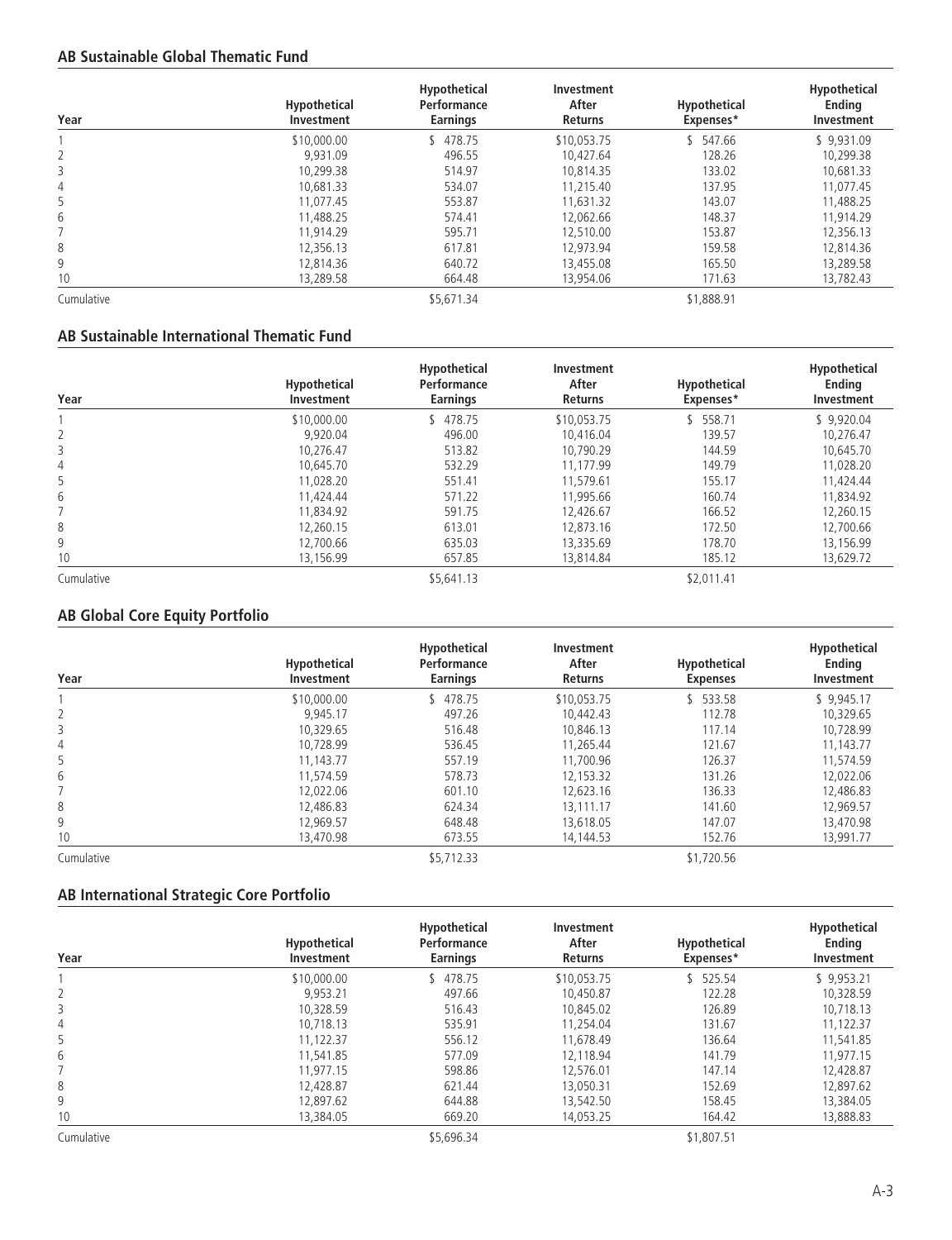### AB Sustainable Global Thematic Fund

| Year | Hypothetical Investment | Hypothetical Performance Earnings | Investment After Returns | Hypothetical Expenses* | Hypothetical Ending Investment |
|---|---|---|---|---|---|
| 1 | $10,000.00 | $ 478.75 | $10,053.75 | $ 547.66 | $ 9,931.09 |
| 2 | 9,931.09 | 496.55 | 10,427.64 | 128.26 | 10,299.38 |
| 3 | 10,299.38 | 514.97 | 10,814.35 | 133.02 | 10,681.33 |
| 4 | 10,681.33 | 534.07 | 11,215.40 | 137.95 | 11,077.45 |
| 5 | 11,077.45 | 553.87 | 11,631.32 | 143.07 | 11,488.25 |
| 6 | 11,488.25 | 574.41 | 12,062.66 | 148.37 | 11,914.29 |
| 7 | 11,914.29 | 595.71 | 12,510.00 | 153.87 | 12,356.13 |
| 8 | 12,356.13 | 617.81 | 12,973.94 | 159.58 | 12,814.36 |
| 9 | 12,814.36 | 640.72 | 13,455.08 | 165.50 | 13,289.58 |
| 10 | 13,289.58 | 664.48 | 13,954.06 | 171.63 | 13,782.43 |
| Cumulative | | $5,671.34 | | $1,888.91 | |

### AB Sustainable International Thematic Fund

| Year | Hypothetical Investment | Hypothetical Performance Earnings | Investment After Returns | Hypothetical Expenses* | Hypothetical Ending Investment |
|---|---|---|---|---|---|
| 1 | $10,000.00 | $ 478.75 | $10,053.75 | $ 558.71 | $ 9,920.04 |
| 2 | 9,920.04 | 496.00 | 10,416.04 | 139.57 | 10,276.47 |
| 3 | 10,276.47 | 513.82 | 10,790.29 | 144.59 | 10,645.70 |
| 4 | 10,645.70 | 532.29 | 11,177.99 | 149.79 | 11,028.20 |
| 5 | 11,028.20 | 551.41 | 11,579.61 | 155.17 | 11,424.44 |
| 6 | 11,424.44 | 571.22 | 11,995.66 | 160.74 | 11,834.92 |
| 7 | 11,834.92 | 591.75 | 12,426.67 | 166.52 | 12,260.15 |
| 8 | 12,260.15 | 613.01 | 12,873.16 | 172.50 | 12,700.66 |
| 9 | 12,700.66 | 635.03 | 13,335.69 | 178.70 | 13,156.99 |
| 10 | 13,156.99 | 657.85 | 13,814.84 | 185.12 | 13,629.72 |
| Cumulative | | $5,641.13 | | $2,011.41 | |

### AB Global Core Equity Portfolio

| Year | Hypothetical Investment | Hypothetical Performance Earnings | Investment After Returns | Hypothetical Expenses | Hypothetical Ending Investment |
|---|---|---|---|---|---|
| 1 | $10,000.00 | $ 478.75 | $10,053.75 | $ 533.58 | $ 9,945.17 |
| 2 | 9,945.17 | 497.26 | 10,442.43 | 112.78 | 10,329.65 |
| 3 | 10,329.65 | 516.48 | 10,846.13 | 117.14 | 10,728.99 |
| 4 | 10,728.99 | 536.45 | 11,265.44 | 121.67 | 11,143.77 |
| 5 | 11,143.77 | 557.19 | 11,700.96 | 126.37 | 11,574.59 |
| 6 | 11,574.59 | 578.73 | 12,153.32 | 131.26 | 12,022.06 |
| 7 | 12,022.06 | 601.10 | 12,623.16 | 136.33 | 12,486.83 |
| 8 | 12,486.83 | 624.34 | 13,111.17 | 141.60 | 12,969.57 |
| 9 | 12,969.57 | 648.48 | 13,618.05 | 147.07 | 13,470.98 |
| 10 | 13,470.98 | 673.55 | 14,144.53 | 152.76 | 13,991.77 |
| Cumulative | | $5,712.33 | | $1,720.56 | |

### AB International Strategic Core Portfolio

| Year | Hypothetical Investment | Hypothetical Performance Earnings | Investment After Returns | Hypothetical Expenses* | Hypothetical Ending Investment |
|---|---|---|---|---|---|
| 1 | $10,000.00 | $ 478.75 | $10,053.75 | $ 525.54 | $ 9,953.21 |
| 2 | 9,953.21 | 497.66 | 10,450.87 | 122.28 | 10,328.59 |
| 3 | 10,328.59 | 516.43 | 10,845.02 | 126.89 | 10,718.13 |
| 4 | 10,718.13 | 535.91 | 11,254.04 | 131.67 | 11,122.37 |
| 5 | 11,122.37 | 556.12 | 11,678.49 | 136.64 | 11,541.85 |
| 6 | 11,541.85 | 577.09 | 12,118.94 | 141.79 | 11,977.15 |
| 7 | 11,977.15 | 598.86 | 12,576.01 | 147.14 | 12,428.87 |
| 8 | 12,428.87 | 621.44 | 13,050.31 | 152.69 | 12,897.62 |
| 9 | 12,897.62 | 644.88 | 13,542.50 | 158.45 | 13,384.05 |
| 10 | 13,384.05 | 669.20 | 14,053.25 | 164.42 | 13,888.83 |
| Cumulative | | $5,696.34 | | $1,807.51 | |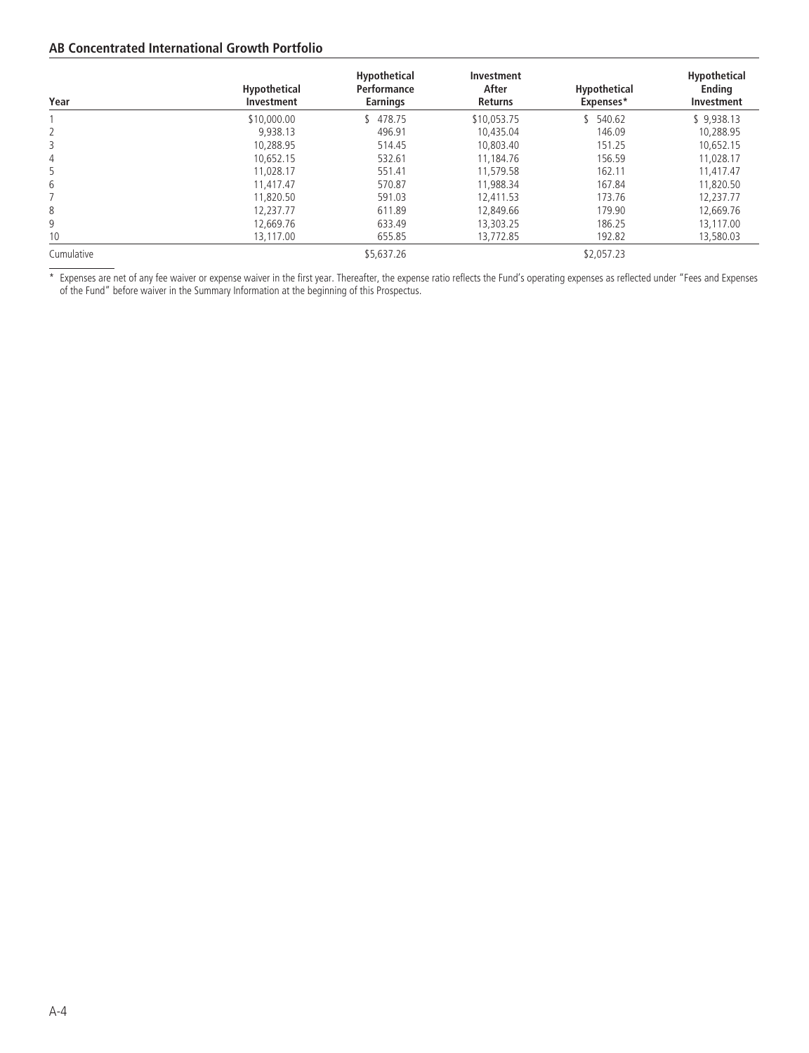## AB Concentrated International Growth Portfolio

| Year | Hypothetical Investment | Hypothetical Performance Earnings | Investment After Returns | Hypothetical Expenses* | Hypothetical Ending Investment |
|---|---|---|---|---|---|
| 1 | $10,000.00 | $ 478.75 | $10,053.75 | $ 540.62 | $ 9,938.13 |
| 2 | 9,938.13 | 496.91 | 10,435.04 | 146.09 | 10,288.95 |
| 3 | 10,288.95 | 514.45 | 10,803.40 | 151.25 | 10,652.15 |
| 4 | 10,652.15 | 532.61 | 11,184.76 | 156.59 | 11,028.17 |
| 5 | 11,028.17 | 551.41 | 11,579.58 | 162.11 | 11,417.47 |
| 6 | 11,417.47 | 570.87 | 11,988.34 | 167.84 | 11,820.50 |
| 7 | 11,820.50 | 591.03 | 12,411.53 | 173.76 | 12,237.77 |
| 8 | 12,237.77 | 611.89 | 12,849.66 | 179.90 | 12,669.76 |
| 9 | 12,669.76 | 633.49 | 13,303.25 | 186.25 | 13,117.00 |
| 10 | 13,117.00 | 655.85 | 13,772.85 | 192.82 | 13,580.03 |
| Cumulative | | $5,637.26 | | $2,057.23 | |

* Expenses are net of any fee waiver or expense waiver in the first year. Thereafter, the expense ratio reflects the Fund's operating expenses as reflected under "Fees and Expenses of the Fund" before waiver in the Summary Information at the beginning of this Prospectus.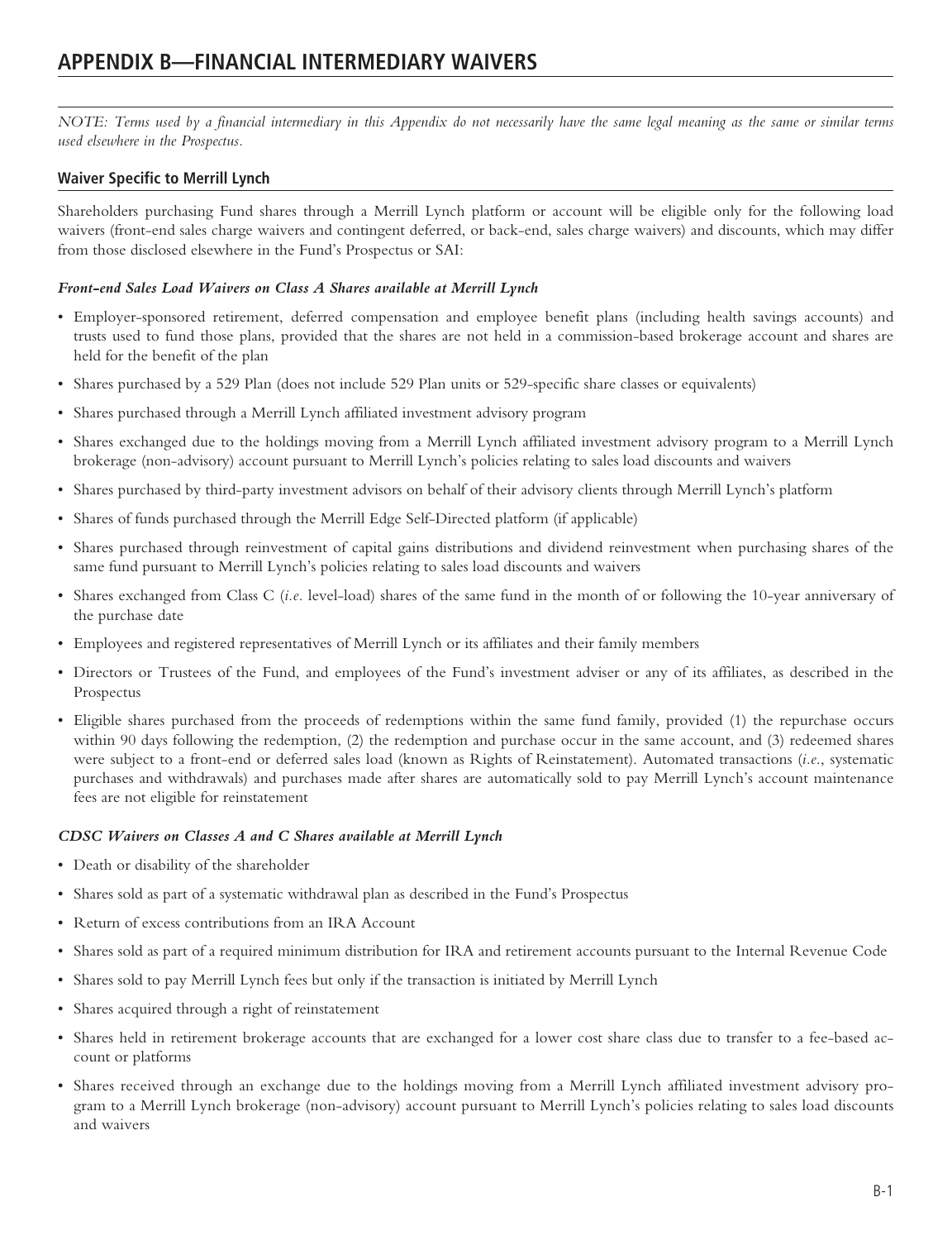## APPENDIX B—FINANCIAL INTERMEDIARY WAIVERS

*NOTE: Terms used by a financial intermediary in this Appendix do not necessarily have the same legal meaning as the same or similar terms used elsewhere in the Prospectus.*

### Waiver Specific to Merrill Lynch

Shareholders purchasing Fund shares through a Merrill Lynch platform or account will be eligible only for the following load waivers (front-end sales charge waivers and contingent deferred, or back-end, sales charge waivers) and discounts, which may differ from those disclosed elsewhere in the Fund's Prospectus or SAI:

***Front-end Sales Load Waivers on Class A Shares available at Merrill Lynch***

- Employer-sponsored retirement, deferred compensation and employee benefit plans (including health savings accounts) and trusts used to fund those plans, provided that the shares are not held in a commission-based brokerage account and shares are held for the benefit of the plan
- Shares purchased by a 529 Plan (does not include 529 Plan units or 529-specific share classes or equivalents)
- Shares purchased through a Merrill Lynch affiliated investment advisory program
- Shares exchanged due to the holdings moving from a Merrill Lynch affiliated investment advisory program to a Merrill Lynch brokerage (non-advisory) account pursuant to Merrill Lynch's policies relating to sales load discounts and waivers
- Shares purchased by third-party investment advisors on behalf of their advisory clients through Merrill Lynch's platform
- Shares of funds purchased through the Merrill Edge Self-Directed platform (if applicable)
- Shares purchased through reinvestment of capital gains distributions and dividend reinvestment when purchasing shares of the same fund pursuant to Merrill Lynch's policies relating to sales load discounts and waivers
- Shares exchanged from Class C (*i.e.* level-load) shares of the same fund in the month of or following the 10-year anniversary of the purchase date
- Employees and registered representatives of Merrill Lynch or its affiliates and their family members
- Directors or Trustees of the Fund, and employees of the Fund's investment adviser or any of its affiliates, as described in the Prospectus
- Eligible shares purchased from the proceeds of redemptions within the same fund family, provided (1) the repurchase occurs within 90 days following the redemption, (2) the redemption and purchase occur in the same account, and (3) redeemed shares were subject to a front-end or deferred sales load (known as Rights of Reinstatement). Automated transactions (*i.e.*, systematic purchases and withdrawals) and purchases made after shares are automatically sold to pay Merrill Lynch's account maintenance fees are not eligible for reinstatement

***CDSC Waivers on Classes A and C Shares available at Merrill Lynch***

- Death or disability of the shareholder
- Shares sold as part of a systematic withdrawal plan as described in the Fund's Prospectus
- Return of excess contributions from an IRA Account
- Shares sold as part of a required minimum distribution for IRA and retirement accounts pursuant to the Internal Revenue Code
- Shares sold to pay Merrill Lynch fees but only if the transaction is initiated by Merrill Lynch
- Shares acquired through a right of reinstatement
- Shares held in retirement brokerage accounts that are exchanged for a lower cost share class due to transfer to a fee-based account or platforms
- Shares received through an exchange due to the holdings moving from a Merrill Lynch affiliated investment advisory program to a Merrill Lynch brokerage (non-advisory) account pursuant to Merrill Lynch's policies relating to sales load discounts and waivers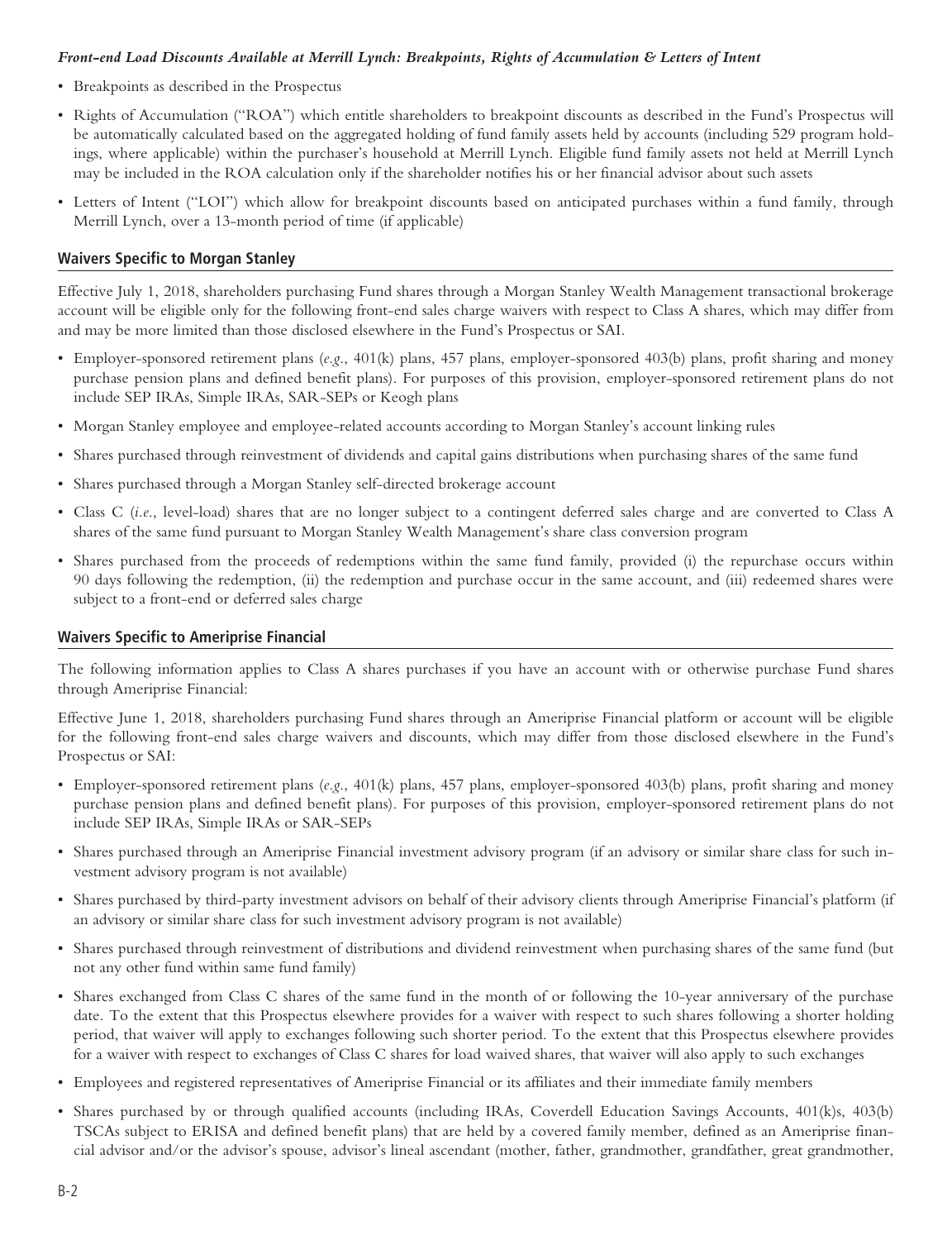***Front-end Load Discounts Available at Merrill Lynch: Breakpoints, Rights of Accumulation & Letters of Intent***

- Breakpoints as described in the Prospectus
- Rights of Accumulation ("ROA") which entitle shareholders to breakpoint discounts as described in the Fund's Prospectus will be automatically calculated based on the aggregated holding of fund family assets held by accounts (including 529 program holdings, where applicable) within the purchaser's household at Merrill Lynch. Eligible fund family assets not held at Merrill Lynch may be included in the ROA calculation only if the shareholder notifies his or her financial advisor about such assets
- Letters of Intent ("LOI") which allow for breakpoint discounts based on anticipated purchases within a fund family, through Merrill Lynch, over a 13-month period of time (if applicable)

## Waivers Specific to Morgan Stanley

Effective July 1, 2018, shareholders purchasing Fund shares through a Morgan Stanley Wealth Management transactional brokerage account will be eligible only for the following front-end sales charge waivers with respect to Class A shares, which may differ from and may be more limited than those disclosed elsewhere in the Fund's Prospectus or SAI.

- Employer-sponsored retirement plans (*e.g.*, 401(k) plans, 457 plans, employer-sponsored 403(b) plans, profit sharing and money purchase pension plans and defined benefit plans). For purposes of this provision, employer-sponsored retirement plans do not include SEP IRAs, Simple IRAs, SAR-SEPs or Keogh plans
- Morgan Stanley employee and employee-related accounts according to Morgan Stanley's account linking rules
- Shares purchased through reinvestment of dividends and capital gains distributions when purchasing shares of the same fund
- Shares purchased through a Morgan Stanley self-directed brokerage account
- Class C (*i.e.*, level-load) shares that are no longer subject to a contingent deferred sales charge and are converted to Class A shares of the same fund pursuant to Morgan Stanley Wealth Management's share class conversion program
- Shares purchased from the proceeds of redemptions within the same fund family, provided (i) the repurchase occurs within 90 days following the redemption, (ii) the redemption and purchase occur in the same account, and (iii) redeemed shares were subject to a front-end or deferred sales charge

## Waivers Specific to Ameriprise Financial

The following information applies to Class A shares purchases if you have an account with or otherwise purchase Fund shares through Ameriprise Financial:

Effective June 1, 2018, shareholders purchasing Fund shares through an Ameriprise Financial platform or account will be eligible for the following front-end sales charge waivers and discounts, which may differ from those disclosed elsewhere in the Fund's Prospectus or SAI:

- Employer-sponsored retirement plans (*e.g.*, 401(k) plans, 457 plans, employer-sponsored 403(b) plans, profit sharing and money purchase pension plans and defined benefit plans). For purposes of this provision, employer-sponsored retirement plans do not include SEP IRAs, Simple IRAs or SAR-SEPs
- Shares purchased through an Ameriprise Financial investment advisory program (if an advisory or similar share class for such investment advisory program is not available)
- Shares purchased by third-party investment advisors on behalf of their advisory clients through Ameriprise Financial's platform (if an advisory or similar share class for such investment advisory program is not available)
- Shares purchased through reinvestment of distributions and dividend reinvestment when purchasing shares of the same fund (but not any other fund within same fund family)
- Shares exchanged from Class C shares of the same fund in the month of or following the 10-year anniversary of the purchase date. To the extent that this Prospectus elsewhere provides for a waiver with respect to such shares following a shorter holding period, that waiver will apply to exchanges following such shorter period. To the extent that this Prospectus elsewhere provides for a waiver with respect to exchanges of Class C shares for load waived shares, that waiver will also apply to such exchanges
- Employees and registered representatives of Ameriprise Financial or its affiliates and their immediate family members
- Shares purchased by or through qualified accounts (including IRAs, Coverdell Education Savings Accounts, 401(k)s, 403(b) TSCAs subject to ERISA and defined benefit plans) that are held by a covered family member, defined as an Ameriprise financial advisor and/or the advisor's spouse, advisor's lineal ascendant (mother, father, grandmother, grandfather, great grandmother,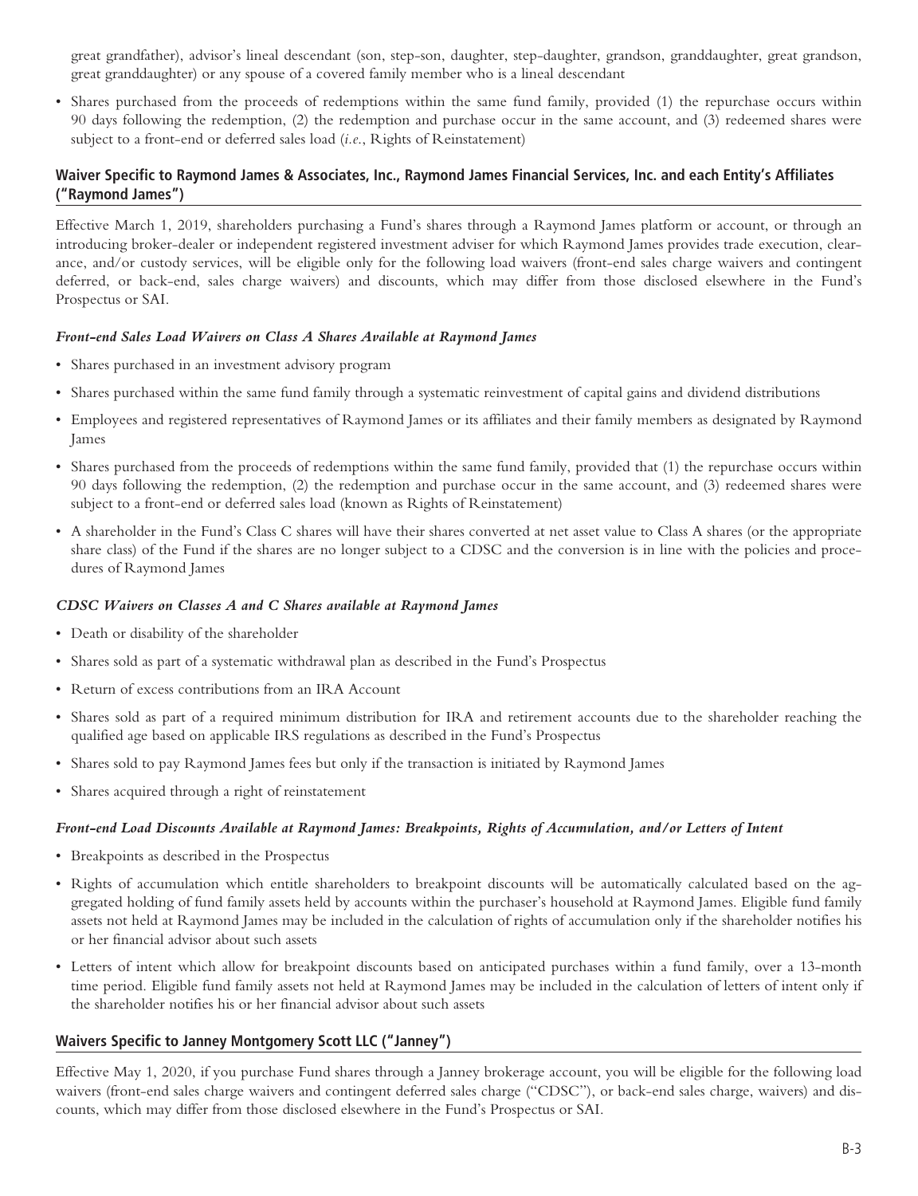great grandfather), advisor's lineal descendant (son, step-son, daughter, step-daughter, grandson, granddaughter, great grandson, great granddaughter) or any spouse of a covered family member who is a lineal descendant

- Shares purchased from the proceeds of redemptions within the same fund family, provided (1) the repurchase occurs within 90 days following the redemption, (2) the redemption and purchase occur in the same account, and (3) redeemed shares were subject to a front-end or deferred sales load (*i.e.*, Rights of Reinstatement)

## Waiver Specific to Raymond James & Associates, Inc., Raymond James Financial Services, Inc. and each Entity's Affiliates ("Raymond James")

Effective March 1, 2019, shareholders purchasing a Fund's shares through a Raymond James platform or account, or through an introducing broker-dealer or independent registered investment adviser for which Raymond James provides trade execution, clearance, and/or custody services, will be eligible only for the following load waivers (front-end sales charge waivers and contingent deferred, or back-end, sales charge waivers) and discounts, which may differ from those disclosed elsewhere in the Fund's Prospectus or SAI.

### *Front-end Sales Load Waivers on Class A Shares Available at Raymond James*

- Shares purchased in an investment advisory program
- Shares purchased within the same fund family through a systematic reinvestment of capital gains and dividend distributions
- Employees and registered representatives of Raymond James or its affiliates and their family members as designated by Raymond James
- Shares purchased from the proceeds of redemptions within the same fund family, provided that (1) the repurchase occurs within 90 days following the redemption, (2) the redemption and purchase occur in the same account, and (3) redeemed shares were subject to a front-end or deferred sales load (known as Rights of Reinstatement)
- A shareholder in the Fund's Class C shares will have their shares converted at net asset value to Class A shares (or the appropriate share class) of the Fund if the shares are no longer subject to a CDSC and the conversion is in line with the policies and procedures of Raymond James

### *CDSC Waivers on Classes A and C Shares available at Raymond James*

- Death or disability of the shareholder
- Shares sold as part of a systematic withdrawal plan as described in the Fund's Prospectus
- Return of excess contributions from an IRA Account
- Shares sold as part of a required minimum distribution for IRA and retirement accounts due to the shareholder reaching the qualified age based on applicable IRS regulations as described in the Fund's Prospectus
- Shares sold to pay Raymond James fees but only if the transaction is initiated by Raymond James
- Shares acquired through a right of reinstatement

### *Front-end Load Discounts Available at Raymond James: Breakpoints, Rights of Accumulation, and/or Letters of Intent*

- Breakpoints as described in the Prospectus
- Rights of accumulation which entitle shareholders to breakpoint discounts will be automatically calculated based on the aggregated holding of fund family assets held by accounts within the purchaser's household at Raymond James. Eligible fund family assets not held at Raymond James may be included in the calculation of rights of accumulation only if the shareholder notifies his or her financial advisor about such assets
- Letters of intent which allow for breakpoint discounts based on anticipated purchases within a fund family, over a 13-month time period. Eligible fund family assets not held at Raymond James may be included in the calculation of letters of intent only if the shareholder notifies his or her financial advisor about such assets

## Waivers Specific to Janney Montgomery Scott LLC ("Janney")

Effective May 1, 2020, if you purchase Fund shares through a Janney brokerage account, you will be eligible for the following load waivers (front-end sales charge waivers and contingent deferred sales charge ("CDSC"), or back-end sales charge, waivers) and discounts, which may differ from those disclosed elsewhere in the Fund's Prospectus or SAI.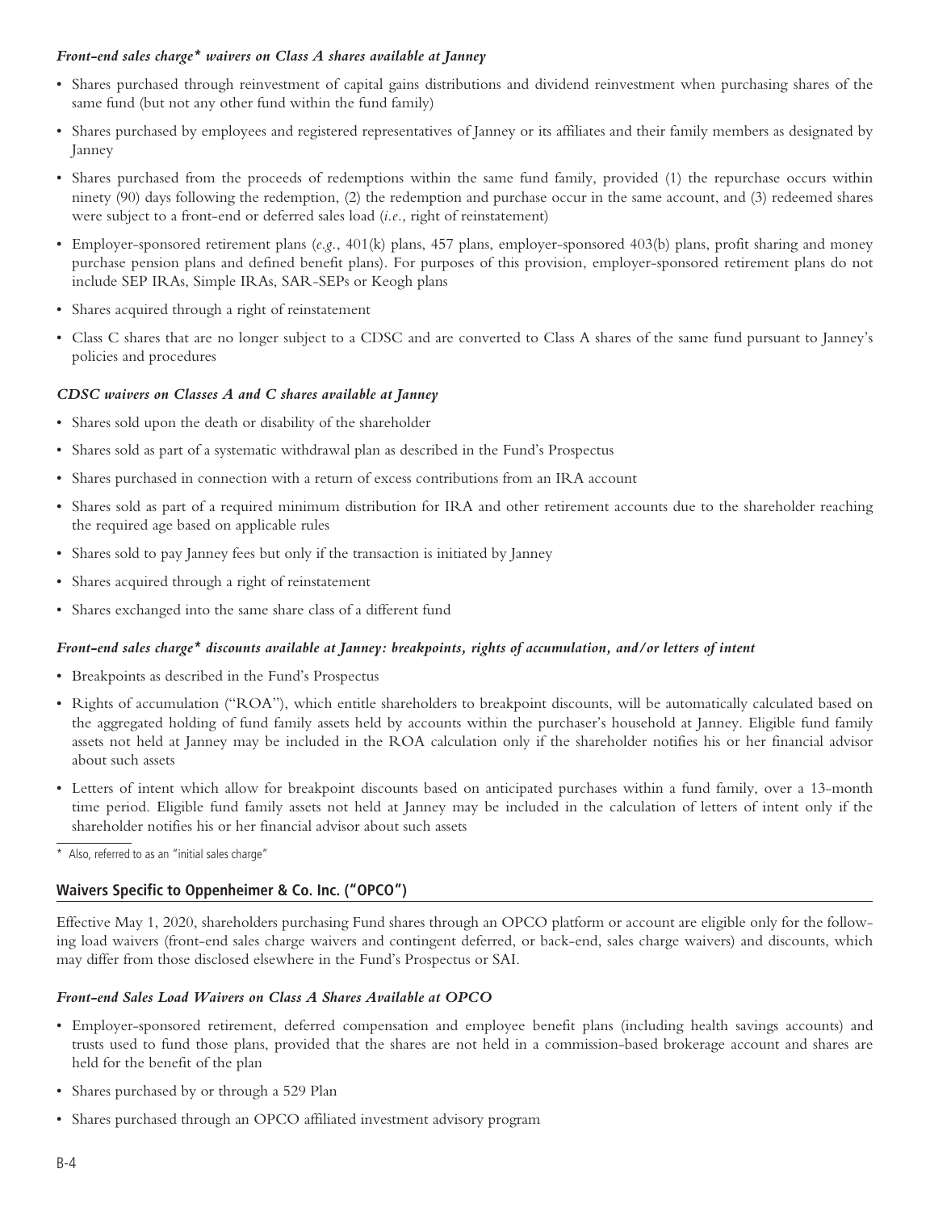#### *Front-end sales charge\* waivers on Class A shares available at Janney*

- Shares purchased through reinvestment of capital gains distributions and dividend reinvestment when purchasing shares of the same fund (but not any other fund within the fund family)
- Shares purchased by employees and registered representatives of Janney or its affiliates and their family members as designated by Janney
- Shares purchased from the proceeds of redemptions within the same fund family, provided (1) the repurchase occurs within ninety (90) days following the redemption, (2) the redemption and purchase occur in the same account, and (3) redeemed shares were subject to a front-end or deferred sales load (*i.e.*, right of reinstatement)
- Employer-sponsored retirement plans (*e.g.*, 401(k) plans, 457 plans, employer-sponsored 403(b) plans, profit sharing and money purchase pension plans and defined benefit plans). For purposes of this provision, employer-sponsored retirement plans do not include SEP IRAs, Simple IRAs, SAR-SEPs or Keogh plans
- Shares acquired through a right of reinstatement
- Class C shares that are no longer subject to a CDSC and are converted to Class A shares of the same fund pursuant to Janney's policies and procedures

#### *CDSC waivers on Classes A and C shares available at Janney*

- Shares sold upon the death or disability of the shareholder
- Shares sold as part of a systematic withdrawal plan as described in the Fund's Prospectus
- Shares purchased in connection with a return of excess contributions from an IRA account
- Shares sold as part of a required minimum distribution for IRA and other retirement accounts due to the shareholder reaching the required age based on applicable rules
- Shares sold to pay Janney fees but only if the transaction is initiated by Janney
- Shares acquired through a right of reinstatement
- Shares exchanged into the same share class of a different fund

#### *Front-end sales charge\* discounts available at Janney: breakpoints, rights of accumulation, and/or letters of intent*

- Breakpoints as described in the Fund's Prospectus
- Rights of accumulation ("ROA"), which entitle shareholders to breakpoint discounts, will be automatically calculated based on the aggregated holding of fund family assets held by accounts within the purchaser's household at Janney. Eligible fund family assets not held at Janney may be included in the ROA calculation only if the shareholder notifies his or her financial advisor about such assets
- Letters of intent which allow for breakpoint discounts based on anticipated purchases within a fund family, over a 13-month time period. Eligible fund family assets not held at Janney may be included in the calculation of letters of intent only if the shareholder notifies his or her financial advisor about such assets

\* Also, referred to as an "initial sales charge"

### Waivers Specific to Oppenheimer & Co. Inc. ("OPCO")

Effective May 1, 2020, shareholders purchasing Fund shares through an OPCO platform or account are eligible only for the following load waivers (front-end sales charge waivers and contingent deferred, or back-end, sales charge waivers) and discounts, which may differ from those disclosed elsewhere in the Fund's Prospectus or SAI.

#### *Front-end Sales Load Waivers on Class A Shares Available at OPCO*

- Employer-sponsored retirement, deferred compensation and employee benefit plans (including health savings accounts) and trusts used to fund those plans, provided that the shares are not held in a commission-based brokerage account and shares are held for the benefit of the plan
- Shares purchased by or through a 529 Plan
- Shares purchased through an OPCO affiliated investment advisory program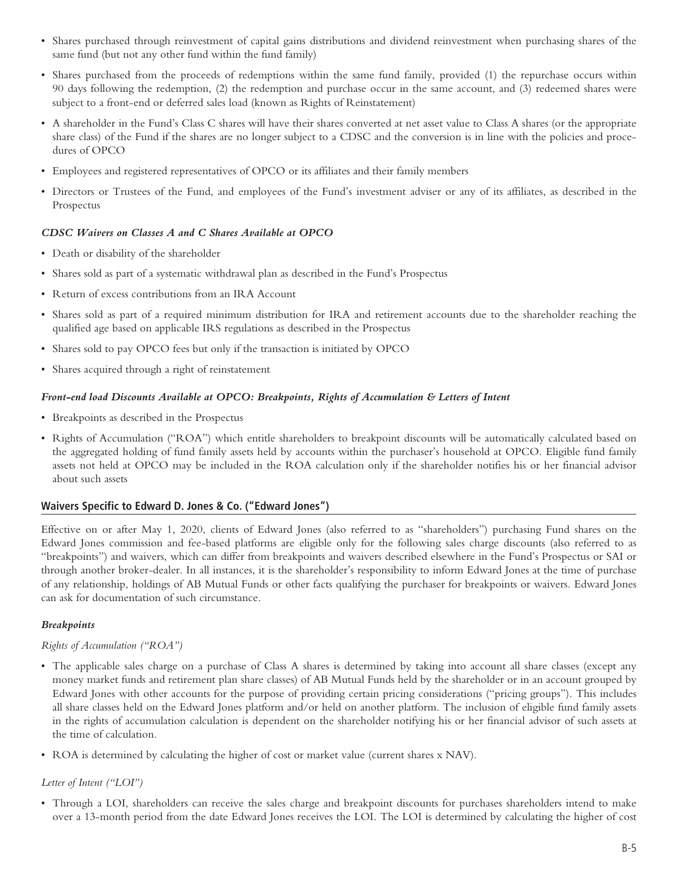- Shares purchased through reinvestment of capital gains distributions and dividend reinvestment when purchasing shares of the same fund (but not any other fund within the fund family)
- Shares purchased from the proceeds of redemptions within the same fund family, provided (1) the repurchase occurs within 90 days following the redemption, (2) the redemption and purchase occur in the same account, and (3) redeemed shares were subject to a front-end or deferred sales load (known as Rights of Reinstatement)
- A shareholder in the Fund's Class C shares will have their shares converted at net asset value to Class A shares (or the appropriate share class) of the Fund if the shares are no longer subject to a CDSC and the conversion is in line with the policies and procedures of OPCO
- Employees and registered representatives of OPCO or its affiliates and their family members
- Directors or Trustees of the Fund, and employees of the Fund's investment adviser or any of its affiliates, as described in the Prospectus

***CDSC Waivers on Classes A and C Shares Available at OPCO***

- Death or disability of the shareholder
- Shares sold as part of a systematic withdrawal plan as described in the Fund's Prospectus
- Return of excess contributions from an IRA Account
- Shares sold as part of a required minimum distribution for IRA and retirement accounts due to the shareholder reaching the qualified age based on applicable IRS regulations as described in the Prospectus
- Shares sold to pay OPCO fees but only if the transaction is initiated by OPCO
- Shares acquired through a right of reinstatement

***Front-end load Discounts Available at OPCO: Breakpoints, Rights of Accumulation & Letters of Intent***

- Breakpoints as described in the Prospectus
- Rights of Accumulation ("ROA") which entitle shareholders to breakpoint discounts will be automatically calculated based on the aggregated holding of fund family assets held by accounts within the purchaser's household at OPCO. Eligible fund family assets not held at OPCO may be included in the ROA calculation only if the shareholder notifies his or her financial advisor about such assets

## Waivers Specific to Edward D. Jones & Co. ("Edward Jones")

Effective on or after May 1, 2020, clients of Edward Jones (also referred to as "shareholders") purchasing Fund shares on the Edward Jones commission and fee-based platforms are eligible only for the following sales charge discounts (also referred to as "breakpoints") and waivers, which can differ from breakpoints and waivers described elsewhere in the Fund's Prospectus or SAI or through another broker-dealer. In all instances, it is the shareholder's responsibility to inform Edward Jones at the time of purchase of any relationship, holdings of AB Mutual Funds or other facts qualifying the purchaser for breakpoints or waivers. Edward Jones can ask for documentation of such circumstance.

***Breakpoints***

*Rights of Accumulation ("ROA")*

- The applicable sales charge on a purchase of Class A shares is determined by taking into account all share classes (except any money market funds and retirement plan share classes) of AB Mutual Funds held by the shareholder or in an account grouped by Edward Jones with other accounts for the purpose of providing certain pricing considerations ("pricing groups"). This includes all share classes held on the Edward Jones platform and/or held on another platform. The inclusion of eligible fund family assets in the rights of accumulation calculation is dependent on the shareholder notifying his or her financial advisor of such assets at the time of calculation.
- ROA is determined by calculating the higher of cost or market value (current shares x NAV).

*Letter of Intent ("LOI")*

- Through a LOI, shareholders can receive the sales charge and breakpoint discounts for purchases shareholders intend to make over a 13-month period from the date Edward Jones receives the LOI. The LOI is determined by calculating the higher of cost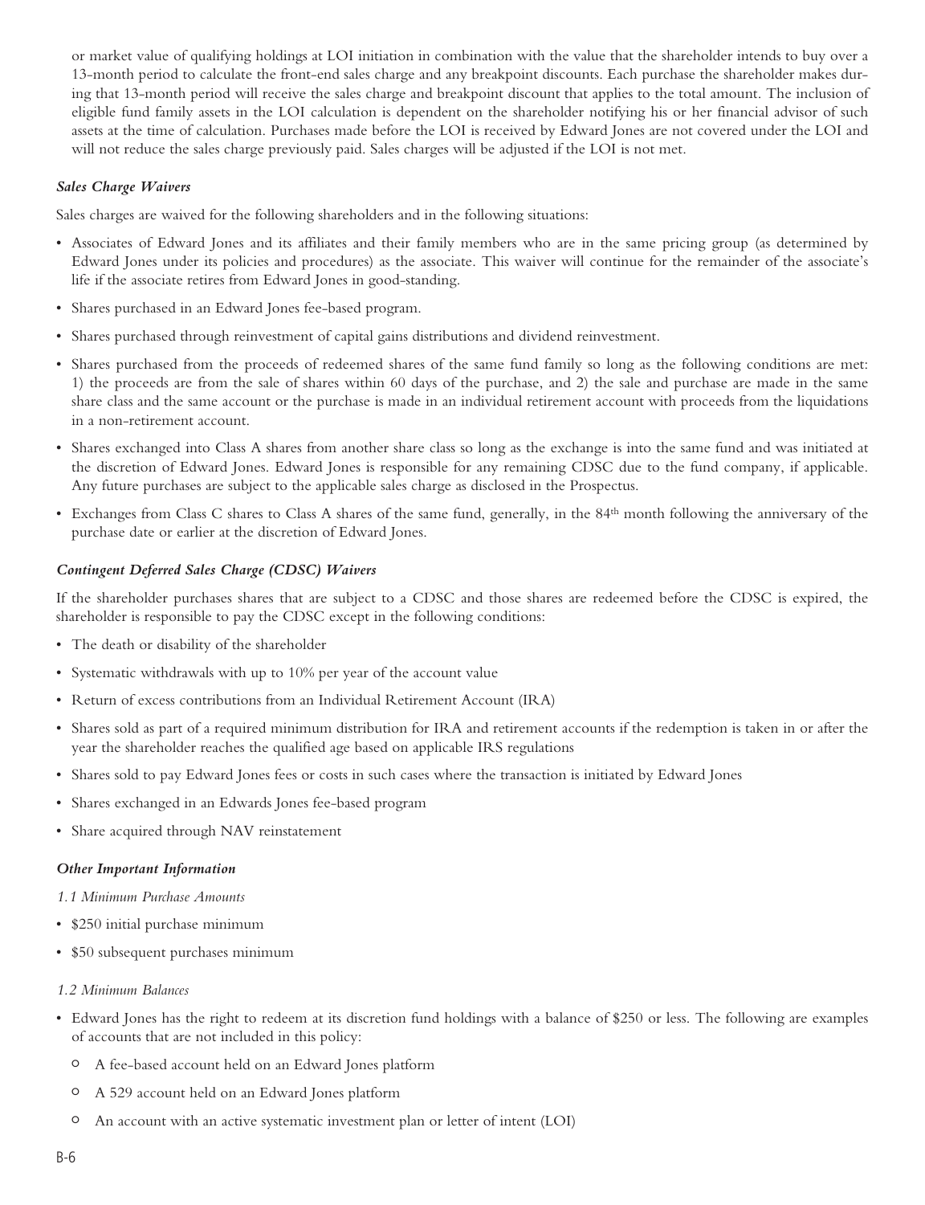or market value of qualifying holdings at LOI initiation in combination with the value that the shareholder intends to buy over a 13-month period to calculate the front-end sales charge and any breakpoint discounts. Each purchase the shareholder makes during that 13-month period will receive the sales charge and breakpoint discount that applies to the total amount. The inclusion of eligible fund family assets in the LOI calculation is dependent on the shareholder notifying his or her financial advisor of such assets at the time of calculation. Purchases made before the LOI is received by Edward Jones are not covered under the LOI and will not reduce the sales charge previously paid. Sales charges will be adjusted if the LOI is not met.

***Sales Charge Waivers***

Sales charges are waived for the following shareholders and in the following situations:

- Associates of Edward Jones and its affiliates and their family members who are in the same pricing group (as determined by Edward Jones under its policies and procedures) as the associate. This waiver will continue for the remainder of the associate's life if the associate retires from Edward Jones in good-standing.
- Shares purchased in an Edward Jones fee-based program.
- Shares purchased through reinvestment of capital gains distributions and dividend reinvestment.
- Shares purchased from the proceeds of redeemed shares of the same fund family so long as the following conditions are met: 1) the proceeds are from the sale of shares within 60 days of the purchase, and 2) the sale and purchase are made in the same share class and the same account or the purchase is made in an individual retirement account with proceeds from the liquidations in a non-retirement account.
- Shares exchanged into Class A shares from another share class so long as the exchange is into the same fund and was initiated at the discretion of Edward Jones. Edward Jones is responsible for any remaining CDSC due to the fund company, if applicable. Any future purchases are subject to the applicable sales charge as disclosed in the Prospectus.
- Exchanges from Class C shares to Class A shares of the same fund, generally, in the 84th month following the anniversary of the purchase date or earlier at the discretion of Edward Jones.

***Contingent Deferred Sales Charge (CDSC) Waivers***

If the shareholder purchases shares that are subject to a CDSC and those shares are redeemed before the CDSC is expired, the shareholder is responsible to pay the CDSC except in the following conditions:

- The death or disability of the shareholder
- Systematic withdrawals with up to 10% per year of the account value
- Return of excess contributions from an Individual Retirement Account (IRA)
- Shares sold as part of a required minimum distribution for IRA and retirement accounts if the redemption is taken in or after the year the shareholder reaches the qualified age based on applicable IRS regulations
- Shares sold to pay Edward Jones fees or costs in such cases where the transaction is initiated by Edward Jones
- Shares exchanged in an Edwards Jones fee-based program
- Share acquired through NAV reinstatement

***Other Important Information***

*1.1 Minimum Purchase Amounts*

- $250 initial purchase minimum
- $50 subsequent purchases minimum

*1.2 Minimum Balances*

- Edward Jones has the right to redeem at its discretion fund holdings with a balance of $250 or less. The following are examples of accounts that are not included in this policy:
  - A fee-based account held on an Edward Jones platform
  - A 529 account held on an Edward Jones platform
  - An account with an active systematic investment plan or letter of intent (LOI)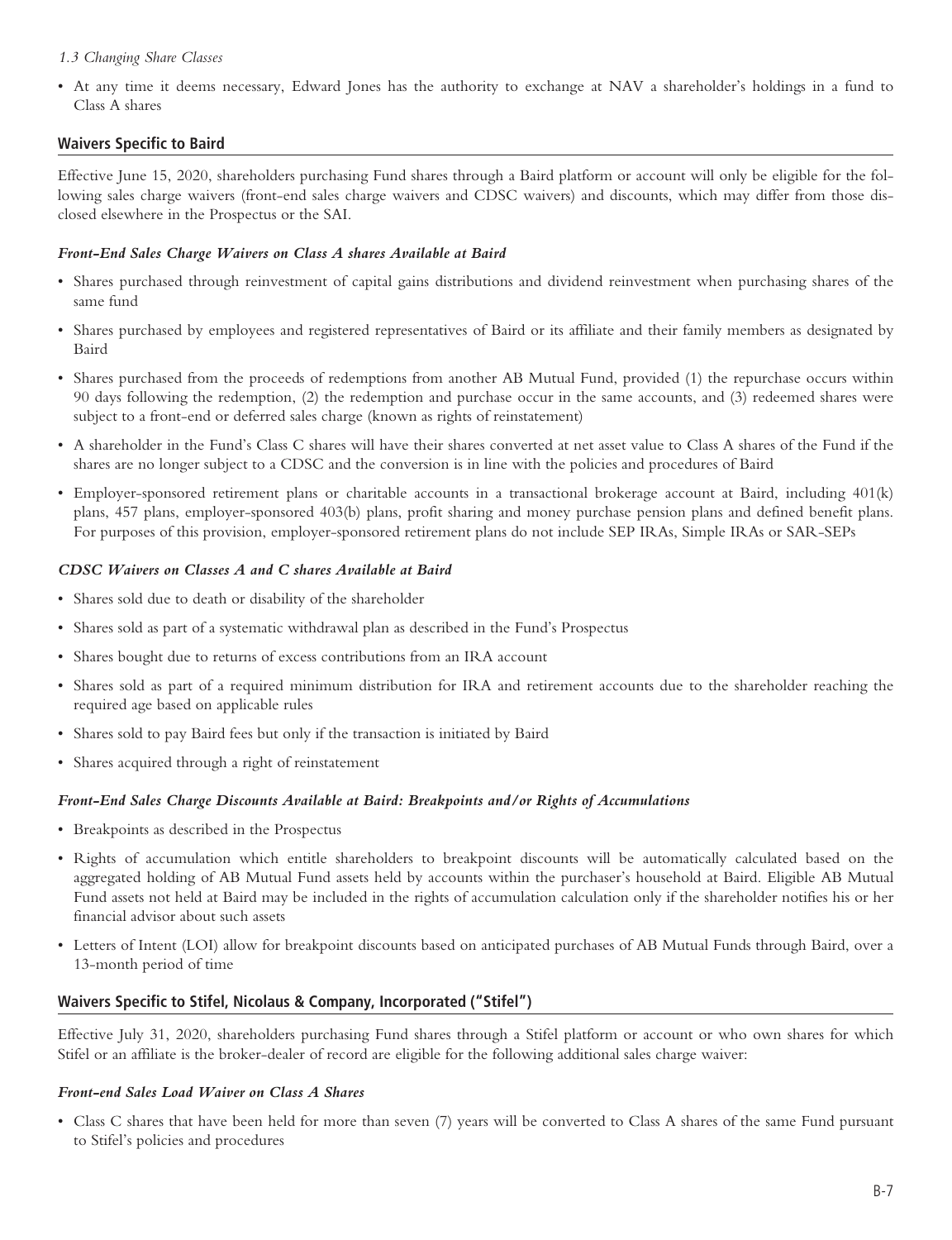*1.3 Changing Share Classes*

- At any time it deems necessary, Edward Jones has the authority to exchange at NAV a shareholder's holdings in a fund to Class A shares

## Waivers Specific to Baird

Effective June 15, 2020, shareholders purchasing Fund shares through a Baird platform or account will only be eligible for the following sales charge waivers (front-end sales charge waivers and CDSC waivers) and discounts, which may differ from those disclosed elsewhere in the Prospectus or the SAI.

### *Front-End Sales Charge Waivers on Class A shares Available at Baird*

- Shares purchased through reinvestment of capital gains distributions and dividend reinvestment when purchasing shares of the same fund
- Shares purchased by employees and registered representatives of Baird or its affiliate and their family members as designated by Baird
- Shares purchased from the proceeds of redemptions from another AB Mutual Fund, provided (1) the repurchase occurs within 90 days following the redemption, (2) the redemption and purchase occur in the same accounts, and (3) redeemed shares were subject to a front-end or deferred sales charge (known as rights of reinstatement)
- A shareholder in the Fund's Class C shares will have their shares converted at net asset value to Class A shares of the Fund if the shares are no longer subject to a CDSC and the conversion is in line with the policies and procedures of Baird
- Employer-sponsored retirement plans or charitable accounts in a transactional brokerage account at Baird, including 401(k) plans, 457 plans, employer-sponsored 403(b) plans, profit sharing and money purchase pension plans and defined benefit plans. For purposes of this provision, employer-sponsored retirement plans do not include SEP IRAs, Simple IRAs or SAR-SEPs

### *CDSC Waivers on Classes A and C shares Available at Baird*

- Shares sold due to death or disability of the shareholder
- Shares sold as part of a systematic withdrawal plan as described in the Fund's Prospectus
- Shares bought due to returns of excess contributions from an IRA account
- Shares sold as part of a required minimum distribution for IRA and retirement accounts due to the shareholder reaching the required age based on applicable rules
- Shares sold to pay Baird fees but only if the transaction is initiated by Baird
- Shares acquired through a right of reinstatement

### *Front-End Sales Charge Discounts Available at Baird: Breakpoints and/or Rights of Accumulations*

- Breakpoints as described in the Prospectus
- Rights of accumulation which entitle shareholders to breakpoint discounts will be automatically calculated based on the aggregated holding of AB Mutual Fund assets held by accounts within the purchaser's household at Baird. Eligible AB Mutual Fund assets not held at Baird may be included in the rights of accumulation calculation only if the shareholder notifies his or her financial advisor about such assets
- Letters of Intent (LOI) allow for breakpoint discounts based on anticipated purchases of AB Mutual Funds through Baird, over a 13-month period of time

## Waivers Specific to Stifel, Nicolaus & Company, Incorporated ("Stifel")

Effective July 31, 2020, shareholders purchasing Fund shares through a Stifel platform or account or who own shares for which Stifel or an affiliate is the broker-dealer of record are eligible for the following additional sales charge waiver:

### *Front-end Sales Load Waiver on Class A Shares*

- Class C shares that have been held for more than seven (7) years will be converted to Class A shares of the same Fund pursuant to Stifel's policies and procedures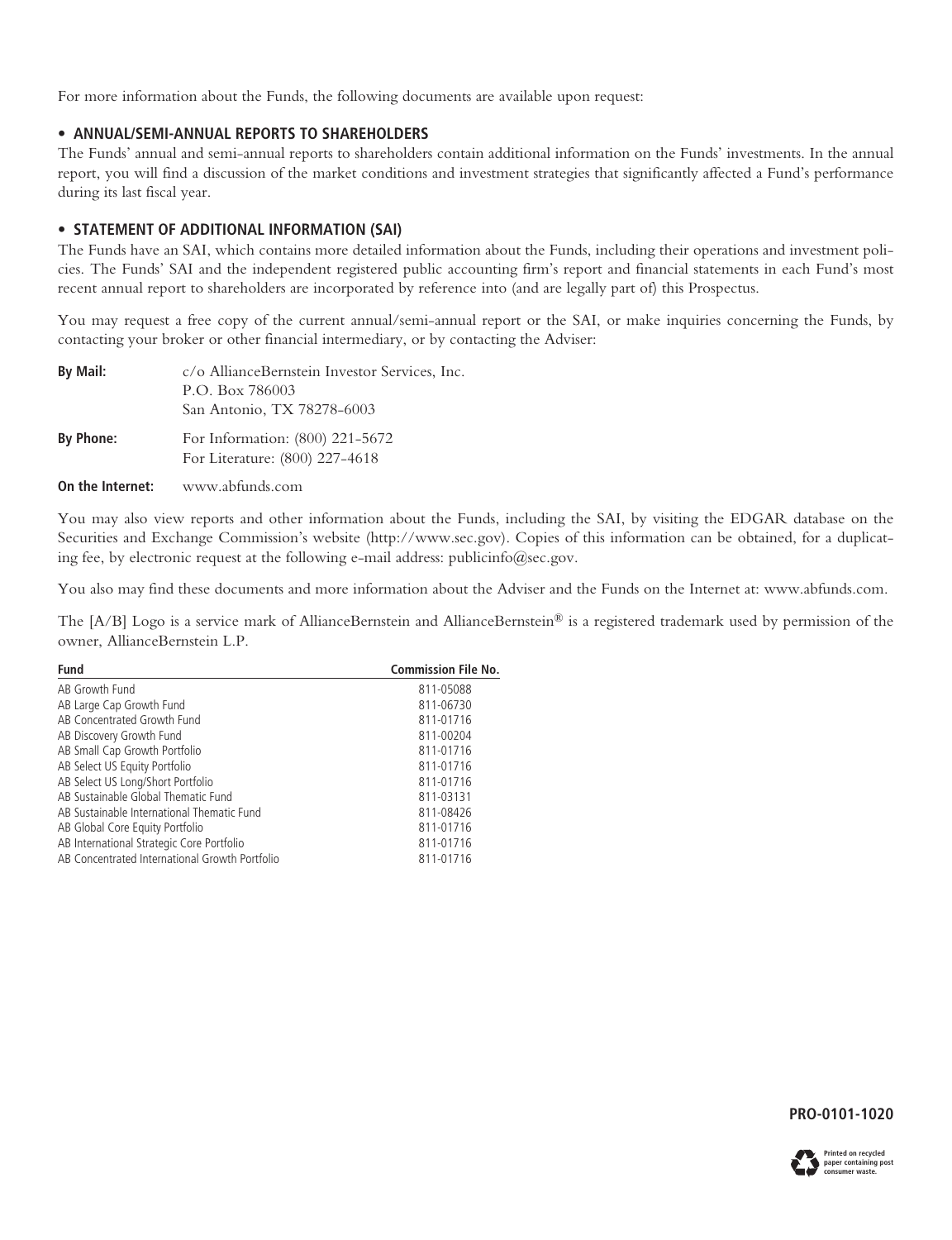For more information about the Funds, the following documents are available upon request:

- **ANNUAL/SEMI-ANNUAL REPORTS TO SHAREHOLDERS**

The Funds' annual and semi-annual reports to shareholders contain additional information on the Funds' investments. In the annual report, you will find a discussion of the market conditions and investment strategies that significantly affected a Fund's performance during its last fiscal year.

- **STATEMENT OF ADDITIONAL INFORMATION (SAI)**

The Funds have an SAI, which contains more detailed information about the Funds, including their operations and investment policies. The Funds' SAI and the independent registered public accounting firm's report and financial statements in each Fund's most recent annual report to shareholders are incorporated by reference into (and are legally part of) this Prospectus.

You may request a free copy of the current annual/semi-annual report or the SAI, or make inquiries concerning the Funds, by contacting your broker or other financial intermediary, or by contacting the Adviser:

**By Mail:** c/o AllianceBernstein Investor Services, Inc.
P.O. Box 786003
San Antonio, TX 78278-6003

**By Phone:** For Information: (800) 221-5672
For Literature: (800) 227-4618

**On the Internet:** www.abfunds.com

You may also view reports and other information about the Funds, including the SAI, by visiting the EDGAR database on the Securities and Exchange Commission's website (http://www.sec.gov). Copies of this information can be obtained, for a duplicating fee, by electronic request at the following e-mail address: publicinfo@sec.gov.

You also may find these documents and more information about the Adviser and the Funds on the Internet at: www.abfunds.com.

The [A/B] Logo is a service mark of AllianceBernstein and AllianceBernstein® is a registered trademark used by permission of the owner, AllianceBernstein L.P.

| Fund | Commission File No. |
|---|---|
| AB Growth Fund | 811-05088 |
| AB Large Cap Growth Fund | 811-06730 |
| AB Concentrated Growth Fund | 811-01716 |
| AB Discovery Growth Fund | 811-00204 |
| AB Small Cap Growth Portfolio | 811-01716 |
| AB Select US Equity Portfolio | 811-01716 |
| AB Select US Long/Short Portfolio | 811-01716 |
| AB Sustainable Global Thematic Fund | 811-03131 |
| AB Sustainable International Thematic Fund | 811-08426 |
| AB Global Core Equity Portfolio | 811-01716 |
| AB International Strategic Core Portfolio | 811-01716 |
| AB Concentrated International Growth Portfolio | 811-01716 |

**PRO-0101-1020**

Printed on recycled paper containing post consumer waste.